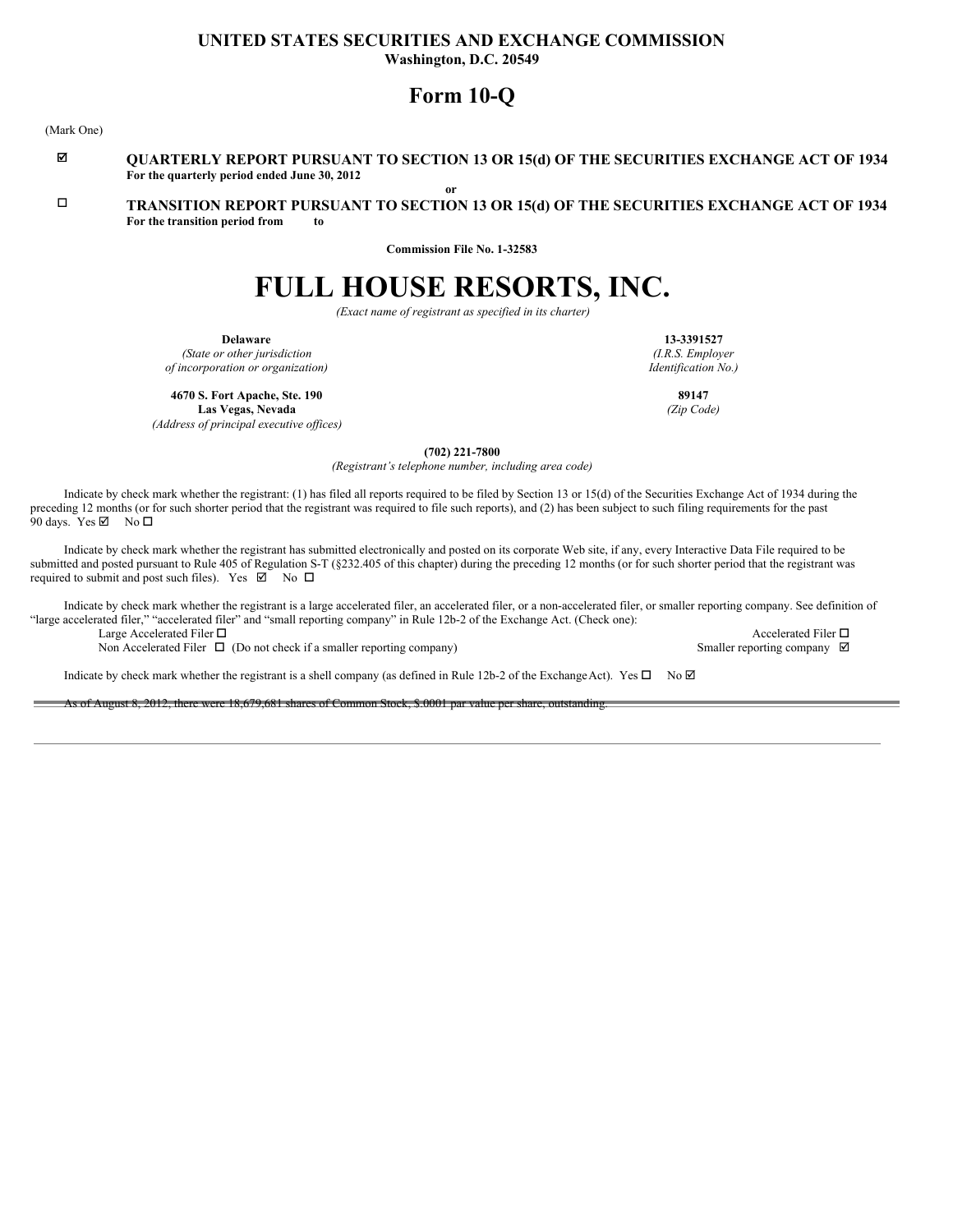# UNITED STATES SECURITIES AND EXCHANGE COMMISSION

**Washington, D.C. 20549**

# Form 10-Q

(Mark One)

☑ **QUARTERLY REPORT PURSUANT TO SECTION 13 OR 15(d) OF THE SECURITIES EXCHANGE ACT OF 1934**
**For the quarterly period ended June 30, 2012**

**or**

☐ **TRANSITION REPORT PURSUANT TO SECTION 13 OR 15(d) OF THE SECURITIES EXCHANGE ACT OF 1934**
**For the transition period from to**

**Commission File No. 1-32583**

# FULL HOUSE RESORTS, INC.

*(Exact name of registrant as specified in its charter)*

| **Delaware** | **13-3391527** |
|---|---|
| *(State or other jurisdiction of incorporation or organization)* | *(I.R.S. Employer Identification No.)* |
| **4670 S. Fort Apache, Ste. 190 Las Vegas, Nevada** | **89147** |
| *(Address of principal executive offices)* | *(Zip Code)* |

**(702) 221-7800**

*(Registrant's telephone number, including area code)*

Indicate by check mark whether the registrant: (1) has filed all reports required to be filed by Section 13 or 15(d) of the Securities Exchange Act of 1934 during the preceding 12 months (or for such shorter period that the registrant was required to file such reports), and (2) has been subject to such filing requirements for the past 90 days. Yes ☑ No ☐

Indicate by check mark whether the registrant has submitted electronically and posted on its corporate Web site, if any, every Interactive Data File required to be submitted and posted pursuant to Rule 405 of Regulation S-T (§232.405 of this chapter) during the preceding 12 months (or for such shorter period that the registrant was required to submit and post such files). Yes ☑ No ☐

Indicate by check mark whether the registrant is a large accelerated filer, an accelerated filer, or a non-accelerated filer, or smaller reporting company. See definition of "large accelerated filer," "accelerated filer" and "small reporting company" in Rule 12b-2 of the Exchange Act. (Check one):

Large Accelerated Filer ☐ Accelerated Filer ☐
Non Accelerated Filer ☐ (Do not check if a smaller reporting company) Smaller reporting company ☑

Indicate by check mark whether the registrant is a shell company (as defined in Rule 12b-2 of the Exchange Act). Yes ☐ No ☑

As of August 8, 2012, there were 18,679,681 shares of Common Stock, $.0001 par value per share, outstanding.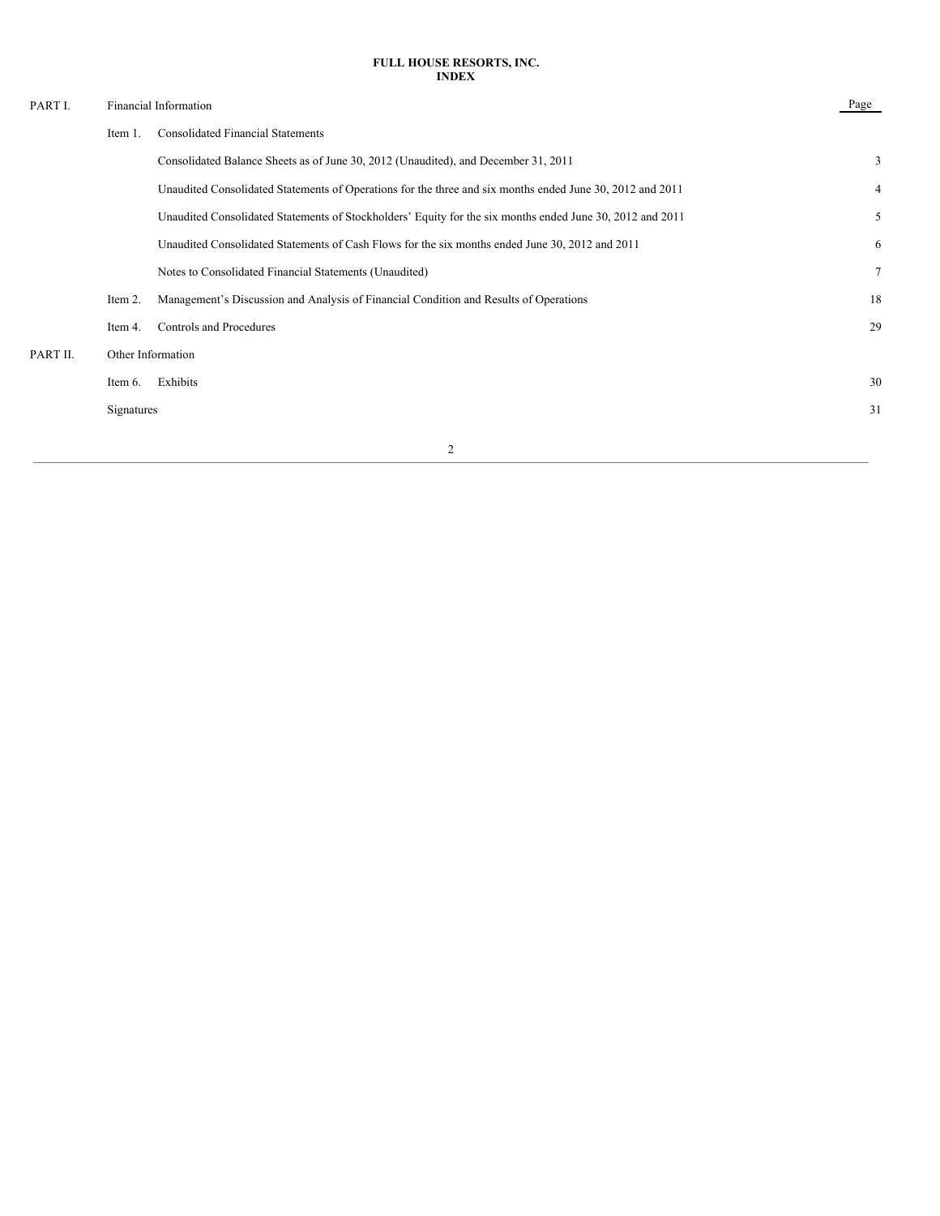# FULL HOUSE RESORTS, INC.
## INDEX

| | | | Page |
|---|---|---|---|
| PART I. | Financial Information | | |
| | Item 1. | Consolidated Financial Statements | |
| | | Consolidated Balance Sheets as of June 30, 2012 (Unaudited), and December 31, 2011 | 3 |
| | | Unaudited Consolidated Statements of Operations for the three and six months ended June 30, 2012 and 2011 | 4 |
| | | Unaudited Consolidated Statements of Stockholders' Equity for the six months ended June 30, 2012 and 2011 | 5 |
| | | Unaudited Consolidated Statements of Cash Flows for the six months ended June 30, 2012 and 2011 | 6 |
| | | Notes to Consolidated Financial Statements (Unaudited) | 7 |
| | Item 2. | Management's Discussion and Analysis of Financial Condition and Results of Operations | 18 |
| | Item 4. | Controls and Procedures | 29 |
| PART II. | Other Information | | |
| | Item 6. | Exhibits | 30 |
| | Signatures | | 31 |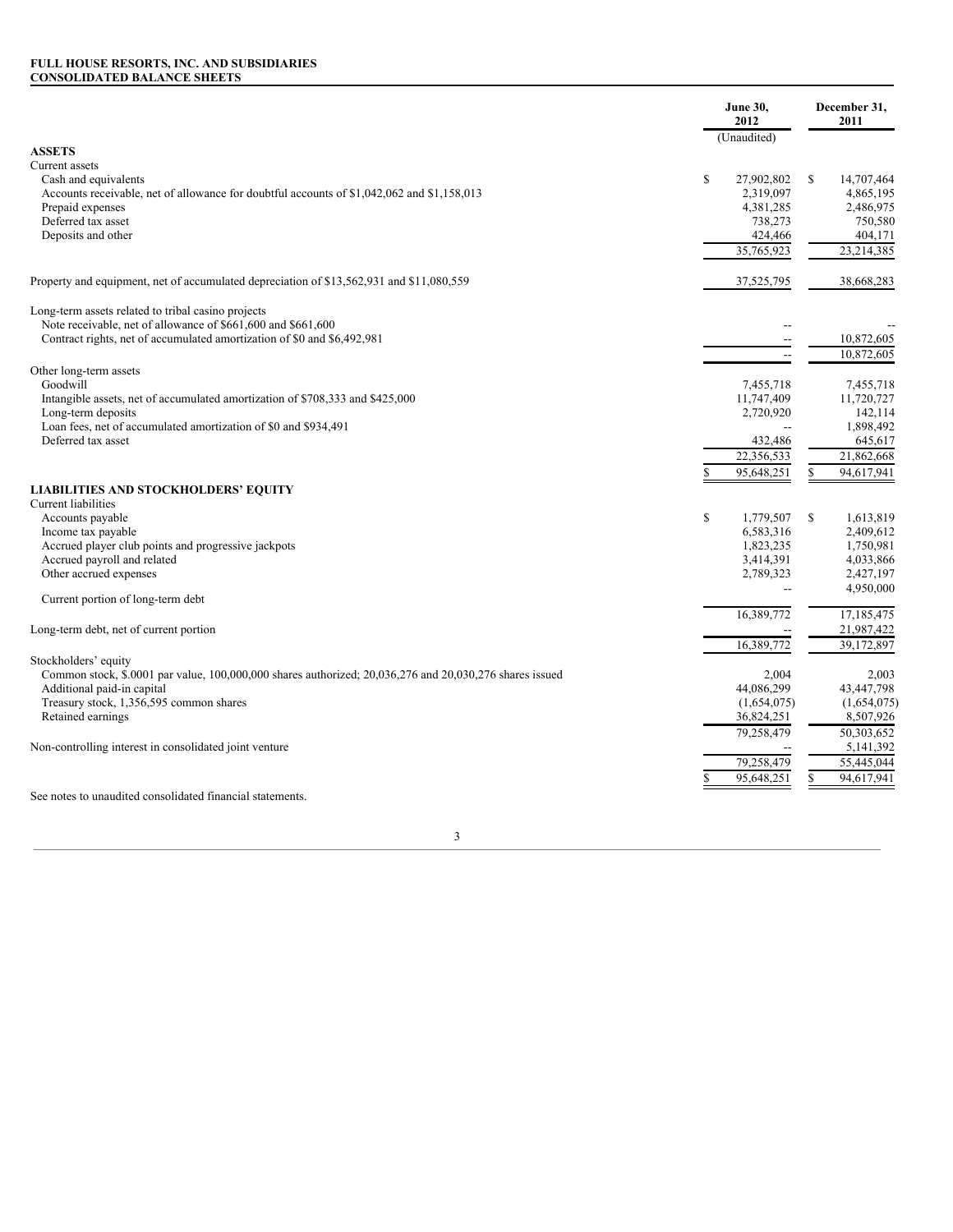**FULL HOUSE RESORTS, INC. AND SUBSIDIARIES**
**CONSOLIDATED BALANCE SHEETS**

| | June 30, 2012 | December 31, 2011 |
|---|---|---|
| | (Unaudited) | |
| **ASSETS** | | |
| Current assets | | |
| Cash and equivalents | $ 27,902,802 | $ 14,707,464 |
| Accounts receivable, net of allowance for doubtful accounts of $1,042,062 and $1,158,013 | 2,319,097 | 4,865,195 |
| Prepaid expenses | 4,381,285 | 2,486,975 |
| Deferred tax asset | 738,273 | 750,580 |
| Deposits and other | 424,466 | 404,171 |
| | 35,765,923 | 23,214,385 |
| Property and equipment, net of accumulated depreciation of $13,562,931 and $11,080,559 | 37,525,795 | 38,668,283 |
| Long-term assets related to tribal casino projects | | |
| Note receivable, net of allowance of $661,600 and $661,600 | -- | -- |
| Contract rights, net of accumulated amortization of $0 and $6,492,981 | -- | 10,872,605 |
| | -- | 10,872,605 |
| Other long-term assets | | |
| Goodwill | 7,455,718 | 7,455,718 |
| Intangible assets, net of accumulated amortization of $708,333 and $425,000 | 11,747,409 | 11,720,727 |
| Long-term deposits | 2,720,920 | 142,114 |
| Loan fees, net of accumulated amortization of $0 and $934,491 | -- | 1,898,492 |
| Deferred tax asset | 432,486 | 645,617 |
| | 22,356,533 | 21,862,668 |
| | $ 95,648,251 | $ 94,617,941 |
| **LIABILITIES AND STOCKHOLDERS' EQUITY** | | |
| Current liabilities | | |
| Accounts payable | $ 1,779,507 | $ 1,613,819 |
| Income tax payable | 6,583,316 | 2,409,612 |
| Accrued player club points and progressive jackpots | 1,823,235 | 1,750,981 |
| Accrued payroll and related | 3,414,391 | 4,033,866 |
| Other accrued expenses | 2,789,323 | 2,427,197 |
| Current portion of long-term debt | -- | 4,950,000 |
| | 16,389,772 | 17,185,475 |
| Long-term debt, net of current portion | -- | 21,987,422 |
| | 16,389,772 | 39,172,897 |
| Stockholders' equity | | |
| Common stock, $.0001 par value, 100,000,000 shares authorized; 20,036,276 and 20,030,276 shares issued | 2,004 | 2,003 |
| Additional paid-in capital | 44,086,299 | 43,447,798 |
| Treasury stock, 1,356,595 common shares | (1,654,075) | (1,654,075) |
| Retained earnings | 36,824,251 | 8,507,926 |
| | 79,258,479 | 50,303,652 |
| Non-controlling interest in consolidated joint venture | -- | 5,141,392 |
| | 79,258,479 | 55,445,044 |
| | $ 95,648,251 | $ 94,617,941 |

See notes to unaudited consolidated financial statements.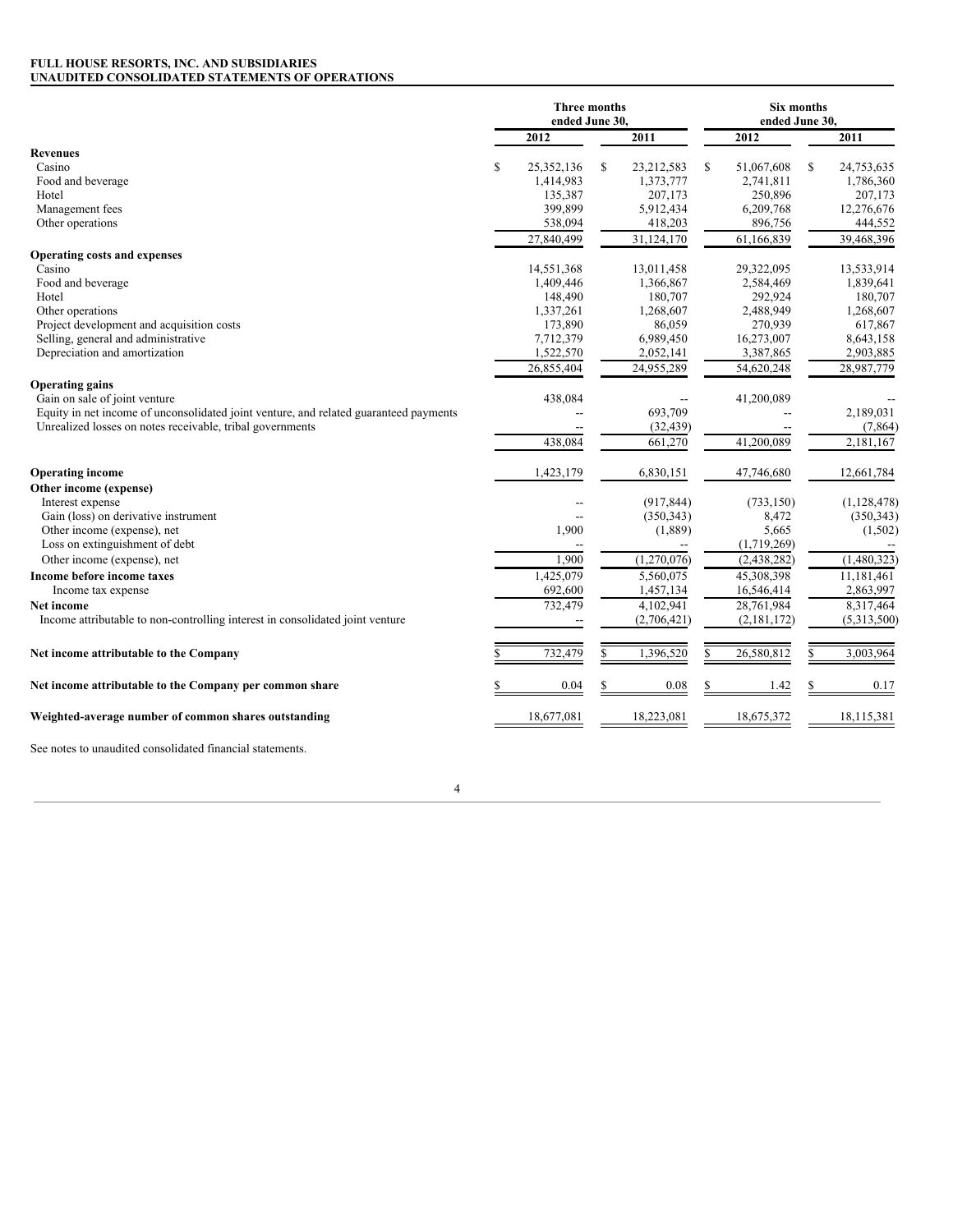**FULL HOUSE RESORTS, INC. AND SUBSIDIARIES**
**UNAUDITED CONSOLIDATED STATEMENTS OF OPERATIONS**

| | Three months ended June 30, | | Six months ended June 30, | |
|---|---|---|---|---|
| | 2012 | 2011 | 2012 | 2011 |
| **Revenues** | | | | |
| Casino | $ 25,352,136 | $ 23,212,583 | $ 51,067,608 | $ 24,753,635 |
| Food and beverage | 1,414,983 | 1,373,777 | 2,741,811 | 1,786,360 |
| Hotel | 135,387 | 207,173 | 250,896 | 207,173 |
| Management fees | 399,899 | 5,912,434 | 6,209,768 | 12,276,676 |
| Other operations | 538,094 | 418,203 | 896,756 | 444,552 |
| | 27,840,499 | 31,124,170 | 61,166,839 | 39,468,396 |
| **Operating costs and expenses** | | | | |
| Casino | 14,551,368 | 13,011,458 | 29,322,095 | 13,533,914 |
| Food and beverage | 1,409,446 | 1,366,867 | 2,584,469 | 1,839,641 |
| Hotel | 148,490 | 180,707 | 292,924 | 180,707 |
| Other operations | 1,337,261 | 1,268,607 | 2,488,949 | 1,268,607 |
| Project development and acquisition costs | 173,890 | 86,059 | 270,939 | 617,867 |
| Selling, general and administrative | 7,712,379 | 6,989,450 | 16,273,007 | 8,643,158 |
| Depreciation and amortization | 1,522,570 | 2,052,141 | 3,387,865 | 2,903,885 |
| | 26,855,404 | 24,955,289 | 54,620,248 | 28,987,779 |
| **Operating gains** | | | | |
| Gain on sale of joint venture | 438,084 | -- | 41,200,089 | -- |
| Equity in net income of unconsolidated joint venture, and related guaranteed payments | -- | 693,709 | -- | 2,189,031 |
| Unrealized losses on notes receivable, tribal governments | -- | (32,439) | -- | (7,864) |
| | 438,084 | 661,270 | 41,200,089 | 2,181,167 |
| **Operating income** | 1,423,179 | 6,830,151 | 47,746,680 | 12,661,784 |
| **Other income (expense)** | | | | |
| Interest expense | -- | (917,844) | (733,150) | (1,128,478) |
| Gain (loss) on derivative instrument | -- | (350,343) | 8,472 | (350,343) |
| Other income (expense), net | 1,900 | (1,889) | 5,665 | (1,502) |
| Loss on extinguishment of debt | -- | -- | (1,719,269) | -- |
| Other income (expense), net | 1,900 | (1,270,076) | (2,438,282) | (1,480,323) |
| **Income before income taxes** | 1,425,079 | 5,560,075 | 45,308,398 | 11,181,461 |
| Income tax expense | 692,600 | 1,457,134 | 16,546,414 | 2,863,997 |
| **Net income** | 732,479 | 4,102,941 | 28,761,984 | 8,317,464 |
| Income attributable to non-controlling interest in consolidated joint venture | -- | (2,706,421) | (2,181,172) | (5,313,500) |
| **Net income attributable to the Company** | $ 732,479 | $ 1,396,520 | $ 26,580,812 | $ 3,003,964 |
| **Net income attributable to the Company per common share** | $ 0.04 | $ 0.08 | $ 1.42 | $ 0.17 |
| **Weighted-average number of common shares outstanding** | 18,677,081 | 18,223,081 | 18,675,372 | 18,115,381 |

See notes to unaudited consolidated financial statements.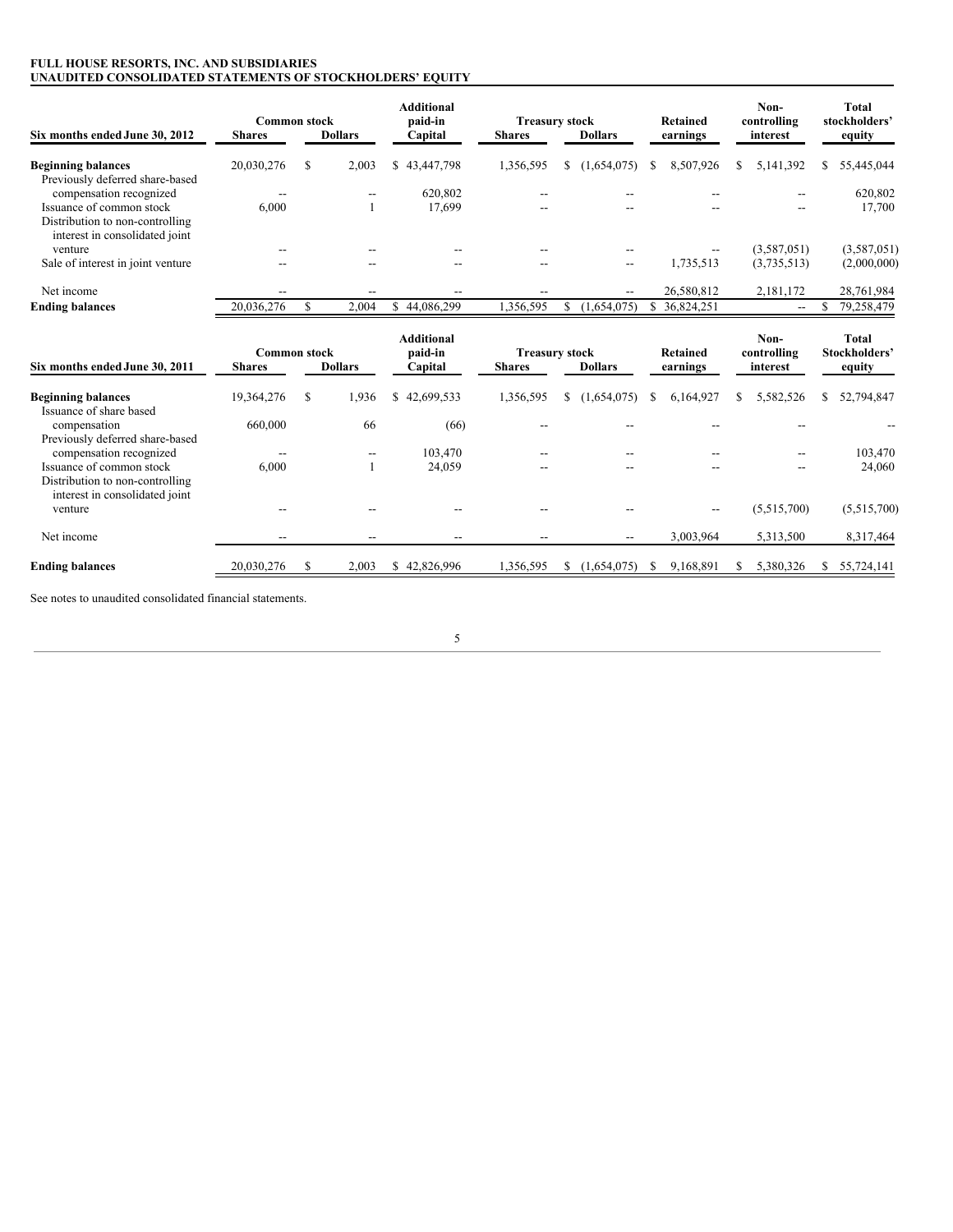**FULL HOUSE RESORTS, INC. AND SUBSIDIARIES**
**UNAUDITED CONSOLIDATED STATEMENTS OF STOCKHOLDERS' EQUITY**

| Six months ended June 30, 2012 | Common stock Shares | Common stock Dollars | Additional paid-in Capital | Treasury stock Shares | Treasury stock Dollars | Retained earnings | Non-controlling interest | Total stockholders' equity |
|---|---|---|---|---|---|---|---|---|
| **Beginning balances** | 20,030,276 | $ 2,003 | $ 43,447,798 | 1,356,595 | $ (1,654,075) | $ 8,507,926 | $ 5,141,392 | $ 55,445,044 |
| Previously deferred share-based compensation recognized | -- | -- | 620,802 | -- | -- | -- | -- | 620,802 |
| Issuance of common stock | 6,000 | 1 | 17,699 | -- | -- | -- | -- | 17,700 |
| Distribution to non-controlling interest in consolidated joint venture | -- | -- | -- | -- | -- | -- | (3,587,051) | (3,587,051) |
| Sale of interest in joint venture | -- | -- | -- | -- | -- | 1,735,513 | (3,735,513) | (2,000,000) |
| Net income | -- | -- | -- | -- | -- | 26,580,812 | 2,181,172 | 28,761,984 |
| **Ending balances** | 20,036,276 | $ 2,004 | $ 44,086,299 | 1,356,595 | $ (1,654,075) | $ 36,824,251 | -- | $ 79,258,479 |

| Six months ended June 30, 2011 | Common stock Shares | Common stock Dollars | Additional paid-in Capital | Treasury stock Shares | Treasury stock Dollars | Retained earnings | Non-controlling interest | Total Stockholders' equity |
|---|---|---|---|---|---|---|---|---|
| **Beginning balances** | 19,364,276 | $ 1,936 | $ 42,699,533 | 1,356,595 | $ (1,654,075) | $ 6,164,927 | $ 5,582,526 | $ 52,794,847 |
| Issuance of share based compensation | 660,000 | 66 | (66) | -- | -- | -- | -- | -- |
| Previously deferred share-based compensation recognized | -- | -- | 103,470 | -- | -- | -- | -- | 103,470 |
| Issuance of common stock | 6,000 | 1 | 24,059 | -- | -- | -- | -- | 24,060 |
| Distribution to non-controlling interest in consolidated joint venture | -- | -- | -- | -- | -- | -- | (5,515,700) | (5,515,700) |
| Net income | -- | -- | -- | -- | -- | 3,003,964 | 5,313,500 | 8,317,464 |
| **Ending balances** | 20,030,276 | $ 2,003 | $ 42,826,996 | 1,356,595 | $ (1,654,075) | $ 9,168,891 | $ 5,380,326 | $ 55,724,141 |

See notes to unaudited consolidated financial statements.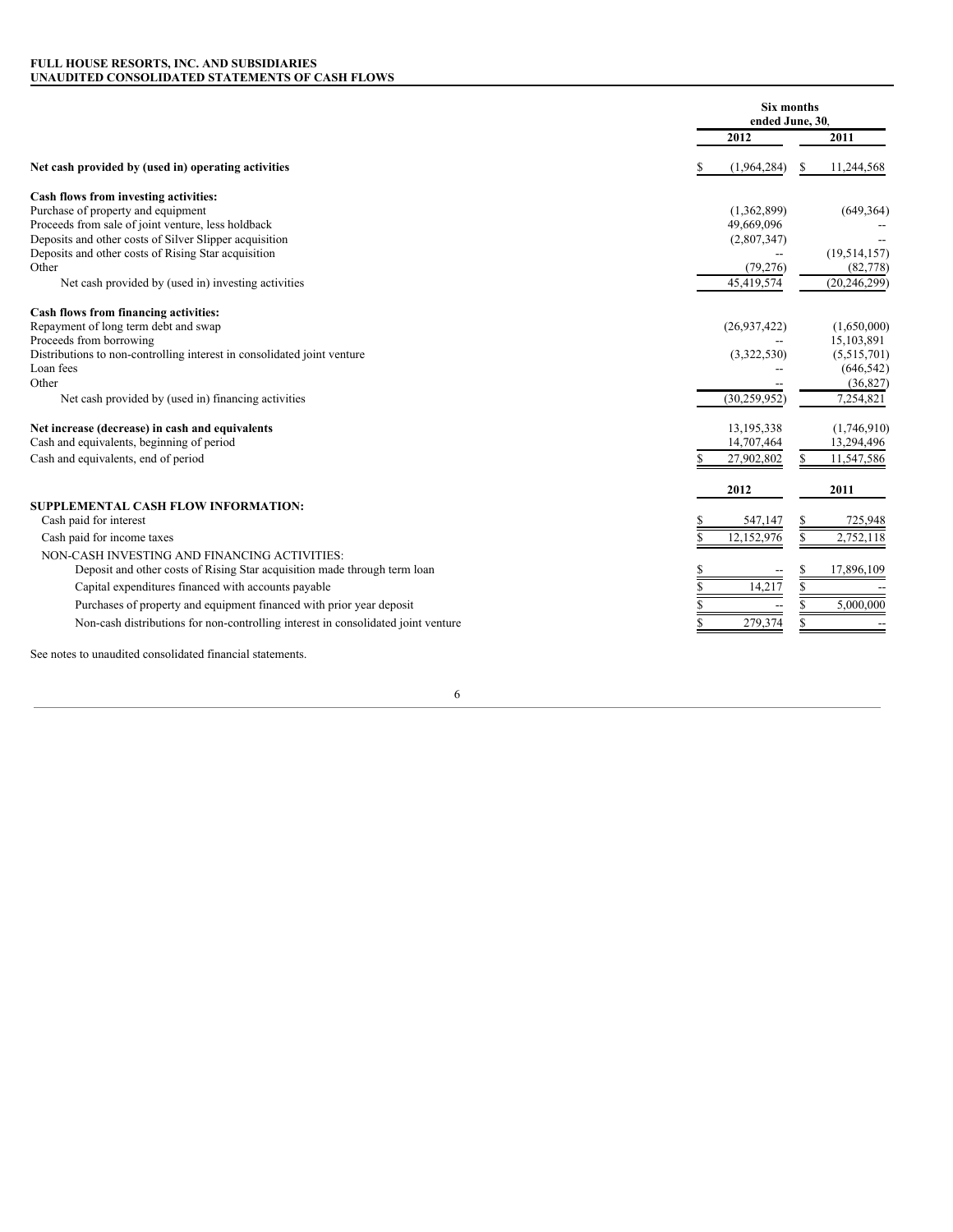**FULL HOUSE RESORTS, INC. AND SUBSIDIARIES**
**UNAUDITED CONSOLIDATED STATEMENTS OF CASH FLOWS**

| | Six months ended June, 30, | |
|---|---|---|
| | 2012 | 2011 |
| **Net cash provided by (used in) operating activities** | $ (1,964,284) | $ 11,244,568 |
| **Cash flows from investing activities:** | | |
| Purchase of property and equipment | (1,362,899) | (649,364) |
| Proceeds from sale of joint venture, less holdback | 49,669,096 | -- |
| Deposits and other costs of Silver Slipper acquisition | (2,807,347) | -- |
| Deposits and other costs of Rising Star acquisition | -- | (19,514,157) |
| Other | (79,276) | (82,778) |
| Net cash provided by (used in) investing activities | 45,419,574 | (20,246,299) |
| **Cash flows from financing activities:** | | |
| Repayment of long term debt and swap | (26,937,422) | (1,650,000) |
| Proceeds from borrowing | -- | 15,103,891 |
| Distributions to non-controlling interest in consolidated joint venture | (3,322,530) | (5,515,701) |
| Loan fees | -- | (646,542) |
| Other | -- | (36,827) |
| Net cash provided by (used in) financing activities | (30,259,952) | 7,254,821 |
| **Net increase (decrease) in cash and equivalents** | 13,195,338 | (1,746,910) |
| Cash and equivalents, beginning of period | 14,707,464 | 13,294,496 |
| Cash and equivalents, end of period | $ 27,902,802 | $ 11,547,586 |

| | 2012 | 2011 |
|---|---|---|
| **SUPPLEMENTAL CASH FLOW INFORMATION:** | | |
| Cash paid for interest | $ 547,147 | $ 725,948 |
| Cash paid for income taxes | $ 12,152,976 | $ 2,752,118 |
| NON-CASH INVESTING AND FINANCING ACTIVITIES: | | |
| Deposit and other costs of Rising Star acquisition made through term loan | $ -- | $ 17,896,109 |
| Capital expenditures financed with accounts payable | $ 14,217 | $ -- |
| Purchases of property and equipment financed with prior year deposit | $ -- | $ 5,000,000 |
| Non-cash distributions for non-controlling interest in consolidated joint venture | $ 279,374 | $ -- |

See notes to unaudited consolidated financial statements.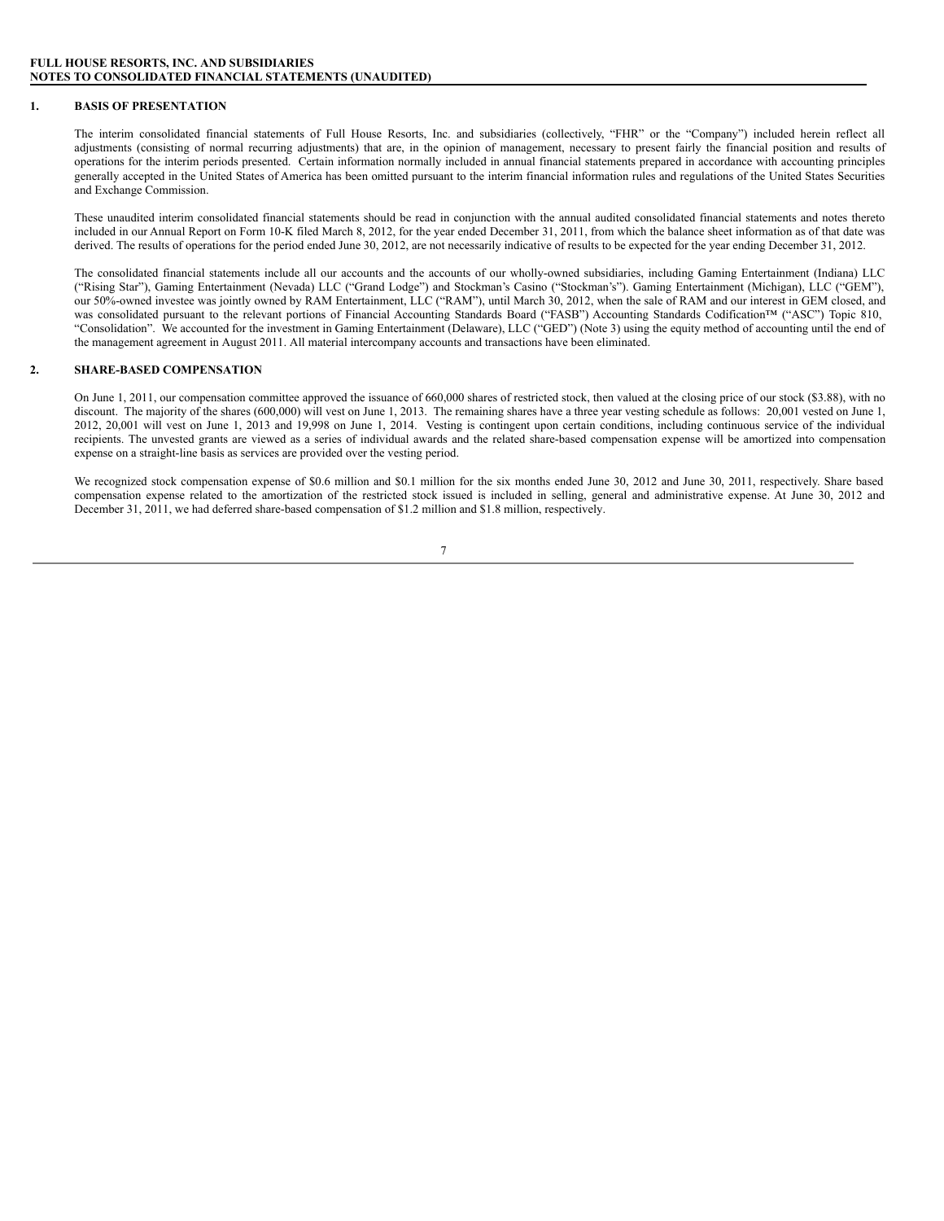**FULL HOUSE RESORTS, INC. AND SUBSIDIARIES**
**NOTES TO CONSOLIDATED FINANCIAL STATEMENTS (UNAUDITED)**

## 1. BASIS OF PRESENTATION

The interim consolidated financial statements of Full House Resorts, Inc. and subsidiaries (collectively, "FHR" or the "Company") included herein reflect all adjustments (consisting of normal recurring adjustments) that are, in the opinion of management, necessary to present fairly the financial position and results of operations for the interim periods presented. Certain information normally included in annual financial statements prepared in accordance with accounting principles generally accepted in the United States of America has been omitted pursuant to the interim financial information rules and regulations of the United States Securities and Exchange Commission.

These unaudited interim consolidated financial statements should be read in conjunction with the annual audited consolidated financial statements and notes thereto included in our Annual Report on Form 10-K filed March 8, 2012, for the year ended December 31, 2011, from which the balance sheet information as of that date was derived. The results of operations for the period ended June 30, 2012, are not necessarily indicative of results to be expected for the year ending December 31, 2012.

The consolidated financial statements include all our accounts and the accounts of our wholly-owned subsidiaries, including Gaming Entertainment (Indiana) LLC ("Rising Star"), Gaming Entertainment (Nevada) LLC ("Grand Lodge") and Stockman's Casino ("Stockman's"). Gaming Entertainment (Michigan), LLC ("GEM"), our 50%-owned investee was jointly owned by RAM Entertainment, LLC ("RAM"), until March 30, 2012, when the sale of RAM and our interest in GEM closed, and was consolidated pursuant to the relevant portions of Financial Accounting Standards Board ("FASB") Accounting Standards Codification™ ("ASC") Topic 810, "Consolidation". We accounted for the investment in Gaming Entertainment (Delaware), LLC ("GED") (Note 3) using the equity method of accounting until the end of the management agreement in August 2011. All material intercompany accounts and transactions have been eliminated.

## 2. SHARE-BASED COMPENSATION

On June 1, 2011, our compensation committee approved the issuance of 660,000 shares of restricted stock, then valued at the closing price of our stock ($3.88), with no discount. The majority of the shares (600,000) will vest on June 1, 2013. The remaining shares have a three year vesting schedule as follows: 20,001 vested on June 1, 2012, 20,001 will vest on June 1, 2013 and 19,998 on June 1, 2014. Vesting is contingent upon certain conditions, including continuous service of the individual recipients. The unvested grants are viewed as a series of individual awards and the related share-based compensation expense will be amortized into compensation expense on a straight-line basis as services are provided over the vesting period.

We recognized stock compensation expense of $0.6 million and $0.1 million for the six months ended June 30, 2012 and June 30, 2011, respectively. Share based compensation expense related to the amortization of the restricted stock issued is included in selling, general and administrative expense. At June 30, 2012 and December 31, 2011, we had deferred share-based compensation of $1.2 million and $1.8 million, respectively.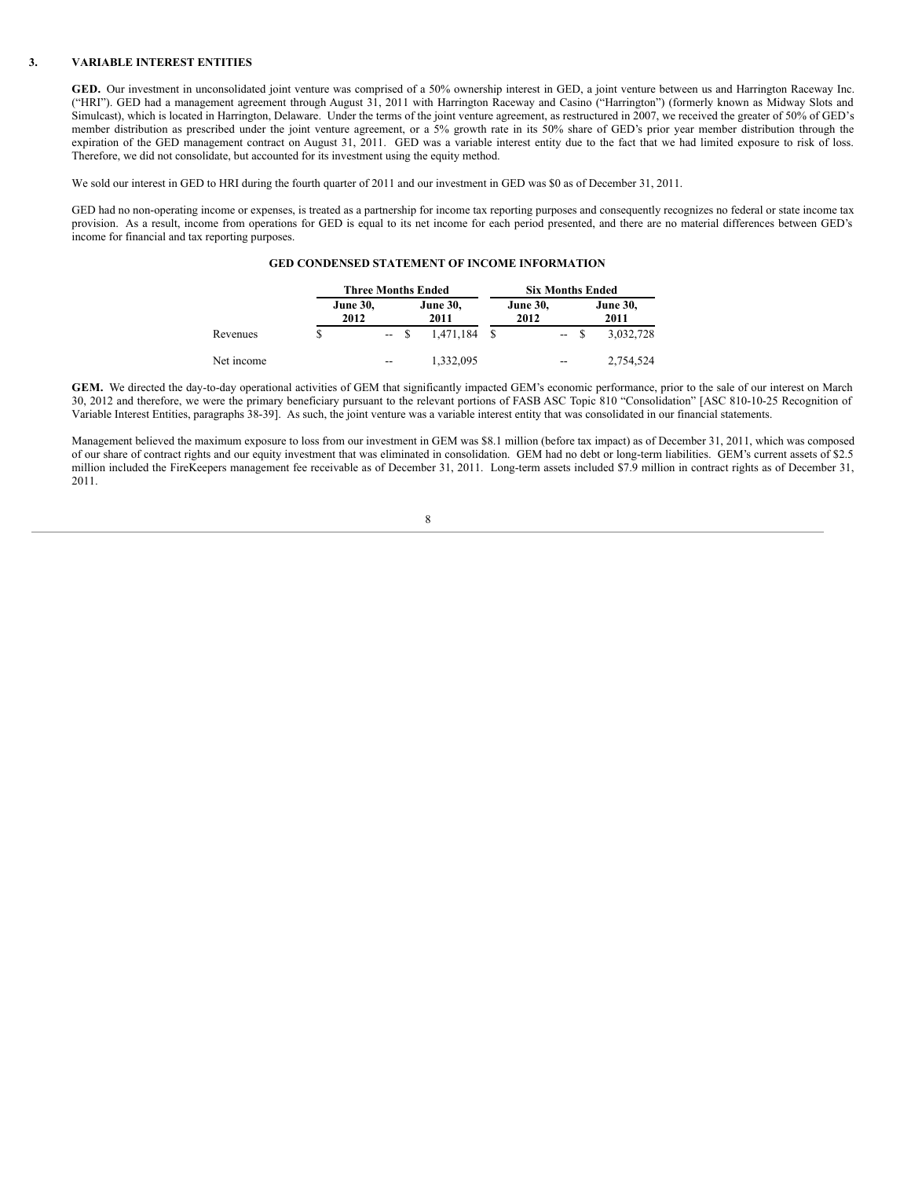## 3. VARIABLE INTEREST ENTITIES

**GED.** Our investment in unconsolidated joint venture was comprised of a 50% ownership interest in GED, a joint venture between us and Harrington Raceway Inc. ("HRI"). GED had a management agreement through August 31, 2011 with Harrington Raceway and Casino ("Harrington") (formerly known as Midway Slots and Simulcast), which is located in Harrington, Delaware. Under the terms of the joint venture agreement, as restructured in 2007, we received the greater of 50% of GED's member distribution as prescribed under the joint venture agreement, or a 5% growth rate in its 50% share of GED's prior year member distribution through the expiration of the GED management contract on August 31, 2011. GED was a variable interest entity due to the fact that we had limited exposure to risk of loss. Therefore, we did not consolidate, but accounted for its investment using the equity method.

We sold our interest in GED to HRI during the fourth quarter of 2011 and our investment in GED was $0 as of December 31, 2011.

GED had no non-operating income or expenses, is treated as a partnership for income tax reporting purposes and consequently recognizes no federal or state income tax provision. As a result, income from operations for GED is equal to its net income for each period presented, and there are no material differences between GED's income for financial and tax reporting purposes.

**GED CONDENSED STATEMENT OF INCOME INFORMATION**

| | Three Months Ended | | Six Months Ended | |
|---|---|---|---|---|
| | June 30, 2012 | June 30, 2011 | June 30, 2012 | June 30, 2011 |
| Revenues | $ -- | $ 1,471,184 | $ -- | $ 3,032,728 |
| Net income | -- | 1,332,095 | -- | 2,754,524 |

**GEM.** We directed the day-to-day operational activities of GEM that significantly impacted GEM's economic performance, prior to the sale of our interest on March 30, 2012 and therefore, we were the primary beneficiary pursuant to the relevant portions of FASB ASC Topic 810 "Consolidation" [ASC 810-10-25 Recognition of Variable Interest Entities, paragraphs 38-39]. As such, the joint venture was a variable interest entity that was consolidated in our financial statements.

Management believed the maximum exposure to loss from our investment in GEM was $8.1 million (before tax impact) as of December 31, 2011, which was composed of our share of contract rights and our equity investment that was eliminated in consolidation. GEM had no debt or long-term liabilities. GEM's current assets of $2.5 million included the FireKeepers management fee receivable as of December 31, 2011. Long-term assets included $7.9 million in contract rights as of December 31, 2011.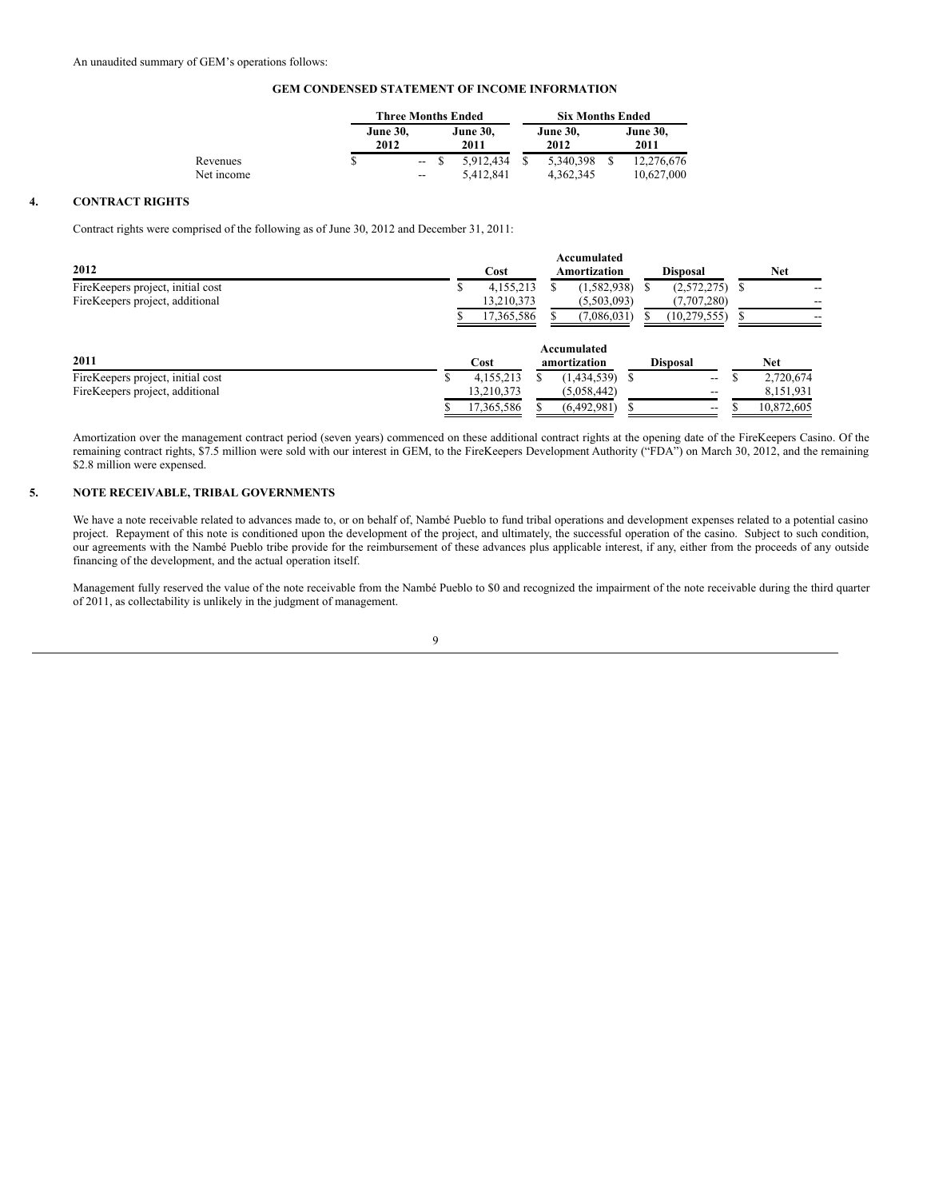An unaudited summary of GEM's operations follows:

**GEM CONDENSED STATEMENT OF INCOME INFORMATION**

| | Three Months Ended | | Six Months Ended | |
|---|---|---|---|---|
| | June 30, 2012 | June 30, 2011 | June 30, 2012 | June 30, 2011 |
| Revenues | $ -- | $ 5,912,434 | $ 5,340,398 | $ 12,276,676 |
| Net income | -- | 5,412,841 | 4,362,345 | 10,627,000 |

## 4. CONTRACT RIGHTS

Contract rights were comprised of the following as of June 30, 2012 and December 31, 2011:

| 2012 | Cost | Accumulated Amortization | Disposal | Net |
|---|---|---|---|---|
| FireKeepers project, initial cost | $ 4,155,213 | $ (1,582,938) | $ (2,572,275) | $ -- |
| FireKeepers project, additional | 13,210,373 | (5,503,093) | (7,707,280) | -- |
| | $ 17,365,586 | $ (7,086,031) | $ (10,279,555) | $ -- |

| 2011 | Cost | Accumulated amortization | Disposal | Net |
|---|---|---|---|---|
| FireKeepers project, initial cost | $ 4,155,213 | $ (1,434,539) | $ -- | $ 2,720,674 |
| FireKeepers project, additional | 13,210,373 | (5,058,442) | -- | 8,151,931 |
| | $ 17,365,586 | $ (6,492,981) | $ -- | $ 10,872,605 |

Amortization over the management contract period (seven years) commenced on these additional contract rights at the opening date of the FireKeepers Casino. Of the remaining contract rights, $7.5 million were sold with our interest in GEM, to the FireKeepers Development Authority ("FDA") on March 30, 2012, and the remaining $2.8 million were expensed.

## 5. NOTE RECEIVABLE, TRIBAL GOVERNMENTS

We have a note receivable related to advances made to, or on behalf of, Nambé Pueblo to fund tribal operations and development expenses related to a potential casino project. Repayment of this note is conditioned upon the development of the project, and ultimately, the successful operation of the casino. Subject to such condition, our agreements with the Nambé Pueblo tribe provide for the reimbursement of these advances plus applicable interest, if any, either from the proceeds of any outside financing of the development, and the actual operation itself.

Management fully reserved the value of the note receivable from the Nambé Pueblo to $0 and recognized the impairment of the note receivable during the third quarter of 2011, as collectability is unlikely in the judgment of management.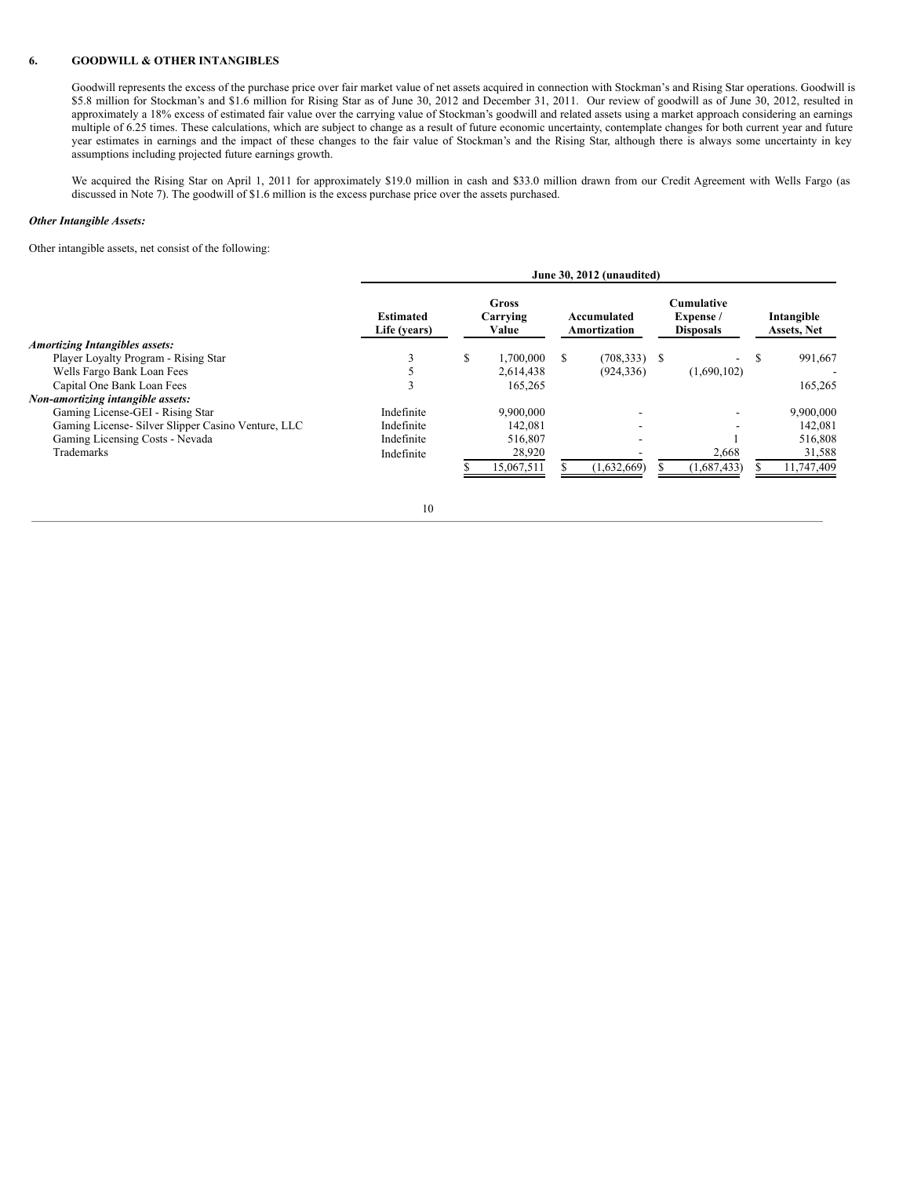## 6. GOODWILL & OTHER INTANGIBLES

Goodwill represents the excess of the purchase price over fair market value of net assets acquired in connection with Stockman's and Rising Star operations. Goodwill is $5.8 million for Stockman's and $1.6 million for Rising Star as of June 30, 2012 and December 31, 2011. Our review of goodwill as of June 30, 2012, resulted in approximately a 18% excess of estimated fair value over the carrying value of Stockman's goodwill and related assets using a market approach considering an earnings multiple of 6.25 times. These calculations, which are subject to change as a result of future economic uncertainty, contemplate changes for both current year and future year estimates in earnings and the impact of these changes to the fair value of Stockman's and the Rising Star, although there is always some uncertainty in key assumptions including projected future earnings growth.

We acquired the Rising Star on April 1, 2011 for approximately $19.0 million in cash and $33.0 million drawn from our Credit Agreement with Wells Fargo (as discussed in Note 7). The goodwill of $1.6 million is the excess purchase price over the assets purchased.

***Other Intangible Assets:***

Other intangible assets, net consist of the following:

| | June 30, 2012 (unaudited) | | | | |
|---|---|---|---|---|---|
| | Estimated Life (years) | Gross Carrying Value | Accumulated Amortization | Cumulative Expense / Disposals | Intangible Assets, Net |
| ***Amortizing Intangibles assets:*** | | | | | |
| Player Loyalty Program - Rising Star | 3 | $ 1,700,000 | $ (708,333) | $ - | $ 991,667 |
| Wells Fargo Bank Loan Fees | 5 | 2,614,438 | (924,336) | (1,690,102) | - |
| Capital One Bank Loan Fees | 3 | 165,265 | | | 165,265 |
| ***Non-amortizing intangible assets:*** | | | | | |
| Gaming License-GEI - Rising Star | Indefinite | 9,900,000 | - | - | 9,900,000 |
| Gaming License- Silver Slipper Casino Venture, LLC | Indefinite | 142,081 | - | - | 142,081 |
| Gaming Licensing Costs - Nevada | Indefinite | 516,807 | - | 1 | 516,808 |
| Trademarks | Indefinite | 28,920 | - | 2,668 | 31,588 |
| | | $ 15,067,511 | $ (1,632,669) | $ (1,687,433) | $ 11,747,409 |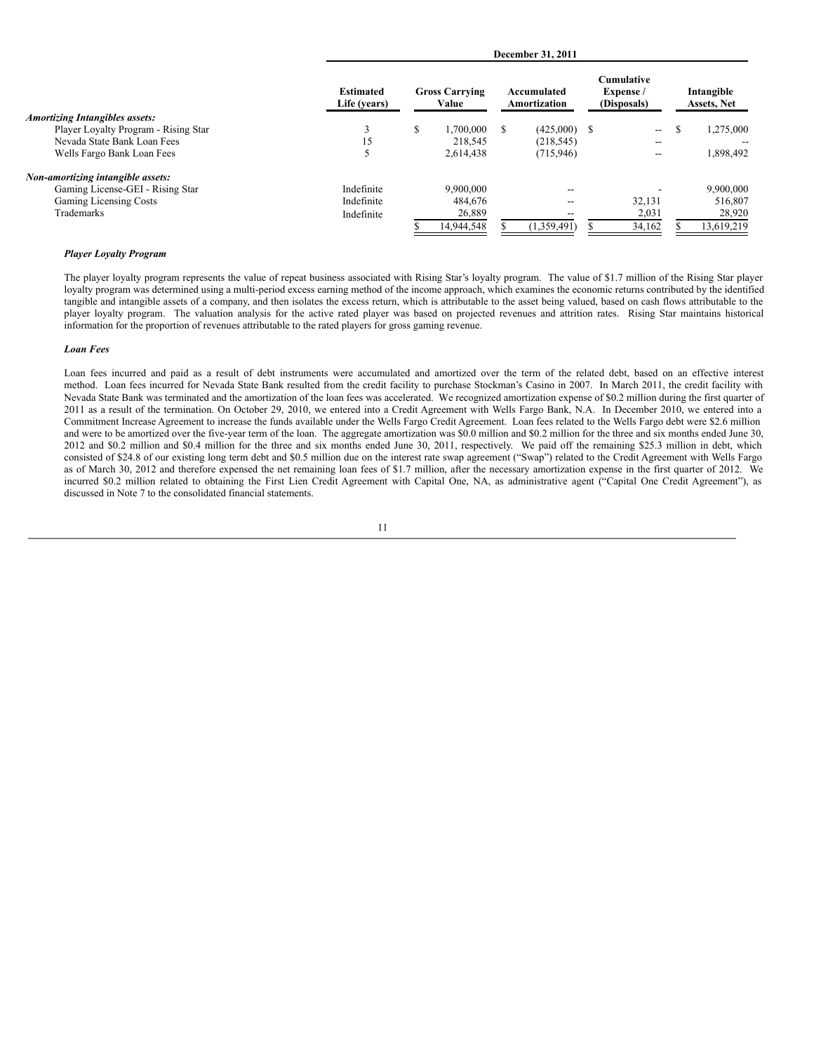| | December 31, 2011 | | | | |
|---|---|---|---|---|---|
| | Estimated Life (years) | Gross Carrying Value | Accumulated Amortization | Cumulative Expense / (Disposals) | Intangible Assets, Net |
| *Amortizing Intangibles assets:* | | | | | |
| Player Loyalty Program - Rising Star | 3 | $ 1,700,000 | $ (425,000) | $ -- | $ 1,275,000 |
| Nevada State Bank Loan Fees | 15 | 218,545 | (218,545) | -- | -- |
| Wells Fargo Bank Loan Fees | 5 | 2,614,438 | (715,946) | -- | 1,898,492 |
| *Non-amortizing intangible assets:* | | | | | |
| Gaming License-GEI - Rising Star | Indefinite | 9,900,000 | -- | - | 9,900,000 |
| Gaming Licensing Costs | Indefinite | 484,676 | -- | 32,131 | 516,807 |
| Trademarks | Indefinite | 26,889 | -- | 2,031 | 28,920 |
| | | $ 14,944,548 | $ (1,359,491) | $ 34,162 | $ 13,619,219 |

***Player Loyalty Program***

The player loyalty program represents the value of repeat business associated with Rising Star's loyalty program. The value of $1.7 million of the Rising Star player loyalty program was determined using a multi-period excess earning method of the income approach, which examines the economic returns contributed by the identified tangible and intangible assets of a company, and then isolates the excess return, which is attributable to the asset being valued, based on cash flows attributable to the player loyalty program. The valuation analysis for the active rated player was based on projected revenues and attrition rates. Rising Star maintains historical information for the proportion of revenues attributable to the rated players for gross gaming revenue.

***Loan Fees***

Loan fees incurred and paid as a result of debt instruments were accumulated and amortized over the term of the related debt, based on an effective interest method. Loan fees incurred for Nevada State Bank resulted from the credit facility to purchase Stockman's Casino in 2007. In March 2011, the credit facility with Nevada State Bank was terminated and the amortization of the loan fees was accelerated. We recognized amortization expense of $0.2 million during the first quarter of 2011 as a result of the termination. On October 29, 2010, we entered into a Credit Agreement with Wells Fargo Bank, N.A. In December 2010, we entered into a Commitment Increase Agreement to increase the funds available under the Wells Fargo Credit Agreement. Loan fees related to the Wells Fargo debt were $2.6 million and were to be amortized over the five-year term of the loan. The aggregate amortization was $0.0 million and $0.2 million for the three and six months ended June 30, 2012 and $0.2 million and $0.4 million for the three and six months ended June 30, 2011, respectively. We paid off the remaining $25.3 million in debt, which consisted of $24.8 of our existing long term debt and $0.5 million due on the interest rate swap agreement ("Swap") related to the Credit Agreement with Wells Fargo as of March 30, 2012 and therefore expensed the net remaining loan fees of $1.7 million, after the necessary amortization expense in the first quarter of 2012. We incurred $0.2 million related to obtaining the First Lien Credit Agreement with Capital One, NA, as administrative agent ("Capital One Credit Agreement"), as discussed in Note 7 to the consolidated financial statements.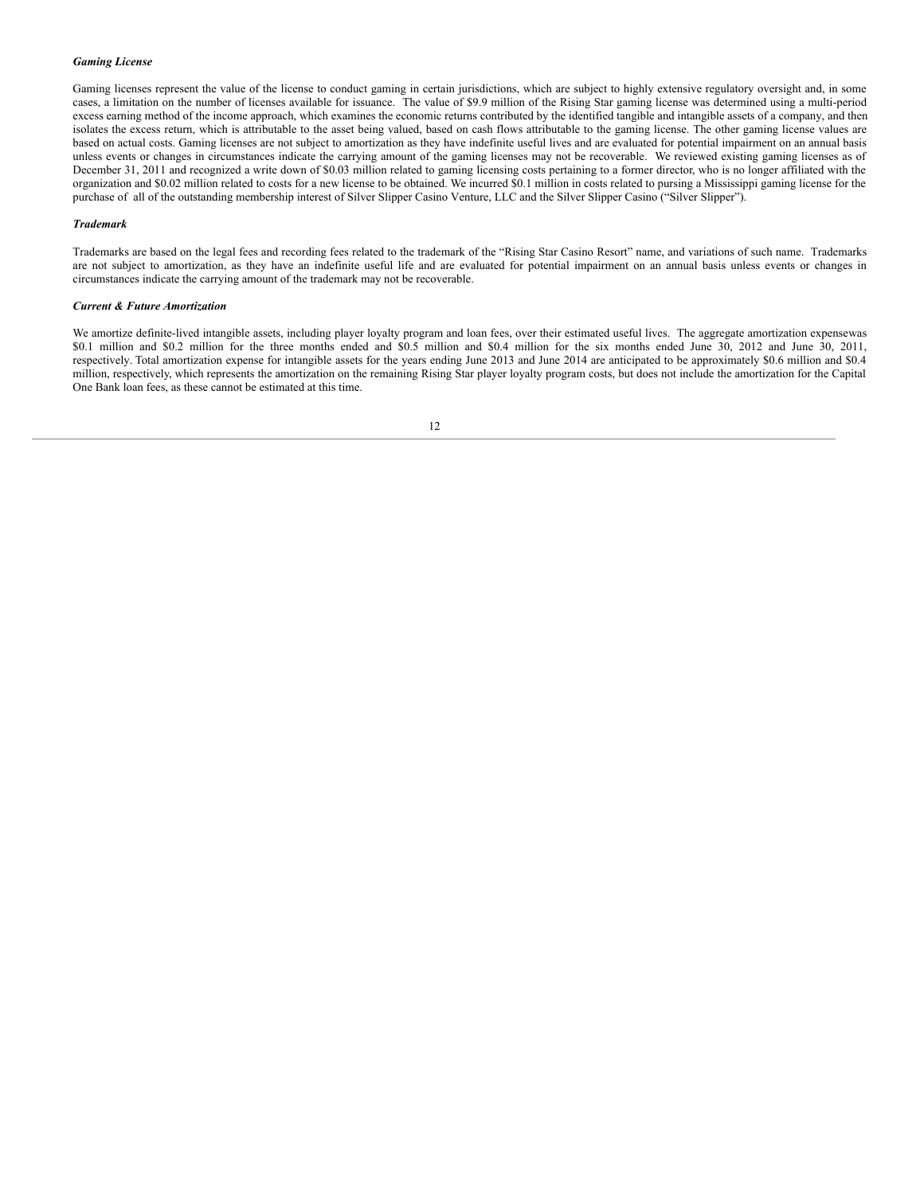***Gaming License***

Gaming licenses represent the value of the license to conduct gaming in certain jurisdictions, which are subject to highly extensive regulatory oversight and, in some cases, a limitation on the number of licenses available for issuance. The value of $9.9 million of the Rising Star gaming license was determined using a multi-period excess earning method of the income approach, which examines the economic returns contributed by the identified tangible and intangible assets of a company, and then isolates the excess return, which is attributable to the asset being valued, based on cash flows attributable to the gaming license. The other gaming license values are based on actual costs. Gaming licenses are not subject to amortization as they have indefinite useful lives and are evaluated for potential impairment on an annual basis unless events or changes in circumstances indicate the carrying amount of the gaming licenses may not be recoverable. We reviewed existing gaming licenses as of December 31, 2011 and recognized a write down of $0.03 million related to gaming licensing costs pertaining to a former director, who is no longer affiliated with the organization and $0.02 million related to costs for a new license to be obtained. We incurred $0.1 million in costs related to pursing a Mississippi gaming license for the purchase of all of the outstanding membership interest of Silver Slipper Casino Venture, LLC and the Silver Slipper Casino ("Silver Slipper").

***Trademark***

Trademarks are based on the legal fees and recording fees related to the trademark of the "Rising Star Casino Resort" name, and variations of such name. Trademarks are not subject to amortization, as they have an indefinite useful life and are evaluated for potential impairment on an annual basis unless events or changes in circumstances indicate the carrying amount of the trademark may not be recoverable.

***Current & Future Amortization***

We amortize definite-lived intangible assets, including player loyalty program and loan fees, over their estimated useful lives. The aggregate amortization expensewas $0.1 million and $0.2 million for the three months ended and $0.5 million and $0.4 million for the six months ended June 30, 2012 and June 30, 2011, respectively. Total amortization expense for intangible assets for the years ending June 2013 and June 2014 are anticipated to be approximately $0.6 million and $0.4 million, respectively, which represents the amortization on the remaining Rising Star player loyalty program costs, but does not include the amortization for the Capital One Bank loan fees, as these cannot be estimated at this time.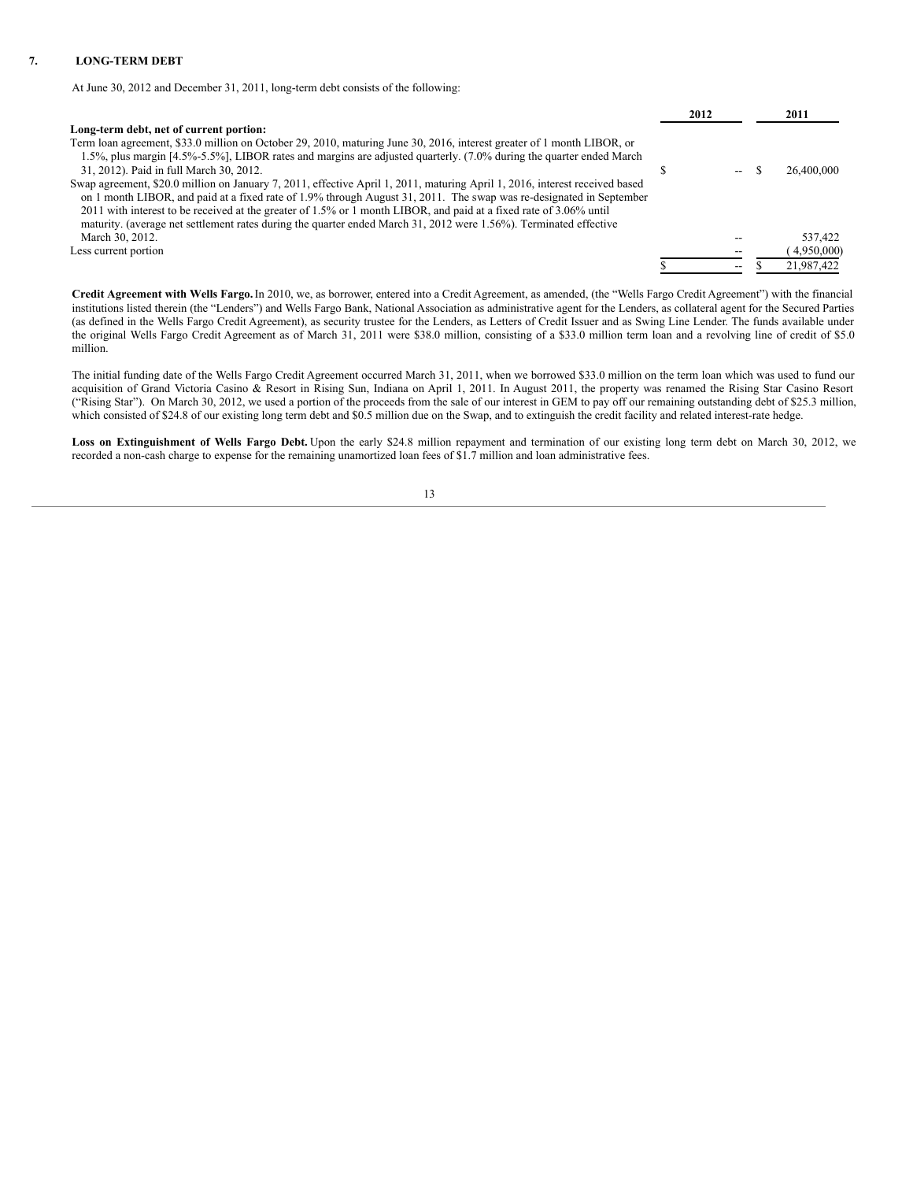## 7. LONG-TERM DEBT

At June 30, 2012 and December 31, 2011, long-term debt consists of the following:

| | 2012 | 2011 |
|---|---|---|
| **Long-term debt, net of current portion:** | | |
| Term loan agreement, $33.0 million on October 29, 2010, maturing June 30, 2016, interest greater of 1 month LIBOR, or 1.5%, plus margin [4.5%-5.5%], LIBOR rates and margins are adjusted quarterly. (7.0% during the quarter ended March 31, 2012). Paid in full March 30, 2012. | $ -- | $ 26,400,000 |
| Swap agreement, $20.0 million on January 7, 2011, effective April 1, 2011, maturing April 1, 2016, interest received based on 1 month LIBOR, and paid at a fixed rate of 1.9% through August 31, 2011. The swap was re-designated in September 2011 with interest to be received at the greater of 1.5% or 1 month LIBOR, and paid at a fixed rate of 3.06% until maturity. (average net settlement rates during the quarter ended March 31, 2012 were 1.56%). Terminated effective March 30, 2012. | -- | 537,422 |
| Less current portion | -- | (4,950,000) |
| | $ -- | $ 21,987,422 |

**Credit Agreement with Wells Fargo.** In 2010, we, as borrower, entered into a Credit Agreement, as amended, (the "Wells Fargo Credit Agreement") with the financial institutions listed therein (the "Lenders") and Wells Fargo Bank, National Association as administrative agent for the Lenders, as collateral agent for the Secured Parties (as defined in the Wells Fargo Credit Agreement), as security trustee for the Lenders, as Letters of Credit Issuer and as Swing Line Lender. The funds available under the original Wells Fargo Credit Agreement as of March 31, 2011 were $38.0 million, consisting of a $33.0 million term loan and a revolving line of credit of $5.0 million.

The initial funding date of the Wells Fargo Credit Agreement occurred March 31, 2011, when we borrowed $33.0 million on the term loan which was used to fund our acquisition of Grand Victoria Casino & Resort in Rising Sun, Indiana on April 1, 2011. In August 2011, the property was renamed the Rising Star Casino Resort ("Rising Star"). On March 30, 2012, we used a portion of the proceeds from the sale of our interest in GEM to pay off our remaining outstanding debt of $25.3 million, which consisted of $24.8 of our existing long term debt and $0.5 million due on the Swap, and to extinguish the credit facility and related interest-rate hedge.

**Loss on Extinguishment of Wells Fargo Debt.** Upon the early $24.8 million repayment and termination of our existing long term debt on March 30, 2012, we recorded a non-cash charge to expense for the remaining unamortized loan fees of $1.7 million and loan administrative fees.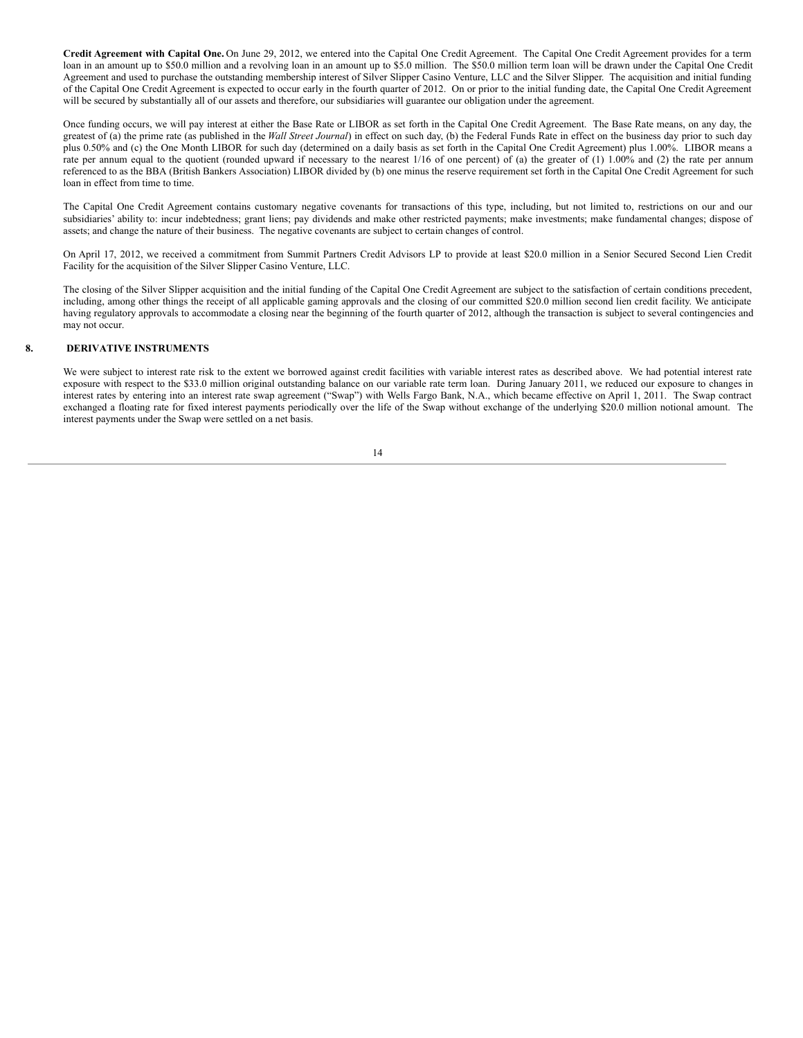**Credit Agreement with Capital One.** On June 29, 2012, we entered into the Capital One Credit Agreement. The Capital One Credit Agreement provides for a term loan in an amount up to $50.0 million and a revolving loan in an amount up to $5.0 million. The $50.0 million term loan will be drawn under the Capital One Credit Agreement and used to purchase the outstanding membership interest of Silver Slipper Casino Venture, LLC and the Silver Slipper. The acquisition and initial funding of the Capital One Credit Agreement is expected to occur early in the fourth quarter of 2012. On or prior to the initial funding date, the Capital One Credit Agreement will be secured by substantially all of our assets and therefore, our subsidiaries will guarantee our obligation under the agreement.

Once funding occurs, we will pay interest at either the Base Rate or LIBOR as set forth in the Capital One Credit Agreement. The Base Rate means, on any day, the greatest of (a) the prime rate (as published in the *Wall Street Journal*) in effect on such day, (b) the Federal Funds Rate in effect on the business day prior to such day plus 0.50% and (c) the One Month LIBOR for such day (determined on a daily basis as set forth in the Capital One Credit Agreement) plus 1.00%. LIBOR means a rate per annum equal to the quotient (rounded upward if necessary to the nearest 1/16 of one percent) of (a) the greater of (1) 1.00% and (2) the rate per annum referenced to as the BBA (British Bankers Association) LIBOR divided by (b) one minus the reserve requirement set forth in the Capital One Credit Agreement for such loan in effect from time to time.

The Capital One Credit Agreement contains customary negative covenants for transactions of this type, including, but not limited to, restrictions on our and our subsidiaries' ability to: incur indebtedness; grant liens; pay dividends and make other restricted payments; make investments; make fundamental changes; dispose of assets; and change the nature of their business. The negative covenants are subject to certain changes of control.

On April 17, 2012, we received a commitment from Summit Partners Credit Advisors LP to provide at least $20.0 million in a Senior Secured Second Lien Credit Facility for the acquisition of the Silver Slipper Casino Venture, LLC.

The closing of the Silver Slipper acquisition and the initial funding of the Capital One Credit Agreement are subject to the satisfaction of certain conditions precedent, including, among other things the receipt of all applicable gaming approvals and the closing of our committed $20.0 million second lien credit facility. We anticipate having regulatory approvals to accommodate a closing near the beginning of the fourth quarter of 2012, although the transaction is subject to several contingencies and may not occur.

## 8. DERIVATIVE INSTRUMENTS

We were subject to interest rate risk to the extent we borrowed against credit facilities with variable interest rates as described above. We had potential interest rate exposure with respect to the $33.0 million original outstanding balance on our variable rate term loan. During January 2011, we reduced our exposure to changes in interest rates by entering into an interest rate swap agreement ("Swap") with Wells Fargo Bank, N.A., which became effective on April 1, 2011. The Swap contract exchanged a floating rate for fixed interest payments periodically over the life of the Swap without exchange of the underlying $20.0 million notional amount. The interest payments under the Swap were settled on a net basis.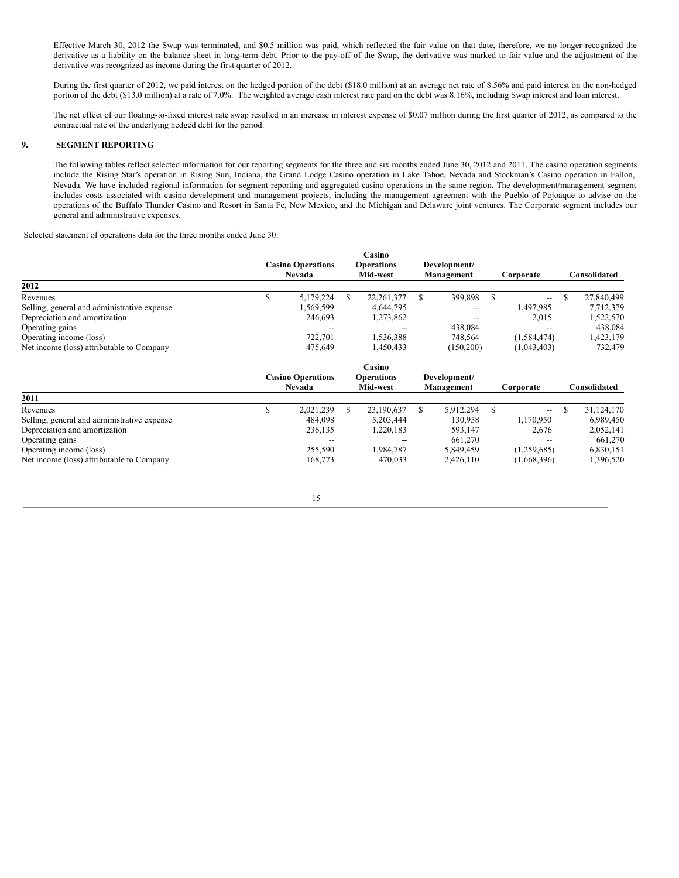Effective March 30, 2012 the Swap was terminated, and \$0.5 million was paid, which reflected the fair value on that date, therefore, we no longer recognized the derivative as a liability on the balance sheet in long-term debt. Prior to the pay-off of the Swap, the derivative was marked to fair value and the adjustment of the derivative was recognized as income during the first quarter of 2012.

During the first quarter of 2012, we paid interest on the hedged portion of the debt (\$18.0 million) at an average net rate of 8.56% and paid interest on the non-hedged portion of the debt (\$13.0 million) at a rate of 7.0%. The weighted average cash interest rate paid on the debt was 8.16%, including Swap interest and loan interest.

The net effect of our floating-to-fixed interest rate swap resulted in an increase in interest expense of \$0.07 million during the first quarter of 2012, as compared to the contractual rate of the underlying hedged debt for the period.

## 9. SEGMENT REPORTING

The following tables reflect selected information for our reporting segments for the three and six months ended June 30, 2012 and 2011. The casino operation segments include the Rising Star's operation in Rising Sun, Indiana, the Grand Lodge Casino operation in Lake Tahoe, Nevada and Stockman's Casino operation in Fallon, Nevada. We have included regional information for segment reporting and aggregated casino operations in the same region. The development/management segment includes costs associated with casino development and management projects, including the management agreement with the Pueblo of Pojoaque to advise on the operations of the Buffalo Thunder Casino and Resort in Santa Fe, New Mexico, and the Michigan and Delaware joint ventures. The Corporate segment includes our general and administrative expenses.

Selected statement of operations data for the three months ended June 30:

| | Casino Operations Nevada | Casino Operations Mid-west | Development/ Management | Corporate | Consolidated |
|---|---|---|---|---|---|
| **2012** | | | | | |
| Revenues | \$ 5,179,224 | \$ 22,261,377 | \$ 399,898 | \$ -- | \$ 27,840,499 |
| Selling, general and administrative expense | 1,569,599 | 4,644,795 | -- | 1,497,985 | 7,712,379 |
| Depreciation and amortization | 246,693 | 1,273,862 | -- | 2,015 | 1,522,570 |
| Operating gains | -- | -- | 438,084 | -- | 438,084 |
| Operating income (loss) | 722,701 | 1,536,388 | 748,564 | (1,584,474) | 1,423,179 |
| Net income (loss) attributable to Company | 475,649 | 1,450,433 | (150,200) | (1,043,403) | 732,479 |

| | Casino Operations Nevada | Casino Operations Mid-west | Development/ Management | Corporate | Consolidated |
|---|---|---|---|---|---|
| **2011** | | | | | |
| Revenues | \$ 2,021,239 | \$ 23,190,637 | \$ 5,912,294 | \$ -- | \$ 31,124,170 |
| Selling, general and administrative expense | 484,098 | 5,203,444 | 130,958 | 1,170,950 | 6,989,450 |
| Depreciation and amortization | 236,135 | 1,220,183 | 593,147 | 2,676 | 2,052,141 |
| Operating gains | -- | -- | 661,270 | -- | 661,270 |
| Operating income (loss) | 255,590 | 1,984,787 | 5,849,459 | (1,259,685) | 6,830,151 |
| Net income (loss) attributable to Company | 168,773 | 470,033 | 2,426,110 | (1,668,396) | 1,396,520 |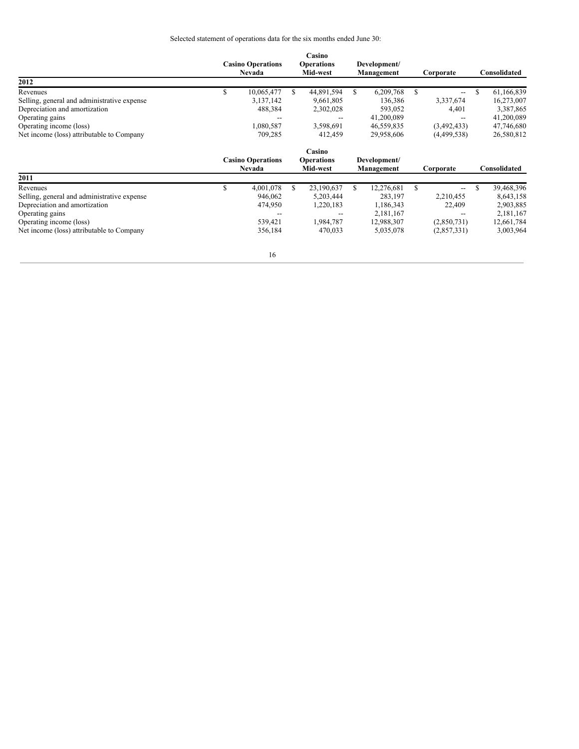Selected statement of operations data for the six months ended June 30:

| 2012 | Casino Operations Nevada | Casino Operations Mid-west | Development/ Management | Corporate | Consolidated |
|---|---|---|---|---|---|
| Revenues | $ 10,065,477 | $ 44,891,594 | $ 6,209,768 | $ -- | $ 61,166,839 |
| Selling, general and administrative expense | 3,137,142 | 9,661,805 | 136,386 | 3,337,674 | 16,273,007 |
| Depreciation and amortization | 488,384 | 2,302,028 | 593,052 | 4,401 | 3,387,865 |
| Operating gains | -- | -- | 41,200,089 | -- | 41,200,089 |
| Operating income (loss) | 1,080,587 | 3,598,691 | 46,559,835 | (3,492,433) | 47,746,680 |
| Net income (loss) attributable to Company | 709,285 | 412,459 | 29,958,606 | (4,499,538) | 26,580,812 |

| 2011 | Casino Operations Nevada | Casino Operations Mid-west | Development/ Management | Corporate | Consolidated |
|---|---|---|---|---|---|
| Revenues | $ 4,001,078 | $ 23,190,637 | $ 12,276,681 | $ -- | $ 39,468,396 |
| Selling, general and administrative expense | 946,062 | 5,203,444 | 283,197 | 2,210,455 | 8,643,158 |
| Depreciation and amortization | 474,950 | 1,220,183 | 1,186,343 | 22,409 | 2,903,885 |
| Operating gains | -- | -- | 2,181,167 | -- | 2,181,167 |
| Operating income (loss) | 539,421 | 1,984,787 | 12,988,307 | (2,850,731) | 12,661,784 |
| Net income (loss) attributable to Company | 356,184 | 470,033 | 5,035,078 | (2,857,331) | 3,003,964 |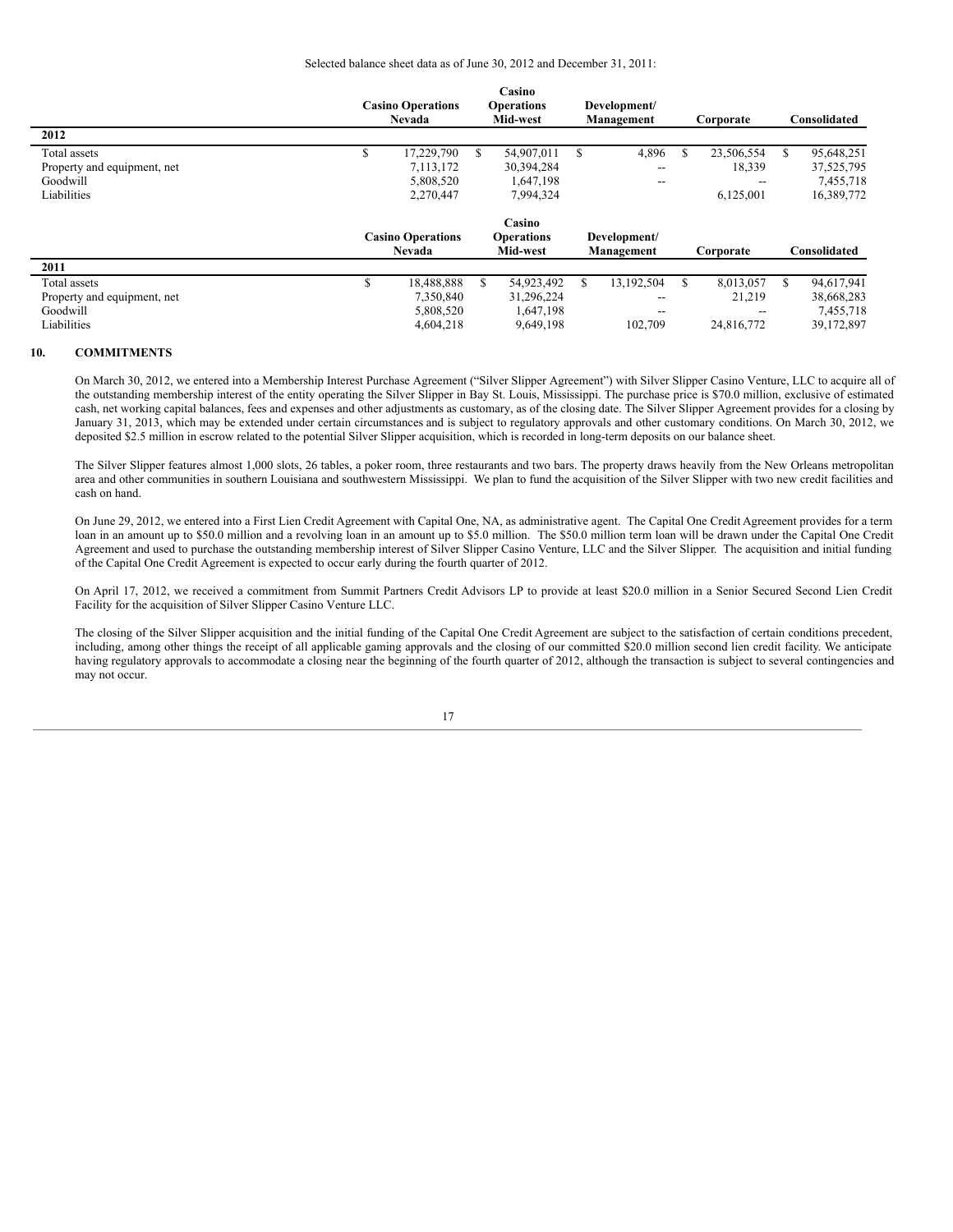Selected balance sheet data as of June 30, 2012 and December 31, 2011:

| | Casino Operations Nevada | Casino Operations Mid-west | Development/ Management | Corporate | Consolidated |
|---|---|---|---|---|---|
| **2012** | | | | | |
| Total assets | $ 17,229,790 | $ 54,907,011 | $ 4,896 | $ 23,506,554 | $ 95,648,251 |
| Property and equipment, net | 7,113,172 | 30,394,284 | -- | 18,339 | 37,525,795 |
| Goodwill | 5,808,520 | 1,647,198 | -- | -- | 7,455,718 |
| Liabilities | 2,270,447 | 7,994,324 | | 6,125,001 | 16,389,772 |

| | Casino Operations Nevada | Casino Operations Mid-west | Development/ Management | Corporate | Consolidated |
|---|---|---|---|---|---|
| **2011** | | | | | |
| Total assets | $ 18,488,888 | $ 54,923,492 | $ 13,192,504 | $ 8,013,057 | $ 94,617,941 |
| Property and equipment, net | 7,350,840 | 31,296,224 | -- | 21,219 | 38,668,283 |
| Goodwill | 5,808,520 | 1,647,198 | -- | -- | 7,455,718 |
| Liabilities | 4,604,218 | 9,649,198 | 102,709 | 24,816,772 | 39,172,897 |

## 10. COMMITMENTS

On March 30, 2012, we entered into a Membership Interest Purchase Agreement ("Silver Slipper Agreement") with Silver Slipper Casino Venture, LLC to acquire all of the outstanding membership interest of the entity operating the Silver Slipper in Bay St. Louis, Mississippi. The purchase price is $70.0 million, exclusive of estimated cash, net working capital balances, fees and expenses and other adjustments as customary, as of the closing date. The Silver Slipper Agreement provides for a closing by January 31, 2013, which may be extended under certain circumstances and is subject to regulatory approvals and other customary conditions. On March 30, 2012, we deposited $2.5 million in escrow related to the potential Silver Slipper acquisition, which is recorded in long-term deposits on our balance sheet.

The Silver Slipper features almost 1,000 slots, 26 tables, a poker room, three restaurants and two bars. The property draws heavily from the New Orleans metropolitan area and other communities in southern Louisiana and southwestern Mississippi. We plan to fund the acquisition of the Silver Slipper with two new credit facilities and cash on hand.

On June 29, 2012, we entered into a First Lien Credit Agreement with Capital One, NA, as administrative agent. The Capital One Credit Agreement provides for a term loan in an amount up to $50.0 million and a revolving loan in an amount up to $5.0 million. The $50.0 million term loan will be drawn under the Capital One Credit Agreement and used to purchase the outstanding membership interest of Silver Slipper Casino Venture, LLC and the Silver Slipper. The acquisition and initial funding of the Capital One Credit Agreement is expected to occur early during the fourth quarter of 2012.

On April 17, 2012, we received a commitment from Summit Partners Credit Advisors LP to provide at least $20.0 million in a Senior Secured Second Lien Credit Facility for the acquisition of Silver Slipper Casino Venture LLC.

The closing of the Silver Slipper acquisition and the initial funding of the Capital One Credit Agreement are subject to the satisfaction of certain conditions precedent, including, among other things the receipt of all applicable gaming approvals and the closing of our committed $20.0 million second lien credit facility. We anticipate having regulatory approvals to accommodate a closing near the beginning of the fourth quarter of 2012, although the transaction is subject to several contingencies and may not occur.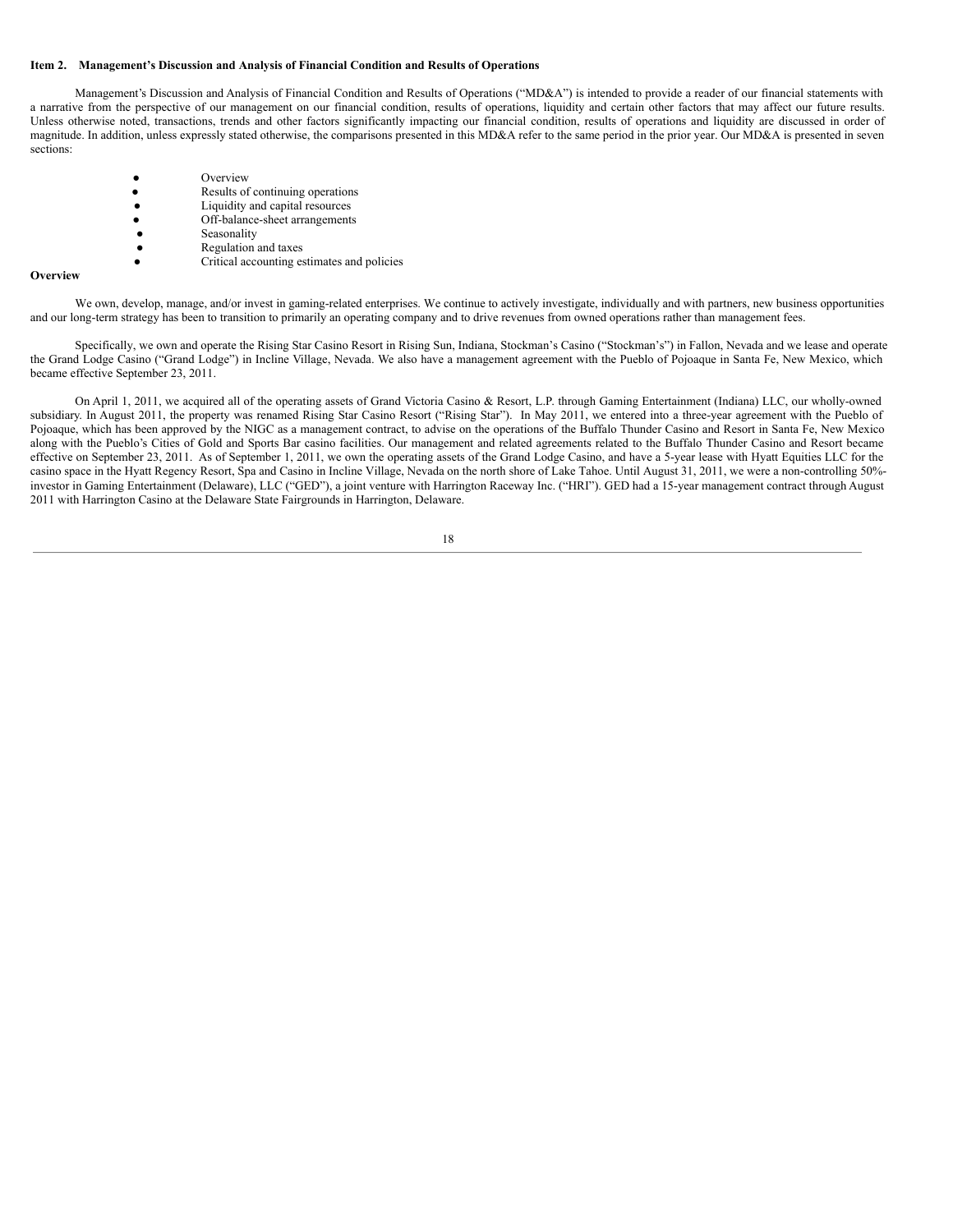### Item 2. Management's Discussion and Analysis of Financial Condition and Results of Operations

Management's Discussion and Analysis of Financial Condition and Results of Operations ("MD&A") is intended to provide a reader of our financial statements with a narrative from the perspective of our management on our financial condition, results of operations, liquidity and certain other factors that may affect our future results. Unless otherwise noted, transactions, trends and other factors significantly impacting our financial condition, results of operations and liquidity are discussed in order of magnitude. In addition, unless expressly stated otherwise, the comparisons presented in this MD&A refer to the same period in the prior year. Our MD&A is presented in seven sections:

- Overview
- Results of continuing operations
- Liquidity and capital resources
- Off-balance-sheet arrangements
- Seasonality
- Regulation and taxes
- Critical accounting estimates and policies

**Overview**

We own, develop, manage, and/or invest in gaming-related enterprises. We continue to actively investigate, individually and with partners, new business opportunities and our long-term strategy has been to transition to primarily an operating company and to drive revenues from owned operations rather than management fees.

Specifically, we own and operate the Rising Star Casino Resort in Rising Sun, Indiana, Stockman's Casino ("Stockman's") in Fallon, Nevada and we lease and operate the Grand Lodge Casino ("Grand Lodge") in Incline Village, Nevada. We also have a management agreement with the Pueblo of Pojoaque in Santa Fe, New Mexico, which became effective September 23, 2011.

On April 1, 2011, we acquired all of the operating assets of Grand Victoria Casino & Resort, L.P. through Gaming Entertainment (Indiana) LLC, our wholly-owned subsidiary. In August 2011, the property was renamed Rising Star Casino Resort ("Rising Star"). In May 2011, we entered into a three-year agreement with the Pueblo of Pojoaque, which has been approved by the NIGC as a management contract, to advise on the operations of the Buffalo Thunder Casino and Resort in Santa Fe, New Mexico along with the Pueblo's Cities of Gold and Sports Bar casino facilities. Our management and related agreements related to the Buffalo Thunder Casino and Resort became effective on September 23, 2011. As of September 1, 2011, we own the operating assets of the Grand Lodge Casino, and have a 5-year lease with Hyatt Equities LLC for the casino space in the Hyatt Regency Resort, Spa and Casino in Incline Village, Nevada on the north shore of Lake Tahoe. Until August 31, 2011, we were a non-controlling 50%-investor in Gaming Entertainment (Delaware), LLC ("GED"), a joint venture with Harrington Raceway Inc. ("HRI"). GED had a 15-year management contract through August 2011 with Harrington Casino at the Delaware State Fairgrounds in Harrington, Delaware.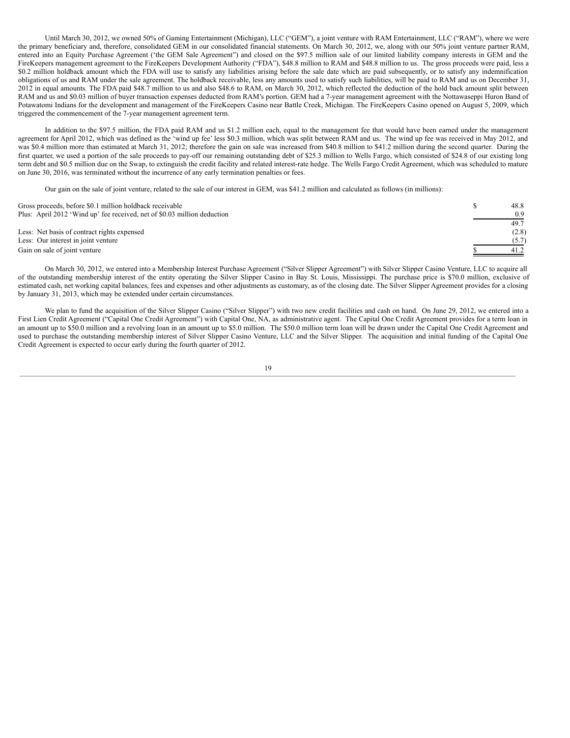Until March 30, 2012, we owned 50% of Gaming Entertainment (Michigan), LLC ("GEM"), a joint venture with RAM Entertainment, LLC ("RAM"), where we were the primary beneficiary and, therefore, consolidated GEM in our consolidated financial statements. On March 30, 2012, we, along with our 50% joint venture partner RAM, entered into an Equity Purchase Agreement ('the GEM Sale Agreement") and closed on the $97.5 million sale of our limited liability company interests in GEM and the FireKeepers management agreement to the FireKeepers Development Authority ("FDA"), $48.8 million to RAM and $48.8 million to us. The gross proceeds were paid, less a $0.2 million holdback amount which the FDA will use to satisfy any liabilities arising before the sale date which are paid subsequently, or to satisfy any indemnification obligations of us and RAM under the sale agreement. The holdback receivable, less any amounts used to satisfy such liabilities, will be paid to RAM and us on December 31, 2012 in equal amounts. The FDA paid $48.7 million to us and also $48.6 to RAM, on March 30, 2012, which reflected the deduction of the hold back amount split between RAM and us and $0.03 million of buyer transaction expenses deducted from RAM's portion. GEM had a 7-year management agreement with the Nottawaseppi Huron Band of Potawatomi Indians for the development and management of the FireKeepers Casino near Battle Creek, Michigan. The FireKeepers Casino opened on August 5, 2009, which triggered the commencement of the 7-year management agreement term.

In addition to the $97.5 million, the FDA paid RAM and us $1.2 million each, equal to the management fee that would have been earned under the management agreement for April 2012, which was defined as the 'wind up fee' less $0.3 million, which was split between RAM and us. The wind up fee was received in May 2012, and was $0.4 million more than estimated at March 31, 2012; therefore the gain on sale was increased from $40.8 million to $41.2 million during the second quarter. During the first quarter, we used a portion of the sale proceeds to pay-off our remaining outstanding debt of $25.3 million to Wells Fargo, which consisted of $24.8 of our existing long term debt and $0.5 million due on the Swap, to extinguish the credit facility and related interest-rate hedge. The Wells Fargo Credit Agreement, which was scheduled to mature on June 30, 2016, was terminated without the incurrence of any early termination penalties or fees.

Our gain on the sale of joint venture, related to the sale of our interest in GEM, was $41.2 million and calculated as follows (in millions):

| | | |
|---|---|---|
| Gross proceeds, before $0.1 million holdback receivable | $ | 48.8 |
| Plus: April 2012 'Wind up' fee received, net of $0.03 million deduction | | 0.9 |
| | | 49.7 |
| Less: Net basis of contract rights expensed | | (2.8) |
| Less: Our interest in joint venture | | (5.7) |
| Gain on sale of joint venture | $ | 41.2 |

On March 30, 2012, we entered into a Membership Interest Purchase Agreement ("Silver Slipper Agreement") with Silver Slipper Casino Venture, LLC to acquire all of the outstanding membership interest of the entity operating the Silver Slipper Casino in Bay St. Louis, Mississippi. The purchase price is $70.0 million, exclusive of estimated cash, net working capital balances, fees and expenses and other adjustments as customary, as of the closing date. The Silver Slipper Agreement provides for a closing by January 31, 2013, which may be extended under certain circumstances.

We plan to fund the acquisition of the Silver Slipper Casino ("Silver Slipper") with two new credit facilities and cash on hand. On June 29, 2012, we entered into a First Lien Credit Agreement ("Capital One Credit Agreement") with Capital One, NA, as administrative agent. The Capital One Credit Agreement provides for a term loan in an amount up to $50.0 million and a revolving loan in an amount up to $5.0 million. The $50.0 million term loan will be drawn under the Capital One Credit Agreement and used to purchase the outstanding membership interest of Silver Slipper Casino Venture, LLC and the Silver Slipper. The acquisition and initial funding of the Capital One Credit Agreement is expected to occur early during the fourth quarter of 2012.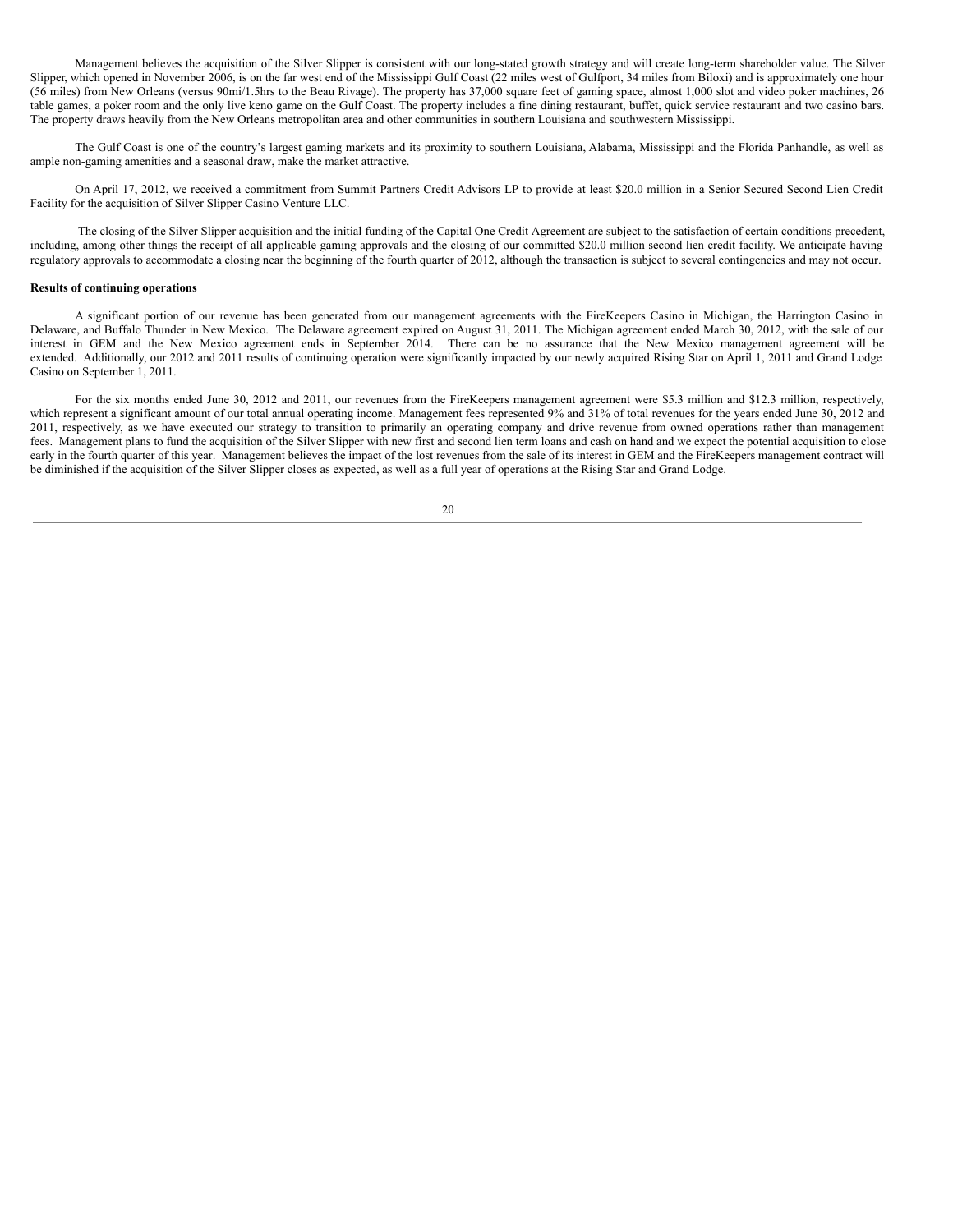Management believes the acquisition of the Silver Slipper is consistent with our long-stated growth strategy and will create long-term shareholder value. The Silver Slipper, which opened in November 2006, is on the far west end of the Mississippi Gulf Coast (22 miles west of Gulfport, 34 miles from Biloxi) and is approximately one hour (56 miles) from New Orleans (versus 90mi/1.5hrs to the Beau Rivage). The property has 37,000 square feet of gaming space, almost 1,000 slot and video poker machines, 26 table games, a poker room and the only live keno game on the Gulf Coast. The property includes a fine dining restaurant, buffet, quick service restaurant and two casino bars. The property draws heavily from the New Orleans metropolitan area and other communities in southern Louisiana and southwestern Mississippi.

The Gulf Coast is one of the country's largest gaming markets and its proximity to southern Louisiana, Alabama, Mississippi and the Florida Panhandle, as well as ample non-gaming amenities and a seasonal draw, make the market attractive.

On April 17, 2012, we received a commitment from Summit Partners Credit Advisors LP to provide at least $20.0 million in a Senior Secured Second Lien Credit Facility for the acquisition of Silver Slipper Casino Venture LLC.

The closing of the Silver Slipper acquisition and the initial funding of the Capital One Credit Agreement are subject to the satisfaction of certain conditions precedent, including, among other things the receipt of all applicable gaming approvals and the closing of our committed $20.0 million second lien credit facility. We anticipate having regulatory approvals to accommodate a closing near the beginning of the fourth quarter of 2012, although the transaction is subject to several contingencies and may not occur.

**Results of continuing operations**

A significant portion of our revenue has been generated from our management agreements with the FireKeepers Casino in Michigan, the Harrington Casino in Delaware, and Buffalo Thunder in New Mexico. The Delaware agreement expired on August 31, 2011. The Michigan agreement ended March 30, 2012, with the sale of our interest in GEM and the New Mexico agreement ends in September 2014. There can be no assurance that the New Mexico management agreement will be extended. Additionally, our 2012 and 2011 results of continuing operation were significantly impacted by our newly acquired Rising Star on April 1, 2011 and Grand Lodge Casino on September 1, 2011.

For the six months ended June 30, 2012 and 2011, our revenues from the FireKeepers management agreement were $5.3 million and $12.3 million, respectively, which represent a significant amount of our total annual operating income. Management fees represented 9% and 31% of total revenues for the years ended June 30, 2012 and 2011, respectively, as we have executed our strategy to transition to primarily an operating company and drive revenue from owned operations rather than management fees. Management plans to fund the acquisition of the Silver Slipper with new first and second lien term loans and cash on hand and we expect the potential acquisition to close early in the fourth quarter of this year. Management believes the impact of the lost revenues from the sale of its interest in GEM and the FireKeepers management contract will be diminished if the acquisition of the Silver Slipper closes as expected, as well as a full year of operations at the Rising Star and Grand Lodge.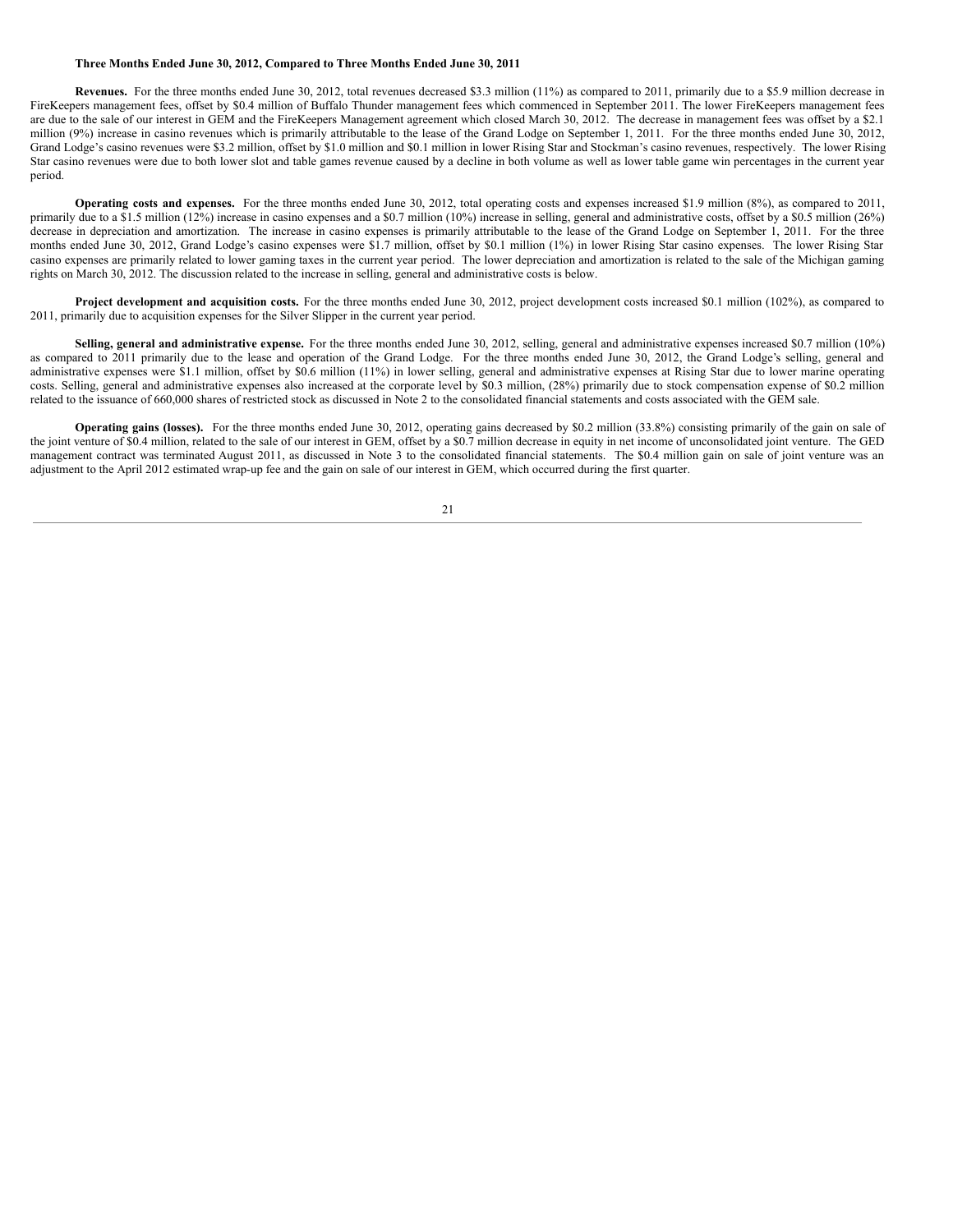**Three Months Ended June 30, 2012, Compared to Three Months Ended June 30, 2011**

**Revenues.** For the three months ended June 30, 2012, total revenues decreased $3.3 million (11%) as compared to 2011, primarily due to a $5.9 million decrease in FireKeepers management fees, offset by $0.4 million of Buffalo Thunder management fees which commenced in September 2011. The lower FireKeepers management fees are due to the sale of our interest in GEM and the FireKeepers Management agreement which closed March 30, 2012. The decrease in management fees was offset by a $2.1 million (9%) increase in casino revenues which is primarily attributable to the lease of the Grand Lodge on September 1, 2011. For the three months ended June 30, 2012, Grand Lodge's casino revenues were $3.2 million, offset by $1.0 million and $0.1 million in lower Rising Star and Stockman's casino revenues, respectively. The lower Rising Star casino revenues were due to both lower slot and table games revenue caused by a decline in both volume as well as lower table game win percentages in the current year period.

**Operating costs and expenses.** For the three months ended June 30, 2012, total operating costs and expenses increased $1.9 million (8%), as compared to 2011, primarily due to a $1.5 million (12%) increase in casino expenses and a $0.7 million (10%) increase in selling, general and administrative costs, offset by a $0.5 million (26%) decrease in depreciation and amortization. The increase in casino expenses is primarily attributable to the lease of the Grand Lodge on September 1, 2011. For the three months ended June 30, 2012, Grand Lodge's casino expenses were $1.7 million, offset by $0.1 million (1%) in lower Rising Star casino expenses. The lower Rising Star casino expenses are primarily related to lower gaming taxes in the current year period. The lower depreciation and amortization is related to the sale of the Michigan gaming rights on March 30, 2012. The discussion related to the increase in selling, general and administrative costs is below.

**Project development and acquisition costs.** For the three months ended June 30, 2012, project development costs increased $0.1 million (102%), as compared to 2011, primarily due to acquisition expenses for the Silver Slipper in the current year period.

**Selling, general and administrative expense.** For the three months ended June 30, 2012, selling, general and administrative expenses increased $0.7 million (10%) as compared to 2011 primarily due to the lease and operation of the Grand Lodge. For the three months ended June 30, 2012, the Grand Lodge's selling, general and administrative expenses were $1.1 million, offset by $0.6 million (11%) in lower selling, general and administrative expenses at Rising Star due to lower marine operating costs. Selling, general and administrative expenses also increased at the corporate level by $0.3 million, (28%) primarily due to stock compensation expense of $0.2 million related to the issuance of 660,000 shares of restricted stock as discussed in Note 2 to the consolidated financial statements and costs associated with the GEM sale.

**Operating gains (losses).** For the three months ended June 30, 2012, operating gains decreased by $0.2 million (33.8%) consisting primarily of the gain on sale of the joint venture of $0.4 million, related to the sale of our interest in GEM, offset by a $0.7 million decrease in equity in net income of unconsolidated joint venture. The GED management contract was terminated August 2011, as discussed in Note 3 to the consolidated financial statements. The $0.4 million gain on sale of joint venture was an adjustment to the April 2012 estimated wrap-up fee and the gain on sale of our interest in GEM, which occurred during the first quarter.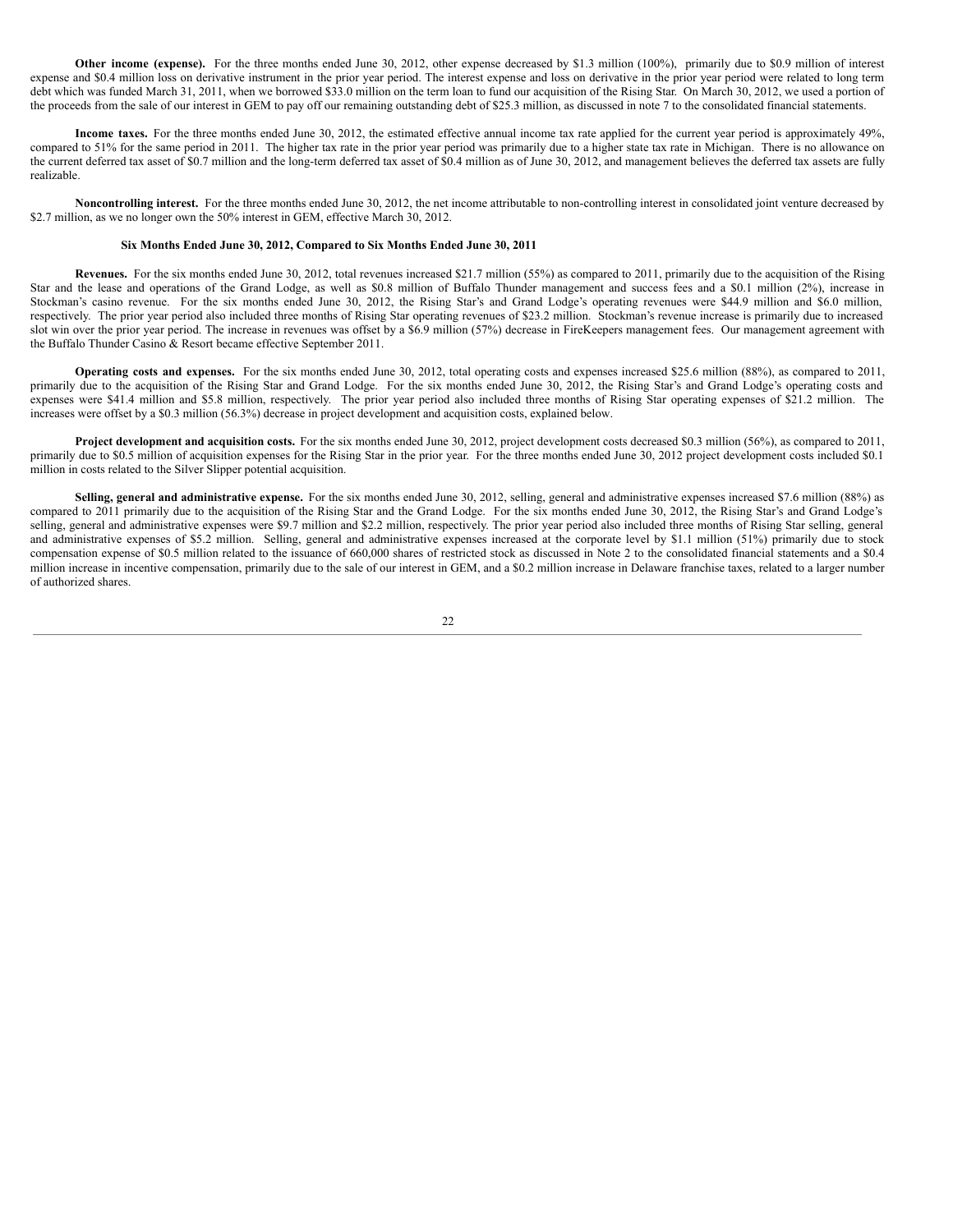**Other income (expense).** For the three months ended June 30, 2012, other expense decreased by $1.3 million (100%), primarily due to $0.9 million of interest expense and $0.4 million loss on derivative instrument in the prior year period. The interest expense and loss on derivative in the prior year period were related to long term debt which was funded March 31, 2011, when we borrowed $33.0 million on the term loan to fund our acquisition of the Rising Star. On March 30, 2012, we used a portion of the proceeds from the sale of our interest in GEM to pay off our remaining outstanding debt of $25.3 million, as discussed in note 7 to the consolidated financial statements.

**Income taxes.** For the three months ended June 30, 2012, the estimated effective annual income tax rate applied for the current year period is approximately 49%, compared to 51% for the same period in 2011. The higher tax rate in the prior year period was primarily due to a higher state tax rate in Michigan. There is no allowance on the current deferred tax asset of $0.7 million and the long-term deferred tax asset of $0.4 million as of June 30, 2012, and management believes the deferred tax assets are fully realizable.

**Noncontrolling interest.** For the three months ended June 30, 2012, the net income attributable to non-controlling interest in consolidated joint venture decreased by $2.7 million, as we no longer own the 50% interest in GEM, effective March 30, 2012.

**Six Months Ended June 30, 2012, Compared to Six Months Ended June 30, 2011**

**Revenues.** For the six months ended June 30, 2012, total revenues increased $21.7 million (55%) as compared to 2011, primarily due to the acquisition of the Rising Star and the lease and operations of the Grand Lodge, as well as $0.8 million of Buffalo Thunder management and success fees and a $0.1 million (2%), increase in Stockman's casino revenue. For the six months ended June 30, 2012, the Rising Star's and Grand Lodge's operating revenues were $44.9 million and $6.0 million, respectively. The prior year period also included three months of Rising Star operating revenues of $23.2 million. Stockman's revenue increase is primarily due to increased slot win over the prior year period. The increase in revenues was offset by a $6.9 million (57%) decrease in FireKeepers management fees. Our management agreement with the Buffalo Thunder Casino & Resort became effective September 2011.

**Operating costs and expenses.** For the six months ended June 30, 2012, total operating costs and expenses increased $25.6 million (88%), as compared to 2011, primarily due to the acquisition of the Rising Star and Grand Lodge. For the six months ended June 30, 2012, the Rising Star's and Grand Lodge's operating costs and expenses were $41.4 million and $5.8 million, respectively. The prior year period also included three months of Rising Star operating expenses of $21.2 million. The increases were offset by a $0.3 million (56.3%) decrease in project development and acquisition costs, explained below.

**Project development and acquisition costs.** For the six months ended June 30, 2012, project development costs decreased $0.3 million (56%), as compared to 2011, primarily due to $0.5 million of acquisition expenses for the Rising Star in the prior year. For the three months ended June 30, 2012 project development costs included $0.1 million in costs related to the Silver Slipper potential acquisition.

**Selling, general and administrative expense.** For the six months ended June 30, 2012, selling, general and administrative expenses increased $7.6 million (88%) as compared to 2011 primarily due to the acquisition of the Rising Star and the Grand Lodge. For the six months ended June 30, 2012, the Rising Star's and Grand Lodge's selling, general and administrative expenses were $9.7 million and $2.2 million, respectively. The prior year period also included three months of Rising Star selling, general and administrative expenses of $5.2 million. Selling, general and administrative expenses increased at the corporate level by $1.1 million (51%) primarily due to stock compensation expense of $0.5 million related to the issuance of 660,000 shares of restricted stock as discussed in Note 2 to the consolidated financial statements and a $0.4 million increase in incentive compensation, primarily due to the sale of our interest in GEM, and a $0.2 million increase in Delaware franchise taxes, related to a larger number of authorized shares.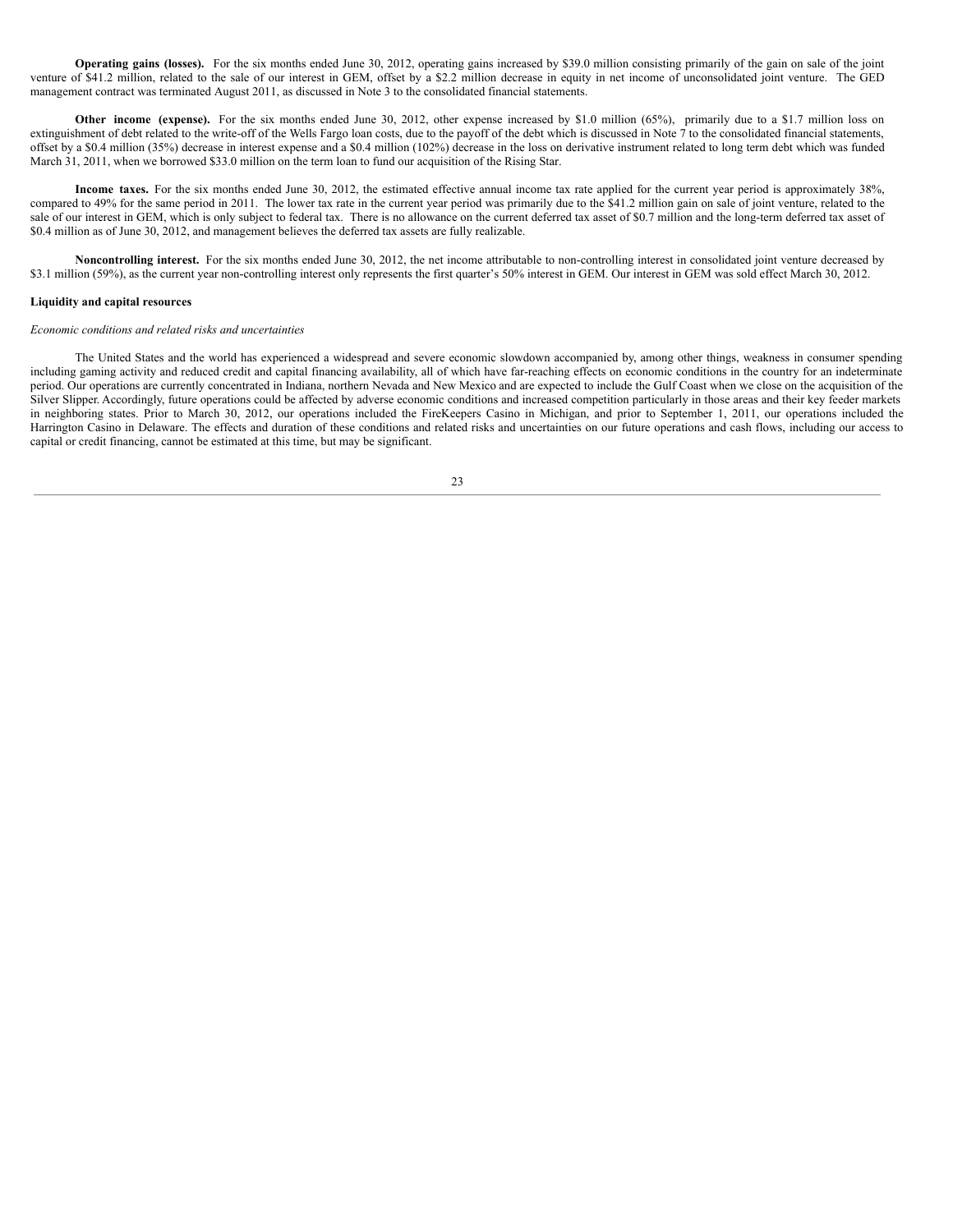**Operating gains (losses).** For the six months ended June 30, 2012, operating gains increased by $39.0 million consisting primarily of the gain on sale of the joint venture of $41.2 million, related to the sale of our interest in GEM, offset by a $2.2 million decrease in equity in net income of unconsolidated joint venture. The GED management contract was terminated August 2011, as discussed in Note 3 to the consolidated financial statements.

**Other income (expense).** For the six months ended June 30, 2012, other expense increased by $1.0 million (65%), primarily due to a $1.7 million loss on extinguishment of debt related to the write-off of the Wells Fargo loan costs, due to the payoff of the debt which is discussed in Note 7 to the consolidated financial statements, offset by a $0.4 million (35%) decrease in interest expense and a $0.4 million (102%) decrease in the loss on derivative instrument related to long term debt which was funded March 31, 2011, when we borrowed $33.0 million on the term loan to fund our acquisition of the Rising Star.

**Income taxes.** For the six months ended June 30, 2012, the estimated effective annual income tax rate applied for the current year period is approximately 38%, compared to 49% for the same period in 2011. The lower tax rate in the current year period was primarily due to the $41.2 million gain on sale of joint venture, related to the sale of our interest in GEM, which is only subject to federal tax. There is no allowance on the current deferred tax asset of $0.7 million and the long-term deferred tax asset of $0.4 million as of June 30, 2012, and management believes the deferred tax assets are fully realizable.

**Noncontrolling interest.** For the six months ended June 30, 2012, the net income attributable to non-controlling interest in consolidated joint venture decreased by $3.1 million (59%), as the current year non-controlling interest only represents the first quarter's 50% interest in GEM. Our interest in GEM was sold effect March 30, 2012.

**Liquidity and capital resources**

*Economic conditions and related risks and uncertainties*

The United States and the world has experienced a widespread and severe economic slowdown accompanied by, among other things, weakness in consumer spending including gaming activity and reduced credit and capital financing availability, all of which have far-reaching effects on economic conditions in the country for an indeterminate period. Our operations are currently concentrated in Indiana, northern Nevada and New Mexico and are expected to include the Gulf Coast when we close on the acquisition of the Silver Slipper. Accordingly, future operations could be affected by adverse economic conditions and increased competition particularly in those areas and their key feeder markets in neighboring states. Prior to March 30, 2012, our operations included the FireKeepers Casino in Michigan, and prior to September 1, 2011, our operations included the Harrington Casino in Delaware. The effects and duration of these conditions and related risks and uncertainties on our future operations and cash flows, including our access to capital or credit financing, cannot be estimated at this time, but may be significant.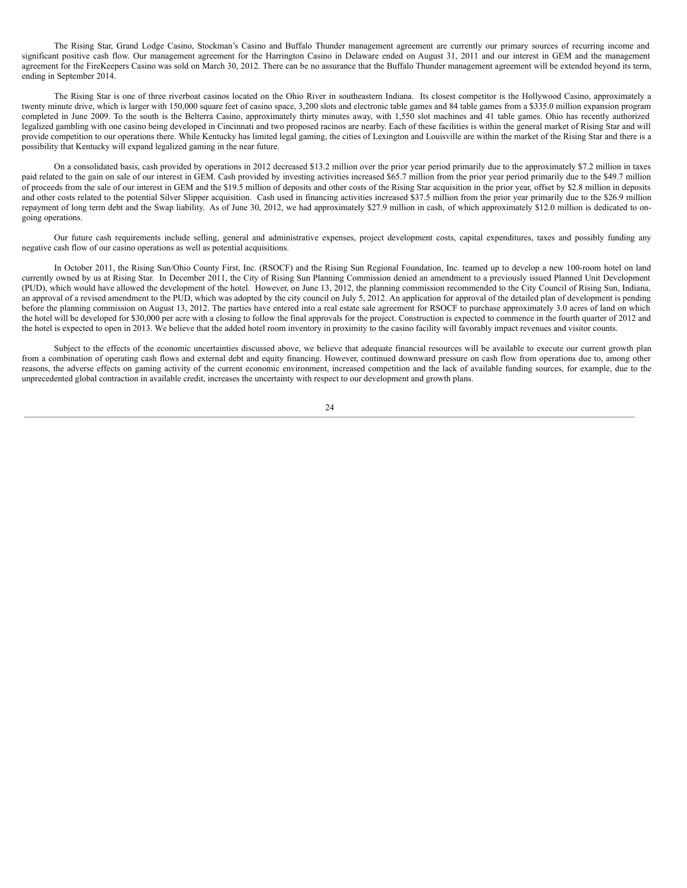The Rising Star, Grand Lodge Casino, Stockman's Casino and Buffalo Thunder management agreement are currently our primary sources of recurring income and significant positive cash flow. Our management agreement for the Harrington Casino in Delaware ended on August 31, 2011 and our interest in GEM and the management agreement for the FireKeepers Casino was sold on March 30, 2012. There can be no assurance that the Buffalo Thunder management agreement will be extended beyond its term, ending in September 2014.

The Rising Star is one of three riverboat casinos located on the Ohio River in southeastern Indiana. Its closest competitor is the Hollywood Casino, approximately a twenty minute drive, which is larger with 150,000 square feet of casino space, 3,200 slots and electronic table games and 84 table games from a $335.0 million expansion program completed in June 2009. To the south is the Belterra Casino, approximately thirty minutes away, with 1,550 slot machines and 41 table games. Ohio has recently authorized legalized gambling with one casino being developed in Cincinnati and two proposed racinos are nearby. Each of these facilities is within the general market of Rising Star and will provide competition to our operations there. While Kentucky has limited legal gaming, the cities of Lexington and Louisville are within the market of the Rising Star and there is a possibility that Kentucky will expand legalized gaming in the near future.

On a consolidated basis, cash provided by operations in 2012 decreased $13.2 million over the prior year period primarily due to the approximately $7.2 million in taxes paid related to the gain on sale of our interest in GEM. Cash provided by investing activities increased $65.7 million from the prior year period primarily due to the $49.7 million of proceeds from the sale of our interest in GEM and the $19.5 million of deposits and other costs of the Rising Star acquisition in the prior year, offset by $2.8 million in deposits and other costs related to the potential Silver Slipper acquisition. Cash used in financing activities increased $37.5 million from the prior year primarily due to the $26.9 million repayment of long term debt and the Swap liability. As of June 30, 2012, we had approximately $27.9 million in cash, of which approximately $12.0 million is dedicated to on-going operations.

Our future cash requirements include selling, general and administrative expenses, project development costs, capital expenditures, taxes and possibly funding any negative cash flow of our casino operations as well as potential acquisitions.

In October 2011, the Rising Sun/Ohio County First, Inc. (RSOCF) and the Rising Sun Regional Foundation, Inc. teamed up to develop a new 100-room hotel on land currently owned by us at Rising Star. In December 2011, the City of Rising Sun Planning Commission denied an amendment to a previously issued Planned Unit Development (PUD), which would have allowed the development of the hotel. However, on June 13, 2012, the planning commission recommended to the City Council of Rising Sun, Indiana, an approval of a revised amendment to the PUD, which was adopted by the city council on July 5, 2012. An application for approval of the detailed plan of development is pending before the planning commission on August 13, 2012. The parties have entered into a real estate sale agreement for RSOCF to purchase approximately 3.0 acres of land on which the hotel will be developed for $30,000 per acre with a closing to follow the final approvals for the project. Construction is expected to commence in the fourth quarter of 2012 and the hotel is expected to open in 2013. We believe that the added hotel room inventory in proximity to the casino facility will favorably impact revenues and visitor counts.

Subject to the effects of the economic uncertainties discussed above, we believe that adequate financial resources will be available to execute our current growth plan from a combination of operating cash flows and external debt and equity financing. However, continued downward pressure on cash flow from operations due to, among other reasons, the adverse effects on gaming activity of the current economic environment, increased competition and the lack of available funding sources, for example, due to the unprecedented global contraction in available credit, increases the uncertainty with respect to our development and growth plans.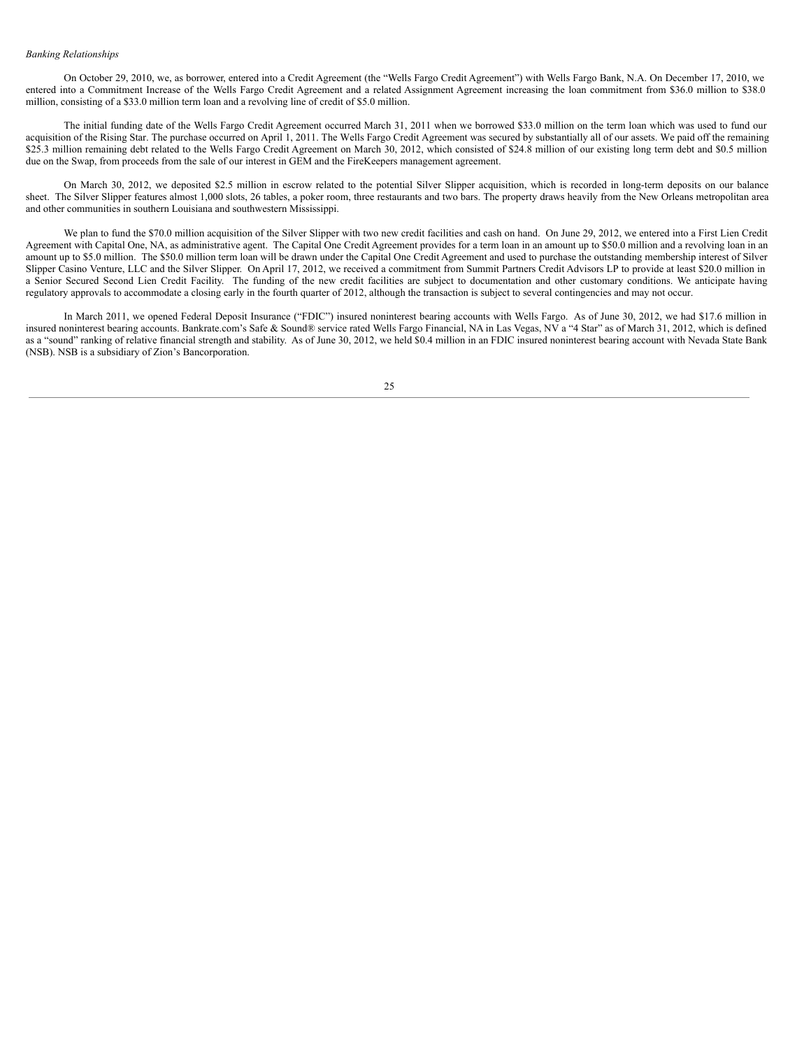*Banking Relationships*

On October 29, 2010, we, as borrower, entered into a Credit Agreement (the "Wells Fargo Credit Agreement") with Wells Fargo Bank, N.A. On December 17, 2010, we entered into a Commitment Increase of the Wells Fargo Credit Agreement and a related Assignment Agreement increasing the loan commitment from $36.0 million to $38.0 million, consisting of a $33.0 million term loan and a revolving line of credit of $5.0 million.

The initial funding date of the Wells Fargo Credit Agreement occurred March 31, 2011 when we borrowed $33.0 million on the term loan which was used to fund our acquisition of the Rising Star. The purchase occurred on April 1, 2011. The Wells Fargo Credit Agreement was secured by substantially all of our assets. We paid off the remaining $25.3 million remaining debt related to the Wells Fargo Credit Agreement on March 30, 2012, which consisted of $24.8 million of our existing long term debt and $0.5 million due on the Swap, from proceeds from the sale of our interest in GEM and the FireKeepers management agreement.

On March 30, 2012, we deposited $2.5 million in escrow related to the potential Silver Slipper acquisition, which is recorded in long-term deposits on our balance sheet. The Silver Slipper features almost 1,000 slots, 26 tables, a poker room, three restaurants and two bars. The property draws heavily from the New Orleans metropolitan area and other communities in southern Louisiana and southwestern Mississippi.

We plan to fund the $70.0 million acquisition of the Silver Slipper with two new credit facilities and cash on hand. On June 29, 2012, we entered into a First Lien Credit Agreement with Capital One, NA, as administrative agent. The Capital One Credit Agreement provides for a term loan in an amount up to $50.0 million and a revolving loan in an amount up to $5.0 million. The $50.0 million term loan will be drawn under the Capital One Credit Agreement and used to purchase the outstanding membership interest of Silver Slipper Casino Venture, LLC and the Silver Slipper. On April 17, 2012, we received a commitment from Summit Partners Credit Advisors LP to provide at least $20.0 million in a Senior Secured Second Lien Credit Facility. The funding of the new credit facilities are subject to documentation and other customary conditions. We anticipate having regulatory approvals to accommodate a closing early in the fourth quarter of 2012, although the transaction is subject to several contingencies and may not occur.

In March 2011, we opened Federal Deposit Insurance ("FDIC") insured noninterest bearing accounts with Wells Fargo. As of June 30, 2012, we had $17.6 million in insured noninterest bearing accounts. Bankrate.com's Safe & Sound® service rated Wells Fargo Financial, NA in Las Vegas, NV a "4 Star" as of March 31, 2012, which is defined as a "sound" ranking of relative financial strength and stability. As of June 30, 2012, we held $0.4 million in an FDIC insured noninterest bearing account with Nevada State Bank (NSB). NSB is a subsidiary of Zion's Bancorporation.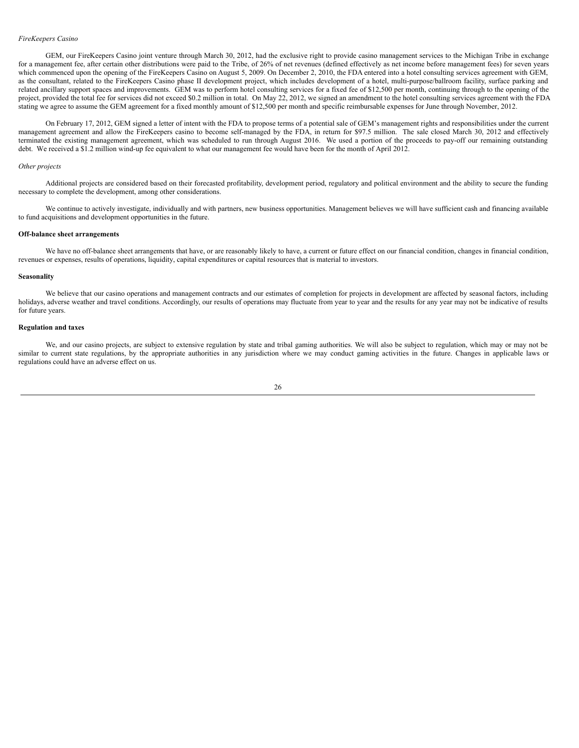*FireKeepers Casino*

GEM, our FireKeepers Casino joint venture through March 30, 2012, had the exclusive right to provide casino management services to the Michigan Tribe in exchange for a management fee, after certain other distributions were paid to the Tribe, of 26% of net revenues (defined effectively as net income before management fees) for seven years which commenced upon the opening of the FireKeepers Casino on August 5, 2009. On December 2, 2010, the FDA entered into a hotel consulting services agreement with GEM, as the consultant, related to the FireKeepers Casino phase II development project, which includes development of a hotel, multi-purpose/ballroom facility, surface parking and related ancillary support spaces and improvements. GEM was to perform hotel consulting services for a fixed fee of $12,500 per month, continuing through to the opening of the project, provided the total fee for services did not exceed $0.2 million in total. On May 22, 2012, we signed an amendment to the hotel consulting services agreement with the FDA stating we agree to assume the GEM agreement for a fixed monthly amount of $12,500 per month and specific reimbursable expenses for June through November, 2012.

On February 17, 2012, GEM signed a letter of intent with the FDA to propose terms of a potential sale of GEM's management rights and responsibilities under the current management agreement and allow the FireKeepers casino to become self-managed by the FDA, in return for $97.5 million. The sale closed March 30, 2012 and effectively terminated the existing management agreement, which was scheduled to run through August 2016. We used a portion of the proceeds to pay-off our remaining outstanding debt. We received a $1.2 million wind-up fee equivalent to what our management fee would have been for the month of April 2012.

*Other projects*

Additional projects are considered based on their forecasted profitability, development period, regulatory and political environment and the ability to secure the funding necessary to complete the development, among other considerations.

We continue to actively investigate, individually and with partners, new business opportunities. Management believes we will have sufficient cash and financing available to fund acquisitions and development opportunities in the future.

**Off-balance sheet arrangements**

We have no off-balance sheet arrangements that have, or are reasonably likely to have, a current or future effect on our financial condition, changes in financial condition, revenues or expenses, results of operations, liquidity, capital expenditures or capital resources that is material to investors.

**Seasonality**

We believe that our casino operations and management contracts and our estimates of completion for projects in development are affected by seasonal factors, including holidays, adverse weather and travel conditions. Accordingly, our results of operations may fluctuate from year to year and the results for any year may not be indicative of results for future years.

**Regulation and taxes**

We, and our casino projects, are subject to extensive regulation by state and tribal gaming authorities. We will also be subject to regulation, which may or may not be similar to current state regulations, by the appropriate authorities in any jurisdiction where we may conduct gaming activities in the future. Changes in applicable laws or regulations could have an adverse effect on us.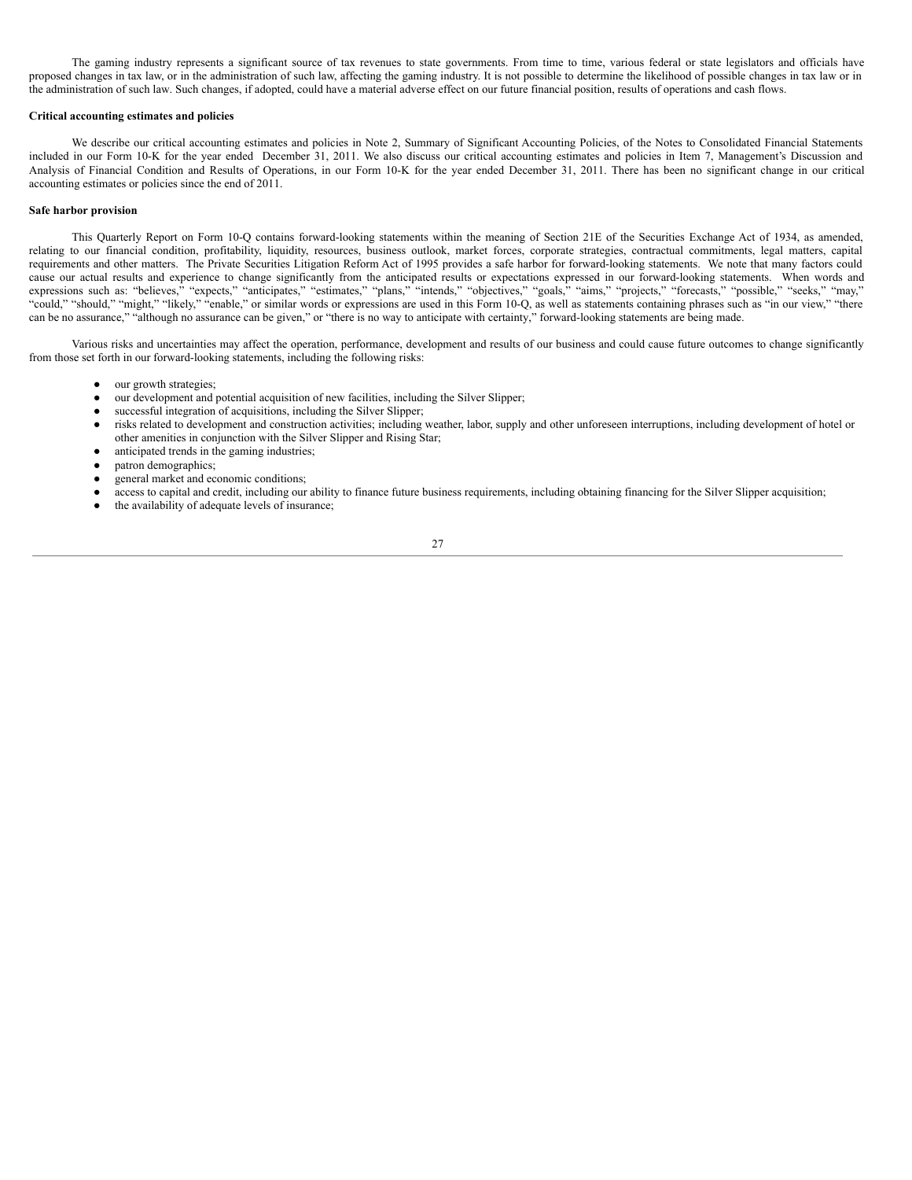The gaming industry represents a significant source of tax revenues to state governments. From time to time, various federal or state legislators and officials have proposed changes in tax law, or in the administration of such law, affecting the gaming industry. It is not possible to determine the likelihood of possible changes in tax law or in the administration of such law. Such changes, if adopted, could have a material adverse effect on our future financial position, results of operations and cash flows.

**Critical accounting estimates and policies**

We describe our critical accounting estimates and policies in Note 2, Summary of Significant Accounting Policies, of the Notes to Consolidated Financial Statements included in our Form 10-K for the year ended December 31, 2011. We also discuss our critical accounting estimates and policies in Item 7, Management's Discussion and Analysis of Financial Condition and Results of Operations, in our Form 10-K for the year ended December 31, 2011. There has been no significant change in our critical accounting estimates or policies since the end of 2011.

**Safe harbor provision**

This Quarterly Report on Form 10-Q contains forward-looking statements within the meaning of Section 21E of the Securities Exchange Act of 1934, as amended, relating to our financial condition, profitability, liquidity, resources, business outlook, market forces, corporate strategies, contractual commitments, legal matters, capital requirements and other matters. The Private Securities Litigation Reform Act of 1995 provides a safe harbor for forward-looking statements. We note that many factors could cause our actual results and experience to change significantly from the anticipated results or expectations expressed in our forward-looking statements. When words and expressions such as: "believes," "expects," "anticipates," "estimates," "plans," "intends," "objectives," "goals," "aims," "projects," "forecasts," "possible," "seeks," "may," "could," "should," "might," "likely," "enable," or similar words or expressions are used in this Form 10-Q, as well as statements containing phrases such as "in our view," "there can be no assurance," "although no assurance can be given," or "there is no way to anticipate with certainty," forward-looking statements are being made.

Various risks and uncertainties may affect the operation, performance, development and results of our business and could cause future outcomes to change significantly from those set forth in our forward-looking statements, including the following risks:

- our growth strategies;
- our development and potential acquisition of new facilities, including the Silver Slipper;
- successful integration of acquisitions, including the Silver Slipper;
- risks related to development and construction activities; including weather, labor, supply and other unforeseen interruptions, including development of hotel or other amenities in conjunction with the Silver Slipper and Rising Star;
- anticipated trends in the gaming industries;
- patron demographics;
- general market and economic conditions;
- access to capital and credit, including our ability to finance future business requirements, including obtaining financing for the Silver Slipper acquisition;
- the availability of adequate levels of insurance;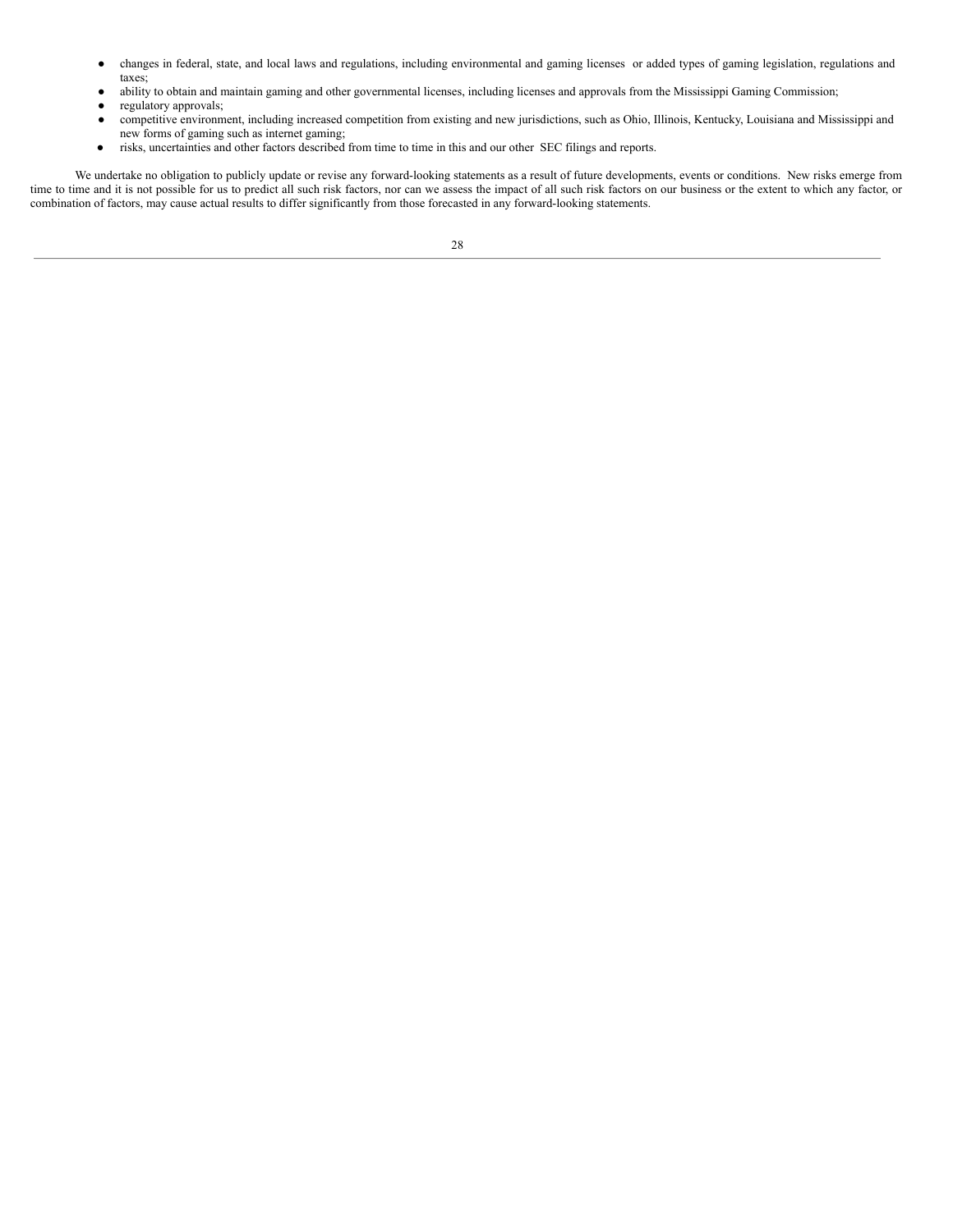- changes in federal, state, and local laws and regulations, including environmental and gaming licenses or added types of gaming legislation, regulations and taxes;
- ability to obtain and maintain gaming and other governmental licenses, including licenses and approvals from the Mississippi Gaming Commission;
- regulatory approvals;
- competitive environment, including increased competition from existing and new jurisdictions, such as Ohio, Illinois, Kentucky, Louisiana and Mississippi and new forms of gaming such as internet gaming;
- risks, uncertainties and other factors described from time to time in this and our other SEC filings and reports.

We undertake no obligation to publicly update or revise any forward-looking statements as a result of future developments, events or conditions. New risks emerge from time to time and it is not possible for us to predict all such risk factors, nor can we assess the impact of all such risk factors on our business or the extent to which any factor, or combination of factors, may cause actual results to differ significantly from those forecasted in any forward-looking statements.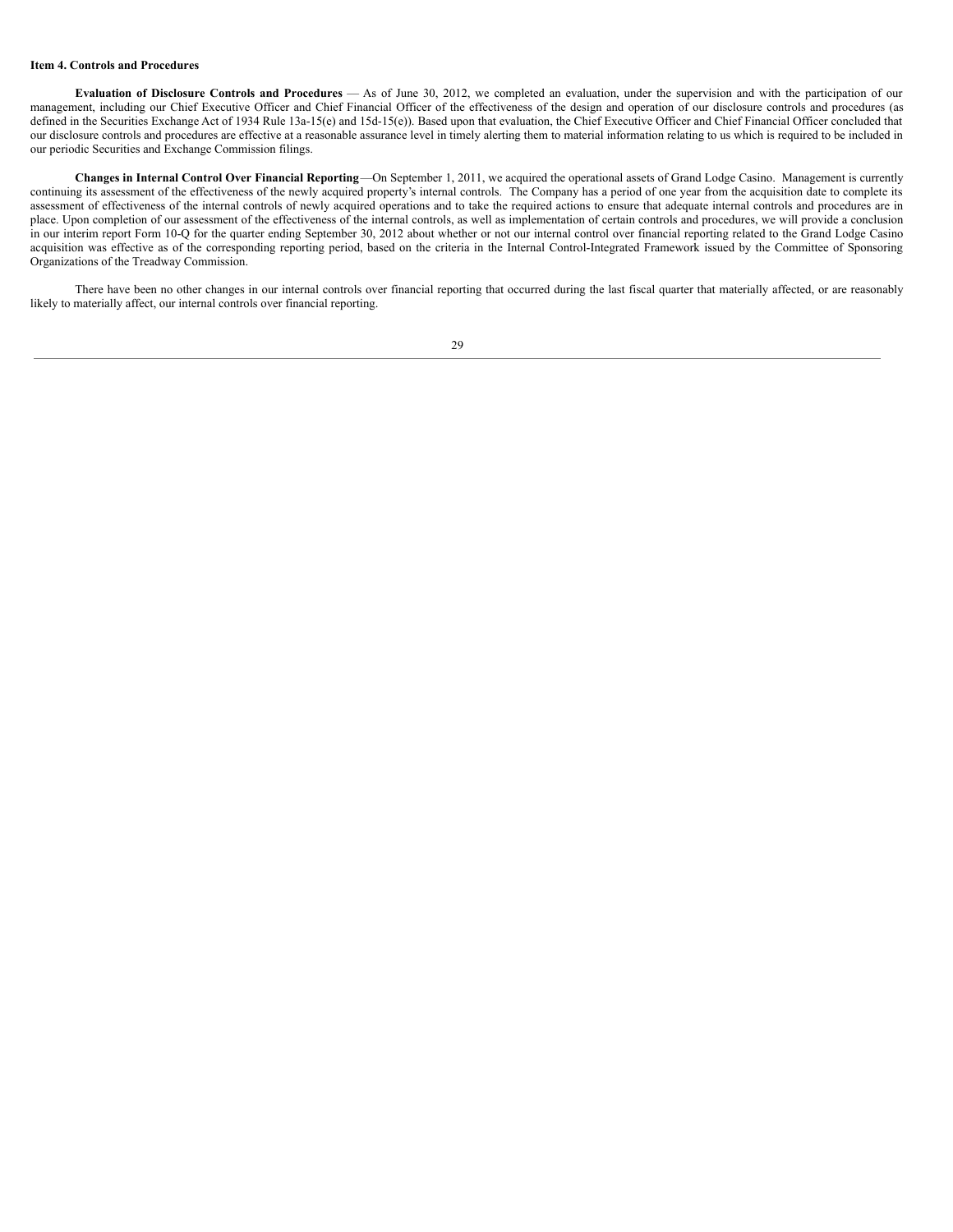### Item 4. Controls and Procedures

**Evaluation of Disclosure Controls and Procedures** — As of June 30, 2012, we completed an evaluation, under the supervision and with the participation of our management, including our Chief Executive Officer and Chief Financial Officer of the effectiveness of the design and operation of our disclosure controls and procedures (as defined in the Securities Exchange Act of 1934 Rule 13a-15(e) and 15d-15(e)). Based upon that evaluation, the Chief Executive Officer and Chief Financial Officer concluded that our disclosure controls and procedures are effective at a reasonable assurance level in timely alerting them to material information relating to us which is required to be included in our periodic Securities and Exchange Commission filings.

**Changes in Internal Control Over Financial Reporting**—On September 1, 2011, we acquired the operational assets of Grand Lodge Casino. Management is currently continuing its assessment of the effectiveness of the newly acquired property's internal controls. The Company has a period of one year from the acquisition date to complete its assessment of effectiveness of the internal controls of newly acquired operations and to take the required actions to ensure that adequate internal controls and procedures are in place. Upon completion of our assessment of the effectiveness of the internal controls, as well as implementation of certain controls and procedures, we will provide a conclusion in our interim report Form 10-Q for the quarter ending September 30, 2012 about whether or not our internal control over financial reporting related to the Grand Lodge Casino acquisition was effective as of the corresponding reporting period, based on the criteria in the Internal Control-Integrated Framework issued by the Committee of Sponsoring Organizations of the Treadway Commission.

There have been no other changes in our internal controls over financial reporting that occurred during the last fiscal quarter that materially affected, or are reasonably likely to materially affect, our internal controls over financial reporting.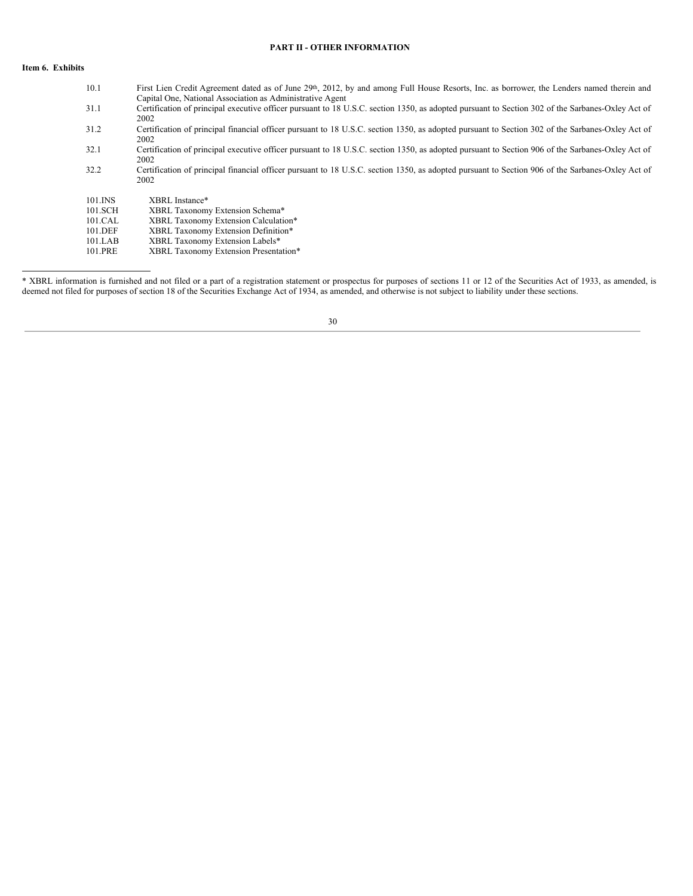## PART II - OTHER INFORMATION

### Item 6. Exhibits

| | |
|---|---|
| 10.1 | First Lien Credit Agreement dated as of June 29th, 2012, by and among Full House Resorts, Inc. as borrower, the Lenders named therein and Capital One, National Association as Administrative Agent |
| 31.1 | Certification of principal executive officer pursuant to 18 U.S.C. section 1350, as adopted pursuant to Section 302 of the Sarbanes-Oxley Act of 2002 |
| 31.2 | Certification of principal financial officer pursuant to 18 U.S.C. section 1350, as adopted pursuant to Section 302 of the Sarbanes-Oxley Act of 2002 |
| 32.1 | Certification of principal executive officer pursuant to 18 U.S.C. section 1350, as adopted pursuant to Section 906 of the Sarbanes-Oxley Act of 2002 |
| 32.2 | Certification of principal financial officer pursuant to 18 U.S.C. section 1350, as adopted pursuant to Section 906 of the Sarbanes-Oxley Act of 2002 |
| 101.INS | XBRL Instance* |
| 101.SCH | XBRL Taxonomy Extension Schema* |
| 101.CAL | XBRL Taxonomy Extension Calculation* |
| 101.DEF | XBRL Taxonomy Extension Definition* |
| 101.LAB | XBRL Taxonomy Extension Labels* |
| 101.PRE | XBRL Taxonomy Extension Presentation* |

---

* XBRL information is furnished and not filed or a part of a registration statement or prospectus for purposes of sections 11 or 12 of the Securities Act of 1933, as amended, is deemed not filed for purposes of section 18 of the Securities Exchange Act of 1934, as amended, and otherwise is not subject to liability under these sections.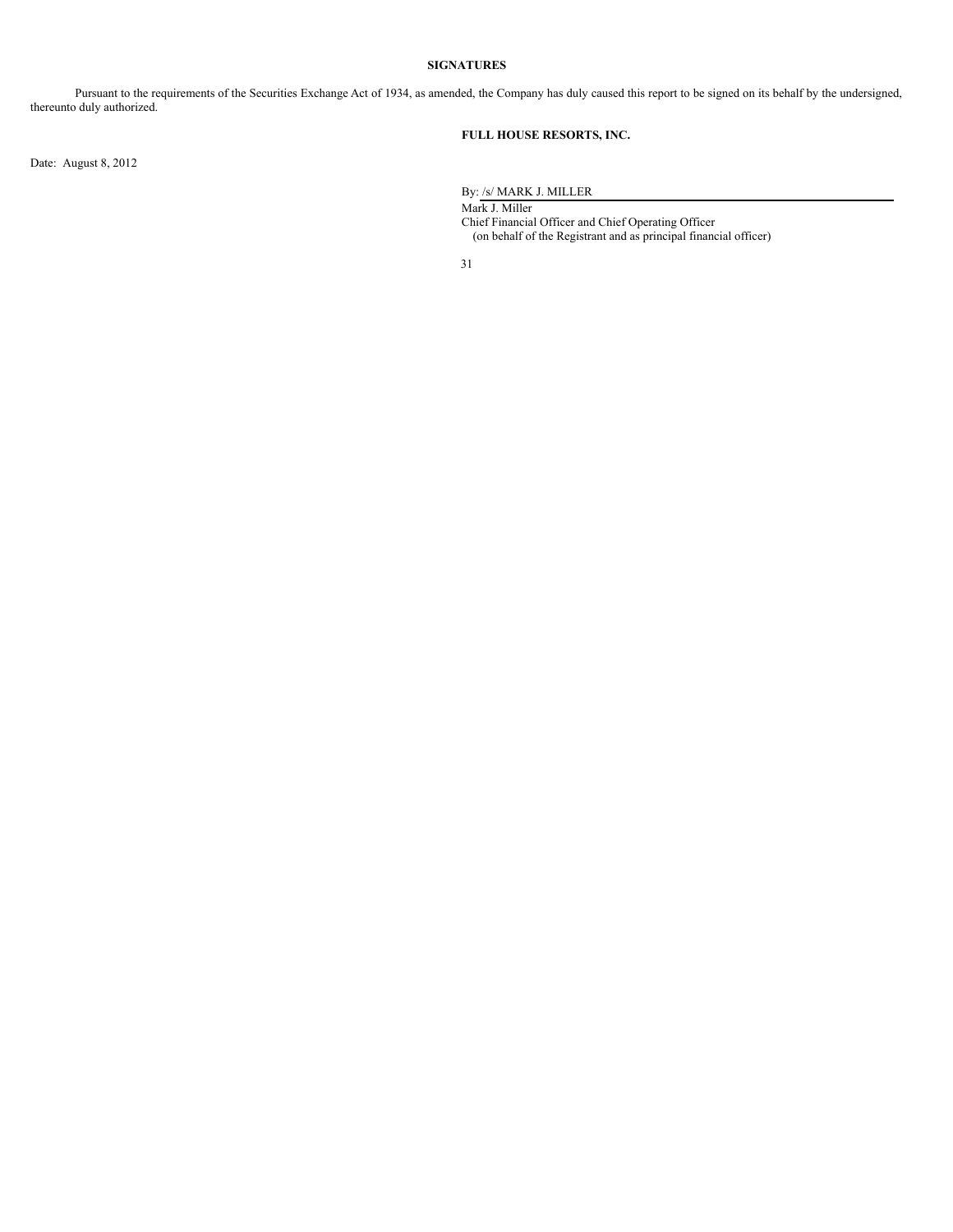## SIGNATURES

Pursuant to the requirements of the Securities Exchange Act of 1934, as amended, the Company has duly caused this report to be signed on its behalf by the undersigned, thereunto duly authorized.

**FULL HOUSE RESORTS, INC.**

Date: August 8, 2012

By: /s/ MARK J. MILLER

Mark J. Miller
Chief Financial Officer and Chief Operating Officer
(on behalf of the Registrant and as principal financial officer)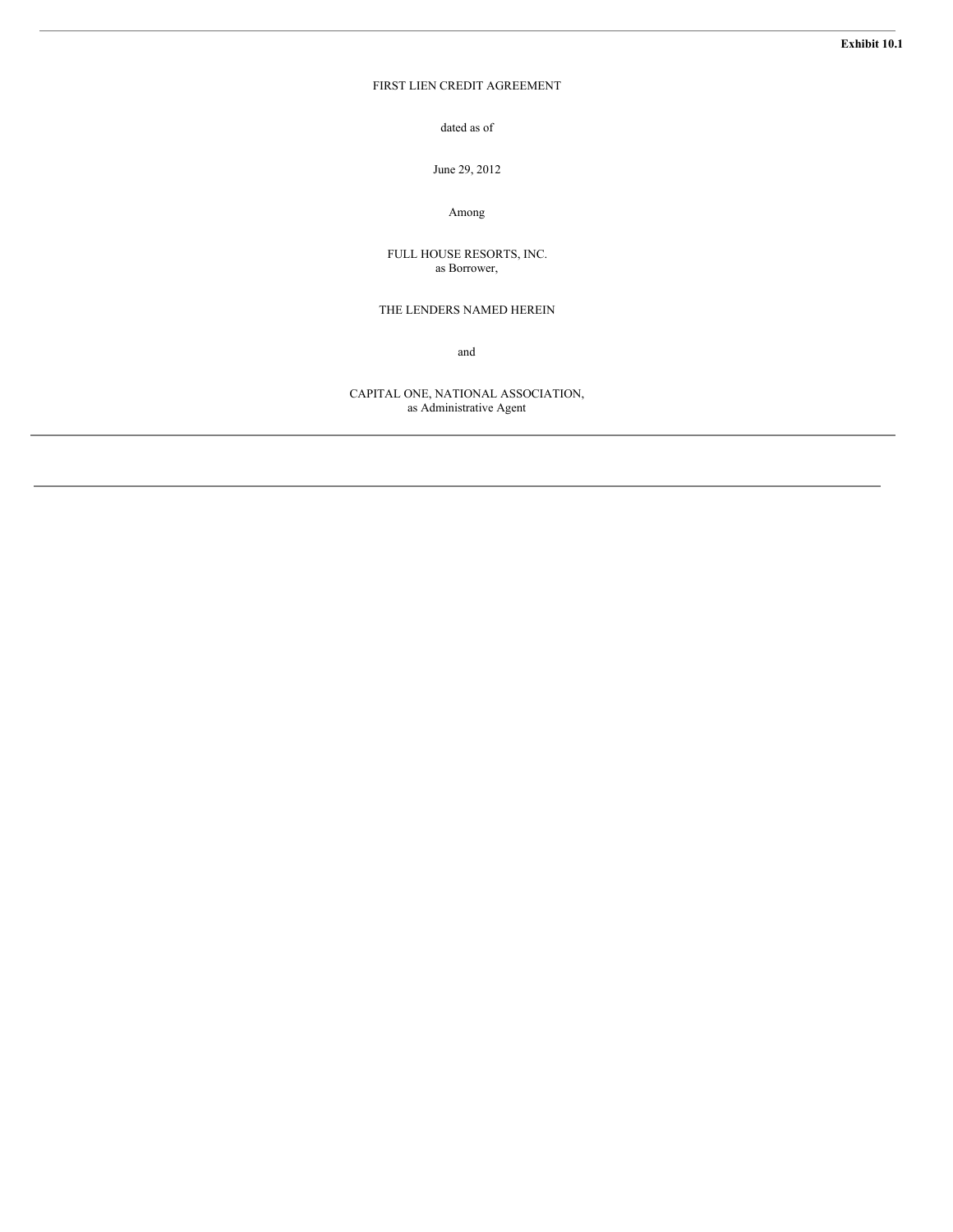**Exhibit 10.1**

FIRST LIEN CREDIT AGREEMENT

dated as of

June 29, 2012

Among

FULL HOUSE RESORTS, INC.
as Borrower,

THE LENDERS NAMED HEREIN

and

CAPITAL ONE, NATIONAL ASSOCIATION,
as Administrative Agent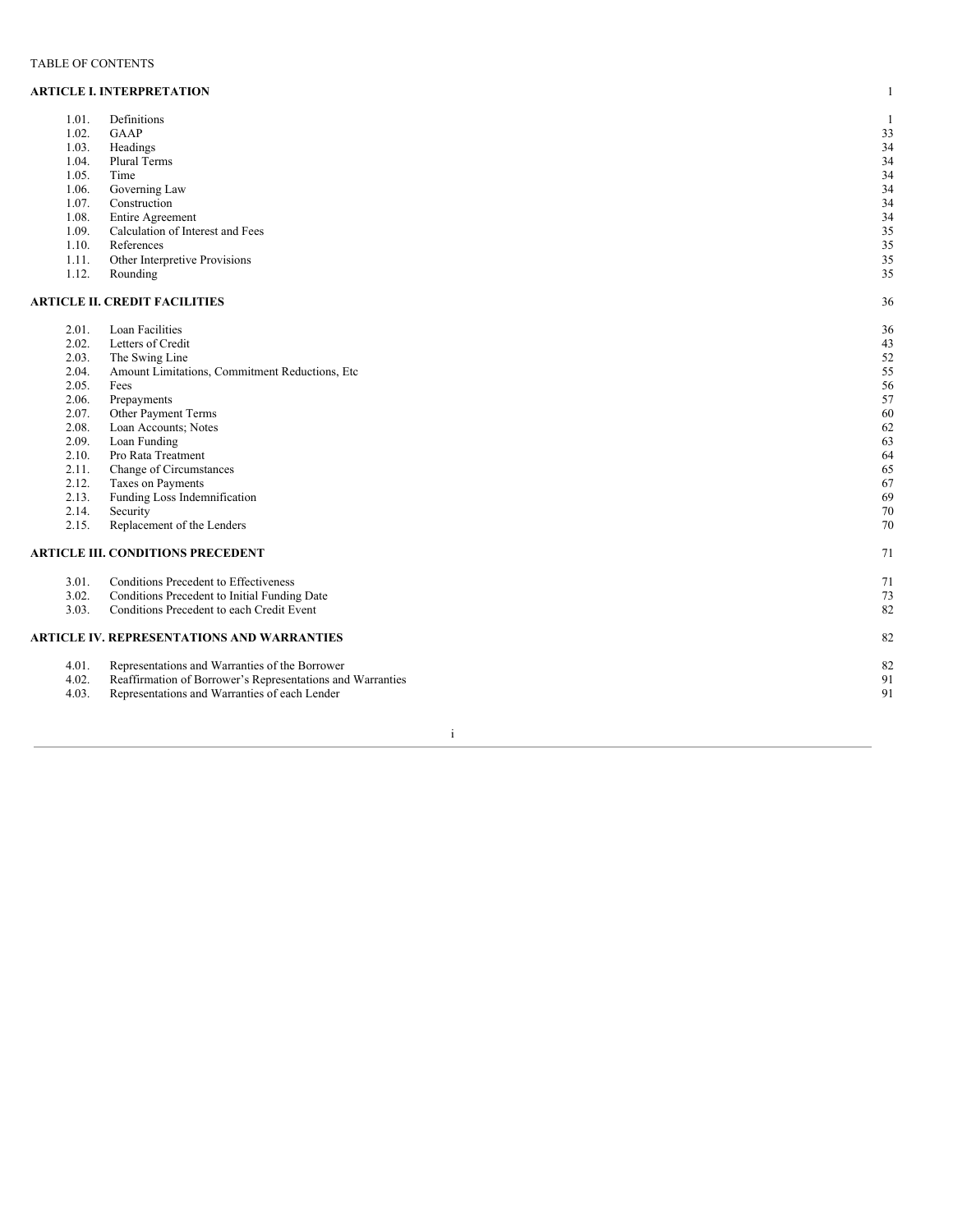TABLE OF CONTENTS

| | | |
|---|---|---|
| **ARTICLE I. INTERPRETATION** | | 1 |
| 1.01. | Definitions | 1 |
| 1.02. | GAAP | 33 |
| 1.03. | Headings | 34 |
| 1.04. | Plural Terms | 34 |
| 1.05. | Time | 34 |
| 1.06. | Governing Law | 34 |
| 1.07. | Construction | 34 |
| 1.08. | Entire Agreement | 34 |
| 1.09. | Calculation of Interest and Fees | 35 |
| 1.10. | References | 35 |
| 1.11. | Other Interpretive Provisions | 35 |
| 1.12. | Rounding | 35 |
| **ARTICLE II. CREDIT FACILITIES** | | 36 |
| 2.01. | Loan Facilities | 36 |
| 2.02. | Letters of Credit | 43 |
| 2.03. | The Swing Line | 52 |
| 2.04. | Amount Limitations, Commitment Reductions, Etc | 55 |
| 2.05. | Fees | 56 |
| 2.06. | Prepayments | 57 |
| 2.07. | Other Payment Terms | 60 |
| 2.08. | Loan Accounts; Notes | 62 |
| 2.09. | Loan Funding | 63 |
| 2.10. | Pro Rata Treatment | 64 |
| 2.11. | Change of Circumstances | 65 |
| 2.12. | Taxes on Payments | 67 |
| 2.13. | Funding Loss Indemnification | 69 |
| 2.14. | Security | 70 |
| 2.15. | Replacement of the Lenders | 70 |
| **ARTICLE III. CONDITIONS PRECEDENT** | | 71 |
| 3.01. | Conditions Precedent to Effectiveness | 71 |
| 3.02. | Conditions Precedent to Initial Funding Date | 73 |
| 3.03. | Conditions Precedent to each Credit Event | 82 |
| **ARTICLE IV. REPRESENTATIONS AND WARRANTIES** | | 82 |
| 4.01. | Representations and Warranties of the Borrower | 82 |
| 4.02. | Reaffirmation of Borrower's Representations and Warranties | 91 |
| 4.03. | Representations and Warranties of each Lender | 91 |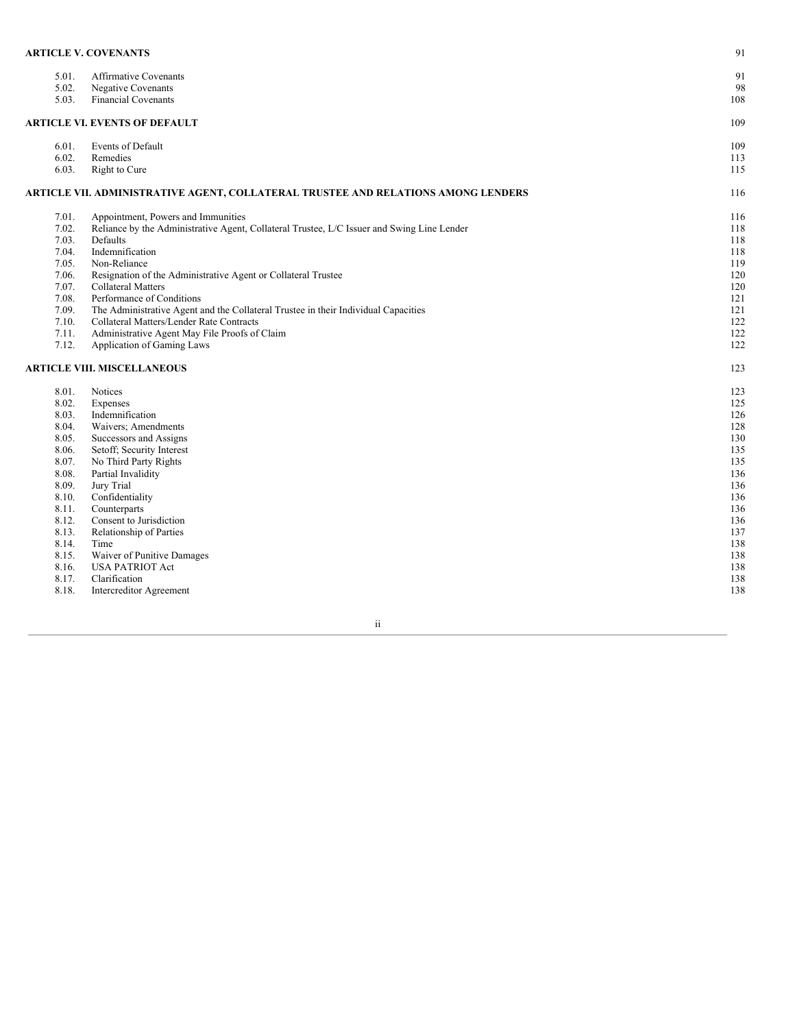| | | |
|---|---|---|
| **ARTICLE V. COVENANTS** | | 91 |
| 5.01. | Affirmative Covenants | 91 |
| 5.02. | Negative Covenants | 98 |
| 5.03. | Financial Covenants | 108 |
| **ARTICLE VI. EVENTS OF DEFAULT** | | 109 |
| 6.01. | Events of Default | 109 |
| 6.02. | Remedies | 113 |
| 6.03. | Right to Cure | 115 |
| **ARTICLE VII. ADMINISTRATIVE AGENT, COLLATERAL TRUSTEE AND RELATIONS AMONG LENDERS** | | 116 |
| 7.01. | Appointment, Powers and Immunities | 116 |
| 7.02. | Reliance by the Administrative Agent, Collateral Trustee, L/C Issuer and Swing Line Lender | 118 |
| 7.03. | Defaults | 118 |
| 7.04. | Indemnification | 118 |
| 7.05. | Non-Reliance | 119 |
| 7.06. | Resignation of the Administrative Agent or Collateral Trustee | 120 |
| 7.07. | Collateral Matters | 120 |
| 7.08. | Performance of Conditions | 121 |
| 7.09. | The Administrative Agent and the Collateral Trustee in their Individual Capacities | 121 |
| 7.10. | Collateral Matters/Lender Rate Contracts | 122 |
| 7.11. | Administrative Agent May File Proofs of Claim | 122 |
| 7.12. | Application of Gaming Laws | 122 |
| **ARTICLE VIII. MISCELLANEOUS** | | 123 |
| 8.01. | Notices | 123 |
| 8.02. | Expenses | 125 |
| 8.03. | Indemnification | 126 |
| 8.04. | Waivers; Amendments | 128 |
| 8.05. | Successors and Assigns | 130 |
| 8.06. | Setoff; Security Interest | 135 |
| 8.07. | No Third Party Rights | 135 |
| 8.08. | Partial Invalidity | 136 |
| 8.09. | Jury Trial | 136 |
| 8.10. | Confidentiality | 136 |
| 8.11. | Counterparts | 136 |
| 8.12. | Consent to Jurisdiction | 136 |
| 8.13. | Relationship of Parties | 137 |
| 8.14. | Time | 138 |
| 8.15. | Waiver of Punitive Damages | 138 |
| 8.16. | USA PATRIOT Act | 138 |
| 8.17. | Clarification | 138 |
| 8.18. | Intercreditor Agreement | 138 |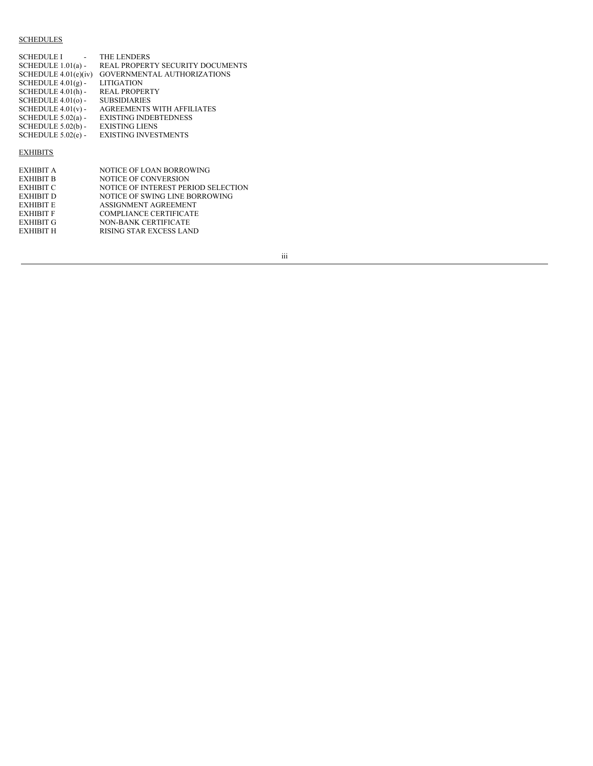<u>SCHEDULES</u>

| | |
|---|---|
| SCHEDULE I - | THE LENDERS |
| SCHEDULE 1.01(a) - | REAL PROPERTY SECURITY DOCUMENTS |
| SCHEDULE 4.01(e)(iv) | GOVERNMENTAL AUTHORIZATIONS |
| SCHEDULE 4.01(g) - | LITIGATION |
| SCHEDULE 4.01(h) - | REAL PROPERTY |
| SCHEDULE 4.01(o) - | SUBSIDIARIES |
| SCHEDULE 4.01(v) - | AGREEMENTS WITH AFFILIATES |
| SCHEDULE 5.02(a) - | EXISTING INDEBTEDNESS |
| SCHEDULE 5.02(b) - | EXISTING LIENS |
| SCHEDULE 5.02(e) - | EXISTING INVESTMENTS |

<u>EXHIBITS</u>

| | |
|---|---|
| EXHIBIT A | NOTICE OF LOAN BORROWING |
| EXHIBIT B | NOTICE OF CONVERSION |
| EXHIBIT C | NOTICE OF INTEREST PERIOD SELECTION |
| EXHIBIT D | NOTICE OF SWING LINE BORROWING |
| EXHIBIT E | ASSIGNMENT AGREEMENT |
| EXHIBIT F | COMPLIANCE CERTIFICATE |
| EXHIBIT G | NON-BANK CERTIFICATE |
| EXHIBIT H | RISING STAR EXCESS LAND |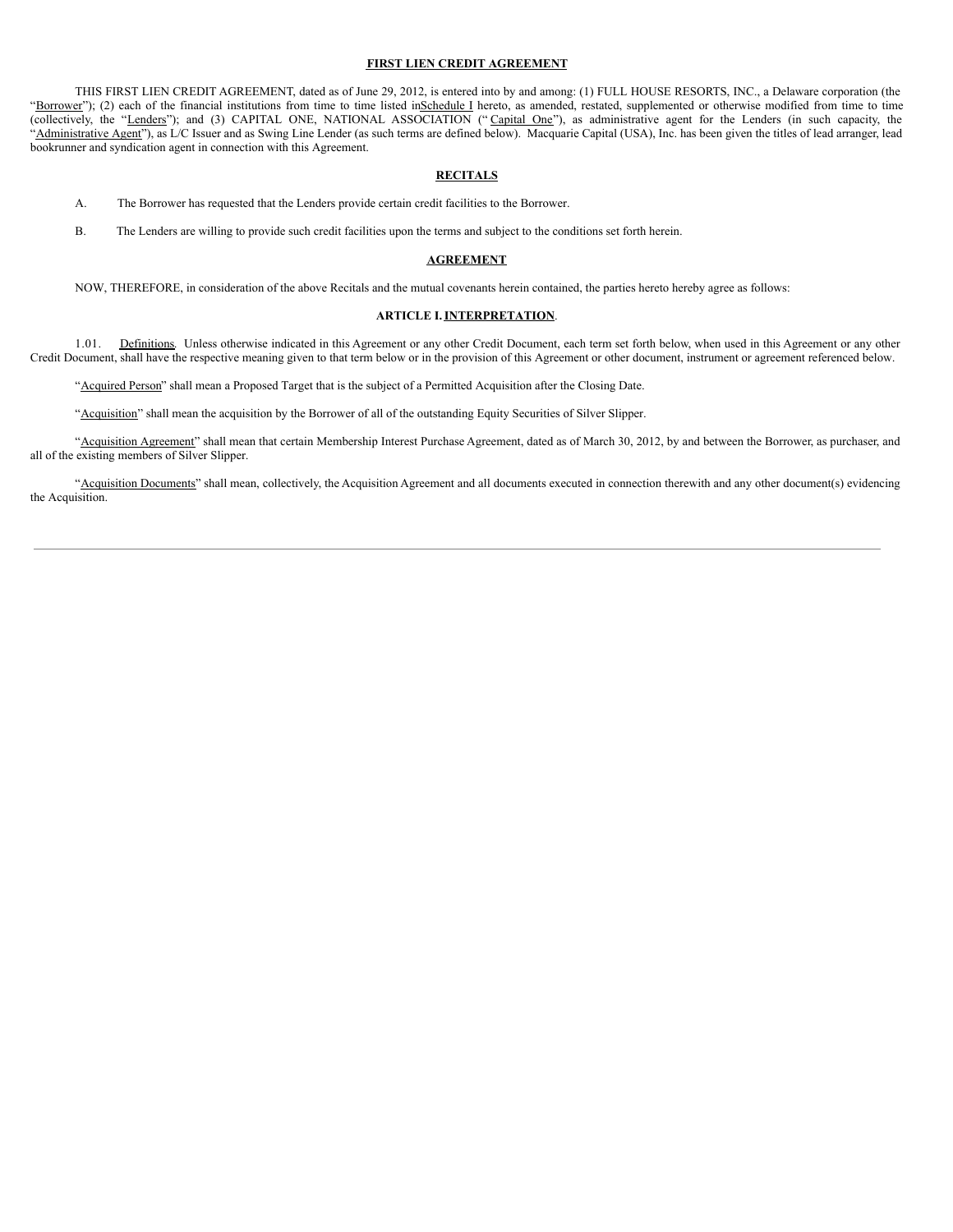**FIRST LIEN CREDIT AGREEMENT**

THIS FIRST LIEN CREDIT AGREEMENT, dated as of June 29, 2012, is entered into by and among: (1) FULL HOUSE RESORTS, INC., a Delaware corporation (the "Borrower"); (2) each of the financial institutions from time to time listed in Schedule I hereto, as amended, restated, supplemented or otherwise modified from time to time (collectively, the "Lenders"); and (3) CAPITAL ONE, NATIONAL ASSOCIATION ("Capital One"), as administrative agent for the Lenders (in such capacity, the "Administrative Agent"), as L/C Issuer and as Swing Line Lender (as such terms are defined below). Macquarie Capital (USA), Inc. has been given the titles of lead arranger, lead bookrunner and syndication agent in connection with this Agreement.

**RECITALS**

A. The Borrower has requested that the Lenders provide certain credit facilities to the Borrower.

B. The Lenders are willing to provide such credit facilities upon the terms and subject to the conditions set forth herein.

**AGREEMENT**

NOW, THEREFORE, in consideration of the above Recitals and the mutual covenants herein contained, the parties hereto hereby agree as follows:

**ARTICLE I. INTERPRETATION.**

1.01. Definitions. Unless otherwise indicated in this Agreement or any other Credit Document, each term set forth below, when used in this Agreement or any other Credit Document, shall have the respective meaning given to that term below or in the provision of this Agreement or other document, instrument or agreement referenced below.

"Acquired Person" shall mean a Proposed Target that is the subject of a Permitted Acquisition after the Closing Date.

"Acquisition" shall mean the acquisition by the Borrower of all of the outstanding Equity Securities of Silver Slipper.

"Acquisition Agreement" shall mean that certain Membership Interest Purchase Agreement, dated as of March 30, 2012, by and between the Borrower, as purchaser, and all of the existing members of Silver Slipper.

"Acquisition Documents" shall mean, collectively, the Acquisition Agreement and all documents executed in connection therewith and any other document(s) evidencing the Acquisition.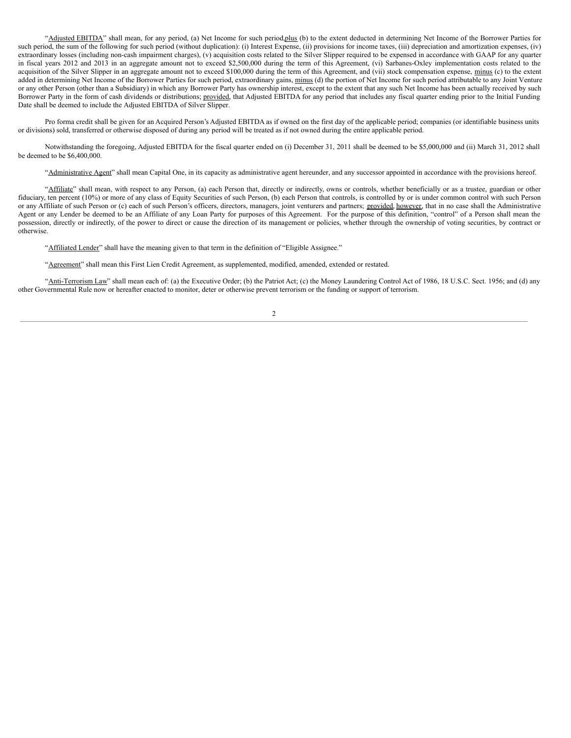"Adjusted EBITDA" shall mean, for any period, (a) Net Income for such period, plus (b) to the extent deducted in determining Net Income of the Borrower Parties for such period, the sum of the following for such period (without duplication): (i) Interest Expense, (ii) provisions for income taxes, (iii) depreciation and amortization expenses, (iv) extraordinary losses (including non-cash impairment charges), (v) acquisition costs related to the Silver Slipper required to be expensed in accordance with GAAP for any quarter in fiscal years 2012 and 2013 in an aggregate amount not to exceed $2,500,000 during the term of this Agreement, (vi) Sarbanes-Oxley implementation costs related to the acquisition of the Silver Slipper in an aggregate amount not to exceed $100,000 during the term of this Agreement, and (vii) stock compensation expense, minus (c) to the extent added in determining Net Income of the Borrower Parties for such period, extraordinary gains, minus (d) the portion of Net Income for such period attributable to any Joint Venture or any other Person (other than a Subsidiary) in which any Borrower Party has ownership interest, except to the extent that any such Net Income has been actually received by such Borrower Party in the form of cash dividends or distributions; provided, that Adjusted EBITDA for any period that includes any fiscal quarter ending prior to the Initial Funding Date shall be deemed to include the Adjusted EBITDA of Silver Slipper.

Pro forma credit shall be given for an Acquired Person's Adjusted EBITDA as if owned on the first day of the applicable period; companies (or identifiable business units or divisions) sold, transferred or otherwise disposed of during any period will be treated as if not owned during the entire applicable period.

Notwithstanding the foregoing, Adjusted EBITDA for the fiscal quarter ended on (i) December 31, 2011 shall be deemed to be $5,000,000 and (ii) March 31, 2012 shall be deemed to be $6,400,000.

"Administrative Agent" shall mean Capital One, in its capacity as administrative agent hereunder, and any successor appointed in accordance with the provisions hereof.

"Affiliate" shall mean, with respect to any Person, (a) each Person that, directly or indirectly, owns or controls, whether beneficially or as a trustee, guardian or other fiduciary, ten percent (10%) or more of any class of Equity Securities of such Person, (b) each Person that controls, is controlled by or is under common control with such Person or any Affiliate of such Person or (c) each of such Person's officers, directors, managers, joint venturers and partners; provided, however, that in no case shall the Administrative Agent or any Lender be deemed to be an Affiliate of any Loan Party for purposes of this Agreement. For the purpose of this definition, "control" of a Person shall mean the possession, directly or indirectly, of the power to direct or cause the direction of its management or policies, whether through the ownership of voting securities, by contract or otherwise.

"Affiliated Lender" shall have the meaning given to that term in the definition of "Eligible Assignee."

"Agreement" shall mean this First Lien Credit Agreement, as supplemented, modified, amended, extended or restated.

"Anti-Terrorism Law" shall mean each of: (a) the Executive Order; (b) the Patriot Act; (c) the Money Laundering Control Act of 1986, 18 U.S.C. Sect. 1956; and (d) any other Governmental Rule now or hereafter enacted to monitor, deter or otherwise prevent terrorism or the funding or support of terrorism.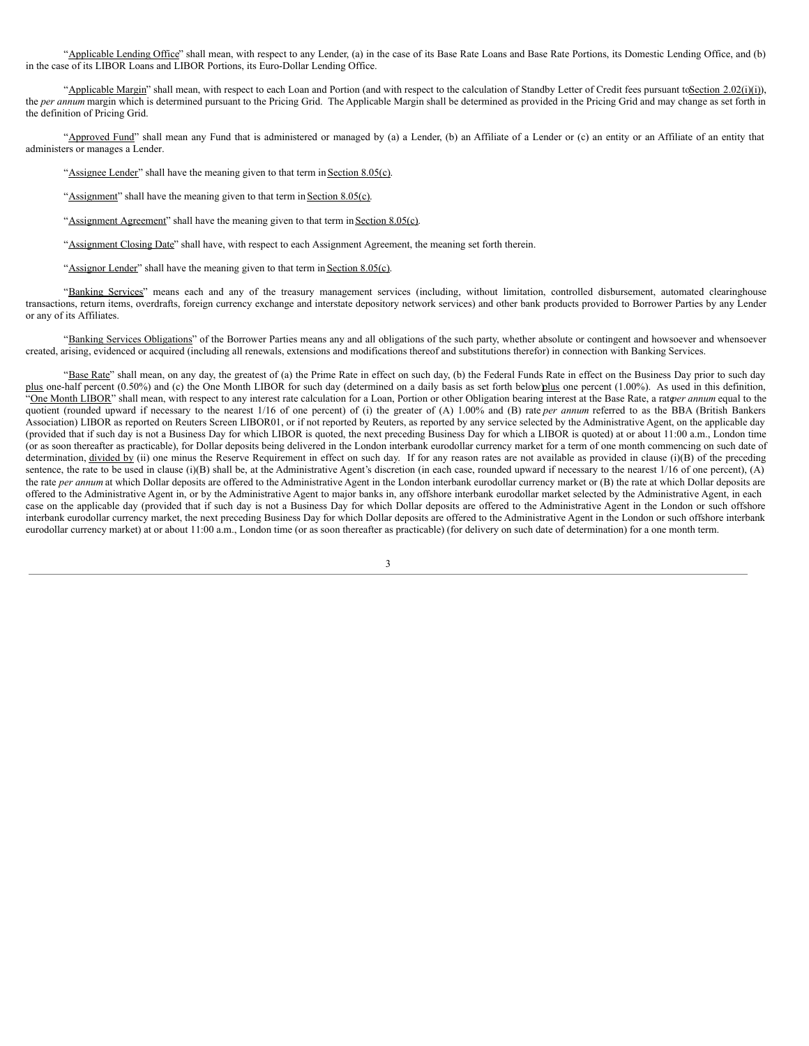"Applicable Lending Office" shall mean, with respect to any Lender, (a) in the case of its Base Rate Loans and Base Rate Portions, its Domestic Lending Office, and (b) in the case of its LIBOR Loans and LIBOR Portions, its Euro-Dollar Lending Office.

"Applicable Margin" shall mean, with respect to each Loan and Portion (and with respect to the calculation of Standby Letter of Credit fees pursuant to Section 2.02(i)(i)), the *per annum* margin which is determined pursuant to the Pricing Grid. The Applicable Margin shall be determined as provided in the Pricing Grid and may change as set forth in the definition of Pricing Grid.

"Approved Fund" shall mean any Fund that is administered or managed by (a) a Lender, (b) an Affiliate of a Lender or (c) an entity or an Affiliate of an entity that administers or manages a Lender.

"Assignee Lender" shall have the meaning given to that term in Section 8.05(c).

"Assignment" shall have the meaning given to that term in Section 8.05(c).

"Assignment Agreement" shall have the meaning given to that term in Section 8.05(c).

"Assignment Closing Date" shall have, with respect to each Assignment Agreement, the meaning set forth therein.

"Assignor Lender" shall have the meaning given to that term in Section 8.05(c).

"Banking Services" means each and any of the treasury management services (including, without limitation, controlled disbursement, automated clearinghouse transactions, return items, overdrafts, foreign currency exchange and interstate depository network services) and other bank products provided to Borrower Parties by any Lender or any of its Affiliates.

"Banking Services Obligations" of the Borrower Parties means any and all obligations of the such party, whether absolute or contingent and howsoever and whensoever created, arising, evidenced or acquired (including all renewals, extensions and modifications thereof and substitutions therefor) in connection with Banking Services.

"Base Rate" shall mean, on any day, the greatest of (a) the Prime Rate in effect on such day, (b) the Federal Funds Rate in effect on the Business Day prior to such day plus one-half percent (0.50%) and (c) the One Month LIBOR for such day (determined on a daily basis as set forth below) plus one percent (1.00%). As used in this definition, "One Month LIBOR" shall mean, with respect to any interest rate calculation for a Loan, Portion or other Obligation bearing interest at the Base Rate, a rate *per annum* equal to the quotient (rounded upward if necessary to the nearest 1/16 of one percent) of (i) the greater of (A) 1.00% and (B) rate *per annum* referred to as the BBA (British Bankers Association) LIBOR as reported on Reuters Screen LIBOR01, or if not reported by Reuters, as reported by any service selected by the Administrative Agent, on the applicable day (provided that if such day is not a Business Day for which LIBOR is quoted, the next preceding Business Day for which a LIBOR is quoted) at or about 11:00 a.m., London time (or as soon thereafter as practicable), for Dollar deposits being delivered in the London interbank eurodollar currency market for a term of one month commencing on such date of determination, divided by (ii) one minus the Reserve Requirement in effect on such day. If for any reason rates are not available as provided in clause (i)(B) of the preceding sentence, the rate to be used in clause (i)(B) shall be, at the Administrative Agent's discretion (in each case, rounded upward if necessary to the nearest 1/16 of one percent), (A) the rate *per annum* at which Dollar deposits are offered to the Administrative Agent in the London interbank eurodollar currency market or (B) the rate at which Dollar deposits are offered to the Administrative Agent in, or by the Administrative Agent to major banks in, any offshore interbank eurodollar market selected by the Administrative Agent, in each case on the applicable day (provided that if such day is not a Business Day for which Dollar deposits are offered to the Administrative Agent in the London or such offshore interbank eurodollar currency market, the next preceding Business Day for which Dollar deposits are offered to the Administrative Agent in the London or such offshore interbank eurodollar currency market) at or about 11:00 a.m., London time (or as soon thereafter as practicable) (for delivery on such date of determination) for a one month term.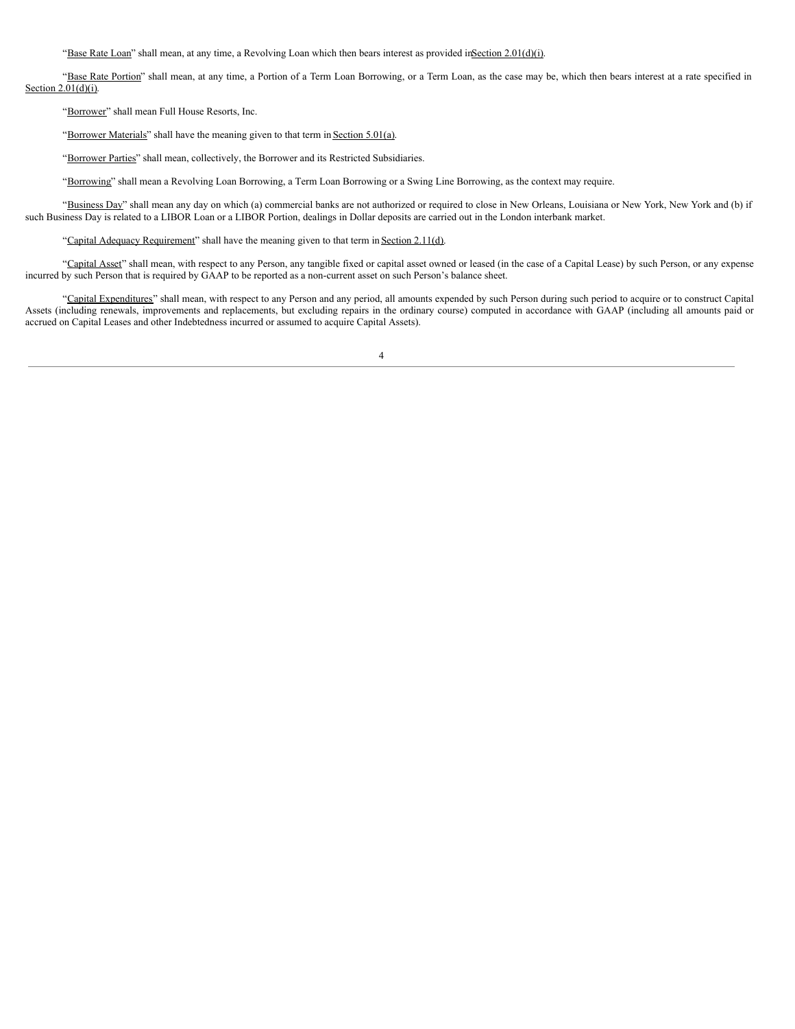"Base Rate Loan" shall mean, at any time, a Revolving Loan which then bears interest as provided in Section 2.01(d)(i).

"Base Rate Portion" shall mean, at any time, a Portion of a Term Loan Borrowing, or a Term Loan, as the case may be, which then bears interest at a rate specified in Section 2.01(d)(i).

"Borrower" shall mean Full House Resorts, Inc.

"Borrower Materials" shall have the meaning given to that term in Section 5.01(a).

"Borrower Parties" shall mean, collectively, the Borrower and its Restricted Subsidiaries.

"Borrowing" shall mean a Revolving Loan Borrowing, a Term Loan Borrowing or a Swing Line Borrowing, as the context may require.

"Business Day" shall mean any day on which (a) commercial banks are not authorized or required to close in New Orleans, Louisiana or New York, New York and (b) if such Business Day is related to a LIBOR Loan or a LIBOR Portion, dealings in Dollar deposits are carried out in the London interbank market.

"Capital Adequacy Requirement" shall have the meaning given to that term in Section 2.11(d).

"Capital Asset" shall mean, with respect to any Person, any tangible fixed or capital asset owned or leased (in the case of a Capital Lease) by such Person, or any expense incurred by such Person that is required by GAAP to be reported as a non-current asset on such Person's balance sheet.

"Capital Expenditures" shall mean, with respect to any Person and any period, all amounts expended by such Person during such period to acquire or to construct Capital Assets (including renewals, improvements and replacements, but excluding repairs in the ordinary course) computed in accordance with GAAP (including all amounts paid or accrued on Capital Leases and other Indebtedness incurred or assumed to acquire Capital Assets).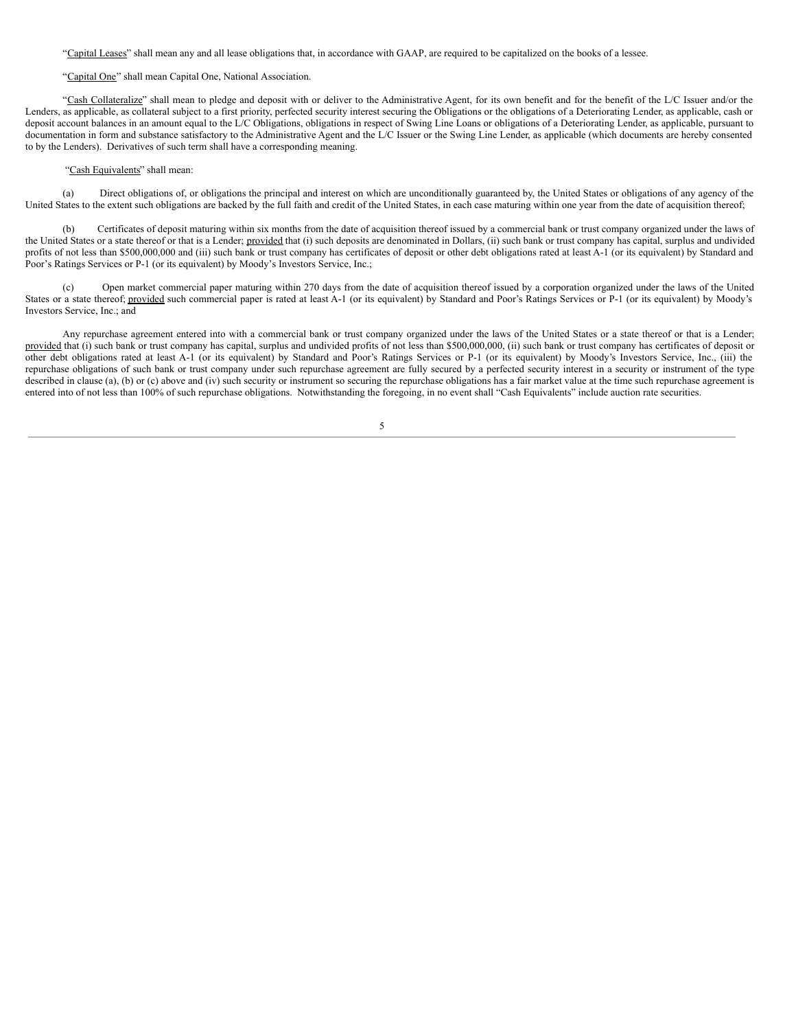"Capital Leases" shall mean any and all lease obligations that, in accordance with GAAP, are required to be capitalized on the books of a lessee.

"Capital One" shall mean Capital One, National Association.

"Cash Collateralize" shall mean to pledge and deposit with or deliver to the Administrative Agent, for its own benefit and for the benefit of the L/C Issuer and/or the Lenders, as applicable, as collateral subject to a first priority, perfected security interest securing the Obligations or the obligations of a Deteriorating Lender, as applicable, cash or deposit account balances in an amount equal to the L/C Obligations, obligations in respect of Swing Line Loans or obligations of a Deteriorating Lender, as applicable, pursuant to documentation in form and substance satisfactory to the Administrative Agent and the L/C Issuer or the Swing Line Lender, as applicable (which documents are hereby consented to by the Lenders). Derivatives of such term shall have a corresponding meaning.

"Cash Equivalents" shall mean:

(a) Direct obligations of, or obligations the principal and interest on which are unconditionally guaranteed by, the United States or obligations of any agency of the United States to the extent such obligations are backed by the full faith and credit of the United States, in each case maturing within one year from the date of acquisition thereof;

(b) Certificates of deposit maturing within six months from the date of acquisition thereof issued by a commercial bank or trust company organized under the laws of the United States or a state thereof or that is a Lender; provided that (i) such deposits are denominated in Dollars, (ii) such bank or trust company has capital, surplus and undivided profits of not less than $500,000,000 and (iii) such bank or trust company has certificates of deposit or other debt obligations rated at least A-1 (or its equivalent) by Standard and Poor's Ratings Services or P-1 (or its equivalent) by Moody's Investors Service, Inc.;

(c) Open market commercial paper maturing within 270 days from the date of acquisition thereof issued by a corporation organized under the laws of the United States or a state thereof; provided such commercial paper is rated at least A-1 (or its equivalent) by Standard and Poor's Ratings Services or P-1 (or its equivalent) by Moody's Investors Service, Inc.; and

Any repurchase agreement entered into with a commercial bank or trust company organized under the laws of the United States or a state thereof or that is a Lender; provided that (i) such bank or trust company has capital, surplus and undivided profits of not less than $500,000,000, (ii) such bank or trust company has certificates of deposit or other debt obligations rated at least A-1 (or its equivalent) by Standard and Poor's Ratings Services or P-1 (or its equivalent) by Moody's Investors Service, Inc., (iii) the repurchase obligations of such bank or trust company under such repurchase agreement are fully secured by a perfected security interest in a security or instrument of the type described in clause (a), (b) or (c) above and (iv) such security or instrument so securing the repurchase obligations has a fair market value at the time such repurchase agreement is entered into of not less than 100% of such repurchase obligations. Notwithstanding the foregoing, in no event shall "Cash Equivalents" include auction rate securities.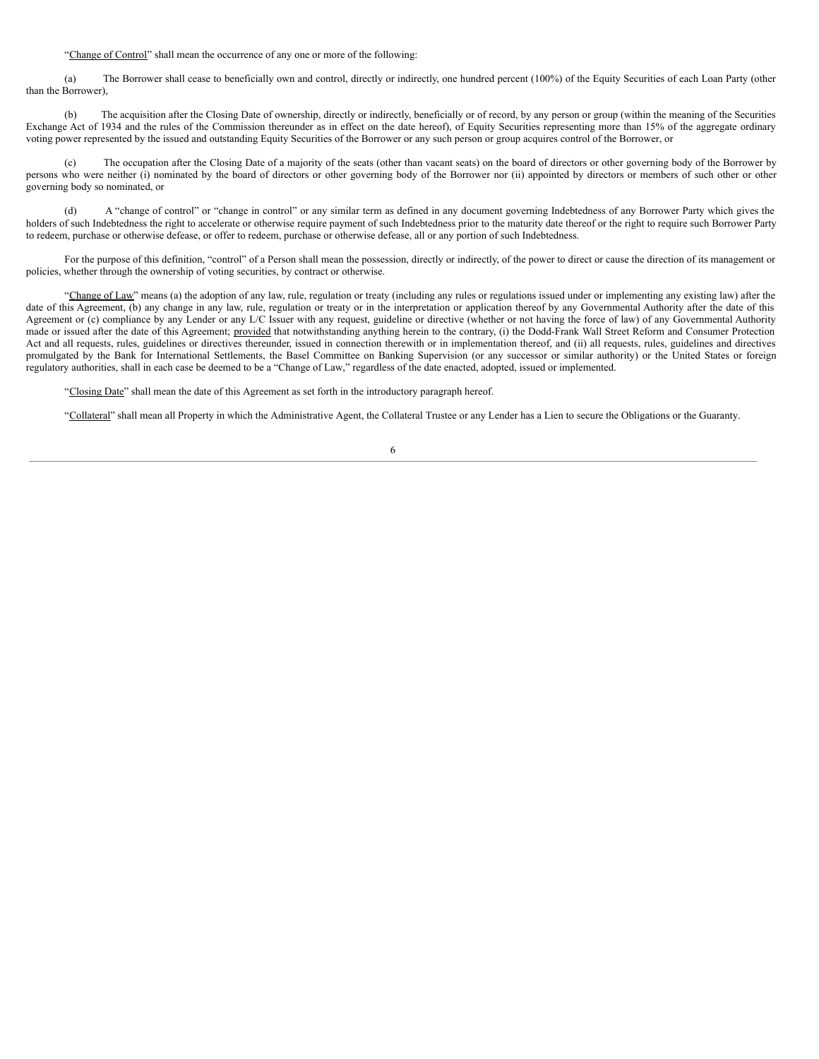"Change of Control" shall mean the occurrence of any one or more of the following:

(a) The Borrower shall cease to beneficially own and control, directly or indirectly, one hundred percent (100%) of the Equity Securities of each Loan Party (other than the Borrower),

(b) The acquisition after the Closing Date of ownership, directly or indirectly, beneficially or of record, by any person or group (within the meaning of the Securities Exchange Act of 1934 and the rules of the Commission thereunder as in effect on the date hereof), of Equity Securities representing more than 15% of the aggregate ordinary voting power represented by the issued and outstanding Equity Securities of the Borrower or any such person or group acquires control of the Borrower, or

(c) The occupation after the Closing Date of a majority of the seats (other than vacant seats) on the board of directors or other governing body of the Borrower by persons who were neither (i) nominated by the board of directors or other governing body of the Borrower nor (ii) appointed by directors or members of such other or other governing body so nominated, or

(d) A "change of control" or "change in control" or any similar term as defined in any document governing Indebtedness of any Borrower Party which gives the holders of such Indebtedness the right to accelerate or otherwise require payment of such Indebtedness prior to the maturity date thereof or the right to require such Borrower Party to redeem, purchase or otherwise defease, or offer to redeem, purchase or otherwise defease, all or any portion of such Indebtedness.

For the purpose of this definition, "control" of a Person shall mean the possession, directly or indirectly, of the power to direct or cause the direction of its management or policies, whether through the ownership of voting securities, by contract or otherwise.

"Change of Law" means (a) the adoption of any law, rule, regulation or treaty (including any rules or regulations issued under or implementing any existing law) after the date of this Agreement, (b) any change in any law, rule, regulation or treaty or in the interpretation or application thereof by any Governmental Authority after the date of this Agreement or (c) compliance by any Lender or any L/C Issuer with any request, guideline or directive (whether or not having the force of law) of any Governmental Authority made or issued after the date of this Agreement; provided that notwithstanding anything herein to the contrary, (i) the Dodd-Frank Wall Street Reform and Consumer Protection Act and all requests, rules, guidelines or directives thereunder, issued in connection therewith or in implementation thereof, and (ii) all requests, rules, guidelines and directives promulgated by the Bank for International Settlements, the Basel Committee on Banking Supervision (or any successor or similar authority) or the United States or foreign regulatory authorities, shall in each case be deemed to be a "Change of Law," regardless of the date enacted, adopted, issued or implemented.

"Closing Date" shall mean the date of this Agreement as set forth in the introductory paragraph hereof.

"Collateral" shall mean all Property in which the Administrative Agent, the Collateral Trustee or any Lender has a Lien to secure the Obligations or the Guaranty.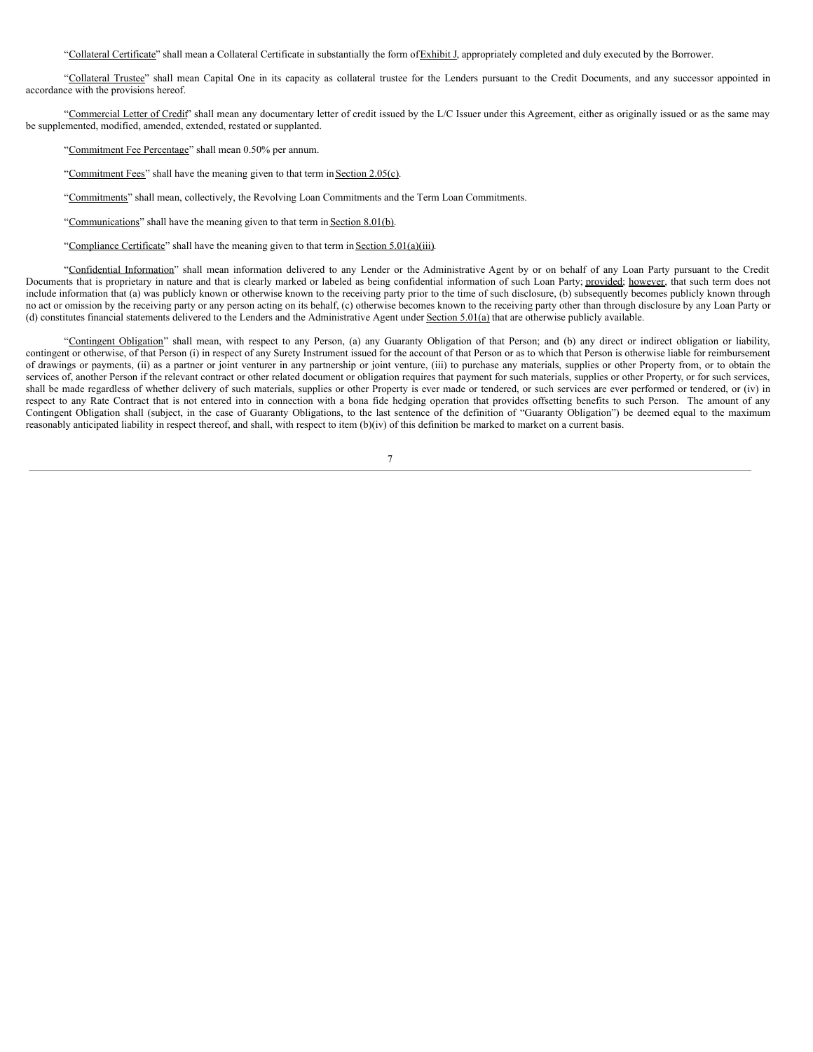"Collateral Certificate" shall mean a Collateral Certificate in substantially the form of Exhibit J, appropriately completed and duly executed by the Borrower.

"Collateral Trustee" shall mean Capital One in its capacity as collateral trustee for the Lenders pursuant to the Credit Documents, and any successor appointed in accordance with the provisions hereof.

"Commercial Letter of Credit" shall mean any documentary letter of credit issued by the L/C Issuer under this Agreement, either as originally issued or as the same may be supplemented, modified, amended, extended, restated or supplanted.

"Commitment Fee Percentage" shall mean 0.50% per annum.

"Commitment Fees" shall have the meaning given to that term in Section 2.05(c).

"Commitments" shall mean, collectively, the Revolving Loan Commitments and the Term Loan Commitments.

"Communications" shall have the meaning given to that term in Section 8.01(b).

"Compliance Certificate" shall have the meaning given to that term in Section 5.01(a)(iii).

"Confidential Information" shall mean information delivered to any Lender or the Administrative Agent by or on behalf of any Loan Party pursuant to the Credit Documents that is proprietary in nature and that is clearly marked or labeled as being confidential information of such Loan Party; provided; however, that such term does not include information that (a) was publicly known or otherwise known to the receiving party prior to the time of such disclosure, (b) subsequently becomes publicly known through no act or omission by the receiving party or any person acting on its behalf, (c) otherwise becomes known to the receiving party other than through disclosure by any Loan Party or (d) constitutes financial statements delivered to the Lenders and the Administrative Agent under Section 5.01(a) that are otherwise publicly available.

"Contingent Obligation" shall mean, with respect to any Person, (a) any Guaranty Obligation of that Person; and (b) any direct or indirect obligation or liability, contingent or otherwise, of that Person (i) in respect of any Surety Instrument issued for the account of that Person or as to which that Person is otherwise liable for reimbursement of drawings or payments, (ii) as a partner or joint venturer in any partnership or joint venture, (iii) to purchase any materials, supplies or other Property from, or to obtain the services of, another Person if the relevant contract or other related document or obligation requires that payment for such materials, supplies or other Property, or for such services, shall be made regardless of whether delivery of such materials, supplies or other Property is ever made or tendered, or such services are ever performed or tendered, or (iv) in respect to any Rate Contract that is not entered into in connection with a bona fide hedging operation that provides offsetting benefits to such Person. The amount of any Contingent Obligation shall (subject, in the case of Guaranty Obligations, to the last sentence of the definition of "Guaranty Obligation") be deemed equal to the maximum reasonably anticipated liability in respect thereof, and shall, with respect to item (b)(iv) of this definition be marked to market on a current basis.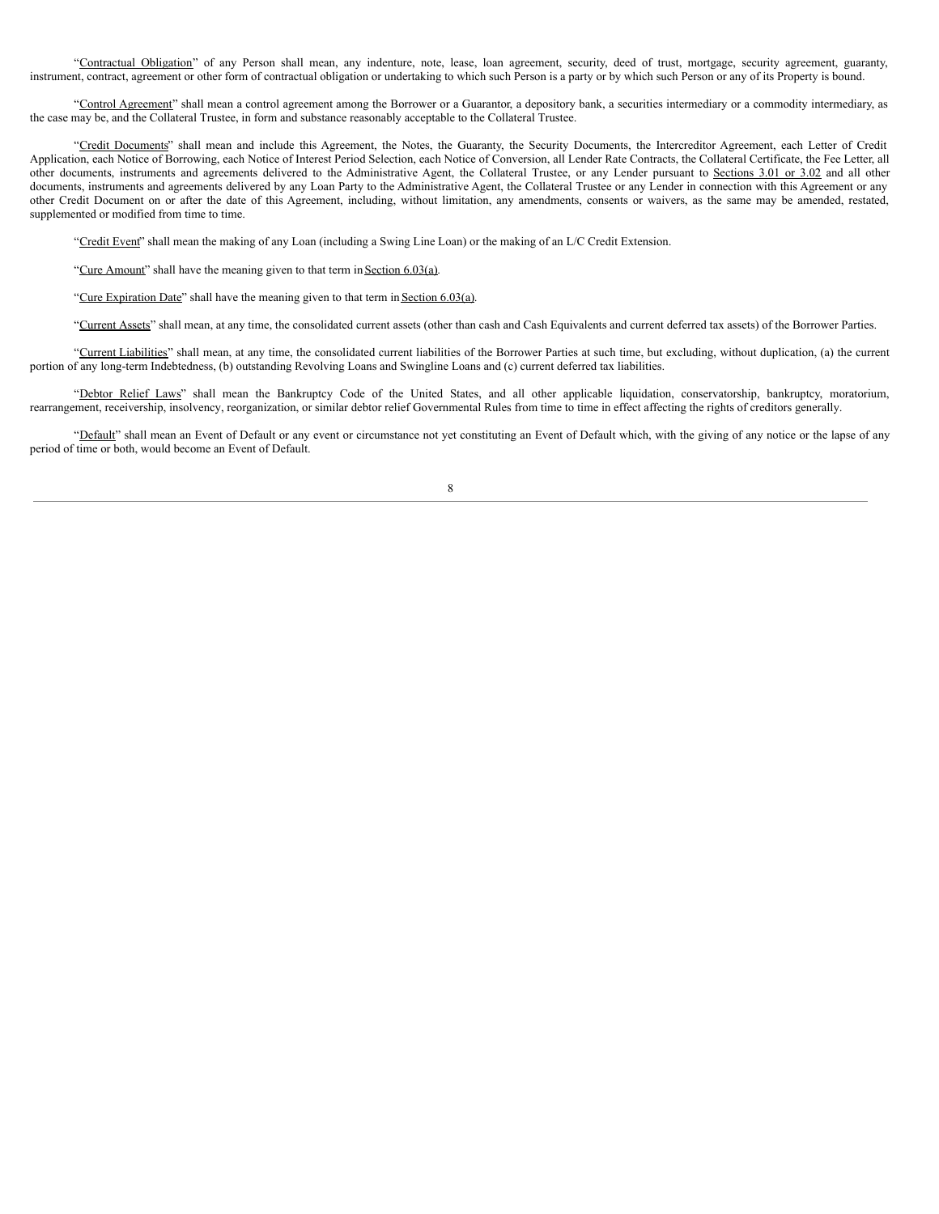"Contractual Obligation" of any Person shall mean, any indenture, note, lease, loan agreement, security, deed of trust, mortgage, security agreement, guaranty, instrument, contract, agreement or other form of contractual obligation or undertaking to which such Person is a party or by which such Person or any of its Property is bound.

"Control Agreement" shall mean a control agreement among the Borrower or a Guarantor, a depository bank, a securities intermediary or a commodity intermediary, as the case may be, and the Collateral Trustee, in form and substance reasonably acceptable to the Collateral Trustee.

"Credit Documents" shall mean and include this Agreement, the Notes, the Guaranty, the Security Documents, the Intercreditor Agreement, each Letter of Credit Application, each Notice of Borrowing, each Notice of Interest Period Selection, each Notice of Conversion, all Lender Rate Contracts, the Collateral Certificate, the Fee Letter, all other documents, instruments and agreements delivered to the Administrative Agent, the Collateral Trustee, or any Lender pursuant to Sections 3.01 or 3.02 and all other documents, instruments and agreements delivered by any Loan Party to the Administrative Agent, the Collateral Trustee or any Lender in connection with this Agreement or any other Credit Document on or after the date of this Agreement, including, without limitation, any amendments, consents or waivers, as the same may be amended, restated, supplemented or modified from time to time.

"Credit Event" shall mean the making of any Loan (including a Swing Line Loan) or the making of an L/C Credit Extension.

"Cure Amount" shall have the meaning given to that term in Section 6.03(a).

"Cure Expiration Date" shall have the meaning given to that term in Section 6.03(a).

"Current Assets" shall mean, at any time, the consolidated current assets (other than cash and Cash Equivalents and current deferred tax assets) of the Borrower Parties.

"Current Liabilities" shall mean, at any time, the consolidated current liabilities of the Borrower Parties at such time, but excluding, without duplication, (a) the current portion of any long-term Indebtedness, (b) outstanding Revolving Loans and Swingline Loans and (c) current deferred tax liabilities.

"Debtor Relief Laws" shall mean the Bankruptcy Code of the United States, and all other applicable liquidation, conservatorship, bankruptcy, moratorium, rearrangement, receivership, insolvency, reorganization, or similar debtor relief Governmental Rules from time to time in effect affecting the rights of creditors generally.

"Default" shall mean an Event of Default or any event or circumstance not yet constituting an Event of Default which, with the giving of any notice or the lapse of any period of time or both, would become an Event of Default.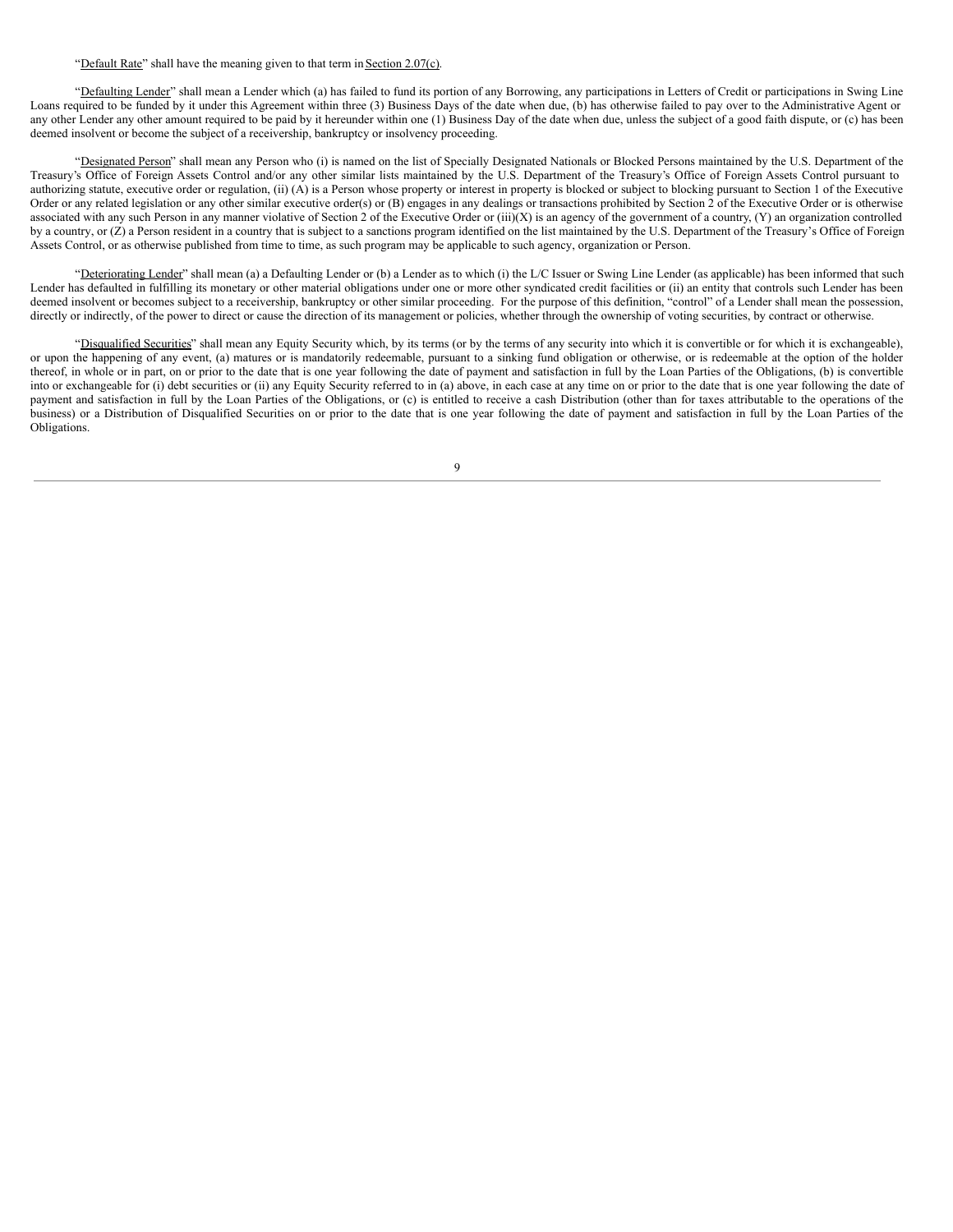"Default Rate" shall have the meaning given to that term in Section 2.07(c).

"Defaulting Lender" shall mean a Lender which (a) has failed to fund its portion of any Borrowing, any participations in Letters of Credit or participations in Swing Line Loans required to be funded by it under this Agreement within three (3) Business Days of the date when due, (b) has otherwise failed to pay over to the Administrative Agent or any other Lender any other amount required to be paid by it hereunder within one (1) Business Day of the date when due, unless the subject of a good faith dispute, or (c) has been deemed insolvent or become the subject of a receivership, bankruptcy or insolvency proceeding.

"Designated Person" shall mean any Person who (i) is named on the list of Specially Designated Nationals or Blocked Persons maintained by the U.S. Department of the Treasury's Office of Foreign Assets Control and/or any other similar lists maintained by the U.S. Department of the Treasury's Office of Foreign Assets Control pursuant to authorizing statute, executive order or regulation, (ii) (A) is a Person whose property or interest in property is blocked or subject to blocking pursuant to Section 1 of the Executive Order or any related legislation or any other similar executive order(s) or (B) engages in any dealings or transactions prohibited by Section 2 of the Executive Order or is otherwise associated with any such Person in any manner violative of Section 2 of the Executive Order or (iii)(X) is an agency of the government of a country, (Y) an organization controlled by a country, or (Z) a Person resident in a country that is subject to a sanctions program identified on the list maintained by the U.S. Department of the Treasury's Office of Foreign Assets Control, or as otherwise published from time to time, as such program may be applicable to such agency, organization or Person.

"Deteriorating Lender" shall mean (a) a Defaulting Lender or (b) a Lender as to which (i) the L/C Issuer or Swing Line Lender (as applicable) has been informed that such Lender has defaulted in fulfilling its monetary or other material obligations under one or more other syndicated credit facilities or (ii) an entity that controls such Lender has been deemed insolvent or becomes subject to a receivership, bankruptcy or other similar proceeding. For the purpose of this definition, "control" of a Lender shall mean the possession, directly or indirectly, of the power to direct or cause the direction of its management or policies, whether through the ownership of voting securities, by contract or otherwise.

"Disqualified Securities" shall mean any Equity Security which, by its terms (or by the terms of any security into which it is convertible or for which it is exchangeable), or upon the happening of any event, (a) matures or is mandatorily redeemable, pursuant to a sinking fund obligation or otherwise, or is redeemable at the option of the holder thereof, in whole or in part, on or prior to the date that is one year following the date of payment and satisfaction in full by the Loan Parties of the Obligations, (b) is convertible into or exchangeable for (i) debt securities or (ii) any Equity Security referred to in (a) above, in each case at any time on or prior to the date that is one year following the date of payment and satisfaction in full by the Loan Parties of the Obligations, or (c) is entitled to receive a cash Distribution (other than for taxes attributable to the operations of the business) or a Distribution of Disqualified Securities on or prior to the date that is one year following the date of payment and satisfaction in full by the Loan Parties of the Obligations.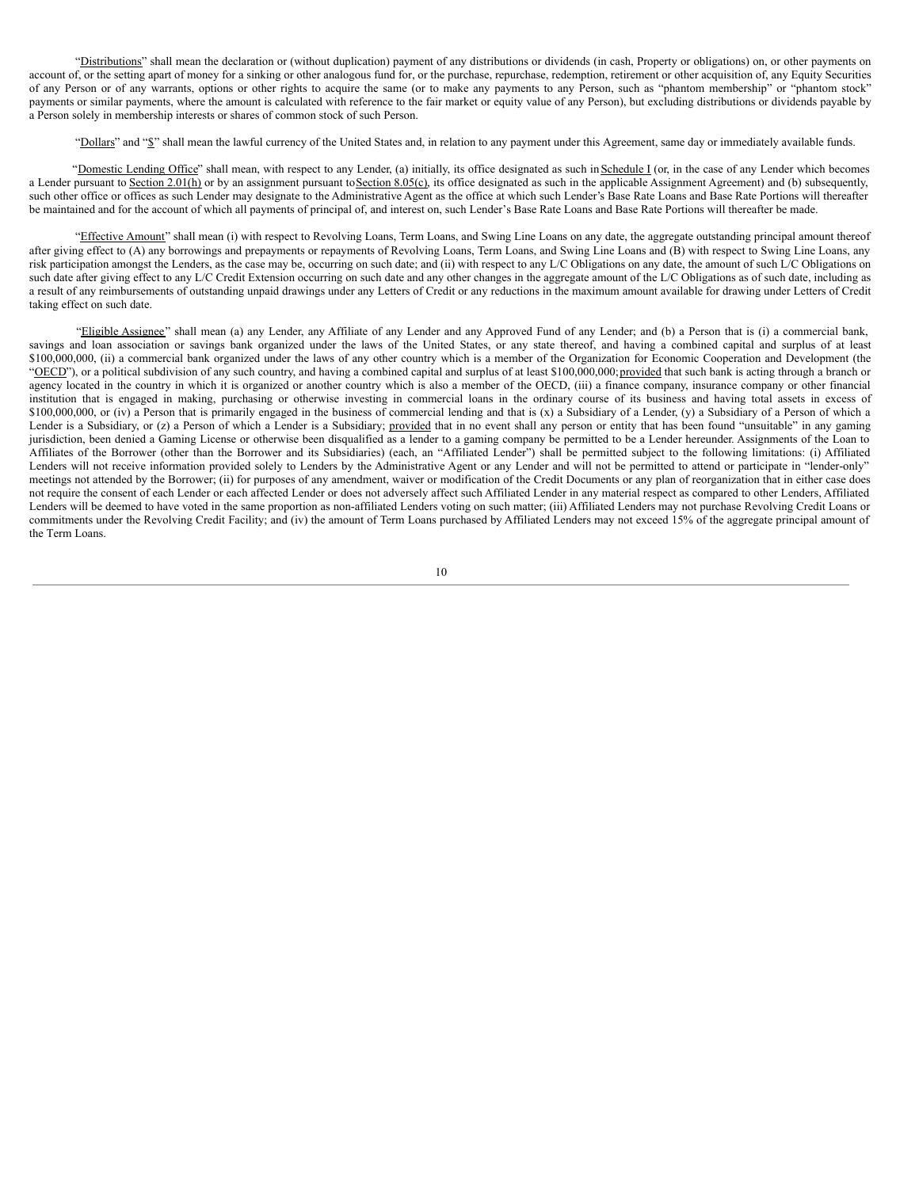"Distributions" shall mean the declaration or (without duplication) payment of any distributions or dividends (in cash, Property or obligations) on, or other payments on account of, or the setting apart of money for a sinking or other analogous fund for, or the purchase, repurchase, redemption, retirement or other acquisition of, any Equity Securities of any Person or of any warrants, options or other rights to acquire the same (or to make any payments to any Person, such as "phantom membership" or "phantom stock" payments or similar payments, where the amount is calculated with reference to the fair market or equity value of any Person), but excluding distributions or dividends payable by a Person solely in membership interests or shares of common stock of such Person.

"Dollars" and "$" shall mean the lawful currency of the United States and, in relation to any payment under this Agreement, same day or immediately available funds.

"Domestic Lending Office" shall mean, with respect to any Lender, (a) initially, its office designated as such in Schedule I (or, in the case of any Lender which becomes a Lender pursuant to Section 2.01(h) or by an assignment pursuant to Section 8.05(c), its office designated as such in the applicable Assignment Agreement) and (b) subsequently, such other office or offices as such Lender may designate to the Administrative Agent as the office at which such Lender's Base Rate Loans and Base Rate Portions will thereafter be maintained and for the account of which all payments of principal of, and interest on, such Lender's Base Rate Loans and Base Rate Portions will thereafter be made.

"Effective Amount" shall mean (i) with respect to Revolving Loans, Term Loans, and Swing Line Loans on any date, the aggregate outstanding principal amount thereof after giving effect to (A) any borrowings and prepayments or repayments of Revolving Loans, Term Loans, and Swing Line Loans and (B) with respect to Swing Line Loans, any risk participation amongst the Lenders, as the case may be, occurring on such date; and (ii) with respect to any L/C Obligations on any date, the amount of such L/C Obligations on such date after giving effect to any L/C Credit Extension occurring on such date and any other changes in the aggregate amount of the L/C Obligations as of such date, including as a result of any reimbursements of outstanding unpaid drawings under any Letters of Credit or any reductions in the maximum amount available for drawing under Letters of Credit taking effect on such date.

"Eligible Assignee" shall mean (a) any Lender, any Affiliate of any Lender and any Approved Fund of any Lender; and (b) a Person that is (i) a commercial bank, savings and loan association or savings bank organized under the laws of the United States, or any state thereof, and having a combined capital and surplus of at least $100,000,000, (ii) a commercial bank organized under the laws of any other country which is a member of the Organization for Economic Cooperation and Development (the "OECD"), or a political subdivision of any such country, and having a combined capital and surplus of at least $100,000,000; provided that such bank is acting through a branch or agency located in the country in which it is organized or another country which is also a member of the OECD, (iii) a finance company, insurance company or other financial institution that is engaged in making, purchasing or otherwise investing in commercial loans in the ordinary course of its business and having total assets in excess of $100,000,000, or (iv) a Person that is primarily engaged in the business of commercial lending and that is (x) a Subsidiary of a Lender, (y) a Subsidiary of a Person of which a Lender is a Subsidiary, or (z) a Person of which a Lender is a Subsidiary; provided that in no event shall any person or entity that has been found "unsuitable" in any gaming jurisdiction, been denied a Gaming License or otherwise been disqualified as a lender to a gaming company be permitted to be a Lender hereunder. Assignments of the Loan to Affiliates of the Borrower (other than the Borrower and its Subsidiaries) (each, an "Affiliated Lender") shall be permitted subject to the following limitations: (i) Affiliated Lenders will not receive information provided solely to Lenders by the Administrative Agent or any Lender and will not be permitted to attend or participate in "lender-only" meetings not attended by the Borrower; (ii) for purposes of any amendment, waiver or modification of the Credit Documents or any plan of reorganization that in either case does not require the consent of each Lender or each affected Lender or does not adversely affect such Affiliated Lender in any material respect as compared to other Lenders, Affiliated Lenders will be deemed to have voted in the same proportion as non-affiliated Lenders voting on such matter; (iii) Affiliated Lenders may not purchase Revolving Credit Loans or commitments under the Revolving Credit Facility; and (iv) the amount of Term Loans purchased by Affiliated Lenders may not exceed 15% of the aggregate principal amount of the Term Loans.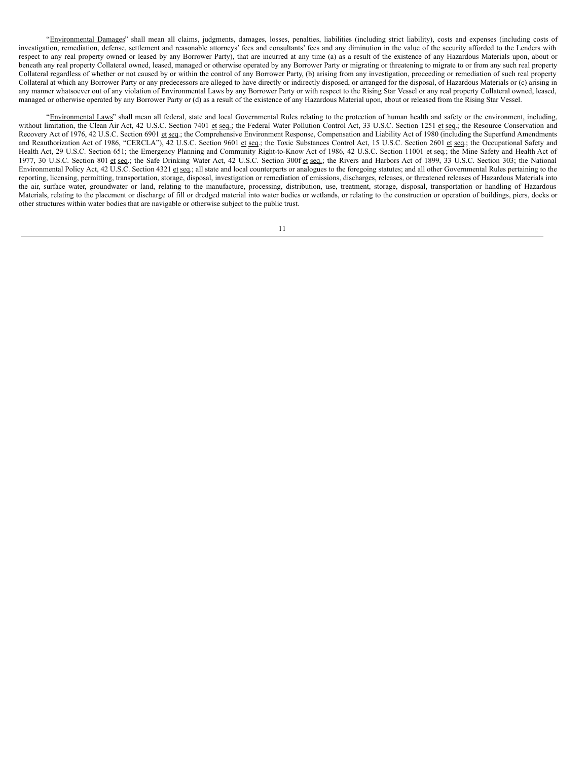"Environmental Damages" shall mean all claims, judgments, damages, losses, penalties, liabilities (including strict liability), costs and expenses (including costs of investigation, remediation, defense, settlement and reasonable attorneys' fees and consultants' fees and any diminution in the value of the security afforded to the Lenders with respect to any real property owned or leased by any Borrower Party), that are incurred at any time (a) as a result of the existence of any Hazardous Materials upon, about or beneath any real property Collateral owned, leased, managed or otherwise operated by any Borrower Party or migrating or threatening to migrate to or from any such real property Collateral regardless of whether or not caused by or within the control of any Borrower Party, (b) arising from any investigation, proceeding or remediation of such real property Collateral at which any Borrower Party or any predecessors are alleged to have directly or indirectly disposed, or arranged for the disposal, of Hazardous Materials or (c) arising in any manner whatsoever out of any violation of Environmental Laws by any Borrower Party or with respect to the Rising Star Vessel or any real property Collateral owned, leased, managed or otherwise operated by any Borrower Party or (d) as a result of the existence of any Hazardous Material upon, about or released from the Rising Star Vessel.

"Environmental Laws" shall mean all federal, state and local Governmental Rules relating to the protection of human health and safety or the environment, including, without limitation, the Clean Air Act, 42 U.S.C. Section 7401 et seq.; the Federal Water Pollution Control Act, 33 U.S.C. Section 1251 et seq.; the Resource Conservation and Recovery Act of 1976, 42 U.S.C. Section 6901 et seq.; the Comprehensive Environment Response, Compensation and Liability Act of 1980 (including the Superfund Amendments and Reauthorization Act of 1986, "CERCLA"), 42 U.S.C. Section 9601 et seq.; the Toxic Substances Control Act, 15 U.S.C. Section 2601 et seq.; the Occupational Safety and Health Act, 29 U.S.C. Section 651; the Emergency Planning and Community Right-to-Know Act of 1986, 42 U.S.C. Section 11001 et seq.; the Mine Safety and Health Act of 1977, 30 U.S.C. Section 801 et seq.; the Safe Drinking Water Act, 42 U.S.C. Section 300f et seq.; the Rivers and Harbors Act of 1899, 33 U.S.C. Section 303; the National Environmental Policy Act, 42 U.S.C. Section 4321 et seq.; all state and local counterparts or analogues to the foregoing statutes; and all other Governmental Rules pertaining to the reporting, licensing, permitting, transportation, storage, disposal, investigation or remediation of emissions, discharges, releases, or threatened releases of Hazardous Materials into the air, surface water, groundwater or land, relating to the manufacture, processing, distribution, use, treatment, storage, disposal, transportation or handling of Hazardous Materials, relating to the placement or discharge of fill or dredged material into water bodies or wetlands, or relating to the construction or operation of buildings, piers, docks or other structures within water bodies that are navigable or otherwise subject to the public trust.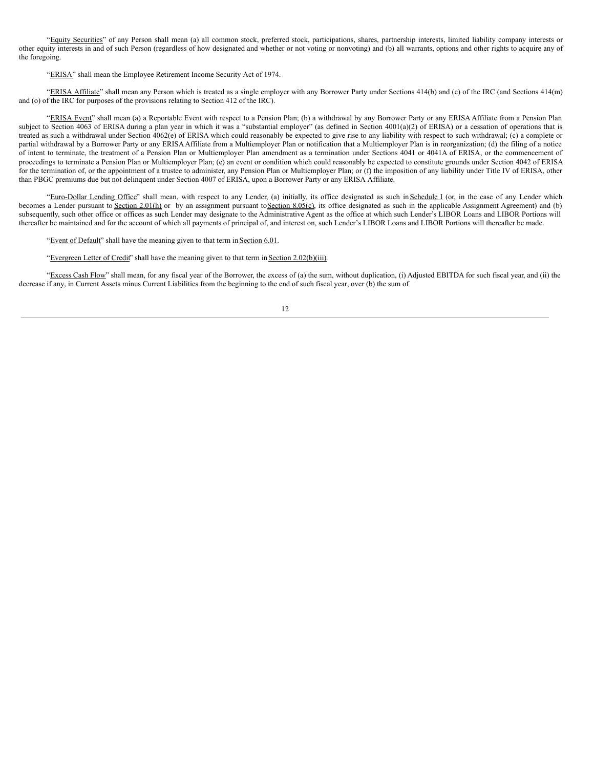"Equity Securities" of any Person shall mean (a) all common stock, preferred stock, participations, shares, partnership interests, limited liability company interests or other equity interests in and of such Person (regardless of how designated and whether or not voting or nonvoting) and (b) all warrants, options and other rights to acquire any of the foregoing.

"ERISA" shall mean the Employee Retirement Income Security Act of 1974.

"ERISA Affiliate" shall mean any Person which is treated as a single employer with any Borrower Party under Sections 414(b) and (c) of the IRC (and Sections 414(m) and (o) of the IRC for purposes of the provisions relating to Section 412 of the IRC).

"ERISA Event" shall mean (a) a Reportable Event with respect to a Pension Plan; (b) a withdrawal by any Borrower Party or any ERISA Affiliate from a Pension Plan subject to Section 4063 of ERISA during a plan year in which it was a "substantial employer" (as defined in Section 4001(a)(2) of ERISA) or a cessation of operations that is treated as such a withdrawal under Section 4062(e) of ERISA which could reasonably be expected to give rise to any liability with respect to such withdrawal; (c) a complete or partial withdrawal by a Borrower Party or any ERISA Affiliate from a Multiemployer Plan or notification that a Multiemployer Plan is in reorganization; (d) the filing of a notice of intent to terminate, the treatment of a Pension Plan or Multiemployer Plan amendment as a termination under Sections 4041 or 4041A of ERISA, or the commencement of proceedings to terminate a Pension Plan or Multiemployer Plan; (e) an event or condition which could reasonably be expected to constitute grounds under Section 4042 of ERISA for the termination of, or the appointment of a trustee to administer, any Pension Plan or Multiemployer Plan; or (f) the imposition of any liability under Title IV of ERISA, other than PBGC premiums due but not delinquent under Section 4007 of ERISA, upon a Borrower Party or any ERISA Affiliate.

"Euro-Dollar Lending Office" shall mean, with respect to any Lender, (a) initially, its office designated as such in Schedule I (or, in the case of any Lender which becomes a Lender pursuant to Section 2.01(h) or by an assignment pursuant to Section 8.05(c), its office designated as such in the applicable Assignment Agreement) and (b) subsequently, such other office or offices as such Lender may designate to the Administrative Agent as the office at which such Lender's LIBOR Loans and LIBOR Portions will thereafter be maintained and for the account of which all payments of principal of, and interest on, such Lender's LIBOR Loans and LIBOR Portions will thereafter be made.

"Event of Default" shall have the meaning given to that term in Section 6.01.

"Evergreen Letter of Credit" shall have the meaning given to that term in Section 2.02(b)(iii).

"Excess Cash Flow" shall mean, for any fiscal year of the Borrower, the excess of (a) the sum, without duplication, (i) Adjusted EBITDA for such fiscal year, and (ii) the decrease if any, in Current Assets minus Current Liabilities from the beginning to the end of such fiscal year, over (b) the sum of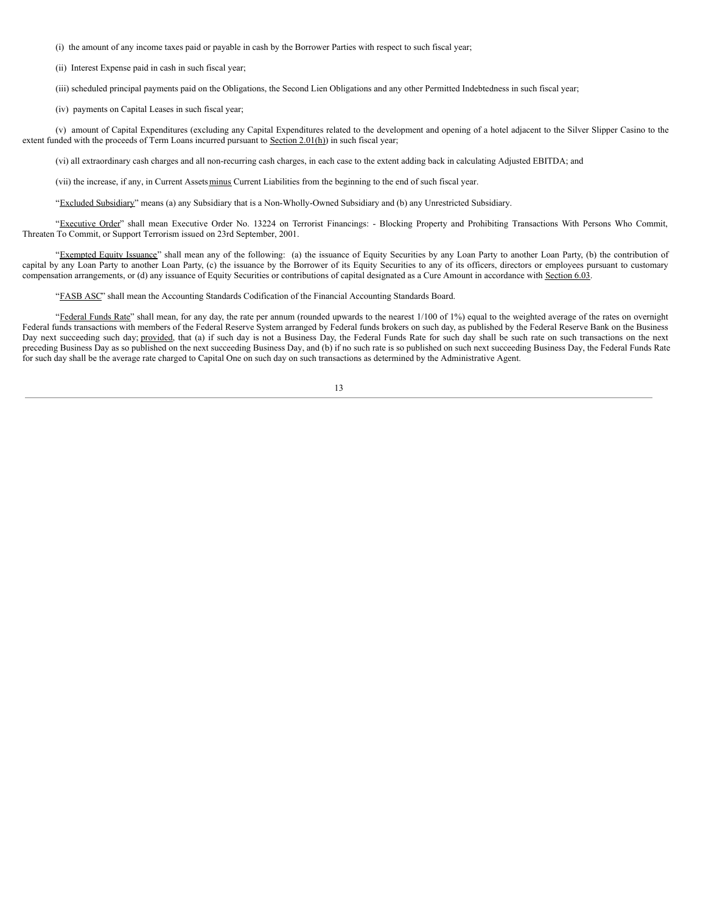(i) the amount of any income taxes paid or payable in cash by the Borrower Parties with respect to such fiscal year;

(ii) Interest Expense paid in cash in such fiscal year;

(iii) scheduled principal payments paid on the Obligations, the Second Lien Obligations and any other Permitted Indebtedness in such fiscal year;

(iv) payments on Capital Leases in such fiscal year;

(v) amount of Capital Expenditures (excluding any Capital Expenditures related to the development and opening of a hotel adjacent to the Silver Slipper Casino to the extent funded with the proceeds of Term Loans incurred pursuant to Section 2.01(h)) in such fiscal year;

(vi) all extraordinary cash charges and all non-recurring cash charges, in each case to the extent adding back in calculating Adjusted EBITDA; and

(vii) the increase, if any, in Current Assets minus Current Liabilities from the beginning to the end of such fiscal year.

"Excluded Subsidiary" means (a) any Subsidiary that is a Non-Wholly-Owned Subsidiary and (b) any Unrestricted Subsidiary.

"Executive Order" shall mean Executive Order No. 13224 on Terrorist Financings: - Blocking Property and Prohibiting Transactions With Persons Who Commit, Threaten To Commit, or Support Terrorism issued on 23rd September, 2001.

"Exempted Equity Issuance" shall mean any of the following: (a) the issuance of Equity Securities by any Loan Party to another Loan Party, (b) the contribution of capital by any Loan Party to another Loan Party, (c) the issuance by the Borrower of its Equity Securities to any of its officers, directors or employees pursuant to customary compensation arrangements, or (d) any issuance of Equity Securities or contributions of capital designated as a Cure Amount in accordance with Section 6.03.

"FASB ASC" shall mean the Accounting Standards Codification of the Financial Accounting Standards Board.

"Federal Funds Rate" shall mean, for any day, the rate per annum (rounded upwards to the nearest 1/100 of 1%) equal to the weighted average of the rates on overnight Federal funds transactions with members of the Federal Reserve System arranged by Federal funds brokers on such day, as published by the Federal Reserve Bank on the Business Day next succeeding such day; provided, that (a) if such day is not a Business Day, the Federal Funds Rate for such day shall be such rate on such transactions on the next preceding Business Day as so published on the next succeeding Business Day, and (b) if no such rate is so published on such next succeeding Business Day, the Federal Funds Rate for such day shall be the average rate charged to Capital One on such day on such transactions as determined by the Administrative Agent.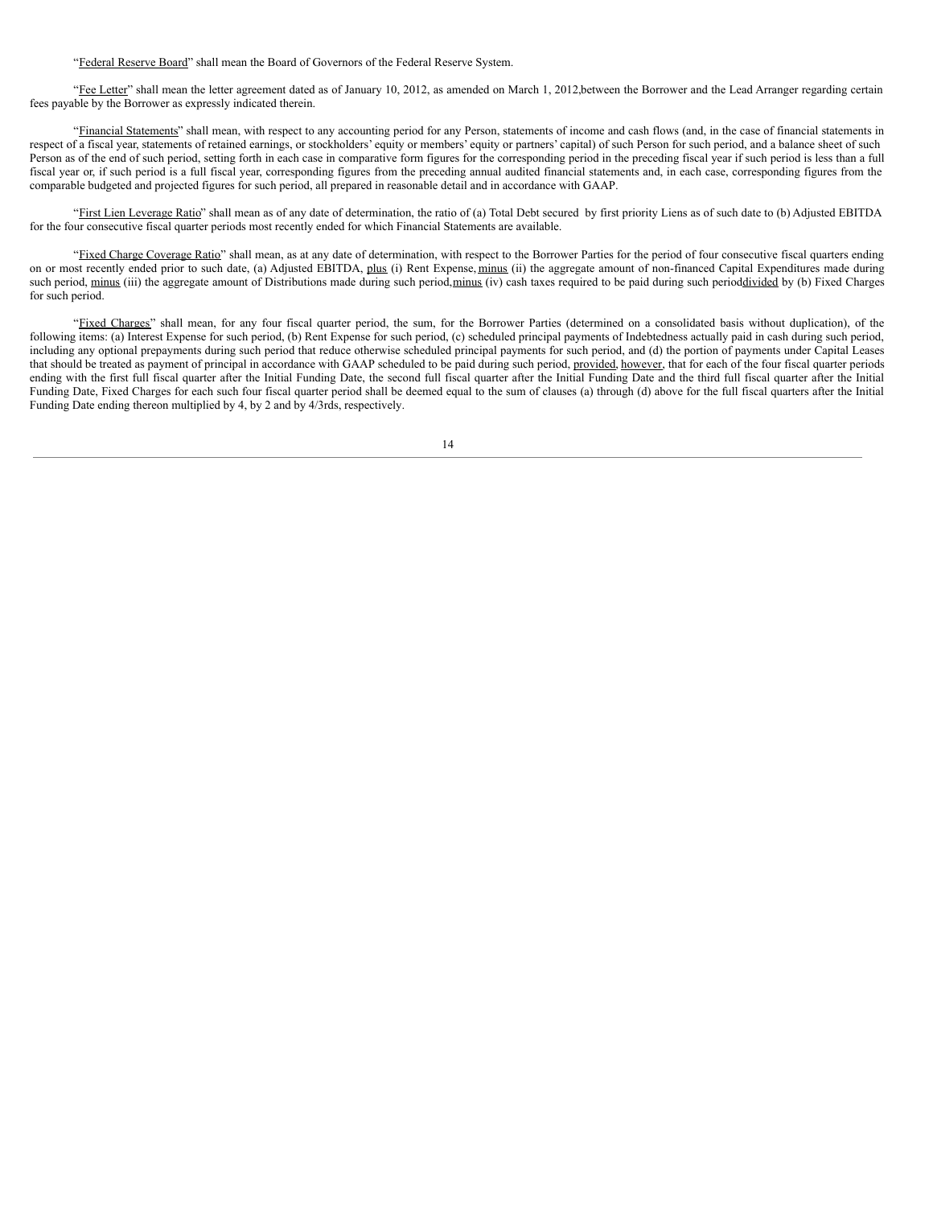"Federal Reserve Board" shall mean the Board of Governors of the Federal Reserve System.

"Fee Letter" shall mean the letter agreement dated as of January 10, 2012, as amended on March 1, 2012,between the Borrower and the Lead Arranger regarding certain fees payable by the Borrower as expressly indicated therein.

"Financial Statements" shall mean, with respect to any accounting period for any Person, statements of income and cash flows (and, in the case of financial statements in respect of a fiscal year, statements of retained earnings, or stockholders' equity or members' equity or partners' capital) of such Person for such period, and a balance sheet of such Person as of the end of such period, setting forth in each case in comparative form figures for the corresponding period in the preceding fiscal year if such period is less than a full fiscal year or, if such period is a full fiscal year, corresponding figures from the preceding annual audited financial statements and, in each case, corresponding figures from the comparable budgeted and projected figures for such period, all prepared in reasonable detail and in accordance with GAAP.

"First Lien Leverage Ratio" shall mean as of any date of determination, the ratio of (a) Total Debt secured by first priority Liens as of such date to (b) Adjusted EBITDA for the four consecutive fiscal quarter periods most recently ended for which Financial Statements are available.

"Fixed Charge Coverage Ratio" shall mean, as at any date of determination, with respect to the Borrower Parties for the period of four consecutive fiscal quarters ending on or most recently ended prior to such date, (a) Adjusted EBITDA, plus (i) Rent Expense, minus (ii) the aggregate amount of non-financed Capital Expenditures made during such period, minus (iii) the aggregate amount of Distributions made during such period, minus (iv) cash taxes required to be paid during such period divided by (b) Fixed Charges for such period.

"Fixed Charges" shall mean, for any four fiscal quarter period, the sum, for the Borrower Parties (determined on a consolidated basis without duplication), of the following items: (a) Interest Expense for such period, (b) Rent Expense for such period, (c) scheduled principal payments of Indebtedness actually paid in cash during such period, including any optional prepayments during such period that reduce otherwise scheduled principal payments for such period, and (d) the portion of payments under Capital Leases that should be treated as payment of principal in accordance with GAAP scheduled to be paid during such period, provided, however, that for each of the four fiscal quarter periods ending with the first full fiscal quarter after the Initial Funding Date, the second full fiscal quarter after the Initial Funding Date and the third full fiscal quarter after the Initial Funding Date, Fixed Charges for each such four fiscal quarter period shall be deemed equal to the sum of clauses (a) through (d) above for the full fiscal quarters after the Initial Funding Date ending thereon multiplied by 4, by 2 and by 4/3rds, respectively.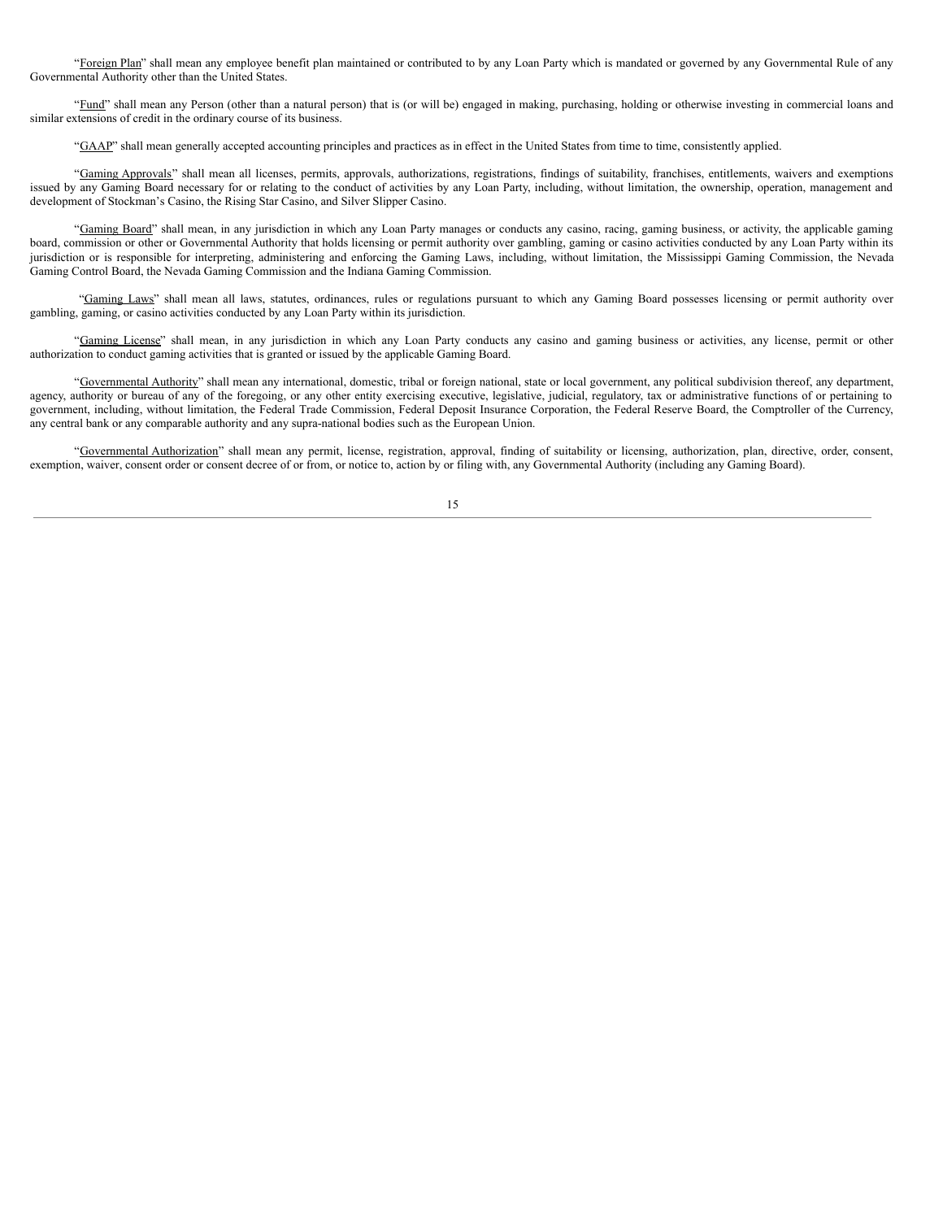"Foreign Plan" shall mean any employee benefit plan maintained or contributed to by any Loan Party which is mandated or governed by any Governmental Rule of any Governmental Authority other than the United States.

"Fund" shall mean any Person (other than a natural person) that is (or will be) engaged in making, purchasing, holding or otherwise investing in commercial loans and similar extensions of credit in the ordinary course of its business.

"GAAP" shall mean generally accepted accounting principles and practices as in effect in the United States from time to time, consistently applied.

"Gaming Approvals" shall mean all licenses, permits, approvals, authorizations, registrations, findings of suitability, franchises, entitlements, waivers and exemptions issued by any Gaming Board necessary for or relating to the conduct of activities by any Loan Party, including, without limitation, the ownership, operation, management and development of Stockman's Casino, the Rising Star Casino, and Silver Slipper Casino.

"Gaming Board" shall mean, in any jurisdiction in which any Loan Party manages or conducts any casino, racing, gaming business, or activity, the applicable gaming board, commission or other or Governmental Authority that holds licensing or permit authority over gambling, gaming or casino activities conducted by any Loan Party within its jurisdiction or is responsible for interpreting, administering and enforcing the Gaming Laws, including, without limitation, the Mississippi Gaming Commission, the Nevada Gaming Control Board, the Nevada Gaming Commission and the Indiana Gaming Commission.

"Gaming Laws" shall mean all laws, statutes, ordinances, rules or regulations pursuant to which any Gaming Board possesses licensing or permit authority over gambling, gaming, or casino activities conducted by any Loan Party within its jurisdiction.

"Gaming License" shall mean, in any jurisdiction in which any Loan Party conducts any casino and gaming business or activities, any license, permit or other authorization to conduct gaming activities that is granted or issued by the applicable Gaming Board.

"Governmental Authority" shall mean any international, domestic, tribal or foreign national, state or local government, any political subdivision thereof, any department, agency, authority or bureau of any of the foregoing, or any other entity exercising executive, legislative, judicial, regulatory, tax or administrative functions of or pertaining to government, including, without limitation, the Federal Trade Commission, Federal Deposit Insurance Corporation, the Federal Reserve Board, the Comptroller of the Currency, any central bank or any comparable authority and any supra-national bodies such as the European Union.

"Governmental Authorization" shall mean any permit, license, registration, approval, finding of suitability or licensing, authorization, plan, directive, order, consent, exemption, waiver, consent order or consent decree of or from, or notice to, action by or filing with, any Governmental Authority (including any Gaming Board).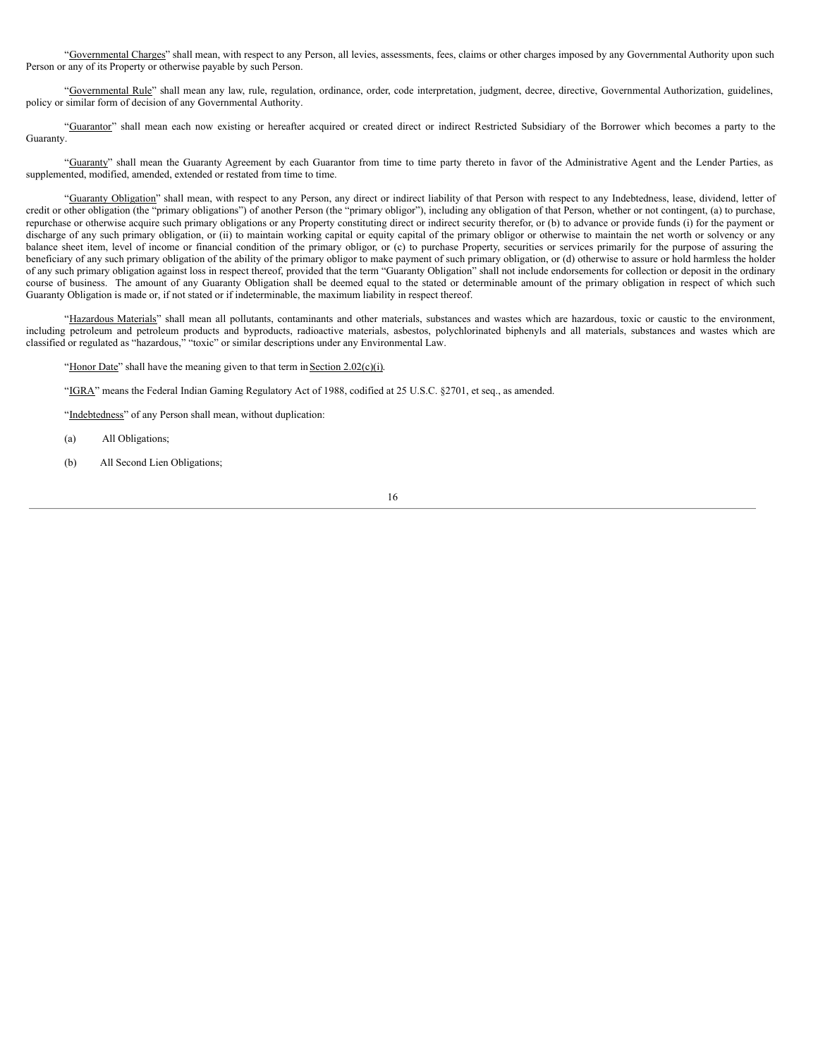"Governmental Charges" shall mean, with respect to any Person, all levies, assessments, fees, claims or other charges imposed by any Governmental Authority upon such Person or any of its Property or otherwise payable by such Person.

"Governmental Rule" shall mean any law, rule, regulation, ordinance, order, code interpretation, judgment, decree, directive, Governmental Authorization, guidelines, policy or similar form of decision of any Governmental Authority.

"Guarantor" shall mean each now existing or hereafter acquired or created direct or indirect Restricted Subsidiary of the Borrower which becomes a party to the Guaranty.

"Guaranty" shall mean the Guaranty Agreement by each Guarantor from time to time party thereto in favor of the Administrative Agent and the Lender Parties, as supplemented, modified, amended, extended or restated from time to time.

"Guaranty Obligation" shall mean, with respect to any Person, any direct or indirect liability of that Person with respect to any Indebtedness, lease, dividend, letter of credit or other obligation (the "primary obligations") of another Person (the "primary obligor"), including any obligation of that Person, whether or not contingent, (a) to purchase, repurchase or otherwise acquire such primary obligations or any Property constituting direct or indirect security therefor, or (b) to advance or provide funds (i) for the payment or discharge of any such primary obligation, or (ii) to maintain working capital or equity capital of the primary obligor or otherwise to maintain the net worth or solvency or any balance sheet item, level of income or financial condition of the primary obligor, or (c) to purchase Property, securities or services primarily for the purpose of assuring the beneficiary of any such primary obligation of the ability of the primary obligor to make payment of such primary obligation, or (d) otherwise to assure or hold harmless the holder of any such primary obligation against loss in respect thereof, provided that the term "Guaranty Obligation" shall not include endorsements for collection or deposit in the ordinary course of business. The amount of any Guaranty Obligation shall be deemed equal to the stated or determinable amount of the primary obligation in respect of which such Guaranty Obligation is made or, if not stated or if indeterminable, the maximum liability in respect thereof.

"Hazardous Materials" shall mean all pollutants, contaminants and other materials, substances and wastes which are hazardous, toxic or caustic to the environment, including petroleum and petroleum products and byproducts, radioactive materials, asbestos, polychlorinated biphenyls and all materials, substances and wastes which are classified or regulated as "hazardous," "toxic" or similar descriptions under any Environmental Law.

"Honor Date" shall have the meaning given to that term in Section 2.02(c)(i).

"IGRA" means the Federal Indian Gaming Regulatory Act of 1988, codified at 25 U.S.C. §2701, et seq., as amended.

"Indebtedness" of any Person shall mean, without duplication:

(a) All Obligations;

(b) All Second Lien Obligations;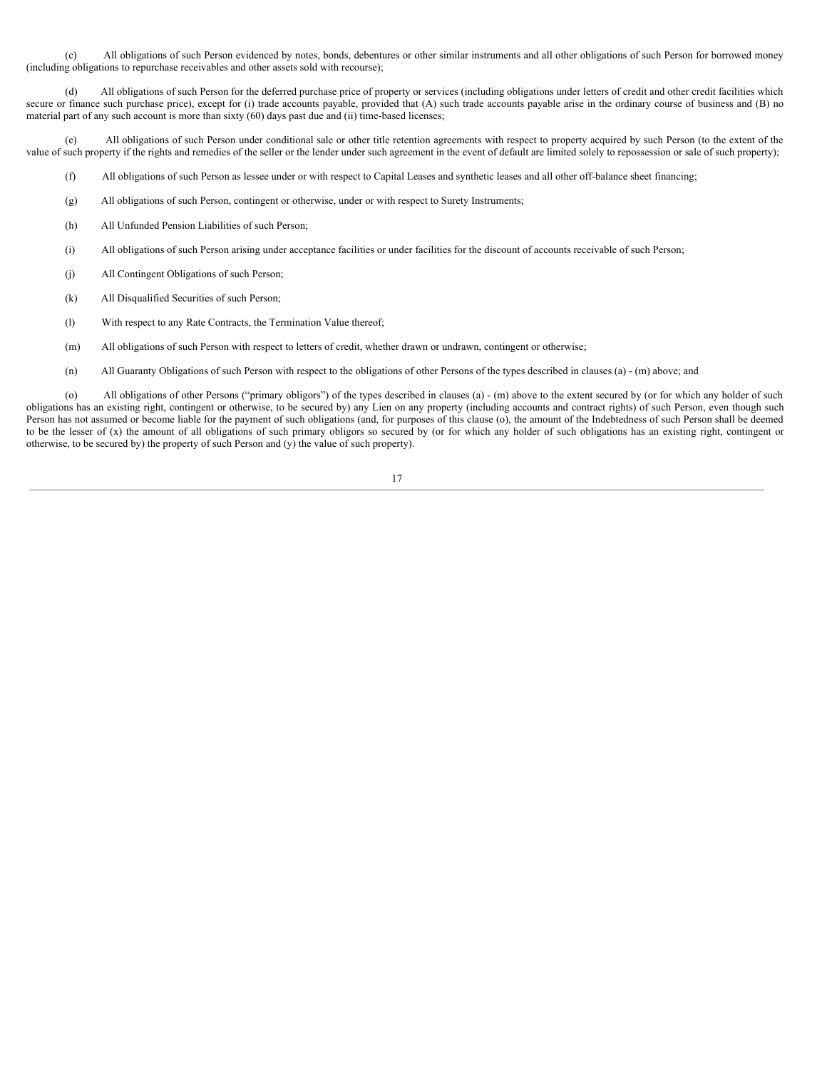(c) All obligations of such Person evidenced by notes, bonds, debentures or other similar instruments and all other obligations of such Person for borrowed money (including obligations to repurchase receivables and other assets sold with recourse);

(d) All obligations of such Person for the deferred purchase price of property or services (including obligations under letters of credit and other credit facilities which secure or finance such purchase price), except for (i) trade accounts payable, provided that (A) such trade accounts payable arise in the ordinary course of business and (B) no material part of any such account is more than sixty (60) days past due and (ii) time-based licenses;

(e) All obligations of such Person under conditional sale or other title retention agreements with respect to property acquired by such Person (to the extent of the value of such property if the rights and remedies of the seller or the lender under such agreement in the event of default are limited solely to repossession or sale of such property);

(f) All obligations of such Person as lessee under or with respect to Capital Leases and synthetic leases and all other off-balance sheet financing;

(g) All obligations of such Person, contingent or otherwise, under or with respect to Surety Instruments;

(h) All Unfunded Pension Liabilities of such Person;

(i) All obligations of such Person arising under acceptance facilities or under facilities for the discount of accounts receivable of such Person;

(j) All Contingent Obligations of such Person;

(k) All Disqualified Securities of such Person;

(l) With respect to any Rate Contracts, the Termination Value thereof;

(m) All obligations of such Person with respect to letters of credit, whether drawn or undrawn, contingent or otherwise;

(n) All Guaranty Obligations of such Person with respect to the obligations of other Persons of the types described in clauses (a) - (m) above; and

(o) All obligations of other Persons ("primary obligors") of the types described in clauses (a) - (m) above to the extent secured by (or for which any holder of such obligations has an existing right, contingent or otherwise, to be secured by) any Lien on any property (including accounts and contract rights) of such Person, even though such Person has not assumed or become liable for the payment of such obligations (and, for purposes of this clause (o), the amount of the Indebtedness of such Person shall be deemed to be the lesser of (x) the amount of all obligations of such primary obligors so secured by (or for which any holder of such obligations has an existing right, contingent or otherwise, to be secured by) the property of such Person and (y) the value of such property).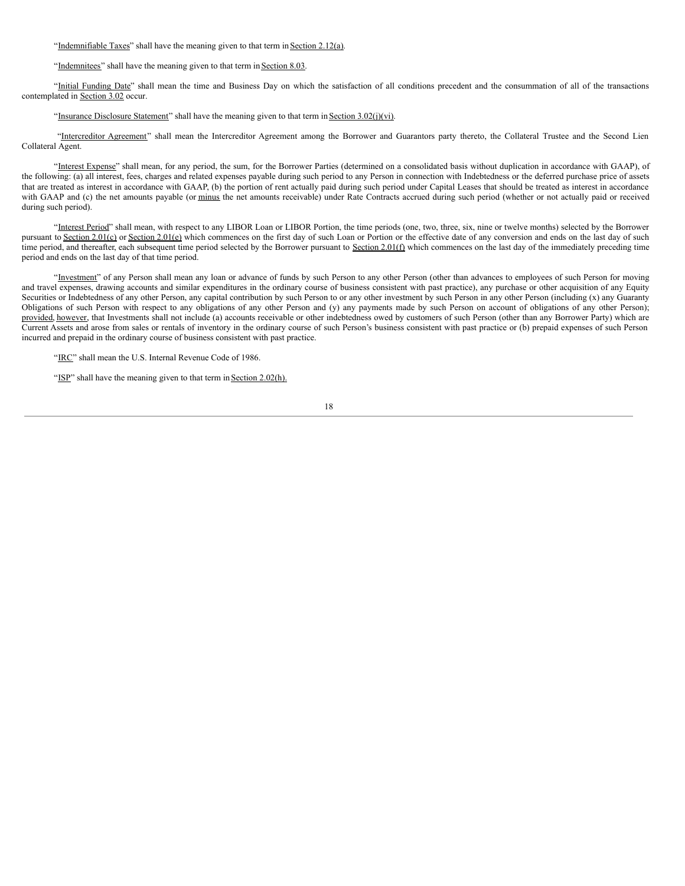"Indemnifiable Taxes" shall have the meaning given to that term in Section 2.12(a).

"Indemnitees" shall have the meaning given to that term in Section 8.03.

"Initial Funding Date" shall mean the time and Business Day on which the satisfaction of all conditions precedent and the consummation of all of the transactions contemplated in Section 3.02 occur.

"Insurance Disclosure Statement" shall have the meaning given to that term in Section 3.02(j)(vi).

"Intercreditor Agreement" shall mean the Intercreditor Agreement among the Borrower and Guarantors party thereto, the Collateral Trustee and the Second Lien Collateral Agent.

"Interest Expense" shall mean, for any period, the sum, for the Borrower Parties (determined on a consolidated basis without duplication in accordance with GAAP), of the following: (a) all interest, fees, charges and related expenses payable during such period to any Person in connection with Indebtedness or the deferred purchase price of assets that are treated as interest in accordance with GAAP, (b) the portion of rent actually paid during such period under Capital Leases that should be treated as interest in accordance with GAAP and (c) the net amounts payable (or minus the net amounts receivable) under Rate Contracts accrued during such period (whether or not actually paid or received during such period).

"Interest Period" shall mean, with respect to any LIBOR Loan or LIBOR Portion, the time periods (one, two, three, six, nine or twelve months) selected by the Borrower pursuant to Section 2.01(c) or Section 2.01(e) which commences on the first day of such Loan or Portion or the effective date of any conversion and ends on the last day of such time period, and thereafter, each subsequent time period selected by the Borrower pursuant to Section 2.01(f) which commences on the last day of the immediately preceding time period and ends on the last day of that time period.

"Investment" of any Person shall mean any loan or advance of funds by such Person to any other Person (other than advances to employees of such Person for moving and travel expenses, drawing accounts and similar expenditures in the ordinary course of business consistent with past practice), any purchase or other acquisition of any Equity Securities or Indebtedness of any other Person, any capital contribution by such Person to or any other investment by such Person in any other Person (including (x) any Guaranty Obligations of such Person with respect to any obligations of any other Person and (y) any payments made by such Person on account of obligations of any other Person); provided, however, that Investments shall not include (a) accounts receivable or other indebtedness owed by customers of such Person (other than any Borrower Party) which are Current Assets and arose from sales or rentals of inventory in the ordinary course of such Person's business consistent with past practice or (b) prepaid expenses of such Person incurred and prepaid in the ordinary course of business consistent with past practice.

"IRC" shall mean the U.S. Internal Revenue Code of 1986.

"ISP" shall have the meaning given to that term in Section 2.02(h).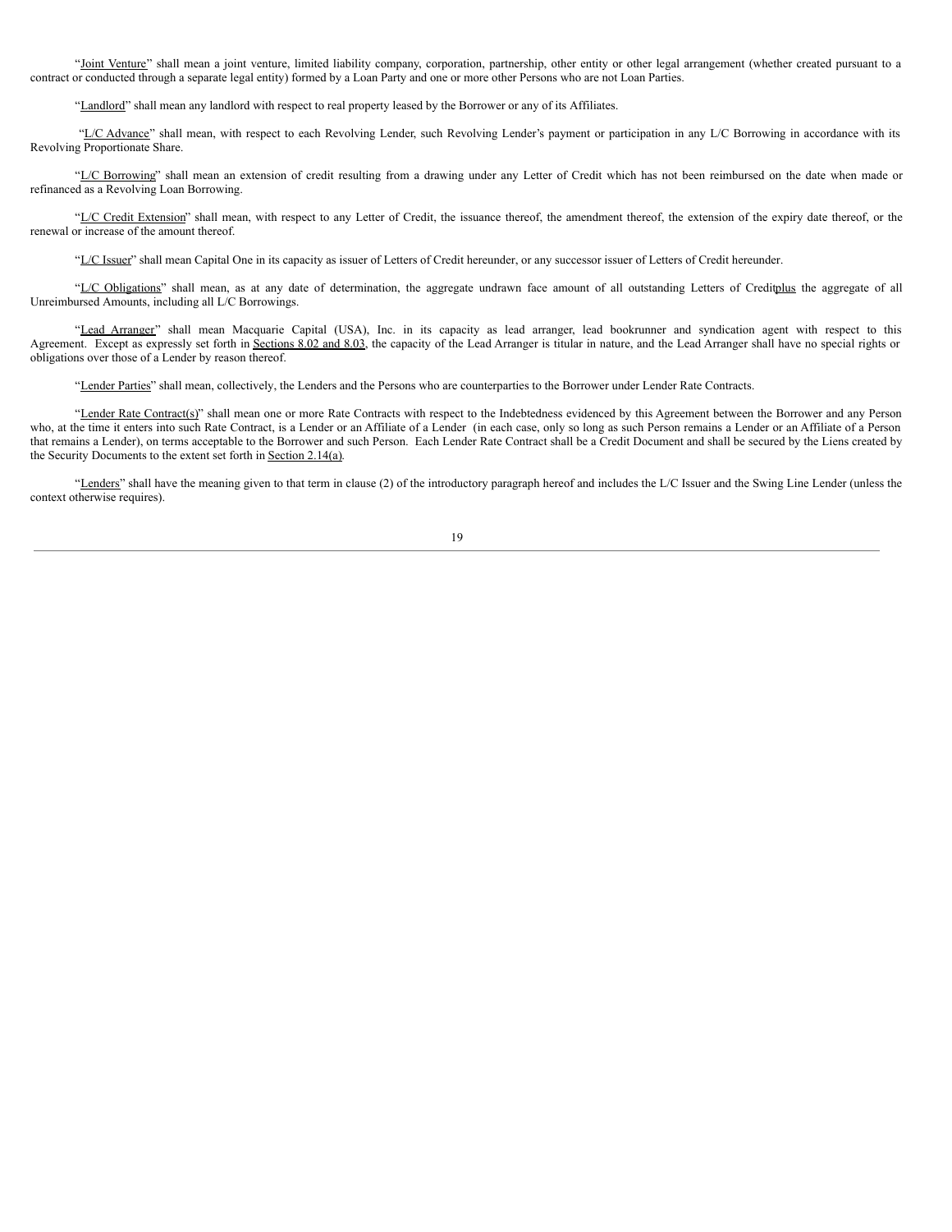"Joint Venture" shall mean a joint venture, limited liability company, corporation, partnership, other entity or other legal arrangement (whether created pursuant to a contract or conducted through a separate legal entity) formed by a Loan Party and one or more other Persons who are not Loan Parties.

"Landlord" shall mean any landlord with respect to real property leased by the Borrower or any of its Affiliates.

"L/C Advance" shall mean, with respect to each Revolving Lender, such Revolving Lender's payment or participation in any L/C Borrowing in accordance with its Revolving Proportionate Share.

"L/C Borrowing" shall mean an extension of credit resulting from a drawing under any Letter of Credit which has not been reimbursed on the date when made or refinanced as a Revolving Loan Borrowing.

"L/C Credit Extension" shall mean, with respect to any Letter of Credit, the issuance thereof, the amendment thereof, the extension of the expiry date thereof, or the renewal or increase of the amount thereof.

"L/C Issuer" shall mean Capital One in its capacity as issuer of Letters of Credit hereunder, or any successor issuer of Letters of Credit hereunder.

"L/C Obligations" shall mean, as at any date of determination, the aggregate undrawn face amount of all outstanding Letters of Credit plus the aggregate of all Unreimbursed Amounts, including all L/C Borrowings.

"Lead Arranger" shall mean Macquarie Capital (USA), Inc. in its capacity as lead arranger, lead bookrunner and syndication agent with respect to this Agreement. Except as expressly set forth in Sections 8.02 and 8.03, the capacity of the Lead Arranger is titular in nature, and the Lead Arranger shall have no special rights or obligations over those of a Lender by reason thereof.

"Lender Parties" shall mean, collectively, the Lenders and the Persons who are counterparties to the Borrower under Lender Rate Contracts.

"Lender Rate Contract(s)" shall mean one or more Rate Contracts with respect to the Indebtedness evidenced by this Agreement between the Borrower and any Person who, at the time it enters into such Rate Contract, is a Lender or an Affiliate of a Lender (in each case, only so long as such Person remains a Lender or an Affiliate of a Person that remains a Lender), on terms acceptable to the Borrower and such Person. Each Lender Rate Contract shall be a Credit Document and shall be secured by the Liens created by the Security Documents to the extent set forth in Section 2.14(a).

"Lenders" shall have the meaning given to that term in clause (2) of the introductory paragraph hereof and includes the L/C Issuer and the Swing Line Lender (unless the context otherwise requires).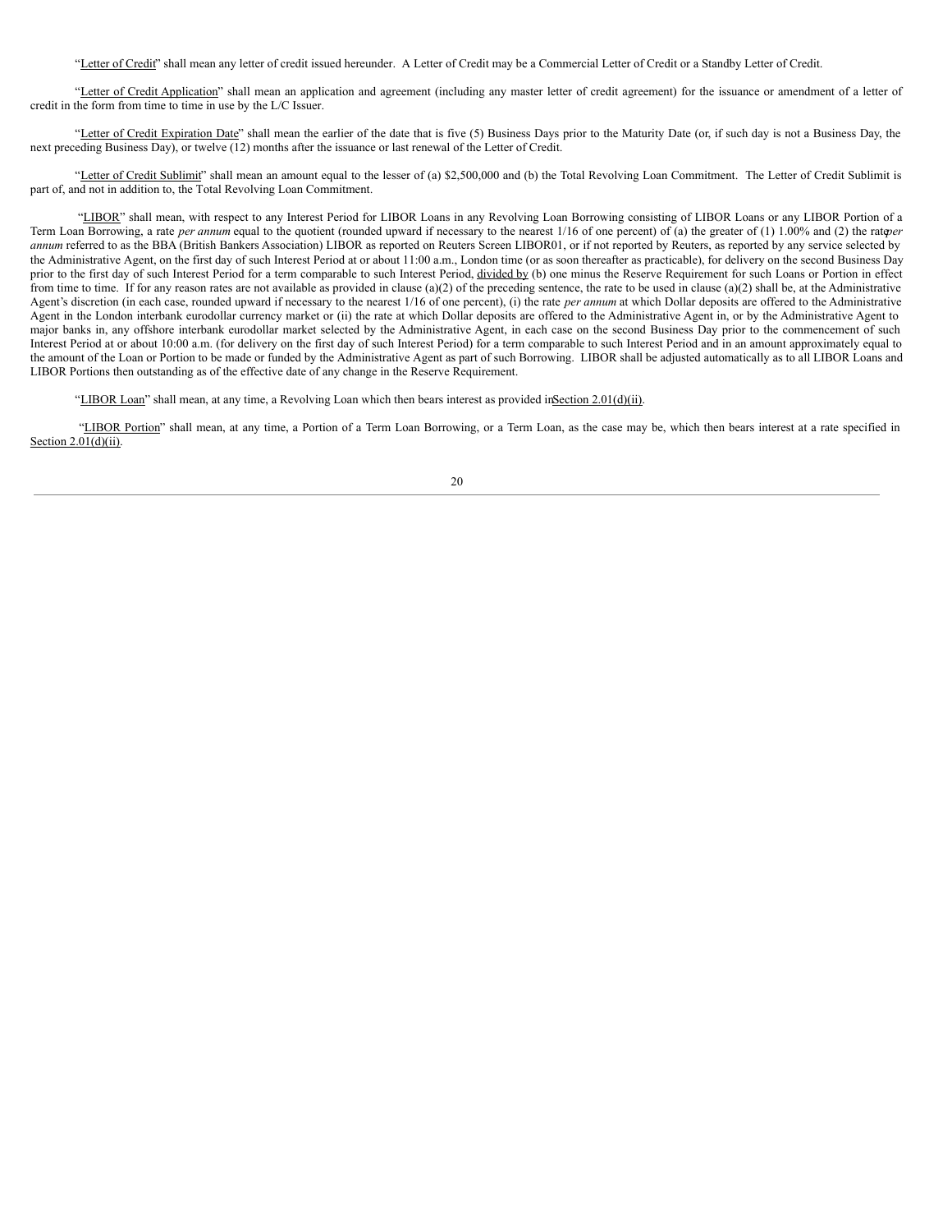"Letter of Credit" shall mean any letter of credit issued hereunder. A Letter of Credit may be a Commercial Letter of Credit or a Standby Letter of Credit.

"Letter of Credit Application" shall mean an application and agreement (including any master letter of credit agreement) for the issuance or amendment of a letter of credit in the form from time to time in use by the L/C Issuer.

"Letter of Credit Expiration Date" shall mean the earlier of the date that is five (5) Business Days prior to the Maturity Date (or, if such day is not a Business Day, the next preceding Business Day), or twelve (12) months after the issuance or last renewal of the Letter of Credit.

"Letter of Credit Sublimit" shall mean an amount equal to the lesser of (a) $2,500,000 and (b) the Total Revolving Loan Commitment. The Letter of Credit Sublimit is part of, and not in addition to, the Total Revolving Loan Commitment.

"LIBOR" shall mean, with respect to any Interest Period for LIBOR Loans in any Revolving Loan Borrowing consisting of LIBOR Loans or any LIBOR Portion of a Term Loan Borrowing, a rate *per annum* equal to the quotient (rounded upward if necessary to the nearest 1/16 of one percent) of (a) the greater of (1) 1.00% and (2) the rate *per annum* referred to as the BBA (British Bankers Association) LIBOR as reported on Reuters Screen LIBOR01, or if not reported by Reuters, as reported by any service selected by the Administrative Agent, on the first day of such Interest Period at or about 11:00 a.m., London time (or as soon thereafter as practicable), for delivery on the second Business Day prior to the first day of such Interest Period for a term comparable to such Interest Period, divided by (b) one minus the Reserve Requirement for such Loans or Portion in effect from time to time. If for any reason rates are not available as provided in clause (a)(2) of the preceding sentence, the rate to be used in clause (a)(2) shall be, at the Administrative Agent's discretion (in each case, rounded upward if necessary to the nearest 1/16 of one percent), (i) the rate *per annum* at which Dollar deposits are offered to the Administrative Agent in the London interbank eurodollar currency market or (ii) the rate at which Dollar deposits are offered to the Administrative Agent in, or by the Administrative Agent to major banks in, any offshore interbank eurodollar market selected by the Administrative Agent, in each case on the second Business Day prior to the commencement of such Interest Period at or about 10:00 a.m. (for delivery on the first day of such Interest Period) for a term comparable to such Interest Period and in an amount approximately equal to the amount of the Loan or Portion to be made or funded by the Administrative Agent as part of such Borrowing. LIBOR shall be adjusted automatically as to all LIBOR Loans and LIBOR Portions then outstanding as of the effective date of any change in the Reserve Requirement.

"LIBOR Loan" shall mean, at any time, a Revolving Loan which then bears interest as provided in Section 2.01(d)(ii).

"LIBOR Portion" shall mean, at any time, a Portion of a Term Loan Borrowing, or a Term Loan, as the case may be, which then bears interest at a rate specified in Section 2.01(d)(ii).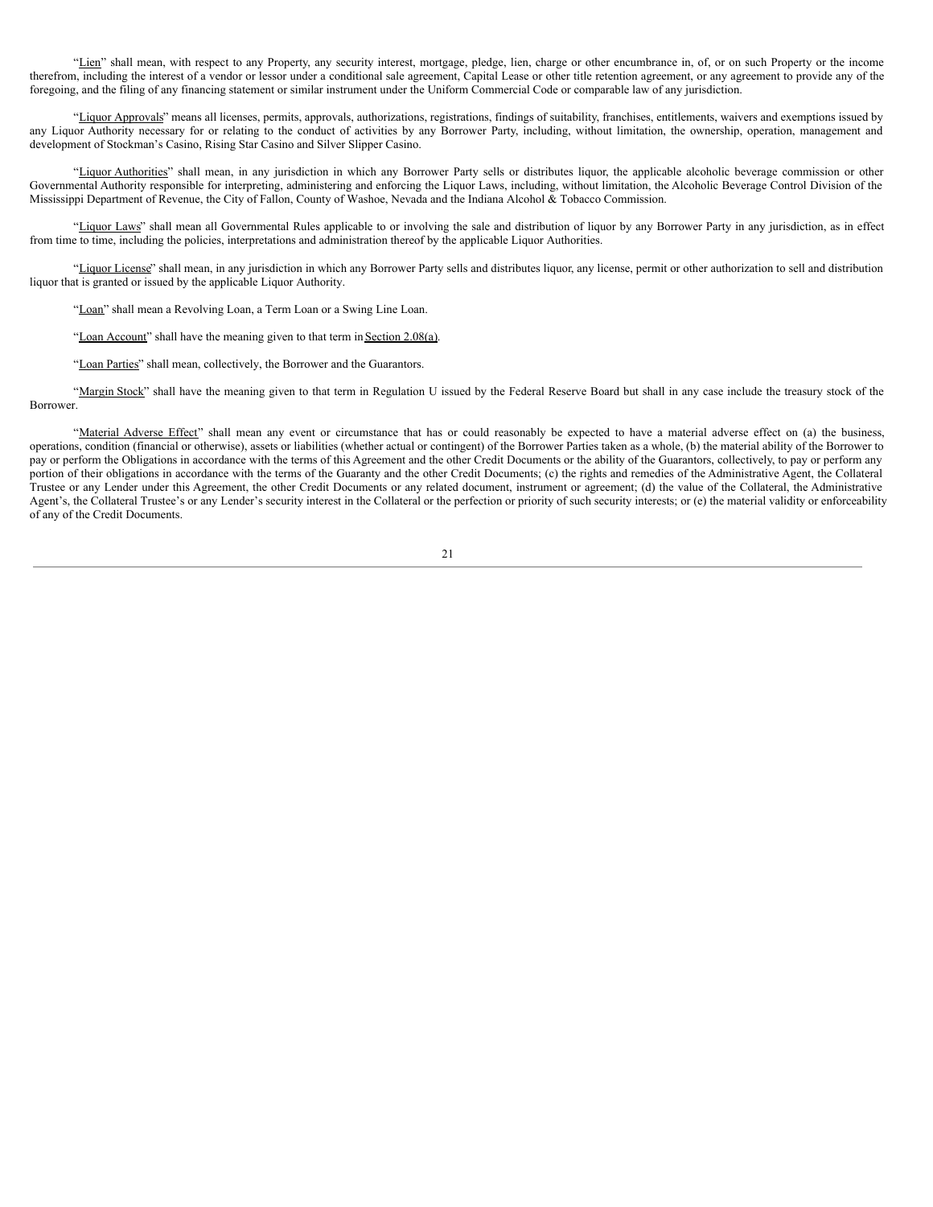"Lien" shall mean, with respect to any Property, any security interest, mortgage, pledge, lien, charge or other encumbrance in, of, or on such Property or the income therefrom, including the interest of a vendor or lessor under a conditional sale agreement, Capital Lease or other title retention agreement, or any agreement to provide any of the foregoing, and the filing of any financing statement or similar instrument under the Uniform Commercial Code or comparable law of any jurisdiction.

"Liquor Approvals" means all licenses, permits, approvals, authorizations, registrations, findings of suitability, franchises, entitlements, waivers and exemptions issued by any Liquor Authority necessary for or relating to the conduct of activities by any Borrower Party, including, without limitation, the ownership, operation, management and development of Stockman's Casino, Rising Star Casino and Silver Slipper Casino.

"Liquor Authorities" shall mean, in any jurisdiction in which any Borrower Party sells or distributes liquor, the applicable alcoholic beverage commission or other Governmental Authority responsible for interpreting, administering and enforcing the Liquor Laws, including, without limitation, the Alcoholic Beverage Control Division of the Mississippi Department of Revenue, the City of Fallon, County of Washoe, Nevada and the Indiana Alcohol & Tobacco Commission.

"Liquor Laws" shall mean all Governmental Rules applicable to or involving the sale and distribution of liquor by any Borrower Party in any jurisdiction, as in effect from time to time, including the policies, interpretations and administration thereof by the applicable Liquor Authorities.

"Liquor License" shall mean, in any jurisdiction in which any Borrower Party sells and distributes liquor, any license, permit or other authorization to sell and distribution liquor that is granted or issued by the applicable Liquor Authority.

"Loan" shall mean a Revolving Loan, a Term Loan or a Swing Line Loan.

"Loan Account" shall have the meaning given to that term in Section 2.08(a).

"Loan Parties" shall mean, collectively, the Borrower and the Guarantors.

"Margin Stock" shall have the meaning given to that term in Regulation U issued by the Federal Reserve Board but shall in any case include the treasury stock of the Borrower.

"Material Adverse Effect" shall mean any event or circumstance that has or could reasonably be expected to have a material adverse effect on (a) the business, operations, condition (financial or otherwise), assets or liabilities (whether actual or contingent) of the Borrower Parties taken as a whole, (b) the material ability of the Borrower to pay or perform the Obligations in accordance with the terms of this Agreement and the other Credit Documents or the ability of the Guarantors, collectively, to pay or perform any portion of their obligations in accordance with the terms of the Guaranty and the other Credit Documents; (c) the rights and remedies of the Administrative Agent, the Collateral Trustee or any Lender under this Agreement, the other Credit Documents or any related document, instrument or agreement; (d) the value of the Collateral, the Administrative Agent's, the Collateral Trustee's or any Lender's security interest in the Collateral or the perfection or priority of such security interests; or (e) the material validity or enforceability of any of the Credit Documents.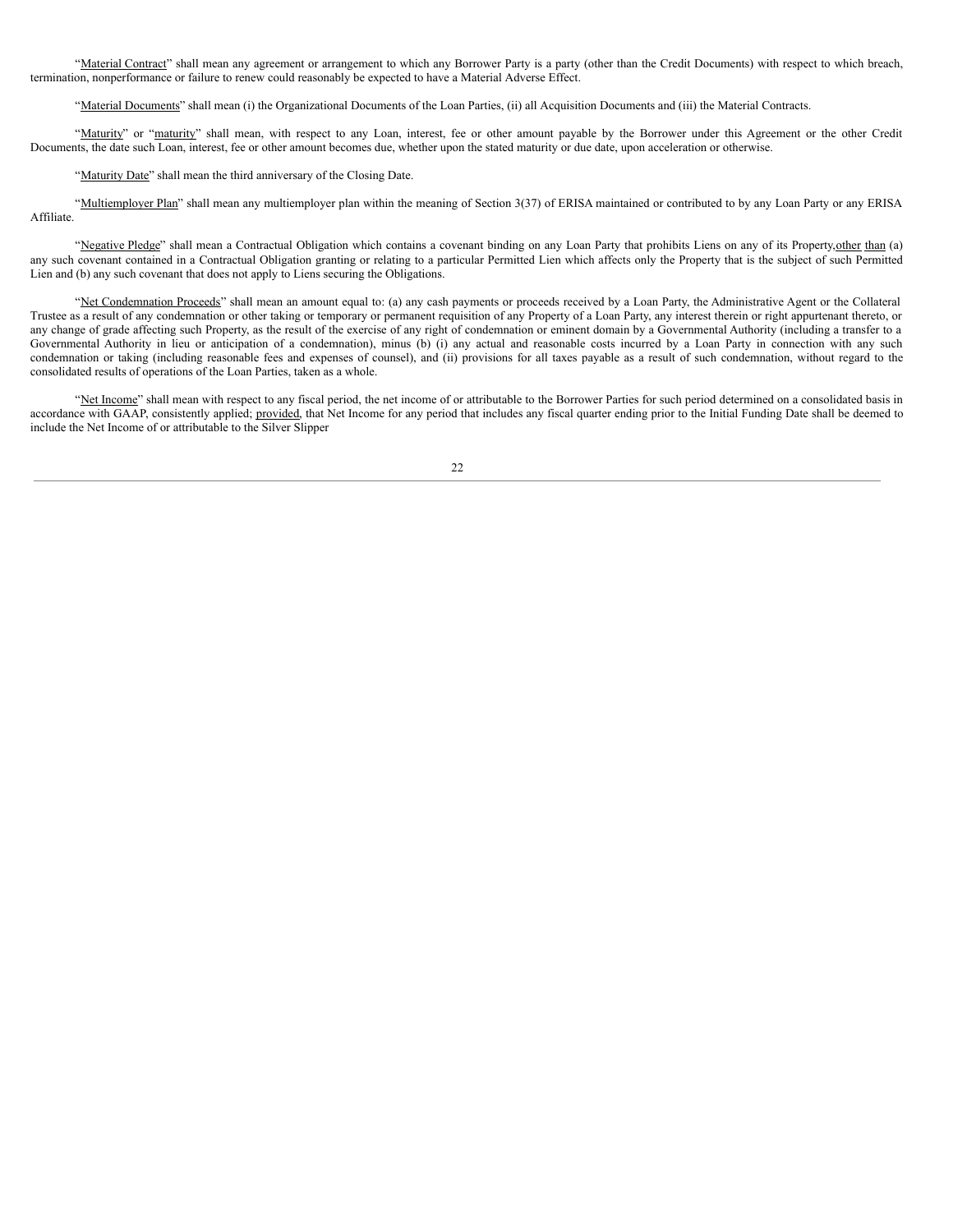"Material Contract" shall mean any agreement or arrangement to which any Borrower Party is a party (other than the Credit Documents) with respect to which breach, termination, nonperformance or failure to renew could reasonably be expected to have a Material Adverse Effect.

"Material Documents" shall mean (i) the Organizational Documents of the Loan Parties, (ii) all Acquisition Documents and (iii) the Material Contracts.

"Maturity" or "maturity" shall mean, with respect to any Loan, interest, fee or other amount payable by the Borrower under this Agreement or the other Credit Documents, the date such Loan, interest, fee or other amount becomes due, whether upon the stated maturity or due date, upon acceleration or otherwise.

"Maturity Date" shall mean the third anniversary of the Closing Date.

"Multiemployer Plan" shall mean any multiemployer plan within the meaning of Section 3(37) of ERISA maintained or contributed to by any Loan Party or any ERISA Affiliate.

"Negative Pledge" shall mean a Contractual Obligation which contains a covenant binding on any Loan Party that prohibits Liens on any of its Property, other than (a) any such covenant contained in a Contractual Obligation granting or relating to a particular Permitted Lien which affects only the Property that is the subject of such Permitted Lien and (b) any such covenant that does not apply to Liens securing the Obligations.

"Net Condemnation Proceeds" shall mean an amount equal to: (a) any cash payments or proceeds received by a Loan Party, the Administrative Agent or the Collateral Trustee as a result of any condemnation or other taking or temporary or permanent requisition of any Property of a Loan Party, any interest therein or right appurtenant thereto, or any change of grade affecting such Property, as the result of the exercise of any right of condemnation or eminent domain by a Governmental Authority (including a transfer to a Governmental Authority in lieu or anticipation of a condemnation), minus (b) (i) any actual and reasonable costs incurred by a Loan Party in connection with any such condemnation or taking (including reasonable fees and expenses of counsel), and (ii) provisions for all taxes payable as a result of such condemnation, without regard to the consolidated results of operations of the Loan Parties, taken as a whole.

"Net Income" shall mean with respect to any fiscal period, the net income of or attributable to the Borrower Parties for such period determined on a consolidated basis in accordance with GAAP, consistently applied; provided, that Net Income for any period that includes any fiscal quarter ending prior to the Initial Funding Date shall be deemed to include the Net Income of or attributable to the Silver Slipper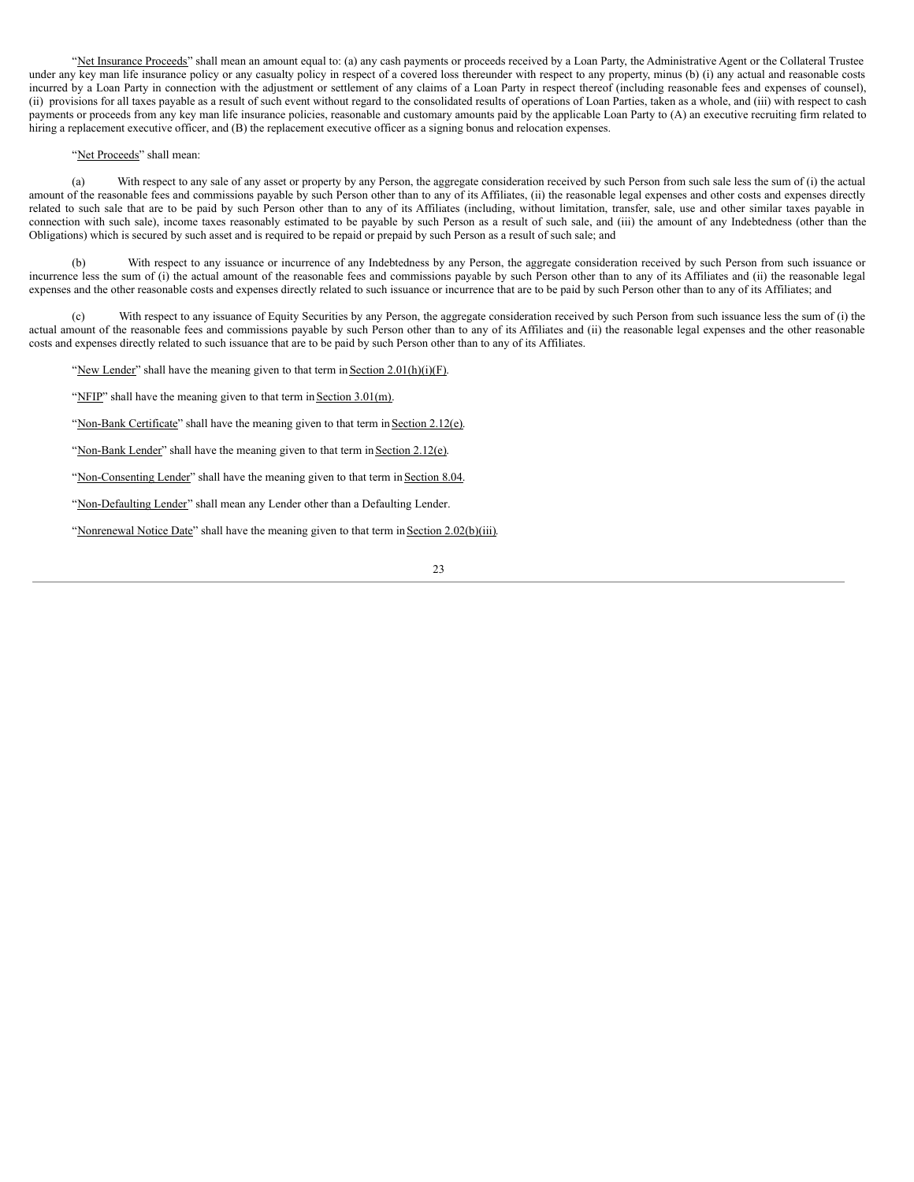"Net Insurance Proceeds" shall mean an amount equal to: (a) any cash payments or proceeds received by a Loan Party, the Administrative Agent or the Collateral Trustee under any key man life insurance policy or any casualty policy in respect of a covered loss thereunder with respect to any property, minus (b) (i) any actual and reasonable costs incurred by a Loan Party in connection with the adjustment or settlement of any claims of a Loan Party in respect thereof (including reasonable fees and expenses of counsel), (ii) provisions for all taxes payable as a result of such event without regard to the consolidated results of operations of Loan Parties, taken as a whole, and (iii) with respect to cash payments or proceeds from any key man life insurance policies, reasonable and customary amounts paid by the applicable Loan Party to (A) an executive recruiting firm related to hiring a replacement executive officer, and (B) the replacement executive officer as a signing bonus and relocation expenses.

"Net Proceeds" shall mean:

(a) With respect to any sale of any asset or property by any Person, the aggregate consideration received by such Person from such sale less the sum of (i) the actual amount of the reasonable fees and commissions payable by such Person other than to any of its Affiliates, (ii) the reasonable legal expenses and other costs and expenses directly related to such sale that are to be paid by such Person other than to any of its Affiliates (including, without limitation, transfer, sale, use and other similar taxes payable in connection with such sale), income taxes reasonably estimated to be payable by such Person as a result of such sale, and (iii) the amount of any Indebtedness (other than the Obligations) which is secured by such asset and is required to be repaid or prepaid by such Person as a result of such sale; and

(b) With respect to any issuance or incurrence of any Indebtedness by any Person, the aggregate consideration received by such Person from such issuance or incurrence less the sum of (i) the actual amount of the reasonable fees and commissions payable by such Person other than to any of its Affiliates and (ii) the reasonable legal expenses and the other reasonable costs and expenses directly related to such issuance or incurrence that are to be paid by such Person other than to any of its Affiliates; and

(c) With respect to any issuance of Equity Securities by any Person, the aggregate consideration received by such Person from such issuance less the sum of (i) the actual amount of the reasonable fees and commissions payable by such Person other than to any of its Affiliates and (ii) the reasonable legal expenses and the other reasonable costs and expenses directly related to such issuance that are to be paid by such Person other than to any of its Affiliates.

"New Lender" shall have the meaning given to that term in Section 2.01(h)(i)(F).

"NFIP" shall have the meaning given to that term in Section 3.01(m).

"Non-Bank Certificate" shall have the meaning given to that term in Section 2.12(e).

"Non-Bank Lender" shall have the meaning given to that term in Section 2.12(e).

"Non-Consenting Lender" shall have the meaning given to that term in Section 8.04.

"Non-Defaulting Lender" shall mean any Lender other than a Defaulting Lender.

"Nonrenewal Notice Date" shall have the meaning given to that term in Section 2.02(b)(iii).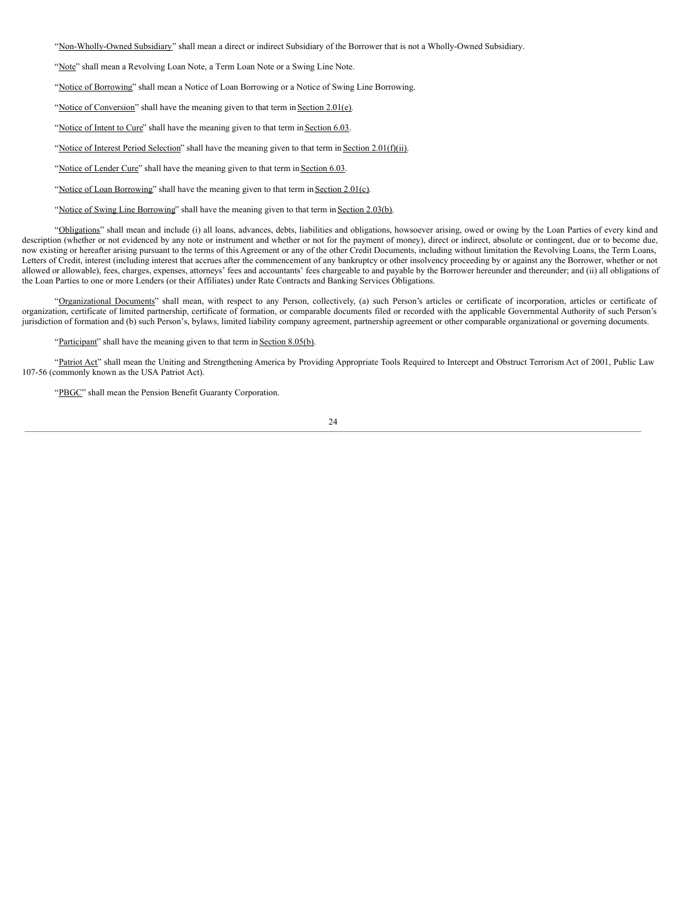"Non-Wholly-Owned Subsidiary" shall mean a direct or indirect Subsidiary of the Borrower that is not a Wholly-Owned Subsidiary.

"Note" shall mean a Revolving Loan Note, a Term Loan Note or a Swing Line Note.

"Notice of Borrowing" shall mean a Notice of Loan Borrowing or a Notice of Swing Line Borrowing.

"Notice of Conversion" shall have the meaning given to that term in Section 2.01(e).

"Notice of Intent to Cure" shall have the meaning given to that term in Section 6.03.

"Notice of Interest Period Selection" shall have the meaning given to that term in Section 2.01(f)(ii).

"Notice of Lender Cure" shall have the meaning given to that term in Section 6.03.

"Notice of Loan Borrowing" shall have the meaning given to that term in Section 2.01(c).

"Notice of Swing Line Borrowing" shall have the meaning given to that term in Section 2.03(b).

"Obligations" shall mean and include (i) all loans, advances, debts, liabilities and obligations, howsoever arising, owed or owing by the Loan Parties of every kind and description (whether or not evidenced by any note or instrument and whether or not for the payment of money), direct or indirect, absolute or contingent, due or to become due, now existing or hereafter arising pursuant to the terms of this Agreement or any of the other Credit Documents, including without limitation the Revolving Loans, the Term Loans, Letters of Credit, interest (including interest that accrues after the commencement of any bankruptcy or other insolvency proceeding by or against any the Borrower, whether or not allowed or allowable), fees, charges, expenses, attorneys' fees and accountants' fees chargeable to and payable by the Borrower hereunder and thereunder; and (ii) all obligations of the Loan Parties to one or more Lenders (or their Affiliates) under Rate Contracts and Banking Services Obligations.

"Organizational Documents" shall mean, with respect to any Person, collectively, (a) such Person's articles or certificate of incorporation, articles or certificate of organization, certificate of limited partnership, certificate of formation, or comparable documents filed or recorded with the applicable Governmental Authority of such Person's jurisdiction of formation and (b) such Person's, bylaws, limited liability company agreement, partnership agreement or other comparable organizational or governing documents.

"Participant" shall have the meaning given to that term in Section 8.05(b).

"Patriot Act" shall mean the Uniting and Strengthening America by Providing Appropriate Tools Required to Intercept and Obstruct Terrorism Act of 2001, Public Law 107-56 (commonly known as the USA Patriot Act).

"PBGC" shall mean the Pension Benefit Guaranty Corporation.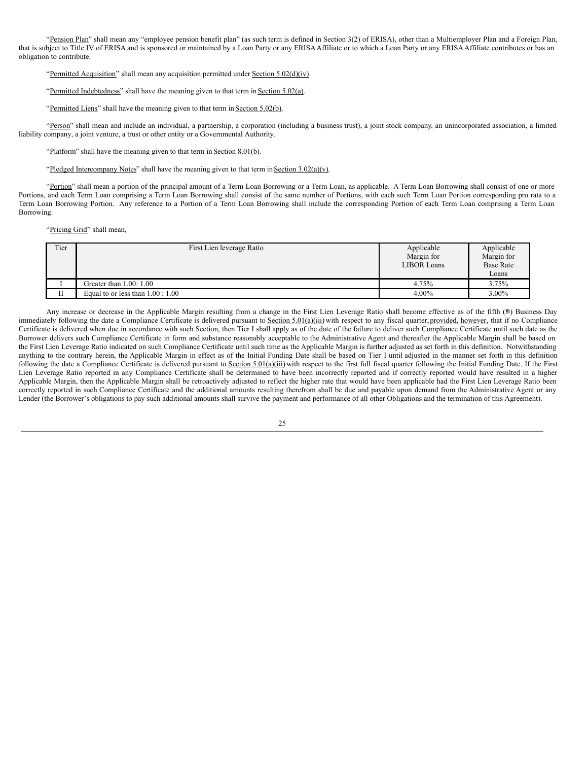"Pension Plan" shall mean any "employee pension benefit plan" (as such term is defined in Section 3(2) of ERISA), other than a Multiemployer Plan and a Foreign Plan, that is subject to Title IV of ERISA and is sponsored or maintained by a Loan Party or any ERISA Affiliate or to which a Loan Party or any ERISA Affiliate contributes or has an obligation to contribute.

"Permitted Acquisition" shall mean any acquisition permitted under Section 5.02(d)(iv).

"Permitted Indebtedness" shall have the meaning given to that term in Section 5.02(a).

"Permitted Liens" shall have the meaning given to that term in Section 5.02(b).

"Person" shall mean and include an individual, a partnership, a corporation (including a business trust), a joint stock company, an unincorporated association, a limited liability company, a joint venture, a trust or other entity or a Governmental Authority.

"Platform" shall have the meaning given to that term in Section 8.01(b).

"Pledged Intercompany Notes" shall have the meaning given to that term in Section 3.02(a)(v).

"Portion" shall mean a portion of the principal amount of a Term Loan Borrowing or a Term Loan, as applicable. A Term Loan Borrowing shall consist of one or more Portions, and each Term Loan comprising a Term Loan Borrowing shall consist of the same number of Portions, with each such Term Loan Portion corresponding pro rata to a Term Loan Borrowing Portion. Any reference to a Portion of a Term Loan Borrowing shall include the corresponding Portion of each Term Loan comprising a Term Loan Borrowing.

"Pricing Grid" shall mean,

| Tier | First Lien leverage Ratio | Applicable Margin for LIBOR Loans | Applicable Margin for Base Rate Loans |
|---|---|---|---|
| I | Greater than 1.00: 1.00 | 4.75% | 3.75% |
| II | Equal to or less than 1.00 : 1.00 | 4.00% | 3.00% |

Any increase or decrease in the Applicable Margin resulting from a change in the First Lien Leverage Ratio shall become effective as of the fifth (5th) Business Day immediately following the date a Compliance Certificate is delivered pursuant to Section 5.01(a)(iii) with respect to any fiscal quarter; provided, however, that if no Compliance Certificate is delivered when due in accordance with such Section, then Tier I shall apply as of the date of the failure to deliver such Compliance Certificate until such date as the Borrower delivers such Compliance Certificate in form and substance reasonably acceptable to the Administrative Agent and thereafter the Applicable Margin shall be based on the First Lien Leverage Ratio indicated on such Compliance Certificate until such time as the Applicable Margin is further adjusted as set forth in this definition. Notwithstanding anything to the contrary herein, the Applicable Margin in effect as of the Initial Funding Date shall be based on Tier I until adjusted in the manner set forth in this definition following the date a Compliance Certificate is delivered pursuant to Section 5.01(a)(iii) with respect to the first full fiscal quarter following the Initial Funding Date. If the First Lien Leverage Ratio reported in any Compliance Certificate shall be determined to have been incorrectly reported and if correctly reported would have resulted in a higher Applicable Margin, then the Applicable Margin shall be retroactively adjusted to reflect the higher rate that would have been applicable had the First Lien Leverage Ratio been correctly reported in such Compliance Certificate and the additional amounts resulting therefrom shall be due and payable upon demand from the Administrative Agent or any Lender (the Borrower's obligations to pay such additional amounts shall survive the payment and performance of all other Obligations and the termination of this Agreement).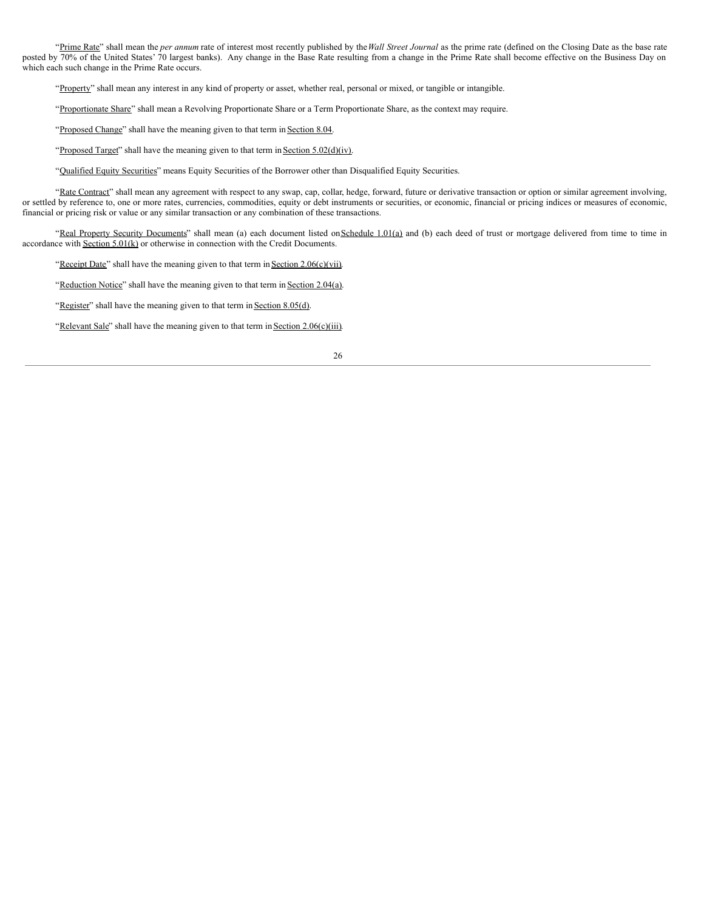"Prime Rate" shall mean the *per annum* rate of interest most recently published by the *Wall Street Journal* as the prime rate (defined on the Closing Date as the base rate posted by 70% of the United States' 70 largest banks). Any change in the Base Rate resulting from a change in the Prime Rate shall become effective on the Business Day on which each such change in the Prime Rate occurs.

"Property" shall mean any interest in any kind of property or asset, whether real, personal or mixed, or tangible or intangible.

"Proportionate Share" shall mean a Revolving Proportionate Share or a Term Proportionate Share, as the context may require.

"Proposed Change" shall have the meaning given to that term in Section 8.04.

"Proposed Target" shall have the meaning given to that term in Section 5.02(d)(iv).

"Qualified Equity Securities" means Equity Securities of the Borrower other than Disqualified Equity Securities.

"Rate Contract" shall mean any agreement with respect to any swap, cap, collar, hedge, forward, future or derivative transaction or option or similar agreement involving, or settled by reference to, one or more rates, currencies, commodities, equity or debt instruments or securities, or economic, financial or pricing indices or measures of economic, financial or pricing risk or value or any similar transaction or any combination of these transactions.

"Real Property Security Documents" shall mean (a) each document listed on Schedule 1.01(a) and (b) each deed of trust or mortgage delivered from time to time in accordance with Section 5.01(k) or otherwise in connection with the Credit Documents.

"Receipt Date" shall have the meaning given to that term in Section 2.06(c)(vii).

"Reduction Notice" shall have the meaning given to that term in Section 2.04(a).

"Register" shall have the meaning given to that term in Section 8.05(d).

"Relevant Sale" shall have the meaning given to that term in Section 2.06(c)(iii).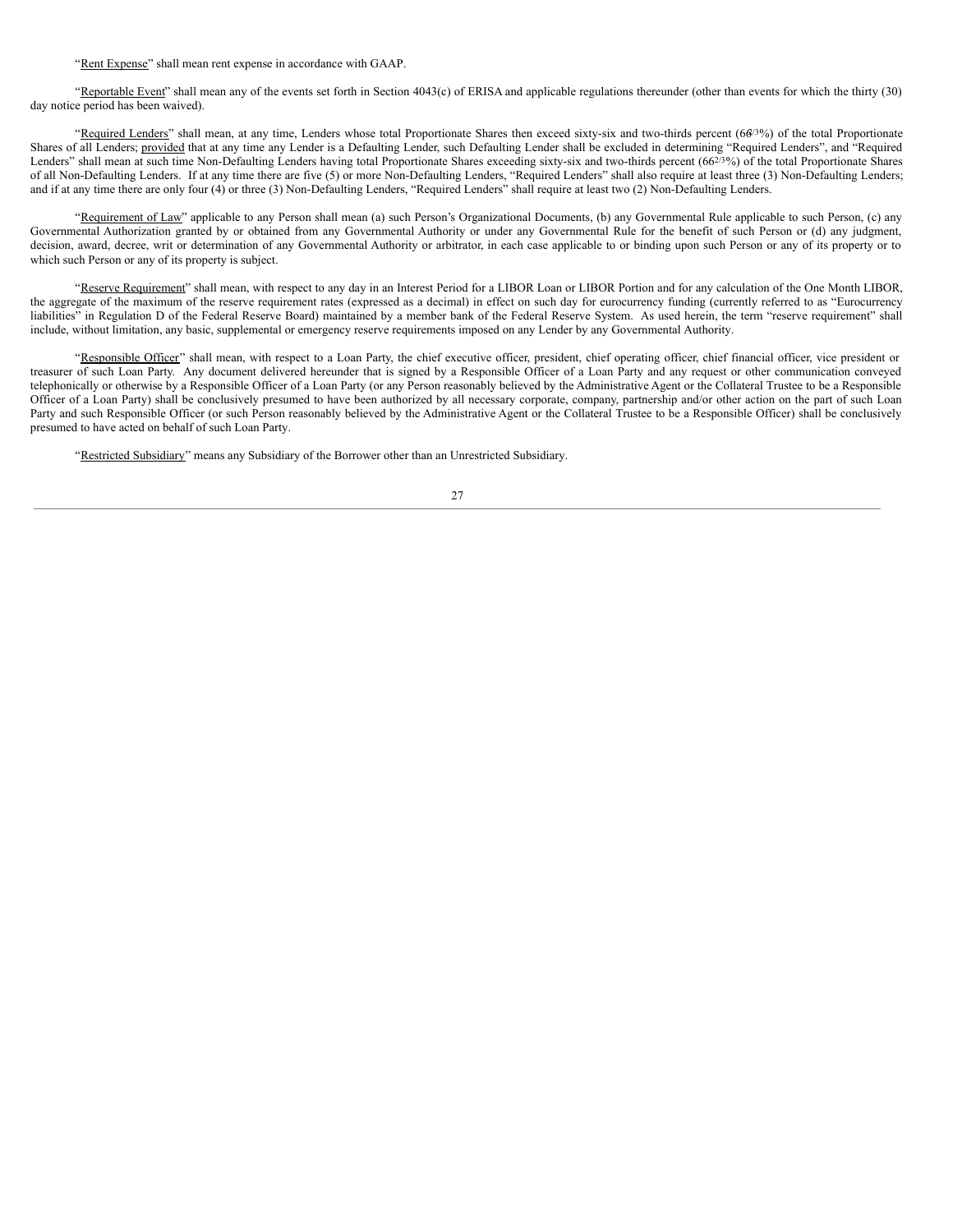"Rent Expense" shall mean rent expense in accordance with GAAP.

"Reportable Event" shall mean any of the events set forth in Section 4043(c) of ERISA and applicable regulations thereunder (other than events for which the thirty (30) day notice period has been waived).

"Required Lenders" shall mean, at any time, Lenders whose total Proportionate Shares then exceed sixty-six and two-thirds percent (66$^{2/3}$%) of the total Proportionate Shares of all Lenders; provided that at any time any Lender is a Defaulting Lender, such Defaulting Lender shall be excluded in determining "Required Lenders", and "Required Lenders" shall mean at such time Non-Defaulting Lenders having total Proportionate Shares exceeding sixty-six and two-thirds percent (66$^{2/3}$%) of the total Proportionate Shares of all Non-Defaulting Lenders. If at any time there are five (5) or more Non-Defaulting Lenders, "Required Lenders" shall also require at least three (3) Non-Defaulting Lenders; and if at any time there are only four (4) or three (3) Non-Defaulting Lenders, "Required Lenders" shall require at least two (2) Non-Defaulting Lenders.

"Requirement of Law" applicable to any Person shall mean (a) such Person's Organizational Documents, (b) any Governmental Rule applicable to such Person, (c) any Governmental Authorization granted by or obtained from any Governmental Authority or under any Governmental Rule for the benefit of such Person or (d) any judgment, decision, award, decree, writ or determination of any Governmental Authority or arbitrator, in each case applicable to or binding upon such Person or any of its property or to which such Person or any of its property is subject.

"Reserve Requirement" shall mean, with respect to any day in an Interest Period for a LIBOR Loan or LIBOR Portion and for any calculation of the One Month LIBOR, the aggregate of the maximum of the reserve requirement rates (expressed as a decimal) in effect on such day for eurocurrency funding (currently referred to as "Eurocurrency liabilities" in Regulation D of the Federal Reserve Board) maintained by a member bank of the Federal Reserve System. As used herein, the term "reserve requirement" shall include, without limitation, any basic, supplemental or emergency reserve requirements imposed on any Lender by any Governmental Authority.

"Responsible Officer" shall mean, with respect to a Loan Party, the chief executive officer, president, chief operating officer, chief financial officer, vice president or treasurer of such Loan Party. Any document delivered hereunder that is signed by a Responsible Officer of a Loan Party and any request or other communication conveyed telephonically or otherwise by a Responsible Officer of a Loan Party (or any Person reasonably believed by the Administrative Agent or the Collateral Trustee to be a Responsible Officer of a Loan Party) shall be conclusively presumed to have been authorized by all necessary corporate, company, partnership and/or other action on the part of such Loan Party and such Responsible Officer (or such Person reasonably believed by the Administrative Agent or the Collateral Trustee to be a Responsible Officer) shall be conclusively presumed to have acted on behalf of such Loan Party.

"Restricted Subsidiary" means any Subsidiary of the Borrower other than an Unrestricted Subsidiary.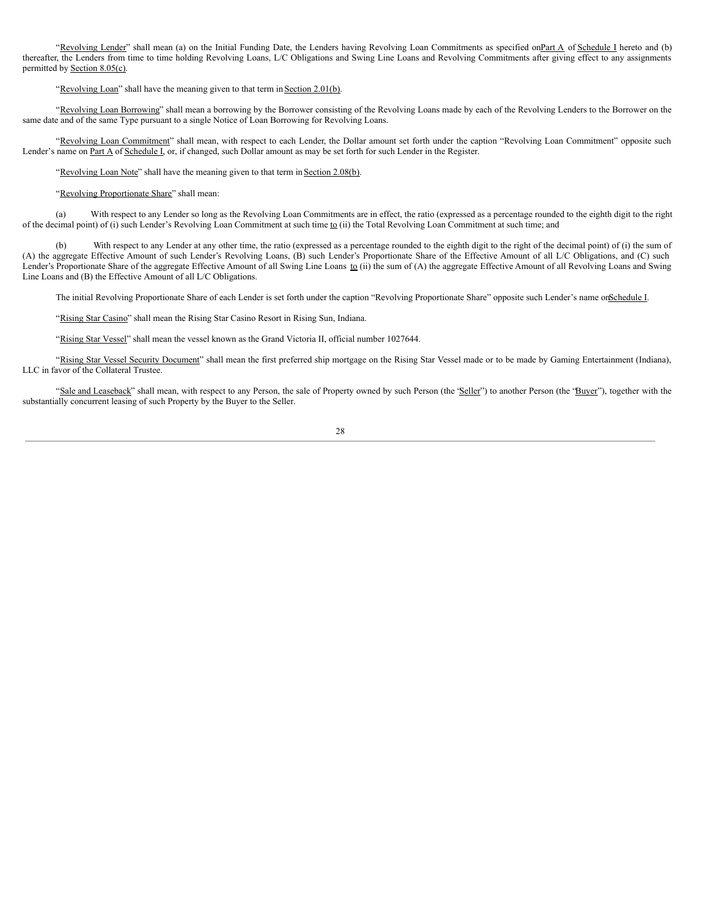"Revolving Lender" shall mean (a) on the Initial Funding Date, the Lenders having Revolving Loan Commitments as specified on Part A of Schedule I hereto and (b) thereafter, the Lenders from time to time holding Revolving Loans, L/C Obligations and Swing Line Loans and Revolving Commitments after giving effect to any assignments permitted by Section 8.05(c).

"Revolving Loan" shall have the meaning given to that term in Section 2.01(b).

"Revolving Loan Borrowing" shall mean a borrowing by the Borrower consisting of the Revolving Loans made by each of the Revolving Lenders to the Borrower on the same date and of the same Type pursuant to a single Notice of Loan Borrowing for Revolving Loans.

"Revolving Loan Commitment" shall mean, with respect to each Lender, the Dollar amount set forth under the caption "Revolving Loan Commitment" opposite such Lender's name on Part A of Schedule I, or, if changed, such Dollar amount as may be set forth for such Lender in the Register.

"Revolving Loan Note" shall have the meaning given to that term in Section 2.08(b).

"Revolving Proportionate Share" shall mean:

(a) With respect to any Lender so long as the Revolving Loan Commitments are in effect, the ratio (expressed as a percentage rounded to the eighth digit to the right of the decimal point) of (i) such Lender's Revolving Loan Commitment at such time to (ii) the Total Revolving Loan Commitment at such time; and

(b) With respect to any Lender at any other time, the ratio (expressed as a percentage rounded to the eighth digit to the right of the decimal point) of (i) the sum of (A) the aggregate Effective Amount of such Lender's Revolving Loans, (B) such Lender's Proportionate Share of the Effective Amount of all L/C Obligations, and (C) such Lender's Proportionate Share of the aggregate Effective Amount of all Swing Line Loans to (ii) the sum of (A) the aggregate Effective Amount of all Revolving Loans and Swing Line Loans and (B) the Effective Amount of all L/C Obligations.

The initial Revolving Proportionate Share of each Lender is set forth under the caption "Revolving Proportionate Share" opposite such Lender's name on Schedule I.

"Rising Star Casino" shall mean the Rising Star Casino Resort in Rising Sun, Indiana.

"Rising Star Vessel" shall mean the vessel known as the Grand Victoria II, official number 1027644.

"Rising Star Vessel Security Document" shall mean the first preferred ship mortgage on the Rising Star Vessel made or to be made by Gaming Entertainment (Indiana), LLC in favor of the Collateral Trustee.

"Sale and Leaseback" shall mean, with respect to any Person, the sale of Property owned by such Person (the "Seller") to another Person (the "Buyer"), together with the substantially concurrent leasing of such Property by the Buyer to the Seller.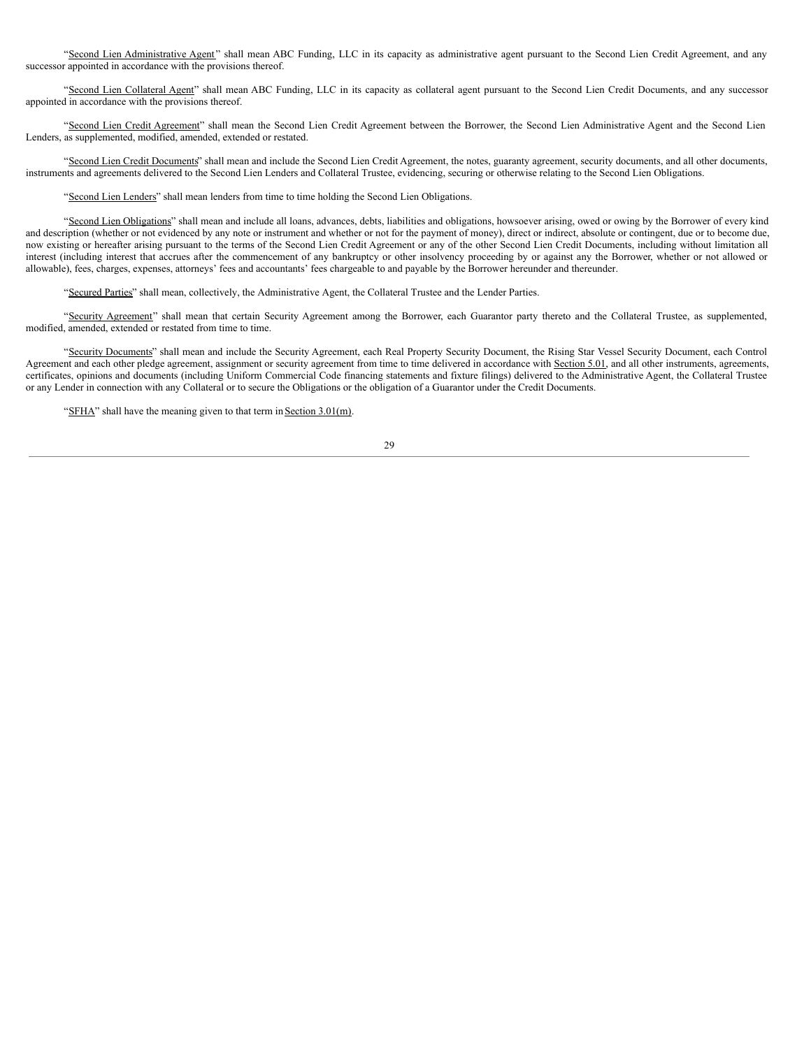"Second Lien Administrative Agent" shall mean ABC Funding, LLC in its capacity as administrative agent pursuant to the Second Lien Credit Agreement, and any successor appointed in accordance with the provisions thereof.

"Second Lien Collateral Agent" shall mean ABC Funding, LLC in its capacity as collateral agent pursuant to the Second Lien Credit Documents, and any successor appointed in accordance with the provisions thereof.

"Second Lien Credit Agreement" shall mean the Second Lien Credit Agreement between the Borrower, the Second Lien Administrative Agent and the Second Lien Lenders, as supplemented, modified, amended, extended or restated.

"Second Lien Credit Documents" shall mean and include the Second Lien Credit Agreement, the notes, guaranty agreement, security documents, and all other documents, instruments and agreements delivered to the Second Lien Lenders and Collateral Trustee, evidencing, securing or otherwise relating to the Second Lien Obligations.

"Second Lien Lenders" shall mean lenders from time to time holding the Second Lien Obligations.

"Second Lien Obligations" shall mean and include all loans, advances, debts, liabilities and obligations, howsoever arising, owed or owing by the Borrower of every kind and description (whether or not evidenced by any note or instrument and whether or not for the payment of money), direct or indirect, absolute or contingent, due or to become due, now existing or hereafter arising pursuant to the terms of the Second Lien Credit Agreement or any of the other Second Lien Credit Documents, including without limitation all interest (including interest that accrues after the commencement of any bankruptcy or other insolvency proceeding by or against any the Borrower, whether or not allowed or allowable), fees, charges, expenses, attorneys' fees and accountants' fees chargeable to and payable by the Borrower hereunder and thereunder.

"Secured Parties" shall mean, collectively, the Administrative Agent, the Collateral Trustee and the Lender Parties.

"Security Agreement" shall mean that certain Security Agreement among the Borrower, each Guarantor party thereto and the Collateral Trustee, as supplemented, modified, amended, extended or restated from time to time.

"Security Documents" shall mean and include the Security Agreement, each Real Property Security Document, the Rising Star Vessel Security Document, each Control Agreement and each other pledge agreement, assignment or security agreement from time to time delivered in accordance with Section 5.01, and all other instruments, agreements, certificates, opinions and documents (including Uniform Commercial Code financing statements and fixture filings) delivered to the Administrative Agent, the Collateral Trustee or any Lender in connection with any Collateral or to secure the Obligations or the obligation of a Guarantor under the Credit Documents.

"SFHA" shall have the meaning given to that term in Section 3.01(m).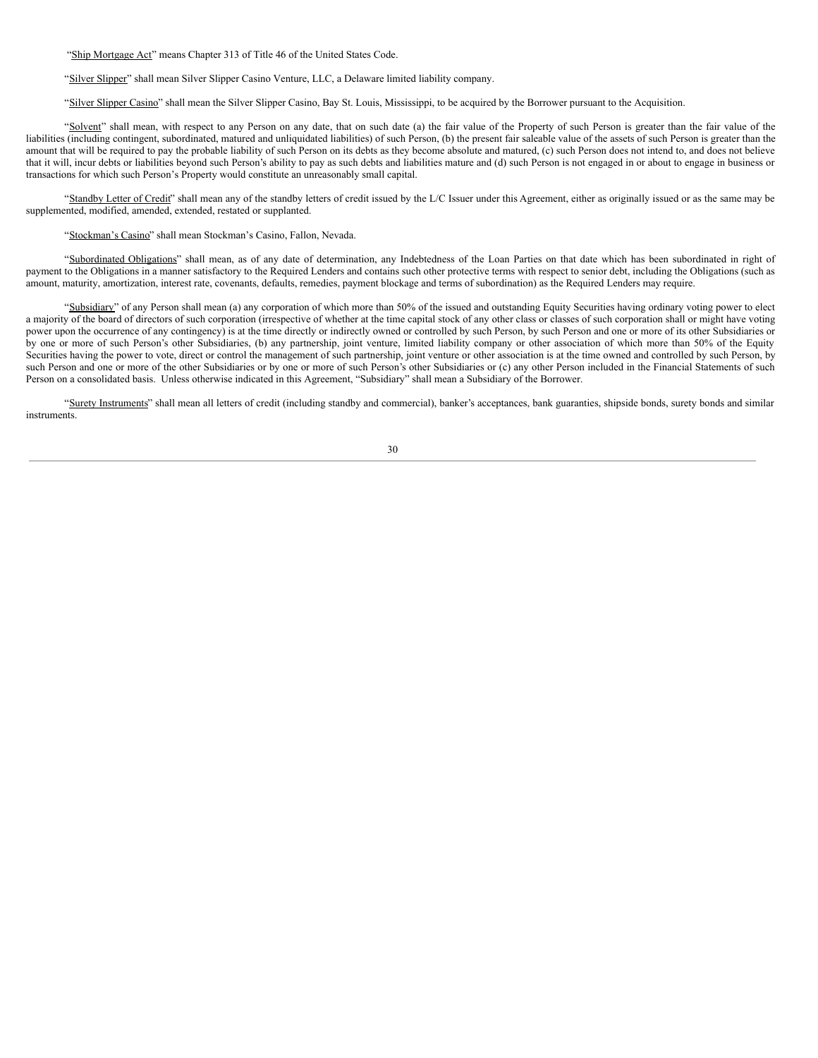"Ship Mortgage Act" means Chapter 313 of Title 46 of the United States Code.

"Silver Slipper" shall mean Silver Slipper Casino Venture, LLC, a Delaware limited liability company.

"Silver Slipper Casino" shall mean the Silver Slipper Casino, Bay St. Louis, Mississippi, to be acquired by the Borrower pursuant to the Acquisition.

"Solvent" shall mean, with respect to any Person on any date, that on such date (a) the fair value of the Property of such Person is greater than the fair value of the liabilities (including contingent, subordinated, matured and unliquidated liabilities) of such Person, (b) the present fair saleable value of the assets of such Person is greater than the amount that will be required to pay the probable liability of such Person on its debts as they become absolute and matured, (c) such Person does not intend to, and does not believe that it will, incur debts or liabilities beyond such Person's ability to pay as such debts and liabilities mature and (d) such Person is not engaged in or about to engage in business or transactions for which such Person's Property would constitute an unreasonably small capital.

"Standby Letter of Credit" shall mean any of the standby letters of credit issued by the L/C Issuer under this Agreement, either as originally issued or as the same may be supplemented, modified, amended, extended, restated or supplanted.

"Stockman's Casino" shall mean Stockman's Casino, Fallon, Nevada.

"Subordinated Obligations" shall mean, as of any date of determination, any Indebtedness of the Loan Parties on that date which has been subordinated in right of payment to the Obligations in a manner satisfactory to the Required Lenders and contains such other protective terms with respect to senior debt, including the Obligations (such as amount, maturity, amortization, interest rate, covenants, defaults, remedies, payment blockage and terms of subordination) as the Required Lenders may require.

"Subsidiary" of any Person shall mean (a) any corporation of which more than 50% of the issued and outstanding Equity Securities having ordinary voting power to elect a majority of the board of directors of such corporation (irrespective of whether at the time capital stock of any other class or classes of such corporation shall or might have voting power upon the occurrence of any contingency) is at the time directly or indirectly owned or controlled by such Person, by such Person and one or more of its other Subsidiaries or by one or more of such Person's other Subsidiaries, (b) any partnership, joint venture, limited liability company or other association of which more than 50% of the Equity Securities having the power to vote, direct or control the management of such partnership, joint venture or other association is at the time owned and controlled by such Person, by such Person and one or more of the other Subsidiaries or by one or more of such Person's other Subsidiaries or (c) any other Person included in the Financial Statements of such Person on a consolidated basis. Unless otherwise indicated in this Agreement, "Subsidiary" shall mean a Subsidiary of the Borrower.

"Surety Instruments" shall mean all letters of credit (including standby and commercial), banker's acceptances, bank guaranties, shipside bonds, surety bonds and similar instruments.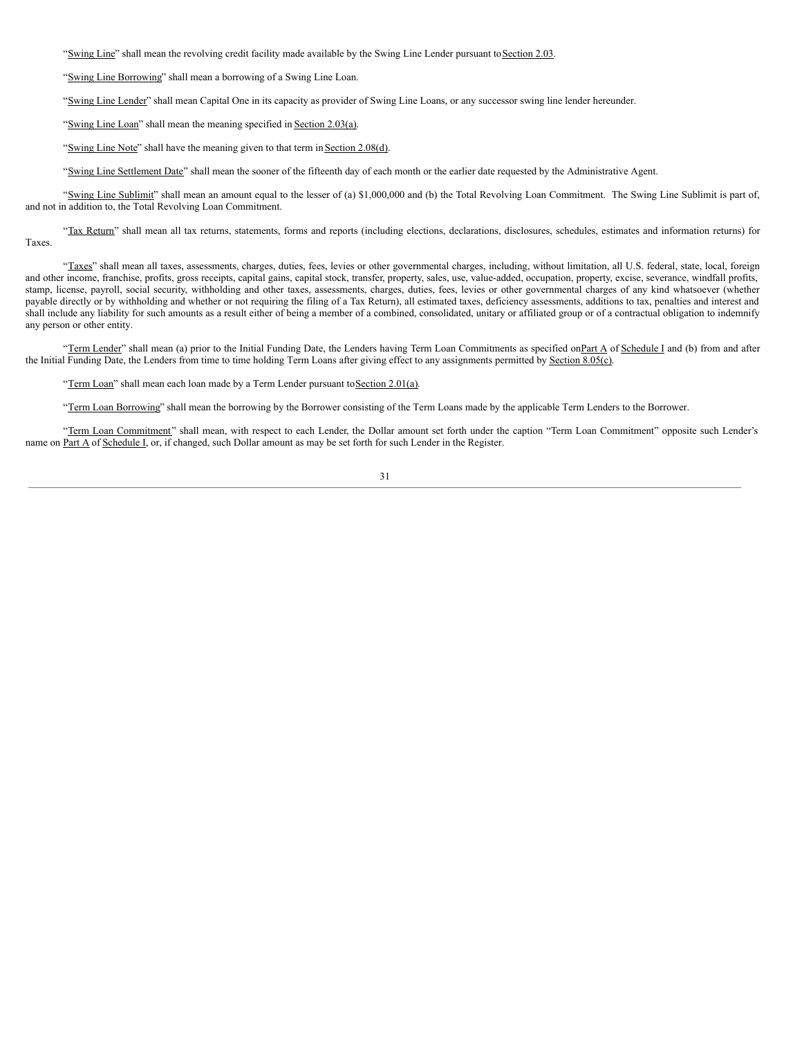"Swing Line" shall mean the revolving credit facility made available by the Swing Line Lender pursuant to Section 2.03.

"Swing Line Borrowing" shall mean a borrowing of a Swing Line Loan.

"Swing Line Lender" shall mean Capital One in its capacity as provider of Swing Line Loans, or any successor swing line lender hereunder.

"Swing Line Loan" shall mean the meaning specified in Section 2.03(a).

"Swing Line Note" shall have the meaning given to that term in Section 2.08(d).

"Swing Line Settlement Date" shall mean the sooner of the fifteenth day of each month or the earlier date requested by the Administrative Agent.

"Swing Line Sublimit" shall mean an amount equal to the lesser of (a) $1,000,000 and (b) the Total Revolving Loan Commitment. The Swing Line Sublimit is part of, and not in addition to, the Total Revolving Loan Commitment.

"Tax Return" shall mean all tax returns, statements, forms and reports (including elections, declarations, disclosures, schedules, estimates and information returns) for Taxes.

"Taxes" shall mean all taxes, assessments, charges, duties, fees, levies or other governmental charges, including, without limitation, all U.S. federal, state, local, foreign and other income, franchise, profits, gross receipts, capital gains, capital stock, transfer, property, sales, use, value-added, occupation, property, excise, severance, windfall profits, stamp, license, payroll, social security, withholding and other taxes, assessments, charges, duties, fees, levies or other governmental charges of any kind whatsoever (whether payable directly or by withholding and whether or not requiring the filing of a Tax Return), all estimated taxes, deficiency assessments, additions to tax, penalties and interest and shall include any liability for such amounts as a result either of being a member of a combined, consolidated, unitary or affiliated group or of a contractual obligation to indemnify any person or other entity.

"Term Lender" shall mean (a) prior to the Initial Funding Date, the Lenders having Term Loan Commitments as specified on Part A of Schedule I and (b) from and after the Initial Funding Date, the Lenders from time to time holding Term Loans after giving effect to any assignments permitted by Section 8.05(c).

"Term Loan" shall mean each loan made by a Term Lender pursuant to Section 2.01(a).

"Term Loan Borrowing" shall mean the borrowing by the Borrower consisting of the Term Loans made by the applicable Term Lenders to the Borrower.

"Term Loan Commitment" shall mean, with respect to each Lender, the Dollar amount set forth under the caption "Term Loan Commitment" opposite such Lender's name on Part A of Schedule I, or, if changed, such Dollar amount as may be set forth for such Lender in the Register.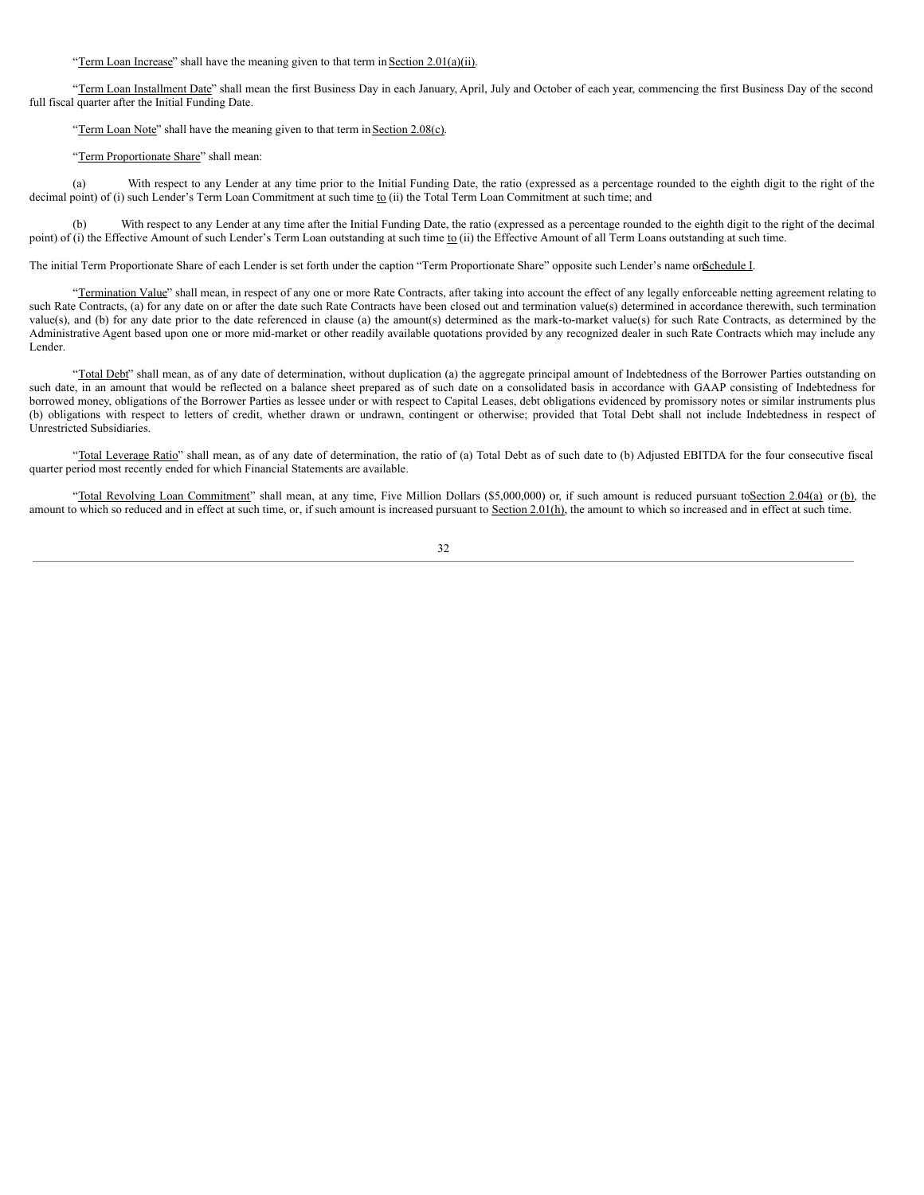"Term Loan Increase" shall have the meaning given to that term in Section 2.01(a)(ii).

"Term Loan Installment Date" shall mean the first Business Day in each January, April, July and October of each year, commencing the first Business Day of the second full fiscal quarter after the Initial Funding Date.

"Term Loan Note" shall have the meaning given to that term in Section 2.08(c).

"Term Proportionate Share" shall mean:

(a) With respect to any Lender at any time prior to the Initial Funding Date, the ratio (expressed as a percentage rounded to the eighth digit to the right of the decimal point) of (i) such Lender's Term Loan Commitment at such time to (ii) the Total Term Loan Commitment at such time; and

(b) With respect to any Lender at any time after the Initial Funding Date, the ratio (expressed as a percentage rounded to the eighth digit to the right of the decimal point) of (i) the Effective Amount of such Lender's Term Loan outstanding at such time to (ii) the Effective Amount of all Term Loans outstanding at such time.

The initial Term Proportionate Share of each Lender is set forth under the caption "Term Proportionate Share" opposite such Lender's name on Schedule I.

"Termination Value" shall mean, in respect of any one or more Rate Contracts, after taking into account the effect of any legally enforceable netting agreement relating to such Rate Contracts, (a) for any date on or after the date such Rate Contracts have been closed out and termination value(s) determined in accordance therewith, such termination value(s), and (b) for any date prior to the date referenced in clause (a) the amount(s) determined as the mark-to-market value(s) for such Rate Contracts, as determined by the Administrative Agent based upon one or more mid-market or other readily available quotations provided by any recognized dealer in such Rate Contracts which may include any Lender.

"Total Debt" shall mean, as of any date of determination, without duplication (a) the aggregate principal amount of Indebtedness of the Borrower Parties outstanding on such date, in an amount that would be reflected on a balance sheet prepared as of such date on a consolidated basis in accordance with GAAP consisting of Indebtedness for borrowed money, obligations of the Borrower Parties as lessee under or with respect to Capital Leases, debt obligations evidenced by promissory notes or similar instruments plus (b) obligations with respect to letters of credit, whether drawn or undrawn, contingent or otherwise; provided that Total Debt shall not include Indebtedness in respect of Unrestricted Subsidiaries.

"Total Leverage Ratio" shall mean, as of any date of determination, the ratio of (a) Total Debt as of such date to (b) Adjusted EBITDA for the four consecutive fiscal quarter period most recently ended for which Financial Statements are available.

"Total Revolving Loan Commitment" shall mean, at any time, Five Million Dollars ($5,000,000) or, if such amount is reduced pursuant to Section 2.04(a) or (b), the amount to which so reduced and in effect at such time, or, if such amount is increased pursuant to Section 2.01(h), the amount to which so increased and in effect at such time.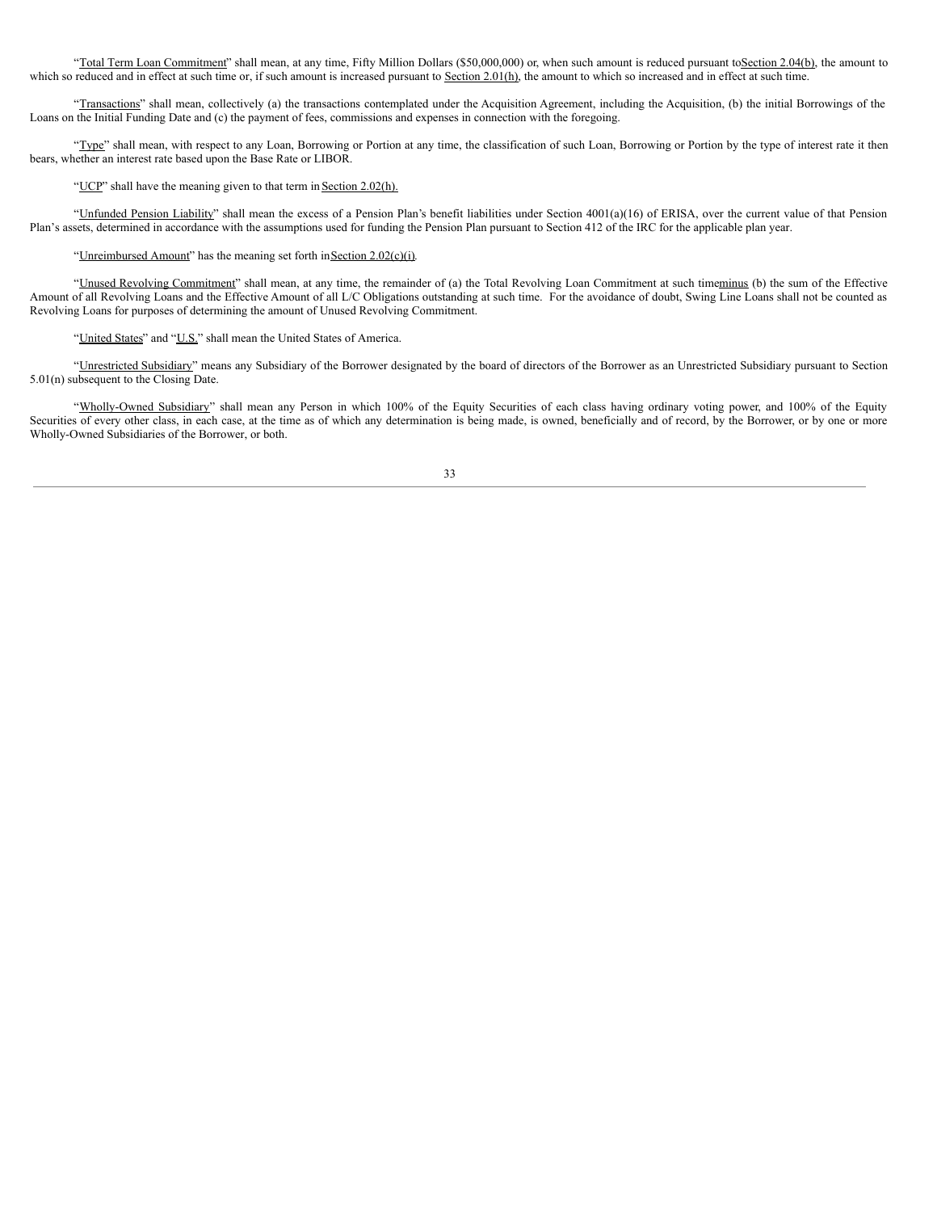"Total Term Loan Commitment" shall mean, at any time, Fifty Million Dollars ($50,000,000) or, when such amount is reduced pursuant to Section 2.04(b), the amount to which so reduced and in effect at such time or, if such amount is increased pursuant to Section 2.01(h), the amount to which so increased and in effect at such time.

"Transactions" shall mean, collectively (a) the transactions contemplated under the Acquisition Agreement, including the Acquisition, (b) the initial Borrowings of the Loans on the Initial Funding Date and (c) the payment of fees, commissions and expenses in connection with the foregoing.

"Type" shall mean, with respect to any Loan, Borrowing or Portion at any time, the classification of such Loan, Borrowing or Portion by the type of interest rate it then bears, whether an interest rate based upon the Base Rate or LIBOR.

"UCP" shall have the meaning given to that term in Section 2.02(h).

"Unfunded Pension Liability" shall mean the excess of a Pension Plan's benefit liabilities under Section 4001(a)(16) of ERISA, over the current value of that Pension Plan's assets, determined in accordance with the assumptions used for funding the Pension Plan pursuant to Section 412 of the IRC for the applicable plan year.

"Unreimbursed Amount" has the meaning set forth in Section 2.02(c)(i).

"Unused Revolving Commitment" shall mean, at any time, the remainder of (a) the Total Revolving Loan Commitment at such time minus (b) the sum of the Effective Amount of all Revolving Loans and the Effective Amount of all L/C Obligations outstanding at such time. For the avoidance of doubt, Swing Line Loans shall not be counted as Revolving Loans for purposes of determining the amount of Unused Revolving Commitment.

"United States" and "U.S." shall mean the United States of America.

"Unrestricted Subsidiary" means any Subsidiary of the Borrower designated by the board of directors of the Borrower as an Unrestricted Subsidiary pursuant to Section 5.01(n) subsequent to the Closing Date.

"Wholly-Owned Subsidiary" shall mean any Person in which 100% of the Equity Securities of each class having ordinary voting power, and 100% of the Equity Securities of every other class, in each case, at the time as of which any determination is being made, is owned, beneficially and of record, by the Borrower, or by one or more Wholly-Owned Subsidiaries of the Borrower, or both.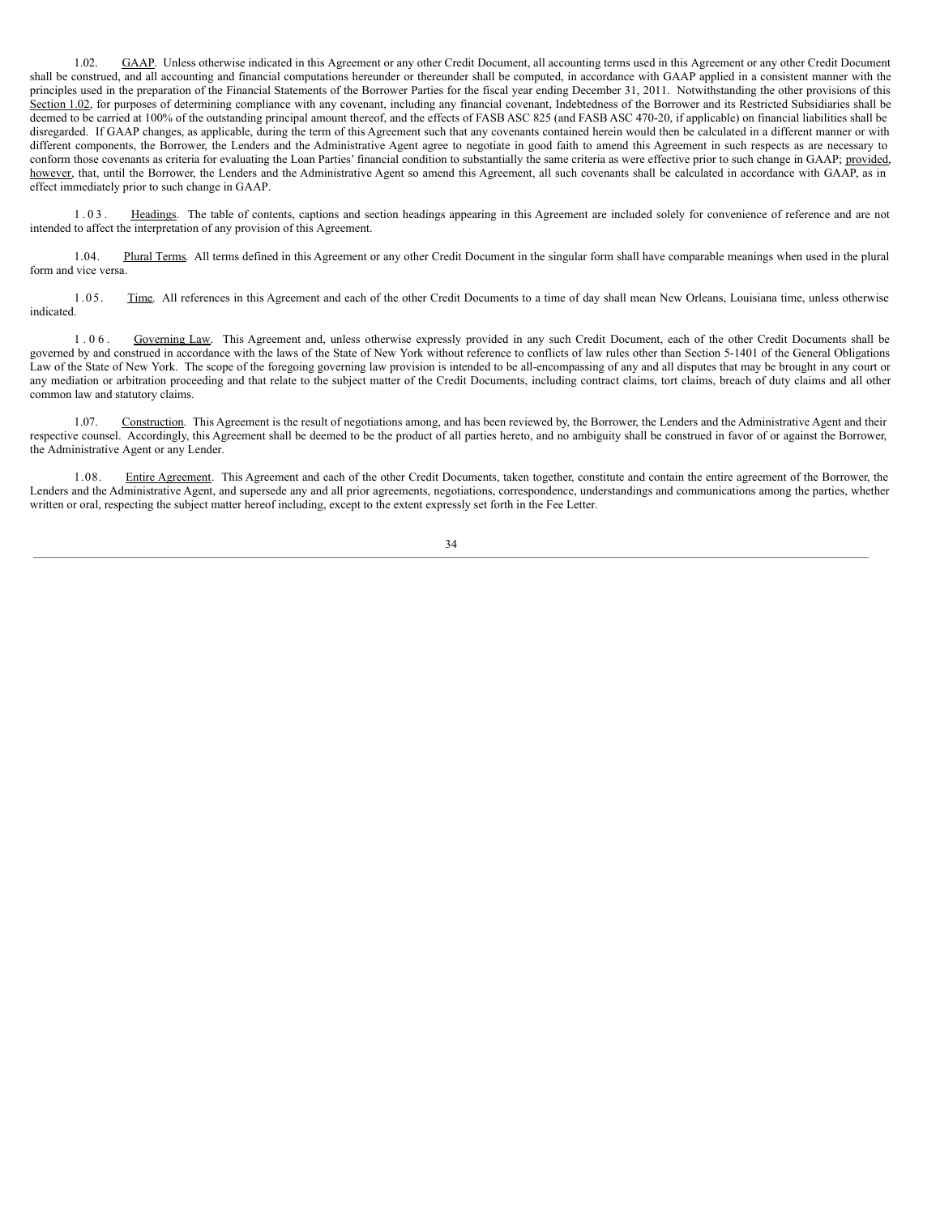1.02. GAAP. Unless otherwise indicated in this Agreement or any other Credit Document, all accounting terms used in this Agreement or any other Credit Document shall be construed, and all accounting and financial computations hereunder or thereunder shall be computed, in accordance with GAAP applied in a consistent manner with the principles used in the preparation of the Financial Statements of the Borrower Parties for the fiscal year ending December 31, 2011. Notwithstanding the other provisions of this Section 1.02, for purposes of determining compliance with any covenant, including any financial covenant, Indebtedness of the Borrower and its Restricted Subsidiaries shall be deemed to be carried at 100% of the outstanding principal amount thereof, and the effects of FASB ASC 825 (and FASB ASC 470-20, if applicable) on financial liabilities shall be disregarded. If GAAP changes, as applicable, during the term of this Agreement such that any covenants contained herein would then be calculated in a different manner or with different components, the Borrower, the Lenders and the Administrative Agent agree to negotiate in good faith to amend this Agreement in such respects as are necessary to conform those covenants as criteria for evaluating the Loan Parties' financial condition to substantially the same criteria as were effective prior to such change in GAAP; provided, however, that, until the Borrower, the Lenders and the Administrative Agent so amend this Agreement, all such covenants shall be calculated in accordance with GAAP, as in effect immediately prior to such change in GAAP.

1.03. Headings. The table of contents, captions and section headings appearing in this Agreement are included solely for convenience of reference and are not intended to affect the interpretation of any provision of this Agreement.

1.04. Plural Terms. All terms defined in this Agreement or any other Credit Document in the singular form shall have comparable meanings when used in the plural form and vice versa.

1.05. Time. All references in this Agreement and each of the other Credit Documents to a time of day shall mean New Orleans, Louisiana time, unless otherwise indicated.

1.06. Governing Law. This Agreement and, unless otherwise expressly provided in any such Credit Document, each of the other Credit Documents shall be governed by and construed in accordance with the laws of the State of New York without reference to conflicts of law rules other than Section 5-1401 of the General Obligations Law of the State of New York. The scope of the foregoing governing law provision is intended to be all-encompassing of any and all disputes that may be brought in any court or any mediation or arbitration proceeding and that relate to the subject matter of the Credit Documents, including contract claims, tort claims, breach of duty claims and all other common law and statutory claims.

1.07. Construction. This Agreement is the result of negotiations among, and has been reviewed by, the Borrower, the Lenders and the Administrative Agent and their respective counsel. Accordingly, this Agreement shall be deemed to be the product of all parties hereto, and no ambiguity shall be construed in favor of or against the Borrower, the Administrative Agent or any Lender.

1.08. Entire Agreement. This Agreement and each of the other Credit Documents, taken together, constitute and contain the entire agreement of the Borrower, the Lenders and the Administrative Agent, and supersede any and all prior agreements, negotiations, correspondence, understandings and communications among the parties, whether written or oral, respecting the subject matter hereof including, except to the extent expressly set forth in the Fee Letter.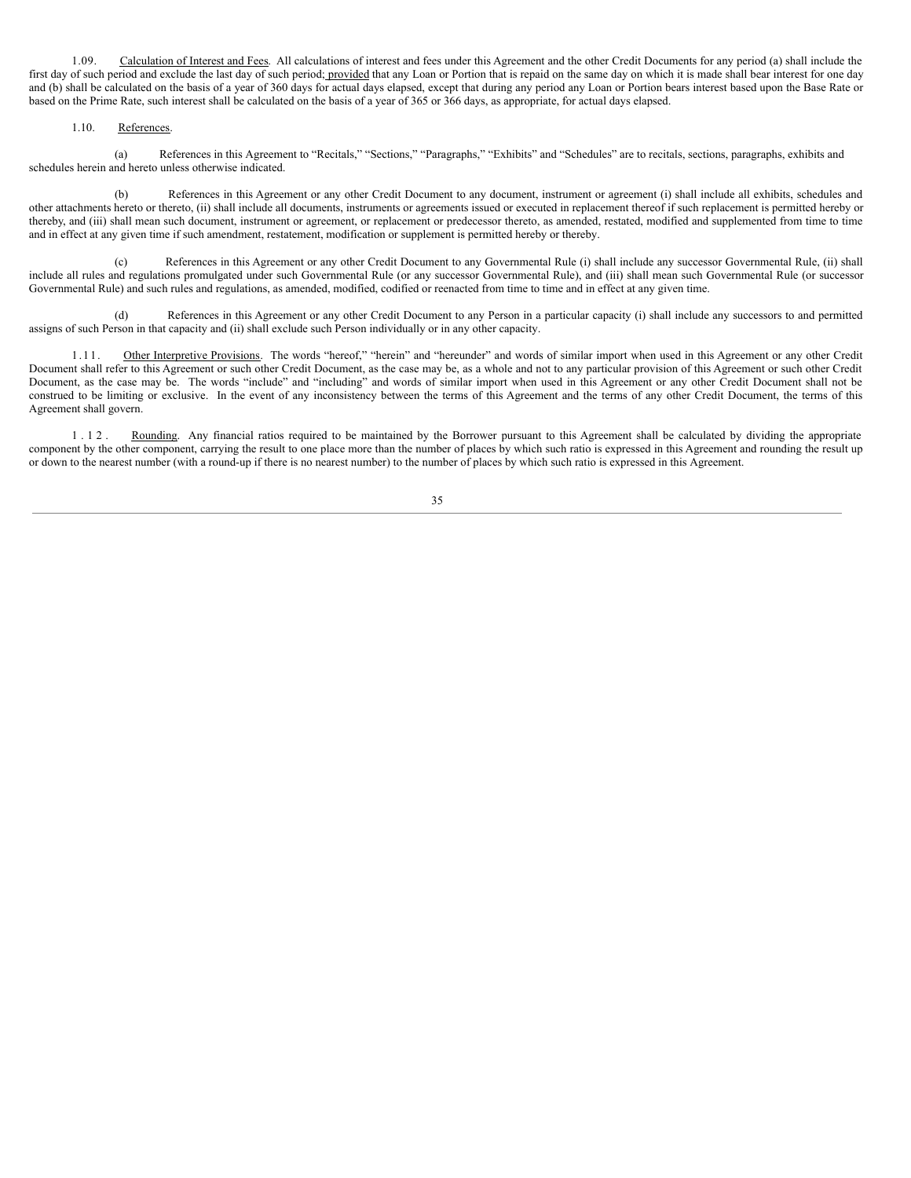1.09. Calculation of Interest and Fees. All calculations of interest and fees under this Agreement and the other Credit Documents for any period (a) shall include the first day of such period and exclude the last day of such period; provided that any Loan or Portion that is repaid on the same day on which it is made shall bear interest for one day and (b) shall be calculated on the basis of a year of 360 days for actual days elapsed, except that during any period any Loan or Portion bears interest based upon the Base Rate or based on the Prime Rate, such interest shall be calculated on the basis of a year of 365 or 366 days, as appropriate, for actual days elapsed.

1.10. References.

(a) References in this Agreement to "Recitals," "Sections," "Paragraphs," "Exhibits" and "Schedules" are to recitals, sections, paragraphs, exhibits and schedules herein and hereto unless otherwise indicated.

(b) References in this Agreement or any other Credit Document to any document, instrument or agreement (i) shall include all exhibits, schedules and other attachments hereto or thereto, (ii) shall include all documents, instruments or agreements issued or executed in replacement thereof if such replacement is permitted hereby or thereby, and (iii) shall mean such document, instrument or agreement, or replacement or predecessor thereto, as amended, restated, modified and supplemented from time to time and in effect at any given time if such amendment, restatement, modification or supplement is permitted hereby or thereby.

(c) References in this Agreement or any other Credit Document to any Governmental Rule (i) shall include any successor Governmental Rule, (ii) shall include all rules and regulations promulgated under such Governmental Rule (or any successor Governmental Rule), and (iii) shall mean such Governmental Rule (or successor Governmental Rule) and such rules and regulations, as amended, modified, codified or reenacted from time to time and in effect at any given time.

(d) References in this Agreement or any other Credit Document to any Person in a particular capacity (i) shall include any successors to and permitted assigns of such Person in that capacity and (ii) shall exclude such Person individually or in any other capacity.

1.11. Other Interpretive Provisions. The words "hereof," "herein" and "hereunder" and words of similar import when used in this Agreement or any other Credit Document shall refer to this Agreement or such other Credit Document, as the case may be, as a whole and not to any particular provision of this Agreement or such other Credit Document, as the case may be. The words "include" and "including" and words of similar import when used in this Agreement or any other Credit Document shall not be construed to be limiting or exclusive. In the event of any inconsistency between the terms of this Agreement and the terms of any other Credit Document, the terms of this Agreement shall govern.

1.12. Rounding. Any financial ratios required to be maintained by the Borrower pursuant to this Agreement shall be calculated by dividing the appropriate component by the other component, carrying the result to one place more than the number of places by which such ratio is expressed in this Agreement and rounding the result up or down to the nearest number (with a round-up if there is no nearest number) to the number of places by which such ratio is expressed in this Agreement.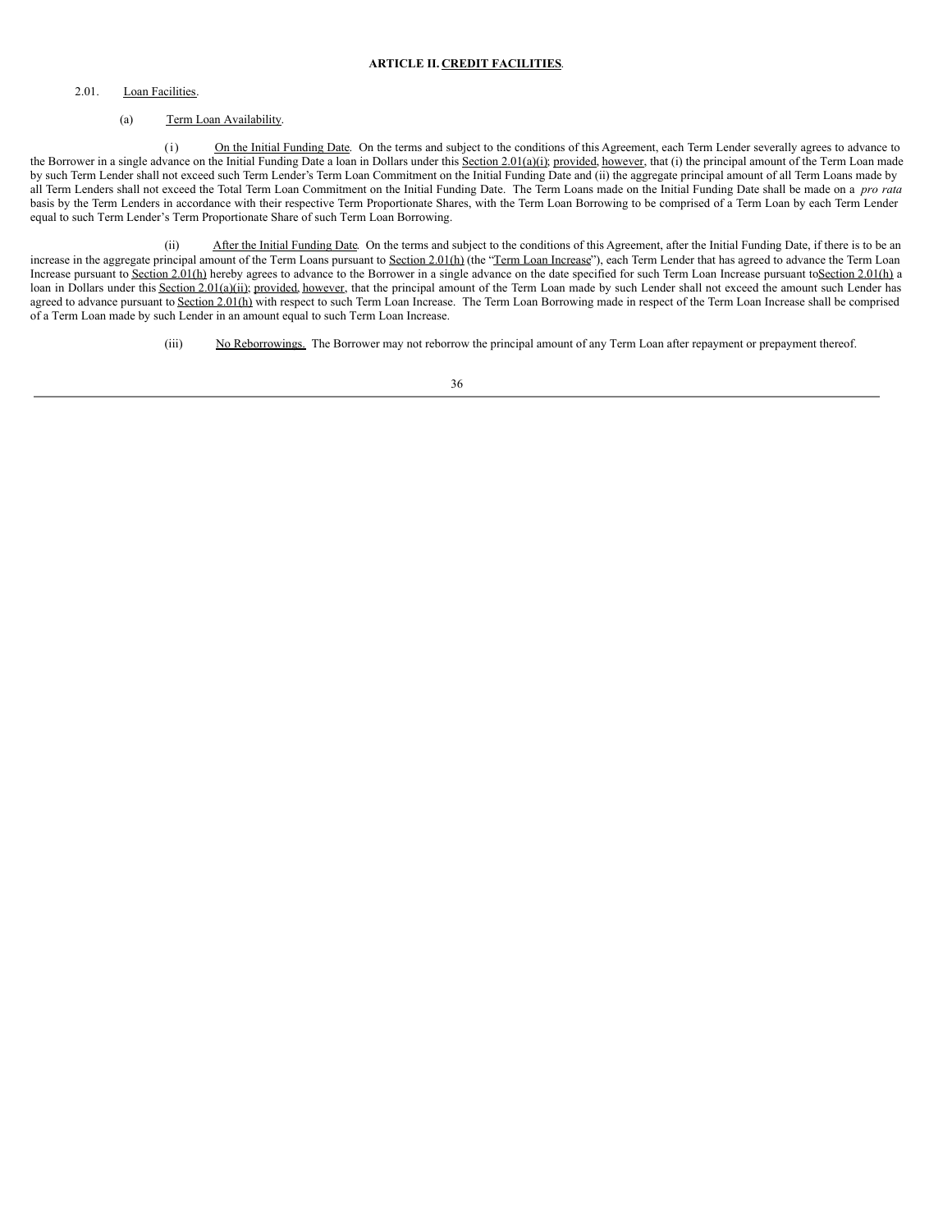## ARTICLE II. CREDIT FACILITIES.

2.01. Loan Facilities.

(a) Term Loan Availability.

(i) On the Initial Funding Date. On the terms and subject to the conditions of this Agreement, each Term Lender severally agrees to advance to the Borrower in a single advance on the Initial Funding Date a loan in Dollars under this Section 2.01(a)(i); provided, however, that (i) the principal amount of the Term Loan made by such Term Lender shall not exceed such Term Lender's Term Loan Commitment on the Initial Funding Date and (ii) the aggregate principal amount of all Term Loans made by all Term Lenders shall not exceed the Total Term Loan Commitment on the Initial Funding Date. The Term Loans made on the Initial Funding Date shall be made on a *pro rata* basis by the Term Lenders in accordance with their respective Term Proportionate Shares, with the Term Loan Borrowing to be comprised of a Term Loan by each Term Lender equal to such Term Lender's Term Proportionate Share of such Term Loan Borrowing.

(ii) After the Initial Funding Date. On the terms and subject to the conditions of this Agreement, after the Initial Funding Date, if there is to be an increase in the aggregate principal amount of the Term Loans pursuant to Section 2.01(h) (the "Term Loan Increase"), each Term Lender that has agreed to advance the Term Loan Increase pursuant to Section 2.01(h) hereby agrees to advance to the Borrower in a single advance on the date specified for such Term Loan Increase pursuant to Section 2.01(h) a loan in Dollars under this Section 2.01(a)(ii); provided, however, that the principal amount of the Term Loan made by such Lender shall not exceed the amount such Lender has agreed to advance pursuant to Section 2.01(h) with respect to such Term Loan Increase. The Term Loan Borrowing made in respect of the Term Loan Increase shall be comprised of a Term Loan made by such Lender in an amount equal to such Term Loan Increase.

(iii) No Reborrowings. The Borrower may not reborrow the principal amount of any Term Loan after repayment or prepayment thereof.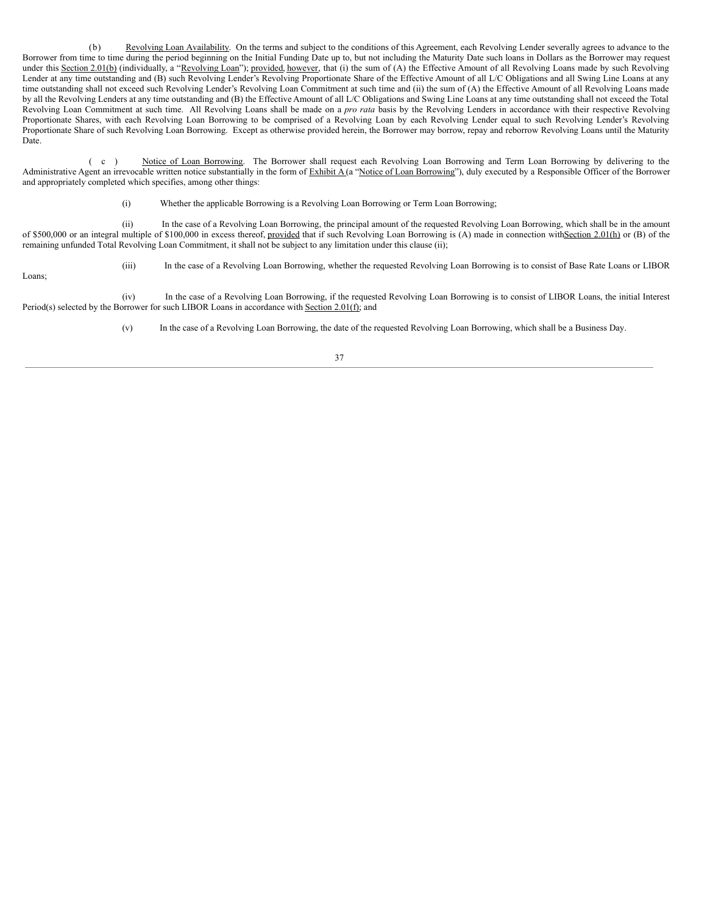(b) Revolving Loan Availability. On the terms and subject to the conditions of this Agreement, each Revolving Lender severally agrees to advance to the Borrower from time to time during the period beginning on the Initial Funding Date up to, but not including the Maturity Date such loans in Dollars as the Borrower may request under this Section 2.01(b) (individually, a "Revolving Loan"); provided, however, that (i) the sum of (A) the Effective Amount of all Revolving Loans made by such Revolving Lender at any time outstanding and (B) such Revolving Lender's Revolving Proportionate Share of the Effective Amount of all L/C Obligations and all Swing Line Loans at any time outstanding shall not exceed such Revolving Lender's Revolving Loan Commitment at such time and (ii) the sum of (A) the Effective Amount of all Revolving Loans made by all the Revolving Lenders at any time outstanding and (B) the Effective Amount of all L/C Obligations and Swing Line Loans at any time outstanding shall not exceed the Total Revolving Loan Commitment at such time. All Revolving Loans shall be made on a *pro rata* basis by the Revolving Lenders in accordance with their respective Revolving Proportionate Shares, with each Revolving Loan Borrowing to be comprised of a Revolving Loan by each Revolving Lender equal to such Revolving Lender's Revolving Proportionate Share of such Revolving Loan Borrowing. Except as otherwise provided herein, the Borrower may borrow, repay and reborrow Revolving Loans until the Maturity Date.

(c) Notice of Loan Borrowing. The Borrower shall request each Revolving Loan Borrowing and Term Loan Borrowing by delivering to the Administrative Agent an irrevocable written notice substantially in the form of Exhibit A (a "Notice of Loan Borrowing"), duly executed by a Responsible Officer of the Borrower and appropriately completed which specifies, among other things:

(i) Whether the applicable Borrowing is a Revolving Loan Borrowing or Term Loan Borrowing;

(ii) In the case of a Revolving Loan Borrowing, the principal amount of the requested Revolving Loan Borrowing, which shall be in the amount of $500,000 or an integral multiple of $100,000 in excess thereof, provided that if such Revolving Loan Borrowing is (A) made in connection with Section 2.01(h) or (B) of the remaining unfunded Total Revolving Loan Commitment, it shall not be subject to any limitation under this clause (ii);

(iii) In the case of a Revolving Loan Borrowing, whether the requested Revolving Loan Borrowing is to consist of Base Rate Loans or LIBOR Loans;

(iv) In the case of a Revolving Loan Borrowing, if the requested Revolving Loan Borrowing is to consist of LIBOR Loans, the initial Interest Period(s) selected by the Borrower for such LIBOR Loans in accordance with Section 2.01(f); and

(v) In the case of a Revolving Loan Borrowing, the date of the requested Revolving Loan Borrowing, which shall be a Business Day.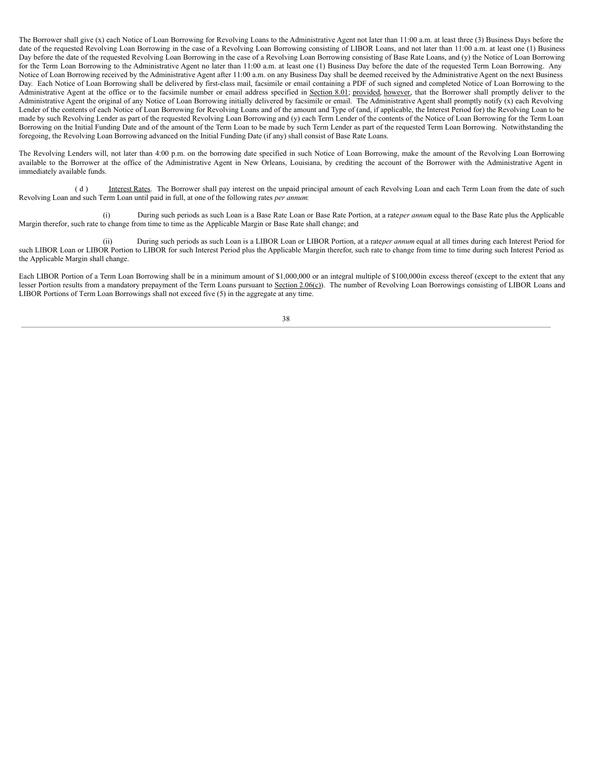The Borrower shall give (x) each Notice of Loan Borrowing for Revolving Loans to the Administrative Agent not later than 11:00 a.m. at least three (3) Business Days before the date of the requested Revolving Loan Borrowing in the case of a Revolving Loan Borrowing consisting of LIBOR Loans, and not later than 11:00 a.m. at least one (1) Business Day before the date of the requested Revolving Loan Borrowing in the case of a Revolving Loan Borrowing consisting of Base Rate Loans, and (y) the Notice of Loan Borrowing for the Term Loan Borrowing to the Administrative Agent no later than 11:00 a.m. at least one (1) Business Day before the date of the requested Term Loan Borrowing. Any Notice of Loan Borrowing received by the Administrative Agent after 11:00 a.m. on any Business Day shall be deemed received by the Administrative Agent on the next Business Day. Each Notice of Loan Borrowing shall be delivered by first-class mail, facsimile or email containing a PDF of such signed and completed Notice of Loan Borrowing to the Administrative Agent at the office or to the facsimile number or email address specified in Section 8.01; provided, however, that the Borrower shall promptly deliver to the Administrative Agent the original of any Notice of Loan Borrowing initially delivered by facsimile or email. The Administrative Agent shall promptly notify (x) each Revolving Lender of the contents of each Notice of Loan Borrowing for Revolving Loans and of the amount and Type of (and, if applicable, the Interest Period for) the Revolving Loan to be made by such Revolving Lender as part of the requested Revolving Loan Borrowing and (y) each Term Lender of the contents of the Notice of Loan Borrowing for the Term Loan Borrowing on the Initial Funding Date and of the amount of the Term Loan to be made by such Term Lender as part of the requested Term Loan Borrowing. Notwithstanding the foregoing, the Revolving Loan Borrowing advanced on the Initial Funding Date (if any) shall consist of Base Rate Loans.

The Revolving Lenders will, not later than 4:00 p.m. on the borrowing date specified in such Notice of Loan Borrowing, make the amount of the Revolving Loan Borrowing available to the Borrower at the office of the Administrative Agent in New Orleans, Louisiana, by crediting the account of the Borrower with the Administrative Agent in immediately available funds.

(d) Interest Rates. The Borrower shall pay interest on the unpaid principal amount of each Revolving Loan and each Term Loan from the date of such Revolving Loan and such Term Loan until paid in full, at one of the following rates *per annum*:

(i) During such periods as such Loan is a Base Rate Loan or Base Rate Portion, at a rate *per annum* equal to the Base Rate plus the Applicable Margin therefor, such rate to change from time to time as the Applicable Margin or Base Rate shall change; and

(ii) During such periods as such Loan is a LIBOR Loan or LIBOR Portion, at a rate *per annum* equal at all times during each Interest Period for such LIBOR Loan or LIBOR Portion to LIBOR for such Interest Period plus the Applicable Margin therefor, such rate to change from time to time during such Interest Period as the Applicable Margin shall change.

Each LIBOR Portion of a Term Loan Borrowing shall be in a minimum amount of $1,000,000 or an integral multiple of $100,000 in excess thereof (except to the extent that any lesser Portion results from a mandatory prepayment of the Term Loans pursuant to Section 2.06(c)). The number of Revolving Loan Borrowings consisting of LIBOR Loans and LIBOR Portions of Term Loan Borrowings shall not exceed five (5) in the aggregate at any time.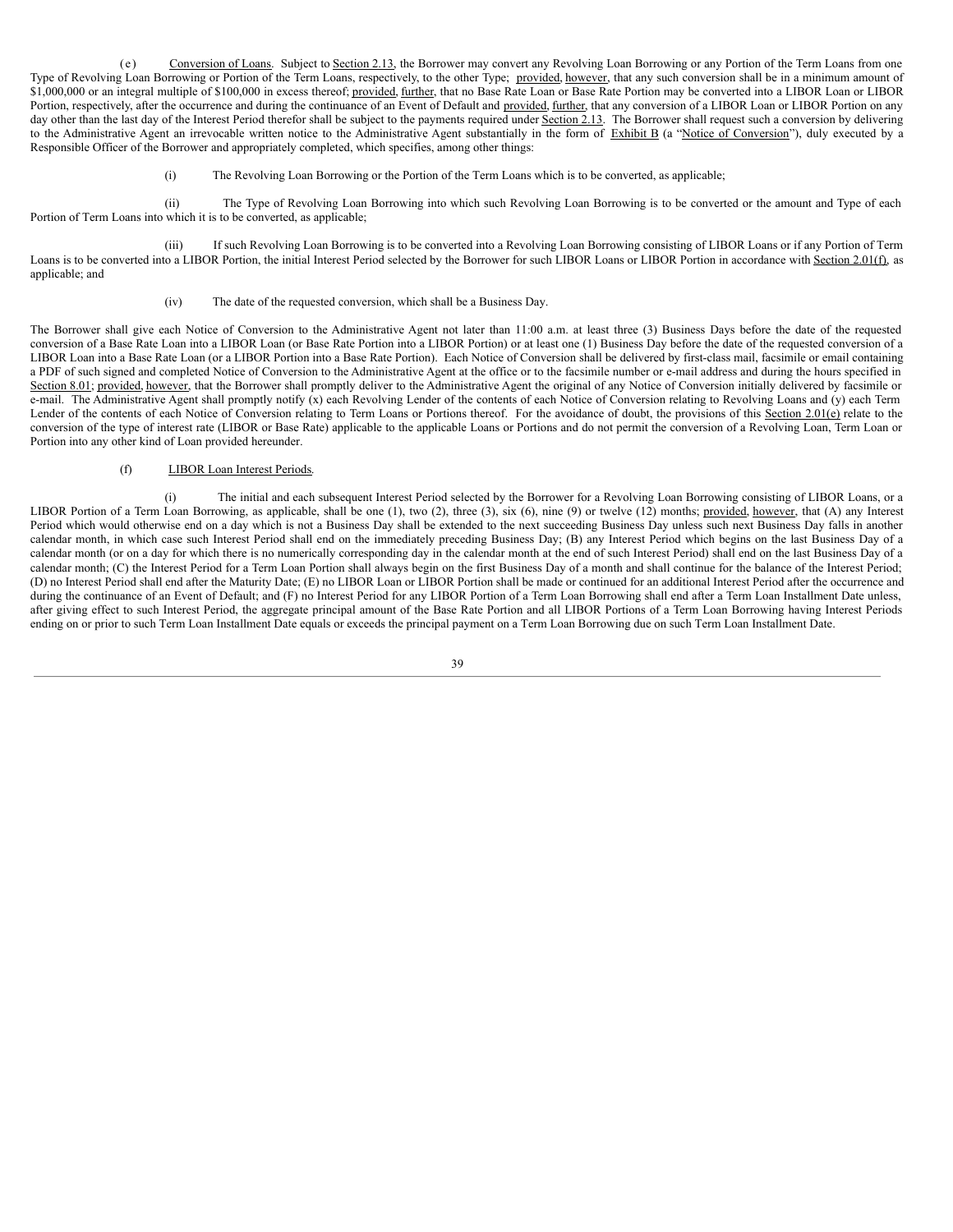(e) Conversion of Loans. Subject to Section 2.13, the Borrower may convert any Revolving Loan Borrowing or any Portion of the Term Loans from one Type of Revolving Loan Borrowing or Portion of the Term Loans, respectively, to the other Type; provided, however, that any such conversion shall be in a minimum amount of $1,000,000 or an integral multiple of $100,000 in excess thereof; provided, further, that no Base Rate Loan or Base Rate Portion may be converted into a LIBOR Loan or LIBOR Portion, respectively, after the occurrence and during the continuance of an Event of Default and provided, further, that any conversion of a LIBOR Loan or LIBOR Portion on any day other than the last day of the Interest Period therefor shall be subject to the payments required under Section 2.13. The Borrower shall request such a conversion by delivering to the Administrative Agent an irrevocable written notice to the Administrative Agent substantially in the form of Exhibit B (a "Notice of Conversion"), duly executed by a Responsible Officer of the Borrower and appropriately completed, which specifies, among other things:

(i) The Revolving Loan Borrowing or the Portion of the Term Loans which is to be converted, as applicable;

(ii) The Type of Revolving Loan Borrowing into which such Revolving Loan Borrowing is to be converted or the amount and Type of each Portion of Term Loans into which it is to be converted, as applicable;

(iii) If such Revolving Loan Borrowing is to be converted into a Revolving Loan Borrowing consisting of LIBOR Loans or if any Portion of Term Loans is to be converted into a LIBOR Portion, the initial Interest Period selected by the Borrower for such LIBOR Loans or LIBOR Portion in accordance with Section 2.01(f), as applicable; and

(iv) The date of the requested conversion, which shall be a Business Day.

The Borrower shall give each Notice of Conversion to the Administrative Agent not later than 11:00 a.m. at least three (3) Business Days before the date of the requested conversion of a Base Rate Loan into a LIBOR Loan (or Base Rate Portion into a LIBOR Portion) or at least one (1) Business Day before the date of the requested conversion of a LIBOR Loan into a Base Rate Loan (or a LIBOR Portion into a Base Rate Portion). Each Notice of Conversion shall be delivered by first-class mail, facsimile or email containing a PDF of such signed and completed Notice of Conversion to the Administrative Agent at the office or to the facsimile number or e-mail address and during the hours specified in Section 8.01; provided, however, that the Borrower shall promptly deliver to the Administrative Agent the original of any Notice of Conversion initially delivered by facsimile or e-mail. The Administrative Agent shall promptly notify (x) each Revolving Lender of the contents of each Notice of Conversion relating to Revolving Loans and (y) each Term Lender of the contents of each Notice of Conversion relating to Term Loans or Portions thereof. For the avoidance of doubt, the provisions of this Section 2.01(e) relate to the conversion of the type of interest rate (LIBOR or Base Rate) applicable to the applicable Loans or Portions and do not permit the conversion of a Revolving Loan, Term Loan or Portion into any other kind of Loan provided hereunder.

(f) LIBOR Loan Interest Periods.

(i) The initial and each subsequent Interest Period selected by the Borrower for a Revolving Loan Borrowing consisting of LIBOR Loans, or a LIBOR Portion of a Term Loan Borrowing, as applicable, shall be one (1), two (2), three (3), six (6), nine (9) or twelve (12) months; provided, however, that (A) any Interest Period which would otherwise end on a day which is not a Business Day shall be extended to the next succeeding Business Day unless such next Business Day falls in another calendar month, in which case such Interest Period shall end on the immediately preceding Business Day; (B) any Interest Period which begins on the last Business Day of a calendar month (or on a day for which there is no numerically corresponding day in the calendar month at the end of such Interest Period) shall end on the last Business Day of a calendar month; (C) the Interest Period for a Term Loan Portion shall always begin on the first Business Day of a month and shall continue for the balance of the Interest Period; (D) no Interest Period shall end after the Maturity Date; (E) no LIBOR Loan or LIBOR Portion shall be made or continued for an additional Interest Period after the occurrence and during the continuance of an Event of Default; and (F) no Interest Period for any LIBOR Portion of a Term Loan Borrowing shall end after a Term Loan Installment Date unless, after giving effect to such Interest Period, the aggregate principal amount of the Base Rate Portion and all LIBOR Portions of a Term Loan Borrowing having Interest Periods ending on or prior to such Term Loan Installment Date equals or exceeds the principal payment on a Term Loan Borrowing due on such Term Loan Installment Date.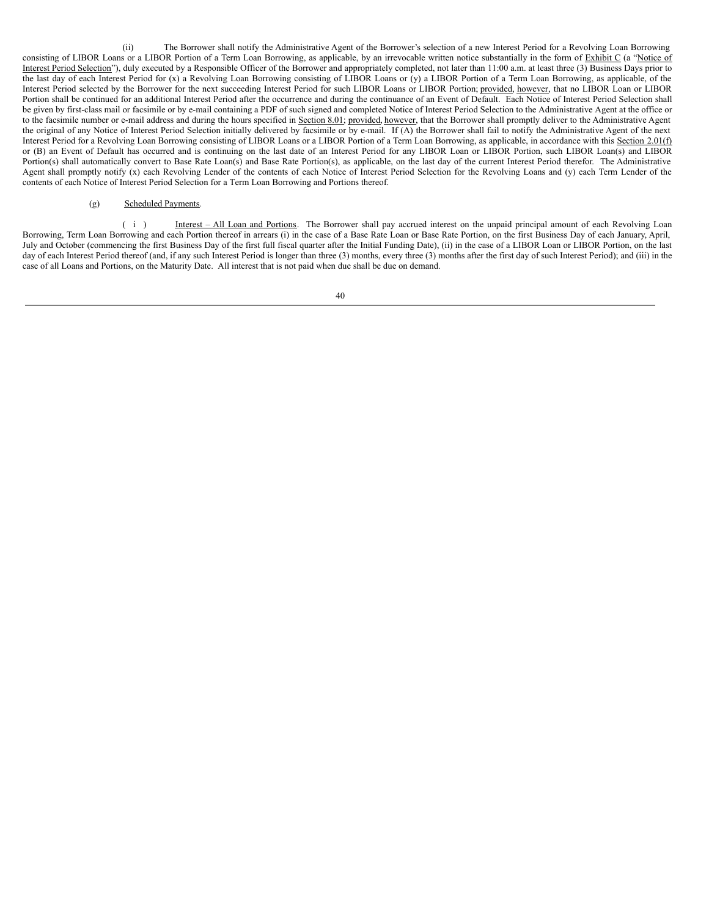(ii) The Borrower shall notify the Administrative Agent of the Borrower's selection of a new Interest Period for a Revolving Loan Borrowing consisting of LIBOR Loans or a LIBOR Portion of a Term Loan Borrowing, as applicable, by an irrevocable written notice substantially in the form of Exhibit C (a "Notice of Interest Period Selection"), duly executed by a Responsible Officer of the Borrower and appropriately completed, not later than 11:00 a.m. at least three (3) Business Days prior to the last day of each Interest Period for (x) a Revolving Loan Borrowing consisting of LIBOR Loans or (y) a LIBOR Portion of a Term Loan Borrowing, as applicable, of the Interest Period selected by the Borrower for the next succeeding Interest Period for such LIBOR Loans or LIBOR Portion; provided, however, that no LIBOR Loan or LIBOR Portion shall be continued for an additional Interest Period after the occurrence and during the continuance of an Event of Default. Each Notice of Interest Period Selection shall be given by first-class mail or facsimile or by e-mail containing a PDF of such signed and completed Notice of Interest Period Selection to the Administrative Agent at the office or to the facsimile number or e-mail address and during the hours specified in Section 8.01; provided, however, that the Borrower shall promptly deliver to the Administrative Agent the original of any Notice of Interest Period Selection initially delivered by facsimile or by e-mail. If (A) the Borrower shall fail to notify the Administrative Agent of the next Interest Period for a Revolving Loan Borrowing consisting of LIBOR Loans or a LIBOR Portion of a Term Loan Borrowing, as applicable, in accordance with this Section 2.01(f) or (B) an Event of Default has occurred and is continuing on the last date of an Interest Period for any LIBOR Loan or LIBOR Portion, such LIBOR Loan(s) and LIBOR Portion(s) shall automatically convert to Base Rate Loan(s) and Base Rate Portion(s), as applicable, on the last day of the current Interest Period therefor. The Administrative Agent shall promptly notify (x) each Revolving Lender of the contents of each Notice of Interest Period Selection for the Revolving Loans and (y) each Term Lender of the contents of each Notice of Interest Period Selection for a Term Loan Borrowing and Portions thereof.

(g) Scheduled Payments.

(i) Interest – All Loan and Portions. The Borrower shall pay accrued interest on the unpaid principal amount of each Revolving Loan Borrowing, Term Loan Borrowing and each Portion thereof in arrears (i) in the case of a Base Rate Loan or Base Rate Portion, on the first Business Day of each January, April, July and October (commencing the first Business Day of the first full fiscal quarter after the Initial Funding Date), (ii) in the case of a LIBOR Loan or LIBOR Portion, on the last day of each Interest Period thereof (and, if any such Interest Period is longer than three (3) months, every three (3) months after the first day of such Interest Period); and (iii) in the case of all Loans and Portions, on the Maturity Date. All interest that is not paid when due shall be due on demand.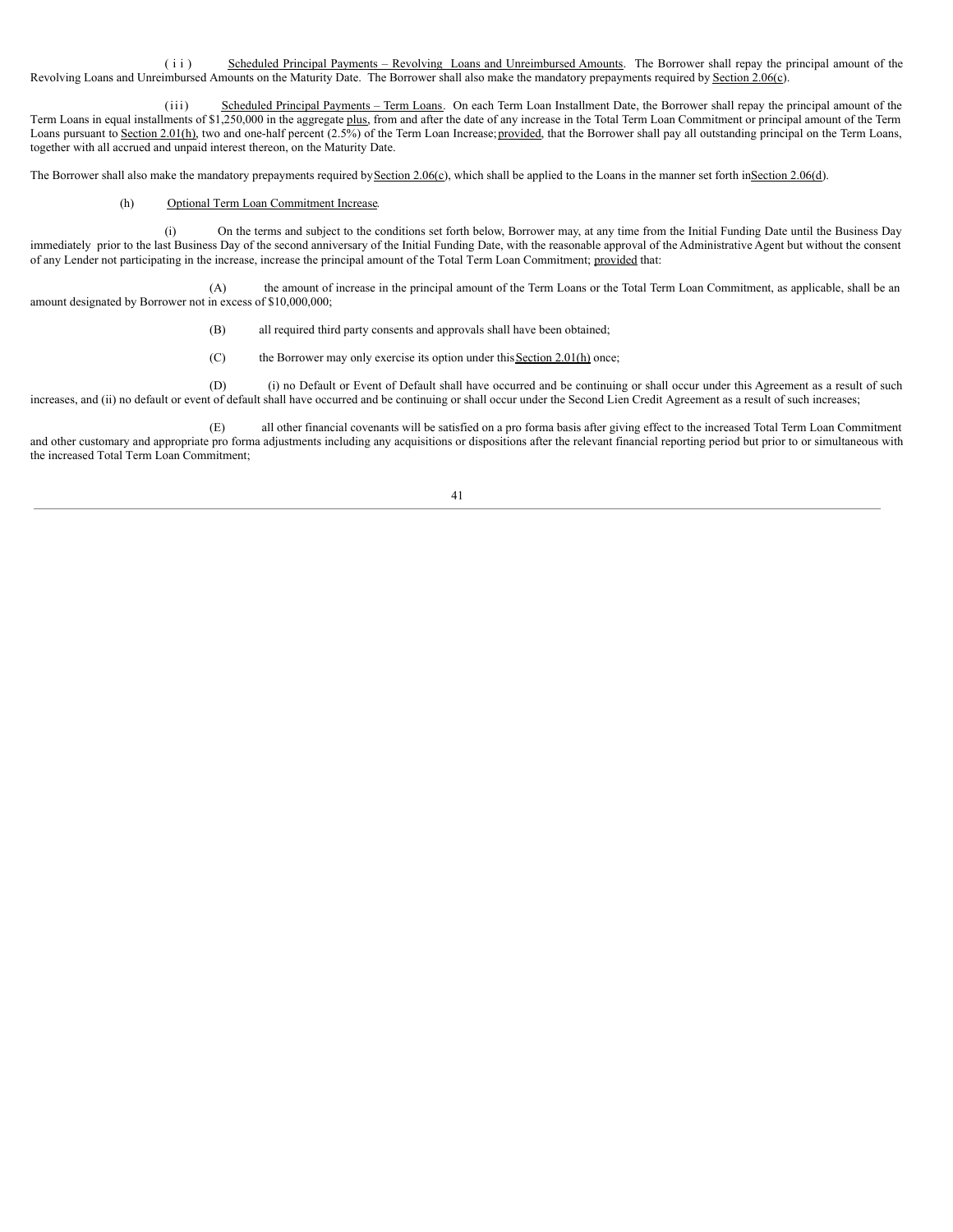(ii) Scheduled Principal Payments – Revolving Loans and Unreimbursed Amounts. The Borrower shall repay the principal amount of the Revolving Loans and Unreimbursed Amounts on the Maturity Date. The Borrower shall also make the mandatory prepayments required by Section 2.06(c).

(iii) Scheduled Principal Payments – Term Loans. On each Term Loan Installment Date, the Borrower shall repay the principal amount of the Term Loans in equal installments of $1,250,000 in the aggregate plus, from and after the date of any increase in the Total Term Loan Commitment or principal amount of the Term Loans pursuant to Section 2.01(h), two and one-half percent (2.5%) of the Term Loan Increase; provided, that the Borrower shall pay all outstanding principal on the Term Loans, together with all accrued and unpaid interest thereon, on the Maturity Date.

The Borrower shall also make the mandatory prepayments required by Section 2.06(c), which shall be applied to the Loans in the manner set forth in Section 2.06(d).

(h) Optional Term Loan Commitment Increase.

(i) On the terms and subject to the conditions set forth below, Borrower may, at any time from the Initial Funding Date until the Business Day immediately prior to the last Business Day of the second anniversary of the Initial Funding Date, with the reasonable approval of the Administrative Agent but without the consent of any Lender not participating in the increase, increase the principal amount of the Total Term Loan Commitment; provided that:

(A) the amount of increase in the principal amount of the Term Loans or the Total Term Loan Commitment, as applicable, shall be an amount designated by Borrower not in excess of $10,000,000;

(B) all required third party consents and approvals shall have been obtained;

(C) the Borrower may only exercise its option under this Section 2.01(h) once;

(D) (i) no Default or Event of Default shall have occurred and be continuing or shall occur under this Agreement as a result of such increases, and (ii) no default or event of default shall have occurred and be continuing or shall occur under the Second Lien Credit Agreement as a result of such increases;

(E) all other financial covenants will be satisfied on a pro forma basis after giving effect to the increased Total Term Loan Commitment and other customary and appropriate pro forma adjustments including any acquisitions or dispositions after the relevant financial reporting period but prior to or simultaneous with the increased Total Term Loan Commitment;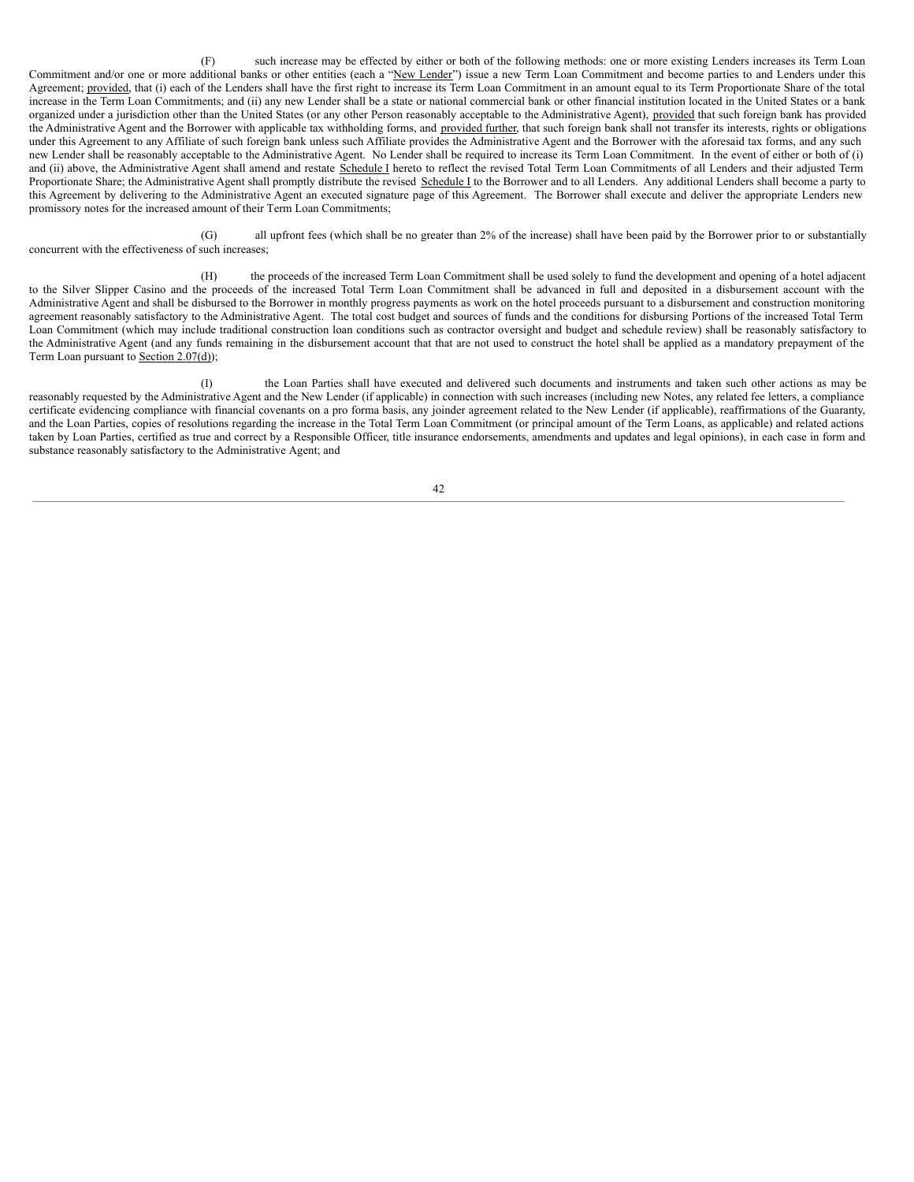(F) such increase may be effected by either or both of the following methods: one or more existing Lenders increases its Term Loan Commitment and/or one or more additional banks or other entities (each a "New Lender") issue a new Term Loan Commitment and become parties to and Lenders under this Agreement; provided, that (i) each of the Lenders shall have the first right to increase its Term Loan Commitment in an amount equal to its Term Proportionate Share of the total increase in the Term Loan Commitments; and (ii) any new Lender shall be a state or national commercial bank or other financial institution located in the United States or a bank organized under a jurisdiction other than the United States (or any other Person reasonably acceptable to the Administrative Agent), provided that such foreign bank has provided the Administrative Agent and the Borrower with applicable tax withholding forms, and provided further, that such foreign bank shall not transfer its interests, rights or obligations under this Agreement to any Affiliate of such foreign bank unless such Affiliate provides the Administrative Agent and the Borrower with the aforesaid tax forms, and any such new Lender shall be reasonably acceptable to the Administrative Agent. No Lender shall be required to increase its Term Loan Commitment. In the event of either or both of (i) and (ii) above, the Administrative Agent shall amend and restate Schedule I hereto to reflect the revised Total Term Loan Commitments of all Lenders and their adjusted Term Proportionate Share; the Administrative Agent shall promptly distribute the revised Schedule I to the Borrower and to all Lenders. Any additional Lenders shall become a party to this Agreement by delivering to the Administrative Agent an executed signature page of this Agreement. The Borrower shall execute and deliver the appropriate Lenders new promissory notes for the increased amount of their Term Loan Commitments;

(G) all upfront fees (which shall be no greater than 2% of the increase) shall have been paid by the Borrower prior to or substantially concurrent with the effectiveness of such increases;

(H) the proceeds of the increased Term Loan Commitment shall be used solely to fund the development and opening of a hotel adjacent to the Silver Slipper Casino and the proceeds of the increased Total Term Loan Commitment shall be advanced in full and deposited in a disbursement account with the Administrative Agent and shall be disbursed to the Borrower in monthly progress payments as work on the hotel proceeds pursuant to a disbursement and construction monitoring agreement reasonably satisfactory to the Administrative Agent. The total cost budget and sources of funds and the conditions for disbursing Portions of the increased Total Term Loan Commitment (which may include traditional construction loan conditions such as contractor oversight and budget and schedule review) shall be reasonably satisfactory to the Administrative Agent (and any funds remaining in the disbursement account that that are not used to construct the hotel shall be applied as a mandatory prepayment of the Term Loan pursuant to Section 2.07(d));

(I) the Loan Parties shall have executed and delivered such documents and instruments and taken such other actions as may be reasonably requested by the Administrative Agent and the New Lender (if applicable) in connection with such increases (including new Notes, any related fee letters, a compliance certificate evidencing compliance with financial covenants on a pro forma basis, any joinder agreement related to the New Lender (if applicable), reaffirmations of the Guaranty, and the Loan Parties, copies of resolutions regarding the increase in the Total Term Loan Commitment (or principal amount of the Term Loans, as applicable) and related actions taken by Loan Parties, certified as true and correct by a Responsible Officer, title insurance endorsements, amendments and updates and legal opinions), in each case in form and substance reasonably satisfactory to the Administrative Agent; and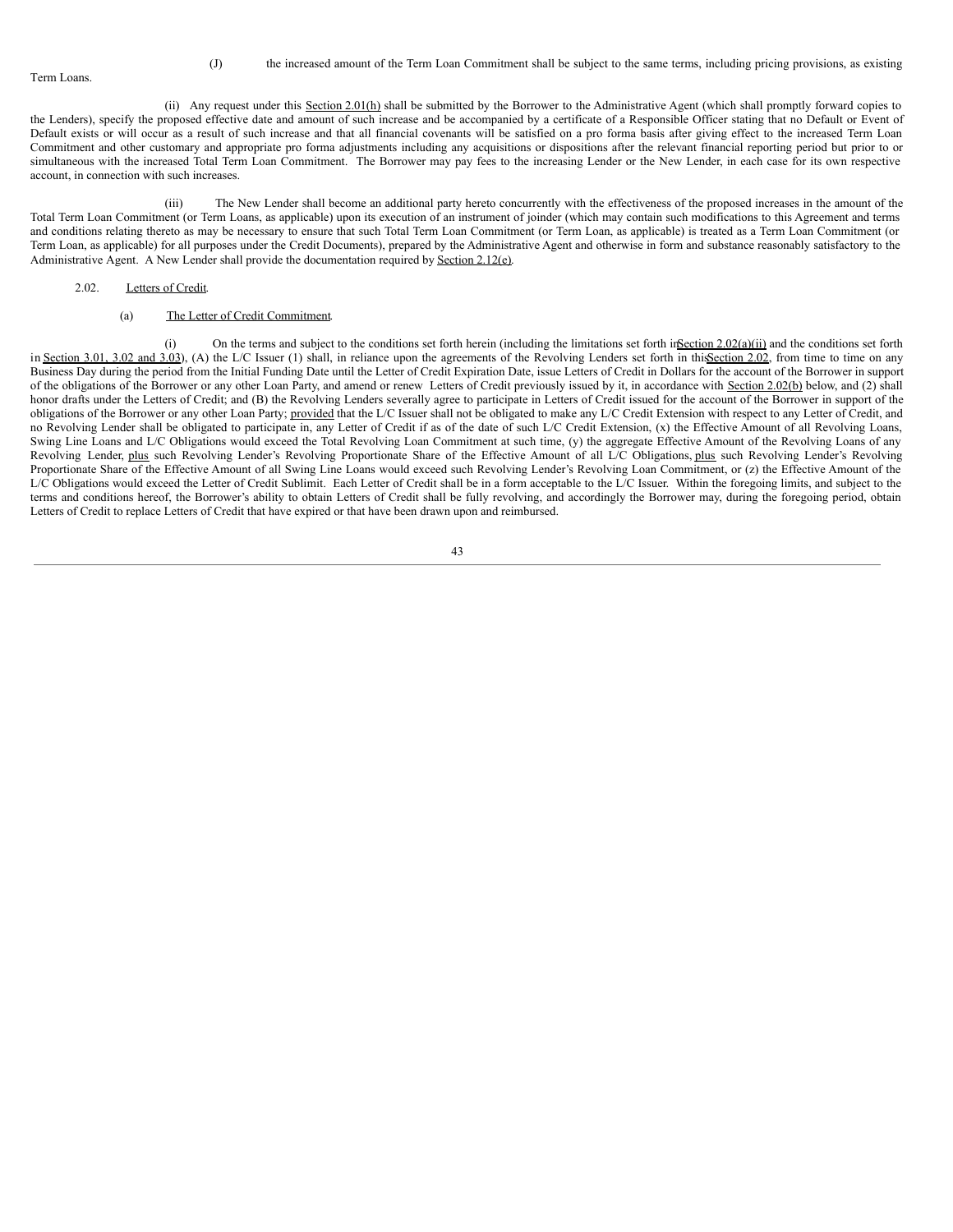(J) the increased amount of the Term Loan Commitment shall be subject to the same terms, including pricing provisions, as existing Term Loans.

(ii) Any request under this Section 2.01(h) shall be submitted by the Borrower to the Administrative Agent (which shall promptly forward copies to the Lenders), specify the proposed effective date and amount of such increase and be accompanied by a certificate of a Responsible Officer stating that no Default or Event of Default exists or will occur as a result of such increase and that all financial covenants will be satisfied on a pro forma basis after giving effect to the increased Term Loan Commitment and other customary and appropriate pro forma adjustments including any acquisitions or dispositions after the relevant financial reporting period but prior to or simultaneous with the increased Total Term Loan Commitment. The Borrower may pay fees to the increasing Lender or the New Lender, in each case for its own respective account, in connection with such increases.

(iii) The New Lender shall become an additional party hereto concurrently with the effectiveness of the proposed increases in the amount of the Total Term Loan Commitment (or Term Loans, as applicable) upon its execution of an instrument of joinder (which may contain such modifications to this Agreement and terms and conditions relating thereto as may be necessary to ensure that such Total Term Loan Commitment (or Term Loan, as applicable) is treated as a Term Loan Commitment (or Term Loan, as applicable) for all purposes under the Credit Documents), prepared by the Administrative Agent and otherwise in form and substance reasonably satisfactory to the Administrative Agent. A New Lender shall provide the documentation required by Section 2.12(e).

2.02. Letters of Credit.

(a) The Letter of Credit Commitment.

(i) On the terms and subject to the conditions set forth herein (including the limitations set forth in Section 2.02(a)(ii) and the conditions set forth in Section 3.01, 3.02 and 3.03), (A) the L/C Issuer (1) shall, in reliance upon the agreements of the Revolving Lenders set forth in this Section 2.02, from time to time on any Business Day during the period from the Initial Funding Date until the Letter of Credit Expiration Date, issue Letters of Credit in Dollars for the account of the Borrower in support of the obligations of the Borrower or any other Loan Party, and amend or renew Letters of Credit previously issued by it, in accordance with Section 2.02(b) below, and (2) shall honor drafts under the Letters of Credit; and (B) the Revolving Lenders severally agree to participate in Letters of Credit issued for the account of the Borrower in support of the obligations of the Borrower or any other Loan Party; provided that the L/C Issuer shall not be obligated to make any L/C Credit Extension with respect to any Letter of Credit, and no Revolving Lender shall be obligated to participate in, any Letter of Credit if as of the date of such L/C Credit Extension, (x) the Effective Amount of all Revolving Loans, Swing Line Loans and L/C Obligations would exceed the Total Revolving Loan Commitment at such time, (y) the aggregate Effective Amount of the Revolving Loans of any Revolving Lender, plus such Revolving Lender's Revolving Proportionate Share of the Effective Amount of all L/C Obligations, plus such Revolving Lender's Revolving Proportionate Share of the Effective Amount of all Swing Line Loans would exceed such Revolving Lender's Revolving Loan Commitment, or (z) the Effective Amount of the L/C Obligations would exceed the Letter of Credit Sublimit. Each Letter of Credit shall be in a form acceptable to the L/C Issuer. Within the foregoing limits, and subject to the terms and conditions hereof, the Borrower's ability to obtain Letters of Credit shall be fully revolving, and accordingly the Borrower may, during the foregoing period, obtain Letters of Credit to replace Letters of Credit that have expired or that have been drawn upon and reimbursed.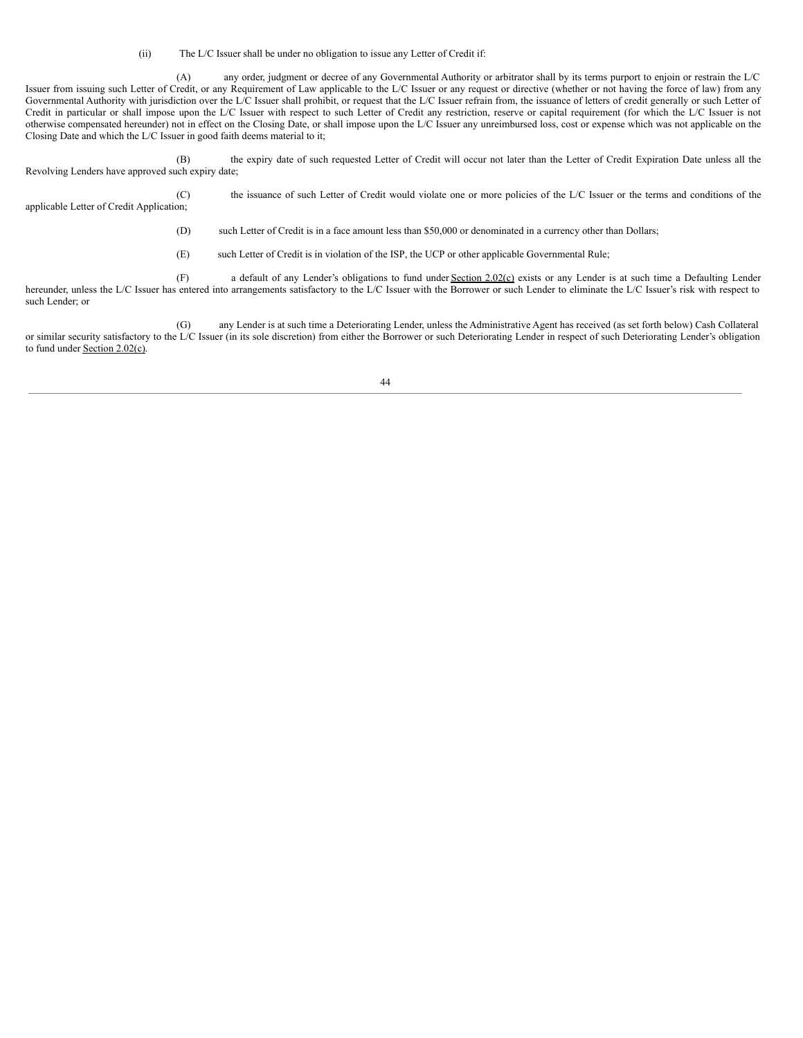(ii) The L/C Issuer shall be under no obligation to issue any Letter of Credit if:

(A) any order, judgment or decree of any Governmental Authority or arbitrator shall by its terms purport to enjoin or restrain the L/C Issuer from issuing such Letter of Credit, or any Requirement of Law applicable to the L/C Issuer or any request or directive (whether or not having the force of law) from any Governmental Authority with jurisdiction over the L/C Issuer shall prohibit, or request that the L/C Issuer refrain from, the issuance of letters of credit generally or such Letter of Credit in particular or shall impose upon the L/C Issuer with respect to such Letter of Credit any restriction, reserve or capital requirement (for which the L/C Issuer is not otherwise compensated hereunder) not in effect on the Closing Date, or shall impose upon the L/C Issuer any unreimbursed loss, cost or expense which was not applicable on the Closing Date and which the L/C Issuer in good faith deems material to it;

(B) the expiry date of such requested Letter of Credit will occur not later than the Letter of Credit Expiration Date unless all the Revolving Lenders have approved such expiry date;

(C) the issuance of such Letter of Credit would violate one or more policies of the L/C Issuer or the terms and conditions of the applicable Letter of Credit Application;

(D) such Letter of Credit is in a face amount less than $50,000 or denominated in a currency other than Dollars;

(E) such Letter of Credit is in violation of the ISP, the UCP or other applicable Governmental Rule;

(F) a default of any Lender's obligations to fund under Section 2.02(c) exists or any Lender is at such time a Defaulting Lender hereunder, unless the L/C Issuer has entered into arrangements satisfactory to the L/C Issuer with the Borrower or such Lender to eliminate the L/C Issuer's risk with respect to such Lender; or

(G) any Lender is at such time a Deteriorating Lender, unless the Administrative Agent has received (as set forth below) Cash Collateral or similar security satisfactory to the L/C Issuer (in its sole discretion) from either the Borrower or such Deteriorating Lender in respect of such Deteriorating Lender's obligation to fund under Section 2.02(c).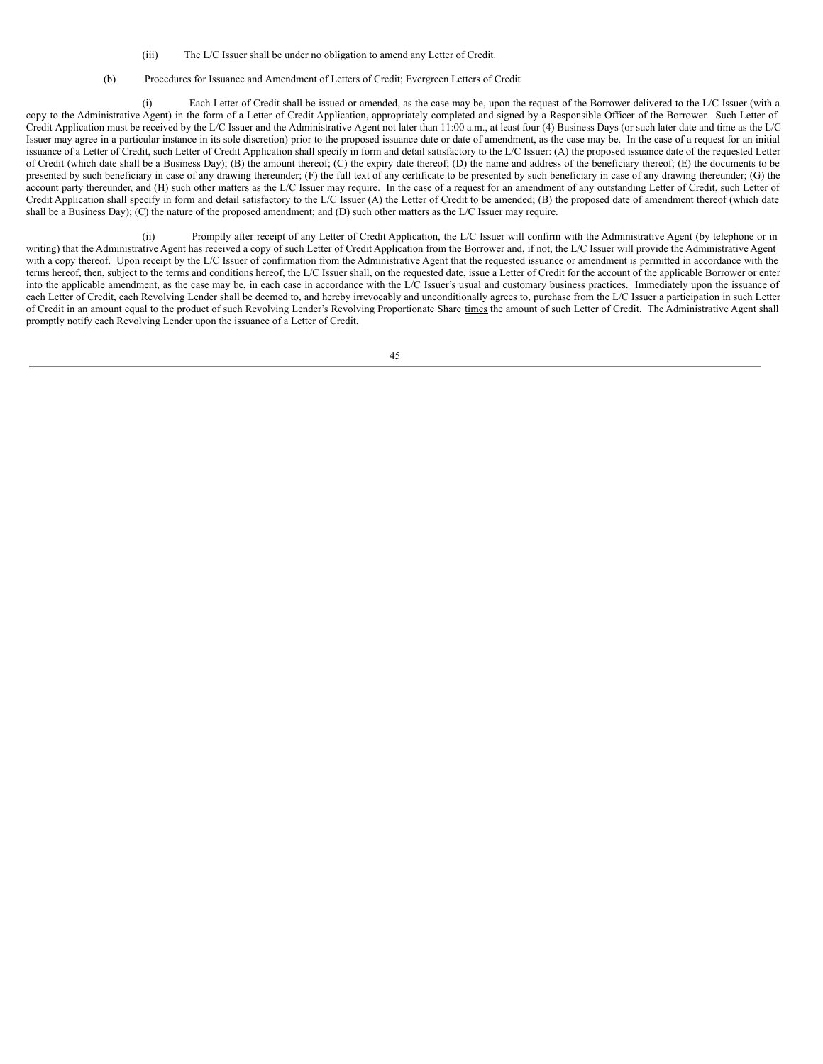(iii) The L/C Issuer shall be under no obligation to amend any Letter of Credit.

(b) Procedures for Issuance and Amendment of Letters of Credit; Evergreen Letters of Credit

(i) Each Letter of Credit shall be issued or amended, as the case may be, upon the request of the Borrower delivered to the L/C Issuer (with a copy to the Administrative Agent) in the form of a Letter of Credit Application, appropriately completed and signed by a Responsible Officer of the Borrower. Such Letter of Credit Application must be received by the L/C Issuer and the Administrative Agent not later than 11:00 a.m., at least four (4) Business Days (or such later date and time as the L/C Issuer may agree in a particular instance in its sole discretion) prior to the proposed issuance date or date of amendment, as the case may be. In the case of a request for an initial issuance of a Letter of Credit, such Letter of Credit Application shall specify in form and detail satisfactory to the L/C Issuer: (A) the proposed issuance date of the requested Letter of Credit (which date shall be a Business Day); (B) the amount thereof; (C) the expiry date thereof; (D) the name and address of the beneficiary thereof; (E) the documents to be presented by such beneficiary in case of any drawing thereunder; (F) the full text of any certificate to be presented by such beneficiary in case of any drawing thereunder; (G) the account party thereunder, and (H) such other matters as the L/C Issuer may require. In the case of a request for an amendment of any outstanding Letter of Credit, such Letter of Credit Application shall specify in form and detail satisfactory to the L/C Issuer (A) the Letter of Credit to be amended; (B) the proposed date of amendment thereof (which date shall be a Business Day); (C) the nature of the proposed amendment; and (D) such other matters as the L/C Issuer may require.

(ii) Promptly after receipt of any Letter of Credit Application, the L/C Issuer will confirm with the Administrative Agent (by telephone or in writing) that the Administrative Agent has received a copy of such Letter of Credit Application from the Borrower and, if not, the L/C Issuer will provide the Administrative Agent with a copy thereof. Upon receipt by the L/C Issuer of confirmation from the Administrative Agent that the requested issuance or amendment is permitted in accordance with the terms hereof, then, subject to the terms and conditions hereof, the L/C Issuer shall, on the requested date, issue a Letter of Credit for the account of the applicable Borrower or enter into the applicable amendment, as the case may be, in each case in accordance with the L/C Issuer's usual and customary business practices. Immediately upon the issuance of each Letter of Credit, each Revolving Lender shall be deemed to, and hereby irrevocably and unconditionally agrees to, purchase from the L/C Issuer a participation in such Letter of Credit in an amount equal to the product of such Revolving Lender's Revolving Proportionate Share times the amount of such Letter of Credit. The Administrative Agent shall promptly notify each Revolving Lender upon the issuance of a Letter of Credit.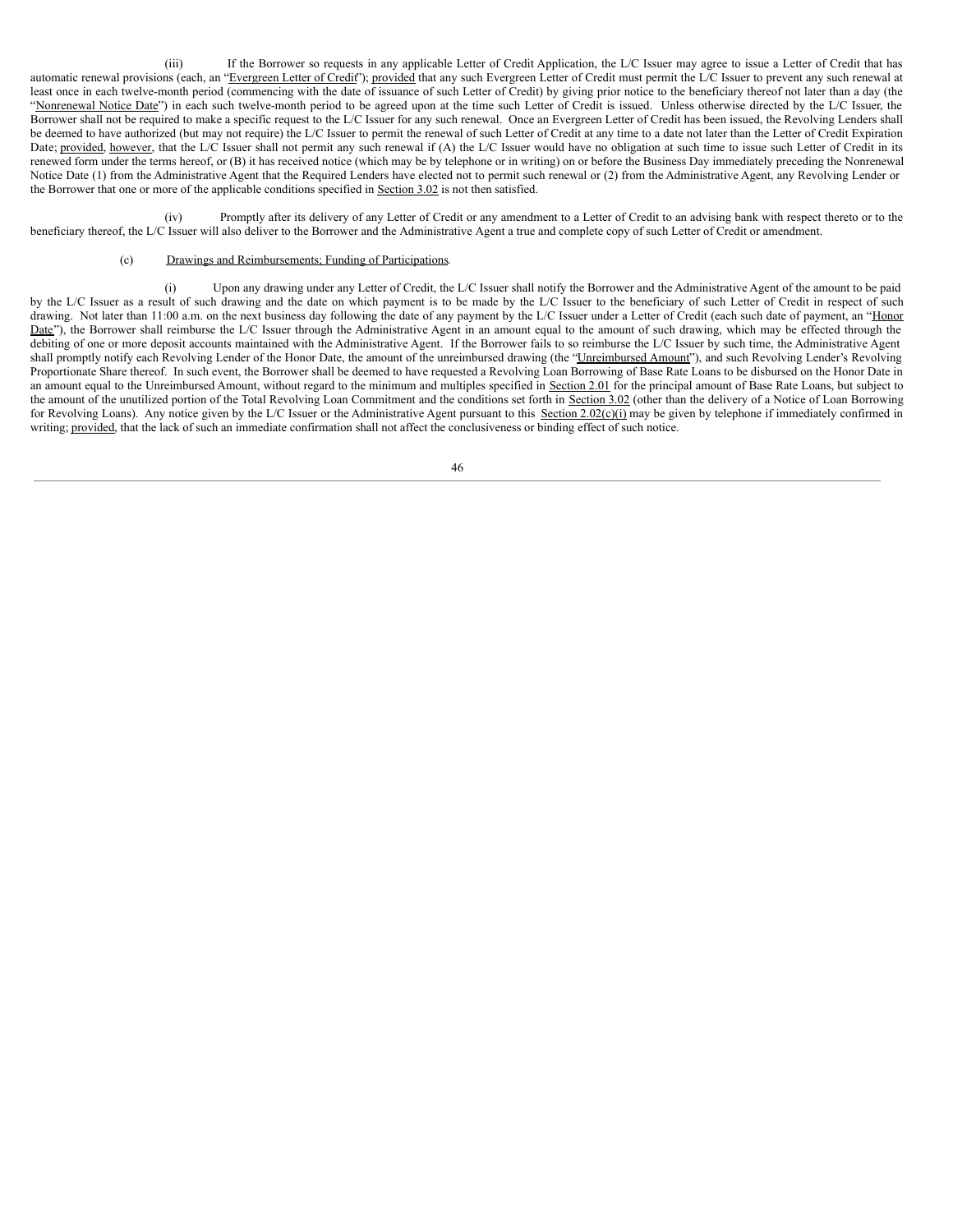(iii) If the Borrower so requests in any applicable Letter of Credit Application, the L/C Issuer may agree to issue a Letter of Credit that has automatic renewal provisions (each, an "Evergreen Letter of Credit"); provided that any such Evergreen Letter of Credit must permit the L/C Issuer to prevent any such renewal at least once in each twelve-month period (commencing with the date of issuance of such Letter of Credit) by giving prior notice to the beneficiary thereof not later than a day (the "Nonrenewal Notice Date") in each such twelve-month period to be agreed upon at the time such Letter of Credit is issued. Unless otherwise directed by the L/C Issuer, the Borrower shall not be required to make a specific request to the L/C Issuer for any such renewal. Once an Evergreen Letter of Credit has been issued, the Revolving Lenders shall be deemed to have authorized (but may not require) the L/C Issuer to permit the renewal of such Letter of Credit at any time to a date not later than the Letter of Credit Expiration Date; provided, however, that the L/C Issuer shall not permit any such renewal if (A) the L/C Issuer would have no obligation at such time to issue such Letter of Credit in its renewed form under the terms hereof, or (B) it has received notice (which may be by telephone or in writing) on or before the Business Day immediately preceding the Nonrenewal Notice Date (1) from the Administrative Agent that the Required Lenders have elected not to permit such renewal or (2) from the Administrative Agent, any Revolving Lender or the Borrower that one or more of the applicable conditions specified in Section 3.02 is not then satisfied.

(iv) Promptly after its delivery of any Letter of Credit or any amendment to a Letter of Credit to an advising bank with respect thereto or to the beneficiary thereof, the L/C Issuer will also deliver to the Borrower and the Administrative Agent a true and complete copy of such Letter of Credit or amendment.

(c) Drawings and Reimbursements; Funding of Participations.

(i) Upon any drawing under any Letter of Credit, the L/C Issuer shall notify the Borrower and the Administrative Agent of the amount to be paid by the L/C Issuer as a result of such drawing and the date on which payment is to be made by the L/C Issuer to the beneficiary of such Letter of Credit in respect of such drawing. Not later than 11:00 a.m. on the next business day following the date of any payment by the L/C Issuer under a Letter of Credit (each such date of payment, an "Honor Date"), the Borrower shall reimburse the L/C Issuer through the Administrative Agent in an amount equal to the amount of such drawing, which may be effected through the debiting of one or more deposit accounts maintained with the Administrative Agent. If the Borrower fails to so reimburse the L/C Issuer by such time, the Administrative Agent shall promptly notify each Revolving Lender of the Honor Date, the amount of the unreimbursed drawing (the "Unreimbursed Amount"), and such Revolving Lender's Revolving Proportionate Share thereof. In such event, the Borrower shall be deemed to have requested a Revolving Loan Borrowing of Base Rate Loans to be disbursed on the Honor Date in an amount equal to the Unreimbursed Amount, without regard to the minimum and multiples specified in Section 2.01 for the principal amount of Base Rate Loans, but subject to the amount of the unutilized portion of the Total Revolving Loan Commitment and the conditions set forth in Section 3.02 (other than the delivery of a Notice of Loan Borrowing for Revolving Loans). Any notice given by the L/C Issuer or the Administrative Agent pursuant to this Section 2.02(c)(i) may be given by telephone if immediately confirmed in writing; provided, that the lack of such an immediate confirmation shall not affect the conclusiveness or binding effect of such notice.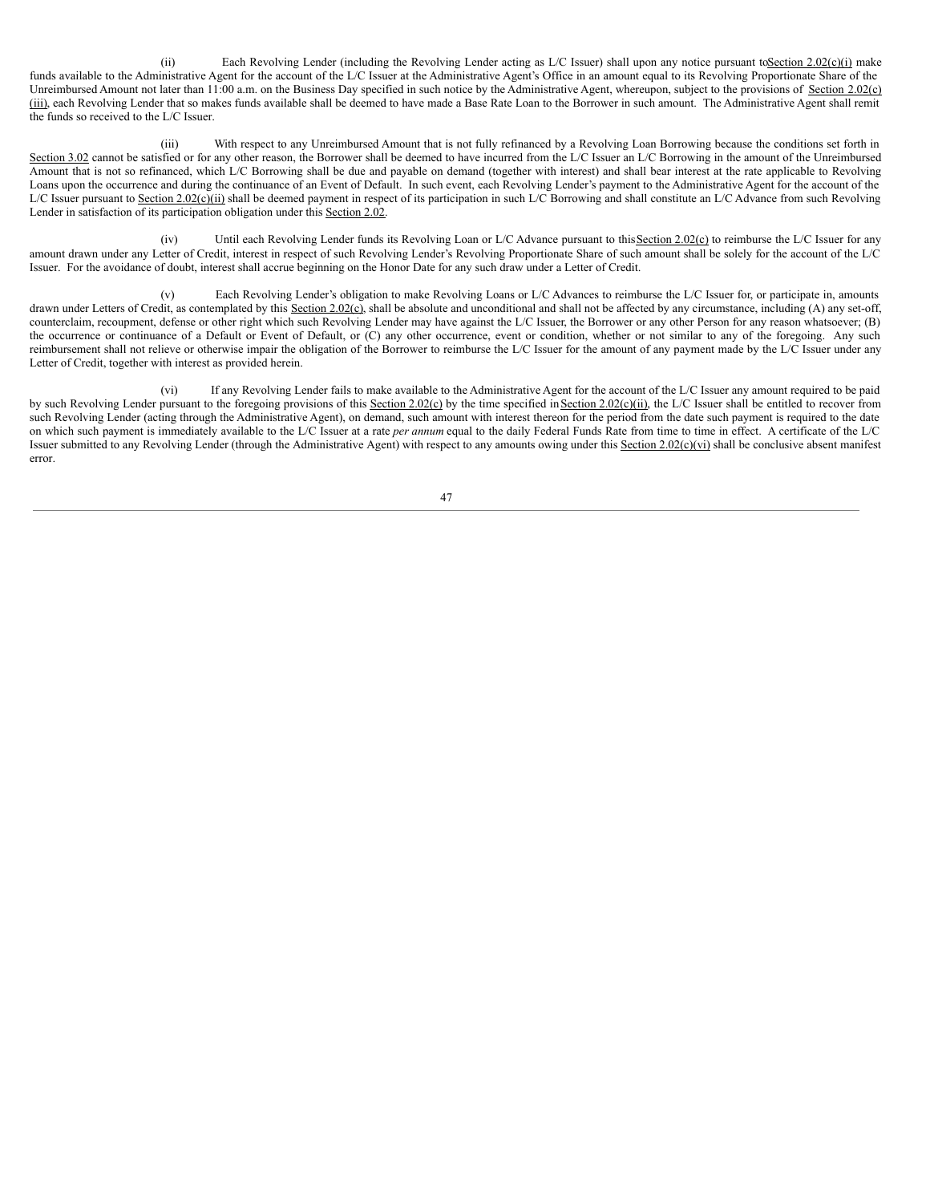(ii) Each Revolving Lender (including the Revolving Lender acting as L/C Issuer) shall upon any notice pursuant to Section 2.02(c)(i) make funds available to the Administrative Agent for the account of the L/C Issuer at the Administrative Agent's Office in an amount equal to its Revolving Proportionate Share of the Unreimbursed Amount not later than 11:00 a.m. on the Business Day specified in such notice by the Administrative Agent, whereupon, subject to the provisions of Section 2.02(c)(iii), each Revolving Lender that so makes funds available shall be deemed to have made a Base Rate Loan to the Borrower in such amount. The Administrative Agent shall remit the funds so received to the L/C Issuer.

(iii) With respect to any Unreimbursed Amount that is not fully refinanced by a Revolving Loan Borrowing because the conditions set forth in Section 3.02 cannot be satisfied or for any other reason, the Borrower shall be deemed to have incurred from the L/C Issuer an L/C Borrowing in the amount of the Unreimbursed Amount that is not so refinanced, which L/C Borrowing shall be due and payable on demand (together with interest) and shall bear interest at the rate applicable to Revolving Loans upon the occurrence and during the continuance of an Event of Default. In such event, each Revolving Lender's payment to the Administrative Agent for the account of the L/C Issuer pursuant to Section 2.02(c)(ii) shall be deemed payment in respect of its participation in such L/C Borrowing and shall constitute an L/C Advance from such Revolving Lender in satisfaction of its participation obligation under this Section 2.02.

(iv) Until each Revolving Lender funds its Revolving Loan or L/C Advance pursuant to this Section 2.02(c) to reimburse the L/C Issuer for any amount drawn under any Letter of Credit, interest in respect of such Revolving Lender's Revolving Proportionate Share of such amount shall be solely for the account of the L/C Issuer. For the avoidance of doubt, interest shall accrue beginning on the Honor Date for any such draw under a Letter of Credit.

(v) Each Revolving Lender's obligation to make Revolving Loans or L/C Advances to reimburse the L/C Issuer for, or participate in, amounts drawn under Letters of Credit, as contemplated by this Section 2.02(c), shall be absolute and unconditional and shall not be affected by any circumstance, including (A) any set-off, counterclaim, recoupment, defense or other right which such Revolving Lender may have against the L/C Issuer, the Borrower or any other Person for any reason whatsoever; (B) the occurrence or continuance of a Default or Event of Default, or (C) any other occurrence, event or condition, whether or not similar to any of the foregoing. Any such reimbursement shall not relieve or otherwise impair the obligation of the Borrower to reimburse the L/C Issuer for the amount of any payment made by the L/C Issuer under any Letter of Credit, together with interest as provided herein.

(vi) If any Revolving Lender fails to make available to the Administrative Agent for the account of the L/C Issuer any amount required to be paid by such Revolving Lender pursuant to the foregoing provisions of this Section 2.02(c) by the time specified in Section 2.02(c)(ii), the L/C Issuer shall be entitled to recover from such Revolving Lender (acting through the Administrative Agent), on demand, such amount with interest thereon for the period from the date such payment is required to the date on which such payment is immediately available to the L/C Issuer at a rate *per annum* equal to the daily Federal Funds Rate from time to time in effect. A certificate of the L/C Issuer submitted to any Revolving Lender (through the Administrative Agent) with respect to any amounts owing under this Section 2.02(c)(vi) shall be conclusive absent manifest error.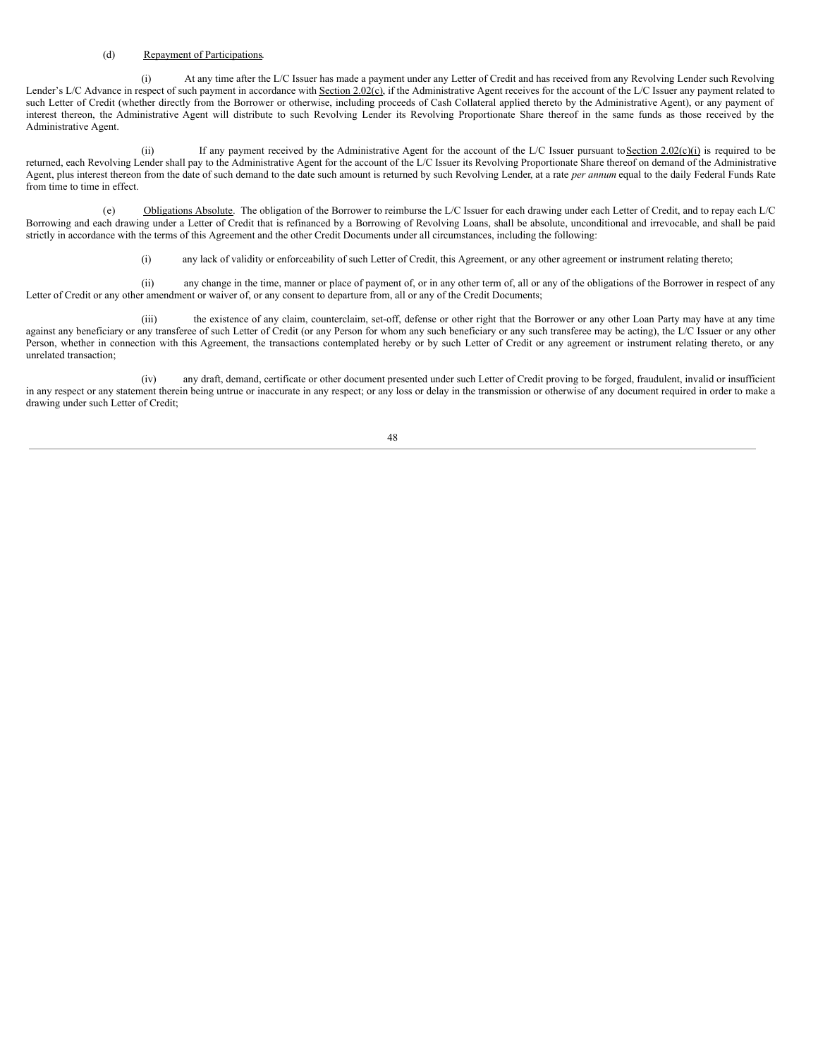(d) Repayment of Participations.

(i) At any time after the L/C Issuer has made a payment under any Letter of Credit and has received from any Revolving Lender such Revolving Lender's L/C Advance in respect of such payment in accordance with Section 2.02(c), if the Administrative Agent receives for the account of the L/C Issuer any payment related to such Letter of Credit (whether directly from the Borrower or otherwise, including proceeds of Cash Collateral applied thereto by the Administrative Agent), or any payment of interest thereon, the Administrative Agent will distribute to such Revolving Lender its Revolving Proportionate Share thereof in the same funds as those received by the Administrative Agent.

(ii) If any payment received by the Administrative Agent for the account of the L/C Issuer pursuant to Section 2.02(c)(i) is required to be returned, each Revolving Lender shall pay to the Administrative Agent for the account of the L/C Issuer its Revolving Proportionate Share thereof on demand of the Administrative Agent, plus interest thereon from the date of such demand to the date such amount is returned by such Revolving Lender, at a rate *per annum* equal to the daily Federal Funds Rate from time to time in effect.

(e) Obligations Absolute. The obligation of the Borrower to reimburse the L/C Issuer for each drawing under each Letter of Credit, and to repay each L/C Borrowing and each drawing under a Letter of Credit that is refinanced by a Borrowing of Revolving Loans, shall be absolute, unconditional and irrevocable, and shall be paid strictly in accordance with the terms of this Agreement and the other Credit Documents under all circumstances, including the following:

(i) any lack of validity or enforceability of such Letter of Credit, this Agreement, or any other agreement or instrument relating thereto;

(ii) any change in the time, manner or place of payment of, or in any other term of, all or any of the obligations of the Borrower in respect of any Letter of Credit or any other amendment or waiver of, or any consent to departure from, all or any of the Credit Documents;

(iii) the existence of any claim, counterclaim, set-off, defense or other right that the Borrower or any other Loan Party may have at any time against any beneficiary or any transferee of such Letter of Credit (or any Person for whom any such beneficiary or any such transferee may be acting), the L/C Issuer or any other Person, whether in connection with this Agreement, the transactions contemplated hereby or by such Letter of Credit or any agreement or instrument relating thereto, or any unrelated transaction;

(iv) any draft, demand, certificate or other document presented under such Letter of Credit proving to be forged, fraudulent, invalid or insufficient in any respect or any statement therein being untrue or inaccurate in any respect; or any loss or delay in the transmission or otherwise of any document required in order to make a drawing under such Letter of Credit;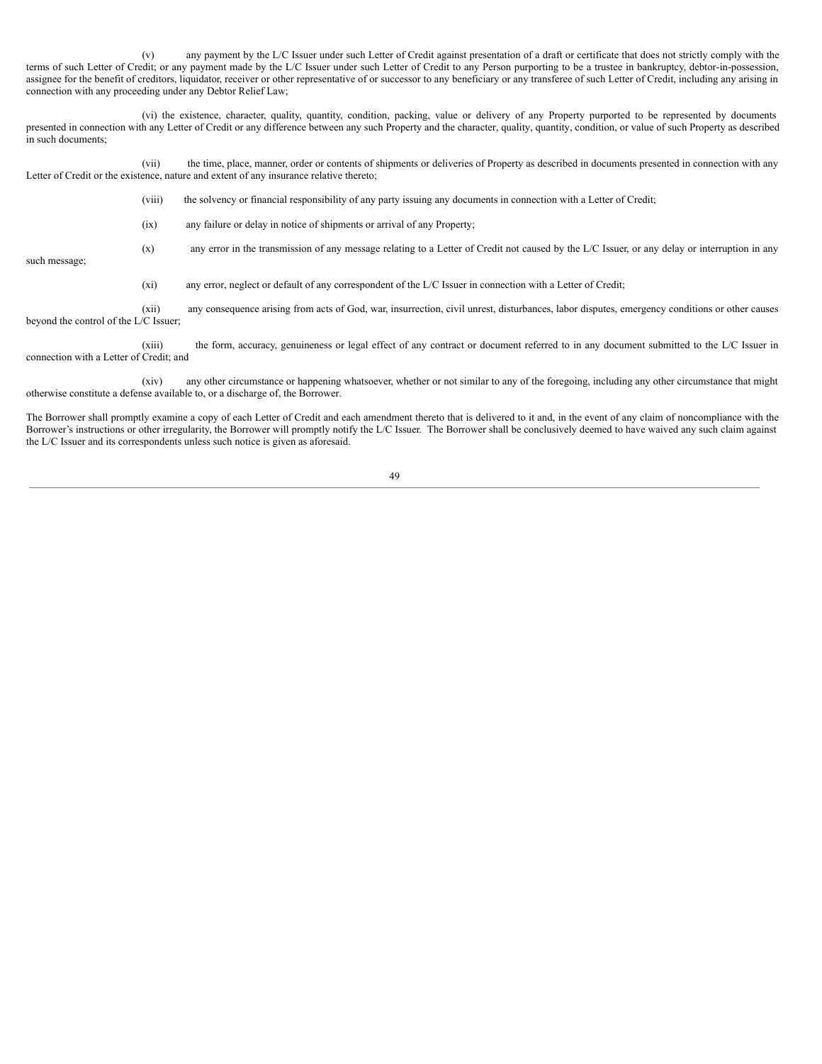(v) any payment by the L/C Issuer under such Letter of Credit against presentation of a draft or certificate that does not strictly comply with the terms of such Letter of Credit; or any payment made by the L/C Issuer under such Letter of Credit to any Person purporting to be a trustee in bankruptcy, debtor-in-possession, assignee for the benefit of creditors, liquidator, receiver or other representative of or successor to any beneficiary or any transferee of such Letter of Credit, including any arising in connection with any proceeding under any Debtor Relief Law;

(vi) the existence, character, quality, quantity, condition, packing, value or delivery of any Property purported to be represented by documents presented in connection with any Letter of Credit or any difference between any such Property and the character, quality, quantity, condition, or value of such Property as described in such documents;

(vii) the time, place, manner, order or contents of shipments or deliveries of Property as described in documents presented in connection with any Letter of Credit or the existence, nature and extent of any insurance relative thereto;

(viii) the solvency or financial responsibility of any party issuing any documents in connection with a Letter of Credit;

(ix) any failure or delay in notice of shipments or arrival of any Property;

(x) any error in the transmission of any message relating to a Letter of Credit not caused by the L/C Issuer, or any delay or interruption in any such message;

(xi) any error, neglect or default of any correspondent of the L/C Issuer in connection with a Letter of Credit;

(xii) any consequence arising from acts of God, war, insurrection, civil unrest, disturbances, labor disputes, emergency conditions or other causes beyond the control of the L/C Issuer;

(xiii) the form, accuracy, genuineness or legal effect of any contract or document referred to in any document submitted to the L/C Issuer in connection with a Letter of Credit; and

(xiv) any other circumstance or happening whatsoever, whether or not similar to any of the foregoing, including any other circumstance that might otherwise constitute a defense available to, or a discharge of, the Borrower.

The Borrower shall promptly examine a copy of each Letter of Credit and each amendment thereto that is delivered to it and, in the event of any claim of noncompliance with the Borrower's instructions or other irregularity, the Borrower will promptly notify the L/C Issuer. The Borrower shall be conclusively deemed to have waived any such claim against the L/C Issuer and its correspondents unless such notice is given as aforesaid.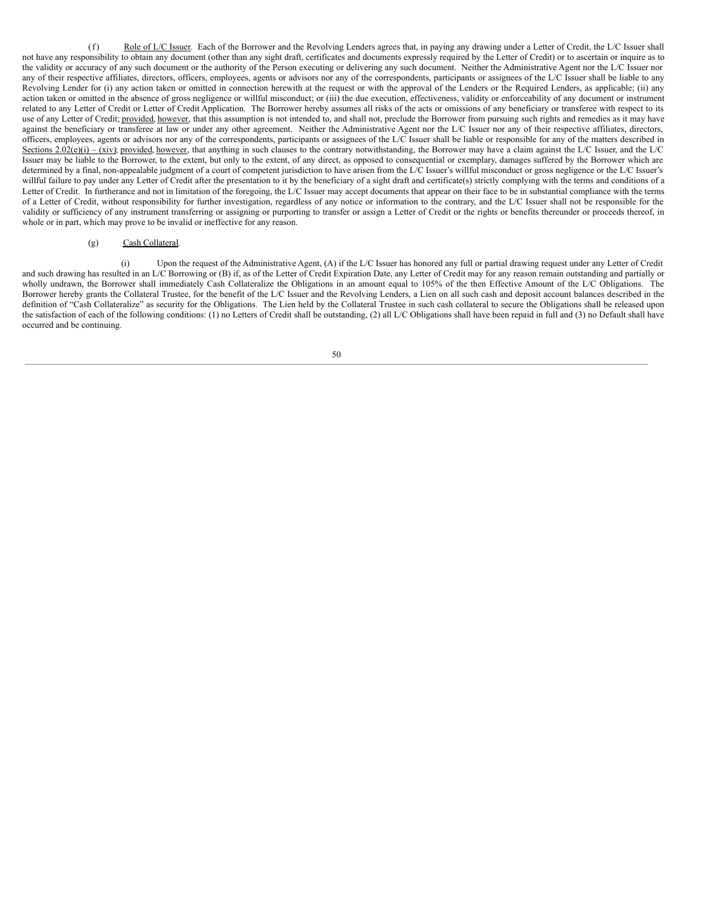(f) Role of L/C Issuer. Each of the Borrower and the Revolving Lenders agrees that, in paying any drawing under a Letter of Credit, the L/C Issuer shall not have any responsibility to obtain any document (other than any sight draft, certificates and documents expressly required by the Letter of Credit) or to ascertain or inquire as to the validity or accuracy of any such document or the authority of the Person executing or delivering any such document. Neither the Administrative Agent nor the L/C Issuer nor any of their respective affiliates, directors, officers, employees, agents or advisors nor any of the correspondents, participants or assignees of the L/C Issuer shall be liable to any Revolving Lender for (i) any action taken or omitted in connection herewith at the request or with the approval of the Lenders or the Required Lenders, as applicable; (ii) any action taken or omitted in the absence of gross negligence or willful misconduct; or (iii) the due execution, effectiveness, validity or enforceability of any document or instrument related to any Letter of Credit or Letter of Credit Application. The Borrower hereby assumes all risks of the acts or omissions of any beneficiary or transferee with respect to its use of any Letter of Credit; provided, however, that this assumption is not intended to, and shall not, preclude the Borrower from pursuing such rights and remedies as it may have against the beneficiary or transferee at law or under any other agreement. Neither the Administrative Agent nor the L/C Issuer nor any of their respective affiliates, directors, officers, employees, agents or advisors nor any of the correspondents, participants or assignees of the L/C Issuer shall be liable or responsible for any of the matters described in Sections 2.02(e)(i) – (xiv); provided, however, that anything in such clauses to the contrary notwithstanding, the Borrower may have a claim against the L/C Issuer, and the L/C Issuer may be liable to the Borrower, to the extent, but only to the extent, of any direct, as opposed to consequential or exemplary, damages suffered by the Borrower which are determined by a final, non-appealable judgment of a court of competent jurisdiction to have arisen from the L/C Issuer's willful misconduct or gross negligence or the L/C Issuer's willful failure to pay under any Letter of Credit after the presentation to it by the beneficiary of a sight draft and certificate(s) strictly complying with the terms and conditions of a Letter of Credit. In furtherance and not in limitation of the foregoing, the L/C Issuer may accept documents that appear on their face to be in substantial compliance with the terms of a Letter of Credit, without responsibility for further investigation, regardless of any notice or information to the contrary, and the L/C Issuer shall not be responsible for the validity or sufficiency of any instrument transferring or assigning or purporting to transfer or assign a Letter of Credit or the rights or benefits thereunder or proceeds thereof, in whole or in part, which may prove to be invalid or ineffective for any reason.

(g) Cash Collateral.

(i) Upon the request of the Administrative Agent, (A) if the L/C Issuer has honored any full or partial drawing request under any Letter of Credit and such drawing has resulted in an L/C Borrowing or (B) if, as of the Letter of Credit Expiration Date, any Letter of Credit may for any reason remain outstanding and partially or wholly undrawn, the Borrower shall immediately Cash Collateralize the Obligations in an amount equal to 105% of the then Effective Amount of the L/C Obligations. The Borrower hereby grants the Collateral Trustee, for the benefit of the L/C Issuer and the Revolving Lenders, a Lien on all such cash and deposit account balances described in the definition of "Cash Collateralize" as security for the Obligations. The Lien held by the Collateral Trustee in such cash collateral to secure the Obligations shall be released upon the satisfaction of each of the following conditions: (1) no Letters of Credit shall be outstanding, (2) all L/C Obligations shall have been repaid in full and (3) no Default shall have occurred and be continuing.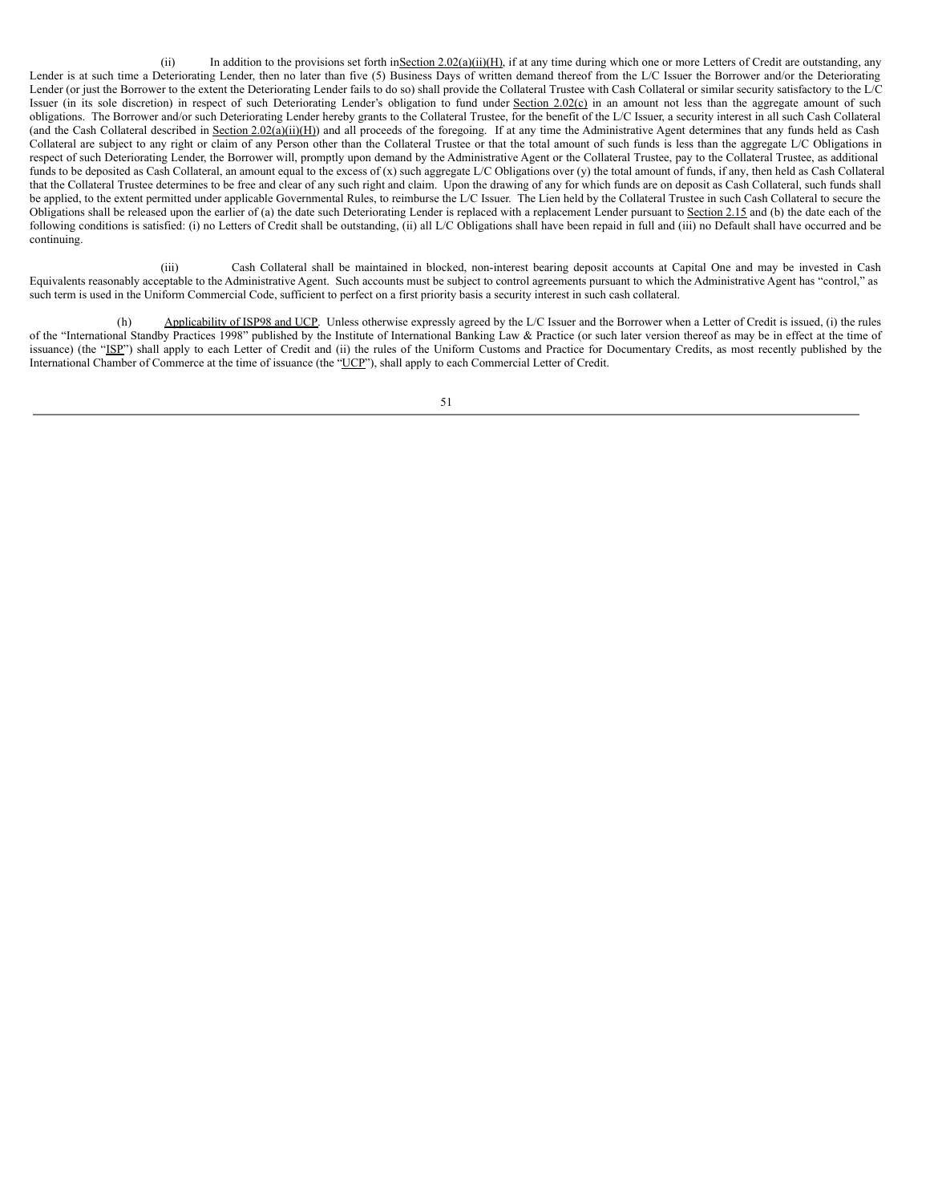(ii) In addition to the provisions set forth in Section 2.02(a)(ii)(H), if at any time during which one or more Letters of Credit are outstanding, any Lender is at such time a Deteriorating Lender, then no later than five (5) Business Days of written demand thereof from the L/C Issuer the Borrower and/or the Deteriorating Lender (or just the Borrower to the extent the Deteriorating Lender fails to do so) shall provide the Collateral Trustee with Cash Collateral or similar security satisfactory to the L/C Issuer (in its sole discretion) in respect of such Deteriorating Lender's obligation to fund under Section 2.02(c) in an amount not less than the aggregate amount of such obligations. The Borrower and/or such Deteriorating Lender hereby grants to the Collateral Trustee, for the benefit of the L/C Issuer, a security interest in all such Cash Collateral (and the Cash Collateral described in Section 2.02(a)(ii)(H)) and all proceeds of the foregoing. If at any time the Administrative Agent determines that any funds held as Cash Collateral are subject to any right or claim of any Person other than the Collateral Trustee or that the total amount of such funds is less than the aggregate L/C Obligations in respect of such Deteriorating Lender, the Borrower will, promptly upon demand by the Administrative Agent or the Collateral Trustee, pay to the Collateral Trustee, as additional funds to be deposited as Cash Collateral, an amount equal to the excess of (x) such aggregate L/C Obligations over (y) the total amount of funds, if any, then held as Cash Collateral that the Collateral Trustee determines to be free and clear of any such right and claim. Upon the drawing of any for which funds are on deposit as Cash Collateral, such funds shall be applied, to the extent permitted under applicable Governmental Rules, to reimburse the L/C Issuer. The Lien held by the Collateral Trustee in such Cash Collateral to secure the Obligations shall be released upon the earlier of (a) the date such Deteriorating Lender is replaced with a replacement Lender pursuant to Section 2.15 and (b) the date each of the following conditions is satisfied: (i) no Letters of Credit shall be outstanding, (ii) all L/C Obligations shall have been repaid in full and (iii) no Default shall have occurred and be continuing.

(iii) Cash Collateral shall be maintained in blocked, non-interest bearing deposit accounts at Capital One and may be invested in Cash Equivalents reasonably acceptable to the Administrative Agent. Such accounts must be subject to control agreements pursuant to which the Administrative Agent has "control," as such term is used in the Uniform Commercial Code, sufficient to perfect on a first priority basis a security interest in such cash collateral.

(h) Applicability of ISP98 and UCP. Unless otherwise expressly agreed by the L/C Issuer and the Borrower when a Letter of Credit is issued, (i) the rules of the "International Standby Practices 1998" published by the Institute of International Banking Law & Practice (or such later version thereof as may be in effect at the time of issuance) (the "ISP") shall apply to each Letter of Credit and (ii) the rules of the Uniform Customs and Practice for Documentary Credits, as most recently published by the International Chamber of Commerce at the time of issuance (the "UCP"), shall apply to each Commercial Letter of Credit.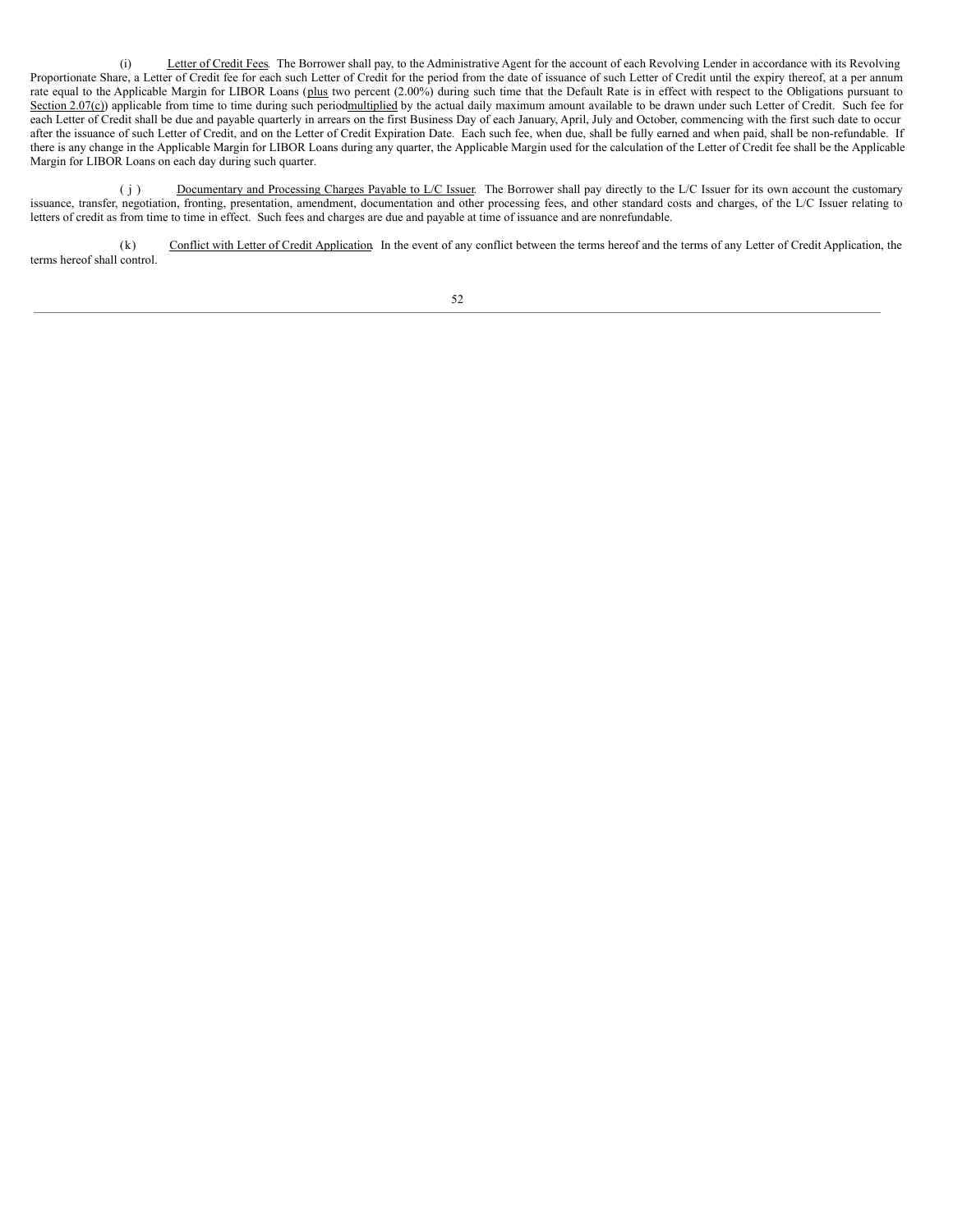(i) Letter of Credit Fees. The Borrower shall pay, to the Administrative Agent for the account of each Revolving Lender in accordance with its Revolving Proportionate Share, a Letter of Credit fee for each such Letter of Credit for the period from the date of issuance of such Letter of Credit until the expiry thereof, at a per annum rate equal to the Applicable Margin for LIBOR Loans (plus two percent (2.00%) during such time that the Default Rate is in effect with respect to the Obligations pursuant to Section 2.07(c)) applicable from time to time during such period multiplied by the actual daily maximum amount available to be drawn under such Letter of Credit. Such fee for each Letter of Credit shall be due and payable quarterly in arrears on the first Business Day of each January, April, July and October, commencing with the first such date to occur after the issuance of such Letter of Credit, and on the Letter of Credit Expiration Date. Each such fee, when due, shall be fully earned and when paid, shall be non-refundable. If there is any change in the Applicable Margin for LIBOR Loans during any quarter, the Applicable Margin used for the calculation of the Letter of Credit fee shall be the Applicable Margin for LIBOR Loans on each day during such quarter.

(j) Documentary and Processing Charges Payable to L/C Issuer. The Borrower shall pay directly to the L/C Issuer for its own account the customary issuance, transfer, negotiation, fronting, presentation, amendment, documentation and other processing fees, and other standard costs and charges, of the L/C Issuer relating to letters of credit as from time to time in effect. Such fees and charges are due and payable at time of issuance and are nonrefundable.

(k) Conflict with Letter of Credit Application. In the event of any conflict between the terms hereof and the terms of any Letter of Credit Application, the terms hereof shall control.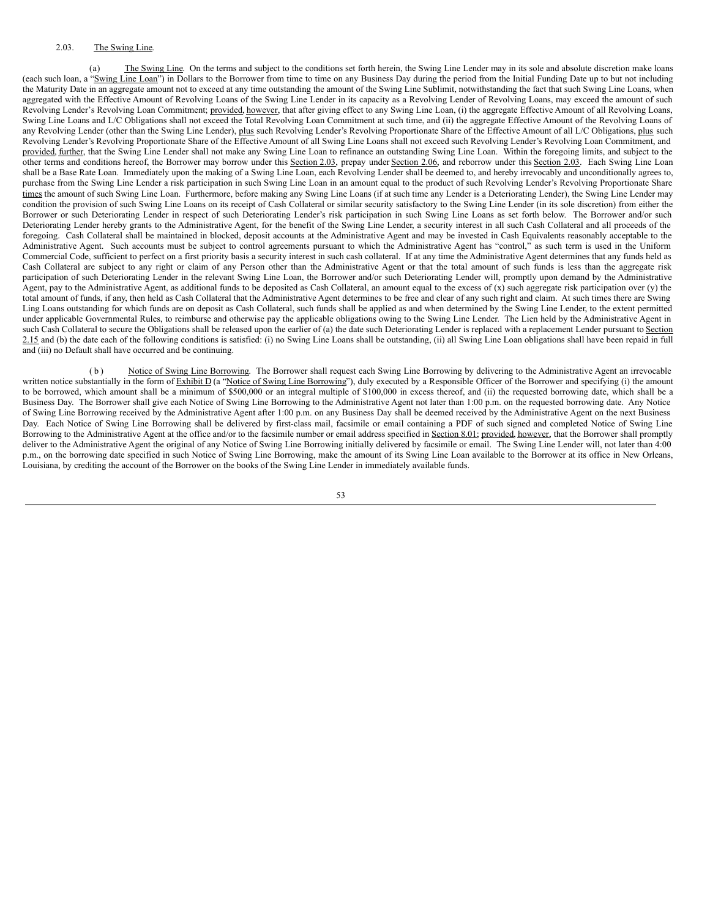2.03. The Swing Line.

(a) The Swing Line. On the terms and subject to the conditions set forth herein, the Swing Line Lender may in its sole and absolute discretion make loans (each such loan, a "Swing Line Loan") in Dollars to the Borrower from time to time on any Business Day during the period from the Initial Funding Date up to but not including the Maturity Date in an aggregate amount not to exceed at any time outstanding the amount of the Swing Line Sublimit, notwithstanding the fact that such Swing Line Loans, when aggregated with the Effective Amount of Revolving Loans of the Swing Line Lender in its capacity as a Revolving Lender of Revolving Loans, may exceed the amount of such Revolving Lender's Revolving Loan Commitment; provided, however, that after giving effect to any Swing Line Loan, (i) the aggregate Effective Amount of all Revolving Loans, Swing Line Loans and L/C Obligations shall not exceed the Total Revolving Loan Commitment at such time, and (ii) the aggregate Effective Amount of the Revolving Loans of any Revolving Lender (other than the Swing Line Lender), plus such Revolving Lender's Revolving Proportionate Share of the Effective Amount of all L/C Obligations, plus such Revolving Lender's Revolving Proportionate Share of the Effective Amount of all Swing Line Loans shall not exceed such Revolving Lender's Revolving Loan Commitment, and provided, further, that the Swing Line Lender shall not make any Swing Line Loan to refinance an outstanding Swing Line Loan. Within the foregoing limits, and subject to the other terms and conditions hereof, the Borrower may borrow under this Section 2.03, prepay under Section 2.06, and reborrow under this Section 2.03. Each Swing Line Loan shall be a Base Rate Loan. Immediately upon the making of a Swing Line Loan, each Revolving Lender shall be deemed to, and hereby irrevocably and unconditionally agrees to, purchase from the Swing Line Lender a risk participation in such Swing Line Loan in an amount equal to the product of such Revolving Lender's Revolving Proportionate Share times the amount of such Swing Line Loan. Furthermore, before making any Swing Line Loans (if at such time any Lender is a Deteriorating Lender), the Swing Line Lender may condition the provision of such Swing Line Loans on its receipt of Cash Collateral or similar security satisfactory to the Swing Line Lender (in its sole discretion) from either the Borrower or such Deteriorating Lender in respect of such Deteriorating Lender's risk participation in such Swing Line Loans as set forth below. The Borrower and/or such Deteriorating Lender hereby grants to the Administrative Agent, for the benefit of the Swing Line Lender, a security interest in all such Cash Collateral and all proceeds of the foregoing. Cash Collateral shall be maintained in blocked, deposit accounts at the Administrative Agent and may be invested in Cash Equivalents reasonably acceptable to the Administrative Agent. Such accounts must be subject to control agreements pursuant to which the Administrative Agent has "control," as such term is used in the Uniform Commercial Code, sufficient to perfect on a first priority basis a security interest in such cash collateral. If at any time the Administrative Agent determines that any funds held as Cash Collateral are subject to any right or claim of any Person other than the Administrative Agent or that the total amount of such funds is less than the aggregate risk participation of such Deteriorating Lender in the relevant Swing Line Loan, the Borrower and/or such Deteriorating Lender will, promptly upon demand by the Administrative Agent, pay to the Administrative Agent, as additional funds to be deposited as Cash Collateral, an amount equal to the excess of (x) such aggregate risk participation over (y) the total amount of funds, if any, then held as Cash Collateral that the Administrative Agent determines to be free and clear of any such right and claim. At such times there are Swing Ling Loans outstanding for which funds are on deposit as Cash Collateral, such funds shall be applied as and when determined by the Swing Line Lender, to the extent permitted under applicable Governmental Rules, to reimburse and otherwise pay the applicable obligations owing to the Swing Line Lender. The Lien held by the Administrative Agent in such Cash Collateral to secure the Obligations shall be released upon the earlier of (a) the date such Deteriorating Lender is replaced with a replacement Lender pursuant to Section 2.15 and (b) the date each of the following conditions is satisfied: (i) no Swing Line Loans shall be outstanding, (ii) all Swing Line Loan obligations shall have been repaid in full and (iii) no Default shall have occurred and be continuing.

(b) Notice of Swing Line Borrowing. The Borrower shall request each Swing Line Borrowing by delivering to the Administrative Agent an irrevocable written notice substantially in the form of Exhibit D (a "Notice of Swing Line Borrowing"), duly executed by a Responsible Officer of the Borrower and specifying (i) the amount to be borrowed, which amount shall be a minimum of $500,000 or an integral multiple of $100,000 in excess thereof, and (ii) the requested borrowing date, which shall be a Business Day. The Borrower shall give each Notice of Swing Line Borrowing to the Administrative Agent not later than 1:00 p.m. on the requested borrowing date. Any Notice of Swing Line Borrowing received by the Administrative Agent after 1:00 p.m. on any Business Day shall be deemed received by the Administrative Agent on the next Business Day. Each Notice of Swing Line Borrowing shall be delivered by first-class mail, facsimile or email containing a PDF of such signed and completed Notice of Swing Line Borrowing to the Administrative Agent at the office and/or to the facsimile number or email address specified in Section 8.01; provided, however, that the Borrower shall promptly deliver to the Administrative Agent the original of any Notice of Swing Line Borrowing initially delivered by facsimile or email. The Swing Line Lender will, not later than 4:00 p.m., on the borrowing date specified in such Notice of Swing Line Borrowing, make the amount of its Swing Line Loan available to the Borrower at its office in New Orleans, Louisiana, by crediting the account of the Borrower on the books of the Swing Line Lender in immediately available funds.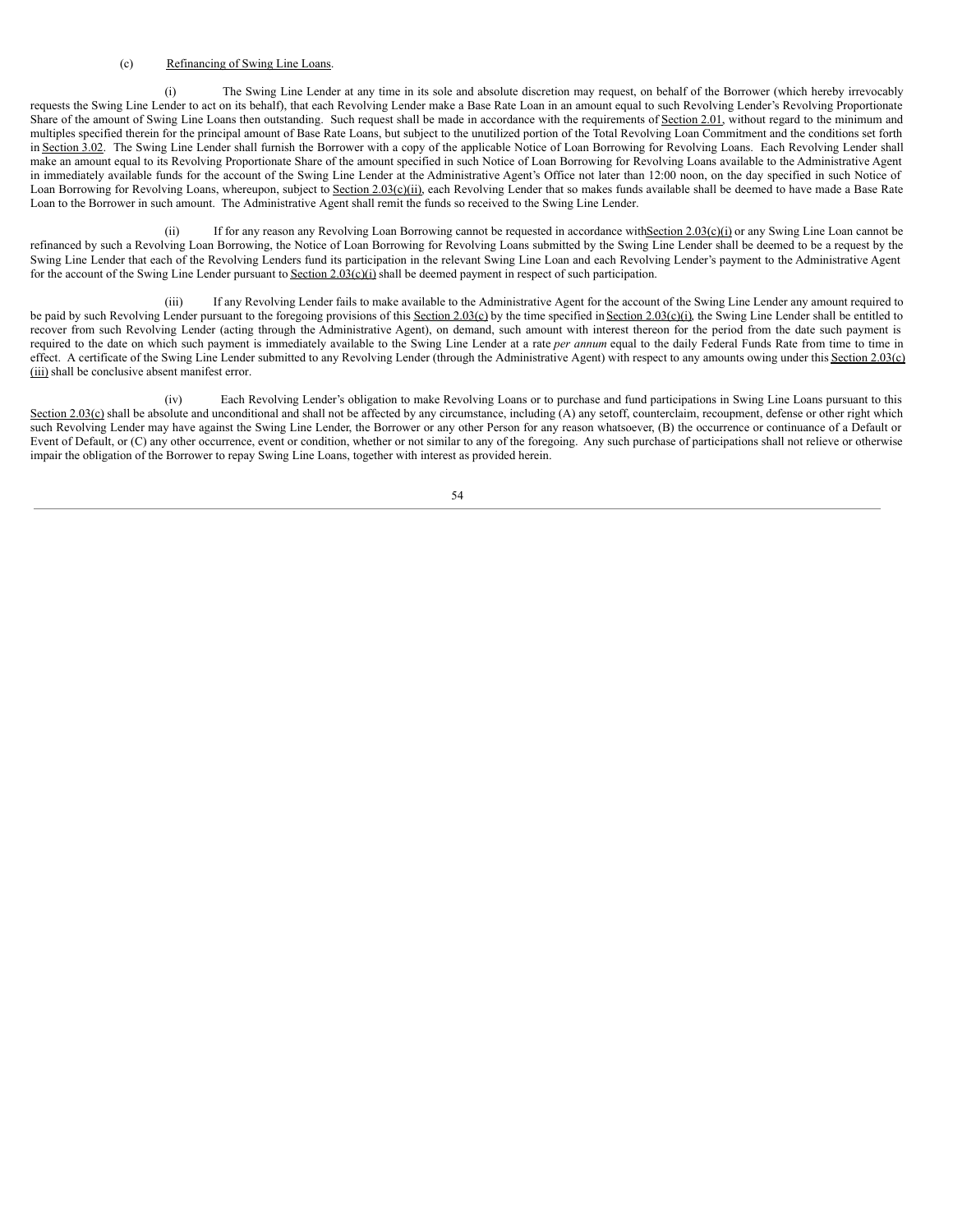(c) Refinancing of Swing Line Loans.

(i) The Swing Line Lender at any time in its sole and absolute discretion may request, on behalf of the Borrower (which hereby irrevocably requests the Swing Line Lender to act on its behalf), that each Revolving Lender make a Base Rate Loan in an amount equal to such Revolving Lender's Revolving Proportionate Share of the amount of Swing Line Loans then outstanding. Such request shall be made in accordance with the requirements of Section 2.01, without regard to the minimum and multiples specified therein for the principal amount of Base Rate Loans, but subject to the unutilized portion of the Total Revolving Loan Commitment and the conditions set forth in Section 3.02. The Swing Line Lender shall furnish the Borrower with a copy of the applicable Notice of Loan Borrowing for Revolving Loans. Each Revolving Lender shall make an amount equal to its Revolving Proportionate Share of the amount specified in such Notice of Loan Borrowing for Revolving Loans available to the Administrative Agent in immediately available funds for the account of the Swing Line Lender at the Administrative Agent's Office not later than 12:00 noon, on the day specified in such Notice of Loan Borrowing for Revolving Loans, whereupon, subject to Section 2.03(c)(ii), each Revolving Lender that so makes funds available shall be deemed to have made a Base Rate Loan to the Borrower in such amount. The Administrative Agent shall remit the funds so received to the Swing Line Lender.

(ii) If for any reason any Revolving Loan Borrowing cannot be requested in accordance with Section 2.03(c)(i) or any Swing Line Loan cannot be refinanced by such a Revolving Loan Borrowing, the Notice of Loan Borrowing for Revolving Loans submitted by the Swing Line Lender shall be deemed to be a request by the Swing Line Lender that each of the Revolving Lenders fund its participation in the relevant Swing Line Loan and each Revolving Lender's payment to the Administrative Agent for the account of the Swing Line Lender pursuant to Section 2.03(c)(i) shall be deemed payment in respect of such participation.

(iii) If any Revolving Lender fails to make available to the Administrative Agent for the account of the Swing Line Lender any amount required to be paid by such Revolving Lender pursuant to the foregoing provisions of this Section 2.03(c) by the time specified in Section 2.03(c)(i), the Swing Line Lender shall be entitled to recover from such Revolving Lender (acting through the Administrative Agent), on demand, such amount with interest thereon for the period from the date such payment is required to the date on which such payment is immediately available to the Swing Line Lender at a rate *per annum* equal to the daily Federal Funds Rate from time to time in effect. A certificate of the Swing Line Lender submitted to any Revolving Lender (through the Administrative Agent) with respect to any amounts owing under this Section 2.03(c)(iii) shall be conclusive absent manifest error.

(iv) Each Revolving Lender's obligation to make Revolving Loans or to purchase and fund participations in Swing Line Loans pursuant to this Section 2.03(c) shall be absolute and unconditional and shall not be affected by any circumstance, including (A) any setoff, counterclaim, recoupment, defense or other right which such Revolving Lender may have against the Swing Line Lender, the Borrower or any other Person for any reason whatsoever, (B) the occurrence or continuance of a Default or Event of Default, or (C) any other occurrence, event or condition, whether or not similar to any of the foregoing. Any such purchase of participations shall not relieve or otherwise impair the obligation of the Borrower to repay Swing Line Loans, together with interest as provided herein.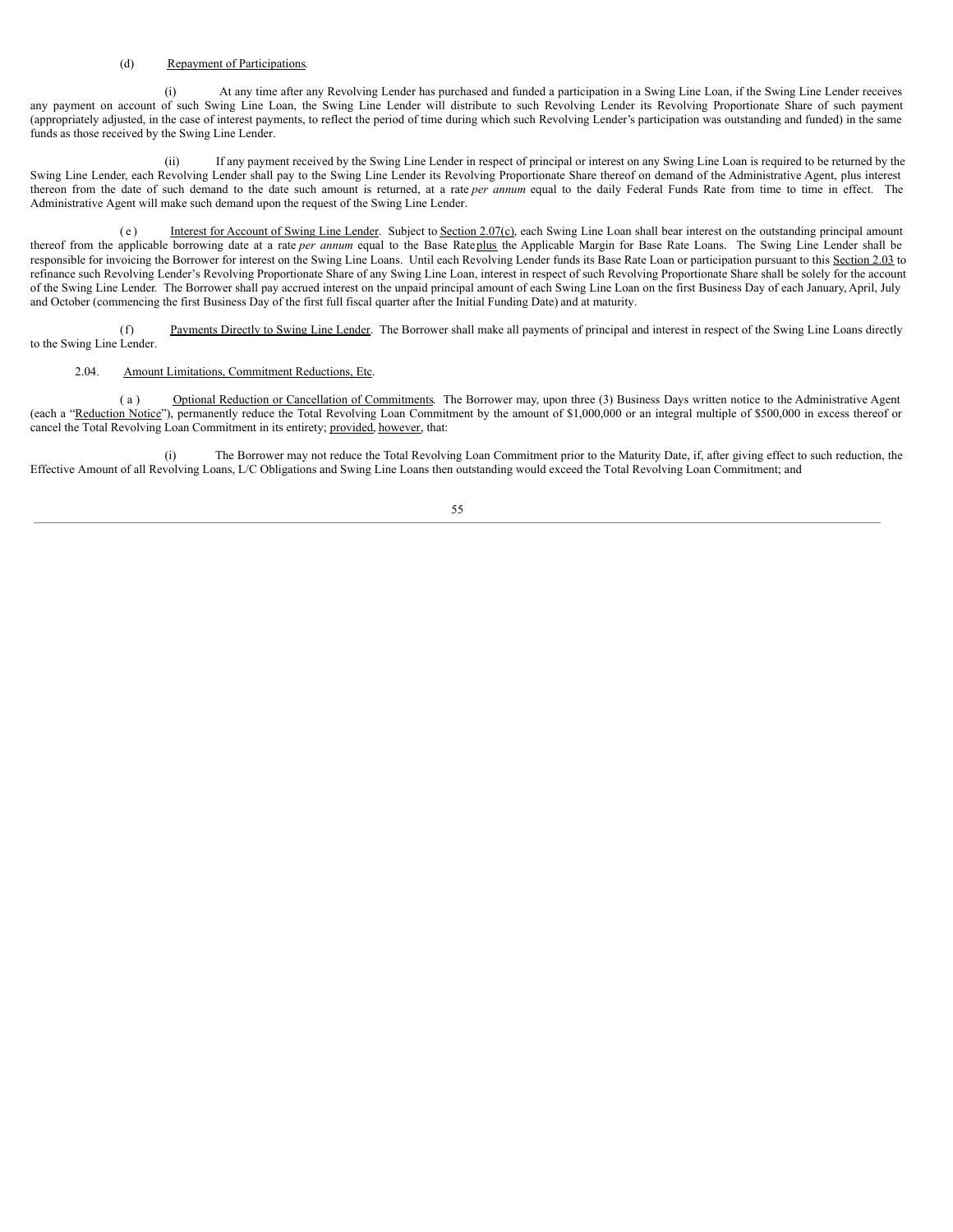(d) Repayment of Participations.

(i) At any time after any Revolving Lender has purchased and funded a participation in a Swing Line Loan, if the Swing Line Lender receives any payment on account of such Swing Line Loan, the Swing Line Lender will distribute to such Revolving Lender its Revolving Proportionate Share of such payment (appropriately adjusted, in the case of interest payments, to reflect the period of time during which such Revolving Lender's participation was outstanding and funded) in the same funds as those received by the Swing Line Lender.

(ii) If any payment received by the Swing Line Lender in respect of principal or interest on any Swing Line Loan is required to be returned by the Swing Line Lender, each Revolving Lender shall pay to the Swing Line Lender its Revolving Proportionate Share thereof on demand of the Administrative Agent, plus interest thereon from the date of such demand to the date such amount is returned, at a rate *per annum* equal to the daily Federal Funds Rate from time to time in effect. The Administrative Agent will make such demand upon the request of the Swing Line Lender.

(e) Interest for Account of Swing Line Lender. Subject to Section 2.07(c), each Swing Line Loan shall bear interest on the outstanding principal amount thereof from the applicable borrowing date at a rate *per annum* equal to the Base Rate plus the Applicable Margin for Base Rate Loans. The Swing Line Lender shall be responsible for invoicing the Borrower for interest on the Swing Line Loans. Until each Revolving Lender funds its Base Rate Loan or participation pursuant to this Section 2.03 to refinance such Revolving Lender's Revolving Proportionate Share of any Swing Line Loan, interest in respect of such Revolving Proportionate Share shall be solely for the account of the Swing Line Lender. The Borrower shall pay accrued interest on the unpaid principal amount of each Swing Line Loan on the first Business Day of each January, April, July and October (commencing the first Business Day of the first full fiscal quarter after the Initial Funding Date) and at maturity.

(f) Payments Directly to Swing Line Lender. The Borrower shall make all payments of principal and interest in respect of the Swing Line Loans directly to the Swing Line Lender.

2.04. Amount Limitations, Commitment Reductions, Etc.

(a) Optional Reduction or Cancellation of Commitments. The Borrower may, upon three (3) Business Days written notice to the Administrative Agent (each a "Reduction Notice"), permanently reduce the Total Revolving Loan Commitment by the amount of $1,000,000 or an integral multiple of $500,000 in excess thereof or cancel the Total Revolving Loan Commitment in its entirety; provided, however, that:

(i) The Borrower may not reduce the Total Revolving Loan Commitment prior to the Maturity Date, if, after giving effect to such reduction, the Effective Amount of all Revolving Loans, L/C Obligations and Swing Line Loans then outstanding would exceed the Total Revolving Loan Commitment; and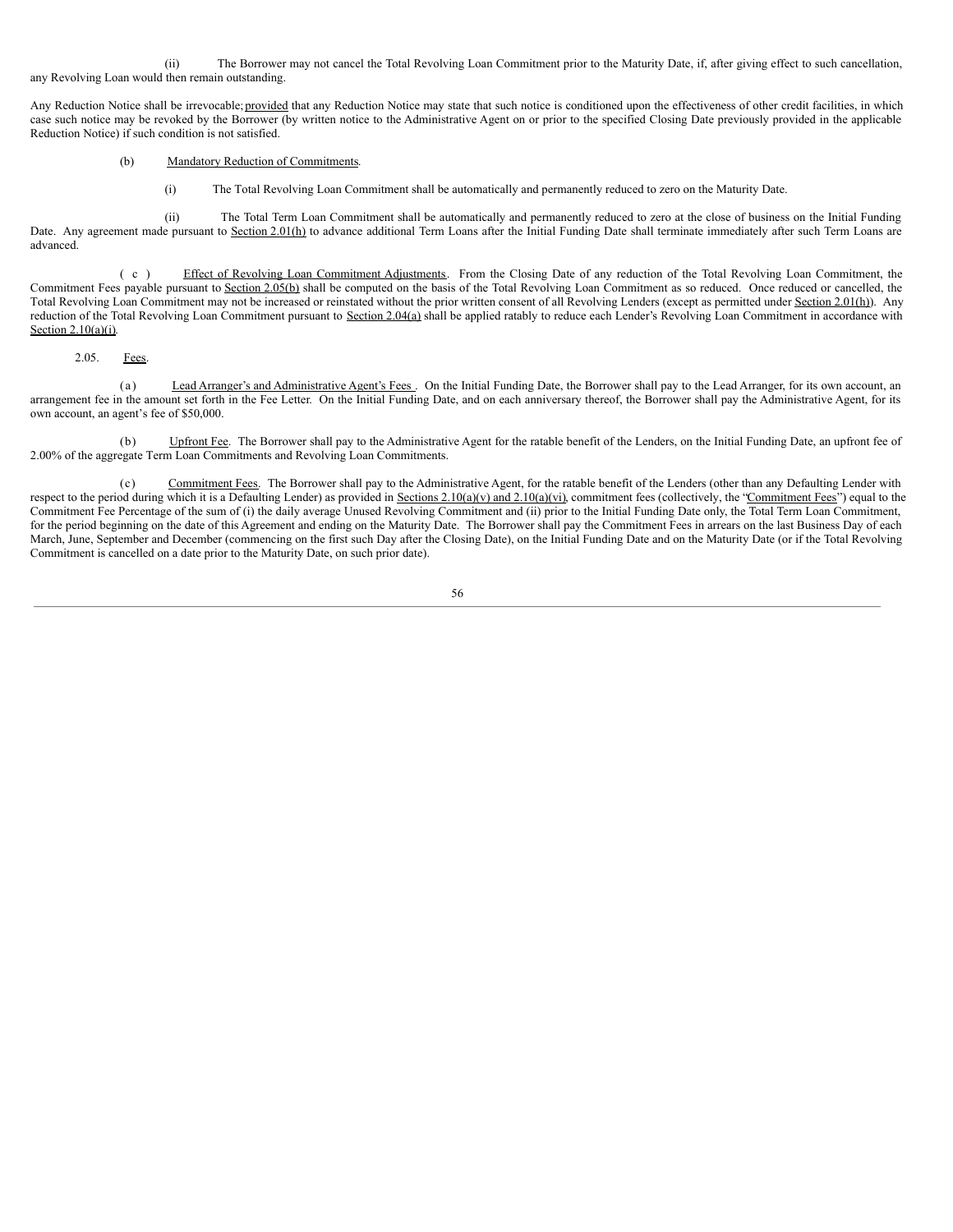(ii) The Borrower may not cancel the Total Revolving Loan Commitment prior to the Maturity Date, if, after giving effect to such cancellation, any Revolving Loan would then remain outstanding.

Any Reduction Notice shall be irrevocable; provided that any Reduction Notice may state that such notice is conditioned upon the effectiveness of other credit facilities, in which case such notice may be revoked by the Borrower (by written notice to the Administrative Agent on or prior to the specified Closing Date previously provided in the applicable Reduction Notice) if such condition is not satisfied.

(b) Mandatory Reduction of Commitments.

(i) The Total Revolving Loan Commitment shall be automatically and permanently reduced to zero on the Maturity Date.

(ii) The Total Term Loan Commitment shall be automatically and permanently reduced to zero at the close of business on the Initial Funding Date. Any agreement made pursuant to Section 2.01(h) to advance additional Term Loans after the Initial Funding Date shall terminate immediately after such Term Loans are advanced.

(c) Effect of Revolving Loan Commitment Adjustments. From the Closing Date of any reduction of the Total Revolving Loan Commitment, the Commitment Fees payable pursuant to Section 2.05(b) shall be computed on the basis of the Total Revolving Loan Commitment as so reduced. Once reduced or cancelled, the Total Revolving Loan Commitment may not be increased or reinstated without the prior written consent of all Revolving Lenders (except as permitted under Section 2.01(h)). Any reduction of the Total Revolving Loan Commitment pursuant to Section 2.04(a) shall be applied ratably to reduce each Lender's Revolving Loan Commitment in accordance with Section 2.10(a)(i).

2.05. Fees.

(a) Lead Arranger's and Administrative Agent's Fees. On the Initial Funding Date, the Borrower shall pay to the Lead Arranger, for its own account, an arrangement fee in the amount set forth in the Fee Letter. On the Initial Funding Date, and on each anniversary thereof, the Borrower shall pay the Administrative Agent, for its own account, an agent's fee of $50,000.

(b) Upfront Fee. The Borrower shall pay to the Administrative Agent for the ratable benefit of the Lenders, on the Initial Funding Date, an upfront fee of 2.00% of the aggregate Term Loan Commitments and Revolving Loan Commitments.

(c) Commitment Fees. The Borrower shall pay to the Administrative Agent, for the ratable benefit of the Lenders (other than any Defaulting Lender with respect to the period during which it is a Defaulting Lender) as provided in Sections 2.10(a)(v) and 2.10(a)(vi), commitment fees (collectively, the "Commitment Fees") equal to the Commitment Fee Percentage of the sum of (i) the daily average Unused Revolving Commitment and (ii) prior to the Initial Funding Date only, the Total Term Loan Commitment, for the period beginning on the date of this Agreement and ending on the Maturity Date. The Borrower shall pay the Commitment Fees in arrears on the last Business Day of each March, June, September and December (commencing on the first such Day after the Closing Date), on the Initial Funding Date and on the Maturity Date (or if the Total Revolving Commitment is cancelled on a date prior to the Maturity Date, on such prior date).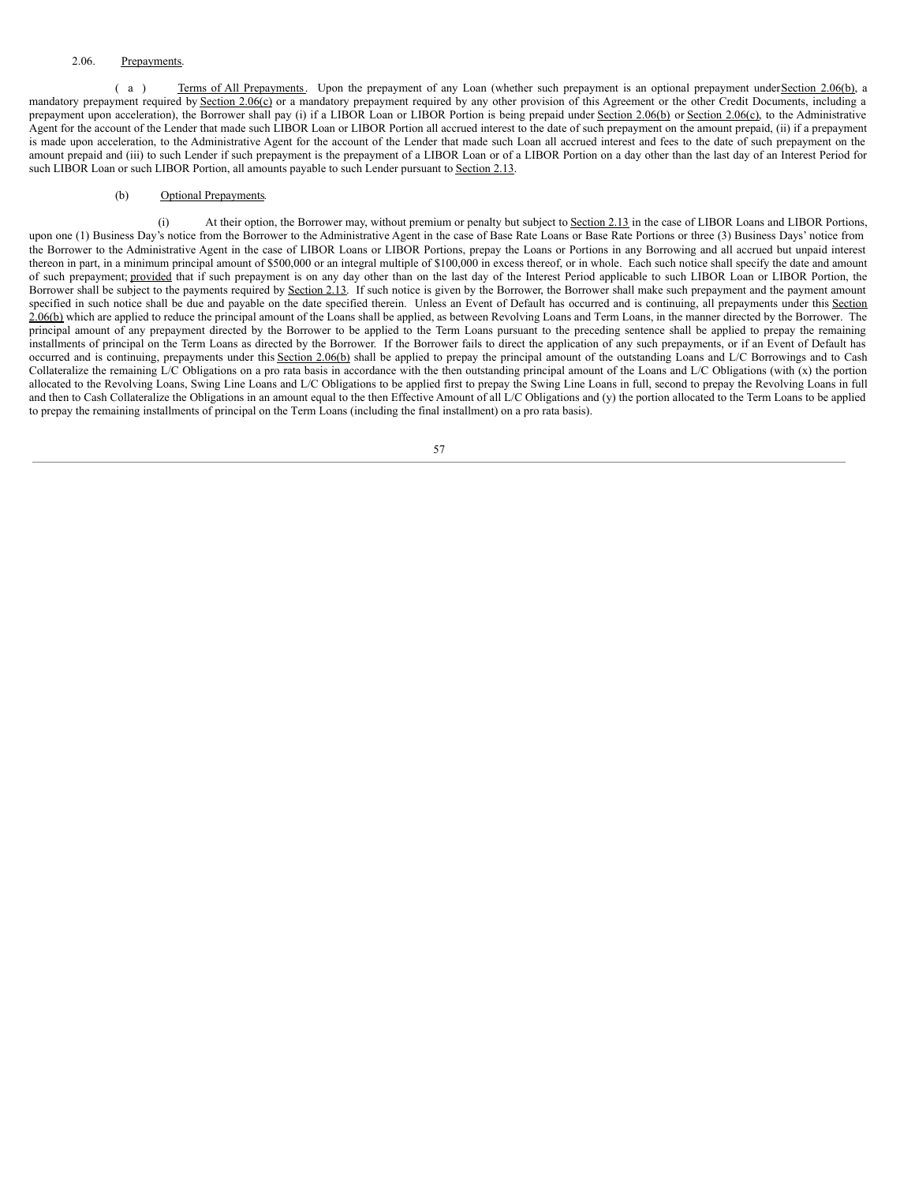2.06. Prepayments.

(a) Terms of All Prepayments. Upon the prepayment of any Loan (whether such prepayment is an optional prepayment under Section 2.06(b), a mandatory prepayment required by Section 2.06(c) or a mandatory prepayment required by any other provision of this Agreement or the other Credit Documents, including a prepayment upon acceleration), the Borrower shall pay (i) if a LIBOR Loan or LIBOR Portion is being prepaid under Section 2.06(b) or Section 2.06(c), to the Administrative Agent for the account of the Lender that made such LIBOR Loan or LIBOR Portion all accrued interest to the date of such prepayment on the amount prepaid, (ii) if a prepayment is made upon acceleration, to the Administrative Agent for the account of the Lender that made such Loan all accrued interest and fees to the date of such prepayment on the amount prepaid and (iii) to such Lender if such prepayment is the prepayment of a LIBOR Loan or of a LIBOR Portion on a day other than the last day of an Interest Period for such LIBOR Loan or such LIBOR Portion, all amounts payable to such Lender pursuant to Section 2.13.

(b) Optional Prepayments.

(i) At their option, the Borrower may, without premium or penalty but subject to Section 2.13 in the case of LIBOR Loans and LIBOR Portions, upon one (1) Business Day's notice from the Borrower to the Administrative Agent in the case of Base Rate Loans or Base Rate Portions or three (3) Business Days' notice from the Borrower to the Administrative Agent in the case of LIBOR Loans or LIBOR Portions, prepay the Loans or Portions in any Borrowing and all accrued but unpaid interest thereon in part, in a minimum principal amount of $500,000 or an integral multiple of $100,000 in excess thereof, or in whole. Each such notice shall specify the date and amount of such prepayment; provided that if such prepayment is on any day other than on the last day of the Interest Period applicable to such LIBOR Loan or LIBOR Portion, the Borrower shall be subject to the payments required by Section 2.13. If such notice is given by the Borrower, the Borrower shall make such prepayment and the payment amount specified in such notice shall be due and payable on the date specified therein. Unless an Event of Default has occurred and is continuing, all prepayments under this Section 2.06(b) which are applied to reduce the principal amount of the Loans shall be applied, as between Revolving Loans and Term Loans, in the manner directed by the Borrower. The principal amount of any prepayment directed by the Borrower to be applied to the Term Loans pursuant to the preceding sentence shall be applied to prepay the remaining installments of principal on the Term Loans as directed by the Borrower. If the Borrower fails to direct the application of any such prepayments, or if an Event of Default has occurred and is continuing, prepayments under this Section 2.06(b) shall be applied to prepay the principal amount of the outstanding Loans and L/C Borrowings and to Cash Collateralize the remaining L/C Obligations on a pro rata basis in accordance with the then outstanding principal amount of the Loans and L/C Obligations (with (x) the portion allocated to the Revolving Loans, Swing Line Loans and L/C Obligations to be applied first to prepay the Swing Line Loans in full, second to prepay the Revolving Loans in full and then to Cash Collateralize the Obligations in an amount equal to the then Effective Amount of all L/C Obligations and (y) the portion allocated to the Term Loans to be applied to prepay the remaining installments of principal on the Term Loans (including the final installment) on a pro rata basis).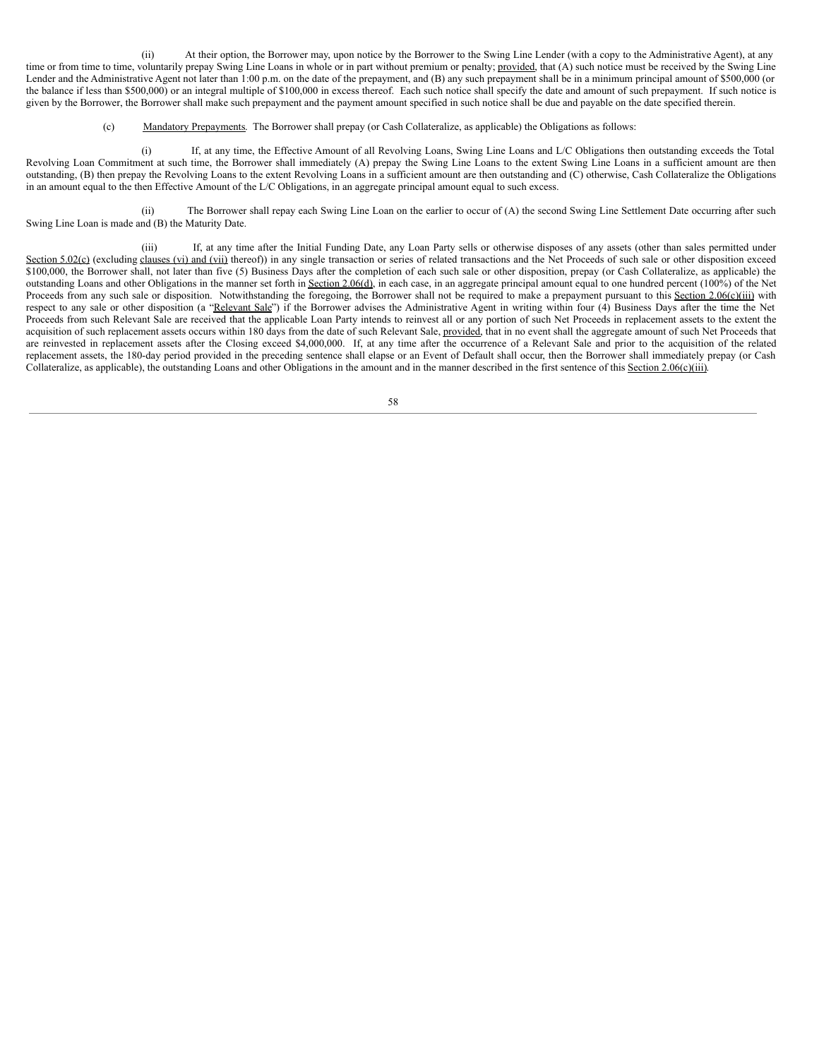(ii) At their option, the Borrower may, upon notice by the Borrower to the Swing Line Lender (with a copy to the Administrative Agent), at any time or from time to time, voluntarily prepay Swing Line Loans in whole or in part without premium or penalty; provided, that (A) such notice must be received by the Swing Line Lender and the Administrative Agent not later than 1:00 p.m. on the date of the prepayment, and (B) any such prepayment shall be in a minimum principal amount of $500,000 (or the balance if less than $500,000) or an integral multiple of $100,000 in excess thereof. Each such notice shall specify the date and amount of such prepayment. If such notice is given by the Borrower, the Borrower shall make such prepayment and the payment amount specified in such notice shall be due and payable on the date specified therein.

(c) Mandatory Prepayments. The Borrower shall prepay (or Cash Collateralize, as applicable) the Obligations as follows:

(i) If, at any time, the Effective Amount of all Revolving Loans, Swing Line Loans and L/C Obligations then outstanding exceeds the Total Revolving Loan Commitment at such time, the Borrower shall immediately (A) prepay the Swing Line Loans to the extent Swing Line Loans in a sufficient amount are then outstanding, (B) then prepay the Revolving Loans to the extent Revolving Loans in a sufficient amount are then outstanding and (C) otherwise, Cash Collateralize the Obligations in an amount equal to the then Effective Amount of the L/C Obligations, in an aggregate principal amount equal to such excess.

(ii) The Borrower shall repay each Swing Line Loan on the earlier to occur of (A) the second Swing Line Settlement Date occurring after such Swing Line Loan is made and (B) the Maturity Date.

(iii) If, at any time after the Initial Funding Date, any Loan Party sells or otherwise disposes of any assets (other than sales permitted under Section 5.02(c) (excluding clauses (vi) and (vii) thereof)) in any single transaction or series of related transactions and the Net Proceeds of such sale or other disposition exceed $100,000, the Borrower shall, not later than five (5) Business Days after the completion of each such sale or other disposition, prepay (or Cash Collateralize, as applicable) the outstanding Loans and other Obligations in the manner set forth in Section 2.06(d), in each case, in an aggregate principal amount equal to one hundred percent (100%) of the Net Proceeds from any such sale or disposition. Notwithstanding the foregoing, the Borrower shall not be required to make a prepayment pursuant to this Section 2.06(c)(iii) with respect to any sale or other disposition (a "Relevant Sale") if the Borrower advises the Administrative Agent in writing within four (4) Business Days after the time the Net Proceeds from such Relevant Sale are received that the applicable Loan Party intends to reinvest all or any portion of such Net Proceeds in replacement assets to the extent the acquisition of such replacement assets occurs within 180 days from the date of such Relevant Sale, provided, that in no event shall the aggregate amount of such Net Proceeds that are reinvested in replacement assets after the Closing exceed $4,000,000. If, at any time after the occurrence of a Relevant Sale and prior to the acquisition of the related replacement assets, the 180-day period provided in the preceding sentence shall elapse or an Event of Default shall occur, then the Borrower shall immediately prepay (or Cash Collateralize, as applicable), the outstanding Loans and other Obligations in the amount and in the manner described in the first sentence of this Section 2.06(c)(iii).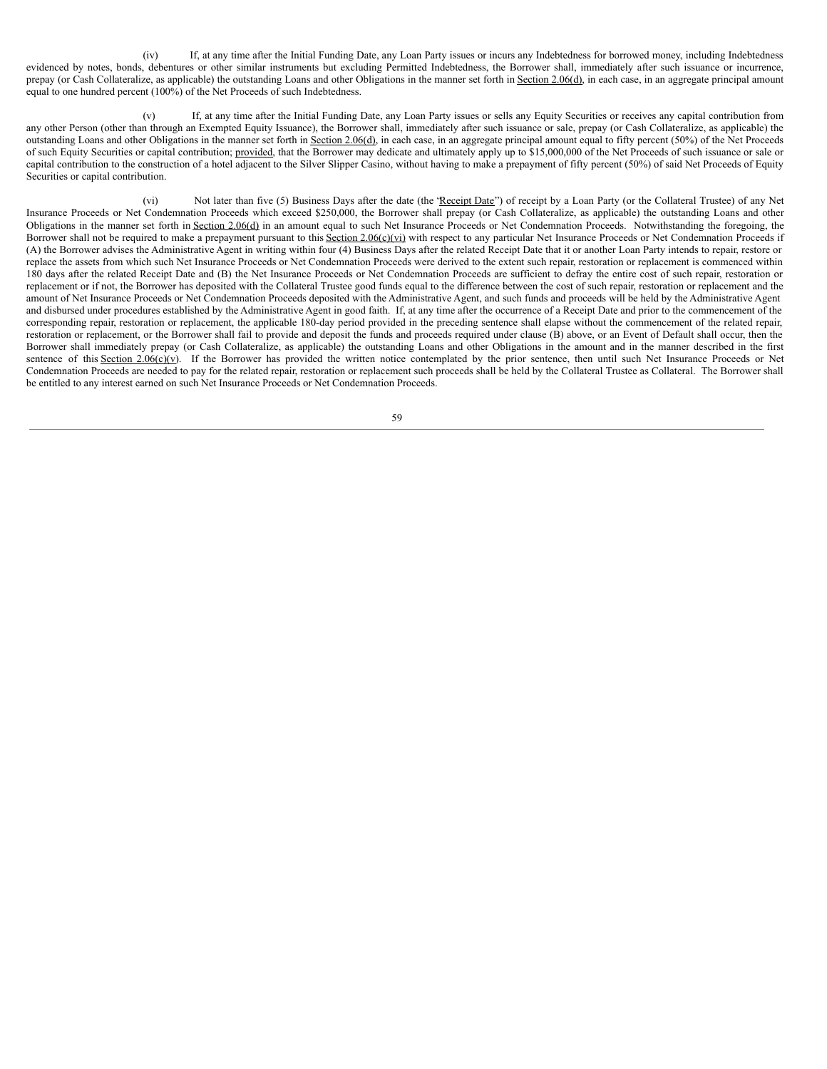(iv) If, at any time after the Initial Funding Date, any Loan Party issues or incurs any Indebtedness for borrowed money, including Indebtedness evidenced by notes, bonds, debentures or other similar instruments but excluding Permitted Indebtedness, the Borrower shall, immediately after such issuance or incurrence, prepay (or Cash Collateralize, as applicable) the outstanding Loans and other Obligations in the manner set forth in Section 2.06(d), in each case, in an aggregate principal amount equal to one hundred percent (100%) of the Net Proceeds of such Indebtedness.

(v) If, at any time after the Initial Funding Date, any Loan Party issues or sells any Equity Securities or receives any capital contribution from any other Person (other than through an Exempted Equity Issuance), the Borrower shall, immediately after such issuance or sale, prepay (or Cash Collateralize, as applicable) the outstanding Loans and other Obligations in the manner set forth in Section 2.06(d), in each case, in an aggregate principal amount equal to fifty percent (50%) of the Net Proceeds of such Equity Securities or capital contribution; provided, that the Borrower may dedicate and ultimately apply up to $15,000,000 of the Net Proceeds of such issuance or sale or capital contribution to the construction of a hotel adjacent to the Silver Slipper Casino, without having to make a prepayment of fifty percent (50%) of said Net Proceeds of Equity Securities or capital contribution.

(vi) Not later than five (5) Business Days after the date (the "Receipt Date") of receipt by a Loan Party (or the Collateral Trustee) of any Net Insurance Proceeds or Net Condemnation Proceeds which exceed $250,000, the Borrower shall prepay (or Cash Collateralize, as applicable) the outstanding Loans and other Obligations in the manner set forth in Section 2.06(d) in an amount equal to such Net Insurance Proceeds or Net Condemnation Proceeds. Notwithstanding the foregoing, the Borrower shall not be required to make a prepayment pursuant to this Section 2.06(c)(vi) with respect to any particular Net Insurance Proceeds or Net Condemnation Proceeds if (A) the Borrower advises the Administrative Agent in writing within four (4) Business Days after the related Receipt Date that it or another Loan Party intends to repair, restore or replace the assets from which such Net Insurance Proceeds or Net Condemnation Proceeds were derived to the extent such repair, restoration or replacement is commenced within 180 days after the related Receipt Date and (B) the Net Insurance Proceeds or Net Condemnation Proceeds are sufficient to defray the entire cost of such repair, restoration or replacement or if not, the Borrower has deposited with the Collateral Trustee good funds equal to the difference between the cost of such repair, restoration or replacement and the amount of Net Insurance Proceeds or Net Condemnation Proceeds deposited with the Administrative Agent, and such funds and proceeds will be held by the Administrative Agent and disbursed under procedures established by the Administrative Agent in good faith. If, at any time after the occurrence of a Receipt Date and prior to the commencement of the corresponding repair, restoration or replacement, the applicable 180-day period provided in the preceding sentence shall elapse without the commencement of the related repair, restoration or replacement, or the Borrower shall fail to provide and deposit the funds and proceeds required under clause (B) above, or an Event of Default shall occur, then the Borrower shall immediately prepay (or Cash Collateralize, as applicable) the outstanding Loans and other Obligations in the amount and in the manner described in the first sentence of this Section 2.06(c)(v). If the Borrower has provided the written notice contemplated by the prior sentence, then until such Net Insurance Proceeds or Net Condemnation Proceeds are needed to pay for the related repair, restoration or replacement such proceeds shall be held by the Collateral Trustee as Collateral. The Borrower shall be entitled to any interest earned on such Net Insurance Proceeds or Net Condemnation Proceeds.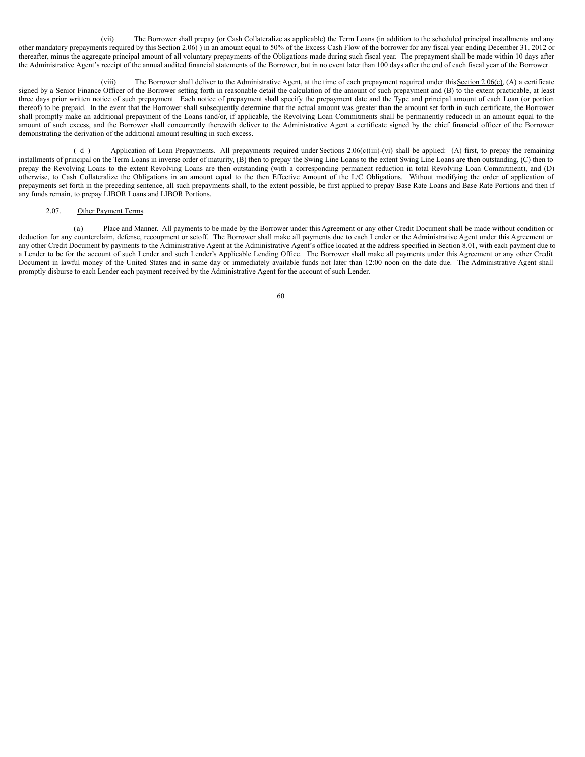(vii) The Borrower shall prepay (or Cash Collateralize as applicable) the Term Loans (in addition to the scheduled principal installments and any other mandatory prepayments required by this Section 2.06) ) in an amount equal to 50% of the Excess Cash Flow of the borrower for any fiscal year ending December 31, 2012 or thereafter, minus the aggregate principal amount of all voluntary prepayments of the Obligations made during such fiscal year. The prepayment shall be made within 10 days after the Administrative Agent's receipt of the annual audited financial statements of the Borrower, but in no event later than 100 days after the end of each fiscal year of the Borrower.

(viii) The Borrower shall deliver to the Administrative Agent, at the time of each prepayment required under this Section 2.06(c), (A) a certificate signed by a Senior Finance Officer of the Borrower setting forth in reasonable detail the calculation of the amount of such prepayment and (B) to the extent practicable, at least three days prior written notice of such prepayment. Each notice of prepayment shall specify the prepayment date and the Type and principal amount of each Loan (or portion thereof) to be prepaid. In the event that the Borrower shall subsequently determine that the actual amount was greater than the amount set forth in such certificate, the Borrower shall promptly make an additional prepayment of the Loans (and/or, if applicable, the Revolving Loan Commitments shall be permanently reduced) in an amount equal to the amount of such excess, and the Borrower shall concurrently therewith deliver to the Administrative Agent a certificate signed by the chief financial officer of the Borrower demonstrating the derivation of the additional amount resulting in such excess.

(d) Application of Loan Prepayments. All prepayments required under Sections 2.06(c)(iii)-(vi) shall be applied: (A) first, to prepay the remaining installments of principal on the Term Loans in inverse order of maturity, (B) then to prepay the Swing Line Loans to the extent Swing Line Loans are then outstanding, (C) then to prepay the Revolving Loans to the extent Revolving Loans are then outstanding (with a corresponding permanent reduction in total Revolving Loan Commitment), and (D) otherwise, to Cash Collateralize the Obligations in an amount equal to the then Effective Amount of the L/C Obligations. Without modifying the order of application of prepayments set forth in the preceding sentence, all such prepayments shall, to the extent possible, be first applied to prepay Base Rate Loans and Base Rate Portions and then if any funds remain, to prepay LIBOR Loans and LIBOR Portions.

2.07. Other Payment Terms.

(a) Place and Manner. All payments to be made by the Borrower under this Agreement or any other Credit Document shall be made without condition or deduction for any counterclaim, defense, recoupment or setoff. The Borrower shall make all payments due to each Lender or the Administrative Agent under this Agreement or any other Credit Document by payments to the Administrative Agent at the Administrative Agent's office located at the address specified in Section 8.01, with each payment due to a Lender to be for the account of such Lender and such Lender's Applicable Lending Office. The Borrower shall make all payments under this Agreement or any other Credit Document in lawful money of the United States and in same day or immediately available funds not later than 12:00 noon on the date due. The Administrative Agent shall promptly disburse to each Lender each payment received by the Administrative Agent for the account of such Lender.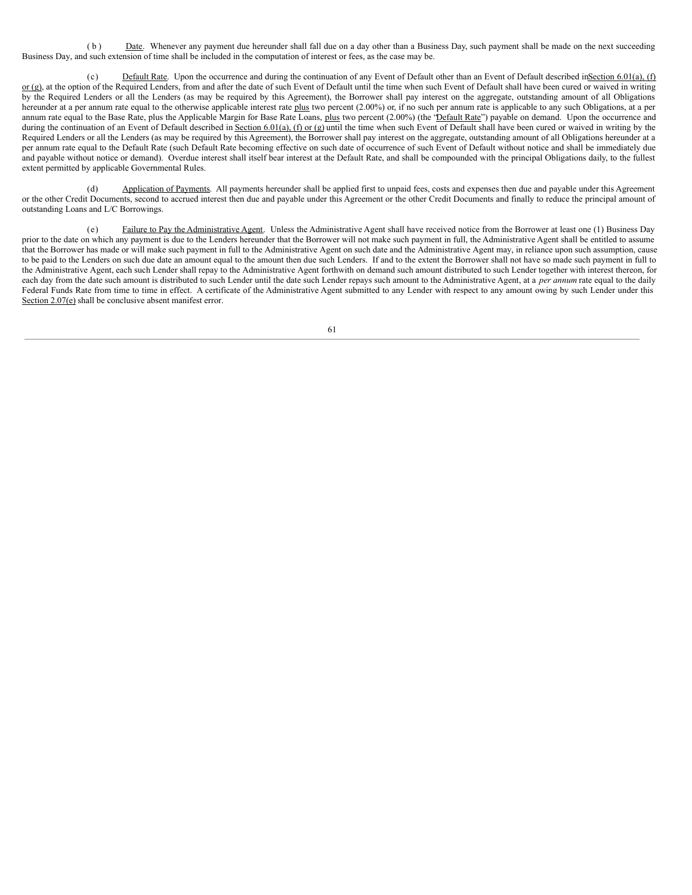(b) Date. Whenever any payment due hereunder shall fall due on a day other than a Business Day, such payment shall be made on the next succeeding Business Day, and such extension of time shall be included in the computation of interest or fees, as the case may be.

(c) Default Rate. Upon the occurrence and during the continuation of any Event of Default other than an Event of Default described in Section 6.01(a), (f) or (g), at the option of the Required Lenders, from and after the date of such Event of Default until the time when such Event of Default shall have been cured or waived in writing by the Required Lenders or all the Lenders (as may be required by this Agreement), the Borrower shall pay interest on the aggregate, outstanding amount of all Obligations hereunder at a per annum rate equal to the otherwise applicable interest rate plus two percent (2.00%) or, if no such per annum rate is applicable to any such Obligations, at a per annum rate equal to the Base Rate, plus the Applicable Margin for Base Rate Loans, plus two percent (2.00%) (the "Default Rate") payable on demand. Upon the occurrence and during the continuation of an Event of Default described in Section 6.01(a), (f) or (g) until the time when such Event of Default shall have been cured or waived in writing by the Required Lenders or all the Lenders (as may be required by this Agreement), the Borrower shall pay interest on the aggregate, outstanding amount of all Obligations hereunder at a per annum rate equal to the Default Rate (such Default Rate becoming effective on such date of occurrence of such Event of Default without notice and shall be immediately due and payable without notice or demand). Overdue interest shall itself bear interest at the Default Rate, and shall be compounded with the principal Obligations daily, to the fullest extent permitted by applicable Governmental Rules.

(d) Application of Payments. All payments hereunder shall be applied first to unpaid fees, costs and expenses then due and payable under this Agreement or the other Credit Documents, second to accrued interest then due and payable under this Agreement or the other Credit Documents and finally to reduce the principal amount of outstanding Loans and L/C Borrowings.

(e) Failure to Pay the Administrative Agent. Unless the Administrative Agent shall have received notice from the Borrower at least one (1) Business Day prior to the date on which any payment is due to the Lenders hereunder that the Borrower will not make such payment in full, the Administrative Agent shall be entitled to assume that the Borrower has made or will make such payment in full to the Administrative Agent on such date and the Administrative Agent may, in reliance upon such assumption, cause to be paid to the Lenders on such due date an amount equal to the amount then due such Lenders. If and to the extent the Borrower shall not have so made such payment in full to the Administrative Agent, each such Lender shall repay to the Administrative Agent forthwith on demand such amount distributed to such Lender together with interest thereon, for each day from the date such amount is distributed to such Lender until the date such Lender repays such amount to the Administrative Agent, at a *per annum* rate equal to the daily Federal Funds Rate from time to time in effect. A certificate of the Administrative Agent submitted to any Lender with respect to any amount owing by such Lender under this Section 2.07(e) shall be conclusive absent manifest error.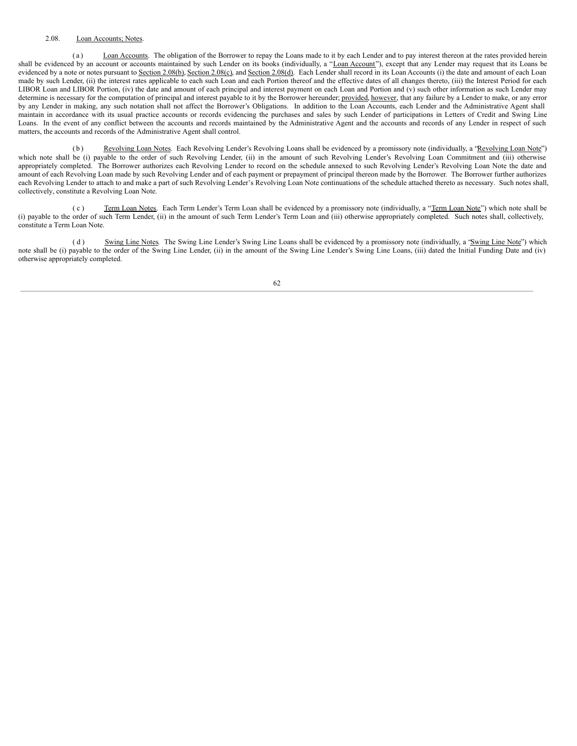2.08. Loan Accounts; Notes.

(a) Loan Accounts. The obligation of the Borrower to repay the Loans made to it by each Lender and to pay interest thereon at the rates provided herein shall be evidenced by an account or accounts maintained by such Lender on its books (individually, a "Loan Account"), except that any Lender may request that its Loans be evidenced by a note or notes pursuant to Section 2.08(b), Section 2.08(c), and Section 2.08(d). Each Lender shall record in its Loan Accounts (i) the date and amount of each Loan made by such Lender, (ii) the interest rates applicable to each such Loan and each Portion thereof and the effective dates of all changes thereto, (iii) the Interest Period for each LIBOR Loan and LIBOR Portion, (iv) the date and amount of each principal and interest payment on each Loan and Portion and (v) such other information as such Lender may determine is necessary for the computation of principal and interest payable to it by the Borrower hereunder; provided, however, that any failure by a Lender to make, or any error by any Lender in making, any such notation shall not affect the Borrower's Obligations. In addition to the Loan Accounts, each Lender and the Administrative Agent shall maintain in accordance with its usual practice accounts or records evidencing the purchases and sales by such Lender of participations in Letters of Credit and Swing Line Loans. In the event of any conflict between the accounts and records maintained by the Administrative Agent and the accounts and records of any Lender in respect of such matters, the accounts and records of the Administrative Agent shall control.

(b) Revolving Loan Notes. Each Revolving Lender's Revolving Loans shall be evidenced by a promissory note (individually, a "Revolving Loan Note") which note shall be (i) payable to the order of such Revolving Lender, (ii) in the amount of such Revolving Lender's Revolving Loan Commitment and (iii) otherwise appropriately completed. The Borrower authorizes each Revolving Lender to record on the schedule annexed to such Revolving Lender's Revolving Loan Note the date and amount of each Revolving Loan made by such Revolving Lender and of each payment or prepayment of principal thereon made by the Borrower. The Borrower further authorizes each Revolving Lender to attach to and make a part of such Revolving Lender's Revolving Loan Note continuations of the schedule attached thereto as necessary. Such notes shall, collectively, constitute a Revolving Loan Note.

(c) Term Loan Notes. Each Term Lender's Term Loan shall be evidenced by a promissory note (individually, a "Term Loan Note") which note shall be (i) payable to the order of such Term Lender, (ii) in the amount of such Term Lender's Term Loan and (iii) otherwise appropriately completed. Such notes shall, collectively, constitute a Term Loan Note.

(d) Swing Line Notes. The Swing Line Lender's Swing Line Loans shall be evidenced by a promissory note (individually, a "Swing Line Note") which note shall be (i) payable to the order of the Swing Line Lender, (ii) in the amount of the Swing Line Lender's Swing Line Loans, (iii) dated the Initial Funding Date and (iv) otherwise appropriately completed.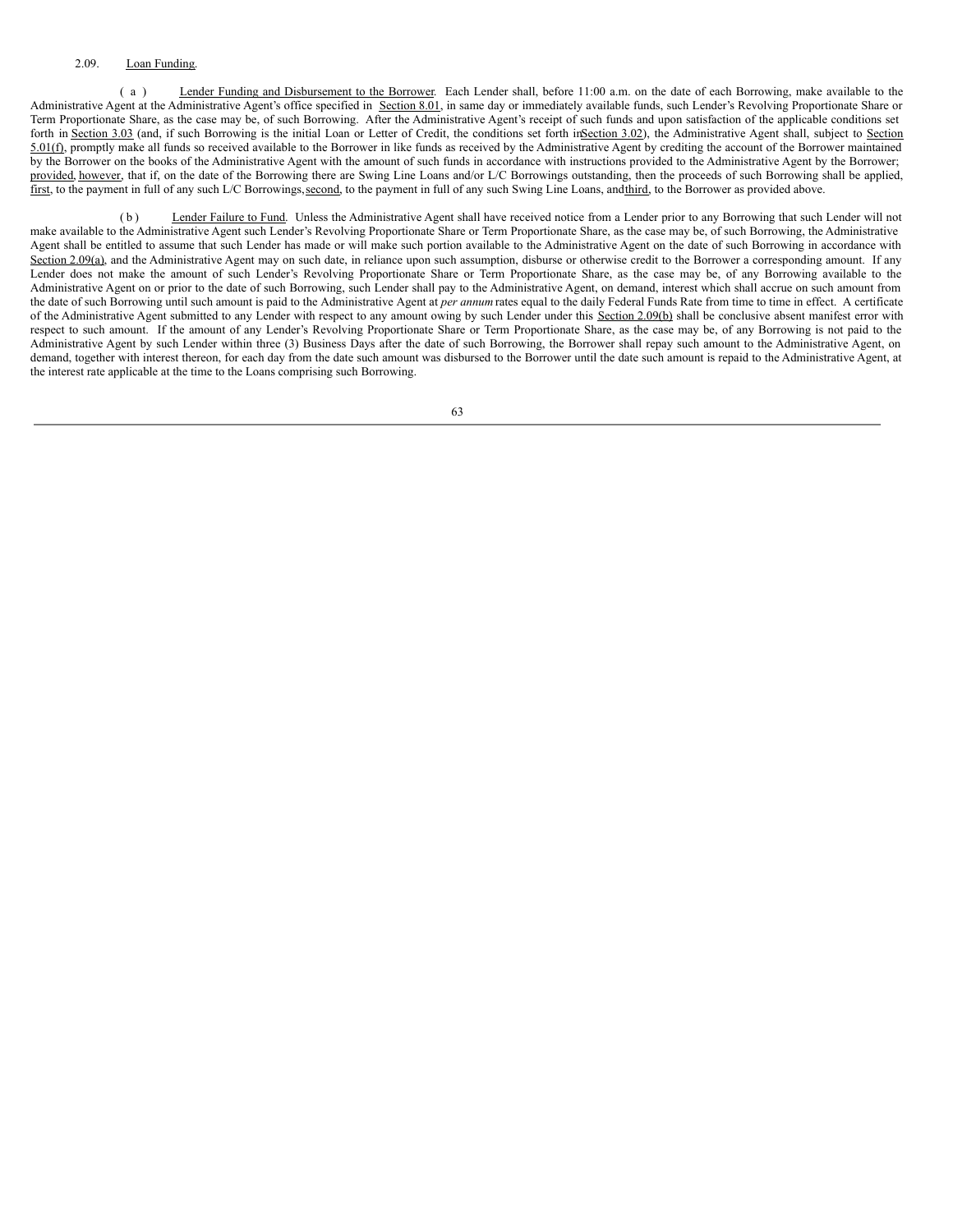2.09. Loan Funding.

(a) Lender Funding and Disbursement to the Borrower. Each Lender shall, before 11:00 a.m. on the date of each Borrowing, make available to the Administrative Agent at the Administrative Agent's office specified in Section 8.01, in same day or immediately available funds, such Lender's Revolving Proportionate Share or Term Proportionate Share, as the case may be, of such Borrowing. After the Administrative Agent's receipt of such funds and upon satisfaction of the applicable conditions set forth in Section 3.03 (and, if such Borrowing is the initial Loan or Letter of Credit, the conditions set forth in Section 3.02), the Administrative Agent shall, subject to Section 5.01(f), promptly make all funds so received available to the Borrower in like funds as received by the Administrative Agent by crediting the account of the Borrower maintained by the Borrower on the books of the Administrative Agent with the amount of such funds in accordance with instructions provided to the Administrative Agent by the Borrower; provided, however, that if, on the date of the Borrowing there are Swing Line Loans and/or L/C Borrowings outstanding, then the proceeds of such Borrowing shall be applied, first, to the payment in full of any such L/C Borrowings, second, to the payment in full of any such Swing Line Loans, and third, to the Borrower as provided above.

(b) Lender Failure to Fund. Unless the Administrative Agent shall have received notice from a Lender prior to any Borrowing that such Lender will not make available to the Administrative Agent such Lender's Revolving Proportionate Share or Term Proportionate Share, as the case may be, of such Borrowing, the Administrative Agent shall be entitled to assume that such Lender has made or will make such portion available to the Administrative Agent on the date of such Borrowing in accordance with Section 2.09(a), and the Administrative Agent may on such date, in reliance upon such assumption, disburse or otherwise credit to the Borrower a corresponding amount. If any Lender does not make the amount of such Lender's Revolving Proportionate Share or Term Proportionate Share, as the case may be, of any Borrowing available to the Administrative Agent on or prior to the date of such Borrowing, such Lender shall pay to the Administrative Agent, on demand, interest which shall accrue on such amount from the date of such Borrowing until such amount is paid to the Administrative Agent at *per annum* rates equal to the daily Federal Funds Rate from time to time in effect. A certificate of the Administrative Agent submitted to any Lender with respect to any amount owing by such Lender under this Section 2.09(b) shall be conclusive absent manifest error with respect to such amount. If the amount of any Lender's Revolving Proportionate Share or Term Proportionate Share, as the case may be, of any Borrowing is not paid to the Administrative Agent by such Lender within three (3) Business Days after the date of such Borrowing, the Borrower shall repay such amount to the Administrative Agent, on demand, together with interest thereon, for each day from the date such amount was disbursed to the Borrower until the date such amount is repaid to the Administrative Agent, at the interest rate applicable at the time to the Loans comprising such Borrowing.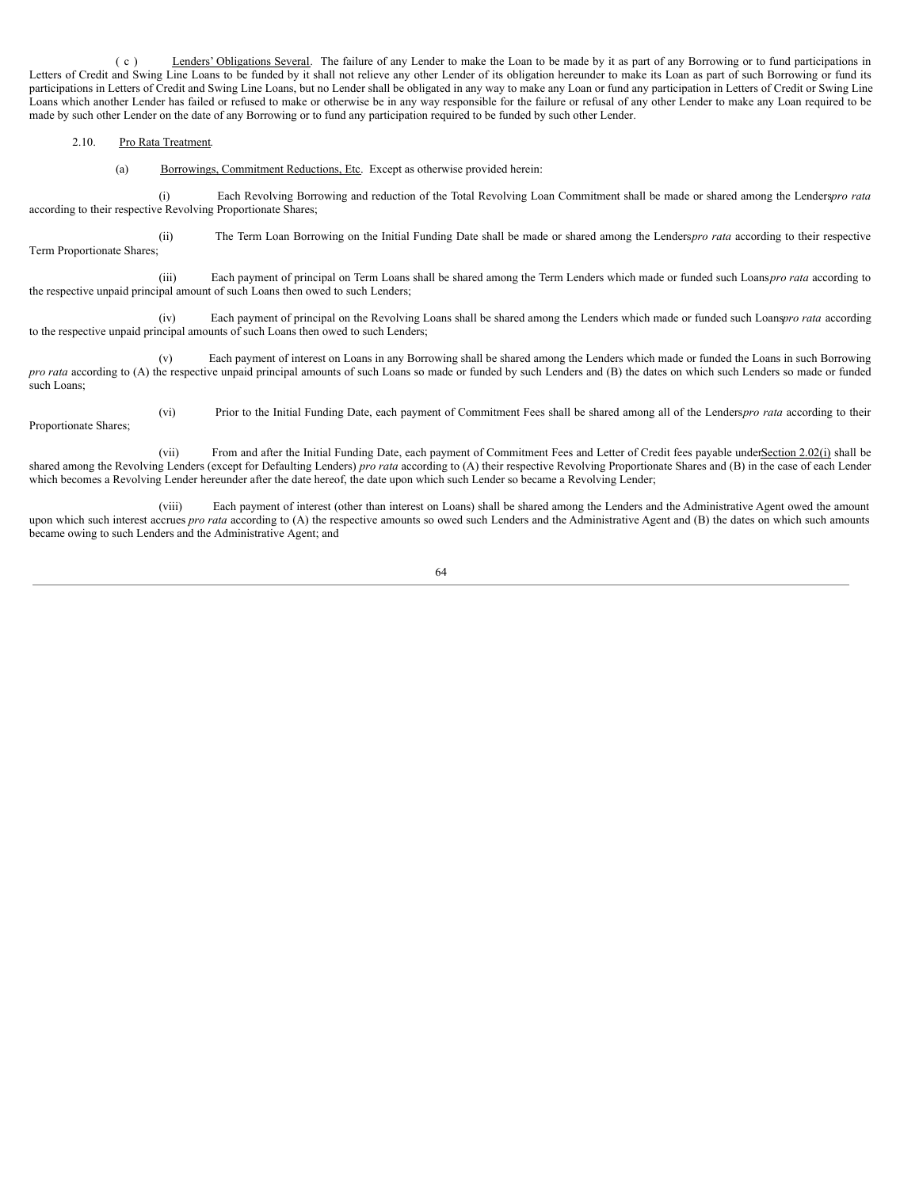(c) Lenders' Obligations Several. The failure of any Lender to make the Loan to be made by it as part of any Borrowing or to fund participations in Letters of Credit and Swing Line Loans to be funded by it shall not relieve any other Lender of its obligation hereunder to make its Loan as part of such Borrowing or fund its participations in Letters of Credit and Swing Line Loans, but no Lender shall be obligated in any way to make any Loan or fund any participation in Letters of Credit or Swing Line Loans which another Lender has failed or refused to make or otherwise be in any way responsible for the failure or refusal of any other Lender to make any Loan required to be made by such other Lender on the date of any Borrowing or to fund any participation required to be funded by such other Lender.

2.10. Pro Rata Treatment.

(a) Borrowings, Commitment Reductions, Etc. Except as otherwise provided herein:

(i) Each Revolving Borrowing and reduction of the Total Revolving Loan Commitment shall be made or shared among the Lenders *pro rata* according to their respective Revolving Proportionate Shares;

(ii) The Term Loan Borrowing on the Initial Funding Date shall be made or shared among the Lenders *pro rata* according to their respective Term Proportionate Shares;

(iii) Each payment of principal on Term Loans shall be shared among the Term Lenders which made or funded such Loans *pro rata* according to the respective unpaid principal amount of such Loans then owed to such Lenders;

(iv) Each payment of principal on the Revolving Loans shall be shared among the Lenders which made or funded such Loans *pro rata* according to the respective unpaid principal amounts of such Loans then owed to such Lenders;

(v) Each payment of interest on Loans in any Borrowing shall be shared among the Lenders which made or funded the Loans in such Borrowing *pro rata* according to (A) the respective unpaid principal amounts of such Loans so made or funded by such Lenders and (B) the dates on which such Lenders so made or funded such Loans;

(vi) Prior to the Initial Funding Date, each payment of Commitment Fees shall be shared among all of the Lenders *pro rata* according to their Proportionate Shares;

(vii) From and after the Initial Funding Date, each payment of Commitment Fees and Letter of Credit fees payable under Section 2.02(i) shall be shared among the Revolving Lenders (except for Defaulting Lenders) *pro rata* according to (A) their respective Revolving Proportionate Shares and (B) in the case of each Lender which becomes a Revolving Lender hereunder after the date hereof, the date upon which such Lender so became a Revolving Lender;

(viii) Each payment of interest (other than interest on Loans) shall be shared among the Lenders and the Administrative Agent owed the amount upon which such interest accrues *pro rata* according to (A) the respective amounts so owed such Lenders and the Administrative Agent and (B) the dates on which such amounts became owing to such Lenders and the Administrative Agent; and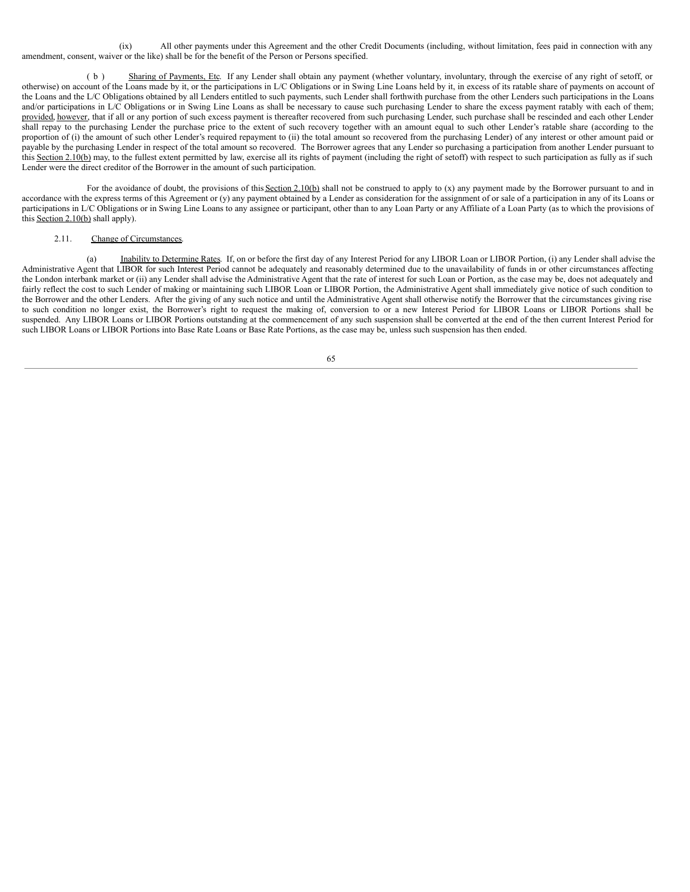(ix) All other payments under this Agreement and the other Credit Documents (including, without limitation, fees paid in connection with any amendment, consent, waiver or the like) shall be for the benefit of the Person or Persons specified.

(b) Sharing of Payments, Etc. If any Lender shall obtain any payment (whether voluntary, involuntary, through the exercise of any right of setoff, or otherwise) on account of the Loans made by it, or the participations in L/C Obligations or in Swing Line Loans held by it, in excess of its ratable share of payments on account of the Loans and the L/C Obligations obtained by all Lenders entitled to such payments, such Lender shall forthwith purchase from the other Lenders such participations in the Loans and/or participations in L/C Obligations or in Swing Line Loans as shall be necessary to cause such purchasing Lender to share the excess payment ratably with each of them; provided, however, that if all or any portion of such excess payment is thereafter recovered from such purchasing Lender, such purchase shall be rescinded and each other Lender shall repay to the purchasing Lender the purchase price to the extent of such recovery together with an amount equal to such other Lender's ratable share (according to the proportion of (i) the amount of such other Lender's required repayment to (ii) the total amount so recovered from the purchasing Lender) of any interest or other amount paid or payable by the purchasing Lender in respect of the total amount so recovered. The Borrower agrees that any Lender so purchasing a participation from another Lender pursuant to this Section 2.10(b) may, to the fullest extent permitted by law, exercise all its rights of payment (including the right of setoff) with respect to such participation as fully as if such Lender were the direct creditor of the Borrower in the amount of such participation.

For the avoidance of doubt, the provisions of this Section 2.10(b) shall not be construed to apply to (x) any payment made by the Borrower pursuant to and in accordance with the express terms of this Agreement or (y) any payment obtained by a Lender as consideration for the assignment of or sale of a participation in any of its Loans or participations in L/C Obligations or in Swing Line Loans to any assignee or participant, other than to any Loan Party or any Affiliate of a Loan Party (as to which the provisions of this Section 2.10(b) shall apply).

2.11. Change of Circumstances.

(a) Inability to Determine Rates. If, on or before the first day of any Interest Period for any LIBOR Loan or LIBOR Portion, (i) any Lender shall advise the Administrative Agent that LIBOR for such Interest Period cannot be adequately and reasonably determined due to the unavailability of funds in or other circumstances affecting the London interbank market or (ii) any Lender shall advise the Administrative Agent that the rate of interest for such Loan or Portion, as the case may be, does not adequately and fairly reflect the cost to such Lender of making or maintaining such LIBOR Loan or LIBOR Portion, the Administrative Agent shall immediately give notice of such condition to the Borrower and the other Lenders. After the giving of any such notice and until the Administrative Agent shall otherwise notify the Borrower that the circumstances giving rise to such condition no longer exist, the Borrower's right to request the making of, conversion to or a new Interest Period for LIBOR Loans or LIBOR Portions shall be suspended. Any LIBOR Loans or LIBOR Portions outstanding at the commencement of any such suspension shall be converted at the end of the then current Interest Period for such LIBOR Loans or LIBOR Portions into Base Rate Loans or Base Rate Portions, as the case may be, unless such suspension has then ended.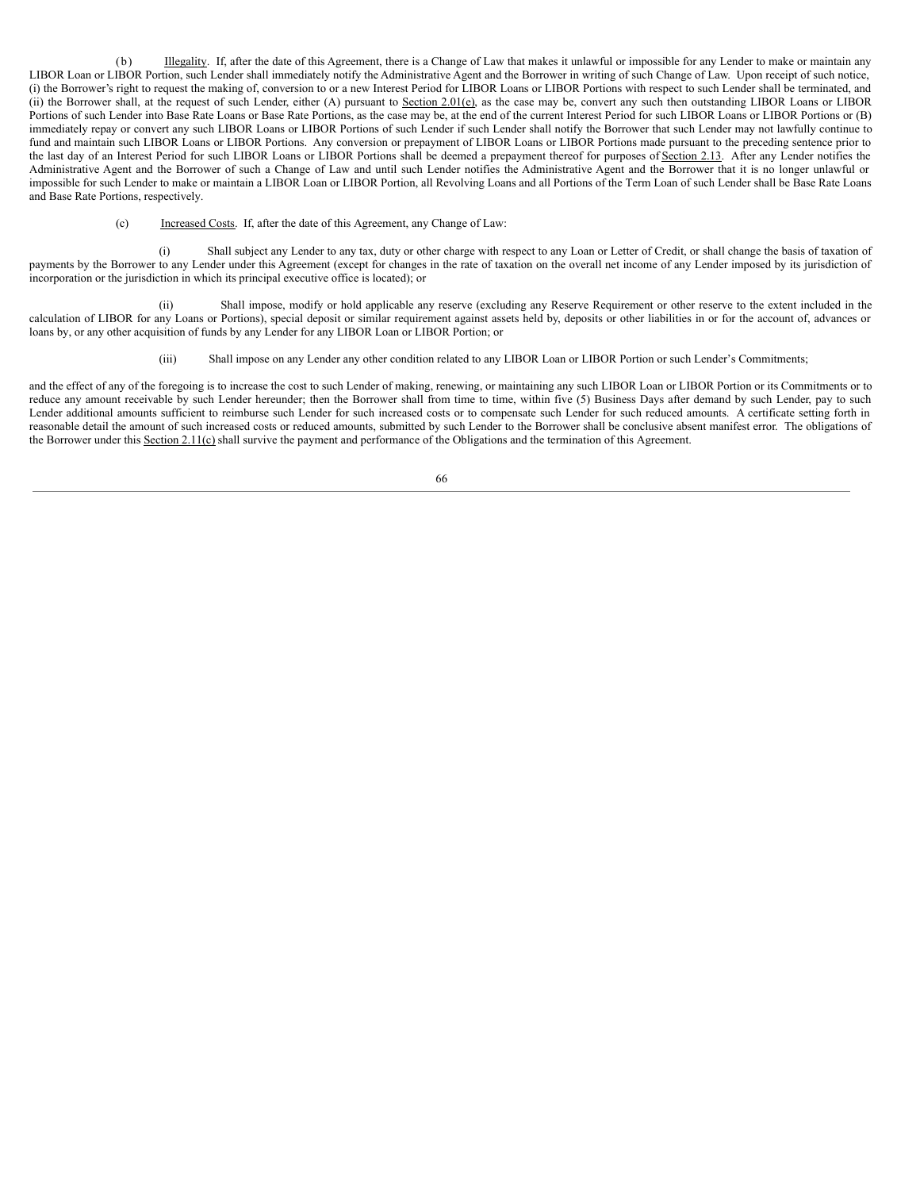(b) Illegality. If, after the date of this Agreement, there is a Change of Law that makes it unlawful or impossible for any Lender to make or maintain any LIBOR Loan or LIBOR Portion, such Lender shall immediately notify the Administrative Agent and the Borrower in writing of such Change of Law. Upon receipt of such notice, (i) the Borrower's right to request the making of, conversion to or a new Interest Period for LIBOR Loans or LIBOR Portions with respect to such Lender shall be terminated, and (ii) the Borrower shall, at the request of such Lender, either (A) pursuant to Section 2.01(e), as the case may be, convert any such then outstanding LIBOR Loans or LIBOR Portions of such Lender into Base Rate Loans or Base Rate Portions, as the case may be, at the end of the current Interest Period for such LIBOR Loans or LIBOR Portions or (B) immediately repay or convert any such LIBOR Loans or LIBOR Portions of such Lender if such Lender shall notify the Borrower that such Lender may not lawfully continue to fund and maintain such LIBOR Loans or LIBOR Portions. Any conversion or prepayment of LIBOR Loans or LIBOR Portions made pursuant to the preceding sentence prior to the last day of an Interest Period for such LIBOR Loans or LIBOR Portions shall be deemed a prepayment thereof for purposes of Section 2.13. After any Lender notifies the Administrative Agent and the Borrower of such a Change of Law and until such Lender notifies the Administrative Agent and the Borrower that it is no longer unlawful or impossible for such Lender to make or maintain a LIBOR Loan or LIBOR Portion, all Revolving Loans and all Portions of the Term Loan of such Lender shall be Base Rate Loans and Base Rate Portions, respectively.

(c) Increased Costs. If, after the date of this Agreement, any Change of Law:

(i) Shall subject any Lender to any tax, duty or other charge with respect to any Loan or Letter of Credit, or shall change the basis of taxation of payments by the Borrower to any Lender under this Agreement (except for changes in the rate of taxation on the overall net income of any Lender imposed by its jurisdiction of incorporation or the jurisdiction in which its principal executive office is located); or

(ii) Shall impose, modify or hold applicable any reserve (excluding any Reserve Requirement or other reserve to the extent included in the calculation of LIBOR for any Loans or Portions), special deposit or similar requirement against assets held by, deposits or other liabilities in or for the account of, advances or loans by, or any other acquisition of funds by any Lender for any LIBOR Loan or LIBOR Portion; or

(iii) Shall impose on any Lender any other condition related to any LIBOR Loan or LIBOR Portion or such Lender's Commitments;

and the effect of any of the foregoing is to increase the cost to such Lender of making, renewing, or maintaining any such LIBOR Loan or LIBOR Portion or its Commitments or to reduce any amount receivable by such Lender hereunder; then the Borrower shall from time to time, within five (5) Business Days after demand by such Lender, pay to such Lender additional amounts sufficient to reimburse such Lender for such increased costs or to compensate such Lender for such reduced amounts. A certificate setting forth in reasonable detail the amount of such increased costs or reduced amounts, submitted by such Lender to the Borrower shall be conclusive absent manifest error. The obligations of the Borrower under this Section 2.11(c) shall survive the payment and performance of the Obligations and the termination of this Agreement.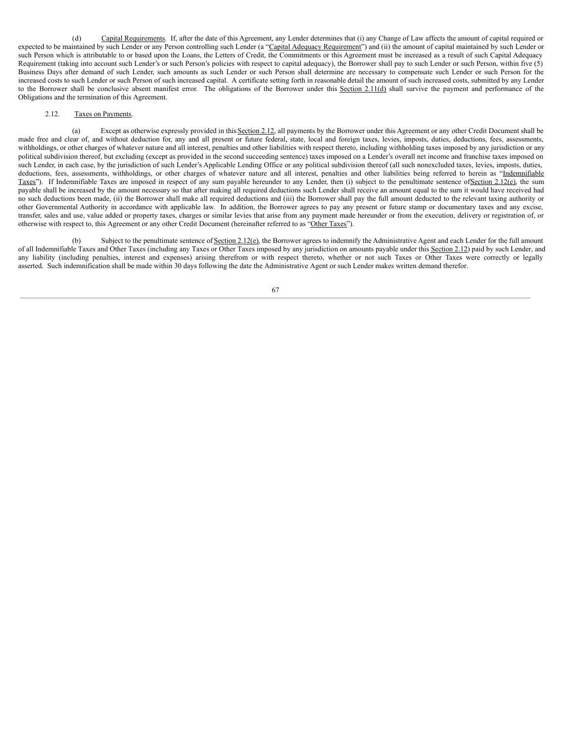(d) Capital Requirements. If, after the date of this Agreement, any Lender determines that (i) any Change of Law affects the amount of capital required or expected to be maintained by such Lender or any Person controlling such Lender (a "Capital Adequacy Requirement") and (ii) the amount of capital maintained by such Lender or such Person which is attributable to or based upon the Loans, the Letters of Credit, the Commitments or this Agreement must be increased as a result of such Capital Adequacy Requirement (taking into account such Lender's or such Person's policies with respect to capital adequacy), the Borrower shall pay to such Lender or such Person, within five (5) Business Days after demand of such Lender, such amounts as such Lender or such Person shall determine are necessary to compensate such Lender or such Person for the increased costs to such Lender or such Person of such increased capital. A certificate setting forth in reasonable detail the amount of such increased costs, submitted by any Lender to the Borrower shall be conclusive absent manifest error. The obligations of the Borrower under this Section 2.11(d) shall survive the payment and performance of the Obligations and the termination of this Agreement.

2.12. Taxes on Payments.

(a) Except as otherwise expressly provided in this Section 2.12, all payments by the Borrower under this Agreement or any other Credit Document shall be made free and clear of, and without deduction for, any and all present or future federal, state, local and foreign taxes, levies, imposts, duties, deductions, fees, assessments, withholdings, or other charges of whatever nature and all interest, penalties and other liabilities with respect thereto, including withholding taxes imposed by any jurisdiction or any political subdivision thereof, but excluding (except as provided in the second succeeding sentence) taxes imposed on a Lender's overall net income and franchise taxes imposed on such Lender, in each case, by the jurisdiction of such Lender's Applicable Lending Office or any political subdivision thereof (all such nonexcluded taxes, levies, imposts, duties, deductions, fees, assessments, withholdings, or other charges of whatever nature and all interest, penalties and other liabilities being referred to herein as "Indemnifiable Taxes"). If Indemnifiable Taxes are imposed in respect of any sum payable hereunder to any Lender, then (i) subject to the penultimate sentence of Section 2.12(e), the sum payable shall be increased by the amount necessary so that after making all required deductions such Lender shall receive an amount equal to the sum it would have received had no such deductions been made, (ii) the Borrower shall make all required deductions and (iii) the Borrower shall pay the full amount deducted to the relevant taxing authority or other Governmental Authority in accordance with applicable law. In addition, the Borrower agrees to pay any present or future stamp or documentary taxes and any excise, transfer, sales and use, value added or property taxes, charges or similar levies that arise from any payment made hereunder or from the execution, delivery or registration of, or otherwise with respect to, this Agreement or any other Credit Document (hereinafter referred to as "Other Taxes").

(b) Subject to the penultimate sentence of Section 2.12(e), the Borrower agrees to indemnify the Administrative Agent and each Lender for the full amount of all Indemnifiable Taxes and Other Taxes (including any Taxes or Other Taxes imposed by any jurisdiction on amounts payable under this Section 2.12) paid by such Lender, and any liability (including penalties, interest and expenses) arising therefrom or with respect thereto, whether or not such Taxes or Other Taxes were correctly or legally asserted. Such indemnification shall be made within 30 days following the date the Administrative Agent or such Lender makes written demand therefor.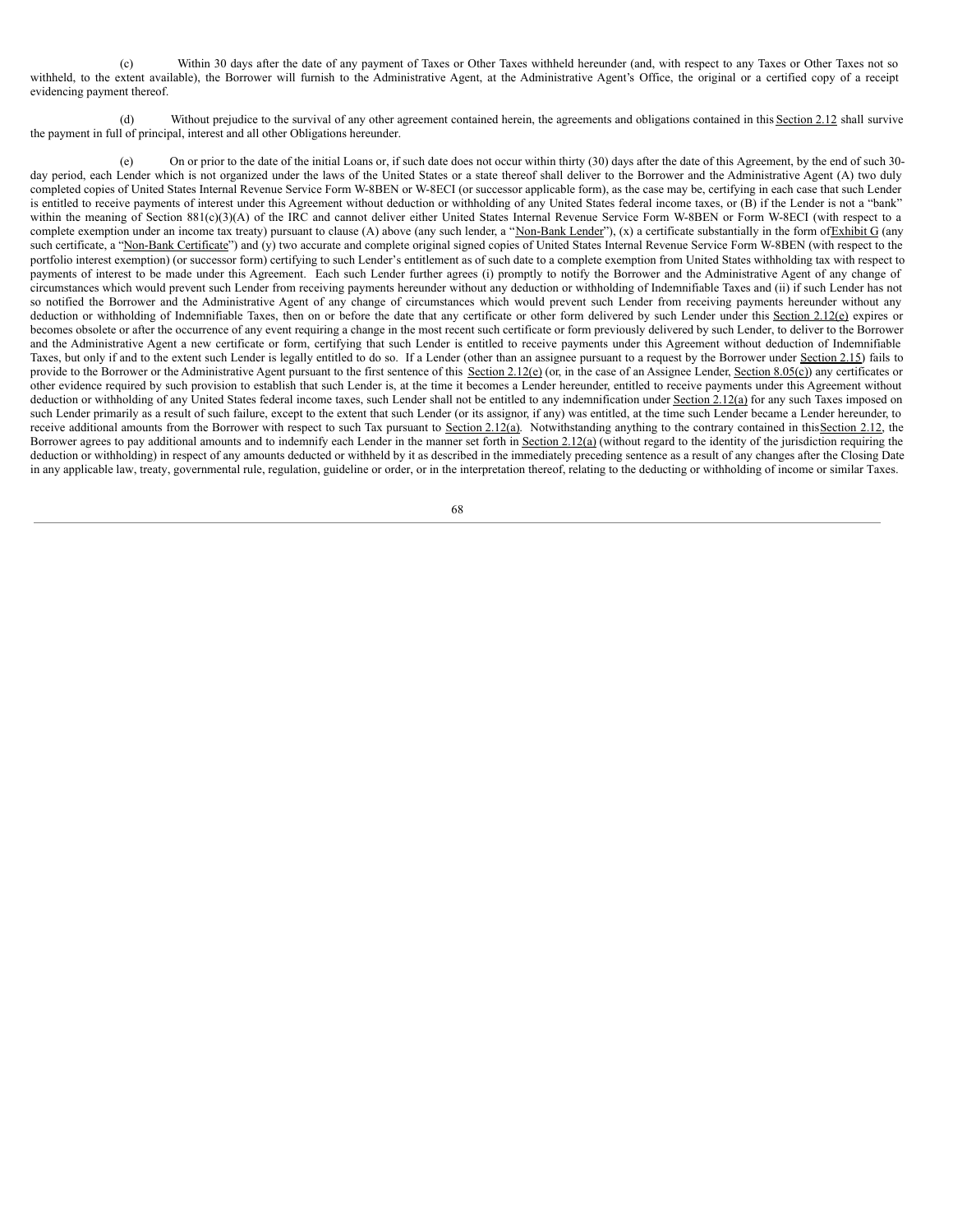(c) Within 30 days after the date of any payment of Taxes or Other Taxes withheld hereunder (and, with respect to any Taxes or Other Taxes not so withheld, to the extent available), the Borrower will furnish to the Administrative Agent, at the Administrative Agent's Office, the original or a certified copy of a receipt evidencing payment thereof.

(d) Without prejudice to the survival of any other agreement contained herein, the agreements and obligations contained in this Section 2.12 shall survive the payment in full of principal, interest and all other Obligations hereunder.

(e) On or prior to the date of the initial Loans or, if such date does not occur within thirty (30) days after the date of this Agreement, by the end of such 30-day period, each Lender which is not organized under the laws of the United States or a state thereof shall deliver to the Borrower and the Administrative Agent (A) two duly completed copies of United States Internal Revenue Service Form W-8BEN or W-8ECI (or successor applicable form), as the case may be, certifying in each case that such Lender is entitled to receive payments of interest under this Agreement without deduction or withholding of any United States federal income taxes, or (B) if the Lender is not a "bank" within the meaning of Section 881(c)(3)(A) of the IRC and cannot deliver either United States Internal Revenue Service Form W-8BEN or Form W-8ECI (with respect to a complete exemption under an income tax treaty) pursuant to clause (A) above (any such lender, a "Non-Bank Lender"), (x) a certificate substantially in the form of Exhibit G (any such certificate, a "Non-Bank Certificate") and (y) two accurate and complete original signed copies of United States Internal Revenue Service Form W-8BEN (with respect to the portfolio interest exemption) (or successor form) certifying to such Lender's entitlement as of such date to a complete exemption from United States withholding tax with respect to payments of interest to be made under this Agreement. Each such Lender further agrees (i) promptly to notify the Borrower and the Administrative Agent of any change of circumstances which would prevent such Lender from receiving payments hereunder without any deduction or withholding of Indemnifiable Taxes and (ii) if such Lender has not so notified the Borrower and the Administrative Agent of any change of circumstances which would prevent such Lender from receiving payments hereunder without any deduction or withholding of Indemnifiable Taxes, then on or before the date that any certificate or other form delivered by such Lender under this Section 2.12(e) expires or becomes obsolete or after the occurrence of any event requiring a change in the most recent such certificate or form previously delivered by such Lender, to deliver to the Borrower and the Administrative Agent a new certificate or form, certifying that such Lender is entitled to receive payments under this Agreement without deduction of Indemnifiable Taxes, but only if and to the extent such Lender is legally entitled to do so. If a Lender (other than an assignee pursuant to a request by the Borrower under Section 2.15) fails to provide to the Borrower or the Administrative Agent pursuant to the first sentence of this Section 2.12(e) (or, in the case of an Assignee Lender, Section 8.05(c)) any certificates or other evidence required by such provision to establish that such Lender is, at the time it becomes a Lender hereunder, entitled to receive payments under this Agreement without deduction or withholding of any United States federal income taxes, such Lender shall not be entitled to any indemnification under Section 2.12(a) for any such Taxes imposed on such Lender primarily as a result of such failure, except to the extent that such Lender (or its assignor, if any) was entitled, at the time such Lender became a Lender hereunder, to receive additional amounts from the Borrower with respect to such Tax pursuant to Section 2.12(a). Notwithstanding anything to the contrary contained in this Section 2.12, the Borrower agrees to pay additional amounts and to indemnify each Lender in the manner set forth in Section 2.12(a) (without regard to the identity of the jurisdiction requiring the deduction or withholding) in respect of any amounts deducted or withheld by it as described in the immediately preceding sentence as a result of any changes after the Closing Date in any applicable law, treaty, governmental rule, regulation, guideline or order, or in the interpretation thereof, relating to the deducting or withholding of income or similar Taxes.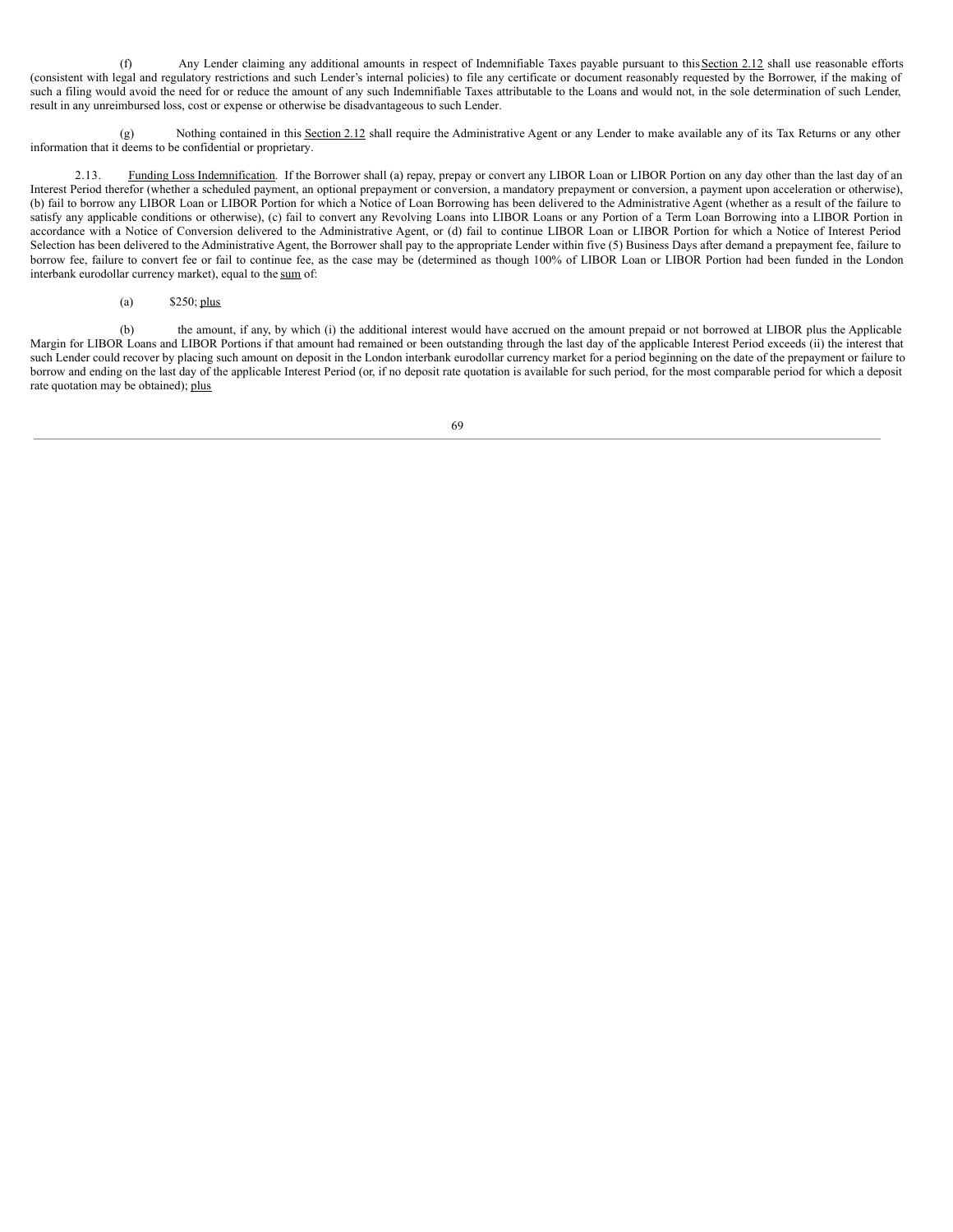(f) Any Lender claiming any additional amounts in respect of Indemnifiable Taxes payable pursuant to this Section 2.12 shall use reasonable efforts (consistent with legal and regulatory restrictions and such Lender's internal policies) to file any certificate or document reasonably requested by the Borrower, if the making of such a filing would avoid the need for or reduce the amount of any such Indemnifiable Taxes attributable to the Loans and would not, in the sole determination of such Lender, result in any unreimbursed loss, cost or expense or otherwise be disadvantageous to such Lender.

(g) Nothing contained in this Section 2.12 shall require the Administrative Agent or any Lender to make available any of its Tax Returns or any other information that it deems to be confidential or proprietary.

2.13. Funding Loss Indemnification. If the Borrower shall (a) repay, prepay or convert any LIBOR Loan or LIBOR Portion on any day other than the last day of an Interest Period therefor (whether a scheduled payment, an optional prepayment or conversion, a mandatory prepayment or conversion, a payment upon acceleration or otherwise), (b) fail to borrow any LIBOR Loan or LIBOR Portion for which a Notice of Loan Borrowing has been delivered to the Administrative Agent (whether as a result of the failure to satisfy any applicable conditions or otherwise), (c) fail to convert any Revolving Loans into LIBOR Loans or any Portion of a Term Loan Borrowing into a LIBOR Portion in accordance with a Notice of Conversion delivered to the Administrative Agent, or (d) fail to continue LIBOR Loan or LIBOR Portion for which a Notice of Interest Period Selection has been delivered to the Administrative Agent, the Borrower shall pay to the appropriate Lender within five (5) Business Days after demand a prepayment fee, failure to borrow fee, failure to convert fee or fail to continue fee, as the case may be (determined as though 100% of LIBOR Loan or LIBOR Portion had been funded in the London interbank eurodollar currency market), equal to the sum of:

(a) $250; plus

(b) the amount, if any, by which (i) the additional interest would have accrued on the amount prepaid or not borrowed at LIBOR plus the Applicable Margin for LIBOR Loans and LIBOR Portions if that amount had remained or been outstanding through the last day of the applicable Interest Period exceeds (ii) the interest that such Lender could recover by placing such amount on deposit in the London interbank eurodollar currency market for a period beginning on the date of the prepayment or failure to borrow and ending on the last day of the applicable Interest Period (or, if no deposit rate quotation is available for such period, for the most comparable period for which a deposit rate quotation may be obtained); plus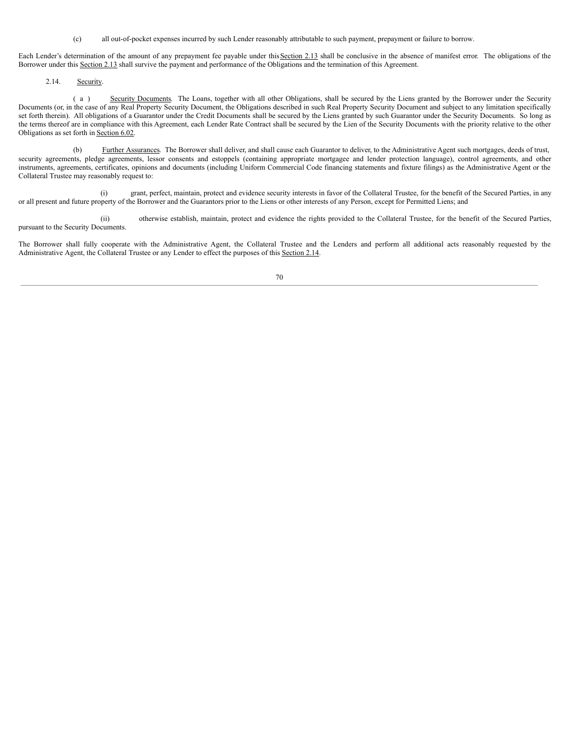(c) all out-of-pocket expenses incurred by such Lender reasonably attributable to such payment, prepayment or failure to borrow.

Each Lender's determination of the amount of any prepayment fee payable under this Section 2.13 shall be conclusive in the absence of manifest error. The obligations of the Borrower under this Section 2.13 shall survive the payment and performance of the Obligations and the termination of this Agreement.

2.14. Security.

(a) Security Documents. The Loans, together with all other Obligations, shall be secured by the Liens granted by the Borrower under the Security Documents (or, in the case of any Real Property Security Document, the Obligations described in such Real Property Security Document and subject to any limitation specifically set forth therein). All obligations of a Guarantor under the Credit Documents shall be secured by the Liens granted by such Guarantor under the Security Documents. So long as the terms thereof are in compliance with this Agreement, each Lender Rate Contract shall be secured by the Lien of the Security Documents with the priority relative to the other Obligations as set forth in Section 6.02.

(b) Further Assurances. The Borrower shall deliver, and shall cause each Guarantor to deliver, to the Administrative Agent such mortgages, deeds of trust, security agreements, pledge agreements, lessor consents and estoppels (containing appropriate mortgagee and lender protection language), control agreements, and other instruments, agreements, certificates, opinions and documents (including Uniform Commercial Code financing statements and fixture filings) as the Administrative Agent or the Collateral Trustee may reasonably request to:

(i) grant, perfect, maintain, protect and evidence security interests in favor of the Collateral Trustee, for the benefit of the Secured Parties, in any or all present and future property of the Borrower and the Guarantors prior to the Liens or other interests of any Person, except for Permitted Liens; and

(ii) otherwise establish, maintain, protect and evidence the rights provided to the Collateral Trustee, for the benefit of the Secured Parties, pursuant to the Security Documents.

The Borrower shall fully cooperate with the Administrative Agent, the Collateral Trustee and the Lenders and perform all additional acts reasonably requested by the Administrative Agent, the Collateral Trustee or any Lender to effect the purposes of this Section 2.14.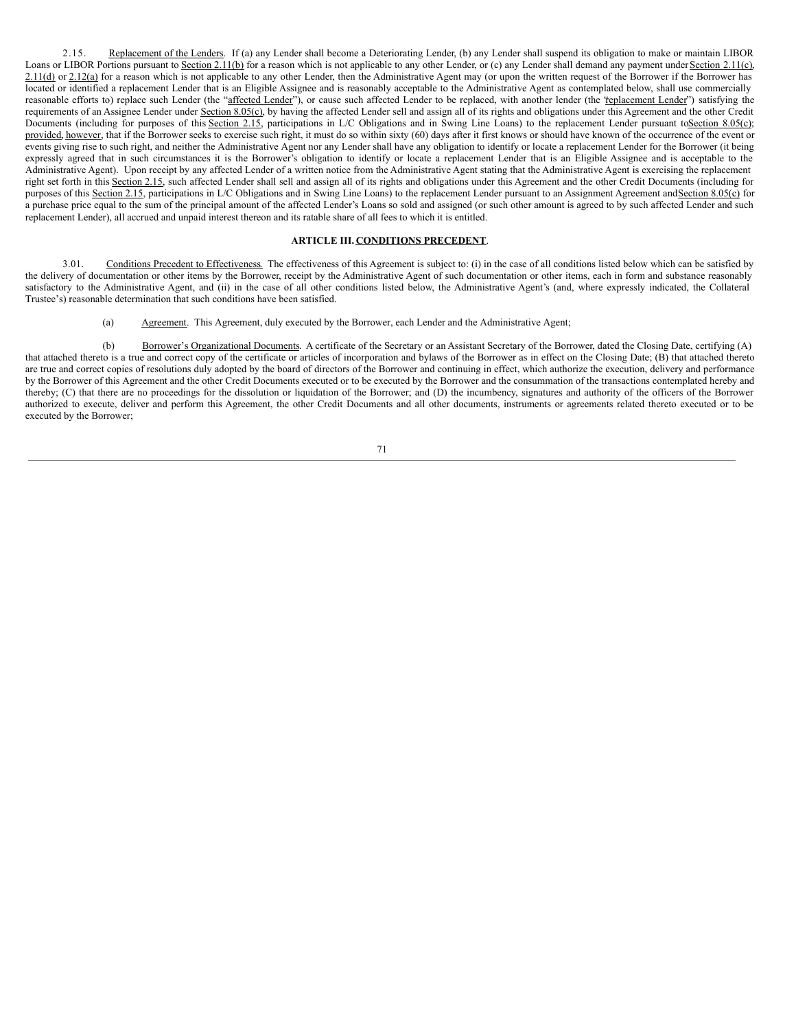2.15. Replacement of the Lenders. If (a) any Lender shall become a Deteriorating Lender, (b) any Lender shall suspend its obligation to make or maintain LIBOR Loans or LIBOR Portions pursuant to Section 2.11(b) for a reason which is not applicable to any other Lender, or (c) any Lender shall demand any payment under Section 2.11(c), 2.11(d) or 2.12(a) for a reason which is not applicable to any other Lender, then the Administrative Agent may (or upon the written request of the Borrower if the Borrower has located or identified a replacement Lender that is an Eligible Assignee and is reasonably acceptable to the Administrative Agent as contemplated below, shall use commercially reasonable efforts to) replace such Lender (the "affected Lender"), or cause such affected Lender to be replaced, with another lender (the "replacement Lender") satisfying the requirements of an Assignee Lender under Section 8.05(c), by having the affected Lender sell and assign all of its rights and obligations under this Agreement and the other Credit Documents (including for purposes of this Section 2.15, participations in L/C Obligations and in Swing Line Loans) to the replacement Lender pursuant to Section 8.05(c); provided, however, that if the Borrower seeks to exercise such right, it must do so within sixty (60) days after it first knows or should have known of the occurrence of the event or events giving rise to such right, and neither the Administrative Agent nor any Lender shall have any obligation to identify or locate a replacement Lender for the Borrower (it being expressly agreed that in such circumstances it is the Borrower's obligation to identify or locate a replacement Lender that is an Eligible Assignee and is acceptable to the Administrative Agent). Upon receipt by any affected Lender of a written notice from the Administrative Agent stating that the Administrative Agent is exercising the replacement right set forth in this Section 2.15, such affected Lender shall sell and assign all of its rights and obligations under this Agreement and the other Credit Documents (including for purposes of this Section 2.15, participations in L/C Obligations and in Swing Line Loans) to the replacement Lender pursuant to an Assignment Agreement and Section 8.05(c) for a purchase price equal to the sum of the principal amount of the affected Lender's Loans so sold and assigned (or such other amount is agreed to by such affected Lender and such replacement Lender), all accrued and unpaid interest thereon and its ratable share of all fees to which it is entitled.

## ARTICLE III. CONDITIONS PRECEDENT.

3.01. Conditions Precedent to Effectiveness. The effectiveness of this Agreement is subject to: (i) in the case of all conditions listed below which can be satisfied by the delivery of documentation or other items by the Borrower, receipt by the Administrative Agent of such documentation or other items, each in form and substance reasonably satisfactory to the Administrative Agent, and (ii) in the case of all other conditions listed below, the Administrative Agent's (and, where expressly indicated, the Collateral Trustee's) reasonable determination that such conditions have been satisfied.

(a) Agreement. This Agreement, duly executed by the Borrower, each Lender and the Administrative Agent;

(b) Borrower's Organizational Documents. A certificate of the Secretary or an Assistant Secretary of the Borrower, dated the Closing Date, certifying (A) that attached thereto is a true and correct copy of the certificate or articles of incorporation and bylaws of the Borrower as in effect on the Closing Date; (B) that attached thereto are true and correct copies of resolutions duly adopted by the board of directors of the Borrower and continuing in effect, which authorize the execution, delivery and performance by the Borrower of this Agreement and the other Credit Documents executed or to be executed by the Borrower and the consummation of the transactions contemplated hereby and thereby; (C) that there are no proceedings for the dissolution or liquidation of the Borrower; and (D) the incumbency, signatures and authority of the officers of the Borrower authorized to execute, deliver and perform this Agreement, the other Credit Documents and all other documents, instruments or agreements related thereto executed or to be executed by the Borrower;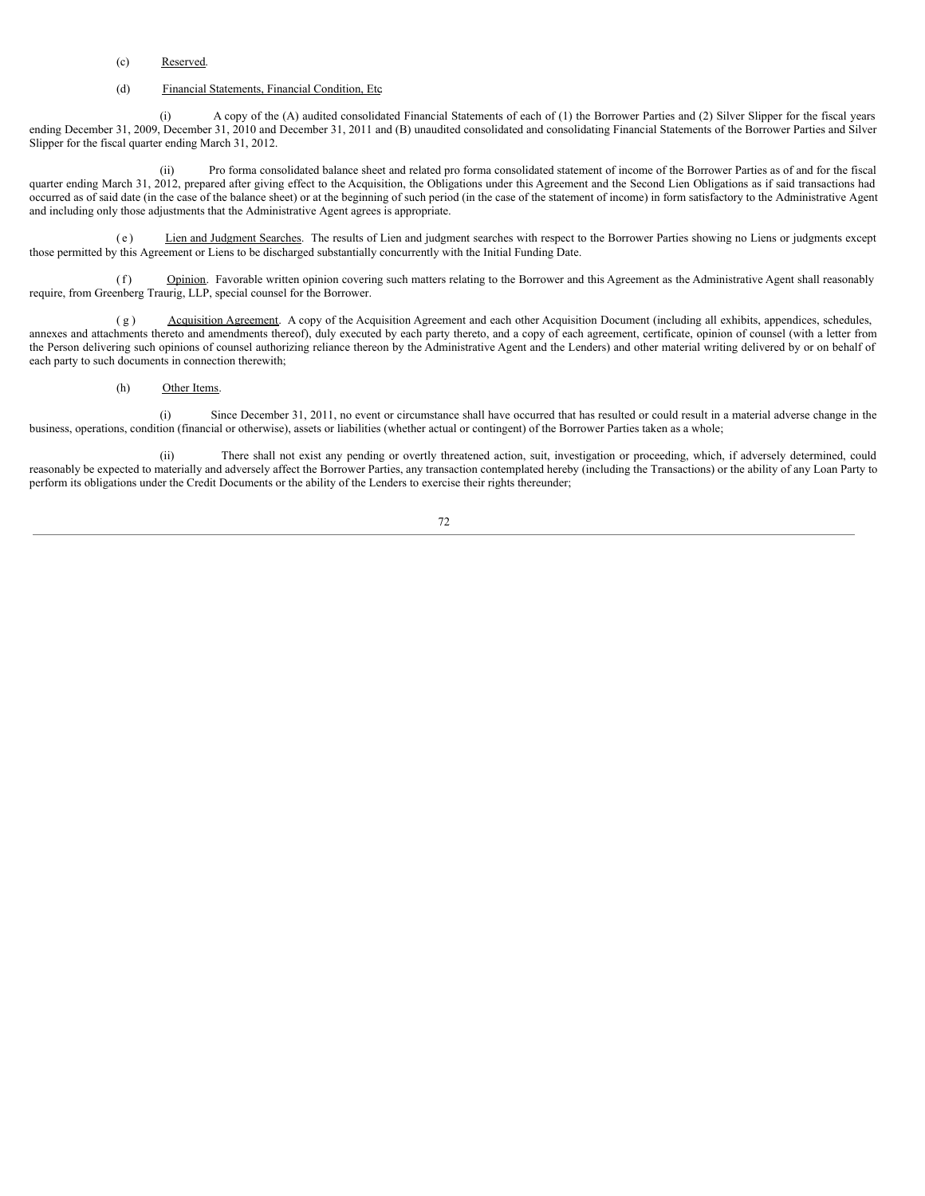(c) Reserved.

(d) Financial Statements, Financial Condition, Etc

(i) A copy of the (A) audited consolidated Financial Statements of each of (1) the Borrower Parties and (2) Silver Slipper for the fiscal years ending December 31, 2009, December 31, 2010 and December 31, 2011 and (B) unaudited consolidated and consolidating Financial Statements of the Borrower Parties and Silver Slipper for the fiscal quarter ending March 31, 2012.

(ii) Pro forma consolidated balance sheet and related pro forma consolidated statement of income of the Borrower Parties as of and for the fiscal quarter ending March 31, 2012, prepared after giving effect to the Acquisition, the Obligations under this Agreement and the Second Lien Obligations as if said transactions had occurred as of said date (in the case of the balance sheet) or at the beginning of such period (in the case of the statement of income) in form satisfactory to the Administrative Agent and including only those adjustments that the Administrative Agent agrees is appropriate.

(e) Lien and Judgment Searches. The results of Lien and judgment searches with respect to the Borrower Parties showing no Liens or judgments except those permitted by this Agreement or Liens to be discharged substantially concurrently with the Initial Funding Date.

(f) Opinion. Favorable written opinion covering such matters relating to the Borrower and this Agreement as the Administrative Agent shall reasonably require, from Greenberg Traurig, LLP, special counsel for the Borrower.

(g) Acquisition Agreement. A copy of the Acquisition Agreement and each other Acquisition Document (including all exhibits, appendices, schedules, annexes and attachments thereto and amendments thereof), duly executed by each party thereto, and a copy of each agreement, certificate, opinion of counsel (with a letter from the Person delivering such opinions of counsel authorizing reliance thereon by the Administrative Agent and the Lenders) and other material writing delivered by or on behalf of each party to such documents in connection therewith;

(h) Other Items.

(i) Since December 31, 2011, no event or circumstance shall have occurred that has resulted or could result in a material adverse change in the business, operations, condition (financial or otherwise), assets or liabilities (whether actual or contingent) of the Borrower Parties taken as a whole;

(ii) There shall not exist any pending or overtly threatened action, suit, investigation or proceeding, which, if adversely determined, could reasonably be expected to materially and adversely affect the Borrower Parties, any transaction contemplated hereby (including the Transactions) or the ability of any Loan Party to perform its obligations under the Credit Documents or the ability of the Lenders to exercise their rights thereunder;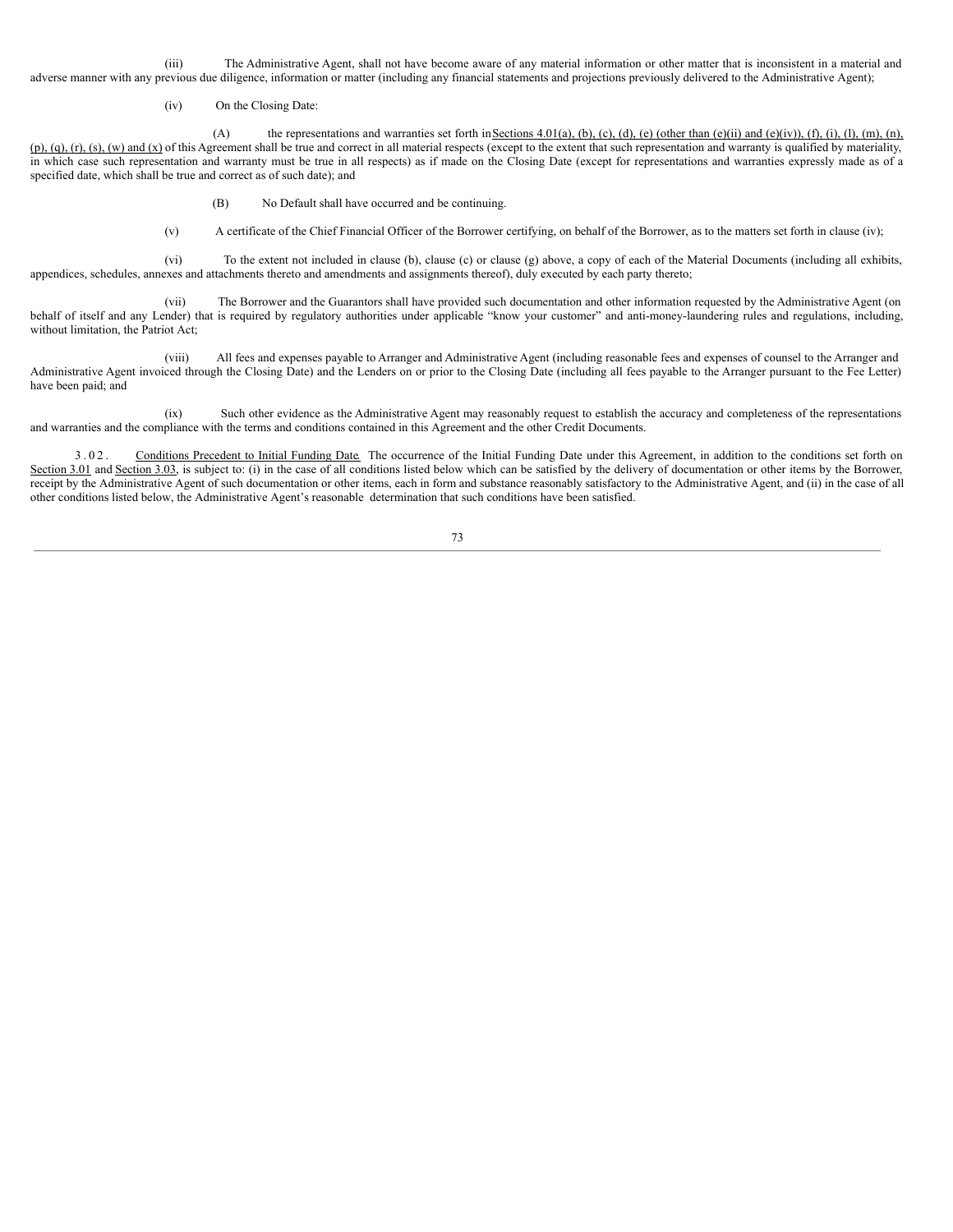(iii) The Administrative Agent, shall not have become aware of any material information or other matter that is inconsistent in a material and adverse manner with any previous due diligence, information or matter (including any financial statements and projections previously delivered to the Administrative Agent);

(iv) On the Closing Date:

(A) the representations and warranties set forth in Sections 4.01(a), (b), (c), (d), (e) (other than (e)(ii) and (e)(iv)), (f), (i), (l), (m), (n), (p), (q), (r), (s), (w) and (x) of this Agreement shall be true and correct in all material respects (except to the extent that such representation and warranty is qualified by materiality, in which case such representation and warranty must be true in all respects) as if made on the Closing Date (except for representations and warranties expressly made as of a specified date, which shall be true and correct as of such date); and

(B) No Default shall have occurred and be continuing.

(v) A certificate of the Chief Financial Officer of the Borrower certifying, on behalf of the Borrower, as to the matters set forth in clause (iv);

(vi) To the extent not included in clause (b), clause (c) or clause (g) above, a copy of each of the Material Documents (including all exhibits, appendices, schedules, annexes and attachments thereto and amendments and assignments thereof), duly executed by each party thereto;

(vii) The Borrower and the Guarantors shall have provided such documentation and other information requested by the Administrative Agent (on behalf of itself and any Lender) that is required by regulatory authorities under applicable "know your customer" and anti-money-laundering rules and regulations, including, without limitation, the Patriot Act;

(viii) All fees and expenses payable to Arranger and Administrative Agent (including reasonable fees and expenses of counsel to the Arranger and Administrative Agent invoiced through the Closing Date) and the Lenders on or prior to the Closing Date (including all fees payable to the Arranger pursuant to the Fee Letter) have been paid; and

(ix) Such other evidence as the Administrative Agent may reasonably request to establish the accuracy and completeness of the representations and warranties and the compliance with the terms and conditions contained in this Agreement and the other Credit Documents.

3.02. Conditions Precedent to Initial Funding Date. The occurrence of the Initial Funding Date under this Agreement, in addition to the conditions set forth on Section 3.01 and Section 3.03, is subject to: (i) in the case of all conditions listed below which can be satisfied by the delivery of documentation or other items by the Borrower, receipt by the Administrative Agent of such documentation or other items, each in form and substance reasonably satisfactory to the Administrative Agent, and (ii) in the case of all other conditions listed below, the Administrative Agent's reasonable determination that such conditions have been satisfied.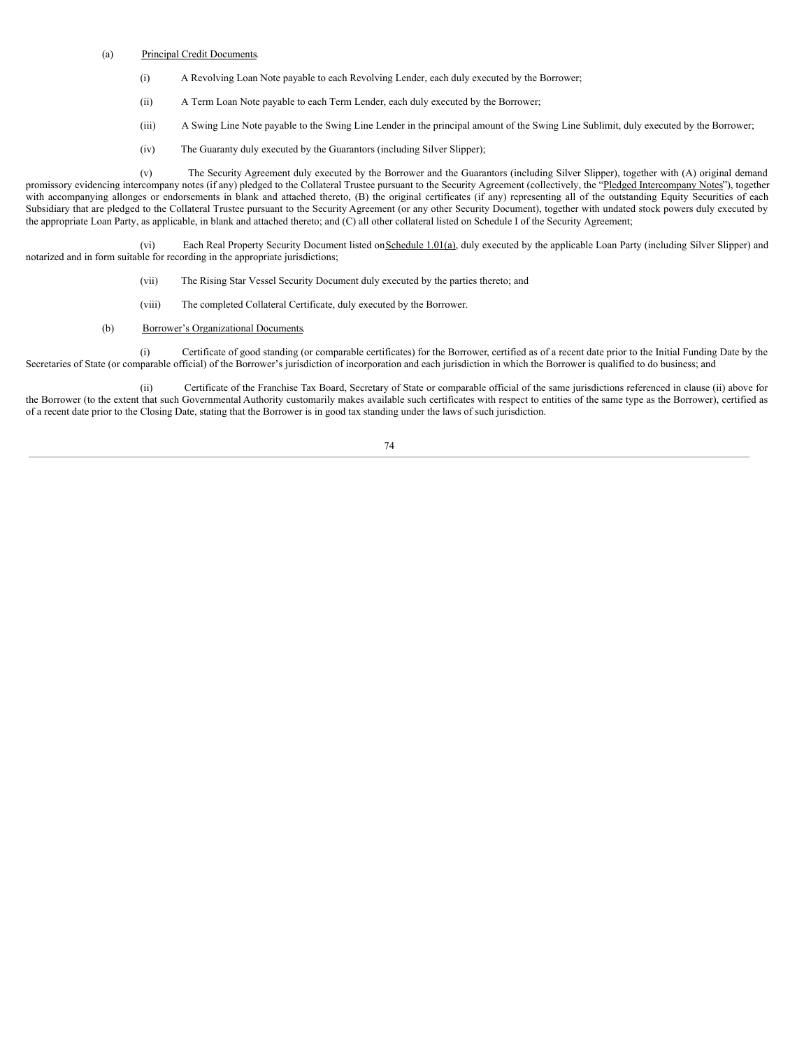(a) Principal Credit Documents.

(i) A Revolving Loan Note payable to each Revolving Lender, each duly executed by the Borrower;

(ii) A Term Loan Note payable to each Term Lender, each duly executed by the Borrower;

(iii) A Swing Line Note payable to the Swing Line Lender in the principal amount of the Swing Line Sublimit, duly executed by the Borrower;

(iv) The Guaranty duly executed by the Guarantors (including Silver Slipper);

(v) The Security Agreement duly executed by the Borrower and the Guarantors (including Silver Slipper), together with (A) original demand promissory evidencing intercompany notes (if any) pledged to the Collateral Trustee pursuant to the Security Agreement (collectively, the "Pledged Intercompany Notes"), together with accompanying allonges or endorsements in blank and attached thereto, (B) the original certificates (if any) representing all of the outstanding Equity Securities of each Subsidiary that are pledged to the Collateral Trustee pursuant to the Security Agreement (or any other Security Document), together with undated stock powers duly executed by the appropriate Loan Party, as applicable, in blank and attached thereto; and (C) all other collateral listed on Schedule I of the Security Agreement;

(vi) Each Real Property Security Document listed on Schedule 1.01(a), duly executed by the applicable Loan Party (including Silver Slipper) and notarized and in form suitable for recording in the appropriate jurisdictions;

(vii) The Rising Star Vessel Security Document duly executed by the parties thereto; and

(viii) The completed Collateral Certificate, duly executed by the Borrower.

(b) Borrower's Organizational Documents.

(i) Certificate of good standing (or comparable certificates) for the Borrower, certified as of a recent date prior to the Initial Funding Date by the Secretaries of State (or comparable official) of the Borrower's jurisdiction of incorporation and each jurisdiction in which the Borrower is qualified to do business; and

(ii) Certificate of the Franchise Tax Board, Secretary of State or comparable official of the same jurisdictions referenced in clause (ii) above for the Borrower (to the extent that such Governmental Authority customarily makes available such certificates with respect to entities of the same type as the Borrower), certified as of a recent date prior to the Closing Date, stating that the Borrower is in good tax standing under the laws of such jurisdiction.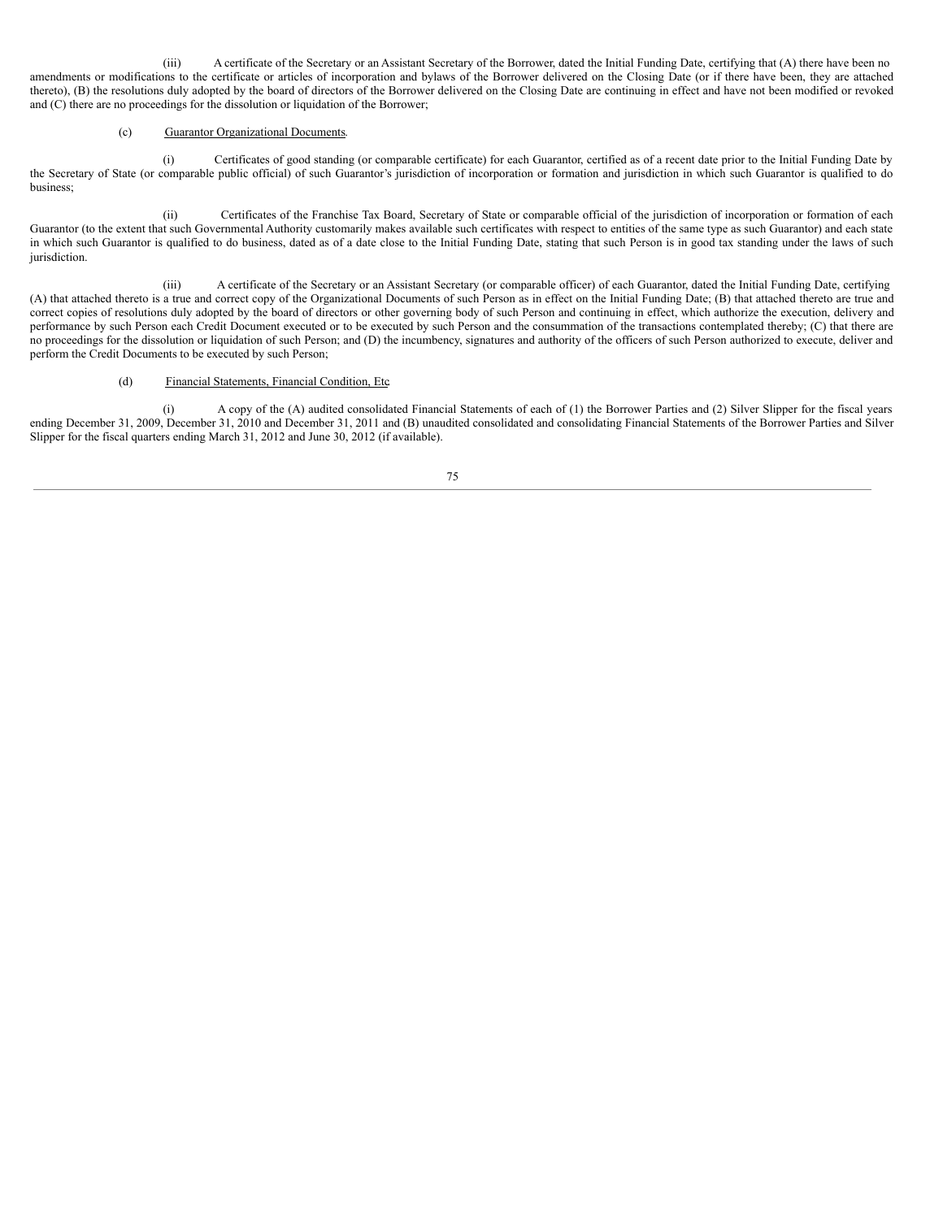(iii) A certificate of the Secretary or an Assistant Secretary of the Borrower, dated the Initial Funding Date, certifying that (A) there have been no amendments or modifications to the certificate or articles of incorporation and bylaws of the Borrower delivered on the Closing Date (or if there have been, they are attached thereto), (B) the resolutions duly adopted by the board of directors of the Borrower delivered on the Closing Date are continuing in effect and have not been modified or revoked and (C) there are no proceedings for the dissolution or liquidation of the Borrower;

(c) Guarantor Organizational Documents.

(i) Certificates of good standing (or comparable certificate) for each Guarantor, certified as of a recent date prior to the Initial Funding Date by the Secretary of State (or comparable public official) of such Guarantor's jurisdiction of incorporation or formation and jurisdiction in which such Guarantor is qualified to do business;

(ii) Certificates of the Franchise Tax Board, Secretary of State or comparable official of the jurisdiction of incorporation or formation of each Guarantor (to the extent that such Governmental Authority customarily makes available such certificates with respect to entities of the same type as such Guarantor) and each state in which such Guarantor is qualified to do business, dated as of a date close to the Initial Funding Date, stating that such Person is in good tax standing under the laws of such jurisdiction.

(iii) A certificate of the Secretary or an Assistant Secretary (or comparable officer) of each Guarantor, dated the Initial Funding Date, certifying (A) that attached thereto is a true and correct copy of the Organizational Documents of such Person as in effect on the Initial Funding Date; (B) that attached thereto are true and correct copies of resolutions duly adopted by the board of directors or other governing body of such Person and continuing in effect, which authorize the execution, delivery and performance by such Person each Credit Document executed or to be executed by such Person and the consummation of the transactions contemplated thereby; (C) that there are no proceedings for the dissolution or liquidation of such Person; and (D) the incumbency, signatures and authority of the officers of such Person authorized to execute, deliver and perform the Credit Documents to be executed by such Person;

(d) Financial Statements, Financial Condition, Etc

(i) A copy of the (A) audited consolidated Financial Statements of each of (1) the Borrower Parties and (2) Silver Slipper for the fiscal years ending December 31, 2009, December 31, 2010 and December 31, 2011 and (B) unaudited consolidated and consolidating Financial Statements of the Borrower Parties and Silver Slipper for the fiscal quarters ending March 31, 2012 and June 30, 2012 (if available).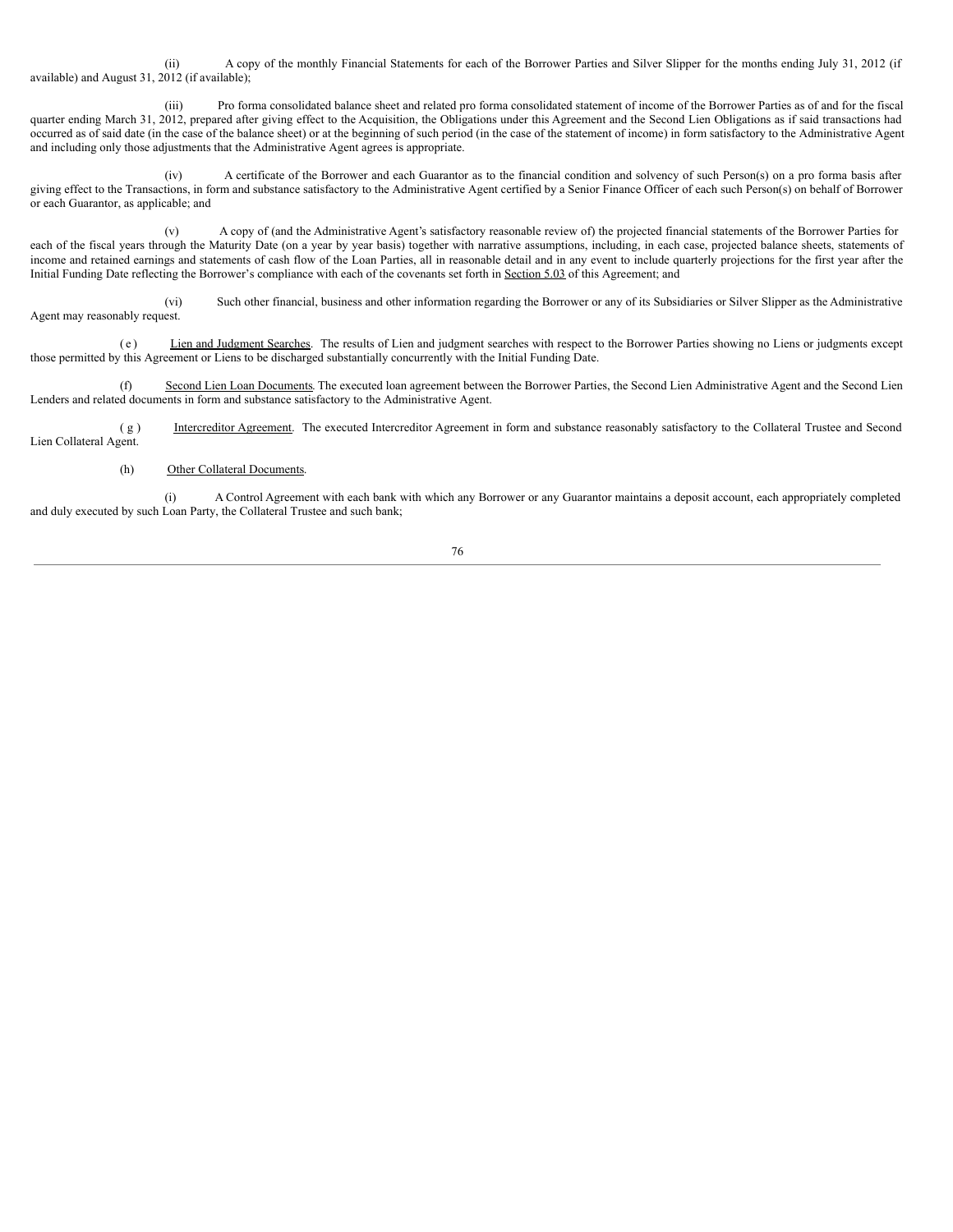(ii) A copy of the monthly Financial Statements for each of the Borrower Parties and Silver Slipper for the months ending July 31, 2012 (if available) and August 31, 2012 (if available);

(iii) Pro forma consolidated balance sheet and related pro forma consolidated statement of income of the Borrower Parties as of and for the fiscal quarter ending March 31, 2012, prepared after giving effect to the Acquisition, the Obligations under this Agreement and the Second Lien Obligations as if said transactions had occurred as of said date (in the case of the balance sheet) or at the beginning of such period (in the case of the statement of income) in form satisfactory to the Administrative Agent and including only those adjustments that the Administrative Agent agrees is appropriate.

(iv) A certificate of the Borrower and each Guarantor as to the financial condition and solvency of such Person(s) on a pro forma basis after giving effect to the Transactions, in form and substance satisfactory to the Administrative Agent certified by a Senior Finance Officer of each such Person(s) on behalf of Borrower or each Guarantor, as applicable; and

(v) A copy of (and the Administrative Agent's satisfactory reasonable review of) the projected financial statements of the Borrower Parties for each of the fiscal years through the Maturity Date (on a year by year basis) together with narrative assumptions, including, in each case, projected balance sheets, statements of income and retained earnings and statements of cash flow of the Loan Parties, all in reasonable detail and in any event to include quarterly projections for the first year after the Initial Funding Date reflecting the Borrower's compliance with each of the covenants set forth in <u>Section 5.03</u> of this Agreement; and

(vi) Such other financial, business and other information regarding the Borrower or any of its Subsidiaries or Silver Slipper as the Administrative Agent may reasonably request.

(e) <u>Lien and Judgment Searches</u>. The results of Lien and judgment searches with respect to the Borrower Parties showing no Liens or judgments except those permitted by this Agreement or Liens to be discharged substantially concurrently with the Initial Funding Date.

(f) <u>Second Lien Loan Documents</u>. The executed loan agreement between the Borrower Parties, the Second Lien Administrative Agent and the Second Lien Lenders and related documents in form and substance satisfactory to the Administrative Agent.

(g) <u>Intercreditor Agreement</u>. The executed Intercreditor Agreement in form and substance reasonably satisfactory to the Collateral Trustee and Second Lien Collateral Agent.

(h) <u>Other Collateral Documents</u>.

(i) A Control Agreement with each bank with which any Borrower or any Guarantor maintains a deposit account, each appropriately completed and duly executed by such Loan Party, the Collateral Trustee and such bank;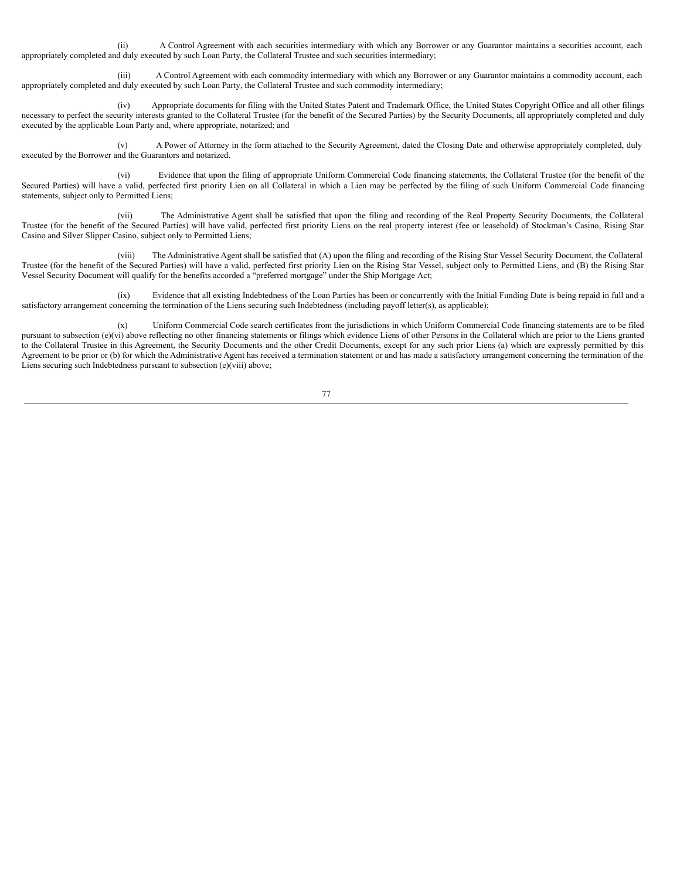(ii) A Control Agreement with each securities intermediary with which any Borrower or any Guarantor maintains a securities account, each appropriately completed and duly executed by such Loan Party, the Collateral Trustee and such securities intermediary;

(iii) A Control Agreement with each commodity intermediary with which any Borrower or any Guarantor maintains a commodity account, each appropriately completed and duly executed by such Loan Party, the Collateral Trustee and such commodity intermediary;

(iv) Appropriate documents for filing with the United States Patent and Trademark Office, the United States Copyright Office and all other filings necessary to perfect the security interests granted to the Collateral Trustee (for the benefit of the Secured Parties) by the Security Documents, all appropriately completed and duly executed by the applicable Loan Party and, where appropriate, notarized; and

(v) A Power of Attorney in the form attached to the Security Agreement, dated the Closing Date and otherwise appropriately completed, duly executed by the Borrower and the Guarantors and notarized.

(vi) Evidence that upon the filing of appropriate Uniform Commercial Code financing statements, the Collateral Trustee (for the benefit of the Secured Parties) will have a valid, perfected first priority Lien on all Collateral in which a Lien may be perfected by the filing of such Uniform Commercial Code financing statements, subject only to Permitted Liens;

(vii) The Administrative Agent shall be satisfied that upon the filing and recording of the Real Property Security Documents, the Collateral Trustee (for the benefit of the Secured Parties) will have valid, perfected first priority Liens on the real property interest (fee or leasehold) of Stockman's Casino, Rising Star Casino and Silver Slipper Casino, subject only to Permitted Liens;

(viii) The Administrative Agent shall be satisfied that (A) upon the filing and recording of the Rising Star Vessel Security Document, the Collateral Trustee (for the benefit of the Secured Parties) will have a valid, perfected first priority Lien on the Rising Star Vessel, subject only to Permitted Liens, and (B) the Rising Star Vessel Security Document will qualify for the benefits accorded a "preferred mortgage" under the Ship Mortgage Act;

(ix) Evidence that all existing Indebtedness of the Loan Parties has been or concurrently with the Initial Funding Date is being repaid in full and a satisfactory arrangement concerning the termination of the Liens securing such Indebtedness (including payoff letter(s), as applicable);

(x) Uniform Commercial Code search certificates from the jurisdictions in which Uniform Commercial Code financing statements are to be filed pursuant to subsection (e)(vi) above reflecting no other financing statements or filings which evidence Liens of other Persons in the Collateral which are prior to the Liens granted to the Collateral Trustee in this Agreement, the Security Documents and the other Credit Documents, except for any such prior Liens (a) which are expressly permitted by this Agreement to be prior or (b) for which the Administrative Agent has received a termination statement or and has made a satisfactory arrangement concerning the termination of the Liens securing such Indebtedness pursuant to subsection (e)(viii) above;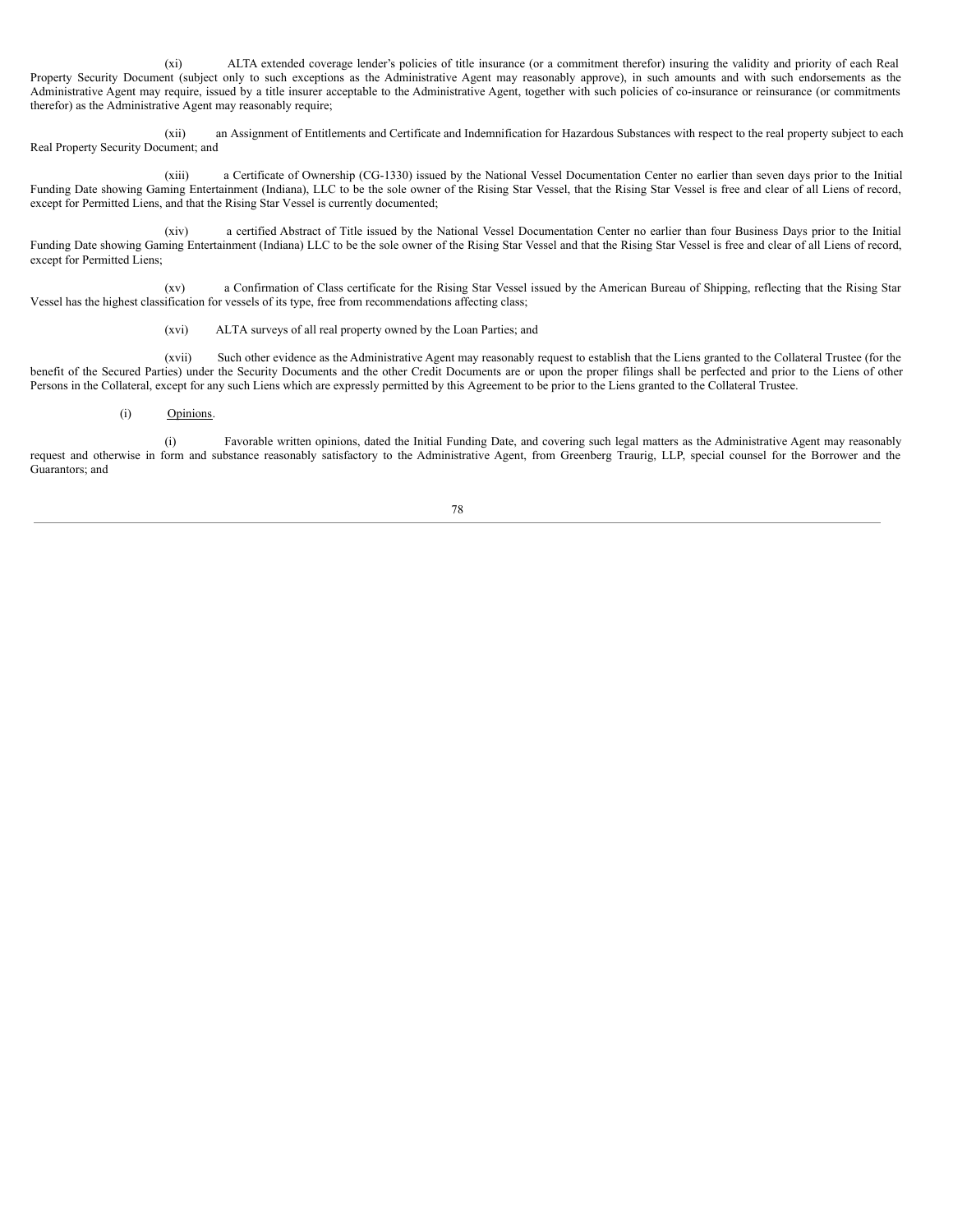(xi) ALTA extended coverage lender's policies of title insurance (or a commitment therefor) insuring the validity and priority of each Real Property Security Document (subject only to such exceptions as the Administrative Agent may reasonably approve), in such amounts and with such endorsements as the Administrative Agent may require, issued by a title insurer acceptable to the Administrative Agent, together with such policies of co-insurance or reinsurance (or commitments therefor) as the Administrative Agent may reasonably require;

(xii) an Assignment of Entitlements and Certificate and Indemnification for Hazardous Substances with respect to the real property subject to each Real Property Security Document; and

(xiii) a Certificate of Ownership (CG-1330) issued by the National Vessel Documentation Center no earlier than seven days prior to the Initial Funding Date showing Gaming Entertainment (Indiana), LLC to be the sole owner of the Rising Star Vessel, that the Rising Star Vessel is free and clear of all Liens of record, except for Permitted Liens, and that the Rising Star Vessel is currently documented;

(xiv) a certified Abstract of Title issued by the National Vessel Documentation Center no earlier than four Business Days prior to the Initial Funding Date showing Gaming Entertainment (Indiana) LLC to be the sole owner of the Rising Star Vessel and that the Rising Star Vessel is free and clear of all Liens of record, except for Permitted Liens;

(xv) a Confirmation of Class certificate for the Rising Star Vessel issued by the American Bureau of Shipping, reflecting that the Rising Star Vessel has the highest classification for vessels of its type, free from recommendations affecting class;

(xvi) ALTA surveys of all real property owned by the Loan Parties; and

(xvii) Such other evidence as the Administrative Agent may reasonably request to establish that the Liens granted to the Collateral Trustee (for the benefit of the Secured Parties) under the Security Documents and the other Credit Documents are or upon the proper filings shall be perfected and prior to the Liens of other Persons in the Collateral, except for any such Liens which are expressly permitted by this Agreement to be prior to the Liens granted to the Collateral Trustee.

(i) Opinions.

(i) Favorable written opinions, dated the Initial Funding Date, and covering such legal matters as the Administrative Agent may reasonably request and otherwise in form and substance reasonably satisfactory to the Administrative Agent, from Greenberg Traurig, LLP, special counsel for the Borrower and the Guarantors; and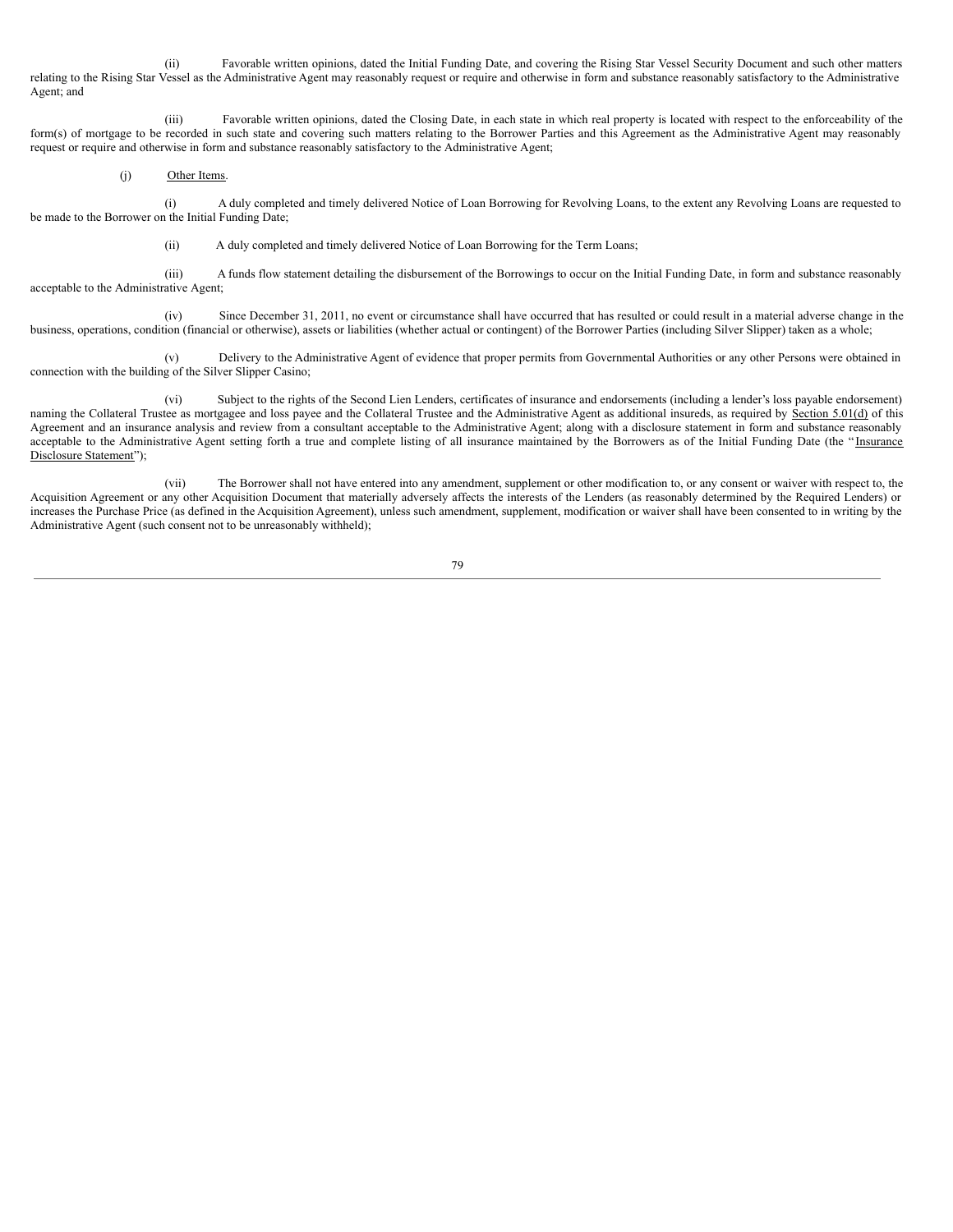(ii) Favorable written opinions, dated the Initial Funding Date, and covering the Rising Star Vessel Security Document and such other matters relating to the Rising Star Vessel as the Administrative Agent may reasonably request or require and otherwise in form and substance reasonably satisfactory to the Administrative Agent; and

(iii) Favorable written opinions, dated the Closing Date, in each state in which real property is located with respect to the enforceability of the form(s) of mortgage to be recorded in such state and covering such matters relating to the Borrower Parties and this Agreement as the Administrative Agent may reasonably request or require and otherwise in form and substance reasonably satisfactory to the Administrative Agent;

(j) Other Items.

(i) A duly completed and timely delivered Notice of Loan Borrowing for Revolving Loans, to the extent any Revolving Loans are requested to be made to the Borrower on the Initial Funding Date;

(ii) A duly completed and timely delivered Notice of Loan Borrowing for the Term Loans;

(iii) A funds flow statement detailing the disbursement of the Borrowings to occur on the Initial Funding Date, in form and substance reasonably acceptable to the Administrative Agent;

(iv) Since December 31, 2011, no event or circumstance shall have occurred that has resulted or could result in a material adverse change in the business, operations, condition (financial or otherwise), assets or liabilities (whether actual or contingent) of the Borrower Parties (including Silver Slipper) taken as a whole;

(v) Delivery to the Administrative Agent of evidence that proper permits from Governmental Authorities or any other Persons were obtained in connection with the building of the Silver Slipper Casino;

(vi) Subject to the rights of the Second Lien Lenders, certificates of insurance and endorsements (including a lender's loss payable endorsement) naming the Collateral Trustee as mortgagee and loss payee and the Collateral Trustee and the Administrative Agent as additional insureds, as required by Section 5.01(d) of this Agreement and an insurance analysis and review from a consultant acceptable to the Administrative Agent; along with a disclosure statement in form and substance reasonably acceptable to the Administrative Agent setting forth a true and complete listing of all insurance maintained by the Borrowers as of the Initial Funding Date (the "Insurance Disclosure Statement");

(vii) The Borrower shall not have entered into any amendment, supplement or other modification to, or any consent or waiver with respect to, the Acquisition Agreement or any other Acquisition Document that materially adversely affects the interests of the Lenders (as reasonably determined by the Required Lenders) or increases the Purchase Price (as defined in the Acquisition Agreement), unless such amendment, supplement, modification or waiver shall have been consented to in writing by the Administrative Agent (such consent not to be unreasonably withheld);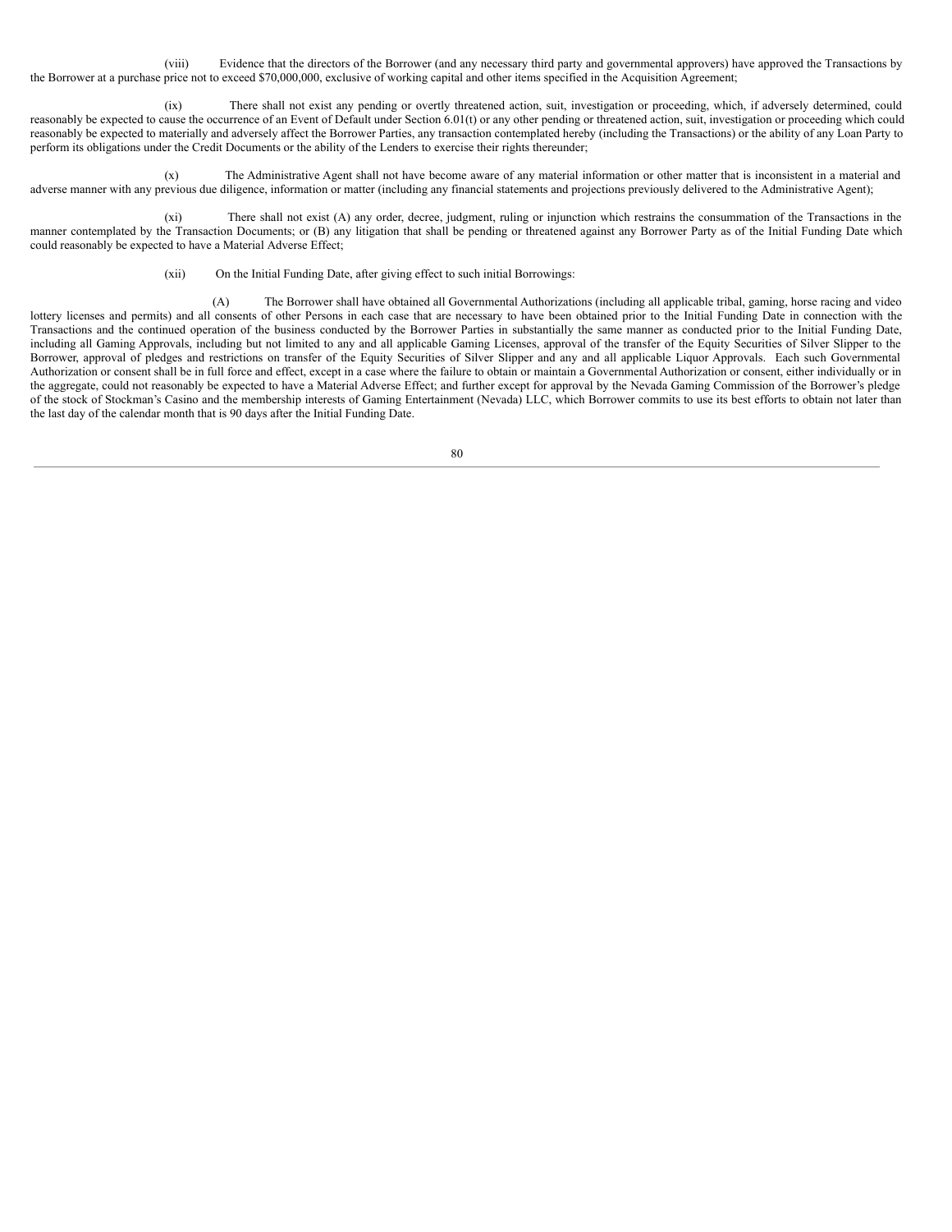(viii) Evidence that the directors of the Borrower (and any necessary third party and governmental approvers) have approved the Transactions by the Borrower at a purchase price not to exceed $70,000,000, exclusive of working capital and other items specified in the Acquisition Agreement;

(ix) There shall not exist any pending or overtly threatened action, suit, investigation or proceeding, which, if adversely determined, could reasonably be expected to cause the occurrence of an Event of Default under Section 6.01(t) or any other pending or threatened action, suit, investigation or proceeding which could reasonably be expected to materially and adversely affect the Borrower Parties, any transaction contemplated hereby (including the Transactions) or the ability of any Loan Party to perform its obligations under the Credit Documents or the ability of the Lenders to exercise their rights thereunder;

(x) The Administrative Agent shall not have become aware of any material information or other matter that is inconsistent in a material and adverse manner with any previous due diligence, information or matter (including any financial statements and projections previously delivered to the Administrative Agent);

(xi) There shall not exist (A) any order, decree, judgment, ruling or injunction which restrains the consummation of the Transactions in the manner contemplated by the Transaction Documents; or (B) any litigation that shall be pending or threatened against any Borrower Party as of the Initial Funding Date which could reasonably be expected to have a Material Adverse Effect;

(xii) On the Initial Funding Date, after giving effect to such initial Borrowings:

(A) The Borrower shall have obtained all Governmental Authorizations (including all applicable tribal, gaming, horse racing and video lottery licenses and permits) and all consents of other Persons in each case that are necessary to have been obtained prior to the Initial Funding Date in connection with the Transactions and the continued operation of the business conducted by the Borrower Parties in substantially the same manner as conducted prior to the Initial Funding Date, including all Gaming Approvals, including but not limited to any and all applicable Gaming Licenses, approval of the transfer of the Equity Securities of Silver Slipper to the Borrower, approval of pledges and restrictions on transfer of the Equity Securities of Silver Slipper and any and all applicable Liquor Approvals. Each such Governmental Authorization or consent shall be in full force and effect, except in a case where the failure to obtain or maintain a Governmental Authorization or consent, either individually or in the aggregate, could not reasonably be expected to have a Material Adverse Effect; and further except for approval by the Nevada Gaming Commission of the Borrower's pledge of the stock of Stockman's Casino and the membership interests of Gaming Entertainment (Nevada) LLC, which Borrower commits to use its best efforts to obtain not later than the last day of the calendar month that is 90 days after the Initial Funding Date.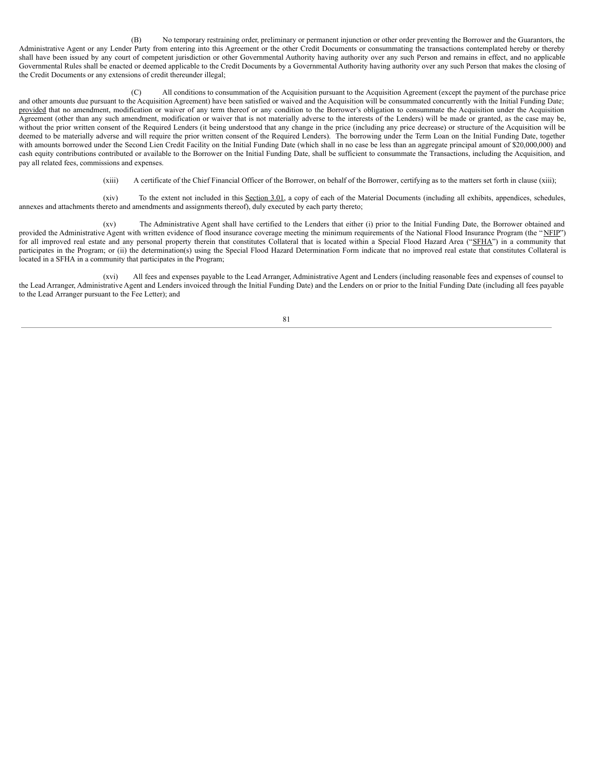(B) No temporary restraining order, preliminary or permanent injunction or other order preventing the Borrower and the Guarantors, the Administrative Agent or any Lender Party from entering into this Agreement or the other Credit Documents or consummating the transactions contemplated hereby or thereby shall have been issued by any court of competent jurisdiction or other Governmental Authority having authority over any such Person and remains in effect, and no applicable Governmental Rules shall be enacted or deemed applicable to the Credit Documents by a Governmental Authority having authority over any such Person that makes the closing of the Credit Documents or any extensions of credit thereunder illegal;

(C) All conditions to consummation of the Acquisition pursuant to the Acquisition Agreement (except the payment of the purchase price and other amounts due pursuant to the Acquisition Agreement) have been satisfied or waived and the Acquisition will be consummated concurrently with the Initial Funding Date; provided that no amendment, modification or waiver of any term thereof or any condition to the Borrower's obligation to consummate the Acquisition under the Acquisition Agreement (other than any such amendment, modification or waiver that is not materially adverse to the interests of the Lenders) will be made or granted, as the case may be, without the prior written consent of the Required Lenders (it being understood that any change in the price (including any price decrease) or structure of the Acquisition will be deemed to be materially adverse and will require the prior written consent of the Required Lenders). The borrowing under the Term Loan on the Initial Funding Date, together with amounts borrowed under the Second Lien Credit Facility on the Initial Funding Date (which shall in no case be less than an aggregate principal amount of $20,000,000) and cash equity contributions contributed or available to the Borrower on the Initial Funding Date, shall be sufficient to consummate the Transactions, including the Acquisition, and pay all related fees, commissions and expenses.

(xiii) A certificate of the Chief Financial Officer of the Borrower, on behalf of the Borrower, certifying as to the matters set forth in clause (xiii);

(xiv) To the extent not included in this Section 3.01, a copy of each of the Material Documents (including all exhibits, appendices, schedules, annexes and attachments thereto and amendments and assignments thereof), duly executed by each party thereto;

(xv) The Administrative Agent shall have certified to the Lenders that either (i) prior to the Initial Funding Date, the Borrower obtained and provided the Administrative Agent with written evidence of flood insurance coverage meeting the minimum requirements of the National Flood Insurance Program (the "NFIP") for all improved real estate and any personal property therein that constitutes Collateral that is located within a Special Flood Hazard Area ("SFHA") in a community that participates in the Program; or (ii) the determination(s) using the Special Flood Hazard Determination Form indicate that no improved real estate that constitutes Collateral is located in a SFHA in a community that participates in the Program;

(xvi) All fees and expenses payable to the Lead Arranger, Administrative Agent and Lenders (including reasonable fees and expenses of counsel to the Lead Arranger, Administrative Agent and Lenders invoiced through the Initial Funding Date) and the Lenders on or prior to the Initial Funding Date (including all fees payable to the Lead Arranger pursuant to the Fee Letter); and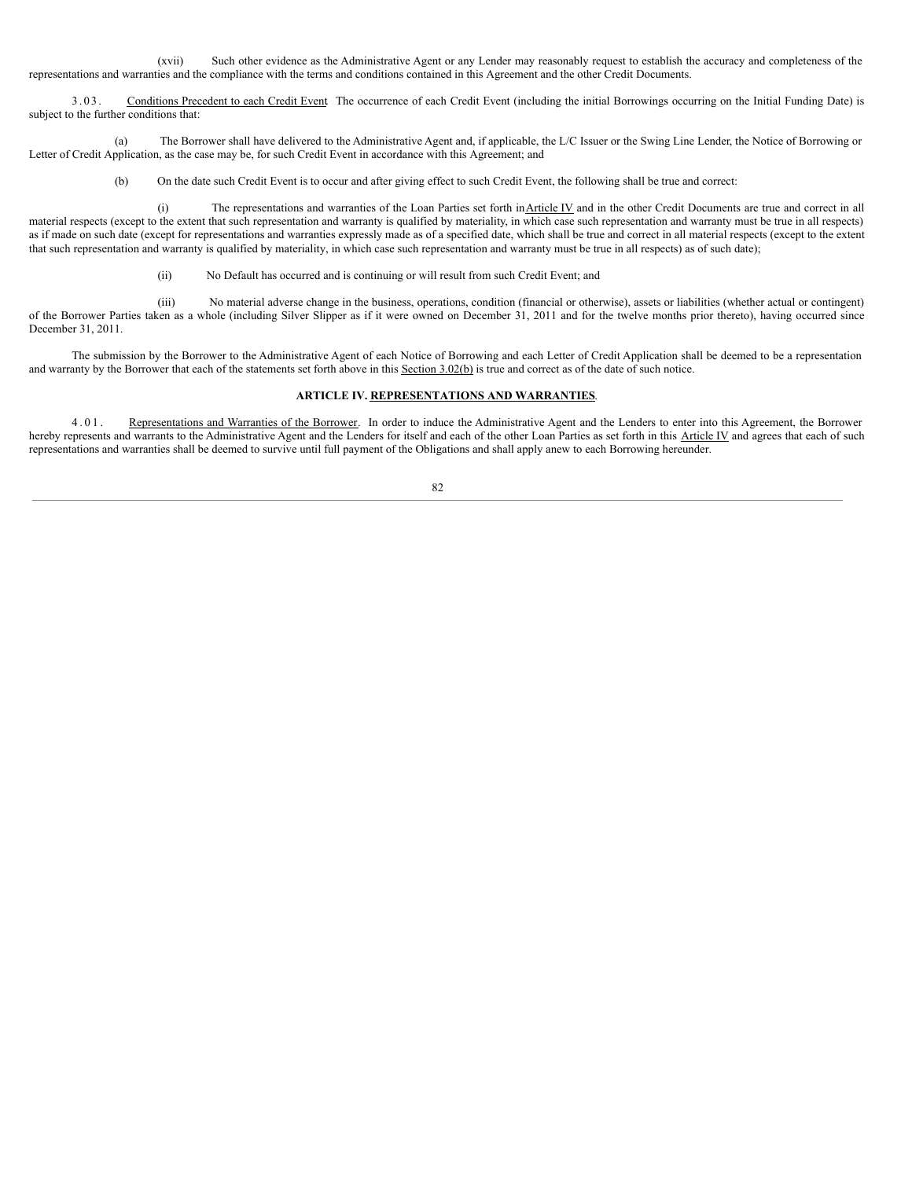(xvii) Such other evidence as the Administrative Agent or any Lender may reasonably request to establish the accuracy and completeness of the representations and warranties and the compliance with the terms and conditions contained in this Agreement and the other Credit Documents.

3.03. Conditions Precedent to each Credit Event. The occurrence of each Credit Event (including the initial Borrowings occurring on the Initial Funding Date) is subject to the further conditions that:

(a) The Borrower shall have delivered to the Administrative Agent and, if applicable, the L/C Issuer or the Swing Line Lender, the Notice of Borrowing or Letter of Credit Application, as the case may be, for such Credit Event in accordance with this Agreement; and

(b) On the date such Credit Event is to occur and after giving effect to such Credit Event, the following shall be true and correct:

(i) The representations and warranties of the Loan Parties set forth in Article IV and in the other Credit Documents are true and correct in all material respects (except to the extent that such representation and warranty is qualified by materiality, in which case such representation and warranty must be true in all respects) as if made on such date (except for representations and warranties expressly made as of a specified date, which shall be true and correct in all material respects (except to the extent that such representation and warranty is qualified by materiality, in which case such representation and warranty must be true in all respects) as of such date);

(ii) No Default has occurred and is continuing or will result from such Credit Event; and

(iii) No material adverse change in the business, operations, condition (financial or otherwise), assets or liabilities (whether actual or contingent) of the Borrower Parties taken as a whole (including Silver Slipper as if it were owned on December 31, 2011 and for the twelve months prior thereto), having occurred since December 31, 2011.

The submission by the Borrower to the Administrative Agent of each Notice of Borrowing and each Letter of Credit Application shall be deemed to be a representation and warranty by the Borrower that each of the statements set forth above in this Section 3.02(b) is true and correct as of the date of such notice.

## ARTICLE IV. REPRESENTATIONS AND WARRANTIES.

4.01. Representations and Warranties of the Borrower. In order to induce the Administrative Agent and the Lenders to enter into this Agreement, the Borrower hereby represents and warrants to the Administrative Agent and the Lenders for itself and each of the other Loan Parties as set forth in this Article IV and agrees that each of such representations and warranties shall be deemed to survive until full payment of the Obligations and shall apply anew to each Borrowing hereunder.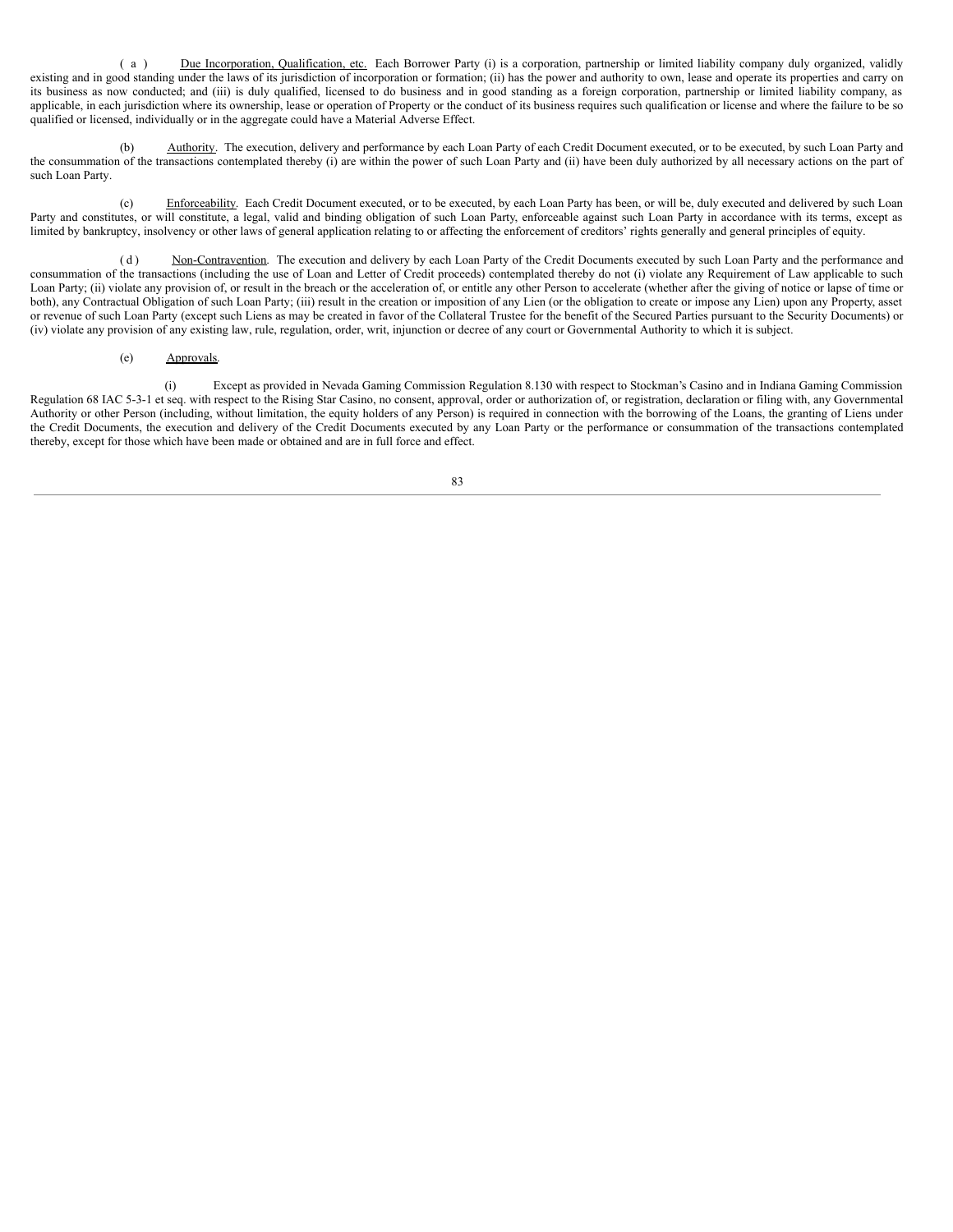(a) Due Incorporation, Qualification, etc. Each Borrower Party (i) is a corporation, partnership or limited liability company duly organized, validly existing and in good standing under the laws of its jurisdiction of incorporation or formation; (ii) has the power and authority to own, lease and operate its properties and carry on its business as now conducted; and (iii) is duly qualified, licensed to do business and in good standing as a foreign corporation, partnership or limited liability company, as applicable, in each jurisdiction where its ownership, lease or operation of Property or the conduct of its business requires such qualification or license and where the failure to be so qualified or licensed, individually or in the aggregate could have a Material Adverse Effect.

(b) Authority. The execution, delivery and performance by each Loan Party of each Credit Document executed, or to be executed, by such Loan Party and the consummation of the transactions contemplated thereby (i) are within the power of such Loan Party and (ii) have been duly authorized by all necessary actions on the part of such Loan Party.

(c) Enforceability. Each Credit Document executed, or to be executed, by each Loan Party has been, or will be, duly executed and delivered by such Loan Party and constitutes, or will constitute, a legal, valid and binding obligation of such Loan Party, enforceable against such Loan Party in accordance with its terms, except as limited by bankruptcy, insolvency or other laws of general application relating to or affecting the enforcement of creditors' rights generally and general principles of equity.

(d) Non-Contravention. The execution and delivery by each Loan Party of the Credit Documents executed by such Loan Party and the performance and consummation of the transactions (including the use of Loan and Letter of Credit proceeds) contemplated thereby do not (i) violate any Requirement of Law applicable to such Loan Party; (ii) violate any provision of, or result in the breach or the acceleration of, or entitle any other Person to accelerate (whether after the giving of notice or lapse of time or both), any Contractual Obligation of such Loan Party; (iii) result in the creation or imposition of any Lien (or the obligation to create or impose any Lien) upon any Property, asset or revenue of such Loan Party (except such Liens as may be created in favor of the Collateral Trustee for the benefit of the Secured Parties pursuant to the Security Documents) or (iv) violate any provision of any existing law, rule, regulation, order, writ, injunction or decree of any court or Governmental Authority to which it is subject.

(e) Approvals.

(i) Except as provided in Nevada Gaming Commission Regulation 8.130 with respect to Stockman's Casino and in Indiana Gaming Commission Regulation 68 IAC 5-3-1 et seq. with respect to the Rising Star Casino, no consent, approval, order or authorization of, or registration, declaration or filing with, any Governmental Authority or other Person (including, without limitation, the equity holders of any Person) is required in connection with the borrowing of the Loans, the granting of Liens under the Credit Documents, the execution and delivery of the Credit Documents executed by any Loan Party or the performance or consummation of the transactions contemplated thereby, except for those which have been made or obtained and are in full force and effect.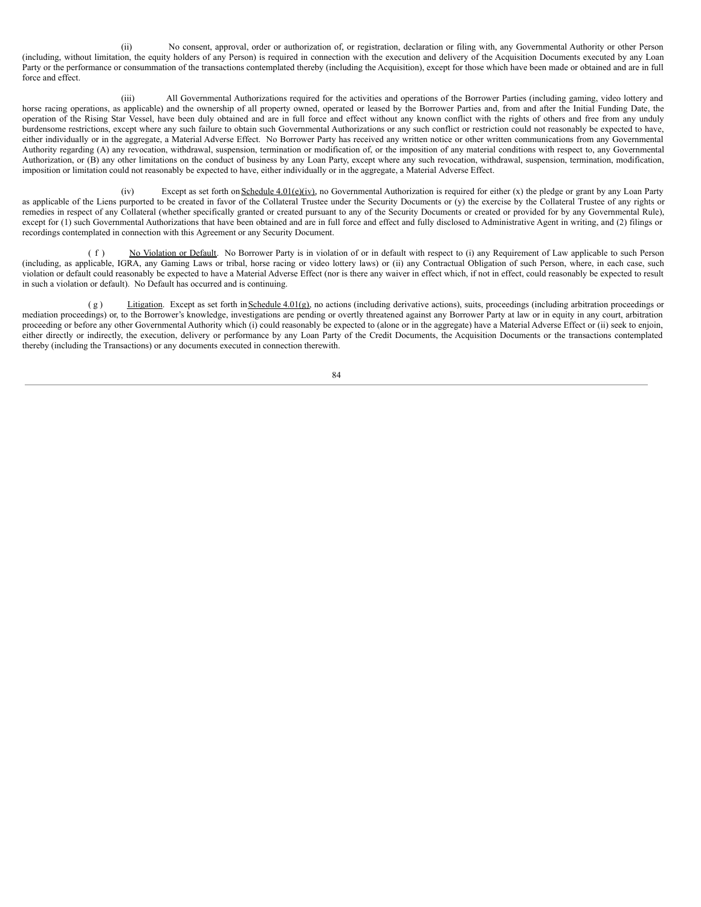(ii) No consent, approval, order or authorization of, or registration, declaration or filing with, any Governmental Authority or other Person (including, without limitation, the equity holders of any Person) is required in connection with the execution and delivery of the Acquisition Documents executed by any Loan Party or the performance or consummation of the transactions contemplated thereby (including the Acquisition), except for those which have been made or obtained and are in full force and effect.

(iii) All Governmental Authorizations required for the activities and operations of the Borrower Parties (including gaming, video lottery and horse racing operations, as applicable) and the ownership of all property owned, operated or leased by the Borrower Parties and, from and after the Initial Funding Date, the operation of the Rising Star Vessel, have been duly obtained and are in full force and effect without any known conflict with the rights of others and free from any unduly burdensome restrictions, except where any such failure to obtain such Governmental Authorizations or any such conflict or restriction could not reasonably be expected to have, either individually or in the aggregate, a Material Adverse Effect. No Borrower Party has received any written notice or other written communications from any Governmental Authority regarding (A) any revocation, withdrawal, suspension, termination or modification of, or the imposition of any material conditions with respect to, any Governmental Authorization, or (B) any other limitations on the conduct of business by any Loan Party, except where any such revocation, withdrawal, suspension, termination, modification, imposition or limitation could not reasonably be expected to have, either individually or in the aggregate, a Material Adverse Effect.

(iv) Except as set forth on Schedule 4.01(e)(iv), no Governmental Authorization is required for either (x) the pledge or grant by any Loan Party as applicable of the Liens purported to be created in favor of the Collateral Trustee under the Security Documents or (y) the exercise by the Collateral Trustee of any rights or remedies in respect of any Collateral (whether specifically granted or created pursuant to any of the Security Documents or created or provided for by any Governmental Rule), except for (1) such Governmental Authorizations that have been obtained and are in full force and effect and fully disclosed to Administrative Agent in writing, and (2) filings or recordings contemplated in connection with this Agreement or any Security Document.

(f) No Violation or Default. No Borrower Party is in violation of or in default with respect to (i) any Requirement of Law applicable to such Person (including, as applicable, IGRA, any Gaming Laws or tribal, horse racing or video lottery laws) or (ii) any Contractual Obligation of such Person, where, in each case, such violation or default could reasonably be expected to have a Material Adverse Effect (nor is there any waiver in effect which, if not in effect, could reasonably be expected to result in such a violation or default). No Default has occurred and is continuing.

(g) Litigation. Except as set forth in Schedule 4.01(g), no actions (including derivative actions), suits, proceedings (including arbitration proceedings or mediation proceedings) or, to the Borrower's knowledge, investigations are pending or overtly threatened against any Borrower Party at law or in equity in any court, arbitration proceeding or before any other Governmental Authority which (i) could reasonably be expected to (alone or in the aggregate) have a Material Adverse Effect or (ii) seek to enjoin, either directly or indirectly, the execution, delivery or performance by any Loan Party of the Credit Documents, the Acquisition Documents or the transactions contemplated thereby (including the Transactions) or any documents executed in connection therewith.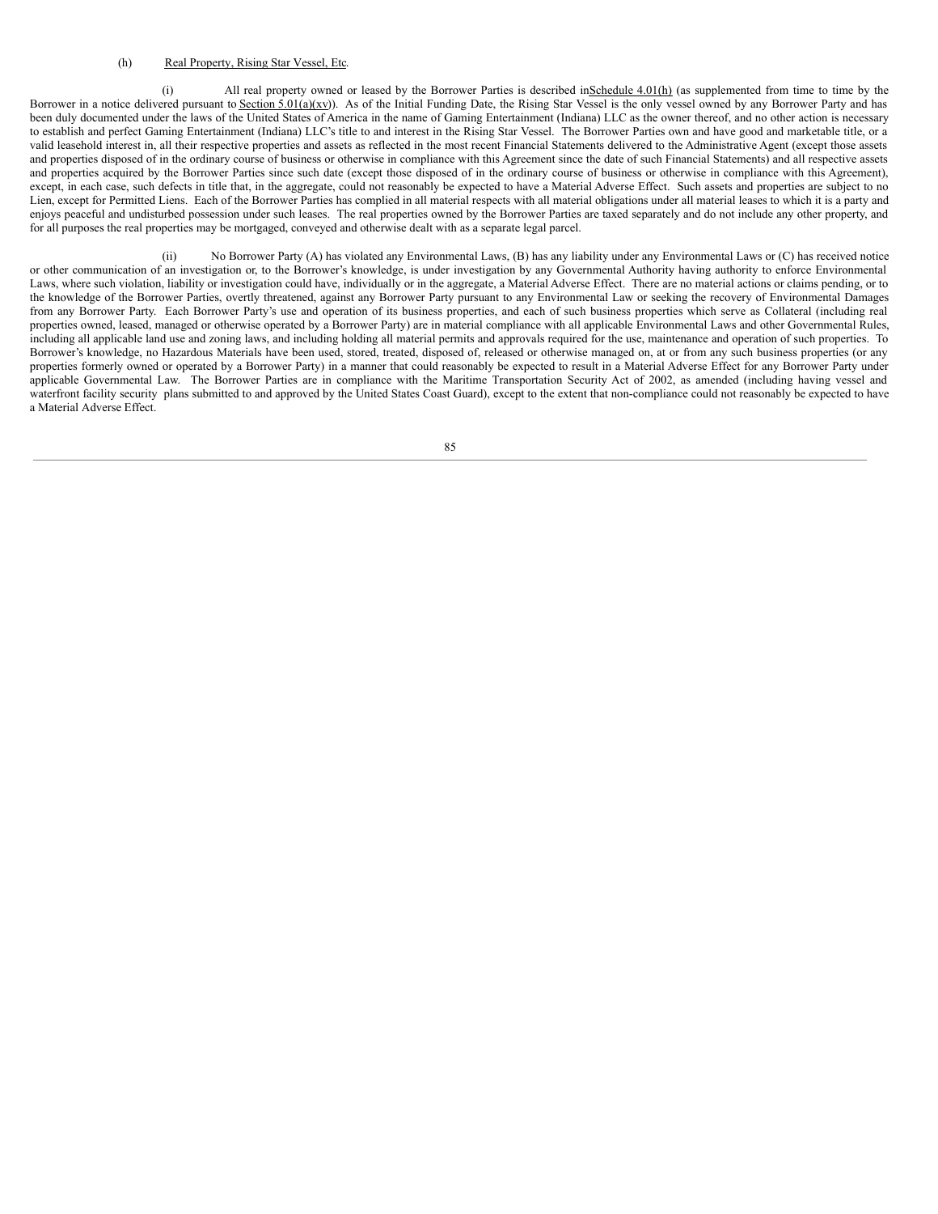(h) Real Property, Rising Star Vessel, Etc.

(i) All real property owned or leased by the Borrower Parties is described in Schedule 4.01(h) (as supplemented from time to time by the Borrower in a notice delivered pursuant to Section 5.01(a)(xv)). As of the Initial Funding Date, the Rising Star Vessel is the only vessel owned by any Borrower Party and has been duly documented under the laws of the United States of America in the name of Gaming Entertainment (Indiana) LLC as the owner thereof, and no other action is necessary to establish and perfect Gaming Entertainment (Indiana) LLC's title to and interest in the Rising Star Vessel. The Borrower Parties own and have good and marketable title, or a valid leasehold interest in, all their respective properties and assets as reflected in the most recent Financial Statements delivered to the Administrative Agent (except those assets and properties disposed of in the ordinary course of business or otherwise in compliance with this Agreement since the date of such Financial Statements) and all respective assets and properties acquired by the Borrower Parties since such date (except those disposed of in the ordinary course of business or otherwise in compliance with this Agreement), except, in each case, such defects in title that, in the aggregate, could not reasonably be expected to have a Material Adverse Effect. Such assets and properties are subject to no Lien, except for Permitted Liens. Each of the Borrower Parties has complied in all material respects with all material obligations under all material leases to which it is a party and enjoys peaceful and undisturbed possession under such leases. The real properties owned by the Borrower Parties are taxed separately and do not include any other property, and for all purposes the real properties may be mortgaged, conveyed and otherwise dealt with as a separate legal parcel.

(ii) No Borrower Party (A) has violated any Environmental Laws, (B) has any liability under any Environmental Laws or (C) has received notice or other communication of an investigation or, to the Borrower's knowledge, is under investigation by any Governmental Authority having authority to enforce Environmental Laws, where such violation, liability or investigation could have, individually or in the aggregate, a Material Adverse Effect. There are no material actions or claims pending, or to the knowledge of the Borrower Parties, overtly threatened, against any Borrower Party pursuant to any Environmental Law or seeking the recovery of Environmental Damages from any Borrower Party. Each Borrower Party's use and operation of its business properties, and each of such business properties which serve as Collateral (including real properties owned, leased, managed or otherwise operated by a Borrower Party) are in material compliance with all applicable Environmental Laws and other Governmental Rules, including all applicable land use and zoning laws, and including holding all material permits and approvals required for the use, maintenance and operation of such properties. To Borrower's knowledge, no Hazardous Materials have been used, stored, treated, disposed of, released or otherwise managed on, at or from any such business properties (or any properties formerly owned or operated by a Borrower Party) in a manner that could reasonably be expected to result in a Material Adverse Effect for any Borrower Party under applicable Governmental Law. The Borrower Parties are in compliance with the Maritime Transportation Security Act of 2002, as amended (including having vessel and waterfront facility security plans submitted to and approved by the United States Coast Guard), except to the extent that non-compliance could not reasonably be expected to have a Material Adverse Effect.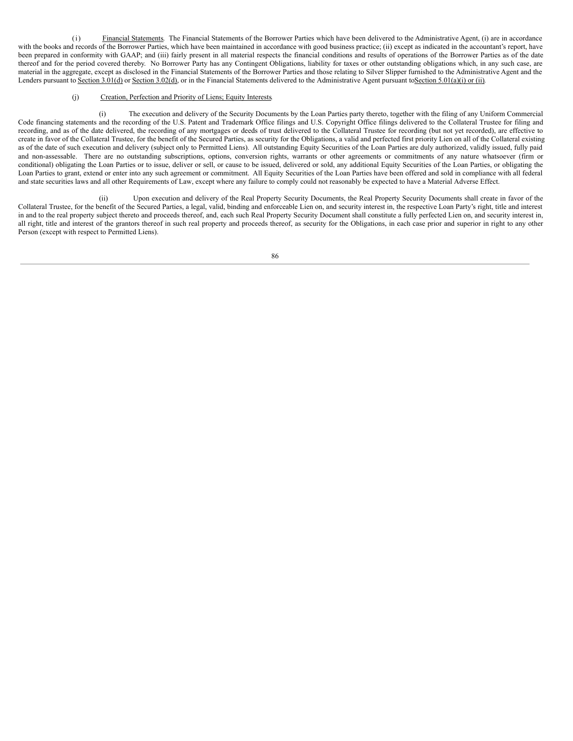(i) Financial Statements. The Financial Statements of the Borrower Parties which have been delivered to the Administrative Agent, (i) are in accordance with the books and records of the Borrower Parties, which have been maintained in accordance with good business practice; (ii) except as indicated in the accountant's report, have been prepared in conformity with GAAP; and (iii) fairly present in all material respects the financial conditions and results of operations of the Borrower Parties as of the date thereof and for the period covered thereby. No Borrower Party has any Contingent Obligations, liability for taxes or other outstanding obligations which, in any such case, are material in the aggregate, except as disclosed in the Financial Statements of the Borrower Parties and those relating to Silver Slipper furnished to the Administrative Agent and the Lenders pursuant to Section 3.01(d) or Section 3.02(d), or in the Financial Statements delivered to the Administrative Agent pursuant to Section 5.01(a)(i) or (ii).

(j) Creation, Perfection and Priority of Liens; Equity Interests.

(i) The execution and delivery of the Security Documents by the Loan Parties party thereto, together with the filing of any Uniform Commercial Code financing statements and the recording of the U.S. Patent and Trademark Office filings and U.S. Copyright Office filings delivered to the Collateral Trustee for filing and recording, and as of the date delivered, the recording of any mortgages or deeds of trust delivered to the Collateral Trustee for recording (but not yet recorded), are effective to create in favor of the Collateral Trustee, for the benefit of the Secured Parties, as security for the Obligations, a valid and perfected first priority Lien on all of the Collateral existing as of the date of such execution and delivery (subject only to Permitted Liens). All outstanding Equity Securities of the Loan Parties are duly authorized, validly issued, fully paid and non-assessable. There are no outstanding subscriptions, options, conversion rights, warrants or other agreements or commitments of any nature whatsoever (firm or conditional) obligating the Loan Parties or to issue, deliver or sell, or cause to be issued, delivered or sold, any additional Equity Securities of the Loan Parties, or obligating the Loan Parties to grant, extend or enter into any such agreement or commitment. All Equity Securities of the Loan Parties have been offered and sold in compliance with all federal and state securities laws and all other Requirements of Law, except where any failure to comply could not reasonably be expected to have a Material Adverse Effect.

(ii) Upon execution and delivery of the Real Property Security Documents, the Real Property Security Documents shall create in favor of the Collateral Trustee, for the benefit of the Secured Parties, a legal, valid, binding and enforceable Lien on, and security interest in, the respective Loan Party's right, title and interest in and to the real property subject thereto and proceeds thereof, and, each such Real Property Security Document shall constitute a fully perfected Lien on, and security interest in, all right, title and interest of the grantors thereof in such real property and proceeds thereof, as security for the Obligations, in each case prior and superior in right to any other Person (except with respect to Permitted Liens).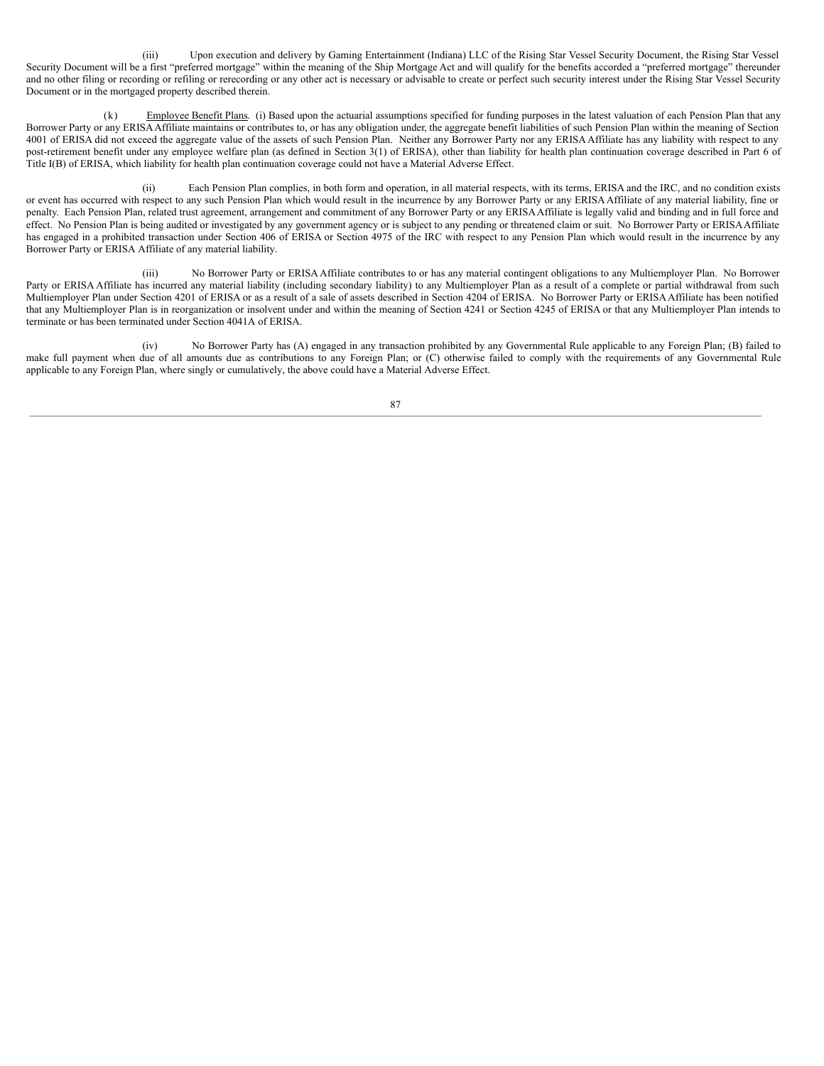(iii) Upon execution and delivery by Gaming Entertainment (Indiana) LLC of the Rising Star Vessel Security Document, the Rising Star Vessel Security Document will be a first "preferred mortgage" within the meaning of the Ship Mortgage Act and will qualify for the benefits accorded a "preferred mortgage" thereunder and no other filing or recording or refiling or rerecording or any other act is necessary or advisable to create or perfect such security interest under the Rising Star Vessel Security Document or in the mortgaged property described therein.

(k) Employee Benefit Plans. (i) Based upon the actuarial assumptions specified for funding purposes in the latest valuation of each Pension Plan that any Borrower Party or any ERISA Affiliate maintains or contributes to, or has any obligation under, the aggregate benefit liabilities of such Pension Plan within the meaning of Section 4001 of ERISA did not exceed the aggregate value of the assets of such Pension Plan. Neither any Borrower Party nor any ERISA Affiliate has any liability with respect to any post-retirement benefit under any employee welfare plan (as defined in Section 3(1) of ERISA), other than liability for health plan continuation coverage described in Part 6 of Title I(B) of ERISA, which liability for health plan continuation coverage could not have a Material Adverse Effect.

(ii) Each Pension Plan complies, in both form and operation, in all material respects, with its terms, ERISA and the IRC, and no condition exists or event has occurred with respect to any such Pension Plan which would result in the incurrence by any Borrower Party or any ERISA Affiliate of any material liability, fine or penalty. Each Pension Plan, related trust agreement, arrangement and commitment of any Borrower Party or any ERISA Affiliate is legally valid and binding and in full force and effect. No Pension Plan is being audited or investigated by any government agency or is subject to any pending or threatened claim or suit. No Borrower Party or ERISA Affiliate has engaged in a prohibited transaction under Section 406 of ERISA or Section 4975 of the IRC with respect to any Pension Plan which would result in the incurrence by any Borrower Party or ERISA Affiliate of any material liability.

(iii) No Borrower Party or ERISA Affiliate contributes to or has any material contingent obligations to any Multiemployer Plan. No Borrower Party or ERISA Affiliate has incurred any material liability (including secondary liability) to any Multiemployer Plan as a result of a complete or partial withdrawal from such Multiemployer Plan under Section 4201 of ERISA or as a result of a sale of assets described in Section 4204 of ERISA. No Borrower Party or ERISA Affiliate has been notified that any Multiemployer Plan is in reorganization or insolvent under and within the meaning of Section 4241 or Section 4245 of ERISA or that any Multiemployer Plan intends to terminate or has been terminated under Section 4041A of ERISA.

(iv) No Borrower Party has (A) engaged in any transaction prohibited by any Governmental Rule applicable to any Foreign Plan; (B) failed to make full payment when due of all amounts due as contributions to any Foreign Plan; or (C) otherwise failed to comply with the requirements of any Governmental Rule applicable to any Foreign Plan, where singly or cumulatively, the above could have a Material Adverse Effect.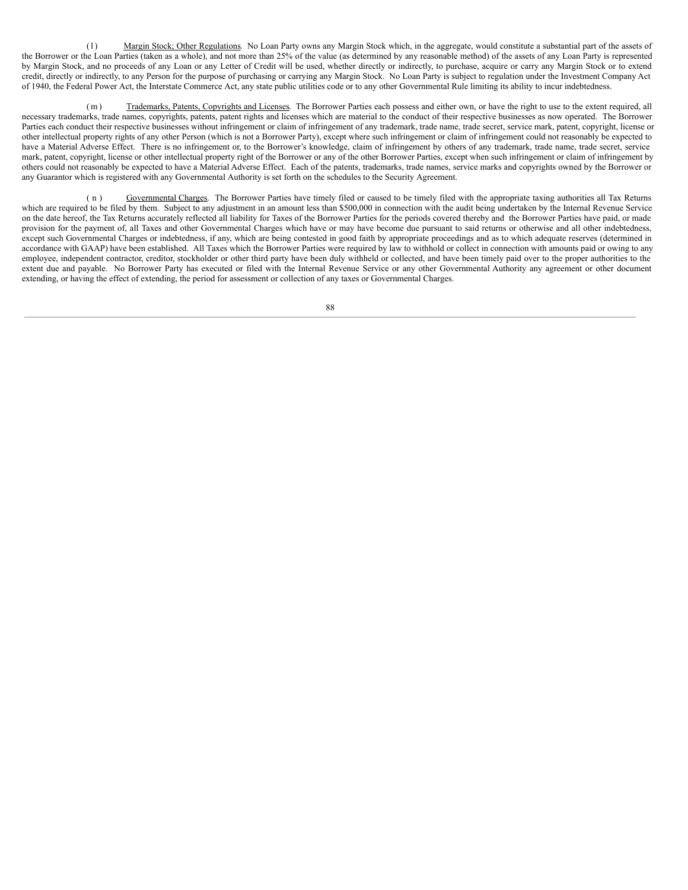(l) Margin Stock; Other Regulations. No Loan Party owns any Margin Stock which, in the aggregate, would constitute a substantial part of the assets of the Borrower or the Loan Parties (taken as a whole), and not more than 25% of the value (as determined by any reasonable method) of the assets of any Loan Party is represented by Margin Stock, and no proceeds of any Loan or any Letter of Credit will be used, whether directly or indirectly, to purchase, acquire or carry any Margin Stock or to extend credit, directly or indirectly, to any Person for the purpose of purchasing or carrying any Margin Stock. No Loan Party is subject to regulation under the Investment Company Act of 1940, the Federal Power Act, the Interstate Commerce Act, any state public utilities code or to any other Governmental Rule limiting its ability to incur indebtedness.

(m) Trademarks, Patents, Copyrights and Licenses. The Borrower Parties each possess and either own, or have the right to use to the extent required, all necessary trademarks, trade names, copyrights, patents, patent rights and licenses which are material to the conduct of their respective businesses as now operated. The Borrower Parties each conduct their respective businesses without infringement or claim of infringement of any trademark, trade name, trade secret, service mark, patent, copyright, license or other intellectual property rights of any other Person (which is not a Borrower Party), except where such infringement or claim of infringement could not reasonably be expected to have a Material Adverse Effect. There is no infringement or, to the Borrower's knowledge, claim of infringement by others of any trademark, trade name, trade secret, service mark, patent, copyright, license or other intellectual property right of the Borrower or any of the other Borrower Parties, except when such infringement or claim of infringement by others could not reasonably be expected to have a Material Adverse Effect. Each of the patents, trademarks, trade names, service marks and copyrights owned by the Borrower or any Guarantor which is registered with any Governmental Authority is set forth on the schedules to the Security Agreement.

(n) Governmental Charges. The Borrower Parties have timely filed or caused to be timely filed with the appropriate taxing authorities all Tax Returns which are required to be filed by them. Subject to any adjustment in an amount less than $500,000 in connection with the audit being undertaken by the Internal Revenue Service on the date hereof, the Tax Returns accurately reflected all liability for Taxes of the Borrower Parties for the periods covered thereby and the Borrower Parties have paid, or made provision for the payment of, all Taxes and other Governmental Charges which have or may have become due pursuant to said returns or otherwise and all other indebtedness, except such Governmental Charges or indebtedness, if any, which are being contested in good faith by appropriate proceedings and as to which adequate reserves (determined in accordance with GAAP) have been established. All Taxes which the Borrower Parties were required by law to withhold or collect in connection with amounts paid or owing to any employee, independent contractor, creditor, stockholder or other third party have been duly withheld or collected, and have been timely paid over to the proper authorities to the extent due and payable. No Borrower Party has executed or filed with the Internal Revenue Service or any other Governmental Authority any agreement or other document extending, or having the effect of extending, the period for assessment or collection of any taxes or Governmental Charges.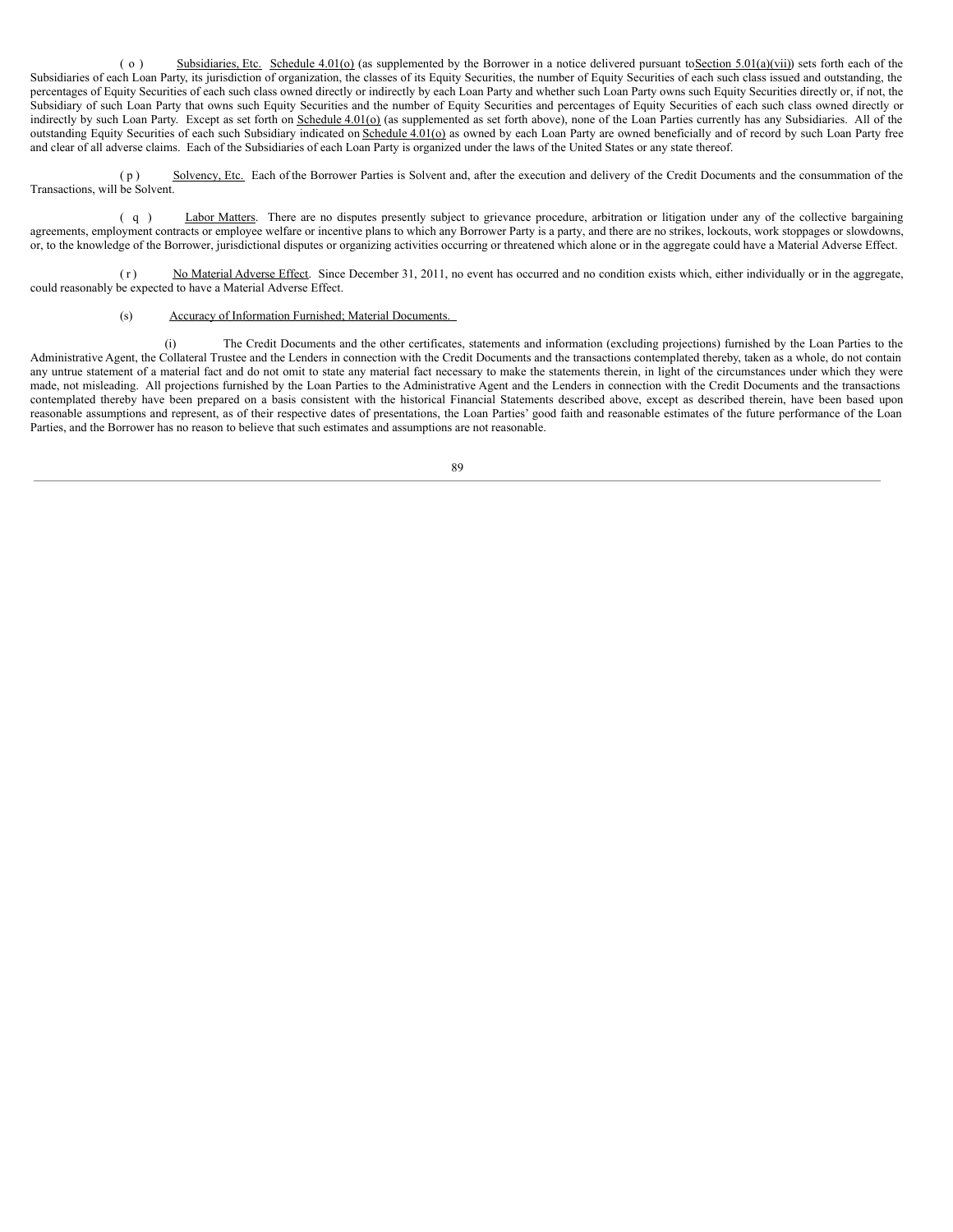(o) Subsidiaries, Etc. Schedule 4.01(o) (as supplemented by the Borrower in a notice delivered pursuant to Section 5.01(a)(vii)) sets forth each of the Subsidiaries of each Loan Party, its jurisdiction of organization, the classes of its Equity Securities, the number of Equity Securities of each such class issued and outstanding, the percentages of Equity Securities of each such class owned directly or indirectly by each Loan Party and whether such Loan Party owns such Equity Securities directly or, if not, the Subsidiary of such Loan Party that owns such Equity Securities and the number of Equity Securities and percentages of Equity Securities of each such class owned directly or indirectly by such Loan Party. Except as set forth on Schedule 4.01(o) (as supplemented as set forth above), none of the Loan Parties currently has any Subsidiaries. All of the outstanding Equity Securities of each such Subsidiary indicated on Schedule 4.01(o) as owned by each Loan Party are owned beneficially and of record by such Loan Party free and clear of all adverse claims. Each of the Subsidiaries of each Loan Party is organized under the laws of the United States or any state thereof.

(p) Solvency, Etc. Each of the Borrower Parties is Solvent and, after the execution and delivery of the Credit Documents and the consummation of the Transactions, will be Solvent.

(q) Labor Matters. There are no disputes presently subject to grievance procedure, arbitration or litigation under any of the collective bargaining agreements, employment contracts or employee welfare or incentive plans to which any Borrower Party is a party, and there are no strikes, lockouts, work stoppages or slowdowns, or, to the knowledge of the Borrower, jurisdictional disputes or organizing activities occurring or threatened which alone or in the aggregate could have a Material Adverse Effect.

(r) No Material Adverse Effect. Since December 31, 2011, no event has occurred and no condition exists which, either individually or in the aggregate, could reasonably be expected to have a Material Adverse Effect.

(s) Accuracy of Information Furnished; Material Documents.

(i) The Credit Documents and the other certificates, statements and information (excluding projections) furnished by the Loan Parties to the Administrative Agent, the Collateral Trustee and the Lenders in connection with the Credit Documents and the transactions contemplated thereby, taken as a whole, do not contain any untrue statement of a material fact and do not omit to state any material fact necessary to make the statements therein, in light of the circumstances under which they were made, not misleading. All projections furnished by the Loan Parties to the Administrative Agent and the Lenders in connection with the Credit Documents and the transactions contemplated thereby have been prepared on a basis consistent with the historical Financial Statements described above, except as described therein, have been based upon reasonable assumptions and represent, as of their respective dates of presentations, the Loan Parties' good faith and reasonable estimates of the future performance of the Loan Parties, and the Borrower has no reason to believe that such estimates and assumptions are not reasonable.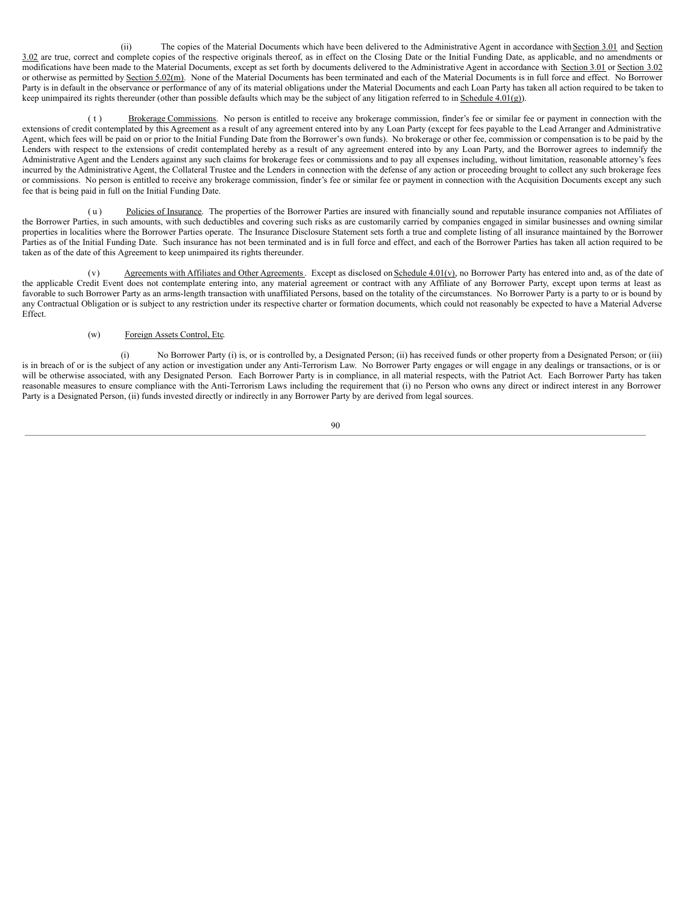(ii) The copies of the Material Documents which have been delivered to the Administrative Agent in accordance with Section 3.01 and Section 3.02 are true, correct and complete copies of the respective originals thereof, as in effect on the Closing Date or the Initial Funding Date, as applicable, and no amendments or modifications have been made to the Material Documents, except as set forth by documents delivered to the Administrative Agent in accordance with Section 3.01 or Section 3.02 or otherwise as permitted by Section 5.02(m). None of the Material Documents has been terminated and each of the Material Documents is in full force and effect. No Borrower Party is in default in the observance or performance of any of its material obligations under the Material Documents and each Loan Party has taken all action required to be taken to keep unimpaired its rights thereunder (other than possible defaults which may be the subject of any litigation referred to in Schedule 4.01(g)).

(t) Brokerage Commissions. No person is entitled to receive any brokerage commission, finder's fee or similar fee or payment in connection with the extensions of credit contemplated by this Agreement as a result of any agreement entered into by any Loan Party (except for fees payable to the Lead Arranger and Administrative Agent, which fees will be paid on or prior to the Initial Funding Date from the Borrower's own funds). No brokerage or other fee, commission or compensation is to be paid by the Lenders with respect to the extensions of credit contemplated hereby as a result of any agreement entered into by any Loan Party, and the Borrower agrees to indemnify the Administrative Agent and the Lenders against any such claims for brokerage fees or commissions and to pay all expenses including, without limitation, reasonable attorney's fees incurred by the Administrative Agent, the Collateral Trustee and the Lenders in connection with the defense of any action or proceeding brought to collect any such brokerage fees or commissions. No person is entitled to receive any brokerage commission, finder's fee or similar fee or payment in connection with the Acquisition Documents except any such fee that is being paid in full on the Initial Funding Date.

(u) Policies of Insurance. The properties of the Borrower Parties are insured with financially sound and reputable insurance companies not Affiliates of the Borrower Parties, in such amounts, with such deductibles and covering such risks as are customarily carried by companies engaged in similar businesses and owning similar properties in localities where the Borrower Parties operate. The Insurance Disclosure Statement sets forth a true and complete listing of all insurance maintained by the Borrower Parties as of the Initial Funding Date. Such insurance has not been terminated and is in full force and effect, and each of the Borrower Parties has taken all action required to be taken as of the date of this Agreement to keep unimpaired its rights thereunder.

(v) Agreements with Affiliates and Other Agreements. Except as disclosed on Schedule 4.01(v), no Borrower Party has entered into and, as of the date of the applicable Credit Event does not contemplate entering into, any material agreement or contract with any Affiliate of any Borrower Party, except upon terms at least as favorable to such Borrower Party as an arms-length transaction with unaffiliated Persons, based on the totality of the circumstances. No Borrower Party is a party to or is bound by any Contractual Obligation or is subject to any restriction under its respective charter or formation documents, which could not reasonably be expected to have a Material Adverse Effect.

(w) Foreign Assets Control, Etc.

(i) No Borrower Party (i) is, or is controlled by, a Designated Person; (ii) has received funds or other property from a Designated Person; or (iii) is in breach of or is the subject of any action or investigation under any Anti-Terrorism Law. No Borrower Party engages or will engage in any dealings or transactions, or is or will be otherwise associated, with any Designated Person. Each Borrower Party is in compliance, in all material respects, with the Patriot Act. Each Borrower Party has taken reasonable measures to ensure compliance with the Anti-Terrorism Laws including the requirement that (i) no Person who owns any direct or indirect interest in any Borrower Party is a Designated Person, (ii) funds invested directly or indirectly in any Borrower Party by are derived from legal sources.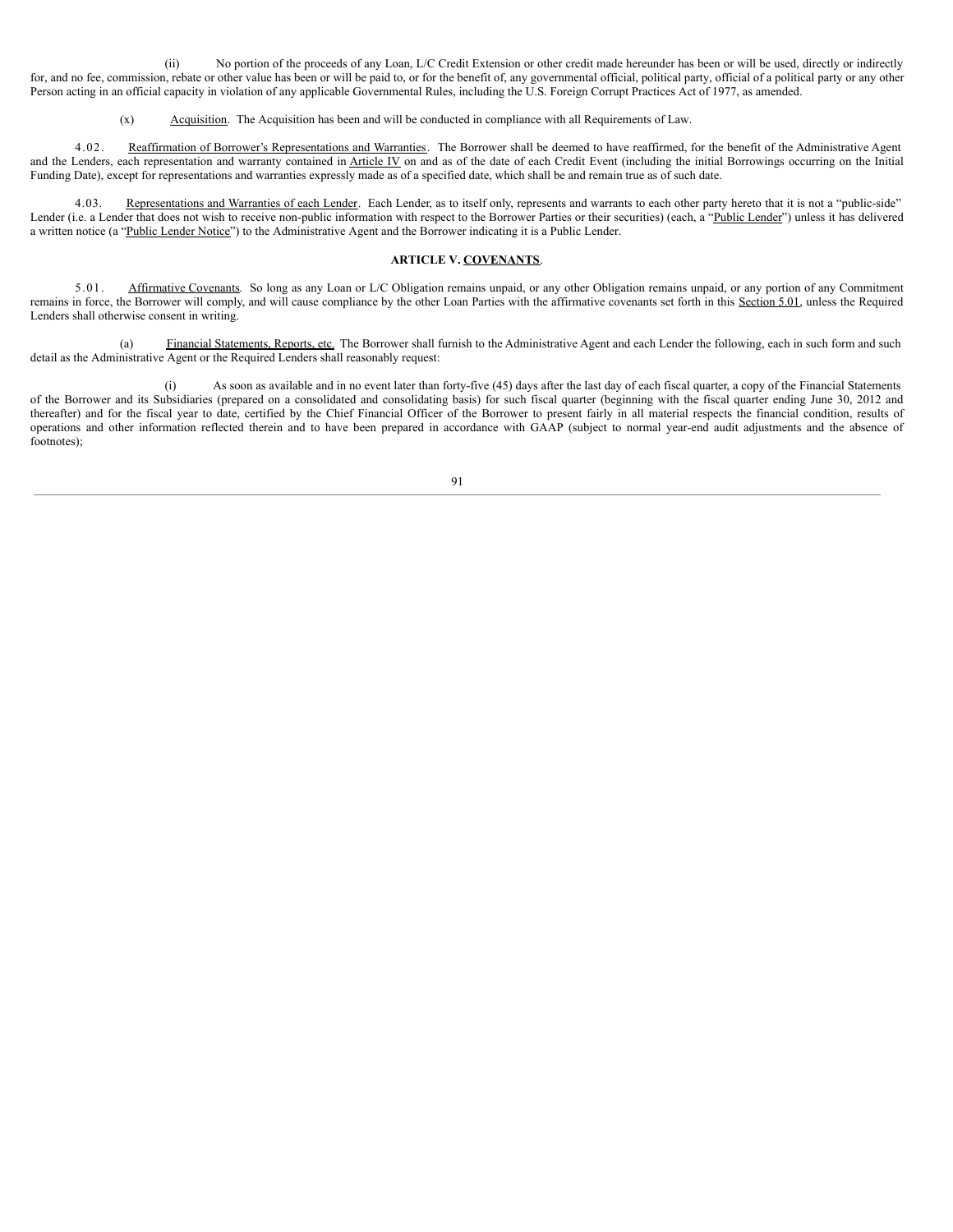(ii) No portion of the proceeds of any Loan, L/C Credit Extension or other credit made hereunder has been or will be used, directly or indirectly for, and no fee, commission, rebate or other value has been or will be paid to, or for the benefit of, any governmental official, political party, official of a political party or any other Person acting in an official capacity in violation of any applicable Governmental Rules, including the U.S. Foreign Corrupt Practices Act of 1977, as amended.

(x) Acquisition. The Acquisition has been and will be conducted in compliance with all Requirements of Law.

4.02. Reaffirmation of Borrower's Representations and Warranties. The Borrower shall be deemed to have reaffirmed, for the benefit of the Administrative Agent and the Lenders, each representation and warranty contained in Article IV on and as of the date of each Credit Event (including the initial Borrowings occurring on the Initial Funding Date), except for representations and warranties expressly made as of a specified date, which shall be and remain true as of such date.

4.03. Representations and Warranties of each Lender. Each Lender, as to itself only, represents and warrants to each other party hereto that it is not a "public-side" Lender (i.e. a Lender that does not wish to receive non-public information with respect to the Borrower Parties or their securities) (each, a "Public Lender") unless it has delivered a written notice (a "Public Lender Notice") to the Administrative Agent and the Borrower indicating it is a Public Lender.

## ARTICLE V. COVENANTS.

5.01. Affirmative Covenants. So long as any Loan or L/C Obligation remains unpaid, or any other Obligation remains unpaid, or any portion of any Commitment remains in force, the Borrower will comply, and will cause compliance by the other Loan Parties with the affirmative covenants set forth in this Section 5.01, unless the Required Lenders shall otherwise consent in writing.

(a) Financial Statements, Reports, etc. The Borrower shall furnish to the Administrative Agent and each Lender the following, each in such form and such detail as the Administrative Agent or the Required Lenders shall reasonably request:

(i) As soon as available and in no event later than forty-five (45) days after the last day of each fiscal quarter, a copy of the Financial Statements of the Borrower and its Subsidiaries (prepared on a consolidated and consolidating basis) for such fiscal quarter (beginning with the fiscal quarter ending June 30, 2012 and thereafter) and for the fiscal year to date, certified by the Chief Financial Officer of the Borrower to present fairly in all material respects the financial condition, results of operations and other information reflected therein and to have been prepared in accordance with GAAP (subject to normal year-end audit adjustments and the absence of footnotes);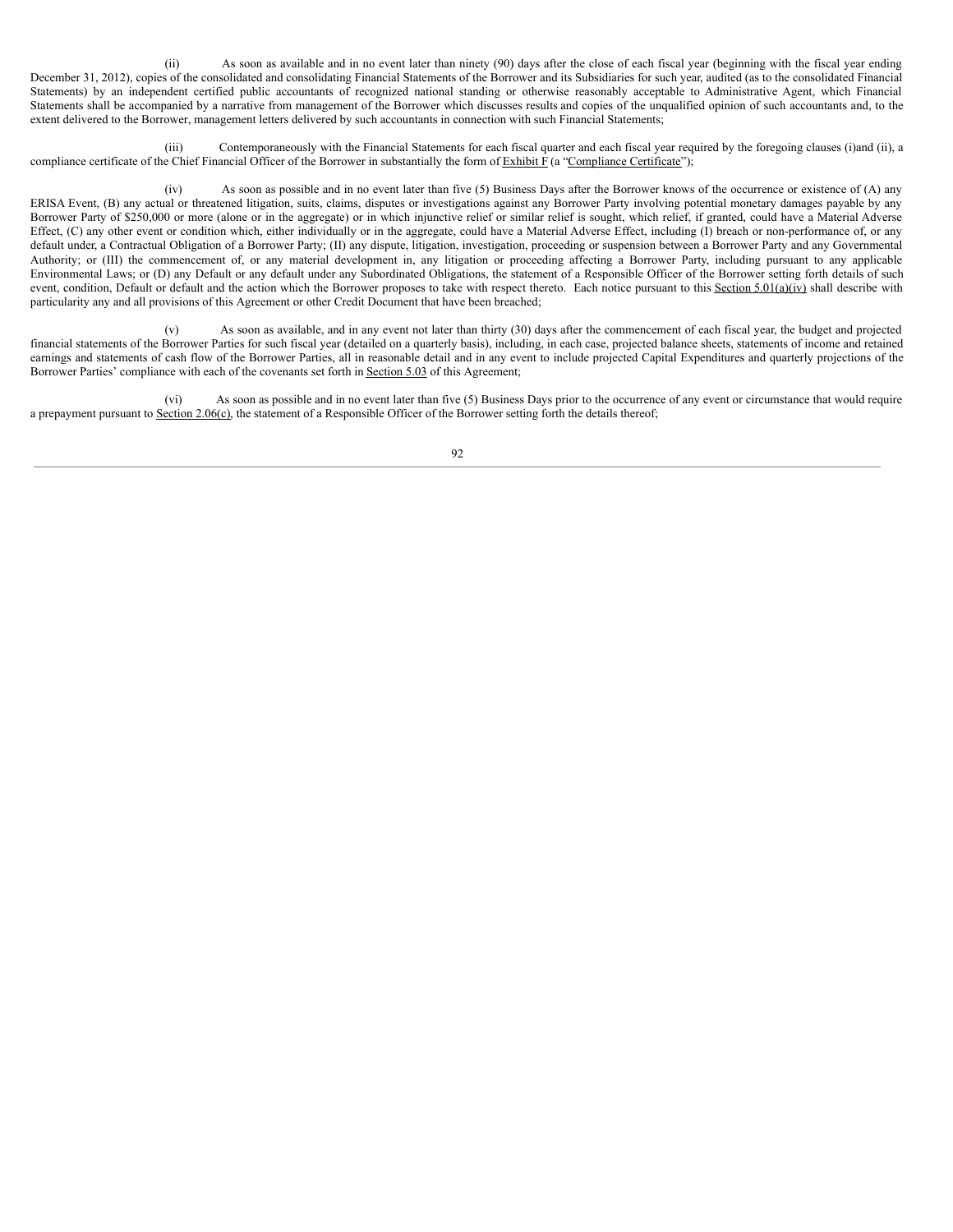(ii) As soon as available and in no event later than ninety (90) days after the close of each fiscal year (beginning with the fiscal year ending December 31, 2012), copies of the consolidated and consolidating Financial Statements of the Borrower and its Subsidiaries for such year, audited (as to the consolidated Financial Statements) by an independent certified public accountants of recognized national standing or otherwise reasonably acceptable to Administrative Agent, which Financial Statements shall be accompanied by a narrative from management of the Borrower which discusses results and copies of the unqualified opinion of such accountants and, to the extent delivered to the Borrower, management letters delivered by such accountants in connection with such Financial Statements;

(iii) Contemporaneously with the Financial Statements for each fiscal quarter and each fiscal year required by the foregoing clauses (i)and (ii), a compliance certificate of the Chief Financial Officer of the Borrower in substantially the form of Exhibit F (a "Compliance Certificate");

(iv) As soon as possible and in no event later than five (5) Business Days after the Borrower knows of the occurrence or existence of (A) any ERISA Event, (B) any actual or threatened litigation, suits, claims, disputes or investigations against any Borrower Party involving potential monetary damages payable by any Borrower Party of $250,000 or more (alone or in the aggregate) or in which injunctive relief or similar relief is sought, which relief, if granted, could have a Material Adverse Effect, (C) any other event or condition which, either individually or in the aggregate, could have a Material Adverse Effect, including (I) breach or non-performance of, or any default under, a Contractual Obligation of a Borrower Party; (II) any dispute, litigation, investigation, proceeding or suspension between a Borrower Party and any Governmental Authority; or (III) the commencement of, or any material development in, any litigation or proceeding affecting a Borrower Party, including pursuant to any applicable Environmental Laws; or (D) any Default or any default under any Subordinated Obligations, the statement of a Responsible Officer of the Borrower setting forth details of such event, condition, Default or default and the action which the Borrower proposes to take with respect thereto. Each notice pursuant to this Section 5.01(a)(iv) shall describe with particularity any and all provisions of this Agreement or other Credit Document that have been breached;

(v) As soon as available, and in any event not later than thirty (30) days after the commencement of each fiscal year, the budget and projected financial statements of the Borrower Parties for such fiscal year (detailed on a quarterly basis), including, in each case, projected balance sheets, statements of income and retained earnings and statements of cash flow of the Borrower Parties, all in reasonable detail and in any event to include projected Capital Expenditures and quarterly projections of the Borrower Parties' compliance with each of the covenants set forth in Section 5.03 of this Agreement;

(vi) As soon as possible and in no event later than five (5) Business Days prior to the occurrence of any event or circumstance that would require a prepayment pursuant to Section 2.06(c), the statement of a Responsible Officer of the Borrower setting forth the details thereof;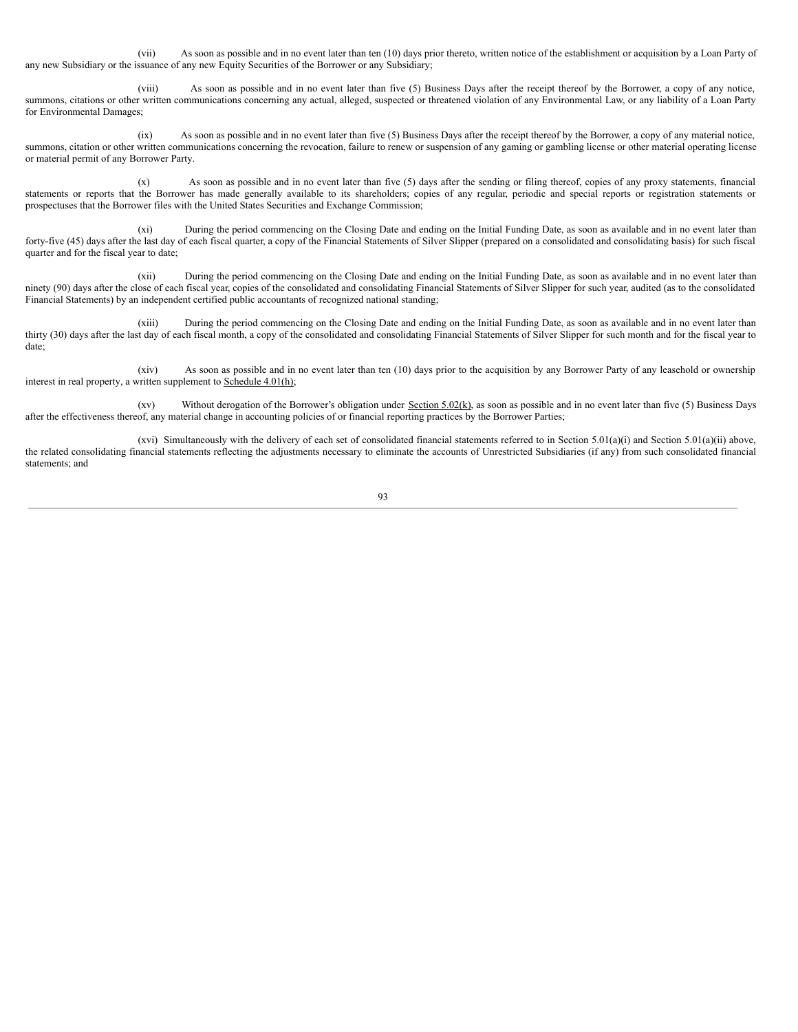(vii) As soon as possible and in no event later than ten (10) days prior thereto, written notice of the establishment or acquisition by a Loan Party of any new Subsidiary or the issuance of any new Equity Securities of the Borrower or any Subsidiary;

(viii) As soon as possible and in no event later than five (5) Business Days after the receipt thereof by the Borrower, a copy of any notice, summons, citations or other written communications concerning any actual, alleged, suspected or threatened violation of any Environmental Law, or any liability of a Loan Party for Environmental Damages;

(ix) As soon as possible and in no event later than five (5) Business Days after the receipt thereof by the Borrower, a copy of any material notice, summons, citation or other written communications concerning the revocation, failure to renew or suspension of any gaming or gambling license or other material operating license or material permit of any Borrower Party.

(x) As soon as possible and in no event later than five (5) days after the sending or filing thereof, copies of any proxy statements, financial statements or reports that the Borrower has made generally available to its shareholders; copies of any regular, periodic and special reports or registration statements or prospectuses that the Borrower files with the United States Securities and Exchange Commission;

(xi) During the period commencing on the Closing Date and ending on the Initial Funding Date, as soon as available and in no event later than forty-five (45) days after the last day of each fiscal quarter, a copy of the Financial Statements of Silver Slipper (prepared on a consolidated and consolidating basis) for such fiscal quarter and for the fiscal year to date;

(xii) During the period commencing on the Closing Date and ending on the Initial Funding Date, as soon as available and in no event later than ninety (90) days after the close of each fiscal year, copies of the consolidated and consolidating Financial Statements of Silver Slipper for such year, audited (as to the consolidated Financial Statements) by an independent certified public accountants of recognized national standing;

(xiii) During the period commencing on the Closing Date and ending on the Initial Funding Date, as soon as available and in no event later than thirty (30) days after the last day of each fiscal month, a copy of the consolidated and consolidating Financial Statements of Silver Slipper for such month and for the fiscal year to date;

(xiv) As soon as possible and in no event later than ten (10) days prior to the acquisition by any Borrower Party of any leasehold or ownership interest in real property, a written supplement to Schedule 4.01(h);

(xv) Without derogation of the Borrower's obligation under Section 5.02(k), as soon as possible and in no event later than five (5) Business Days after the effectiveness thereof, any material change in accounting policies of or financial reporting practices by the Borrower Parties;

(xvi) Simultaneously with the delivery of each set of consolidated financial statements referred to in Section 5.01(a)(i) and Section 5.01(a)(ii) above, the related consolidating financial statements reflecting the adjustments necessary to eliminate the accounts of Unrestricted Subsidiaries (if any) from such consolidated financial statements; and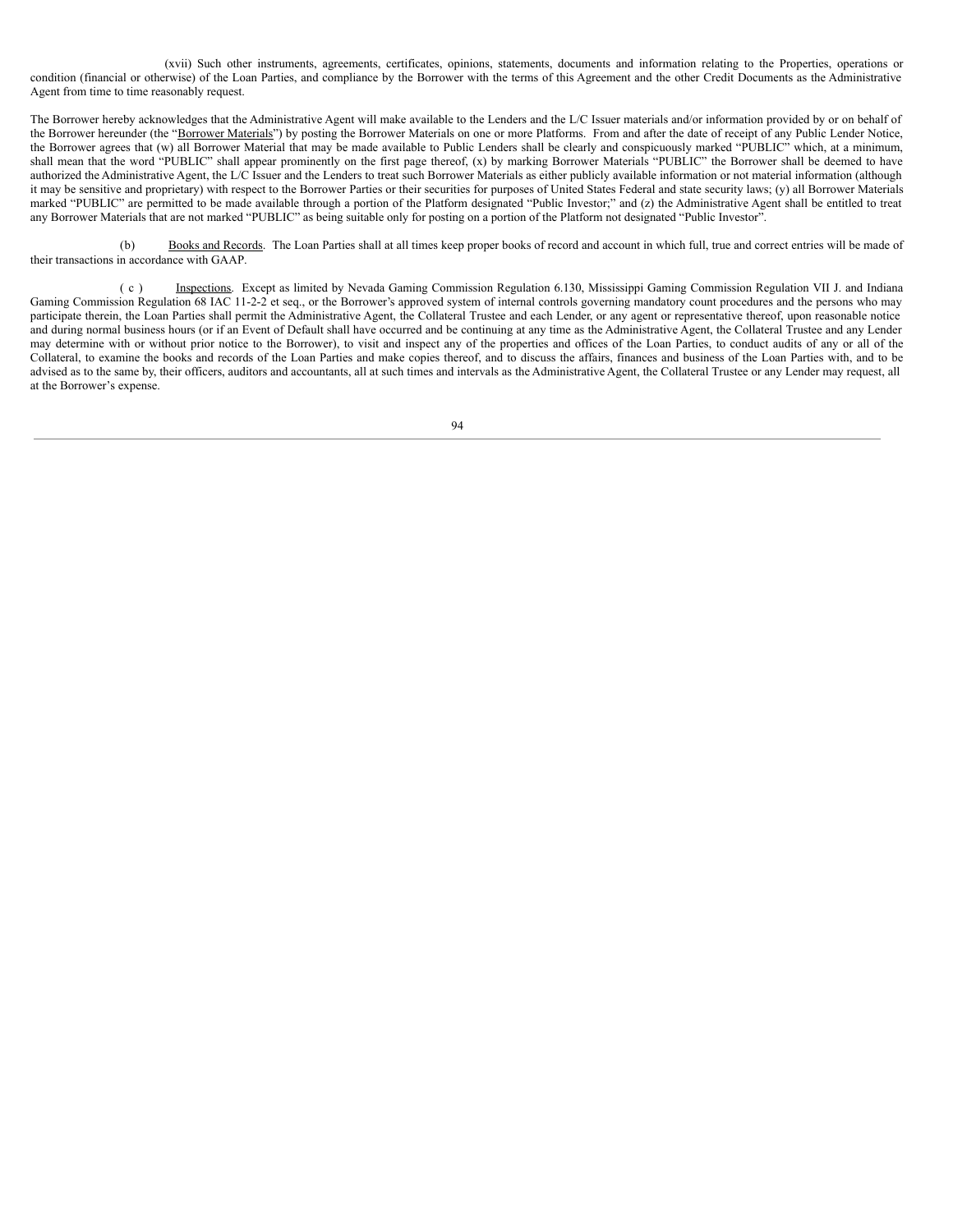(xvii) Such other instruments, agreements, certificates, opinions, statements, documents and information relating to the Properties, operations or condition (financial or otherwise) of the Loan Parties, and compliance by the Borrower with the terms of this Agreement and the other Credit Documents as the Administrative Agent from time to time reasonably request.

The Borrower hereby acknowledges that the Administrative Agent will make available to the Lenders and the L/C Issuer materials and/or information provided by or on behalf of the Borrower hereunder (the "Borrower Materials") by posting the Borrower Materials on one or more Platforms. From and after the date of receipt of any Public Lender Notice, the Borrower agrees that (w) all Borrower Material that may be made available to Public Lenders shall be clearly and conspicuously marked "PUBLIC" which, at a minimum, shall mean that the word "PUBLIC" shall appear prominently on the first page thereof, (x) by marking Borrower Materials "PUBLIC" the Borrower shall be deemed to have authorized the Administrative Agent, the L/C Issuer and the Lenders to treat such Borrower Materials as either publicly available information or not material information (although it may be sensitive and proprietary) with respect to the Borrower Parties or their securities for purposes of United States Federal and state security laws; (y) all Borrower Materials marked "PUBLIC" are permitted to be made available through a portion of the Platform designated "Public Investor;" and (z) the Administrative Agent shall be entitled to treat any Borrower Materials that are not marked "PUBLIC" as being suitable only for posting on a portion of the Platform not designated "Public Investor".

(b) Books and Records. The Loan Parties shall at all times keep proper books of record and account in which full, true and correct entries will be made of their transactions in accordance with GAAP.

(c) Inspections. Except as limited by Nevada Gaming Commission Regulation 6.130, Mississippi Gaming Commission Regulation VII J. and Indiana Gaming Commission Regulation 68 IAC 11-2-2 et seq., or the Borrower's approved system of internal controls governing mandatory count procedures and the persons who may participate therein, the Loan Parties shall permit the Administrative Agent, the Collateral Trustee and each Lender, or any agent or representative thereof, upon reasonable notice and during normal business hours (or if an Event of Default shall have occurred and be continuing at any time as the Administrative Agent, the Collateral Trustee and any Lender may determine with or without prior notice to the Borrower), to visit and inspect any of the properties and offices of the Loan Parties, to conduct audits of any or all of the Collateral, to examine the books and records of the Loan Parties and make copies thereof, and to discuss the affairs, finances and business of the Loan Parties with, and to be advised as to the same by, their officers, auditors and accountants, all at such times and intervals as the Administrative Agent, the Collateral Trustee or any Lender may request, all at the Borrower's expense.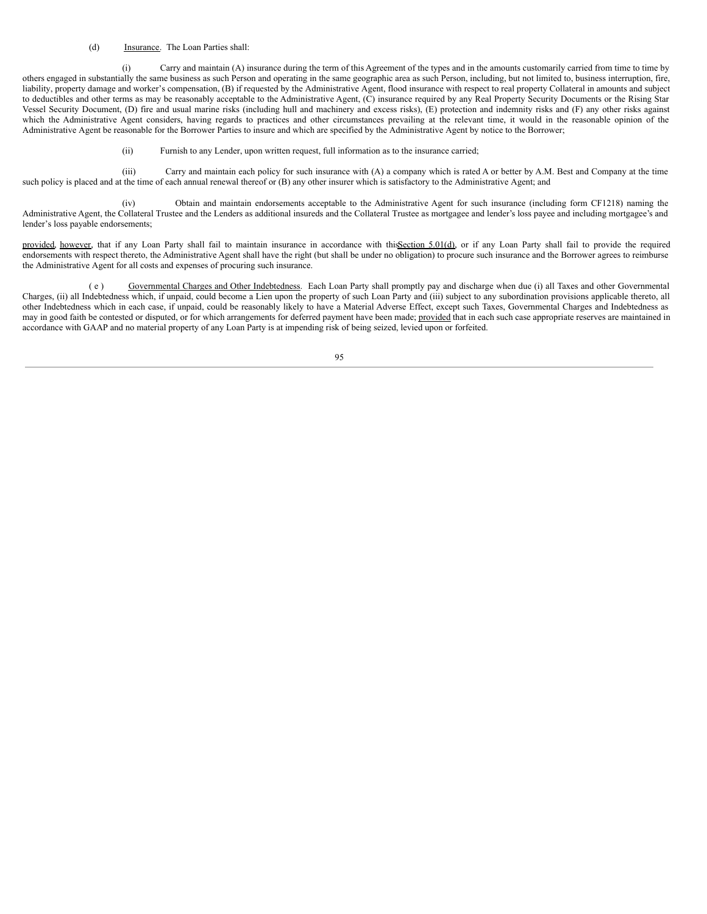(d) Insurance. The Loan Parties shall:

(i) Carry and maintain (A) insurance during the term of this Agreement of the types and in the amounts customarily carried from time to time by others engaged in substantially the same business as such Person and operating in the same geographic area as such Person, including, but not limited to, business interruption, fire, liability, property damage and worker's compensation, (B) if requested by the Administrative Agent, flood insurance with respect to real property Collateral in amounts and subject to deductibles and other terms as may be reasonably acceptable to the Administrative Agent, (C) insurance required by any Real Property Security Documents or the Rising Star Vessel Security Document, (D) fire and usual marine risks (including hull and machinery and excess risks), (E) protection and indemnity risks and (F) any other risks against which the Administrative Agent considers, having regards to practices and other circumstances prevailing at the relevant time, it would in the reasonable opinion of the Administrative Agent be reasonable for the Borrower Parties to insure and which are specified by the Administrative Agent by notice to the Borrower;

(ii) Furnish to any Lender, upon written request, full information as to the insurance carried;

(iii) Carry and maintain each policy for such insurance with (A) a company which is rated A or better by A.M. Best and Company at the time such policy is placed and at the time of each annual renewal thereof or (B) any other insurer which is satisfactory to the Administrative Agent; and

(iv) Obtain and maintain endorsements acceptable to the Administrative Agent for such insurance (including form CF1218) naming the Administrative Agent, the Collateral Trustee and the Lenders as additional insureds and the Collateral Trustee as mortgagee and lender's loss payee and including mortgagee's and lender's loss payable endorsements;

provided, however, that if any Loan Party shall fail to maintain insurance in accordance with this Section 5.01(d), or if any Loan Party shall fail to provide the required endorsements with respect thereto, the Administrative Agent shall have the right (but shall be under no obligation) to procure such insurance and the Borrower agrees to reimburse the Administrative Agent for all costs and expenses of procuring such insurance.

(e) Governmental Charges and Other Indebtedness. Each Loan Party shall promptly pay and discharge when due (i) all Taxes and other Governmental Charges, (ii) all Indebtedness which, if unpaid, could become a Lien upon the property of such Loan Party and (iii) subject to any subordination provisions applicable thereto, all other Indebtedness which in each case, if unpaid, could be reasonably likely to have a Material Adverse Effect, except such Taxes, Governmental Charges and Indebtedness as may in good faith be contested or disputed, or for which arrangements for deferred payment have been made; provided that in each such case appropriate reserves are maintained in accordance with GAAP and no material property of any Loan Party is at impending risk of being seized, levied upon or forfeited.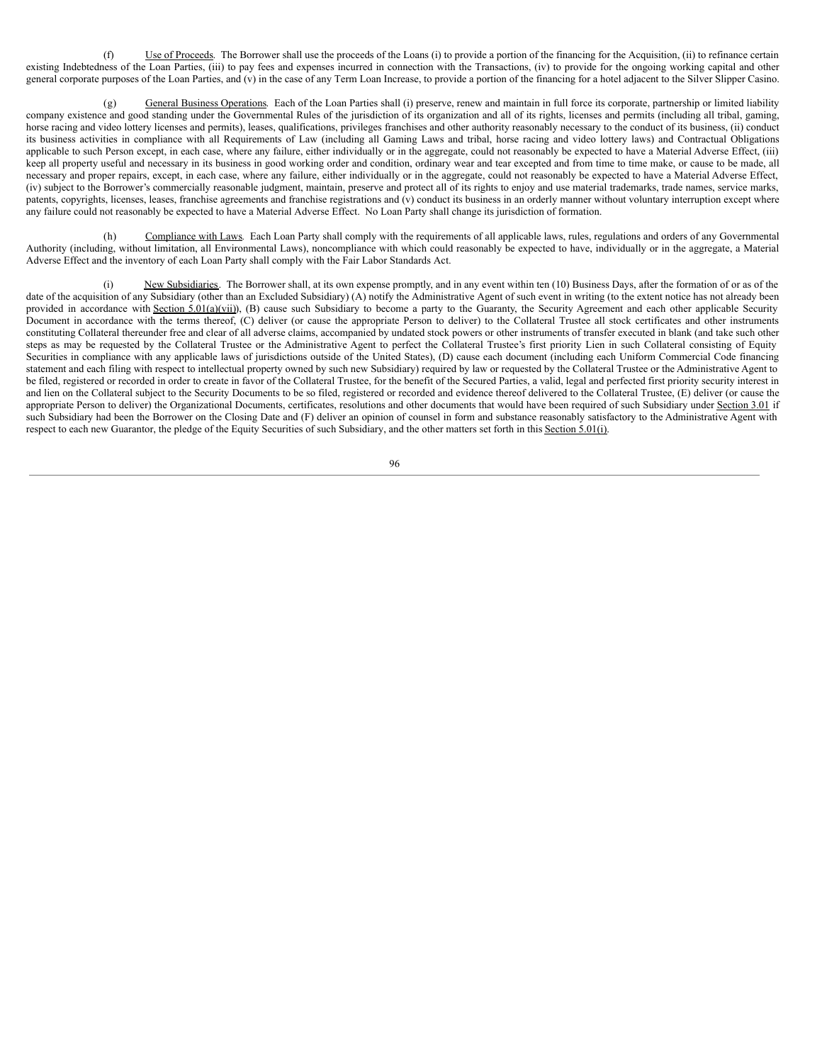(f) Use of Proceeds. The Borrower shall use the proceeds of the Loans (i) to provide a portion of the financing for the Acquisition, (ii) to refinance certain existing Indebtedness of the Loan Parties, (iii) to pay fees and expenses incurred in connection with the Transactions, (iv) to provide for the ongoing working capital and other general corporate purposes of the Loan Parties, and (v) in the case of any Term Loan Increase, to provide a portion of the financing for a hotel adjacent to the Silver Slipper Casino.

(g) General Business Operations. Each of the Loan Parties shall (i) preserve, renew and maintain in full force its corporate, partnership or limited liability company existence and good standing under the Governmental Rules of the jurisdiction of its organization and all of its rights, licenses and permits (including all tribal, gaming, horse racing and video lottery licenses and permits), leases, qualifications, privileges franchises and other authority reasonably necessary to the conduct of its business, (ii) conduct its business activities in compliance with all Requirements of Law (including all Gaming Laws and tribal, horse racing and video lottery laws) and Contractual Obligations applicable to such Person except, in each case, where any failure, either individually or in the aggregate, could not reasonably be expected to have a Material Adverse Effect, (iii) keep all property useful and necessary in its business in good working order and condition, ordinary wear and tear excepted and from time to time make, or cause to be made, all necessary and proper repairs, except, in each case, where any failure, either individually or in the aggregate, could not reasonably be expected to have a Material Adverse Effect, (iv) subject to the Borrower's commercially reasonable judgment, maintain, preserve and protect all of its rights to enjoy and use material trademarks, trade names, service marks, patents, copyrights, licenses, leases, franchise agreements and franchise registrations and (v) conduct its business in an orderly manner without voluntary interruption except where any failure could not reasonably be expected to have a Material Adverse Effect. No Loan Party shall change its jurisdiction of formation.

(h) Compliance with Laws. Each Loan Party shall comply with the requirements of all applicable laws, rules, regulations and orders of any Governmental Authority (including, without limitation, all Environmental Laws), noncompliance with which could reasonably be expected to have, individually or in the aggregate, a Material Adverse Effect and the inventory of each Loan Party shall comply with the Fair Labor Standards Act.

(i) New Subsidiaries. The Borrower shall, at its own expense promptly, and in any event within ten (10) Business Days, after the formation of or as of the date of the acquisition of any Subsidiary (other than an Excluded Subsidiary) (A) notify the Administrative Agent of such event in writing (to the extent notice has not already been provided in accordance with Section 5.01(a)(vii)), (B) cause such Subsidiary to become a party to the Guaranty, the Security Agreement and each other applicable Security Document in accordance with the terms thereof, (C) deliver (or cause the appropriate Person to deliver) to the Collateral Trustee all stock certificates and other instruments constituting Collateral thereunder free and clear of all adverse claims, accompanied by undated stock powers or other instruments of transfer executed in blank (and take such other steps as may be requested by the Collateral Trustee or the Administrative Agent to perfect the Collateral Trustee's first priority Lien in such Collateral consisting of Equity Securities in compliance with any applicable laws of jurisdictions outside of the United States), (D) cause each document (including each Uniform Commercial Code financing statement and each filing with respect to intellectual property owned by such new Subsidiary) required by law or requested by the Collateral Trustee or the Administrative Agent to be filed, registered or recorded in order to create in favor of the Collateral Trustee, for the benefit of the Secured Parties, a valid, legal and perfected first priority security interest in and lien on the Collateral subject to the Security Documents to be so filed, registered or recorded and evidence thereof delivered to the Collateral Trustee, (E) deliver (or cause the appropriate Person to deliver) the Organizational Documents, certificates, resolutions and other documents that would have been required of such Subsidiary under Section 3.01 if such Subsidiary had been the Borrower on the Closing Date and (F) deliver an opinion of counsel in form and substance reasonably satisfactory to the Administrative Agent with respect to each new Guarantor, the pledge of the Equity Securities of such Subsidiary, and the other matters set forth in this Section 5.01(i).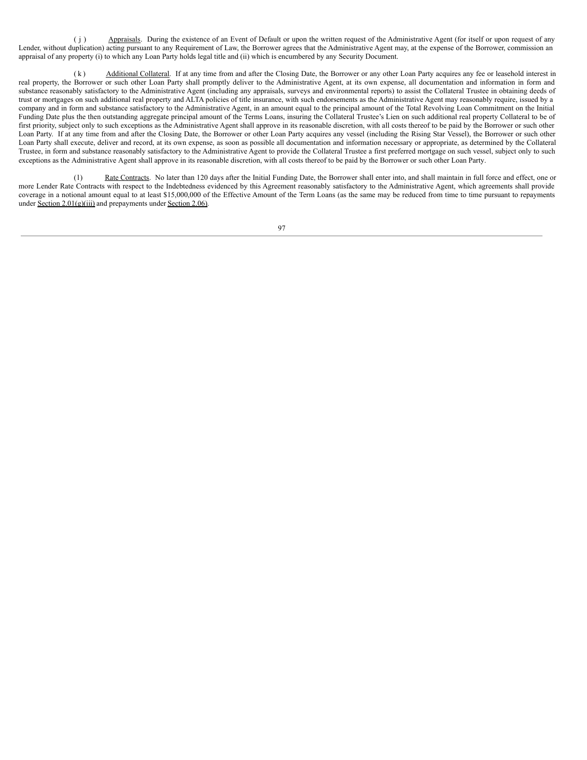(j) Appraisals. During the existence of an Event of Default or upon the written request of the Administrative Agent (for itself or upon request of any Lender, without duplication) acting pursuant to any Requirement of Law, the Borrower agrees that the Administrative Agent may, at the expense of the Borrower, commission an appraisal of any property (i) to which any Loan Party holds legal title and (ii) which is encumbered by any Security Document.

(k) Additional Collateral. If at any time from and after the Closing Date, the Borrower or any other Loan Party acquires any fee or leasehold interest in real property, the Borrower or such other Loan Party shall promptly deliver to the Administrative Agent, at its own expense, all documentation and information in form and substance reasonably satisfactory to the Administrative Agent (including any appraisals, surveys and environmental reports) to assist the Collateral Trustee in obtaining deeds of trust or mortgages on such additional real property and ALTA policies of title insurance, with such endorsements as the Administrative Agent may reasonably require, issued by a company and in form and substance satisfactory to the Administrative Agent, in an amount equal to the principal amount of the Total Revolving Loan Commitment on the Initial Funding Date plus the then outstanding aggregate principal amount of the Terms Loans, insuring the Collateral Trustee's Lien on such additional real property Collateral to be of first priority, subject only to such exceptions as the Administrative Agent shall approve in its reasonable discretion, with all costs thereof to be paid by the Borrower or such other Loan Party. If at any time from and after the Closing Date, the Borrower or other Loan Party acquires any vessel (including the Rising Star Vessel), the Borrower or such other Loan Party shall execute, deliver and record, at its own expense, as soon as possible all documentation and information necessary or appropriate, as determined by the Collateral Trustee, in form and substance reasonably satisfactory to the Administrative Agent to provide the Collateral Trustee a first preferred mortgage on such vessel, subject only to such exceptions as the Administrative Agent shall approve in its reasonable discretion, with all costs thereof to be paid by the Borrower or such other Loan Party.

(l) Rate Contracts. No later than 120 days after the Initial Funding Date, the Borrower shall enter into, and shall maintain in full force and effect, one or more Lender Rate Contracts with respect to the Indebtedness evidenced by this Agreement reasonably satisfactory to the Administrative Agent, which agreements shall provide coverage in a notional amount equal to at least $15,000,000 of the Effective Amount of the Term Loans (as the same may be reduced from time to time pursuant to repayments under Section 2.01(g)(iii) and prepayments under Section 2.06).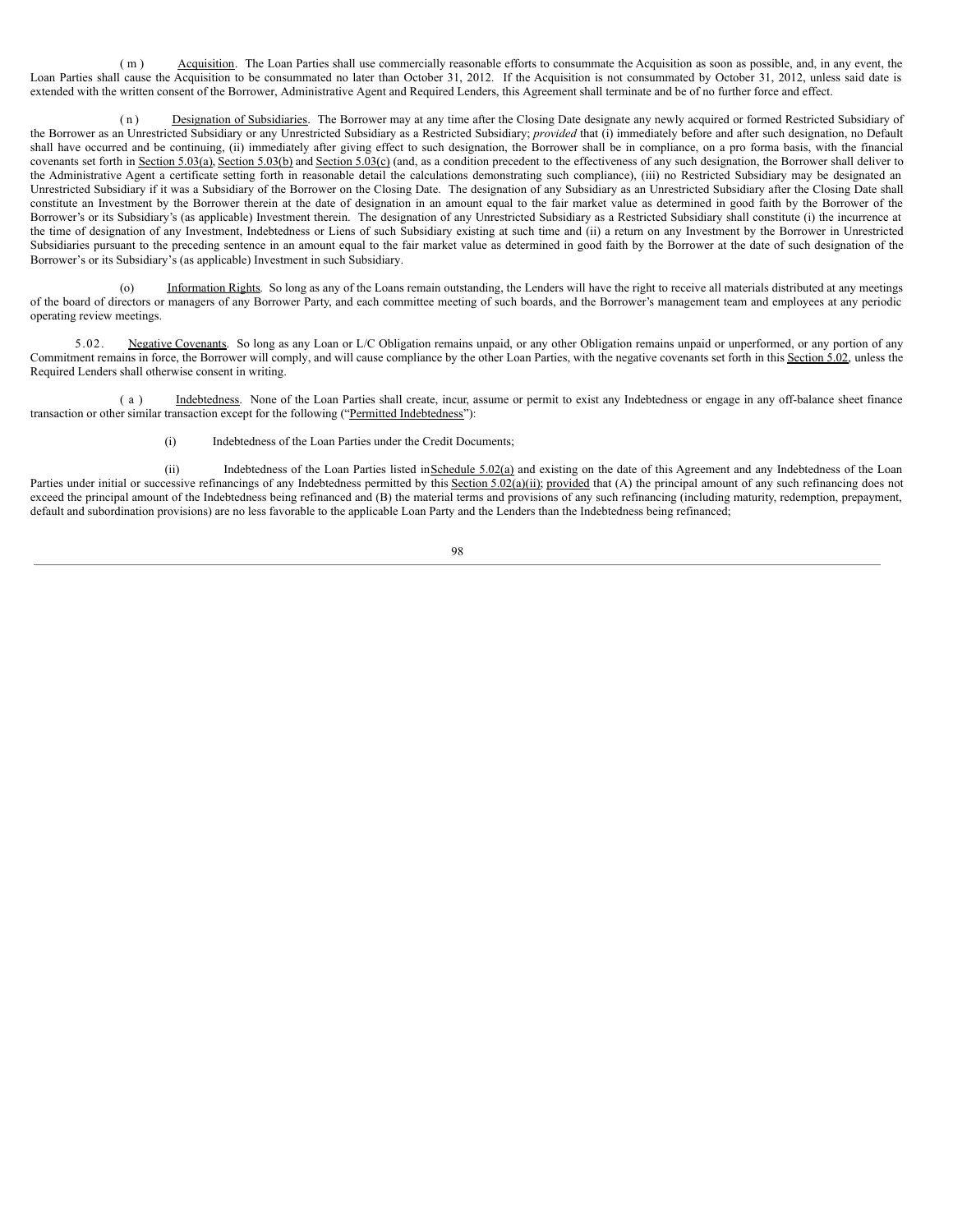(m) Acquisition. The Loan Parties shall use commercially reasonable efforts to consummate the Acquisition as soon as possible, and, in any event, the Loan Parties shall cause the Acquisition to be consummated no later than October 31, 2012. If the Acquisition is not consummated by October 31, 2012, unless said date is extended with the written consent of the Borrower, Administrative Agent and Required Lenders, this Agreement shall terminate and be of no further force and effect.

(n) Designation of Subsidiaries. The Borrower may at any time after the Closing Date designate any newly acquired or formed Restricted Subsidiary of the Borrower as an Unrestricted Subsidiary or any Unrestricted Subsidiary as a Restricted Subsidiary; *provided* that (i) immediately before and after such designation, no Default shall have occurred and be continuing, (ii) immediately after giving effect to such designation, the Borrower shall be in compliance, on a pro forma basis, with the financial covenants set forth in Section 5.03(a), Section 5.03(b) and Section 5.03(c) (and, as a condition precedent to the effectiveness of any such designation, the Borrower shall deliver to the Administrative Agent a certificate setting forth in reasonable detail the calculations demonstrating such compliance), (iii) no Restricted Subsidiary may be designated an Unrestricted Subsidiary if it was a Subsidiary of the Borrower on the Closing Date. The designation of any Subsidiary as an Unrestricted Subsidiary after the Closing Date shall constitute an Investment by the Borrower therein at the date of designation in an amount equal to the fair market value as determined in good faith by the Borrower of the Borrower's or its Subsidiary's (as applicable) Investment therein. The designation of any Unrestricted Subsidiary as a Restricted Subsidiary shall constitute (i) the incurrence at the time of designation of any Investment, Indebtedness or Liens of such Subsidiary existing at such time and (ii) a return on any Investment by the Borrower in Unrestricted Subsidiaries pursuant to the preceding sentence in an amount equal to the fair market value as determined in good faith by the Borrower at the date of such designation of the Borrower's or its Subsidiary's (as applicable) Investment in such Subsidiary.

(o) Information Rights. So long as any of the Loans remain outstanding, the Lenders will have the right to receive all materials distributed at any meetings of the board of directors or managers of any Borrower Party, and each committee meeting of such boards, and the Borrower's management team and employees at any periodic operating review meetings.

5.02. Negative Covenants. So long as any Loan or L/C Obligation remains unpaid, or any other Obligation remains unpaid or unperformed, or any portion of any Commitment remains in force, the Borrower will comply, and will cause compliance by the other Loan Parties, with the negative covenants set forth in this Section 5.02, unless the Required Lenders shall otherwise consent in writing.

(a) Indebtedness. None of the Loan Parties shall create, incur, assume or permit to exist any Indebtedness or engage in any off-balance sheet finance transaction or other similar transaction except for the following ("Permitted Indebtedness"):

(i) Indebtedness of the Loan Parties under the Credit Documents;

(ii) Indebtedness of the Loan Parties listed in Schedule 5.02(a) and existing on the date of this Agreement and any Indebtedness of the Loan Parties under initial or successive refinancings of any Indebtedness permitted by this Section 5.02(a)(ii); provided that (A) the principal amount of any such refinancing does not exceed the principal amount of the Indebtedness being refinanced and (B) the material terms and provisions of any such refinancing (including maturity, redemption, prepayment, default and subordination provisions) are no less favorable to the applicable Loan Party and the Lenders than the Indebtedness being refinanced;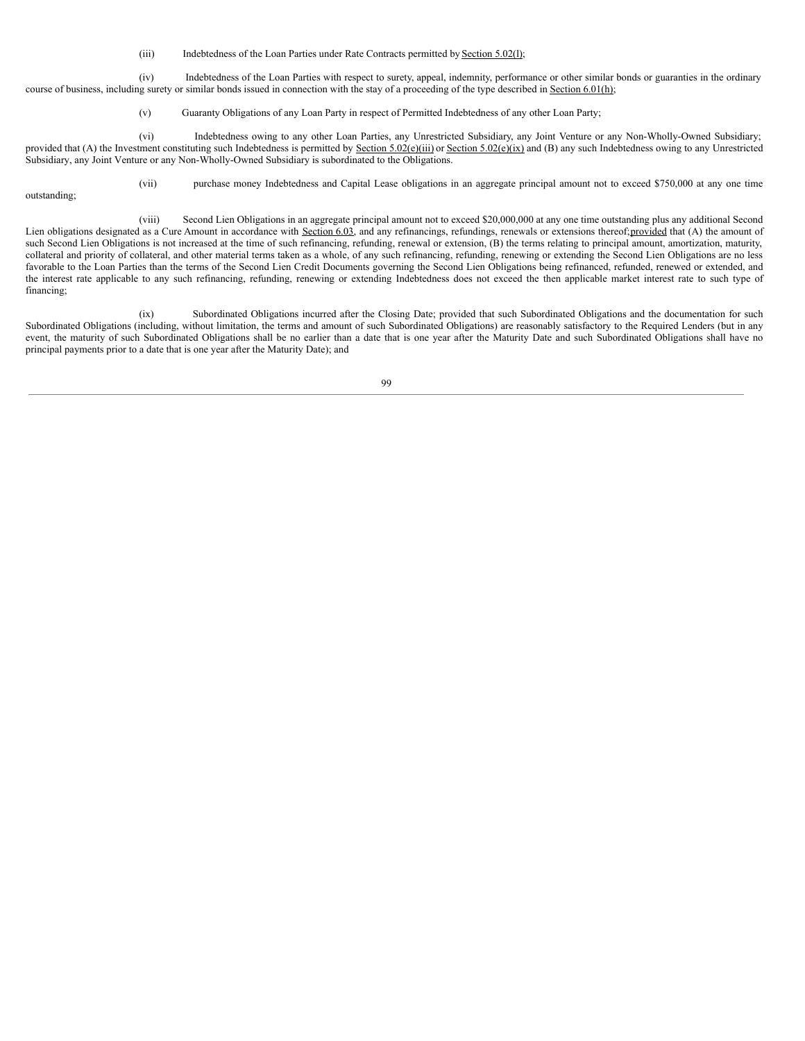(iii) Indebtedness of the Loan Parties under Rate Contracts permitted by Section 5.02(l);

(iv) Indebtedness of the Loan Parties with respect to surety, appeal, indemnity, performance or other similar bonds or guaranties in the ordinary course of business, including surety or similar bonds issued in connection with the stay of a proceeding of the type described in Section 6.01(h);

(v) Guaranty Obligations of any Loan Party in respect of Permitted Indebtedness of any other Loan Party;

(vi) Indebtedness owing to any other Loan Parties, any Unrestricted Subsidiary, any Joint Venture or any Non-Wholly-Owned Subsidiary; provided that (A) the Investment constituting such Indebtedness is permitted by Section 5.02(e)(iii) or Section 5.02(e)(ix) and (B) any such Indebtedness owing to any Unrestricted Subsidiary, any Joint Venture or any Non-Wholly-Owned Subsidiary is subordinated to the Obligations.

(vii) purchase money Indebtedness and Capital Lease obligations in an aggregate principal amount not to exceed $750,000 at any one time outstanding;

(viii) Second Lien Obligations in an aggregate principal amount not to exceed $20,000,000 at any one time outstanding plus any additional Second Lien obligations designated as a Cure Amount in accordance with Section 6.03, and any refinancings, refundings, renewals or extensions thereof; provided that (A) the amount of such Second Lien Obligations is not increased at the time of such refinancing, refunding, renewal or extension, (B) the terms relating to principal amount, amortization, maturity, collateral and priority of collateral, and other material terms taken as a whole, of any such refinancing, refunding, renewing or extending the Second Lien Obligations are no less favorable to the Loan Parties than the terms of the Second Lien Credit Documents governing the Second Lien Obligations being refinanced, refunded, renewed or extended, and the interest rate applicable to any such refinancing, refunding, renewing or extending Indebtedness does not exceed the then applicable market interest rate to such type of financing;

(ix) Subordinated Obligations incurred after the Closing Date; provided that such Subordinated Obligations and the documentation for such Subordinated Obligations (including, without limitation, the terms and amount of such Subordinated Obligations) are reasonably satisfactory to the Required Lenders (but in any event, the maturity of such Subordinated Obligations shall be no earlier than a date that is one year after the Maturity Date and such Subordinated Obligations shall have no principal payments prior to a date that is one year after the Maturity Date); and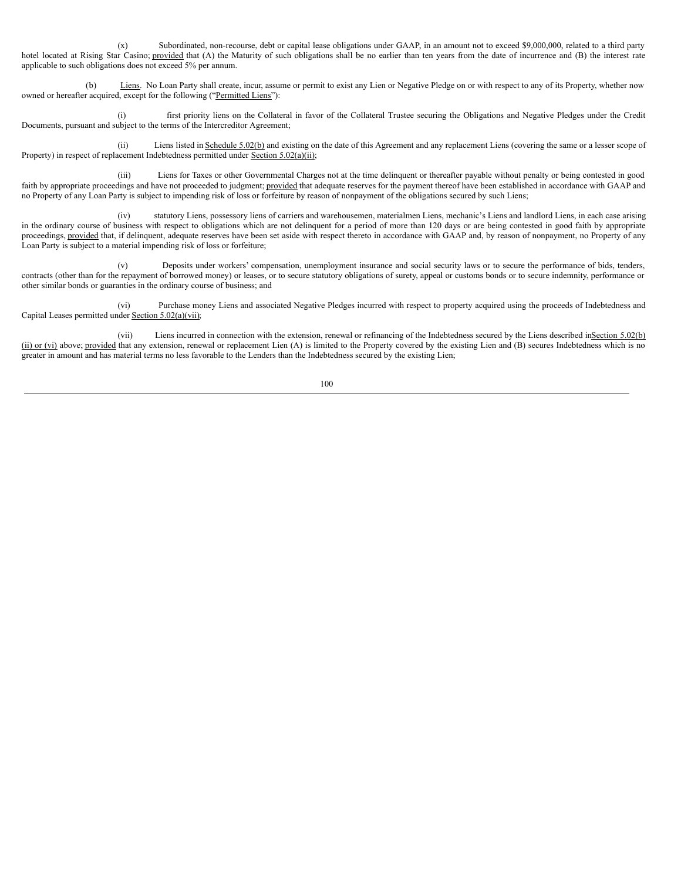(x) Subordinated, non-recourse, debt or capital lease obligations under GAAP, in an amount not to exceed $9,000,000, related to a third party hotel located at Rising Star Casino; provided that (A) the Maturity of such obligations shall be no earlier than ten years from the date of incurrence and (B) the interest rate applicable to such obligations does not exceed 5% per annum.

(b) Liens. No Loan Party shall create, incur, assume or permit to exist any Lien or Negative Pledge on or with respect to any of its Property, whether now owned or hereafter acquired, except for the following ("Permitted Liens"):

(i) first priority liens on the Collateral in favor of the Collateral Trustee securing the Obligations and Negative Pledges under the Credit Documents, pursuant and subject to the terms of the Intercreditor Agreement;

(ii) Liens listed in Schedule 5.02(b) and existing on the date of this Agreement and any replacement Liens (covering the same or a lesser scope of Property) in respect of replacement Indebtedness permitted under Section 5.02(a)(ii);

(iii) Liens for Taxes or other Governmental Charges not at the time delinquent or thereafter payable without penalty or being contested in good faith by appropriate proceedings and have not proceeded to judgment; provided that adequate reserves for the payment thereof have been established in accordance with GAAP and no Property of any Loan Party is subject to impending risk of loss or forfeiture by reason of nonpayment of the obligations secured by such Liens;

(iv) statutory Liens, possessory liens of carriers and warehousemen, materialmen Liens, mechanic's Liens and landlord Liens, in each case arising in the ordinary course of business with respect to obligations which are not delinquent for a period of more than 120 days or are being contested in good faith by appropriate proceedings, provided that, if delinquent, adequate reserves have been set aside with respect thereto in accordance with GAAP and, by reason of nonpayment, no Property of any Loan Party is subject to a material impending risk of loss or forfeiture;

(v) Deposits under workers' compensation, unemployment insurance and social security laws or to secure the performance of bids, tenders, contracts (other than for the repayment of borrowed money) or leases, or to secure statutory obligations of surety, appeal or customs bonds or to secure indemnity, performance or other similar bonds or guaranties in the ordinary course of business; and

(vi) Purchase money Liens and associated Negative Pledges incurred with respect to property acquired using the proceeds of Indebtedness and Capital Leases permitted under Section 5.02(a)(vii);

(vii) Liens incurred in connection with the extension, renewal or refinancing of the Indebtedness secured by the Liens described in Section 5.02(b)(ii) or (vi) above; provided that any extension, renewal or replacement Lien (A) is limited to the Property covered by the existing Lien and (B) secures Indebtedness which is no greater in amount and has material terms no less favorable to the Lenders than the Indebtedness secured by the existing Lien;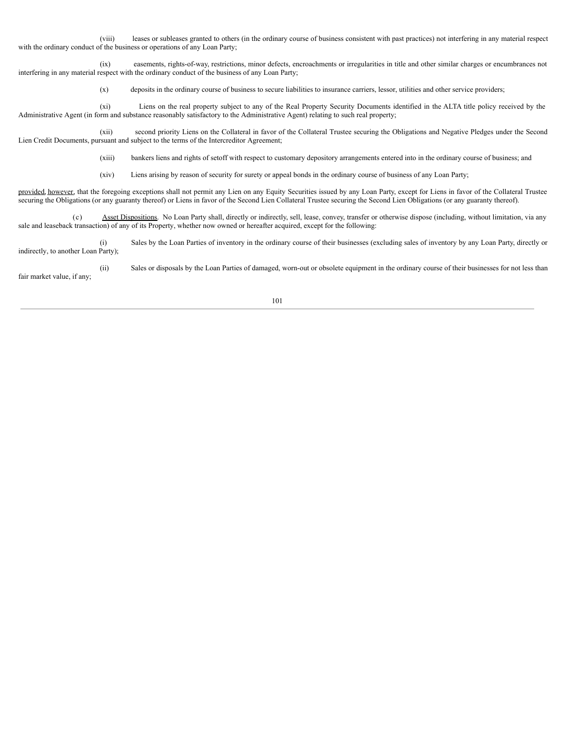(viii) leases or subleases granted to others (in the ordinary course of business consistent with past practices) not interfering in any material respect with the ordinary conduct of the business or operations of any Loan Party;

(ix) easements, rights-of-way, restrictions, minor defects, encroachments or irregularities in title and other similar charges or encumbrances not interfering in any material respect with the ordinary conduct of the business of any Loan Party;

(x) deposits in the ordinary course of business to secure liabilities to insurance carriers, lessor, utilities and other service providers;

(xi) Liens on the real property subject to any of the Real Property Security Documents identified in the ALTA title policy received by the Administrative Agent (in form and substance reasonably satisfactory to the Administrative Agent) relating to such real property;

(xii) second priority Liens on the Collateral in favor of the Collateral Trustee securing the Obligations and Negative Pledges under the Second Lien Credit Documents, pursuant and subject to the terms of the Intercreditor Agreement;

(xiii) bankers liens and rights of setoff with respect to customary depository arrangements entered into in the ordinary course of business; and

(xiv) Liens arising by reason of security for surety or appeal bonds in the ordinary course of business of any Loan Party;

provided, however, that the foregoing exceptions shall not permit any Lien on any Equity Securities issued by any Loan Party, except for Liens in favor of the Collateral Trustee securing the Obligations (or any guaranty thereof) or Liens in favor of the Second Lien Collateral Trustee securing the Second Lien Obligations (or any guaranty thereof).

(c) Asset Dispositions. No Loan Party shall, directly or indirectly, sell, lease, convey, transfer or otherwise dispose (including, without limitation, via any sale and leaseback transaction) of any of its Property, whether now owned or hereafter acquired, except for the following:

(i) Sales by the Loan Parties of inventory in the ordinary course of their businesses (excluding sales of inventory by any Loan Party, directly or indirectly, to another Loan Party);

(ii) Sales or disposals by the Loan Parties of damaged, worn-out or obsolete equipment in the ordinary course of their businesses for not less than fair market value, if any;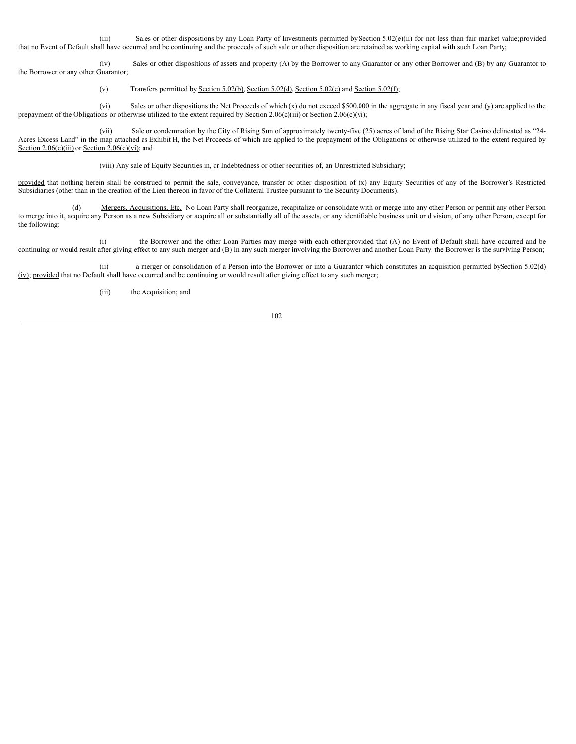(iii) Sales or other dispositions by any Loan Party of Investments permitted by Section 5.02(e)(ii) for not less than fair market value; provided that no Event of Default shall have occurred and be continuing and the proceeds of such sale or other disposition are retained as working capital with such Loan Party;

(iv) Sales or other dispositions of assets and property (A) by the Borrower to any Guarantor or any other Borrower and (B) by any Guarantor to the Borrower or any other Guarantor;

(v) Transfers permitted by Section 5.02(b), Section 5.02(d), Section 5.02(e) and Section 5.02(f);

(vi) Sales or other dispositions the Net Proceeds of which (x) do not exceed $500,000 in the aggregate in any fiscal year and (y) are applied to the prepayment of the Obligations or otherwise utilized to the extent required by Section 2.06(c)(iii) or Section 2.06(c)(vi);

(vii) Sale or condemnation by the City of Rising Sun of approximately twenty-five (25) acres of land of the Rising Star Casino delineated as "24-Acres Excess Land" in the map attached as Exhibit H, the Net Proceeds of which are applied to the prepayment of the Obligations or otherwise utilized to the extent required by Section 2.06(c)(iii) or Section 2.06(c)(vi); and

(viii) Any sale of Equity Securities in, or Indebtedness or other securities of, an Unrestricted Subsidiary;

provided that nothing herein shall be construed to permit the sale, conveyance, transfer or other disposition of (x) any Equity Securities of any of the Borrower's Restricted Subsidiaries (other than in the creation of the Lien thereon in favor of the Collateral Trustee pursuant to the Security Documents).

(d) Mergers, Acquisitions, Etc. No Loan Party shall reorganize, recapitalize or consolidate with or merge into any other Person or permit any other Person to merge into it, acquire any Person as a new Subsidiary or acquire all or substantially all of the assets, or any identifiable business unit or division, of any other Person, except for the following:

(i) the Borrower and the other Loan Parties may merge with each other; provided that (A) no Event of Default shall have occurred and be continuing or would result after giving effect to any such merger and (B) in any such merger involving the Borrower and another Loan Party, the Borrower is the surviving Person;

(ii) a merger or consolidation of a Person into the Borrower or into a Guarantor which constitutes an acquisition permitted by Section 5.02(d)(iv); provided that no Default shall have occurred and be continuing or would result after giving effect to any such merger;

(iii) the Acquisition; and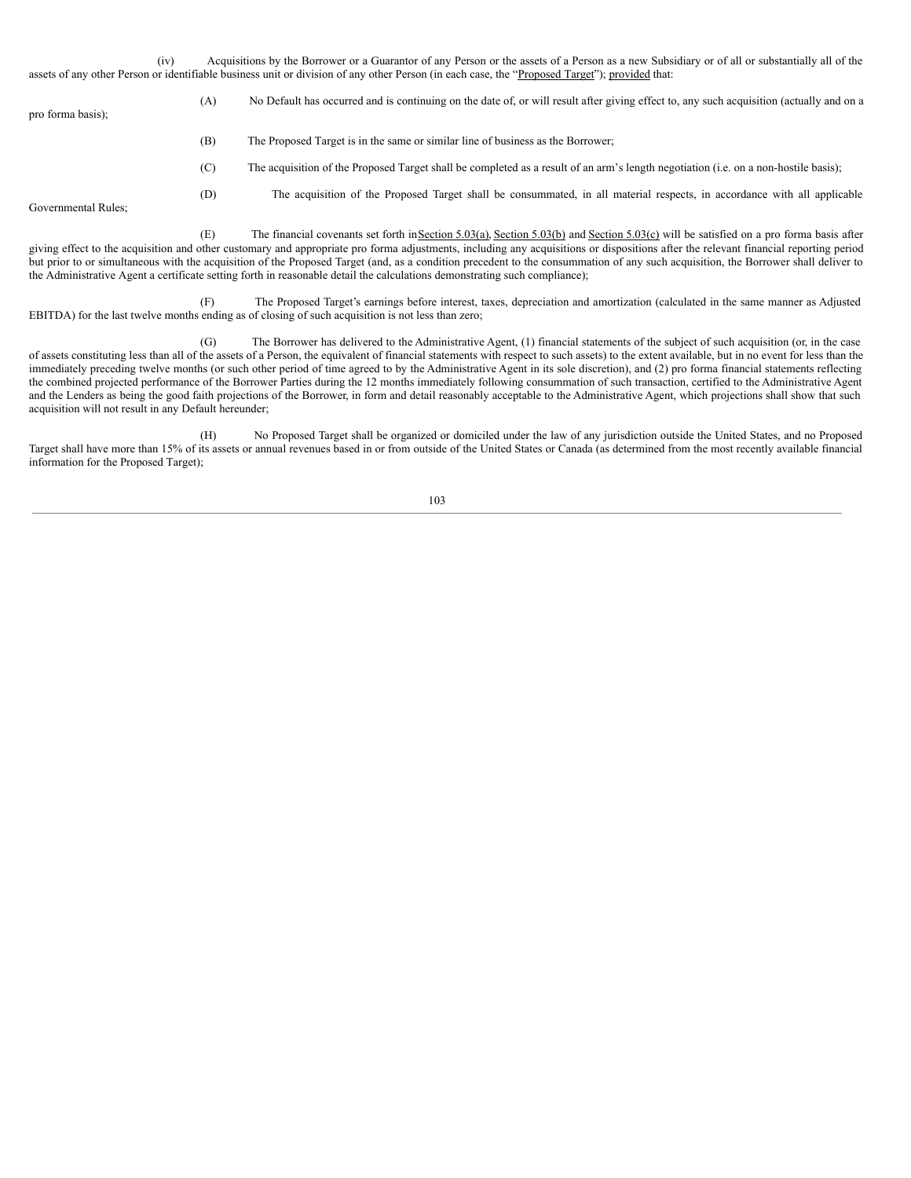(iv) Acquisitions by the Borrower or a Guarantor of any Person or the assets of a Person as a new Subsidiary or of all or substantially all of the assets of any other Person or identifiable business unit or division of any other Person (in each case, the "Proposed Target"); provided that:

(A) No Default has occurred and is continuing on the date of, or will result after giving effect to, any such acquisition (actually and on a pro forma basis);

(B) The Proposed Target is in the same or similar line of business as the Borrower;

(C) The acquisition of the Proposed Target shall be completed as a result of an arm's length negotiation (i.e. on a non-hostile basis);

(D) The acquisition of the Proposed Target shall be consummated, in all material respects, in accordance with all applicable Governmental Rules;

(E) The financial covenants set forth in Section 5.03(a), Section 5.03(b) and Section 5.03(c) will be satisfied on a pro forma basis after giving effect to the acquisition and other customary and appropriate pro forma adjustments, including any acquisitions or dispositions after the relevant financial reporting period but prior to or simultaneous with the acquisition of the Proposed Target (and, as a condition precedent to the consummation of any such acquisition, the Borrower shall deliver to the Administrative Agent a certificate setting forth in reasonable detail the calculations demonstrating such compliance);

(F) The Proposed Target's earnings before interest, taxes, depreciation and amortization (calculated in the same manner as Adjusted EBITDA) for the last twelve months ending as of closing of such acquisition is not less than zero;

(G) The Borrower has delivered to the Administrative Agent, (1) financial statements of the subject of such acquisition (or, in the case of assets constituting less than all of the assets of a Person, the equivalent of financial statements with respect to such assets) to the extent available, but in no event for less than the immediately preceding twelve months (or such other period of time agreed to by the Administrative Agent in its sole discretion), and (2) pro forma financial statements reflecting the combined projected performance of the Borrower Parties during the 12 months immediately following consummation of such transaction, certified to the Administrative Agent and the Lenders as being the good faith projections of the Borrower, in form and detail reasonably acceptable to the Administrative Agent, which projections shall show that such acquisition will not result in any Default hereunder;

(H) No Proposed Target shall be organized or domiciled under the law of any jurisdiction outside the United States, and no Proposed Target shall have more than 15% of its assets or annual revenues based in or from outside of the United States or Canada (as determined from the most recently available financial information for the Proposed Target);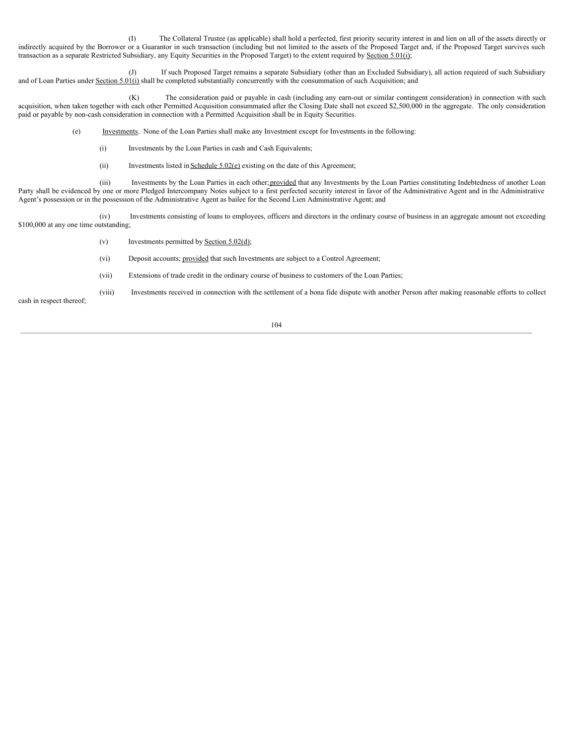(I) The Collateral Trustee (as applicable) shall hold a perfected, first priority security interest in and lien on all of the assets directly or indirectly acquired by the Borrower or a Guarantor in such transaction (including but not limited to the assets of the Proposed Target and, if the Proposed Target survives such transaction as a separate Restricted Subsidiary, any Equity Securities in the Proposed Target) to the extent required by Section 5.01(i);

(J) If such Proposed Target remains a separate Subsidiary (other than an Excluded Subsidiary), all action required of such Subsidiary and of Loan Parties under Section 5.01(i) shall be completed substantially concurrently with the consummation of such Acquisition; and

(K) The consideration paid or payable in cash (including any earn-out or similar contingent consideration) in connection with such acquisition, when taken together with each other Permitted Acquisition consummated after the Closing Date shall not exceed $2,500,000 in the aggregate. The only consideration paid or payable by non-cash consideration in connection with a Permitted Acquisition shall be in Equity Securities.

(e) Investments. None of the Loan Parties shall make any Investment except for Investments in the following:

(i) Investments by the Loan Parties in cash and Cash Equivalents;

(ii) Investments listed in Schedule 5.02(e) existing on the date of this Agreement;

(iii) Investments by the Loan Parties in each other; provided that any Investments by the Loan Parties constituting Indebtedness of another Loan Party shall be evidenced by one or more Pledged Intercompany Notes subject to a first perfected security interest in favor of the Administrative Agent and in the Administrative Agent's possession or in the possession of the Administrative Agent as bailee for the Second Lien Administrative Agent; and

(iv) Investments consisting of loans to employees, officers and directors in the ordinary course of business in an aggregate amount not exceeding $100,000 at any one time outstanding;

(v) Investments permitted by Section 5.02(d);

(vi) Deposit accounts; provided that such Investments are subject to a Control Agreement;

(vii) Extensions of trade credit in the ordinary course of business to customers of the Loan Parties;

(viii) Investments received in connection with the settlement of a bona fide dispute with another Person after making reasonable efforts to collect cash in respect thereof;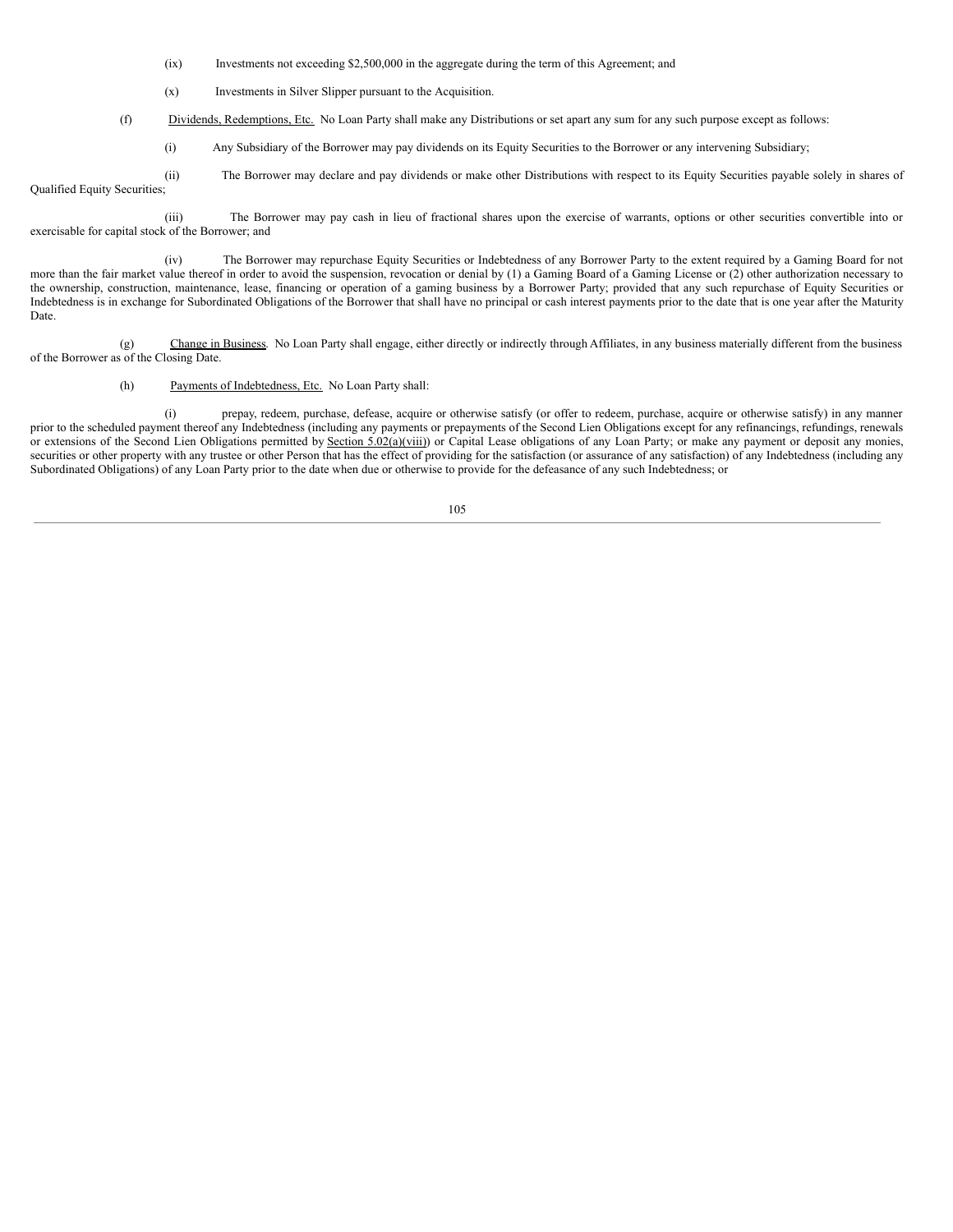(ix) Investments not exceeding $2,500,000 in the aggregate during the term of this Agreement; and

(x) Investments in Silver Slipper pursuant to the Acquisition.

(f) Dividends, Redemptions, Etc. No Loan Party shall make any Distributions or set apart any sum for any such purpose except as follows:

(i) Any Subsidiary of the Borrower may pay dividends on its Equity Securities to the Borrower or any intervening Subsidiary;

(ii) The Borrower may declare and pay dividends or make other Distributions with respect to its Equity Securities payable solely in shares of Qualified Equity Securities;

(iii) The Borrower may pay cash in lieu of fractional shares upon the exercise of warrants, options or other securities convertible into or exercisable for capital stock of the Borrower; and

(iv) The Borrower may repurchase Equity Securities or Indebtedness of any Borrower Party to the extent required by a Gaming Board for not more than the fair market value thereof in order to avoid the suspension, revocation or denial by (1) a Gaming Board of a Gaming License or (2) other authorization necessary to the ownership, construction, maintenance, lease, financing or operation of a gaming business by a Borrower Party; provided that any such repurchase of Equity Securities or Indebtedness is in exchange for Subordinated Obligations of the Borrower that shall have no principal or cash interest payments prior to the date that is one year after the Maturity Date.

(g) Change in Business. No Loan Party shall engage, either directly or indirectly through Affiliates, in any business materially different from the business of the Borrower as of the Closing Date.

(h) Payments of Indebtedness, Etc. No Loan Party shall:

(i) prepay, redeem, purchase, defease, acquire or otherwise satisfy (or offer to redeem, purchase, acquire or otherwise satisfy) in any manner prior to the scheduled payment thereof any Indebtedness (including any payments or prepayments of the Second Lien Obligations except for any refinancings, refundings, renewals or extensions of the Second Lien Obligations permitted by Section 5.02(a)(viii)) or Capital Lease obligations of any Loan Party; or make any payment or deposit any monies, securities or other property with any trustee or other Person that has the effect of providing for the satisfaction (or assurance of any satisfaction) of any Indebtedness (including any Subordinated Obligations) of any Loan Party prior to the date when due or otherwise to provide for the defeasance of any such Indebtedness; or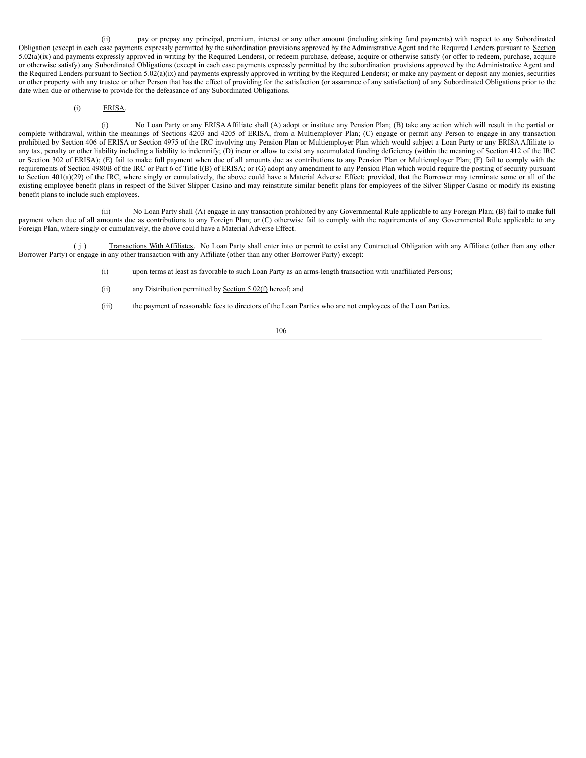(ii) pay or prepay any principal, premium, interest or any other amount (including sinking fund payments) with respect to any Subordinated Obligation (except in each case payments expressly permitted by the subordination provisions approved by the Administrative Agent and the Required Lenders pursuant to Section 5.02(a)(ix) and payments expressly approved in writing by the Required Lenders), or redeem purchase, defease, acquire or otherwise satisfy (or offer to redeem, purchase, acquire or otherwise satisfy) any Subordinated Obligations (except in each case payments expressly permitted by the subordination provisions approved by the Administrative Agent and the Required Lenders pursuant to Section 5.02(a)(ix) and payments expressly approved in writing by the Required Lenders); or make any payment or deposit any monies, securities or other property with any trustee or other Person that has the effect of providing for the satisfaction (or assurance of any satisfaction) of any Subordinated Obligations prior to the date when due or otherwise to provide for the defeasance of any Subordinated Obligations.

(i) ERISA.

(i) No Loan Party or any ERISA Affiliate shall (A) adopt or institute any Pension Plan; (B) take any action which will result in the partial or complete withdrawal, within the meanings of Sections 4203 and 4205 of ERISA, from a Multiemployer Plan; (C) engage or permit any Person to engage in any transaction prohibited by Section 406 of ERISA or Section 4975 of the IRC involving any Pension Plan or Multiemployer Plan which would subject a Loan Party or any ERISA Affiliate to any tax, penalty or other liability including a liability to indemnify; (D) incur or allow to exist any accumulated funding deficiency (within the meaning of Section 412 of the IRC or Section 302 of ERISA); (E) fail to make full payment when due of all amounts due as contributions to any Pension Plan or Multiemployer Plan; (F) fail to comply with the requirements of Section 4980B of the IRC or Part 6 of Title I(B) of ERISA; or (G) adopt any amendment to any Pension Plan which would require the posting of security pursuant to Section 401(a)(29) of the IRC, where singly or cumulatively, the above could have a Material Adverse Effect; provided, that the Borrower may terminate some or all of the existing employee benefit plans in respect of the Silver Slipper Casino and may reinstitute similar benefit plans for employees of the Silver Slipper Casino or modify its existing benefit plans to include such employees.

(ii) No Loan Party shall (A) engage in any transaction prohibited by any Governmental Rule applicable to any Foreign Plan; (B) fail to make full payment when due of all amounts due as contributions to any Foreign Plan; or (C) otherwise fail to comply with the requirements of any Governmental Rule applicable to any Foreign Plan, where singly or cumulatively, the above could have a Material Adverse Effect.

(j) Transactions With Affiliates. No Loan Party shall enter into or permit to exist any Contractual Obligation with any Affiliate (other than any other Borrower Party) or engage in any other transaction with any Affiliate (other than any other Borrower Party) except:

(i) upon terms at least as favorable to such Loan Party as an arms-length transaction with unaffiliated Persons;

(ii) any Distribution permitted by Section 5.02(f) hereof; and

(iii) the payment of reasonable fees to directors of the Loan Parties who are not employees of the Loan Parties.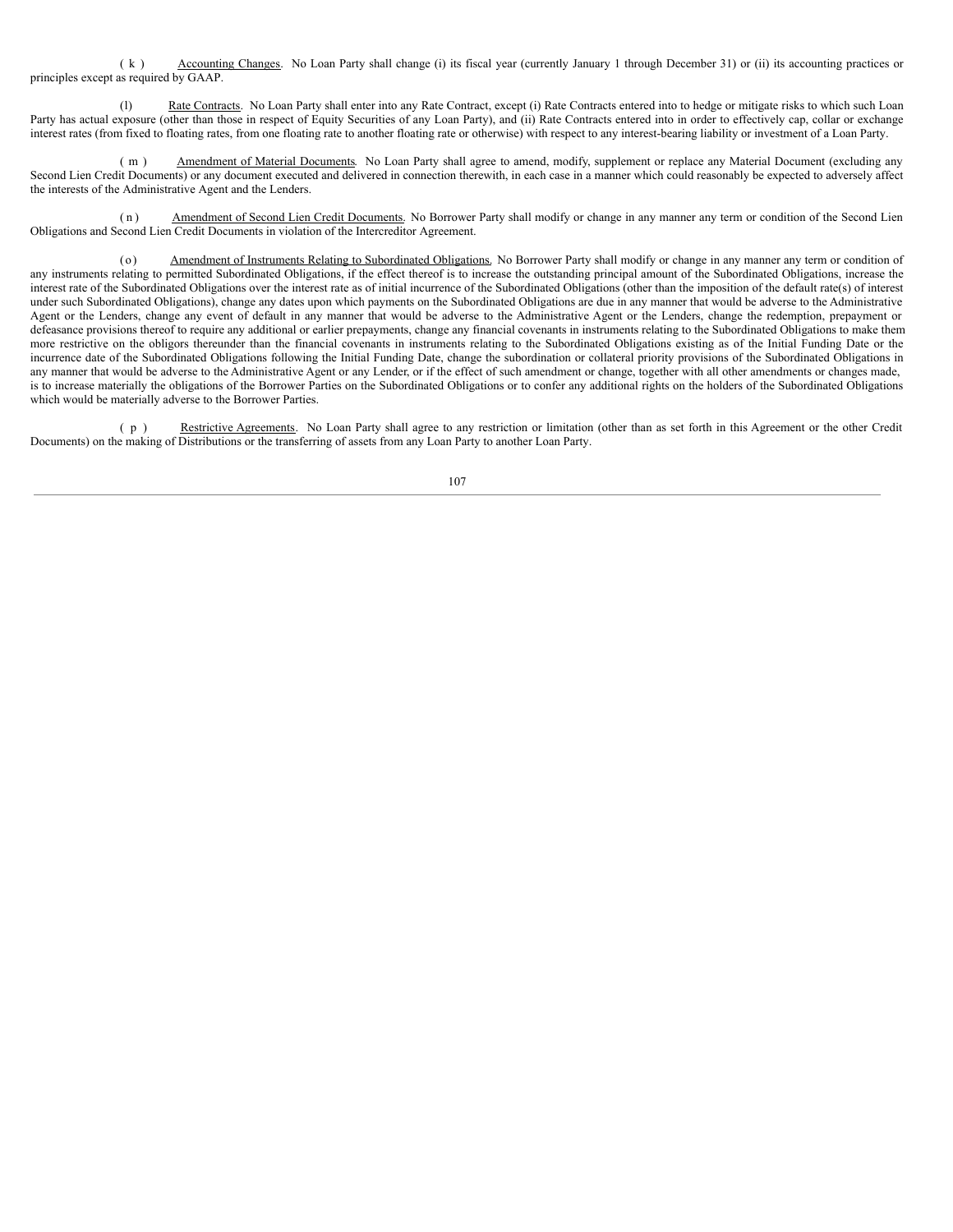(k) Accounting Changes. No Loan Party shall change (i) its fiscal year (currently January 1 through December 31) or (ii) its accounting practices or principles except as required by GAAP.

(l) Rate Contracts. No Loan Party shall enter into any Rate Contract, except (i) Rate Contracts entered into to hedge or mitigate risks to which such Loan Party has actual exposure (other than those in respect of Equity Securities of any Loan Party), and (ii) Rate Contracts entered into in order to effectively cap, collar or exchange interest rates (from fixed to floating rates, from one floating rate to another floating rate or otherwise) with respect to any interest-bearing liability or investment of a Loan Party.

(m) Amendment of Material Documents. No Loan Party shall agree to amend, modify, supplement or replace any Material Document (excluding any Second Lien Credit Documents) or any document executed and delivered in connection therewith, in each case in a manner which could reasonably be expected to adversely affect the interests of the Administrative Agent and the Lenders.

(n) Amendment of Second Lien Credit Documents. No Borrower Party shall modify or change in any manner any term or condition of the Second Lien Obligations and Second Lien Credit Documents in violation of the Intercreditor Agreement.

(o) Amendment of Instruments Relating to Subordinated Obligations. No Borrower Party shall modify or change in any manner any term or condition of any instruments relating to permitted Subordinated Obligations, if the effect thereof is to increase the outstanding principal amount of the Subordinated Obligations, increase the interest rate of the Subordinated Obligations over the interest rate as of initial incurrence of the Subordinated Obligations (other than the imposition of the default rate(s) of interest under such Subordinated Obligations), change any dates upon which payments on the Subordinated Obligations are due in any manner that would be adverse to the Administrative Agent or the Lenders, change any event of default in any manner that would be adverse to the Administrative Agent or the Lenders, change the redemption, prepayment or defeasance provisions thereof to require any additional or earlier prepayments, change any financial covenants in instruments relating to the Subordinated Obligations to make them more restrictive on the obligors thereunder than the financial covenants in instruments relating to the Subordinated Obligations existing as of the Initial Funding Date or the incurrence date of the Subordinated Obligations following the Initial Funding Date, change the subordination or collateral priority provisions of the Subordinated Obligations in any manner that would be adverse to the Administrative Agent or any Lender, or if the effect of such amendment or change, together with all other amendments or changes made, is to increase materially the obligations of the Borrower Parties on the Subordinated Obligations or to confer any additional rights on the holders of the Subordinated Obligations which would be materially adverse to the Borrower Parties.

(p) Restrictive Agreements. No Loan Party shall agree to any restriction or limitation (other than as set forth in this Agreement or the other Credit Documents) on the making of Distributions or the transferring of assets from any Loan Party to another Loan Party.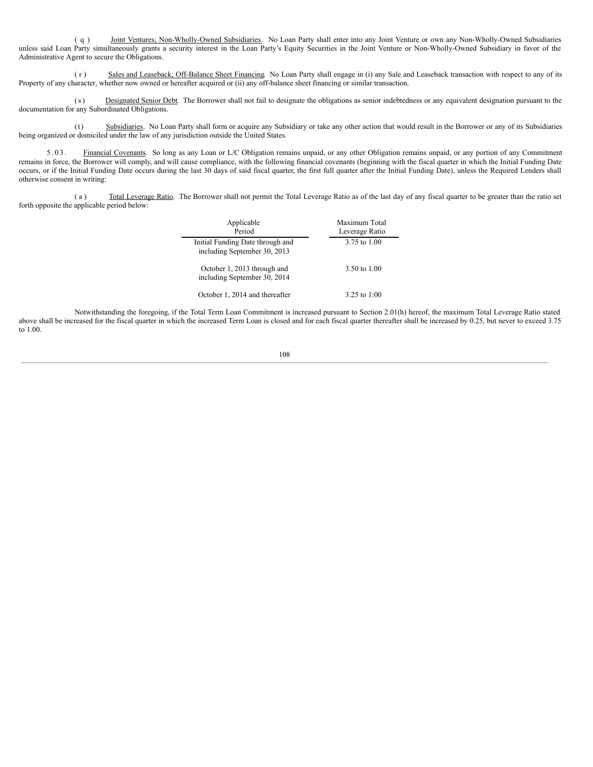(q) Joint Ventures; Non-Wholly-Owned Subsidiaries. No Loan Party shall enter into any Joint Venture or own any Non-Wholly-Owned Subsidiaries unless said Loan Party simultaneously grants a security interest in the Loan Party's Equity Securities in the Joint Venture or Non-Wholly-Owned Subsidiary in favor of the Administrative Agent to secure the Obligations.

(r) Sales and Leaseback; Off-Balance Sheet Financing. No Loan Party shall engage in (i) any Sale and Leaseback transaction with respect to any of its Property of any character, whether now owned or hereafter acquired or (ii) any off-balance sheet financing or similar transaction.

(s) Designated Senior Debt. The Borrower shall not fail to designate the obligations as senior indebtedness or any equivalent designation pursuant to the documentation for any Subordinated Obligations.

(t) Subsidiaries. No Loan Party shall form or acquire any Subsidiary or take any other action that would result in the Borrower or any of its Subsidiaries being organized or domiciled under the law of any jurisdiction outside the United States.

5.03. Financial Covenants. So long as any Loan or L/C Obligation remains unpaid, or any other Obligation remains unpaid, or any portion of any Commitment remains in force, the Borrower will comply, and will cause compliance, with the following financial covenants (beginning with the fiscal quarter in which the Initial Funding Date occurs, or if the Initial Funding Date occurs during the last 30 days of said fiscal quarter, the first full quarter after the Initial Funding Date), unless the Required Lenders shall otherwise consent in writing:

(a) Total Leverage Ratio. The Borrower shall not permit the Total Leverage Ratio as of the last day of any fiscal quarter to be greater than the ratio set forth opposite the applicable period below:

| Applicable Period | Maximum Total Leverage Ratio |
|---|---|
| Initial Funding Date through and including September 30, 2013 | 3.75 to 1.00 |
| October 1, 2013 through and including September 30, 2014 | 3.50 to 1.00 |
| October 1, 2014 and thereafter | 3.25 to 1:00 |

Notwithstanding the foregoing, if the Total Term Loan Commitment is increased pursuant to Section 2.01(h) hereof, the maximum Total Leverage Ratio stated above shall be increased for the fiscal quarter in which the increased Term Loan is closed and for each fiscal quarter thereafter shall be increased by 0.25, but never to exceed 3.75 to 1.00.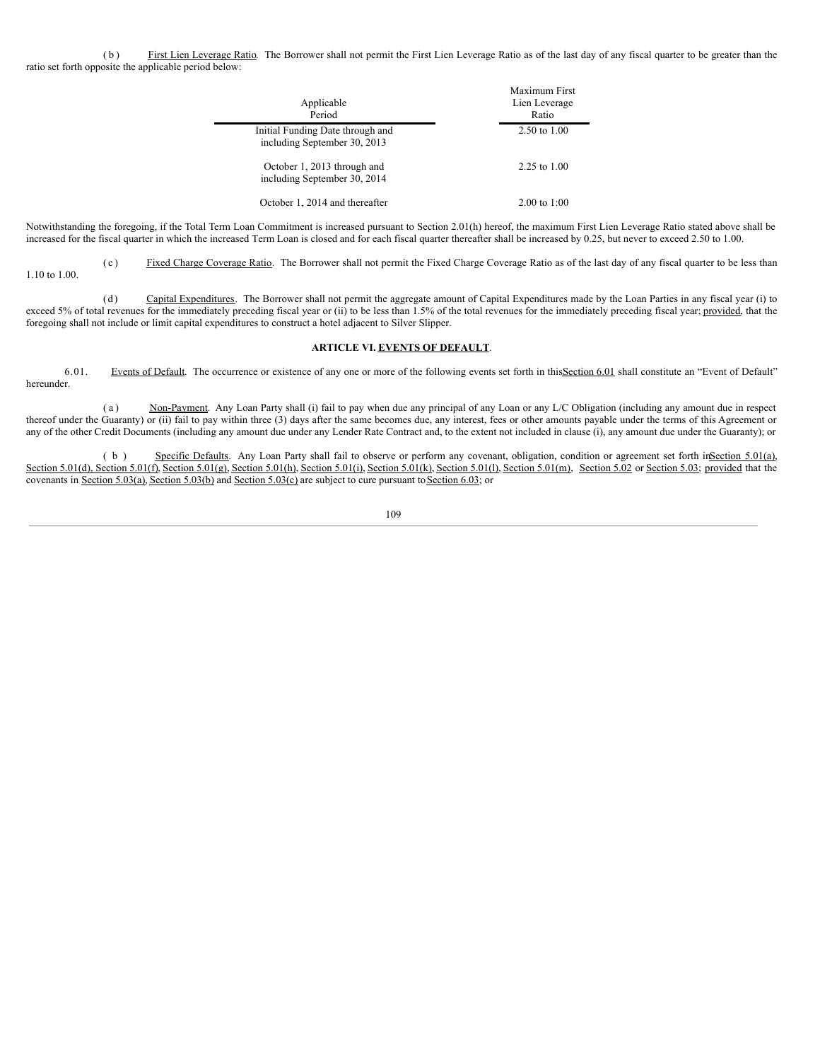(b) First Lien Leverage Ratio. The Borrower shall not permit the First Lien Leverage Ratio as of the last day of any fiscal quarter to be greater than the ratio set forth opposite the applicable period below:

| Applicable Period | Maximum First Lien Leverage Ratio |
|---|---|
| Initial Funding Date through and including September 30, 2013 | 2.50 to 1.00 |
| October 1, 2013 through and including September 30, 2014 | 2.25 to 1.00 |
| October 1, 2014 and thereafter | 2.00 to 1:00 |

Notwithstanding the foregoing, if the Total Term Loan Commitment is increased pursuant to Section 2.01(h) hereof, the maximum First Lien Leverage Ratio stated above shall be increased for the fiscal quarter in which the increased Term Loan is closed and for each fiscal quarter thereafter shall be increased by 0.25, but never to exceed 2.50 to 1.00.

(c) Fixed Charge Coverage Ratio. The Borrower shall not permit the Fixed Charge Coverage Ratio as of the last day of any fiscal quarter to be less than 1.10 to 1.00.

(d) Capital Expenditures. The Borrower shall not permit the aggregate amount of Capital Expenditures made by the Loan Parties in any fiscal year (i) to exceed 5% of total revenues for the immediately preceding fiscal year or (ii) to be less than 1.5% of the total revenues for the immediately preceding fiscal year; provided, that the foregoing shall not include or limit capital expenditures to construct a hotel adjacent to Silver Slipper.

## ARTICLE VI. EVENTS OF DEFAULT.

6.01. Events of Default. The occurrence or existence of any one or more of the following events set forth in this Section 6.01 shall constitute an "Event of Default" hereunder.

(a) Non-Payment. Any Loan Party shall (i) fail to pay when due any principal of any Loan or any L/C Obligation (including any amount due in respect thereof under the Guaranty) or (ii) fail to pay within three (3) days after the same becomes due, any interest, fees or other amounts payable under the terms of this Agreement or any of the other Credit Documents (including any amount due under any Lender Rate Contract and, to the extent not included in clause (i), any amount due under the Guaranty); or

(b) Specific Defaults. Any Loan Party shall fail to observe or perform any covenant, obligation, condition or agreement set forth in Section 5.01(a), Section 5.01(d), Section 5.01(f), Section 5.01(g), Section 5.01(h), Section 5.01(i), Section 5.01(k), Section 5.01(l), Section 5.01(m), Section 5.02 or Section 5.03; provided that the covenants in Section 5.03(a), Section 5.03(b) and Section 5.03(c) are subject to cure pursuant to Section 6.03; or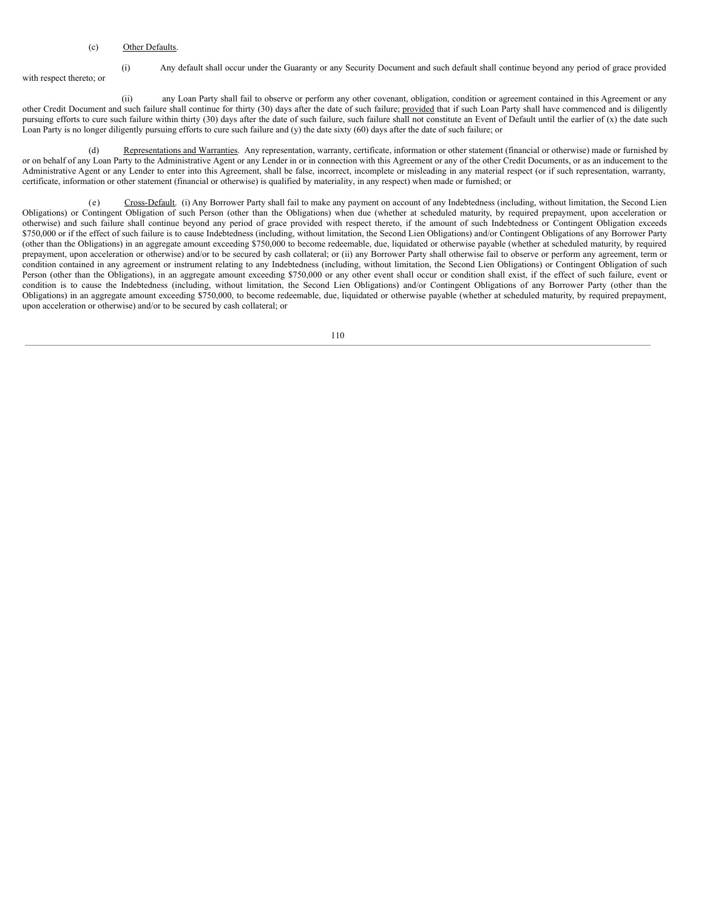(c) Other Defaults.

(i) Any default shall occur under the Guaranty or any Security Document and such default shall continue beyond any period of grace provided with respect thereto; or

(ii) any Loan Party shall fail to observe or perform any other covenant, obligation, condition or agreement contained in this Agreement or any other Credit Document and such failure shall continue for thirty (30) days after the date of such failure; provided that if such Loan Party shall have commenced and is diligently pursuing efforts to cure such failure within thirty (30) days after the date of such failure, such failure shall not constitute an Event of Default until the earlier of (x) the date such Loan Party is no longer diligently pursuing efforts to cure such failure and (y) the date sixty (60) days after the date of such failure; or

(d) Representations and Warranties. Any representation, warranty, certificate, information or other statement (financial or otherwise) made or furnished by or on behalf of any Loan Party to the Administrative Agent or any Lender in or in connection with this Agreement or any of the other Credit Documents, or as an inducement to the Administrative Agent or any Lender to enter into this Agreement, shall be false, incorrect, incomplete or misleading in any material respect (or if such representation, warranty, certificate, information or other statement (financial or otherwise) is qualified by materiality, in any respect) when made or furnished; or

(e) Cross-Default. (i) Any Borrower Party shall fail to make any payment on account of any Indebtedness (including, without limitation, the Second Lien Obligations) or Contingent Obligation of such Person (other than the Obligations) when due (whether at scheduled maturity, by required prepayment, upon acceleration or otherwise) and such failure shall continue beyond any period of grace provided with respect thereto, if the amount of such Indebtedness or Contingent Obligation exceeds $750,000 or if the effect of such failure is to cause Indebtedness (including, without limitation, the Second Lien Obligations) and/or Contingent Obligations of any Borrower Party (other than the Obligations) in an aggregate amount exceeding $750,000 to become redeemable, due, liquidated or otherwise payable (whether at scheduled maturity, by required prepayment, upon acceleration or otherwise) and/or to be secured by cash collateral; or (ii) any Borrower Party shall otherwise fail to observe or perform any agreement, term or condition contained in any agreement or instrument relating to any Indebtedness (including, without limitation, the Second Lien Obligations) or Contingent Obligation of such Person (other than the Obligations), in an aggregate amount exceeding $750,000 or any other event shall occur or condition shall exist, if the effect of such failure, event or condition is to cause the Indebtedness (including, without limitation, the Second Lien Obligations) and/or Contingent Obligations of any Borrower Party (other than the Obligations) in an aggregate amount exceeding $750,000, to become redeemable, due, liquidated or otherwise payable (whether at scheduled maturity, by required prepayment, upon acceleration or otherwise) and/or to be secured by cash collateral; or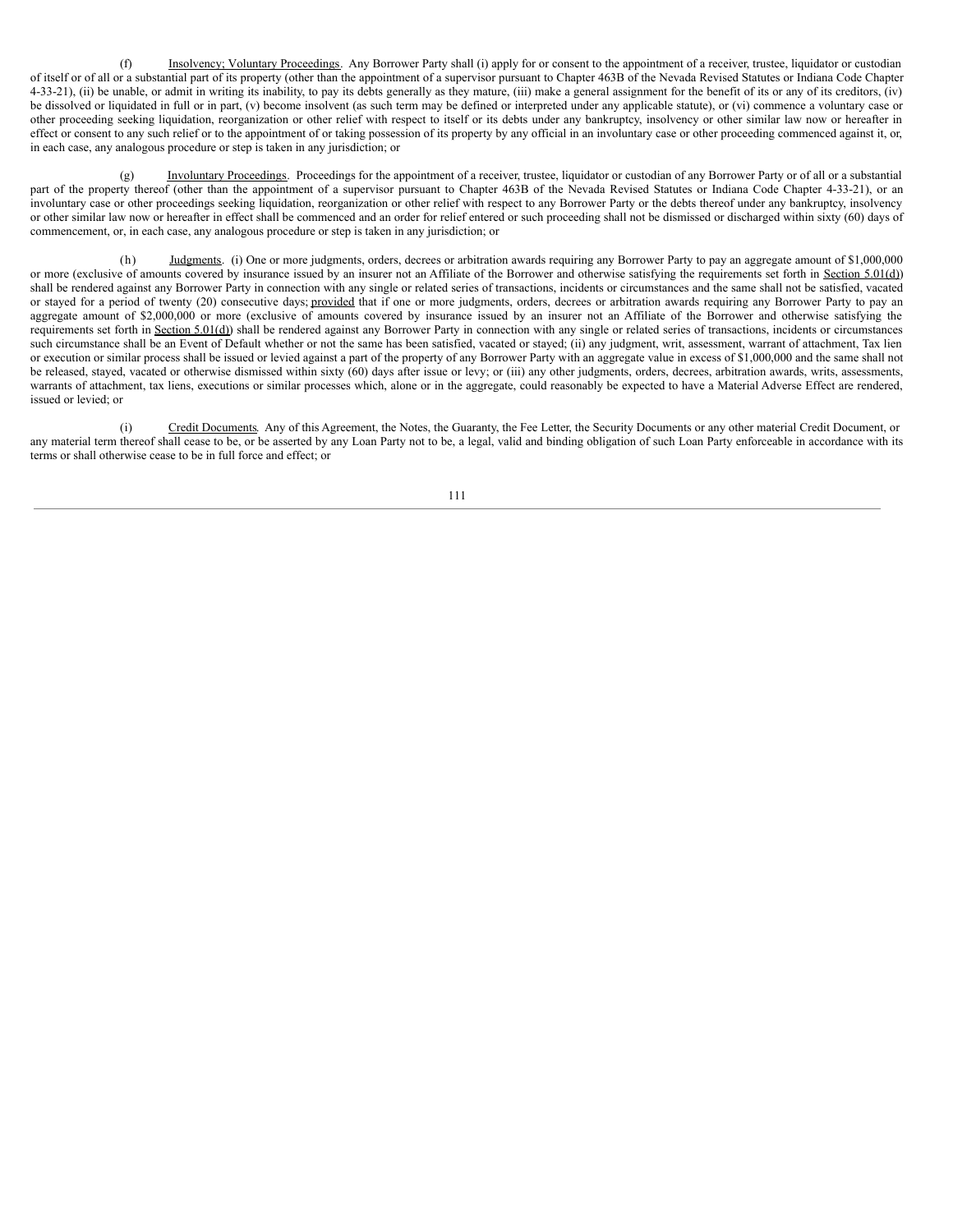(f) Insolvency; Voluntary Proceedings. Any Borrower Party shall (i) apply for or consent to the appointment of a receiver, trustee, liquidator or custodian of itself or of all or a substantial part of its property (other than the appointment of a supervisor pursuant to Chapter 463B of the Nevada Revised Statutes or Indiana Code Chapter 4-33-21), (ii) be unable, or admit in writing its inability, to pay its debts generally as they mature, (iii) make a general assignment for the benefit of its or any of its creditors, (iv) be dissolved or liquidated in full or in part, (v) become insolvent (as such term may be defined or interpreted under any applicable statute), or (vi) commence a voluntary case or other proceeding seeking liquidation, reorganization or other relief with respect to itself or its debts under any bankruptcy, insolvency or other similar law now or hereafter in effect or consent to any such relief or to the appointment of or taking possession of its property by any official in an involuntary case or other proceeding commenced against it, or, in each case, any analogous procedure or step is taken in any jurisdiction; or

(g) Involuntary Proceedings. Proceedings for the appointment of a receiver, trustee, liquidator or custodian of any Borrower Party or of all or a substantial part of the property thereof (other than the appointment of a supervisor pursuant to Chapter 463B of the Nevada Revised Statutes or Indiana Code Chapter 4-33-21), or an involuntary case or other proceedings seeking liquidation, reorganization or other relief with respect to any Borrower Party or the debts thereof under any bankruptcy, insolvency or other similar law now or hereafter in effect shall be commenced and an order for relief entered or such proceeding shall not be dismissed or discharged within sixty (60) days of commencement, or, in each case, any analogous procedure or step is taken in any jurisdiction; or

(h) Judgments. (i) One or more judgments, orders, decrees or arbitration awards requiring any Borrower Party to pay an aggregate amount of $1,000,000 or more (exclusive of amounts covered by insurance issued by an insurer not an Affiliate of the Borrower and otherwise satisfying the requirements set forth in Section 5.01(d)) shall be rendered against any Borrower Party in connection with any single or related series of transactions, incidents or circumstances and the same shall not be satisfied, vacated or stayed for a period of twenty (20) consecutive days; provided that if one or more judgments, orders, decrees or arbitration awards requiring any Borrower Party to pay an aggregate amount of $2,000,000 or more (exclusive of amounts covered by insurance issued by an insurer not an Affiliate of the Borrower and otherwise satisfying the requirements set forth in Section 5.01(d)) shall be rendered against any Borrower Party in connection with any single or related series of transactions, incidents or circumstances such circumstance shall be an Event of Default whether or not the same has been satisfied, vacated or stayed; (ii) any judgment, writ, assessment, warrant of attachment, Tax lien or execution or similar process shall be issued or levied against a part of the property of any Borrower Party with an aggregate value in excess of $1,000,000 and the same shall not be released, stayed, vacated or otherwise dismissed within sixty (60) days after issue or levy; or (iii) any other judgments, orders, decrees, arbitration awards, writs, assessments, warrants of attachment, tax liens, executions or similar processes which, alone or in the aggregate, could reasonably be expected to have a Material Adverse Effect are rendered, issued or levied; or

(i) Credit Documents. Any of this Agreement, the Notes, the Guaranty, the Fee Letter, the Security Documents or any other material Credit Document, or any material term thereof shall cease to be, or be asserted by any Loan Party not to be, a legal, valid and binding obligation of such Loan Party enforceable in accordance with its terms or shall otherwise cease to be in full force and effect; or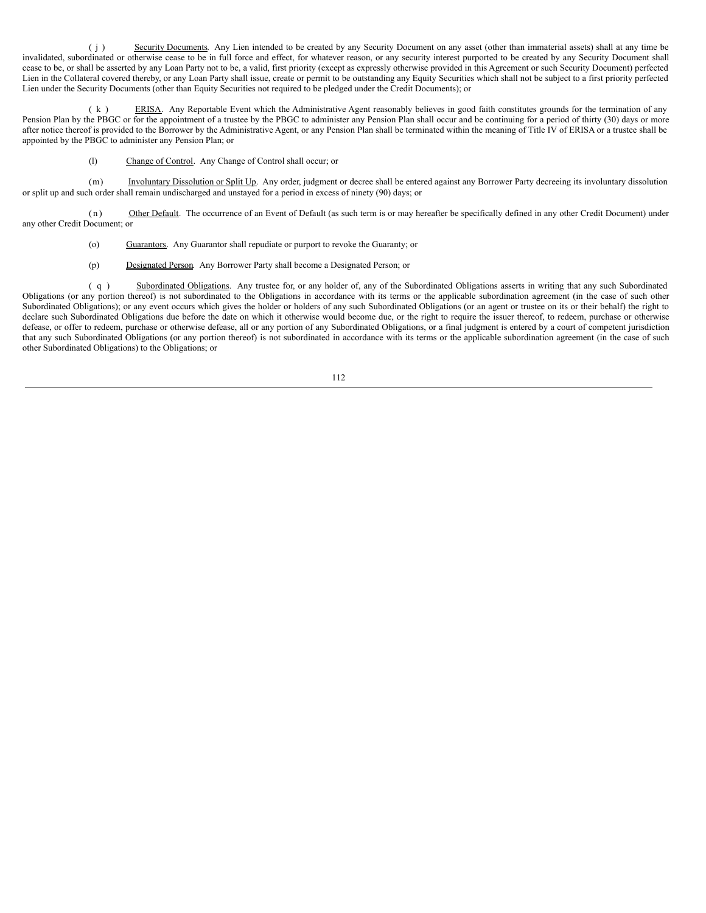(j) Security Documents. Any Lien intended to be created by any Security Document on any asset (other than immaterial assets) shall at any time be invalidated, subordinated or otherwise cease to be in full force and effect, for whatever reason, or any security interest purported to be created by any Security Document shall cease to be, or shall be asserted by any Loan Party not to be, a valid, first priority (except as expressly otherwise provided in this Agreement or such Security Document) perfected Lien in the Collateral covered thereby, or any Loan Party shall issue, create or permit to be outstanding any Equity Securities which shall not be subject to a first priority perfected Lien under the Security Documents (other than Equity Securities not required to be pledged under the Credit Documents); or

(k) ERISA. Any Reportable Event which the Administrative Agent reasonably believes in good faith constitutes grounds for the termination of any Pension Plan by the PBGC or for the appointment of a trustee by the PBGC to administer any Pension Plan shall occur and be continuing for a period of thirty (30) days or more after notice thereof is provided to the Borrower by the Administrative Agent, or any Pension Plan shall be terminated within the meaning of Title IV of ERISA or a trustee shall be appointed by the PBGC to administer any Pension Plan; or

(l) Change of Control. Any Change of Control shall occur; or

(m) Involuntary Dissolution or Split Up. Any order, judgment or decree shall be entered against any Borrower Party decreeing its involuntary dissolution or split up and such order shall remain undischarged and unstayed for a period in excess of ninety (90) days; or

(n) Other Default. The occurrence of an Event of Default (as such term is or may hereafter be specifically defined in any other Credit Document) under any other Credit Document; or

(o) Guarantors. Any Guarantor shall repudiate or purport to revoke the Guaranty; or

(p) Designated Person. Any Borrower Party shall become a Designated Person; or

(q) Subordinated Obligations. Any trustee for, or any holder of, any of the Subordinated Obligations asserts in writing that any such Subordinated Obligations (or any portion thereof) is not subordinated to the Obligations in accordance with its terms or the applicable subordination agreement (in the case of such other Subordinated Obligations); or any event occurs which gives the holder or holders of any such Subordinated Obligations (or an agent or trustee on its or their behalf) the right to declare such Subordinated Obligations due before the date on which it otherwise would become due, or the right to require the issuer thereof, to redeem, purchase or otherwise defease, or offer to redeem, purchase or otherwise defease, all or any portion of any Subordinated Obligations, or a final judgment is entered by a court of competent jurisdiction that any such Subordinated Obligations (or any portion thereof) is not subordinated in accordance with its terms or the applicable subordination agreement (in the case of such other Subordinated Obligations) to the Obligations; or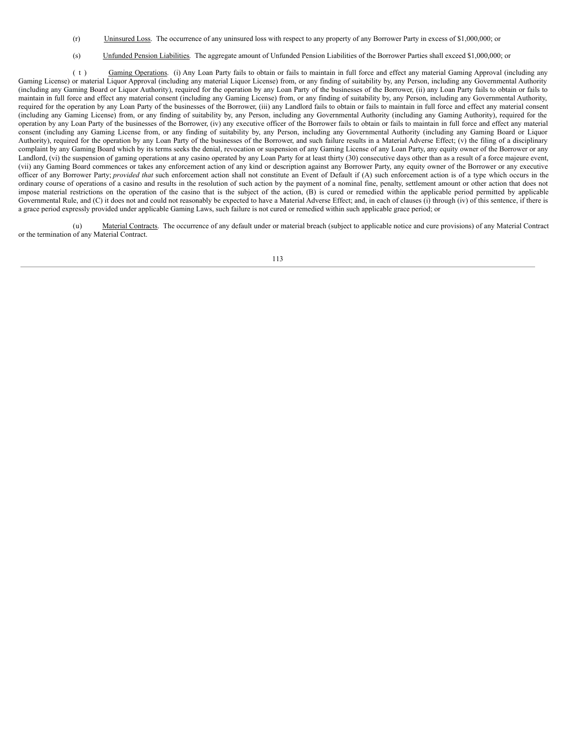(r) Uninsured Loss. The occurrence of any uninsured loss with respect to any property of any Borrower Party in excess of $1,000,000; or

(s) Unfunded Pension Liabilities. The aggregate amount of Unfunded Pension Liabilities of the Borrower Parties shall exceed $1,000,000; or

(t) Gaming Operations. (i) Any Loan Party fails to obtain or fails to maintain in full force and effect any material Gaming Approval (including any Gaming License) or material Liquor Approval (including any material Liquor License) from, or any finding of suitability by, any Person, including any Governmental Authority (including any Gaming Board or Liquor Authority), required for the operation by any Loan Party of the businesses of the Borrower, (ii) any Loan Party fails to obtain or fails to maintain in full force and effect any material consent (including any Gaming License) from, or any finding of suitability by, any Person, including any Governmental Authority, required for the operation by any Loan Party of the businesses of the Borrower, (iii) any Landlord fails to obtain or fails to maintain in full force and effect any material consent (including any Gaming License) from, or any finding of suitability by, any Person, including any Governmental Authority (including any Gaming Authority), required for the operation by any Loan Party of the businesses of the Borrower, (iv) any executive officer of the Borrower fails to obtain or fails to maintain in full force and effect any material consent (including any Gaming License from, or any finding of suitability by, any Person, including any Governmental Authority (including any Gaming Board or Liquor Authority), required for the operation by any Loan Party of the businesses of the Borrower, and such failure results in a Material Adverse Effect; (v) the filing of a disciplinary complaint by any Gaming Board which by its terms seeks the denial, revocation or suspension of any Gaming License of any Loan Party, any equity owner of the Borrower or any Landlord, (vi) the suspension of gaming operations at any casino operated by any Loan Party for at least thirty (30) consecutive days other than as a result of a force majeure event, (vii) any Gaming Board commences or takes any enforcement action of any kind or description against any Borrower Party, any equity owner of the Borrower or any executive officer of any Borrower Party; *provided that* such enforcement action shall not constitute an Event of Default if (A) such enforcement action is of a type which occurs in the ordinary course of operations of a casino and results in the resolution of such action by the payment of a nominal fine, penalty, settlement amount or other action that does not impose material restrictions on the operation of the casino that is the subject of the action, (B) is cured or remedied within the applicable period permitted by applicable Governmental Rule, and (C) it does not and could not reasonably be expected to have a Material Adverse Effect; and, in each of clauses (i) through (iv) of this sentence, if there is a grace period expressly provided under applicable Gaming Laws, such failure is not cured or remedied within such applicable grace period; or

(u) Material Contracts. The occurrence of any default under or material breach (subject to applicable notice and cure provisions) of any Material Contract or the termination of any Material Contract.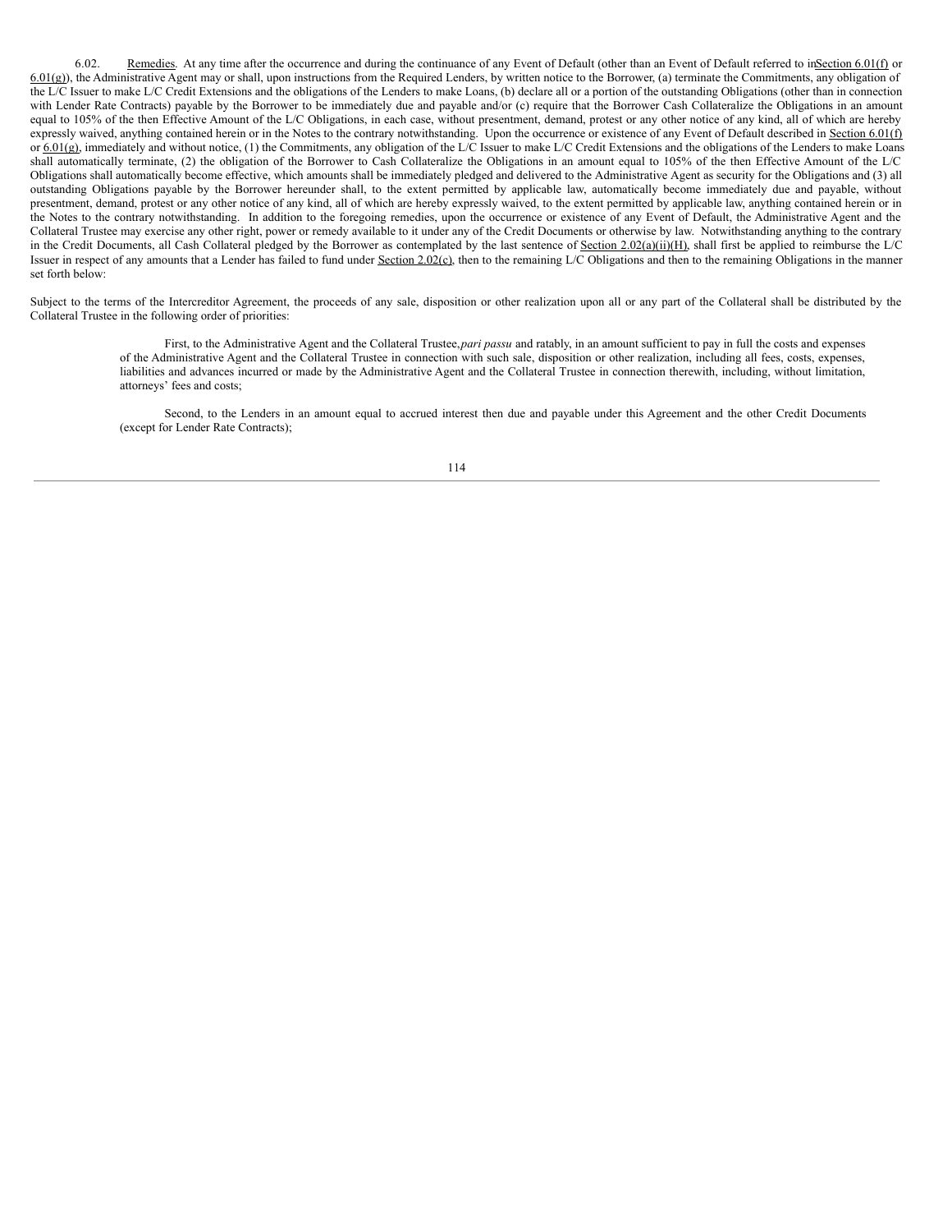6.02. Remedies. At any time after the occurrence and during the continuance of any Event of Default (other than an Event of Default referred to in Section 6.01(f) or 6.01(g)), the Administrative Agent may or shall, upon instructions from the Required Lenders, by written notice to the Borrower, (a) terminate the Commitments, any obligation of the L/C Issuer to make L/C Credit Extensions and the obligations of the Lenders to make Loans, (b) declare all or a portion of the outstanding Obligations (other than in connection with Lender Rate Contracts) payable by the Borrower to be immediately due and payable and/or (c) require that the Borrower Cash Collateralize the Obligations in an amount equal to 105% of the then Effective Amount of the L/C Obligations, in each case, without presentment, demand, protest or any other notice of any kind, all of which are hereby expressly waived, anything contained herein or in the Notes to the contrary notwithstanding. Upon the occurrence or existence of any Event of Default described in Section 6.01(f) or 6.01(g), immediately and without notice, (1) the Commitments, any obligation of the L/C Issuer to make L/C Credit Extensions and the obligations of the Lenders to make Loans shall automatically terminate, (2) the obligation of the Borrower to Cash Collateralize the Obligations in an amount equal to 105% of the then Effective Amount of the L/C Obligations shall automatically become effective, which amounts shall be immediately pledged and delivered to the Administrative Agent as security for the Obligations and (3) all outstanding Obligations payable by the Borrower hereunder shall, to the extent permitted by applicable law, automatically become immediately due and payable, without presentment, demand, protest or any other notice of any kind, all of which are hereby expressly waived, to the extent permitted by applicable law, anything contained herein or in the Notes to the contrary notwithstanding. In addition to the foregoing remedies, upon the occurrence or existence of any Event of Default, the Administrative Agent and the Collateral Trustee may exercise any other right, power or remedy available to it under any of the Credit Documents or otherwise by law. Notwithstanding anything to the contrary in the Credit Documents, all Cash Collateral pledged by the Borrower as contemplated by the last sentence of Section 2.02(a)(ii)(H), shall first be applied to reimburse the L/C Issuer in respect of any amounts that a Lender has failed to fund under Section 2.02(c), then to the remaining L/C Obligations and then to the remaining Obligations in the manner set forth below:

Subject to the terms of the Intercreditor Agreement, the proceeds of any sale, disposition or other realization upon all or any part of the Collateral shall be distributed by the Collateral Trustee in the following order of priorities:

First, to the Administrative Agent and the Collateral Trustee, *pari passu* and ratably, in an amount sufficient to pay in full the costs and expenses of the Administrative Agent and the Collateral Trustee in connection with such sale, disposition or other realization, including all fees, costs, expenses, liabilities and advances incurred or made by the Administrative Agent and the Collateral Trustee in connection therewith, including, without limitation, attorneys' fees and costs;

Second, to the Lenders in an amount equal to accrued interest then due and payable under this Agreement and the other Credit Documents (except for Lender Rate Contracts);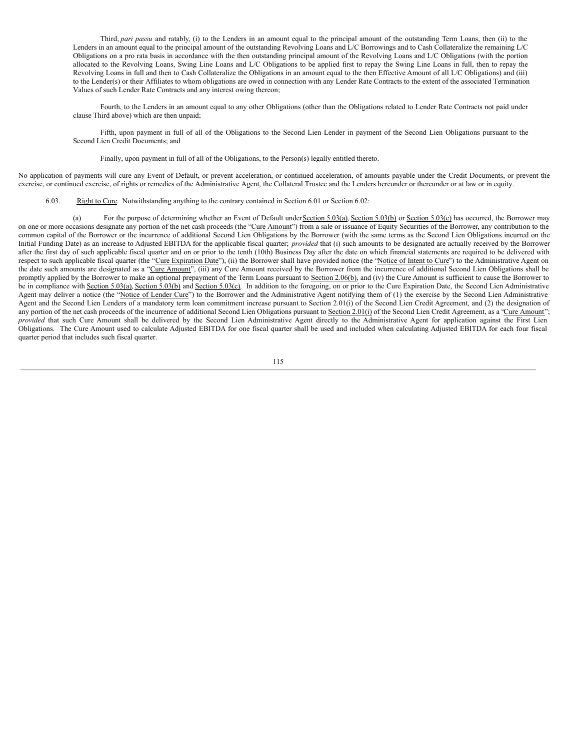Third, *pari passu* and ratably, (i) to the Lenders in an amount equal to the principal amount of the outstanding Term Loans, then (ii) to the Lenders in an amount equal to the principal amount of the outstanding Revolving Loans and L/C Borrowings and to Cash Collateralize the remaining L/C Obligations on a pro rata basis in accordance with the then outstanding principal amount of the Revolving Loans and L/C Obligations (with the portion allocated to the Revolving Loans, Swing Line Loans and L/C Obligations to be applied first to repay the Swing Line Loans in full, then to repay the Revolving Loans in full and then to Cash Collateralize the Obligations in an amount equal to the then Effective Amount of all L/C Obligations) and (iii) to the Lender(s) or their Affiliates to whom obligations are owed in connection with any Lender Rate Contracts to the extent of the associated Termination Values of such Lender Rate Contracts and any interest owing thereon;

Fourth, to the Lenders in an amount equal to any other Obligations (other than the Obligations related to Lender Rate Contracts not paid under clause Third above) which are then unpaid;

Fifth, upon payment in full of all of the Obligations to the Second Lien Lender in payment of the Second Lien Obligations pursuant to the Second Lien Credit Documents; and

Finally, upon payment in full of all of the Obligations, to the Person(s) legally entitled thereto.

No application of payments will cure any Event of Default, or prevent acceleration, or continued acceleration, of amounts payable under the Credit Documents, or prevent the exercise, or continued exercise, of rights or remedies of the Administrative Agent, the Collateral Trustee and the Lenders hereunder or thereunder or at law or in equity.

6.03. Right to Cure. Notwithstanding anything to the contrary contained in Section 6.01 or Section 6.02:

(a) For the purpose of determining whether an Event of Default under Section 5.03(a), Section 5.03(b) or Section 5.03(c) has occurred, the Borrower may on one or more occasions designate any portion of the net cash proceeds (the "Cure Amount") from a sale or issuance of Equity Securities of the Borrower, any contribution to the common capital of the Borrower or the incurrence of additional Second Lien Obligations by the Borrower (with the same terms as the Second Lien Obligations incurred on the Initial Funding Date) as an increase to Adjusted EBITDA for the applicable fiscal quarter; *provided* that (i) such amounts to be designated are actually received by the Borrower after the first day of such applicable fiscal quarter and on or prior to the tenth (10th) Business Day after the date on which financial statements are required to be delivered with respect to such applicable fiscal quarter (the "Cure Expiration Date"), (ii) the Borrower shall have provided notice (the "Notice of Intent to Cure") to the Administrative Agent on the date such amounts are designated as a "Cure Amount", (iii) any Cure Amount received by the Borrower from the incurrence of additional Second Lien Obligations shall be promptly applied by the Borrower to make an optional prepayment of the Term Loans pursuant to Section 2.06(b), and (iv) the Cure Amount is sufficient to cause the Borrower to be in compliance with Section 5.03(a), Section 5.03(b) and Section 5.03(c). In addition to the foregoing, on or prior to the Cure Expiration Date, the Second Lien Administrative Agent may deliver a notice (the "Notice of Lender Cure") to the Borrower and the Administrative Agent notifying them of (1) the exercise by the Second Lien Administrative Agent and the Second Lien Lenders of a mandatory term loan commitment increase pursuant to Section 2.01(i) of the Second Lien Credit Agreement, and (2) the designation of any portion of the net cash proceeds of the incurrence of additional Second Lien Obligations pursuant to Section 2.01(i) of the Second Lien Credit Agreement, as a "Cure Amount"; *provided* that such Cure Amount shall be delivered by the Second Lien Administrative Agent directly to the Administrative Agent for application against the First Lien Obligations. The Cure Amount used to calculate Adjusted EBITDA for one fiscal quarter shall be used and included when calculating Adjusted EBITDA for each four fiscal quarter period that includes such fiscal quarter.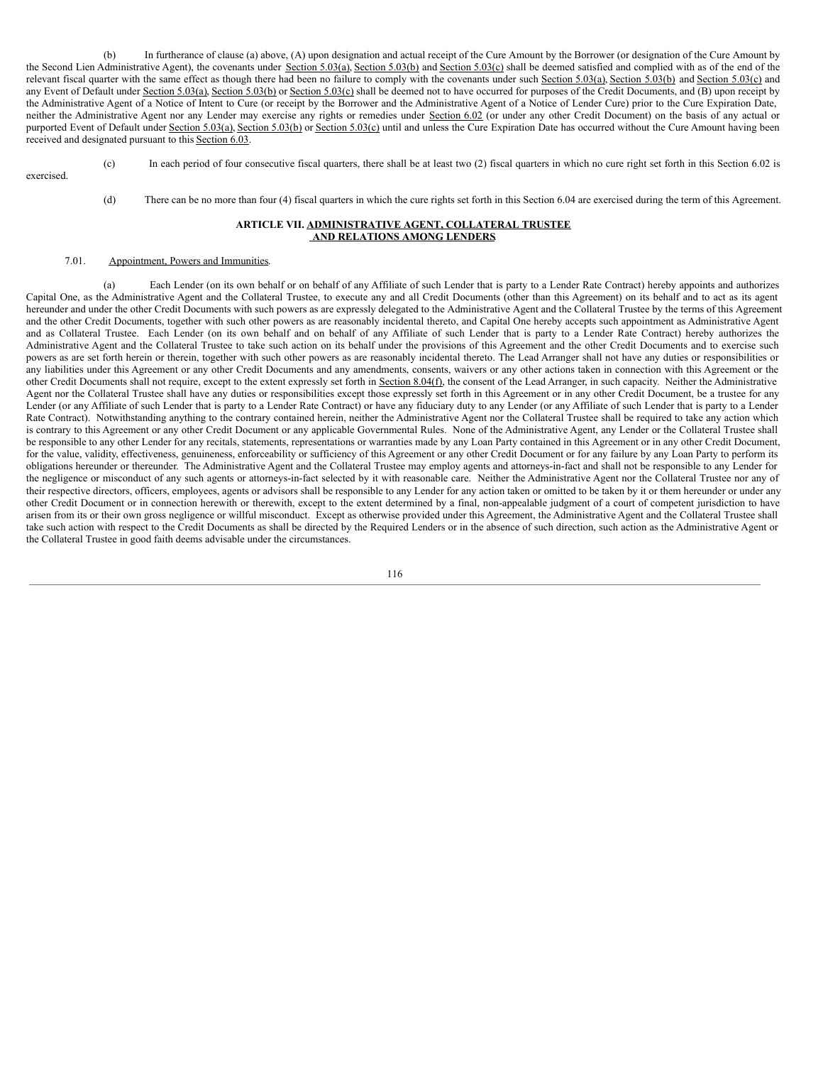(b) In furtherance of clause (a) above, (A) upon designation and actual receipt of the Cure Amount by the Borrower (or designation of the Cure Amount by the Second Lien Administrative Agent), the covenants under Section 5.03(a), Section 5.03(b) and Section 5.03(c) shall be deemed satisfied and complied with as of the end of the relevant fiscal quarter with the same effect as though there had been no failure to comply with the covenants under such Section 5.03(a), Section 5.03(b) and Section 5.03(c) and any Event of Default under Section 5.03(a), Section 5.03(b) or Section 5.03(c) shall be deemed not to have occurred for purposes of the Credit Documents, and (B) upon receipt by the Administrative Agent of a Notice of Intent to Cure (or receipt by the Borrower and the Administrative Agent of a Notice of Lender Cure) prior to the Cure Expiration Date, neither the Administrative Agent nor any Lender may exercise any rights or remedies under Section 6.02 (or under any other Credit Document) on the basis of any actual or purported Event of Default under Section 5.03(a), Section 5.03(b) or Section 5.03(c) until and unless the Cure Expiration Date has occurred without the Cure Amount having been received and designated pursuant to this Section 6.03.

(c) In each period of four consecutive fiscal quarters, there shall be at least two (2) fiscal quarters in which no cure right set forth in this Section 6.02 is exercised.

(d) There can be no more than four (4) fiscal quarters in which the cure rights set forth in this Section 6.04 are exercised during the term of this Agreement.

## ARTICLE VII. ADMINISTRATIVE AGENT, COLLATERAL TRUSTEE AND RELATIONS AMONG LENDERS

7.01. Appointment, Powers and Immunities.

(a) Each Lender (on its own behalf or on behalf of any Affiliate of such Lender that is party to a Lender Rate Contract) hereby appoints and authorizes Capital One, as the Administrative Agent and the Collateral Trustee, to execute any and all Credit Documents (other than this Agreement) on its behalf and to act as its agent hereunder and under the other Credit Documents with such powers as are expressly delegated to the Administrative Agent and the Collateral Trustee by the terms of this Agreement and the other Credit Documents, together with such other powers as are reasonably incidental thereto, and Capital One hereby accepts such appointment as Administrative Agent and as Collateral Trustee. Each Lender (on its own behalf and on behalf of any Affiliate of such Lender that is party to a Lender Rate Contract) hereby authorizes the Administrative Agent and the Collateral Trustee to take such action on its behalf under the provisions of this Agreement and the other Credit Documents and to exercise such powers as are set forth herein or therein, together with such other powers as are reasonably incidental thereto. The Lead Arranger shall not have any duties or responsibilities or any liabilities under this Agreement or any other Credit Documents and any amendments, consents, waivers or any other actions taken in connection with this Agreement or the other Credit Documents shall not require, except to the extent expressly set forth in Section 8.04(f), the consent of the Lead Arranger, in such capacity. Neither the Administrative Agent nor the Collateral Trustee shall have any duties or responsibilities except those expressly set forth in this Agreement or in any other Credit Document, be a trustee for any Lender (or any Affiliate of such Lender that is party to a Lender Rate Contract) or have any fiduciary duty to any Lender (or any Affiliate of such Lender that is party to a Lender Rate Contract). Notwithstanding anything to the contrary contained herein, neither the Administrative Agent nor the Collateral Trustee shall be required to take any action which is contrary to this Agreement or any other Credit Document or any applicable Governmental Rules. None of the Administrative Agent, any Lender or the Collateral Trustee shall be responsible to any other Lender for any recitals, statements, representations or warranties made by any Loan Party contained in this Agreement or in any other Credit Document, for the value, validity, effectiveness, genuineness, enforceability or sufficiency of this Agreement or any other Credit Document or for any failure by any Loan Party to perform its obligations hereunder or thereunder. The Administrative Agent and the Collateral Trustee may employ agents and attorneys-in-fact and shall not be responsible to any Lender for the negligence or misconduct of any such agents or attorneys-in-fact selected by it with reasonable care. Neither the Administrative Agent nor the Collateral Trustee nor any of their respective directors, officers, employees, agents or advisors shall be responsible to any Lender for any action taken or omitted to be taken by it or them hereunder or under any other Credit Document or in connection herewith or therewith, except to the extent determined by a final, non-appealable judgment of a court of competent jurisdiction to have arisen from its or their own gross negligence or willful misconduct. Except as otherwise provided under this Agreement, the Administrative Agent and the Collateral Trustee shall take such action with respect to the Credit Documents as shall be directed by the Required Lenders or in the absence of such direction, such action as the Administrative Agent or the Collateral Trustee in good faith deems advisable under the circumstances.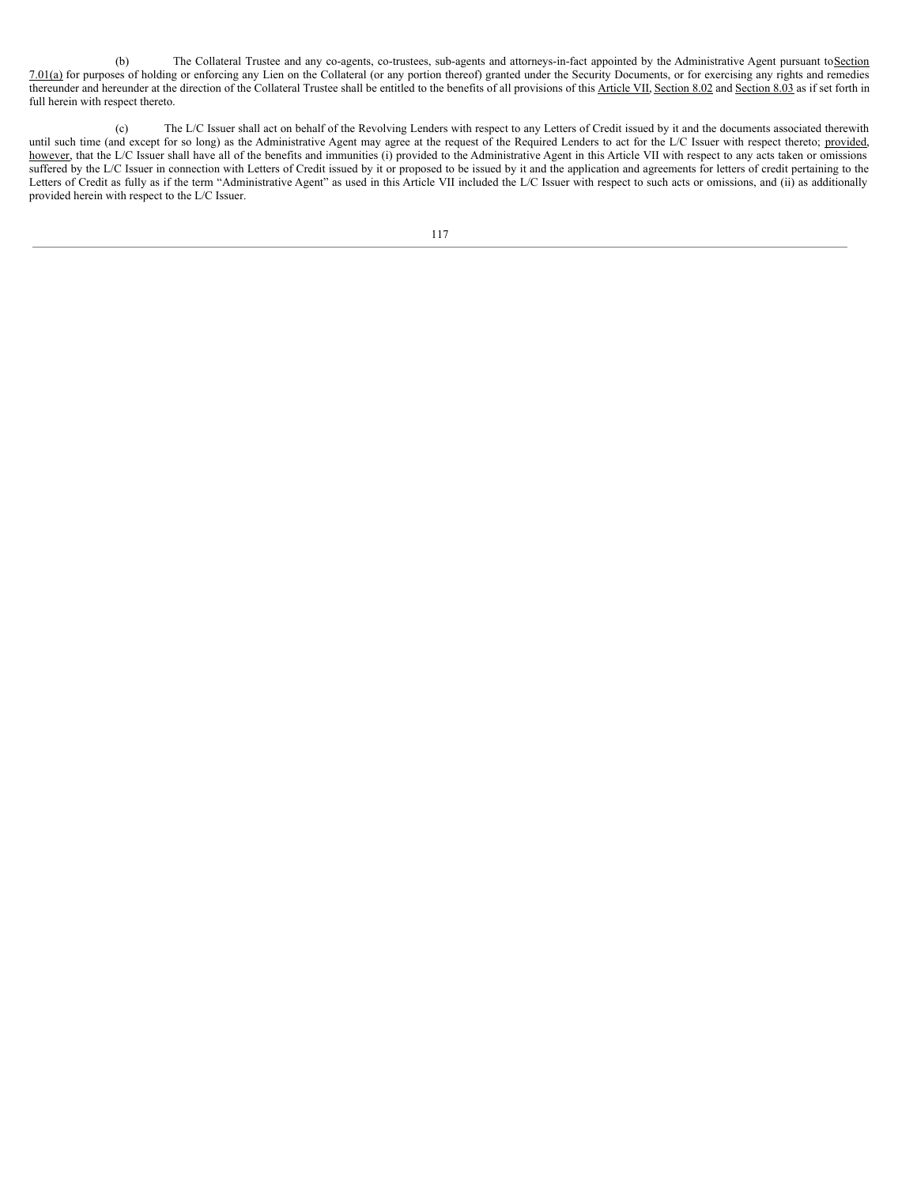(b) The Collateral Trustee and any co-agents, co-trustees, sub-agents and attorneys-in-fact appointed by the Administrative Agent pursuant to Section 7.01(a) for purposes of holding or enforcing any Lien on the Collateral (or any portion thereof) granted under the Security Documents, or for exercising any rights and remedies thereunder and hereunder at the direction of the Collateral Trustee shall be entitled to the benefits of all provisions of this Article VII, Section 8.02 and Section 8.03 as if set forth in full herein with respect thereto.

(c) The L/C Issuer shall act on behalf of the Revolving Lenders with respect to any Letters of Credit issued by it and the documents associated therewith until such time (and except for so long) as the Administrative Agent may agree at the request of the Required Lenders to act for the L/C Issuer with respect thereto; provided, however, that the L/C Issuer shall have all of the benefits and immunities (i) provided to the Administrative Agent in this Article VII with respect to any acts taken or omissions suffered by the L/C Issuer in connection with Letters of Credit issued by it or proposed to be issued by it and the application and agreements for letters of credit pertaining to the Letters of Credit as fully as if the term "Administrative Agent" as used in this Article VII included the L/C Issuer with respect to such acts or omissions, and (ii) as additionally provided herein with respect to the L/C Issuer.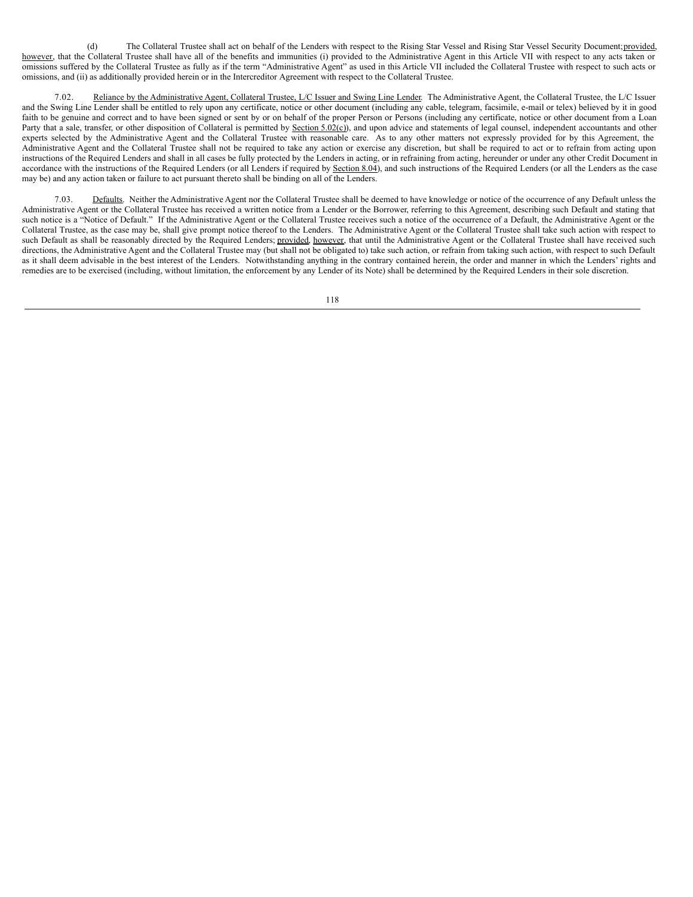(d) The Collateral Trustee shall act on behalf of the Lenders with respect to the Rising Star Vessel and Rising Star Vessel Security Document; provided, however, that the Collateral Trustee shall have all of the benefits and immunities (i) provided to the Administrative Agent in this Article VII with respect to any acts taken or omissions suffered by the Collateral Trustee as fully as if the term "Administrative Agent" as used in this Article VII included the Collateral Trustee with respect to such acts or omissions, and (ii) as additionally provided herein or in the Intercreditor Agreement with respect to the Collateral Trustee.

7.02. Reliance by the Administrative Agent, Collateral Trustee, L/C Issuer and Swing Line Lender. The Administrative Agent, the Collateral Trustee, the L/C Issuer and the Swing Line Lender shall be entitled to rely upon any certificate, notice or other document (including any cable, telegram, facsimile, e-mail or telex) believed by it in good faith to be genuine and correct and to have been signed or sent by or on behalf of the proper Person or Persons (including any certificate, notice or other document from a Loan Party that a sale, transfer, or other disposition of Collateral is permitted by Section 5.02(c)), and upon advice and statements of legal counsel, independent accountants and other experts selected by the Administrative Agent and the Collateral Trustee with reasonable care. As to any other matters not expressly provided for by this Agreement, the Administrative Agent and the Collateral Trustee shall not be required to take any action or exercise any discretion, but shall be required to act or to refrain from acting upon instructions of the Required Lenders and shall in all cases be fully protected by the Lenders in acting, or in refraining from acting, hereunder or under any other Credit Document in accordance with the instructions of the Required Lenders (or all Lenders if required by Section 8.04), and such instructions of the Required Lenders (or all the Lenders as the case may be) and any action taken or failure to act pursuant thereto shall be binding on all of the Lenders.

7.03. Defaults. Neither the Administrative Agent nor the Collateral Trustee shall be deemed to have knowledge or notice of the occurrence of any Default unless the Administrative Agent or the Collateral Trustee has received a written notice from a Lender or the Borrower, referring to this Agreement, describing such Default and stating that such notice is a "Notice of Default." If the Administrative Agent or the Collateral Trustee receives such a notice of the occurrence of a Default, the Administrative Agent or the Collateral Trustee, as the case may be, shall give prompt notice thereof to the Lenders. The Administrative Agent or the Collateral Trustee shall take such action with respect to such Default as shall be reasonably directed by the Required Lenders; provided, however, that until the Administrative Agent or the Collateral Trustee shall have received such directions, the Administrative Agent and the Collateral Trustee may (but shall not be obligated to) take such action, or refrain from taking such action, with respect to such Default as it shall deem advisable in the best interest of the Lenders. Notwithstanding anything in the contrary contained herein, the order and manner in which the Lenders' rights and remedies are to be exercised (including, without limitation, the enforcement by any Lender of its Note) shall be determined by the Required Lenders in their sole discretion.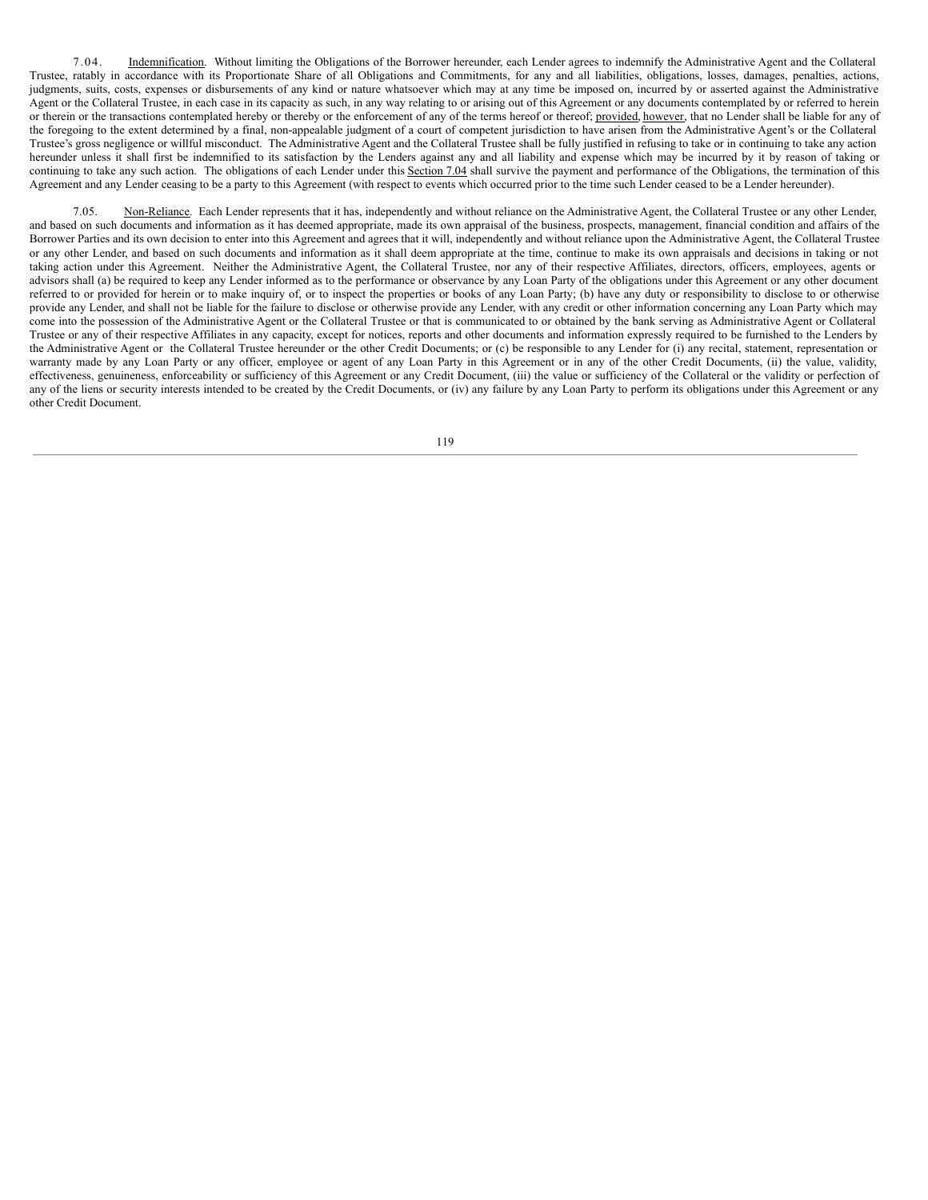7.04. Indemnification. Without limiting the Obligations of the Borrower hereunder, each Lender agrees to indemnify the Administrative Agent and the Collateral Trustee, ratably in accordance with its Proportionate Share of all Obligations and Commitments, for any and all liabilities, obligations, losses, damages, penalties, actions, judgments, suits, costs, expenses or disbursements of any kind or nature whatsoever which may at any time be imposed on, incurred by or asserted against the Administrative Agent or the Collateral Trustee, in each case in its capacity as such, in any way relating to or arising out of this Agreement or any documents contemplated by or referred to herein or therein or the transactions contemplated hereby or thereby or the enforcement of any of the terms hereof or thereof; provided, however, that no Lender shall be liable for any of the foregoing to the extent determined by a final, non-appealable judgment of a court of competent jurisdiction to have arisen from the Administrative Agent's or the Collateral Trustee's gross negligence or willful misconduct. The Administrative Agent and the Collateral Trustee shall be fully justified in refusing to take or in continuing to take any action hereunder unless it shall first be indemnified to its satisfaction by the Lenders against any and all liability and expense which may be incurred by it by reason of taking or continuing to take any such action. The obligations of each Lender under this Section 7.04 shall survive the payment and performance of the Obligations, the termination of this Agreement and any Lender ceasing to be a party to this Agreement (with respect to events which occurred prior to the time such Lender ceased to be a Lender hereunder).

7.05. Non-Reliance. Each Lender represents that it has, independently and without reliance on the Administrative Agent, the Collateral Trustee or any other Lender, and based on such documents and information as it has deemed appropriate, made its own appraisal of the business, prospects, management, financial condition and affairs of the Borrower Parties and its own decision to enter into this Agreement and agrees that it will, independently and without reliance upon the Administrative Agent, the Collateral Trustee or any other Lender, and based on such documents and information as it shall deem appropriate at the time, continue to make its own appraisals and decisions in taking or not taking action under this Agreement. Neither the Administrative Agent, the Collateral Trustee, nor any of their respective Affiliates, directors, officers, employees, agents or advisors shall (a) be required to keep any Lender informed as to the performance or observance by any Loan Party of the obligations under this Agreement or any other document referred to or provided for herein or to make inquiry of, or to inspect the properties or books of any Loan Party; (b) have any duty or responsibility to disclose to or otherwise provide any Lender, and shall not be liable for the failure to disclose or otherwise provide any Lender, with any credit or other information concerning any Loan Party which may come into the possession of the Administrative Agent or the Collateral Trustee or that is communicated to or obtained by the bank serving as Administrative Agent or Collateral Trustee or any of their respective Affiliates in any capacity, except for notices, reports and other documents and information expressly required to be furnished to the Lenders by the Administrative Agent or the Collateral Trustee hereunder or the other Credit Documents; or (c) be responsible to any Lender for (i) any recital, statement, representation or warranty made by any Loan Party or any officer, employee or agent of any Loan Party in this Agreement or in any of the other Credit Documents, (ii) the value, validity, effectiveness, genuineness, enforceability or sufficiency of this Agreement or any Credit Document, (iii) the value or sufficiency of the Collateral or the validity or perfection of any of the liens or security interests intended to be created by the Credit Documents, or (iv) any failure by any Loan Party to perform its obligations under this Agreement or any other Credit Document.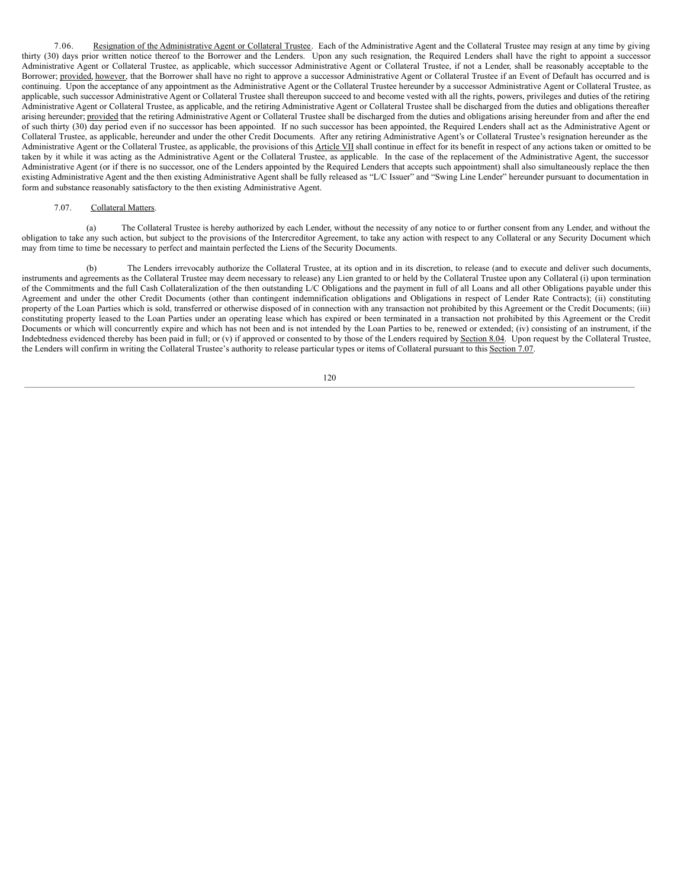7.06. Resignation of the Administrative Agent or Collateral Trustee. Each of the Administrative Agent and the Collateral Trustee may resign at any time by giving thirty (30) days prior written notice thereof to the Borrower and the Lenders. Upon any such resignation, the Required Lenders shall have the right to appoint a successor Administrative Agent or Collateral Trustee, as applicable, which successor Administrative Agent or Collateral Trustee, if not a Lender, shall be reasonably acceptable to the Borrower; provided, however, that the Borrower shall have no right to approve a successor Administrative Agent or Collateral Trustee if an Event of Default has occurred and is continuing. Upon the acceptance of any appointment as the Administrative Agent or the Collateral Trustee hereunder by a successor Administrative Agent or Collateral Trustee, as applicable, such successor Administrative Agent or Collateral Trustee shall thereupon succeed to and become vested with all the rights, powers, privileges and duties of the retiring Administrative Agent or Collateral Trustee, as applicable, and the retiring Administrative Agent or Collateral Trustee shall be discharged from the duties and obligations thereafter arising hereunder; provided that the retiring Administrative Agent or Collateral Trustee shall be discharged from the duties and obligations arising hereunder from and after the end of such thirty (30) day period even if no successor has been appointed. If no such successor has been appointed, the Required Lenders shall act as the Administrative Agent or Collateral Trustee, as applicable, hereunder and under the other Credit Documents. After any retiring Administrative Agent's or Collateral Trustee's resignation hereunder as the Administrative Agent or the Collateral Trustee, as applicable, the provisions of this Article VII shall continue in effect for its benefit in respect of any actions taken or omitted to be taken by it while it was acting as the Administrative Agent or the Collateral Trustee, as applicable. In the case of the replacement of the Administrative Agent, the successor Administrative Agent (or if there is no successor, one of the Lenders appointed by the Required Lenders that accepts such appointment) shall also simultaneously replace the then existing Administrative Agent and the then existing Administrative Agent shall be fully released as "L/C Issuer" and "Swing Line Lender" hereunder pursuant to documentation in form and substance reasonably satisfactory to the then existing Administrative Agent.

7.07. Collateral Matters.

(a) The Collateral Trustee is hereby authorized by each Lender, without the necessity of any notice to or further consent from any Lender, and without the obligation to take any such action, but subject to the provisions of the Intercreditor Agreement, to take any action with respect to any Collateral or any Security Document which may from time to time be necessary to perfect and maintain perfected the Liens of the Security Documents.

(b) The Lenders irrevocably authorize the Collateral Trustee, at its option and in its discretion, to release (and to execute and deliver such documents, instruments and agreements as the Collateral Trustee may deem necessary to release) any Lien granted to or held by the Collateral Trustee upon any Collateral (i) upon termination of the Commitments and the full Cash Collateralization of the then outstanding L/C Obligations and the payment in full of all Loans and all other Obligations payable under this Agreement and under the other Credit Documents (other than contingent indemnification obligations and Obligations in respect of Lender Rate Contracts); (ii) constituting property of the Loan Parties which is sold, transferred or otherwise disposed of in connection with any transaction not prohibited by this Agreement or the Credit Documents; (iii) constituting property leased to the Loan Parties under an operating lease which has expired or been terminated in a transaction not prohibited by this Agreement or the Credit Documents or which will concurrently expire and which has not been and is not intended by the Loan Parties to be, renewed or extended; (iv) consisting of an instrument, if the Indebtedness evidenced thereby has been paid in full; or (v) if approved or consented to by those of the Lenders required by Section 8.04. Upon request by the Collateral Trustee, the Lenders will confirm in writing the Collateral Trustee's authority to release particular types or items of Collateral pursuant to this Section 7.07.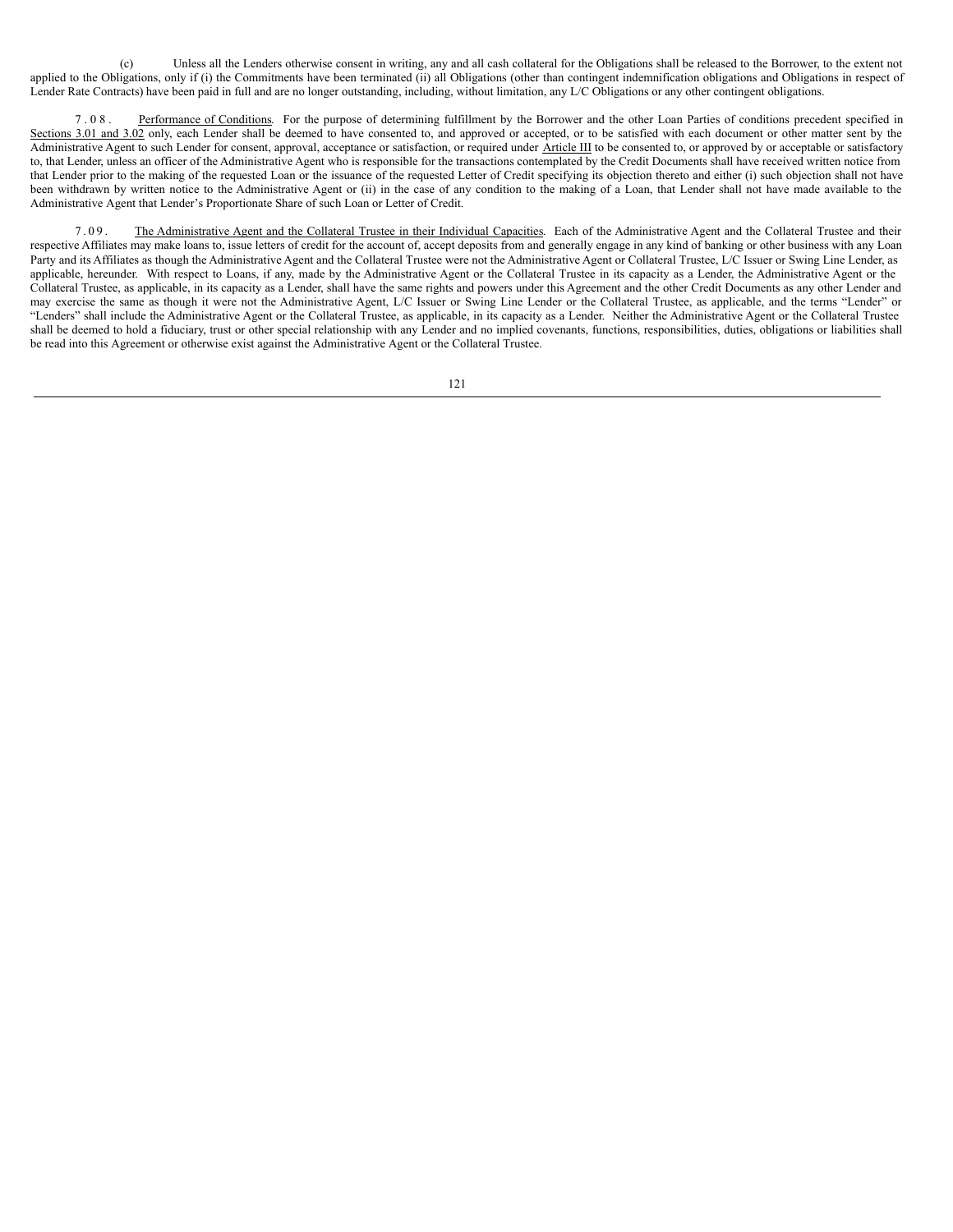(c) Unless all the Lenders otherwise consent in writing, any and all cash collateral for the Obligations shall be released to the Borrower, to the extent not applied to the Obligations, only if (i) the Commitments have been terminated (ii) all Obligations (other than contingent indemnification obligations and Obligations in respect of Lender Rate Contracts) have been paid in full and are no longer outstanding, including, without limitation, any L/C Obligations or any other contingent obligations.

7.08. Performance of Conditions. For the purpose of determining fulfillment by the Borrower and the other Loan Parties of conditions precedent specified in Sections 3.01 and 3.02 only, each Lender shall be deemed to have consented to, and approved or accepted, or to be satisfied with each document or other matter sent by the Administrative Agent to such Lender for consent, approval, acceptance or satisfaction, or required under Article III to be consented to, or approved by or acceptable or satisfactory to, that Lender, unless an officer of the Administrative Agent who is responsible for the transactions contemplated by the Credit Documents shall have received written notice from that Lender prior to the making of the requested Loan or the issuance of the requested Letter of Credit specifying its objection thereto and either (i) such objection shall not have been withdrawn by written notice to the Administrative Agent or (ii) in the case of any condition to the making of a Loan, that Lender shall not have made available to the Administrative Agent that Lender's Proportionate Share of such Loan or Letter of Credit.

7.09. The Administrative Agent and the Collateral Trustee in their Individual Capacities. Each of the Administrative Agent and the Collateral Trustee and their respective Affiliates may make loans to, issue letters of credit for the account of, accept deposits from and generally engage in any kind of banking or other business with any Loan Party and its Affiliates as though the Administrative Agent and the Collateral Trustee were not the Administrative Agent or Collateral Trustee, L/C Issuer or Swing Line Lender, as applicable, hereunder. With respect to Loans, if any, made by the Administrative Agent or the Collateral Trustee in its capacity as a Lender, the Administrative Agent or the Collateral Trustee, as applicable, in its capacity as a Lender, shall have the same rights and powers under this Agreement and the other Credit Documents as any other Lender and may exercise the same as though it were not the Administrative Agent, L/C Issuer or Swing Line Lender or the Collateral Trustee, as applicable, and the terms "Lender" or "Lenders" shall include the Administrative Agent or the Collateral Trustee, as applicable, in its capacity as a Lender. Neither the Administrative Agent or the Collateral Trustee shall be deemed to hold a fiduciary, trust or other special relationship with any Lender and no implied covenants, functions, responsibilities, duties, obligations or liabilities shall be read into this Agreement or otherwise exist against the Administrative Agent or the Collateral Trustee.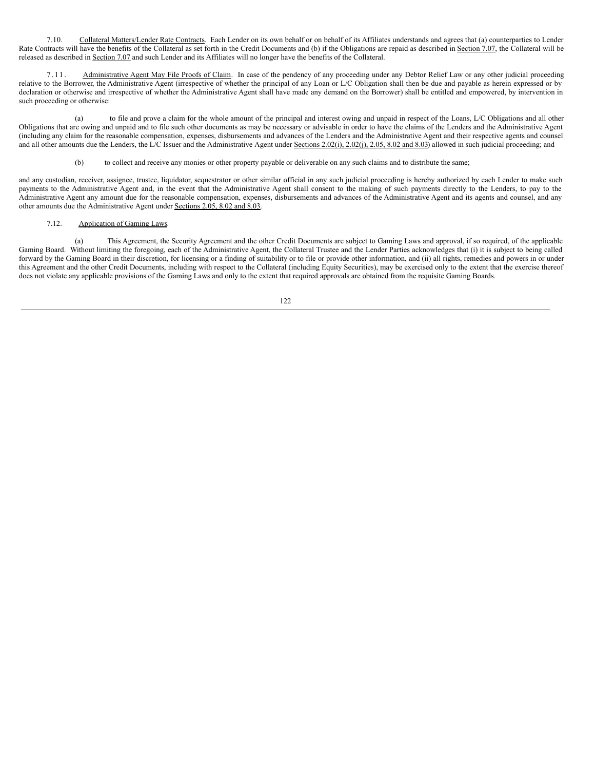7.10. Collateral Matters/Lender Rate Contracts. Each Lender on its own behalf or on behalf of its Affiliates understands and agrees that (a) counterparties to Lender Rate Contracts will have the benefits of the Collateral as set forth in the Credit Documents and (b) if the Obligations are repaid as described in Section 7.07, the Collateral will be released as described in Section 7.07 and such Lender and its Affiliates will no longer have the benefits of the Collateral.

7.11. Administrative Agent May File Proofs of Claim. In case of the pendency of any proceeding under any Debtor Relief Law or any other judicial proceeding relative to the Borrower, the Administrative Agent (irrespective of whether the principal of any Loan or L/C Obligation shall then be due and payable as herein expressed or by declaration or otherwise and irrespective of whether the Administrative Agent shall have made any demand on the Borrower) shall be entitled and empowered, by intervention in such proceeding or otherwise:

(a) to file and prove a claim for the whole amount of the principal and interest owing and unpaid in respect of the Loans, L/C Obligations and all other Obligations that are owing and unpaid and to file such other documents as may be necessary or advisable in order to have the claims of the Lenders and the Administrative Agent (including any claim for the reasonable compensation, expenses, disbursements and advances of the Lenders and the Administrative Agent and their respective agents and counsel and all other amounts due the Lenders, the L/C Issuer and the Administrative Agent under Sections 2.02(i), 2.02(j), 2.05, 8.02 and 8.03) allowed in such judicial proceeding; and

(b) to collect and receive any monies or other property payable or deliverable on any such claims and to distribute the same;

and any custodian, receiver, assignee, trustee, liquidator, sequestrator or other similar official in any such judicial proceeding is hereby authorized by each Lender to make such payments to the Administrative Agent and, in the event that the Administrative Agent shall consent to the making of such payments directly to the Lenders, to pay to the Administrative Agent any amount due for the reasonable compensation, expenses, disbursements and advances of the Administrative Agent and its agents and counsel, and any other amounts due the Administrative Agent under Sections 2.05, 8.02 and 8.03.

7.12. Application of Gaming Laws.

(a) This Agreement, the Security Agreement and the other Credit Documents are subject to Gaming Laws and approval, if so required, of the applicable Gaming Board. Without limiting the foregoing, each of the Administrative Agent, the Collateral Trustee and the Lender Parties acknowledges that (i) it is subject to being called forward by the Gaming Board in their discretion, for licensing or a finding of suitability or to file or provide other information, and (ii) all rights, remedies and powers in or under this Agreement and the other Credit Documents, including with respect to the Collateral (including Equity Securities), may be exercised only to the extent that the exercise thereof does not violate any applicable provisions of the Gaming Laws and only to the extent that required approvals are obtained from the requisite Gaming Boards.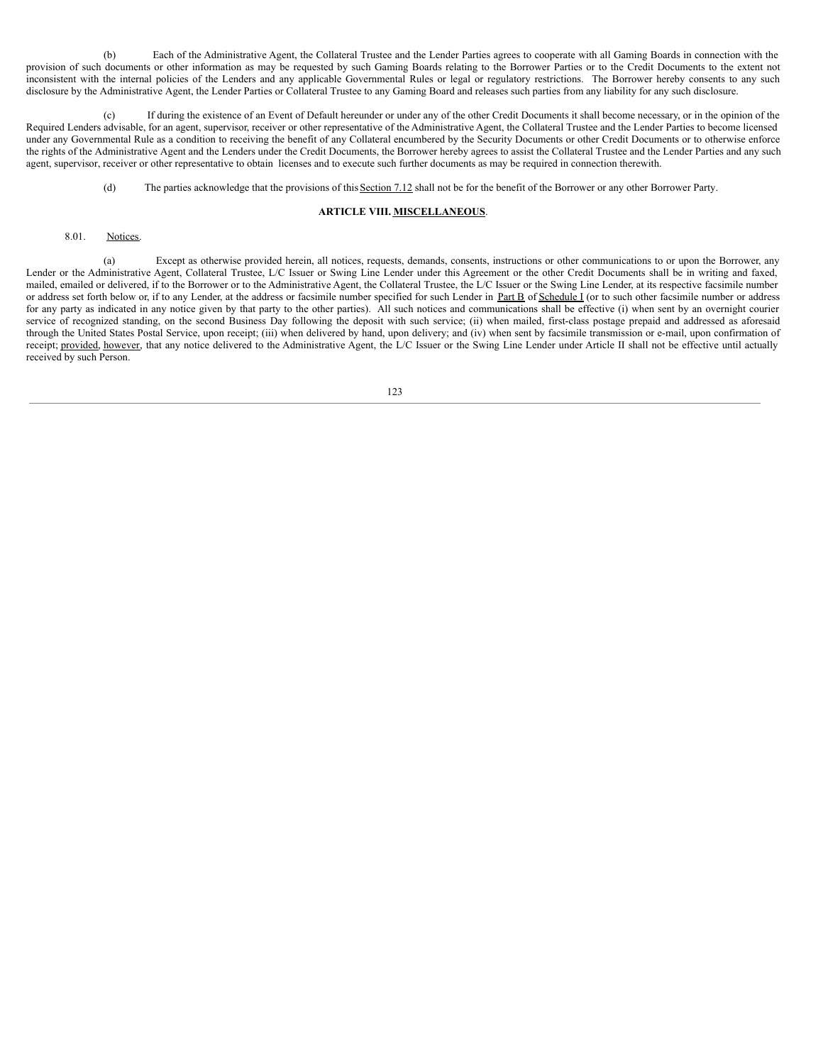(b) Each of the Administrative Agent, the Collateral Trustee and the Lender Parties agrees to cooperate with all Gaming Boards in connection with the provision of such documents or other information as may be requested by such Gaming Boards relating to the Borrower Parties or to the Credit Documents to the extent not inconsistent with the internal policies of the Lenders and any applicable Governmental Rules or legal or regulatory restrictions. The Borrower hereby consents to any such disclosure by the Administrative Agent, the Lender Parties or Collateral Trustee to any Gaming Board and releases such parties from any liability for any such disclosure.

(c) If during the existence of an Event of Default hereunder or under any of the other Credit Documents it shall become necessary, or in the opinion of the Required Lenders advisable, for an agent, supervisor, receiver or other representative of the Administrative Agent, the Collateral Trustee and the Lender Parties to become licensed under any Governmental Rule as a condition to receiving the benefit of any Collateral encumbered by the Security Documents or other Credit Documents or to otherwise enforce the rights of the Administrative Agent and the Lenders under the Credit Documents, the Borrower hereby agrees to assist the Collateral Trustee and the Lender Parties and any such agent, supervisor, receiver or other representative to obtain licenses and to execute such further documents as may be required in connection therewith.

(d) The parties acknowledge that the provisions of this Section 7.12 shall not be for the benefit of the Borrower or any other Borrower Party.

## ARTICLE VIII. MISCELLANEOUS.

8.01. Notices.

(a) Except as otherwise provided herein, all notices, requests, demands, consents, instructions or other communications to or upon the Borrower, any Lender or the Administrative Agent, Collateral Trustee, L/C Issuer or Swing Line Lender under this Agreement or the other Credit Documents shall be in writing and faxed, mailed, emailed or delivered, if to the Borrower or to the Administrative Agent, the Collateral Trustee, the L/C Issuer or the Swing Line Lender, at its respective facsimile number or address set forth below or, if to any Lender, at the address or facsimile number specified for such Lender in Part B of Schedule I (or to such other facsimile number or address for any party as indicated in any notice given by that party to the other parties). All such notices and communications shall be effective (i) when sent by an overnight courier service of recognized standing, on the second Business Day following the deposit with such service; (ii) when mailed, first-class postage prepaid and addressed as aforesaid through the United States Postal Service, upon receipt; (iii) when delivered by hand, upon delivery; and (iv) when sent by facsimile transmission or e-mail, upon confirmation of receipt; provided, however, that any notice delivered to the Administrative Agent, the L/C Issuer or the Swing Line Lender under Article II shall not be effective until actually received by such Person.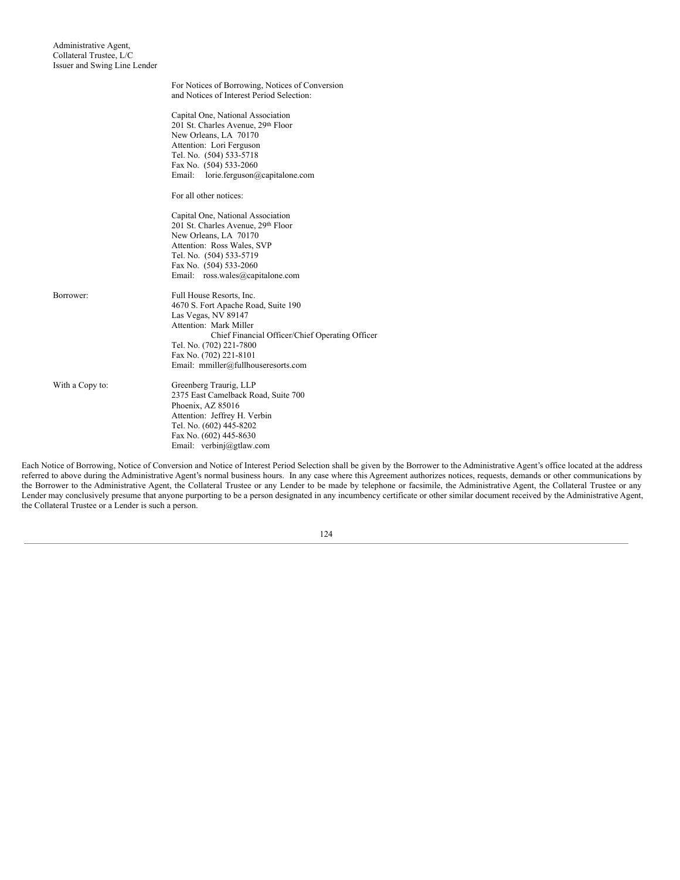| | |
|---|---|
| Administrative Agent, Collateral Trustee, L/C Issuer and Swing Line Lender | |
| | For Notices of Borrowing, Notices of Conversion and Notices of Interest Period Selection: |
| | Capital One, National Association<br>201 St. Charles Avenue, 29th Floor<br>New Orleans, LA 70170<br>Attention: Lori Ferguson<br>Tel. No. (504) 533-5718<br>Fax No. (504) 533-2060<br>Email: lorie.ferguson@capitalone.com |
| | For all other notices: |
| | Capital One, National Association<br>201 St. Charles Avenue, 29th Floor<br>New Orleans, LA 70170<br>Attention: Ross Wales, SVP<br>Tel. No. (504) 533-5719<br>Fax No. (504) 533-2060<br>Email: ross.wales@capitalone.com |
| Borrower: | Full House Resorts, Inc.<br>4670 S. Fort Apache Road, Suite 190<br>Las Vegas, NV 89147<br>Attention: Mark Miller<br>Chief Financial Officer/Chief Operating Officer<br>Tel. No. (702) 221-7800<br>Fax No. (702) 221-8101<br>Email: mmiller@fullhouseresorts.com |
| With a Copy to: | Greenberg Traurig, LLP<br>2375 East Camelback Road, Suite 700<br>Phoenix, AZ 85016<br>Attention: Jeffrey H. Verbin<br>Tel. No. (602) 445-8202<br>Fax No. (602) 445-8630<br>Email: verbinj@gtlaw.com |

Each Notice of Borrowing, Notice of Conversion and Notice of Interest Period Selection shall be given by the Borrower to the Administrative Agent's office located at the address referred to above during the Administrative Agent's normal business hours. In any case where this Agreement authorizes notices, requests, demands or other communications by the Borrower to the Administrative Agent, the Collateral Trustee or any Lender to be made by telephone or facsimile, the Administrative Agent, the Collateral Trustee or any Lender may conclusively presume that anyone purporting to be a person designated in any incumbency certificate or other similar document received by the Administrative Agent, the Collateral Trustee or a Lender is such a person.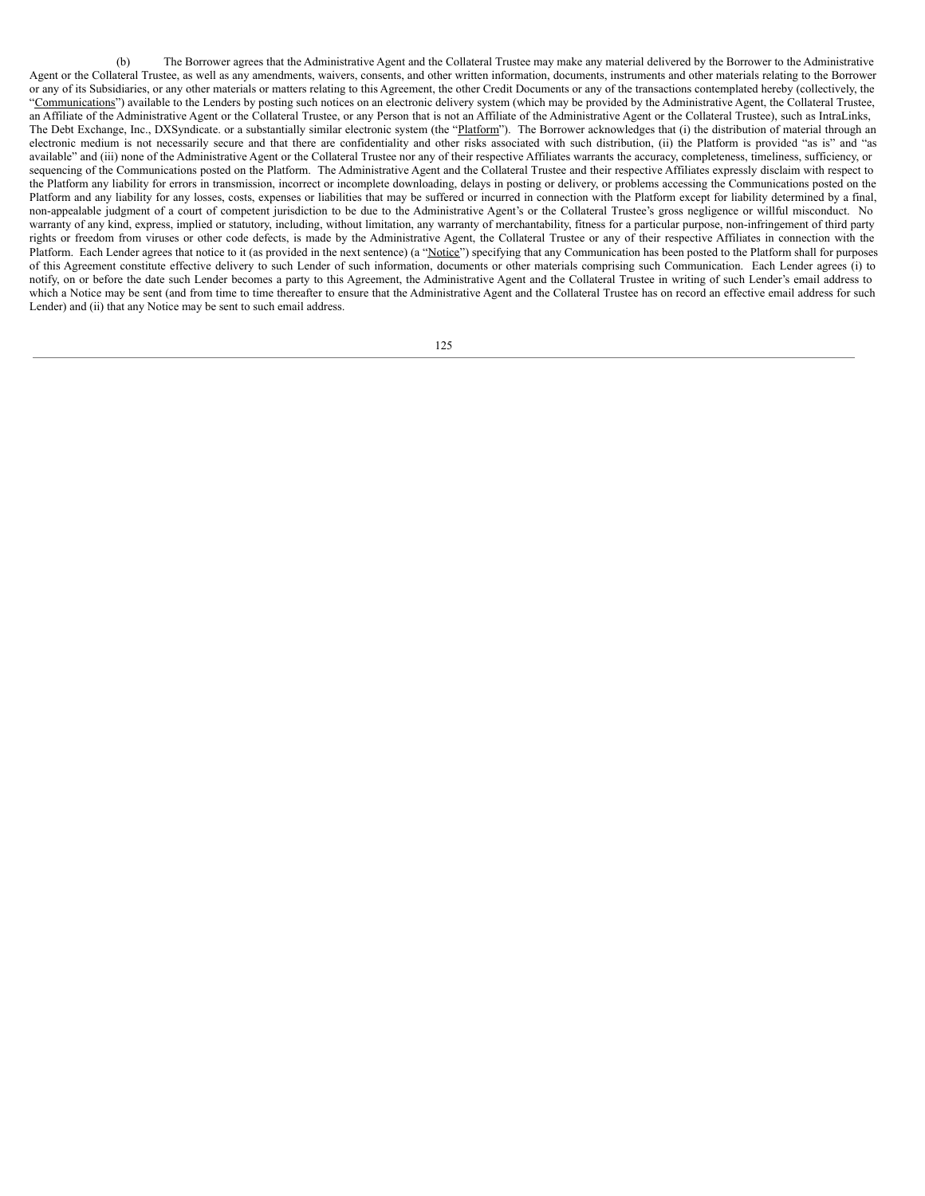(b) The Borrower agrees that the Administrative Agent and the Collateral Trustee may make any material delivered by the Borrower to the Administrative Agent or the Collateral Trustee, as well as any amendments, waivers, consents, and other written information, documents, instruments and other materials relating to the Borrower or any of its Subsidiaries, or any other materials or matters relating to this Agreement, the other Credit Documents or any of the transactions contemplated hereby (collectively, the "Communications") available to the Lenders by posting such notices on an electronic delivery system (which may be provided by the Administrative Agent, the Collateral Trustee, an Affiliate of the Administrative Agent or the Collateral Trustee, or any Person that is not an Affiliate of the Administrative Agent or the Collateral Trustee), such as IntraLinks, The Debt Exchange, Inc., DXSyndicate. or a substantially similar electronic system (the "Platform"). The Borrower acknowledges that (i) the distribution of material through an electronic medium is not necessarily secure and that there are confidentiality and other risks associated with such distribution, (ii) the Platform is provided "as is" and "as available" and (iii) none of the Administrative Agent or the Collateral Trustee nor any of their respective Affiliates warrants the accuracy, completeness, timeliness, sufficiency, or sequencing of the Communications posted on the Platform. The Administrative Agent and the Collateral Trustee and their respective Affiliates expressly disclaim with respect to the Platform any liability for errors in transmission, incorrect or incomplete downloading, delays in posting or delivery, or problems accessing the Communications posted on the Platform and any liability for any losses, costs, expenses or liabilities that may be suffered or incurred in connection with the Platform except for liability determined by a final, non-appealable judgment of a court of competent jurisdiction to be due to the Administrative Agent's or the Collateral Trustee's gross negligence or willful misconduct. No warranty of any kind, express, implied or statutory, including, without limitation, any warranty of merchantability, fitness for a particular purpose, non-infringement of third party rights or freedom from viruses or other code defects, is made by the Administrative Agent, the Collateral Trustee or any of their respective Affiliates in connection with the Platform. Each Lender agrees that notice to it (as provided in the next sentence) (a "Notice") specifying that any Communication has been posted to the Platform shall for purposes of this Agreement constitute effective delivery to such Lender of such information, documents or other materials comprising such Communication. Each Lender agrees (i) to notify, on or before the date such Lender becomes a party to this Agreement, the Administrative Agent and the Collateral Trustee in writing of such Lender's email address to which a Notice may be sent (and from time to time thereafter to ensure that the Administrative Agent and the Collateral Trustee has on record an effective email address for such Lender) and (ii) that any Notice may be sent to such email address.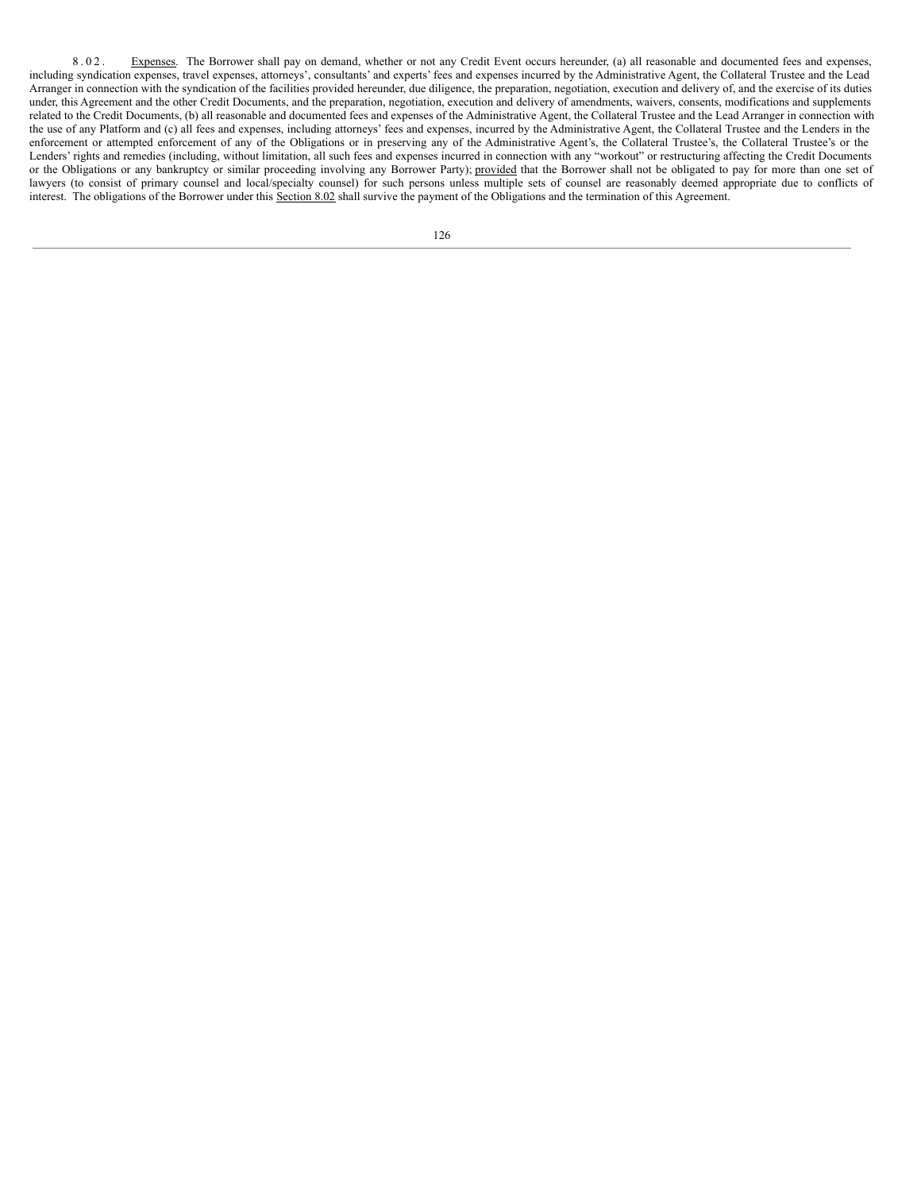8.02. Expenses. The Borrower shall pay on demand, whether or not any Credit Event occurs hereunder, (a) all reasonable and documented fees and expenses, including syndication expenses, travel expenses, attorneys', consultants' and experts' fees and expenses incurred by the Administrative Agent, the Collateral Trustee and the Lead Arranger in connection with the syndication of the facilities provided hereunder, due diligence, the preparation, negotiation, execution and delivery of, and the exercise of its duties under, this Agreement and the other Credit Documents, and the preparation, negotiation, execution and delivery of amendments, waivers, consents, modifications and supplements related to the Credit Documents, (b) all reasonable and documented fees and expenses of the Administrative Agent, the Collateral Trustee and the Lead Arranger in connection with the use of any Platform and (c) all fees and expenses, including attorneys' fees and expenses, incurred by the Administrative Agent, the Collateral Trustee and the Lenders in the enforcement or attempted enforcement of any of the Obligations or in preserving any of the Administrative Agent's, the Collateral Trustee's, the Collateral Trustee's or the Lenders' rights and remedies (including, without limitation, all such fees and expenses incurred in connection with any "workout" or restructuring affecting the Credit Documents or the Obligations or any bankruptcy or similar proceeding involving any Borrower Party); provided that the Borrower shall not be obligated to pay for more than one set of lawyers (to consist of primary counsel and local/specialty counsel) for such persons unless multiple sets of counsel are reasonably deemed appropriate due to conflicts of interest. The obligations of the Borrower under this Section 8.02 shall survive the payment of the Obligations and the termination of this Agreement.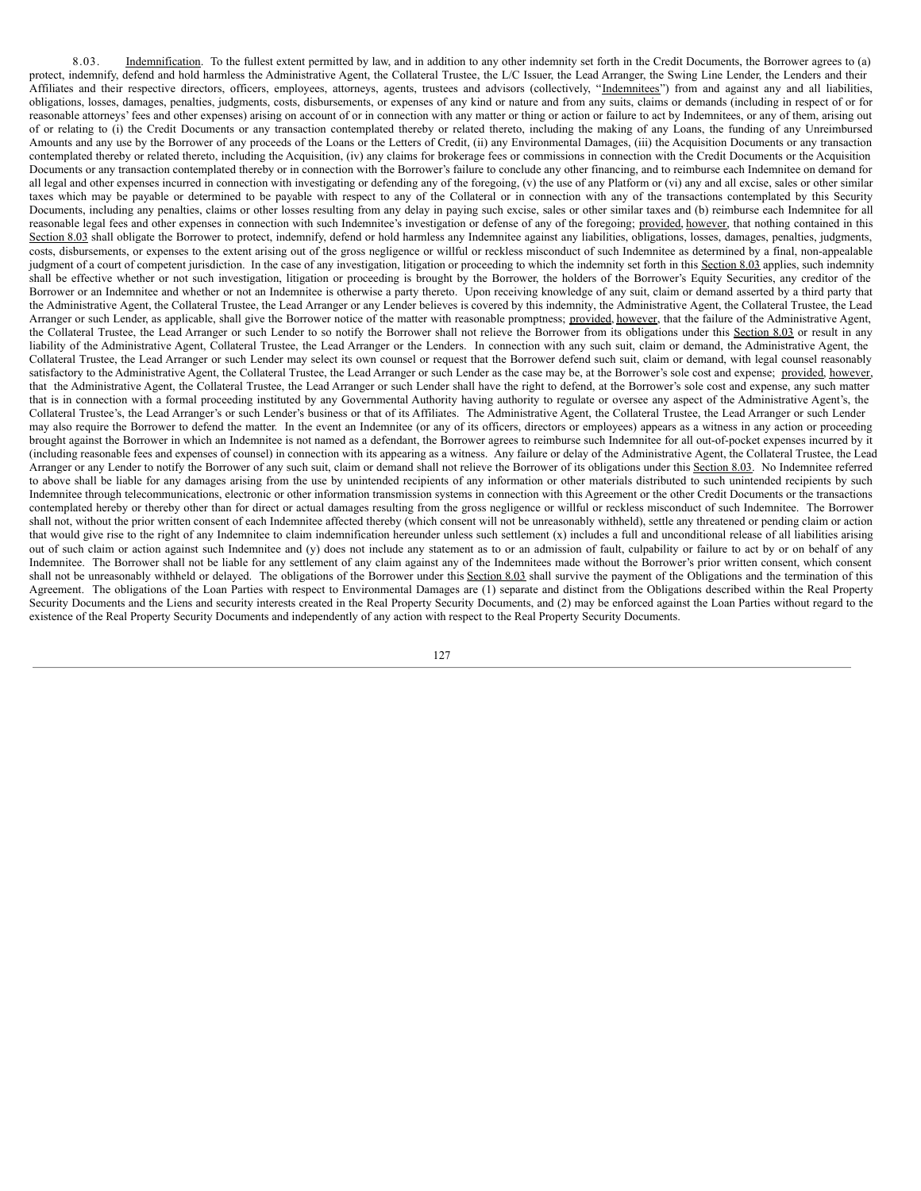8.03. Indemnification. To the fullest extent permitted by law, and in addition to any other indemnity set forth in the Credit Documents, the Borrower agrees to (a) protect, indemnify, defend and hold harmless the Administrative Agent, the Collateral Trustee, the L/C Issuer, the Lead Arranger, the Swing Line Lender, the Lenders and their Affiliates and their respective directors, officers, employees, attorneys, agents, trustees and advisors (collectively, "Indemnitees") from and against any and all liabilities, obligations, losses, damages, penalties, judgments, costs, disbursements, or expenses of any kind or nature and from any suits, claims or demands (including in respect of or for reasonable attorneys' fees and other expenses) arising on account of or in connection with any matter or thing or action or failure to act by Indemnitees, or any of them, arising out of or relating to (i) the Credit Documents or any transaction contemplated thereby or related thereto, including the making of any Loans, the funding of any Unreimbursed Amounts and any use by the Borrower of any proceeds of the Loans or the Letters of Credit, (ii) any Environmental Damages, (iii) the Acquisition Documents or any transaction contemplated thereby or related thereto, including the Acquisition, (iv) any claims for brokerage fees or commissions in connection with the Credit Documents or the Acquisition Documents or any transaction contemplated thereby or in connection with the Borrower's failure to conclude any other financing, and to reimburse each Indemnitee on demand for all legal and other expenses incurred in connection with investigating or defending any of the foregoing, (v) the use of any Platform or (vi) any and all excise, sales or other similar taxes which may be payable or determined to be payable with respect to any of the Collateral or in connection with any of the transactions contemplated by this Security Documents, including any penalties, claims or other losses resulting from any delay in paying such excise, sales or other similar taxes and (b) reimburse each Indemnitee for all reasonable legal fees and other expenses in connection with such Indemnitee's investigation or defense of any of the foregoing; provided, however, that nothing contained in this Section 8.03 shall obligate the Borrower to protect, indemnify, defend or hold harmless any Indemnitee against any liabilities, obligations, losses, damages, penalties, judgments, costs, disbursements, or expenses to the extent arising out of the gross negligence or willful or reckless misconduct of such Indemnitee as determined by a final, non-appealable judgment of a court of competent jurisdiction. In the case of any investigation, litigation or proceeding to which the indemnity set forth in this Section 8.03 applies, such indemnity shall be effective whether or not such investigation, litigation or proceeding is brought by the Borrower, the holders of the Borrower's Equity Securities, any creditor of the Borrower or an Indemnitee and whether or not an Indemnitee is otherwise a party thereto. Upon receiving knowledge of any suit, claim or demand asserted by a third party that the Administrative Agent, the Collateral Trustee, the Lead Arranger or any Lender believes is covered by this indemnity, the Administrative Agent, the Collateral Trustee, the Lead Arranger or such Lender, as applicable, shall give the Borrower notice of the matter with reasonable promptness; provided, however, that the failure of the Administrative Agent, the Collateral Trustee, the Lead Arranger or such Lender to so notify the Borrower shall not relieve the Borrower from its obligations under this Section 8.03 or result in any liability of the Administrative Agent, Collateral Trustee, the Lead Arranger or the Lenders. In connection with any such suit, claim or demand, the Administrative Agent, the Collateral Trustee, the Lead Arranger or such Lender may select its own counsel or request that the Borrower defend such suit, claim or demand, with legal counsel reasonably satisfactory to the Administrative Agent, the Collateral Trustee, the Lead Arranger or such Lender as the case may be, at the Borrower's sole cost and expense; provided, however, that the Administrative Agent, the Collateral Trustee, the Lead Arranger or such Lender shall have the right to defend, at the Borrower's sole cost and expense, any such matter that is in connection with a formal proceeding instituted by any Governmental Authority having authority to regulate or oversee any aspect of the Administrative Agent's, the Collateral Trustee's, the Lead Arranger's or such Lender's business or that of its Affiliates. The Administrative Agent, the Collateral Trustee, the Lead Arranger or such Lender may also require the Borrower to defend the matter. In the event an Indemnitee (or any of its officers, directors or employees) appears as a witness in any action or proceeding brought against the Borrower in which an Indemnitee is not named as a defendant, the Borrower agrees to reimburse such Indemnitee for all out-of-pocket expenses incurred by it (including reasonable fees and expenses of counsel) in connection with its appearing as a witness. Any failure or delay of the Administrative Agent, the Collateral Trustee, the Lead Arranger or any Lender to notify the Borrower of any such suit, claim or demand shall not relieve the Borrower of its obligations under this Section 8.03. No Indemnitee referred to above shall be liable for any damages arising from the use by unintended recipients of any information or other materials distributed to such unintended recipients by such Indemnitee through telecommunications, electronic or other information transmission systems in connection with this Agreement or the other Credit Documents or the transactions contemplated hereby or thereby other than for direct or actual damages resulting from the gross negligence or willful or reckless misconduct of such Indemnitee. The Borrower shall not, without the prior written consent of each Indemnitee affected thereby (which consent will not be unreasonably withheld), settle any threatened or pending claim or action that would give rise to the right of any Indemnitee to claim indemnification hereunder unless such settlement (x) includes a full and unconditional release of all liabilities arising out of such claim or action against such Indemnitee and (y) does not include any statement as to or an admission of fault, culpability or failure to act by or on behalf of any Indemnitee. The Borrower shall not be liable for any settlement of any claim against any of the Indemnitees made without the Borrower's prior written consent, which consent shall not be unreasonably withheld or delayed. The obligations of the Borrower under this Section 8.03 shall survive the payment of the Obligations and the termination of this Agreement. The obligations of the Loan Parties with respect to Environmental Damages are (1) separate and distinct from the Obligations described within the Real Property Security Documents and the Liens and security interests created in the Real Property Security Documents, and (2) may be enforced against the Loan Parties without regard to the existence of the Real Property Security Documents and independently of any action with respect to the Real Property Security Documents.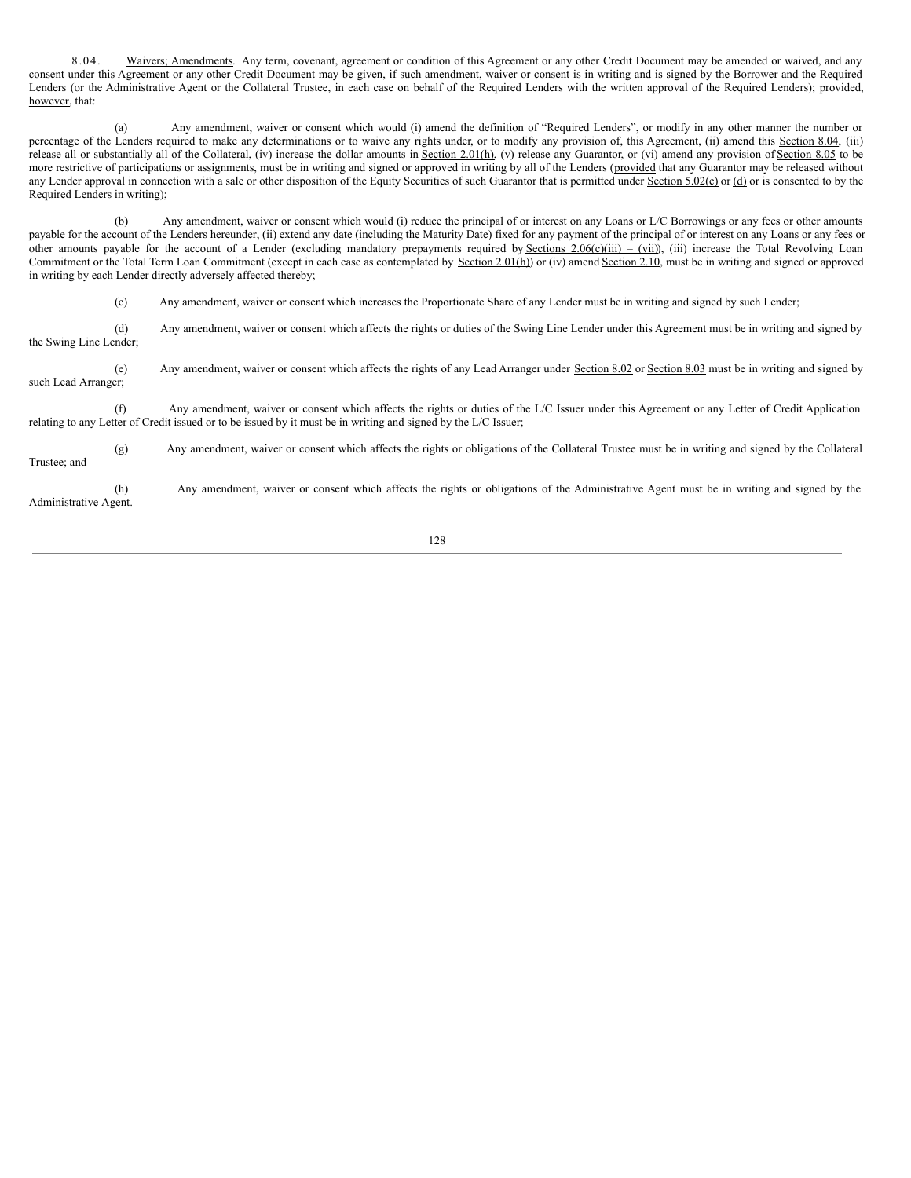8.04. Waivers; Amendments. Any term, covenant, agreement or condition of this Agreement or any other Credit Document may be amended or waived, and any consent under this Agreement or any other Credit Document may be given, if such amendment, waiver or consent is in writing and is signed by the Borrower and the Required Lenders (or the Administrative Agent or the Collateral Trustee, in each case on behalf of the Required Lenders with the written approval of the Required Lenders); provided, however, that:

(a) Any amendment, waiver or consent which would (i) amend the definition of "Required Lenders", or modify in any other manner the number or percentage of the Lenders required to make any determinations or to waive any rights under, or to modify any provision of, this Agreement, (ii) amend this Section 8.04, (iii) release all or substantially all of the Collateral, (iv) increase the dollar amounts in Section 2.01(h), (v) release any Guarantor, or (vi) amend any provision of Section 8.05 to be more restrictive of participations or assignments, must be in writing and signed or approved in writing by all of the Lenders (provided that any Guarantor may be released without any Lender approval in connection with a sale or other disposition of the Equity Securities of such Guarantor that is permitted under Section 5.02(c) or (d) or is consented to by the Required Lenders in writing);

(b) Any amendment, waiver or consent which would (i) reduce the principal of or interest on any Loans or L/C Borrowings or any fees or other amounts payable for the account of the Lenders hereunder, (ii) extend any date (including the Maturity Date) fixed for any payment of the principal of or interest on any Loans or any fees or other amounts payable for the account of a Lender (excluding mandatory prepayments required by Sections 2.06(c)(iii) – (vii)), (iii) increase the Total Revolving Loan Commitment or the Total Term Loan Commitment (except in each case as contemplated by Section 2.01(h)) or (iv) amend Section 2.10, must be in writing and signed or approved in writing by each Lender directly adversely affected thereby;

(c) Any amendment, waiver or consent which increases the Proportionate Share of any Lender must be in writing and signed by such Lender;

(d) Any amendment, waiver or consent which affects the rights or duties of the Swing Line Lender under this Agreement must be in writing and signed by the Swing Line Lender;

(e) Any amendment, waiver or consent which affects the rights of any Lead Arranger under Section 8.02 or Section 8.03 must be in writing and signed by such Lead Arranger;

(f) Any amendment, waiver or consent which affects the rights or duties of the L/C Issuer under this Agreement or any Letter of Credit Application relating to any Letter of Credit issued or to be issued by it must be in writing and signed by the L/C Issuer;

(g) Any amendment, waiver or consent which affects the rights or obligations of the Collateral Trustee must be in writing and signed by the Collateral Trustee; and

(h) Any amendment, waiver or consent which affects the rights or obligations of the Administrative Agent must be in writing and signed by the Administrative Agent.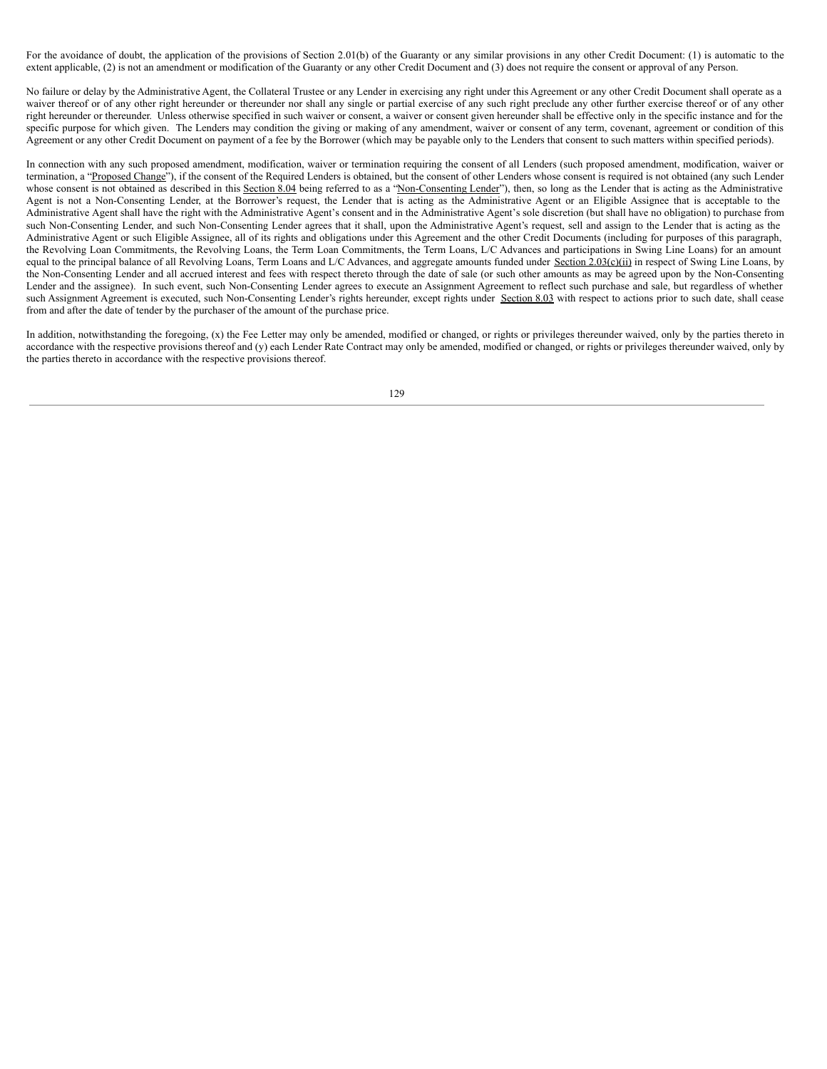For the avoidance of doubt, the application of the provisions of Section 2.01(b) of the Guaranty or any similar provisions in any other Credit Document: (1) is automatic to the extent applicable, (2) is not an amendment or modification of the Guaranty or any other Credit Document and (3) does not require the consent or approval of any Person.

No failure or delay by the Administrative Agent, the Collateral Trustee or any Lender in exercising any right under this Agreement or any other Credit Document shall operate as a waiver thereof or of any other right hereunder or thereunder nor shall any single or partial exercise of any such right preclude any other further exercise thereof or of any other right hereunder or thereunder. Unless otherwise specified in such waiver or consent, a waiver or consent given hereunder shall be effective only in the specific instance and for the specific purpose for which given. The Lenders may condition the giving or making of any amendment, waiver or consent of any term, covenant, agreement or condition of this Agreement or any other Credit Document on payment of a fee by the Borrower (which may be payable only to the Lenders that consent to such matters within specified periods).

In connection with any such proposed amendment, modification, waiver or termination requiring the consent of all Lenders (such proposed amendment, modification, waiver or termination, a "Proposed Change"), if the consent of the Required Lenders is obtained, but the consent of other Lenders whose consent is required is not obtained (any such Lender whose consent is not obtained as described in this Section 8.04 being referred to as a "Non-Consenting Lender"), then, so long as the Lender that is acting as the Administrative Agent is not a Non-Consenting Lender, at the Borrower's request, the Lender that is acting as the Administrative Agent or an Eligible Assignee that is acceptable to the Administrative Agent shall have the right with the Administrative Agent's consent and in the Administrative Agent's sole discretion (but shall have no obligation) to purchase from such Non-Consenting Lender, and such Non-Consenting Lender agrees that it shall, upon the Administrative Agent's request, sell and assign to the Lender that is acting as the Administrative Agent or such Eligible Assignee, all of its rights and obligations under this Agreement and the other Credit Documents (including for purposes of this paragraph, the Revolving Loan Commitments, the Revolving Loans, the Term Loan Commitments, the Term Loans, L/C Advances and participations in Swing Line Loans) for an amount equal to the principal balance of all Revolving Loans, Term Loans and L/C Advances, and aggregate amounts funded under Section 2.03(c)(ii) in respect of Swing Line Loans, by the Non-Consenting Lender and all accrued interest and fees with respect thereto through the date of sale (or such other amounts as may be agreed upon by the Non-Consenting Lender and the assignee). In such event, such Non-Consenting Lender agrees to execute an Assignment Agreement to reflect such purchase and sale, but regardless of whether such Assignment Agreement is executed, such Non-Consenting Lender's rights hereunder, except rights under Section 8.03 with respect to actions prior to such date, shall cease from and after the date of tender by the purchaser of the amount of the purchase price.

In addition, notwithstanding the foregoing, (x) the Fee Letter may only be amended, modified or changed, or rights or privileges thereunder waived, only by the parties thereto in accordance with the respective provisions thereof and (y) each Lender Rate Contract may only be amended, modified or changed, or rights or privileges thereunder waived, only by the parties thereto in accordance with the respective provisions thereof.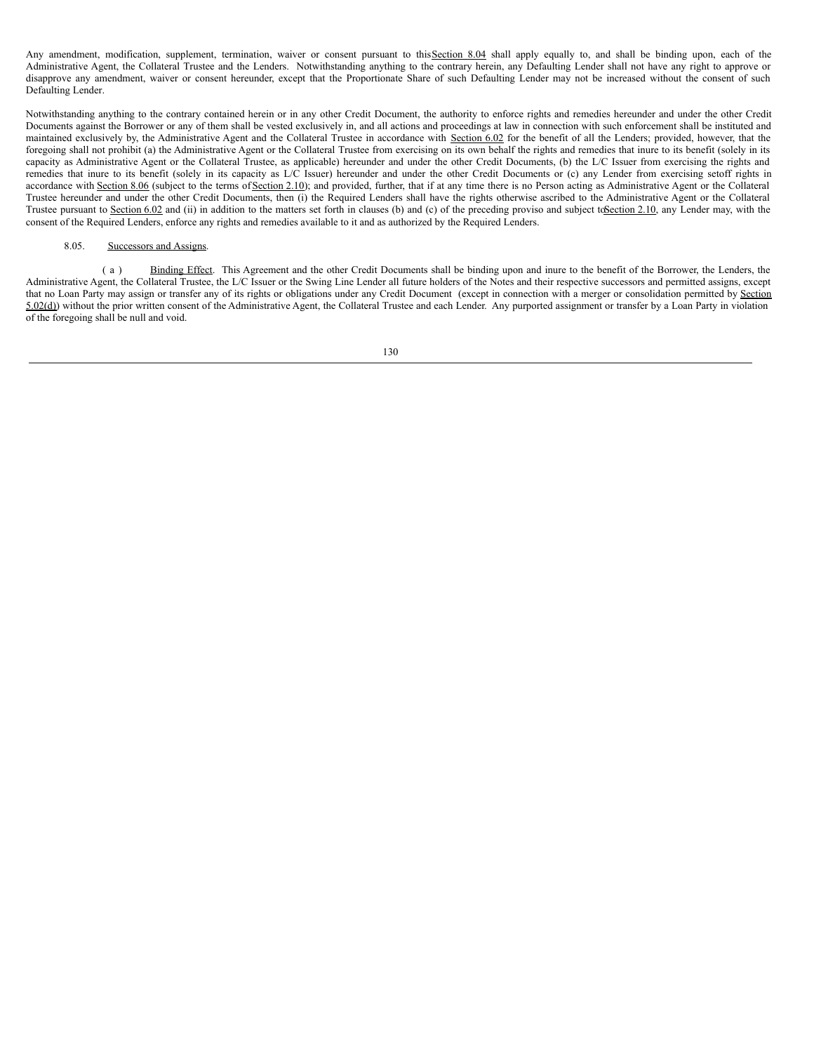Any amendment, modification, supplement, termination, waiver or consent pursuant to this Section 8.04 shall apply equally to, and shall be binding upon, each of the Administrative Agent, the Collateral Trustee and the Lenders. Notwithstanding anything to the contrary herein, any Defaulting Lender shall not have any right to approve or disapprove any amendment, waiver or consent hereunder, except that the Proportionate Share of such Defaulting Lender may not be increased without the consent of such Defaulting Lender.

Notwithstanding anything to the contrary contained herein or in any other Credit Document, the authority to enforce rights and remedies hereunder and under the other Credit Documents against the Borrower or any of them shall be vested exclusively in, and all actions and proceedings at law in connection with such enforcement shall be instituted and maintained exclusively by, the Administrative Agent and the Collateral Trustee in accordance with Section 6.02 for the benefit of all the Lenders; provided, however, that the foregoing shall not prohibit (a) the Administrative Agent or the Collateral Trustee from exercising on its own behalf the rights and remedies that inure to its benefit (solely in its capacity as Administrative Agent or the Collateral Trustee, as applicable) hereunder and under the other Credit Documents, (b) the L/C Issuer from exercising the rights and remedies that inure to its benefit (solely in its capacity as L/C Issuer) hereunder and under the other Credit Documents or (c) any Lender from exercising setoff rights in accordance with Section 8.06 (subject to the terms of Section 2.10); and provided, further, that if at any time there is no Person acting as Administrative Agent or the Collateral Trustee hereunder and under the other Credit Documents, then (i) the Required Lenders shall have the rights otherwise ascribed to the Administrative Agent or the Collateral Trustee pursuant to Section 6.02 and (ii) in addition to the matters set forth in clauses (b) and (c) of the preceding proviso and subject to Section 2.10, any Lender may, with the consent of the Required Lenders, enforce any rights and remedies available to it and as authorized by the Required Lenders.

8.05. Successors and Assigns.

(a) Binding Effect. This Agreement and the other Credit Documents shall be binding upon and inure to the benefit of the Borrower, the Lenders, the Administrative Agent, the Collateral Trustee, the L/C Issuer or the Swing Line Lender all future holders of the Notes and their respective successors and permitted assigns, except that no Loan Party may assign or transfer any of its rights or obligations under any Credit Document (except in connection with a merger or consolidation permitted by Section 5.02(d)) without the prior written consent of the Administrative Agent, the Collateral Trustee and each Lender. Any purported assignment or transfer by a Loan Party in violation of the foregoing shall be null and void.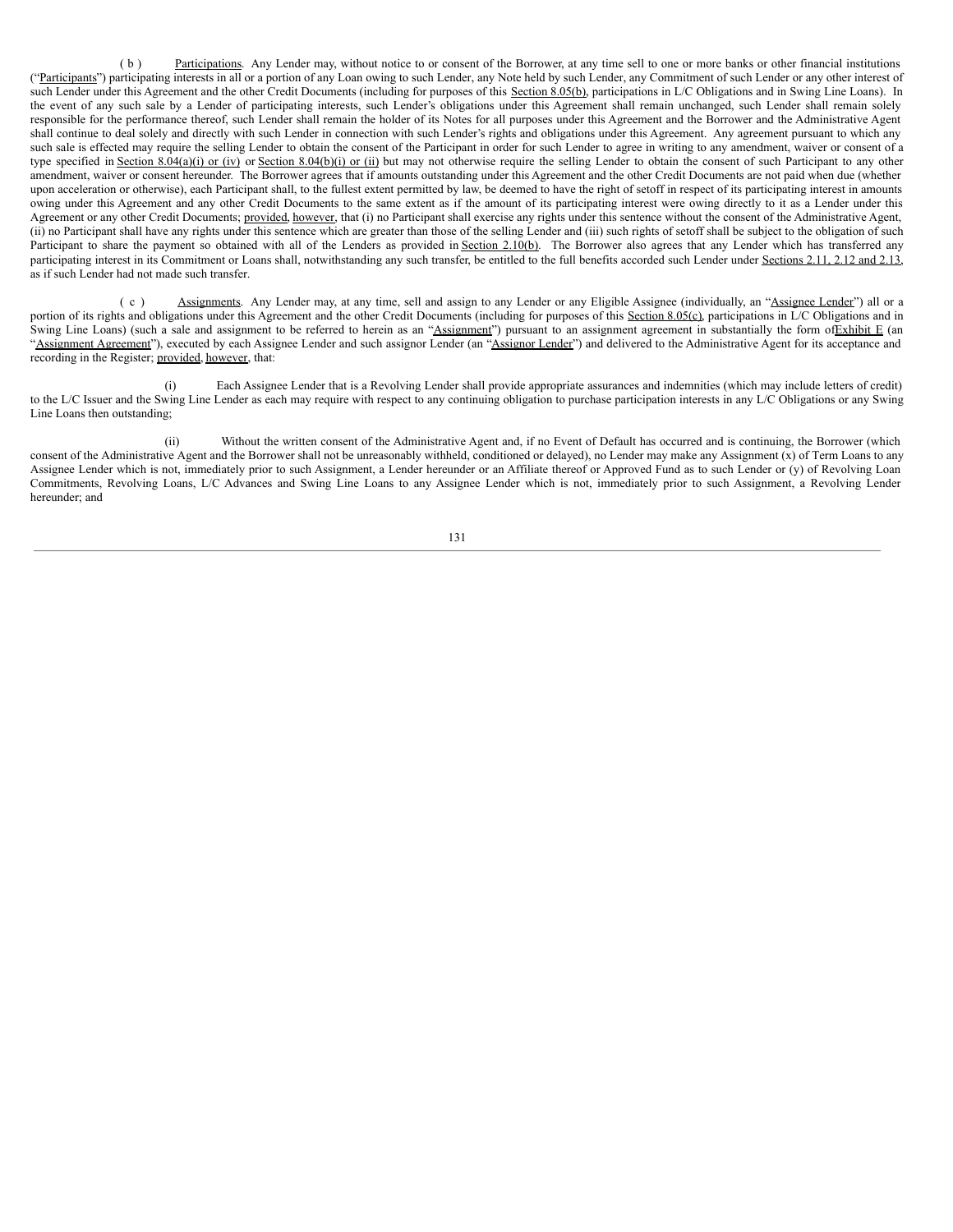(b) Participations. Any Lender may, without notice to or consent of the Borrower, at any time sell to one or more banks or other financial institutions ("Participants") participating interests in all or a portion of any Loan owing to such Lender, any Note held by such Lender, any Commitment of such Lender or any other interest of such Lender under this Agreement and the other Credit Documents (including for purposes of this Section 8.05(b), participations in L/C Obligations and in Swing Line Loans). In the event of any such sale by a Lender of participating interests, such Lender's obligations under this Agreement shall remain unchanged, such Lender shall remain solely responsible for the performance thereof, such Lender shall remain the holder of its Notes for all purposes under this Agreement and the Borrower and the Administrative Agent shall continue to deal solely and directly with such Lender in connection with such Lender's rights and obligations under this Agreement. Any agreement pursuant to which any such sale is effected may require the selling Lender to obtain the consent of the Participant in order for such Lender to agree in writing to any amendment, waiver or consent of a type specified in Section 8.04(a)(i) or (iv) or Section 8.04(b)(i) or (ii) but may not otherwise require the selling Lender to obtain the consent of such Participant to any other amendment, waiver or consent hereunder. The Borrower agrees that if amounts outstanding under this Agreement and the other Credit Documents are not paid when due (whether upon acceleration or otherwise), each Participant shall, to the fullest extent permitted by law, be deemed to have the right of setoff in respect of its participating interest in amounts owing under this Agreement and any other Credit Documents to the same extent as if the amount of its participating interest were owing directly to it as a Lender under this Agreement or any other Credit Documents; provided, however, that (i) no Participant shall exercise any rights under this sentence without the consent of the Administrative Agent, (ii) no Participant shall have any rights under this sentence which are greater than those of the selling Lender and (iii) such rights of setoff shall be subject to the obligation of such Participant to share the payment so obtained with all of the Lenders as provided in Section 2.10(b). The Borrower also agrees that any Lender which has transferred any participating interest in its Commitment or Loans shall, notwithstanding any such transfer, be entitled to the full benefits accorded such Lender under Sections 2.11, 2.12 and 2.13, as if such Lender had not made such transfer.

(c) Assignments. Any Lender may, at any time, sell and assign to any Lender or any Eligible Assignee (individually, an "Assignee Lender") all or a portion of its rights and obligations under this Agreement and the other Credit Documents (including for purposes of this Section 8.05(c), participations in L/C Obligations and in Swing Line Loans) (such a sale and assignment to be referred to herein as an "Assignment") pursuant to an assignment agreement in substantially the form of Exhibit E (an "Assignment Agreement"), executed by each Assignee Lender and such assignor Lender (an "Assignor Lender") and delivered to the Administrative Agent for its acceptance and recording in the Register; provided, however, that:

(i) Each Assignee Lender that is a Revolving Lender shall provide appropriate assurances and indemnities (which may include letters of credit) to the L/C Issuer and the Swing Line Lender as each may require with respect to any continuing obligation to purchase participation interests in any L/C Obligations or any Swing Line Loans then outstanding;

(ii) Without the written consent of the Administrative Agent and, if no Event of Default has occurred and is continuing, the Borrower (which consent of the Administrative Agent and the Borrower shall not be unreasonably withheld, conditioned or delayed), no Lender may make any Assignment (x) of Term Loans to any Assignee Lender which is not, immediately prior to such Assignment, a Lender hereunder or an Affiliate thereof or Approved Fund as to such Lender or (y) of Revolving Loan Commitments, Revolving Loans, L/C Advances and Swing Line Loans to any Assignee Lender which is not, immediately prior to such Assignment, a Revolving Lender hereunder; and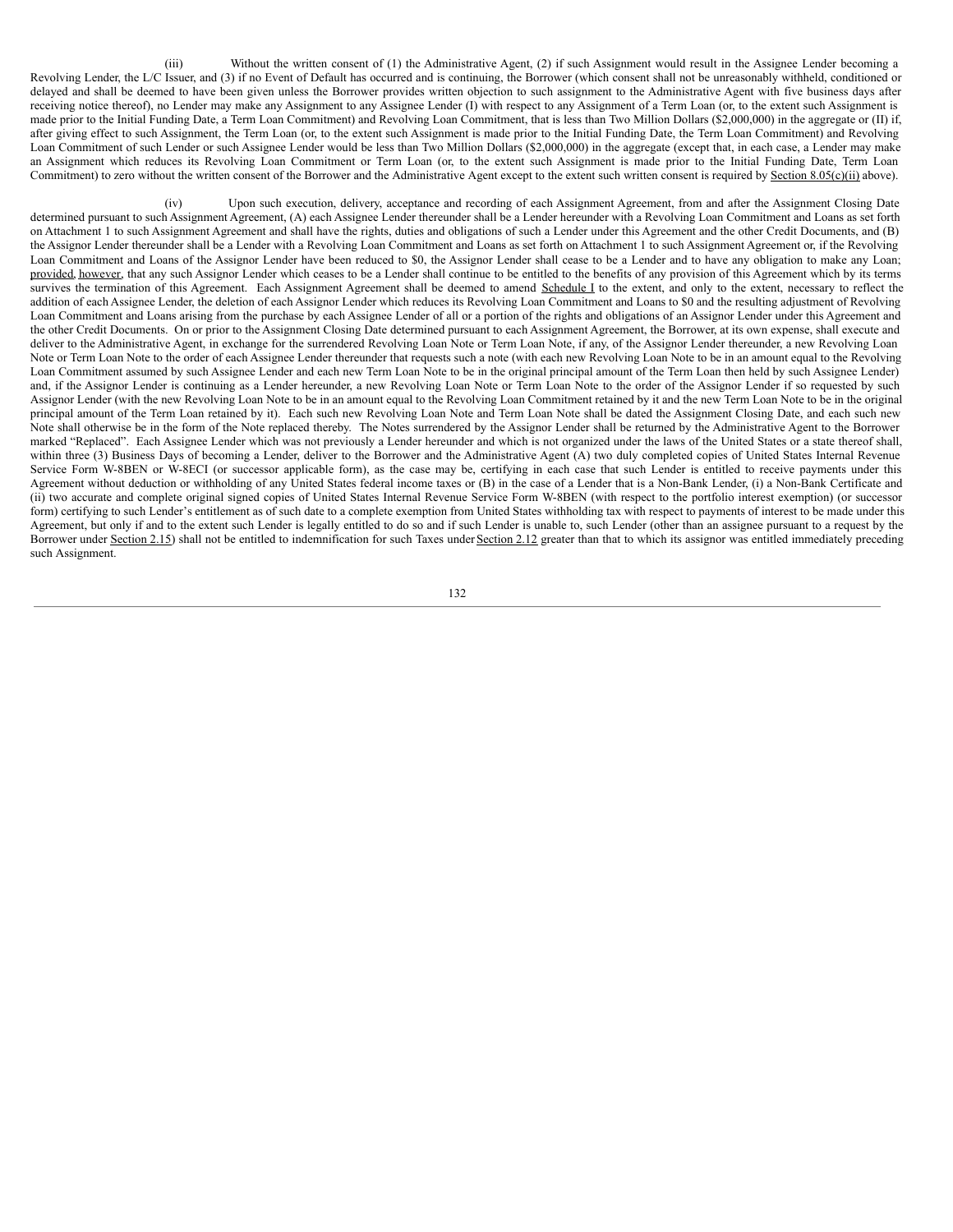(iii) Without the written consent of (1) the Administrative Agent, (2) if such Assignment would result in the Assignee Lender becoming a Revolving Lender, the L/C Issuer, and (3) if no Event of Default has occurred and is continuing, the Borrower (which consent shall not be unreasonably withheld, conditioned or delayed and shall be deemed to have been given unless the Borrower provides written objection to such assignment to the Administrative Agent with five business days after receiving notice thereof), no Lender may make any Assignment to any Assignee Lender (I) with respect to any Assignment of a Term Loan (or, to the extent such Assignment is made prior to the Initial Funding Date, a Term Loan Commitment) and Revolving Loan Commitment, that is less than Two Million Dollars ($2,000,000) in the aggregate or (II) if, after giving effect to such Assignment, the Term Loan (or, to the extent such Assignment is made prior to the Initial Funding Date, the Term Loan Commitment) and Revolving Loan Commitment of such Lender or such Assignee Lender would be less than Two Million Dollars ($2,000,000) in the aggregate (except that, in each case, a Lender may make an Assignment which reduces its Revolving Loan Commitment or Term Loan (or, to the extent such Assignment is made prior to the Initial Funding Date, Term Loan Commitment) to zero without the written consent of the Borrower and the Administrative Agent except to the extent such written consent is required by Section 8.05(c)(ii) above).

(iv) Upon such execution, delivery, acceptance and recording of each Assignment Agreement, from and after the Assignment Closing Date determined pursuant to such Assignment Agreement, (A) each Assignee Lender thereunder shall be a Lender hereunder with a Revolving Loan Commitment and Loans as set forth on Attachment 1 to such Assignment Agreement and shall have the rights, duties and obligations of such a Lender under this Agreement and the other Credit Documents, and (B) the Assignor Lender thereunder shall be a Lender with a Revolving Loan Commitment and Loans as set forth on Attachment 1 to such Assignment Agreement or, if the Revolving Loan Commitment and Loans of the Assignor Lender have been reduced to $0, the Assignor Lender shall cease to be a Lender and to have any obligation to make any Loan; provided, however, that any such Assignor Lender which ceases to be a Lender shall continue to be entitled to the benefits of any provision of this Agreement which by its terms survives the termination of this Agreement. Each Assignment Agreement shall be deemed to amend Schedule I to the extent, and only to the extent, necessary to reflect the addition of each Assignee Lender, the deletion of each Assignor Lender which reduces its Revolving Loan Commitment and Loans to $0 and the resulting adjustment of Revolving Loan Commitment and Loans arising from the purchase by each Assignee Lender of all or a portion of the rights and obligations of an Assignor Lender under this Agreement and the other Credit Documents. On or prior to the Assignment Closing Date determined pursuant to each Assignment Agreement, the Borrower, at its own expense, shall execute and deliver to the Administrative Agent, in exchange for the surrendered Revolving Loan Note or Term Loan Note, if any, of the Assignor Lender thereunder, a new Revolving Loan Note or Term Loan Note to the order of each Assignee Lender thereunder that requests such a note (with each new Revolving Loan Note to be in an amount equal to the Revolving Loan Commitment assumed by such Assignee Lender and each new Term Loan Note to be in the original principal amount of the Term Loan then held by such Assignee Lender) and, if the Assignor Lender is continuing as a Lender hereunder, a new Revolving Loan Note or Term Loan Note to the order of the Assignor Lender if so requested by such Assignor Lender (with the new Revolving Loan Note to be in an amount equal to the Revolving Loan Commitment retained by it and the new Term Loan Note to be in the original principal amount of the Term Loan retained by it). Each such new Revolving Loan Note and Term Loan Note shall be dated the Assignment Closing Date, and each such new Note shall otherwise be in the form of the Note replaced thereby. The Notes surrendered by the Assignor Lender shall be returned by the Administrative Agent to the Borrower marked "Replaced". Each Assignee Lender which was not previously a Lender hereunder and which is not organized under the laws of the United States or a state thereof shall, within three (3) Business Days of becoming a Lender, deliver to the Borrower and the Administrative Agent (A) two duly completed copies of United States Internal Revenue Service Form W-8BEN or W-8ECI (or successor applicable form), as the case may be, certifying in each case that such Lender is entitled to receive payments under this Agreement without deduction or withholding of any United States federal income taxes or (B) in the case of a Lender that is a Non-Bank Lender, (i) a Non-Bank Certificate and (ii) two accurate and complete original signed copies of United States Internal Revenue Service Form W-8BEN (with respect to the portfolio interest exemption) (or successor form) certifying to such Lender's entitlement as of such date to a complete exemption from United States withholding tax with respect to payments of interest to be made under this Agreement, but only if and to the extent such Lender is legally entitled to do so and if such Lender is unable to, such Lender (other than an assignee pursuant to a request by the Borrower under Section 2.15) shall not be entitled to indemnification for such Taxes under Section 2.12 greater than that to which its assignor was entitled immediately preceding such Assignment.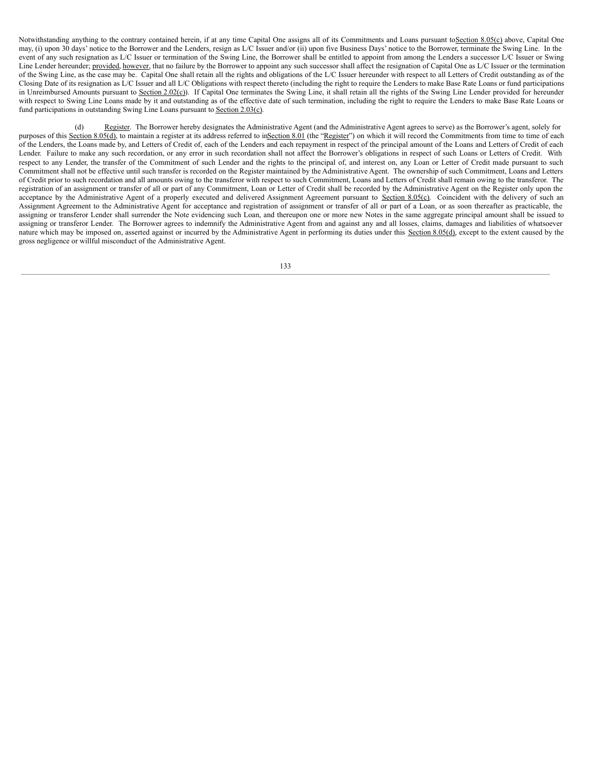Notwithstanding anything to the contrary contained herein, if at any time Capital One assigns all of its Commitments and Loans pursuant to Section 8.05(c) above, Capital One may, (i) upon 30 days' notice to the Borrower and the Lenders, resign as L/C Issuer and/or (ii) upon five Business Days' notice to the Borrower, terminate the Swing Line. In the event of any such resignation as L/C Issuer or termination of the Swing Line, the Borrower shall be entitled to appoint from among the Lenders a successor L/C Issuer or Swing Line Lender hereunder; provided, however, that no failure by the Borrower to appoint any such successor shall affect the resignation of Capital One as L/C Issuer or the termination of the Swing Line, as the case may be. Capital One shall retain all the rights and obligations of the L/C Issuer hereunder with respect to all Letters of Credit outstanding as of the Closing Date of its resignation as L/C Issuer and all L/C Obligations with respect thereto (including the right to require the Lenders to make Base Rate Loans or fund participations in Unreimbursed Amounts pursuant to Section 2.02(c)). If Capital One terminates the Swing Line, it shall retain all the rights of the Swing Line Lender provided for hereunder with respect to Swing Line Loans made by it and outstanding as of the effective date of such termination, including the right to require the Lenders to make Base Rate Loans or fund participations in outstanding Swing Line Loans pursuant to Section 2.03(c).

(d) Register. The Borrower hereby designates the Administrative Agent (and the Administrative Agent agrees to serve) as the Borrower's agent, solely for purposes of this Section 8.05(d), to maintain a register at its address referred to in Section 8.01 (the "Register") on which it will record the Commitments from time to time of each of the Lenders, the Loans made by, and Letters of Credit of, each of the Lenders and each repayment in respect of the principal amount of the Loans and Letters of Credit of each Lender. Failure to make any such recordation, or any error in such recordation shall not affect the Borrower's obligations in respect of such Loans or Letters of Credit. With respect to any Lender, the transfer of the Commitment of such Lender and the rights to the principal of, and interest on, any Loan or Letter of Credit made pursuant to such Commitment shall not be effective until such transfer is recorded on the Register maintained by the Administrative Agent. The ownership of such Commitment, Loans and Letters of Credit prior to such recordation and all amounts owing to the transferor with respect to such Commitment, Loans and Letters of Credit shall remain owing to the transferor. The registration of an assignment or transfer of all or part of any Commitment, Loan or Letter of Credit shall be recorded by the Administrative Agent on the Register only upon the acceptance by the Administrative Agent of a properly executed and delivered Assignment Agreement pursuant to Section 8.05(c). Coincident with the delivery of such an Assignment Agreement to the Administrative Agent for acceptance and registration of assignment or transfer of all or part of a Loan, or as soon thereafter as practicable, the assigning or transferor Lender shall surrender the Note evidencing such Loan, and thereupon one or more new Notes in the same aggregate principal amount shall be issued to assigning or transferor Lender. The Borrower agrees to indemnify the Administrative Agent from and against any and all losses, claims, damages and liabilities of whatsoever nature which may be imposed on, asserted against or incurred by the Administrative Agent in performing its duties under this Section 8.05(d), except to the extent caused by the gross negligence or willful misconduct of the Administrative Agent.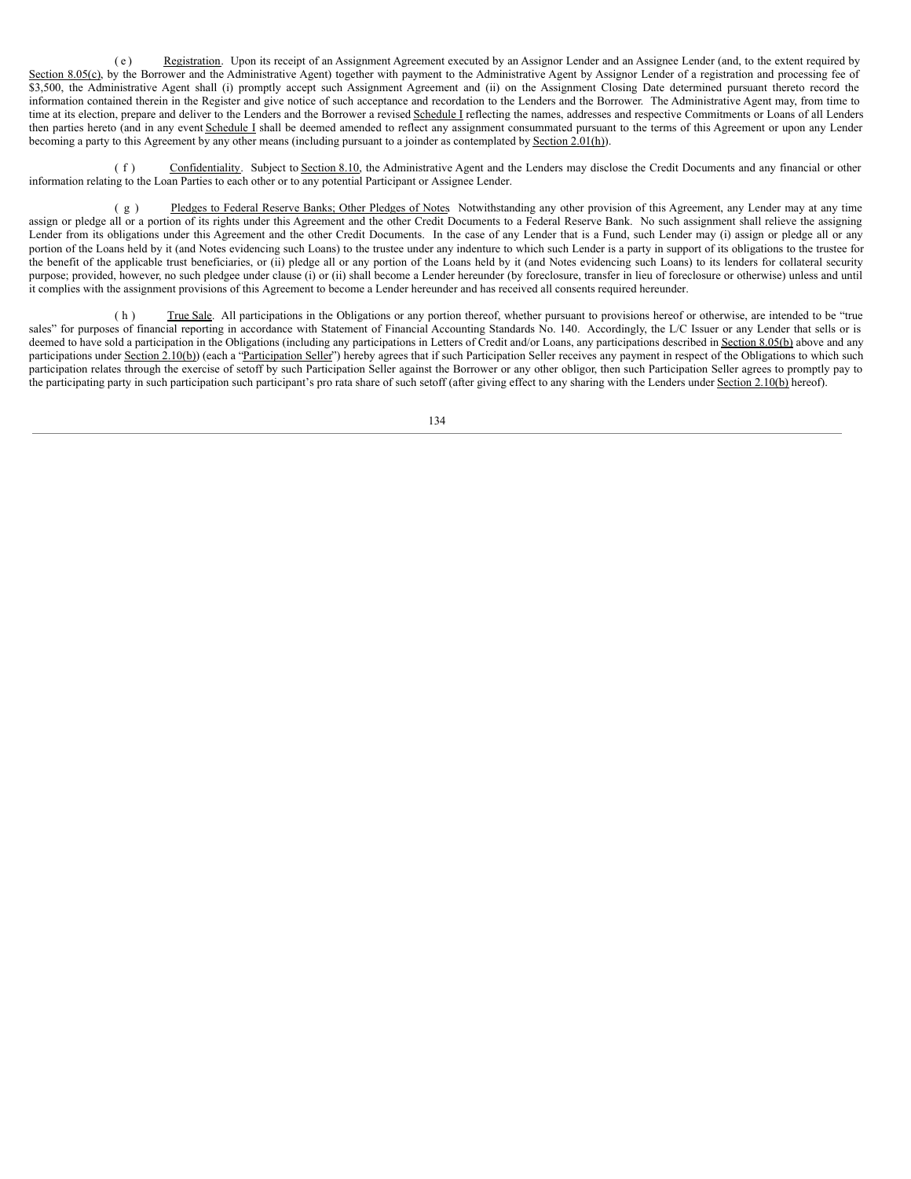(e) Registration. Upon its receipt of an Assignment Agreement executed by an Assignor Lender and an Assignee Lender (and, to the extent required by Section 8.05(c), by the Borrower and the Administrative Agent) together with payment to the Administrative Agent by Assignor Lender of a registration and processing fee of $3,500, the Administrative Agent shall (i) promptly accept such Assignment Agreement and (ii) on the Assignment Closing Date determined pursuant thereto record the information contained therein in the Register and give notice of such acceptance and recordation to the Lenders and the Borrower. The Administrative Agent may, from time to time at its election, prepare and deliver to the Lenders and the Borrower a revised Schedule I reflecting the names, addresses and respective Commitments or Loans of all Lenders then parties hereto (and in any event Schedule I shall be deemed amended to reflect any assignment consummated pursuant to the terms of this Agreement or upon any Lender becoming a party to this Agreement by any other means (including pursuant to a joinder as contemplated by Section 2.01(h)).

(f) Confidentiality. Subject to Section 8.10, the Administrative Agent and the Lenders may disclose the Credit Documents and any financial or other information relating to the Loan Parties to each other or to any potential Participant or Assignee Lender.

(g) Pledges to Federal Reserve Banks; Other Pledges of Notes. Notwithstanding any other provision of this Agreement, any Lender may at any time assign or pledge all or a portion of its rights under this Agreement and the other Credit Documents to a Federal Reserve Bank. No such assignment shall relieve the assigning Lender from its obligations under this Agreement and the other Credit Documents. In the case of any Lender that is a Fund, such Lender may (i) assign or pledge all or any portion of the Loans held by it (and Notes evidencing such Loans) to the trustee under any indenture to which such Lender is a party in support of its obligations to the trustee for the benefit of the applicable trust beneficiaries, or (ii) pledge all or any portion of the Loans held by it (and Notes evidencing such Loans) to its lenders for collateral security purpose; provided, however, no such pledgee under clause (i) or (ii) shall become a Lender hereunder (by foreclosure, transfer in lieu of foreclosure or otherwise) unless and until it complies with the assignment provisions of this Agreement to become a Lender hereunder and has received all consents required hereunder.

(h) True Sale. All participations in the Obligations or any portion thereof, whether pursuant to provisions hereof or otherwise, are intended to be "true sales" for purposes of financial reporting in accordance with Statement of Financial Accounting Standards No. 140. Accordingly, the L/C Issuer or any Lender that sells or is deemed to have sold a participation in the Obligations (including any participations in Letters of Credit and/or Loans, any participations described in Section 8.05(b) above and any participations under Section 2.10(b)) (each a "Participation Seller") hereby agrees that if such Participation Seller receives any payment in respect of the Obligations to which such participation relates through the exercise of setoff by such Participation Seller against the Borrower or any other obligor, then such Participation Seller agrees to promptly pay to the participating party in such participation such participant's pro rata share of such setoff (after giving effect to any sharing with the Lenders under Section 2.10(b) hereof).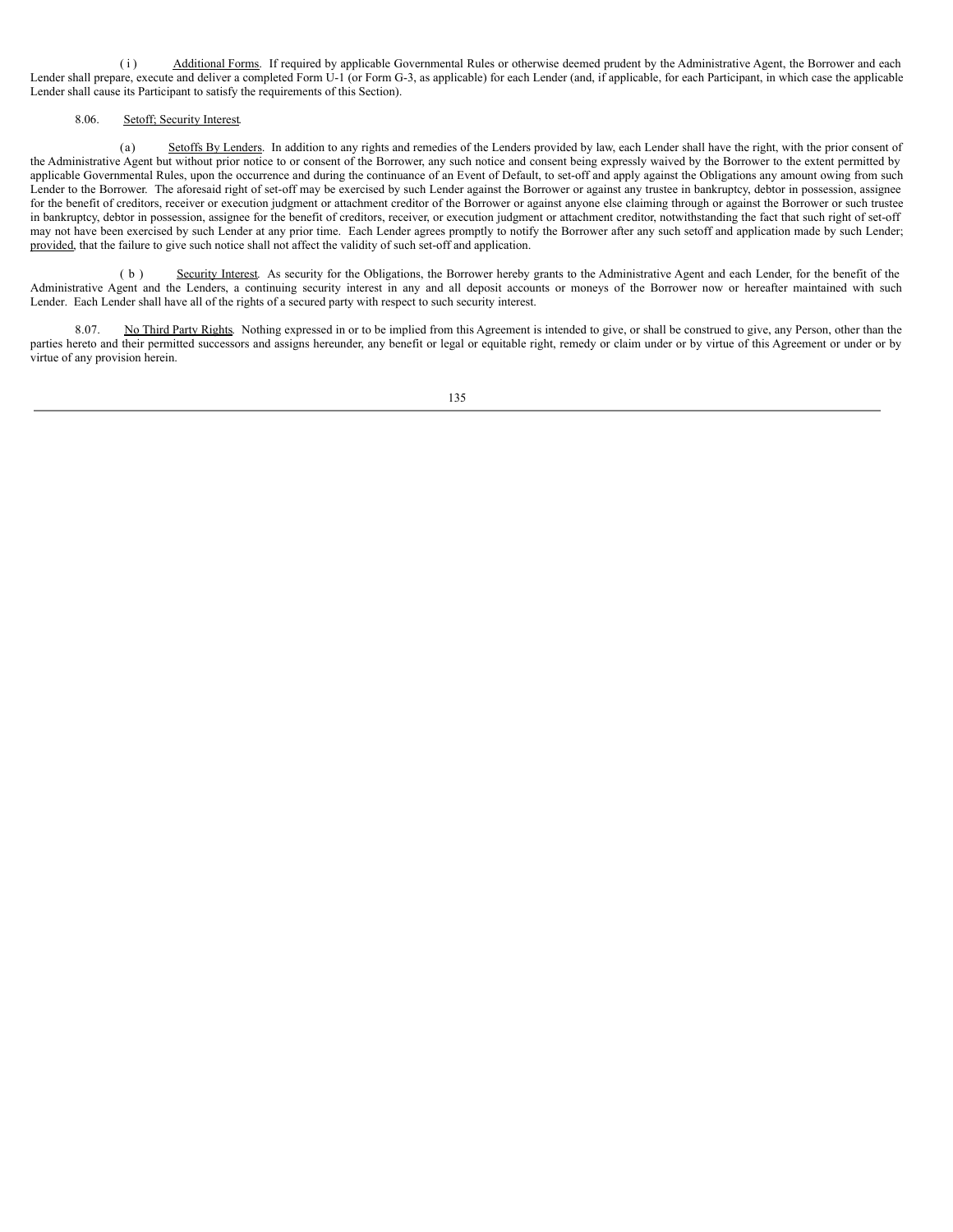(i) Additional Forms. If required by applicable Governmental Rules or otherwise deemed prudent by the Administrative Agent, the Borrower and each Lender shall prepare, execute and deliver a completed Form U-1 (or Form G-3, as applicable) for each Lender (and, if applicable, for each Participant, in which case the applicable Lender shall cause its Participant to satisfy the requirements of this Section).

8.06. Setoff; Security Interest.

(a) Setoffs By Lenders. In addition to any rights and remedies of the Lenders provided by law, each Lender shall have the right, with the prior consent of the Administrative Agent but without prior notice to or consent of the Borrower, any such notice and consent being expressly waived by the Borrower to the extent permitted by applicable Governmental Rules, upon the occurrence and during the continuance of an Event of Default, to set-off and apply against the Obligations any amount owing from such Lender to the Borrower. The aforesaid right of set-off may be exercised by such Lender against the Borrower or against any trustee in bankruptcy, debtor in possession, assignee for the benefit of creditors, receiver or execution judgment or attachment creditor of the Borrower or against anyone else claiming through or against the Borrower or such trustee in bankruptcy, debtor in possession, assignee for the benefit of creditors, receiver, or execution judgment or attachment creditor, notwithstanding the fact that such right of set-off may not have been exercised by such Lender at any prior time. Each Lender agrees promptly to notify the Borrower after any such setoff and application made by such Lender; provided, that the failure to give such notice shall not affect the validity of such set-off and application.

(b) Security Interest. As security for the Obligations, the Borrower hereby grants to the Administrative Agent and each Lender, for the benefit of the Administrative Agent and the Lenders, a continuing security interest in any and all deposit accounts or moneys of the Borrower now or hereafter maintained with such Lender. Each Lender shall have all of the rights of a secured party with respect to such security interest.

8.07. No Third Party Rights. Nothing expressed in or to be implied from this Agreement is intended to give, or shall be construed to give, any Person, other than the parties hereto and their permitted successors and assigns hereunder, any benefit or legal or equitable right, remedy or claim under or by virtue of this Agreement or under or by virtue of any provision herein.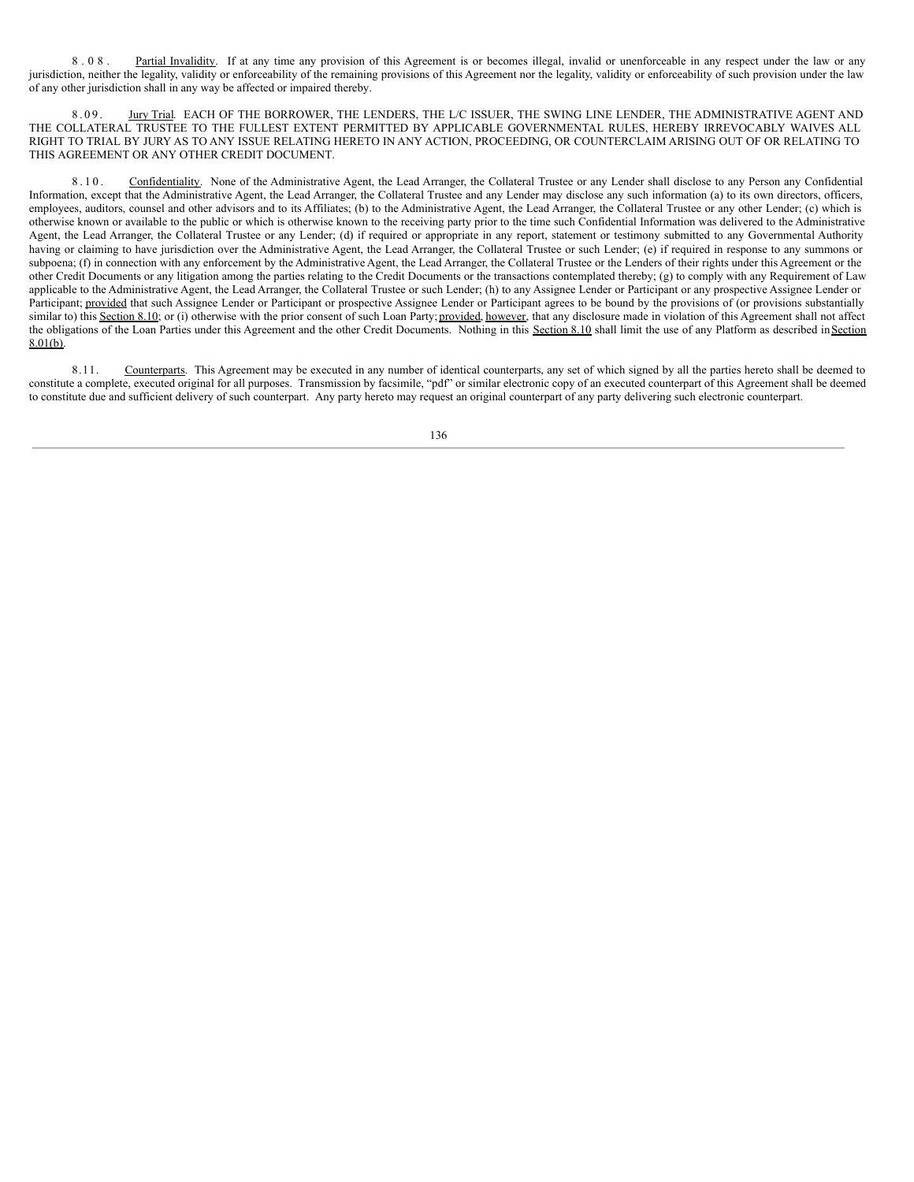8.08. Partial Invalidity. If at any time any provision of this Agreement is or becomes illegal, invalid or unenforceable in any respect under the law or any jurisdiction, neither the legality, validity or enforceability of the remaining provisions of this Agreement nor the legality, validity or enforceability of such provision under the law of any other jurisdiction shall in any way be affected or impaired thereby.

8.09. Jury Trial. EACH OF THE BORROWER, THE LENDERS, THE L/C ISSUER, THE SWING LINE LENDER, THE ADMINISTRATIVE AGENT AND THE COLLATERAL TRUSTEE TO THE FULLEST EXTENT PERMITTED BY APPLICABLE GOVERNMENTAL RULES, HEREBY IRREVOCABLY WAIVES ALL RIGHT TO TRIAL BY JURY AS TO ANY ISSUE RELATING HERETO IN ANY ACTION, PROCEEDING, OR COUNTERCLAIM ARISING OUT OF OR RELATING TO THIS AGREEMENT OR ANY OTHER CREDIT DOCUMENT.

8.10. Confidentiality. None of the Administrative Agent, the Lead Arranger, the Collateral Trustee or any Lender shall disclose to any Person any Confidential Information, except that the Administrative Agent, the Lead Arranger, the Collateral Trustee and any Lender may disclose any such information (a) to its own directors, officers, employees, auditors, counsel and other advisors and to its Affiliates; (b) to the Administrative Agent, the Lead Arranger, the Collateral Trustee or any other Lender; (c) which is otherwise known or available to the public or which is otherwise known to the receiving party prior to the time such Confidential Information was delivered to the Administrative Agent, the Lead Arranger, the Collateral Trustee or any Lender; (d) if required or appropriate in any report, statement or testimony submitted to any Governmental Authority having or claiming to have jurisdiction over the Administrative Agent, the Lead Arranger, the Collateral Trustee or such Lender; (e) if required in response to any summons or subpoena; (f) in connection with any enforcement by the Administrative Agent, the Lead Arranger, the Collateral Trustee or the Lenders of their rights under this Agreement or the other Credit Documents or any litigation among the parties relating to the Credit Documents or the transactions contemplated thereby; (g) to comply with any Requirement of Law applicable to the Administrative Agent, the Lead Arranger, the Collateral Trustee or such Lender; (h) to any Assignee Lender or Participant or any prospective Assignee Lender or Participant; provided that such Assignee Lender or Participant or prospective Assignee Lender or Participant agrees to be bound by the provisions of (or provisions substantially similar to) this Section 8.10; or (i) otherwise with the prior consent of such Loan Party; provided, however, that any disclosure made in violation of this Agreement shall not affect the obligations of the Loan Parties under this Agreement and the other Credit Documents. Nothing in this Section 8.10 shall limit the use of any Platform as described in Section 8.01(b).

8.11. Counterparts. This Agreement may be executed in any number of identical counterparts, any set of which signed by all the parties hereto shall be deemed to constitute a complete, executed original for all purposes. Transmission by facsimile, "pdf" or similar electronic copy of an executed counterpart of this Agreement shall be deemed to constitute due and sufficient delivery of such counterpart. Any party hereto may request an original counterpart of any party delivering such electronic counterpart.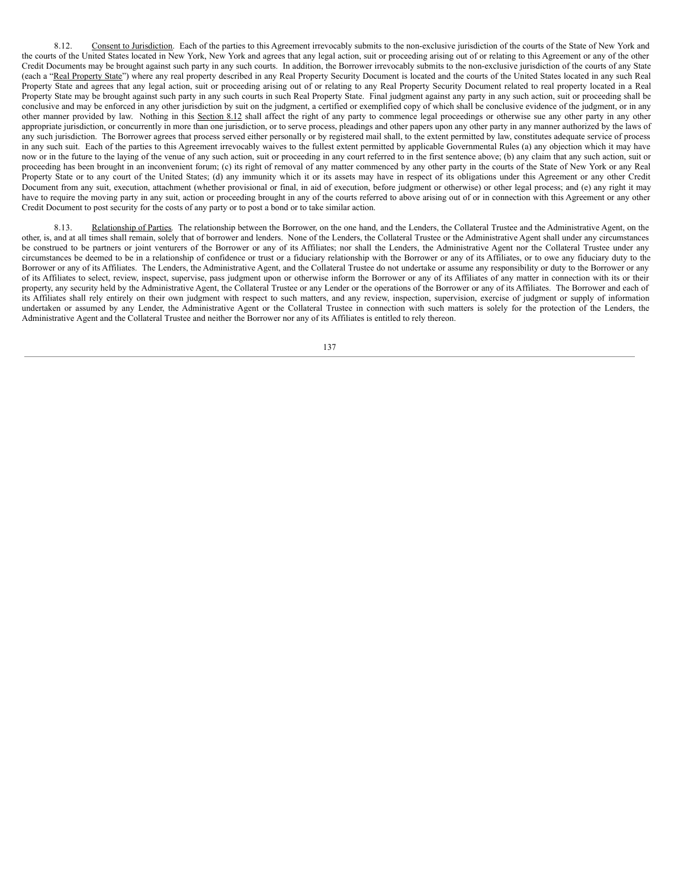8.12. Consent to Jurisdiction. Each of the parties to this Agreement irrevocably submits to the non-exclusive jurisdiction of the courts of the State of New York and the courts of the United States located in New York, New York and agrees that any legal action, suit or proceeding arising out of or relating to this Agreement or any of the other Credit Documents may be brought against such party in any such courts. In addition, the Borrower irrevocably submits to the non-exclusive jurisdiction of the courts of any State (each a "Real Property State") where any real property described in any Real Property Security Document is located and the courts of the United States located in any such Real Property State and agrees that any legal action, suit or proceeding arising out of or relating to any Real Property Security Document related to real property located in a Real Property State may be brought against such party in any such courts in such Real Property State. Final judgment against any party in any such action, suit or proceeding shall be conclusive and may be enforced in any other jurisdiction by suit on the judgment, a certified or exemplified copy of which shall be conclusive evidence of the judgment, or in any other manner provided by law. Nothing in this Section 8.12 shall affect the right of any party to commence legal proceedings or otherwise sue any other party in any other appropriate jurisdiction, or concurrently in more than one jurisdiction, or to serve process, pleadings and other papers upon any other party in any manner authorized by the laws of any such jurisdiction. The Borrower agrees that process served either personally or by registered mail shall, to the extent permitted by law, constitutes adequate service of process in any such suit. Each of the parties to this Agreement irrevocably waives to the fullest extent permitted by applicable Governmental Rules (a) any objection which it may have now or in the future to the laying of the venue of any such action, suit or proceeding in any court referred to in the first sentence above; (b) any claim that any such action, suit or proceeding has been brought in an inconvenient forum; (c) its right of removal of any matter commenced by any other party in the courts of the State of New York or any Real Property State or to any court of the United States; (d) any immunity which it or its assets may have in respect of its obligations under this Agreement or any other Credit Document from any suit, execution, attachment (whether provisional or final, in aid of execution, before judgment or otherwise) or other legal process; and (e) any right it may have to require the moving party in any suit, action or proceeding brought in any of the courts referred to above arising out of or in connection with this Agreement or any other Credit Document to post security for the costs of any party or to post a bond or to take similar action.

8.13. Relationship of Parties. The relationship between the Borrower, on the one hand, and the Lenders, the Collateral Trustee and the Administrative Agent, on the other, is, and at all times shall remain, solely that of borrower and lenders. None of the Lenders, the Collateral Trustee or the Administrative Agent shall under any circumstances be construed to be partners or joint venturers of the Borrower or any of its Affiliates; nor shall the Lenders, the Administrative Agent nor the Collateral Trustee under any circumstances be deemed to be in a relationship of confidence or trust or a fiduciary relationship with the Borrower or any of its Affiliates, or to owe any fiduciary duty to the Borrower or any of its Affiliates. The Lenders, the Administrative Agent, and the Collateral Trustee do not undertake or assume any responsibility or duty to the Borrower or any of its Affiliates to select, review, inspect, supervise, pass judgment upon or otherwise inform the Borrower or any of its Affiliates of any matter in connection with its or their property, any security held by the Administrative Agent, the Collateral Trustee or any Lender or the operations of the Borrower or any of its Affiliates. The Borrower and each of its Affiliates shall rely entirely on their own judgment with respect to such matters, and any review, inspection, supervision, exercise of judgment or supply of information undertaken or assumed by any Lender, the Administrative Agent or the Collateral Trustee in connection with such matters is solely for the protection of the Lenders, the Administrative Agent and the Collateral Trustee and neither the Borrower nor any of its Affiliates is entitled to rely thereon.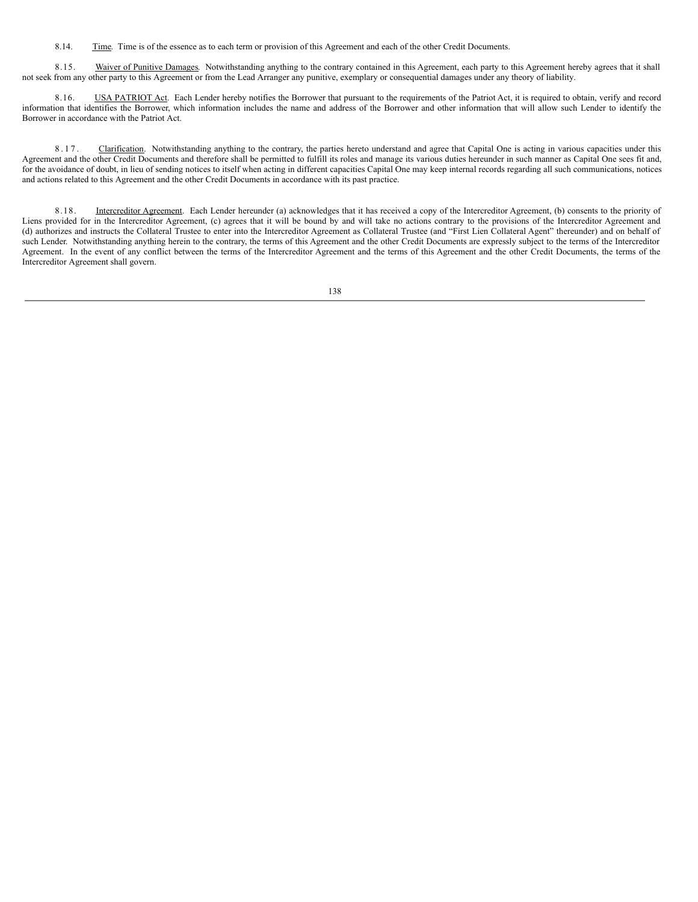8.14. Time. Time is of the essence as to each term or provision of this Agreement and each of the other Credit Documents.

8.15. Waiver of Punitive Damages. Notwithstanding anything to the contrary contained in this Agreement, each party to this Agreement hereby agrees that it shall not seek from any other party to this Agreement or from the Lead Arranger any punitive, exemplary or consequential damages under any theory of liability.

8.16. USA PATRIOT Act. Each Lender hereby notifies the Borrower that pursuant to the requirements of the Patriot Act, it is required to obtain, verify and record information that identifies the Borrower, which information includes the name and address of the Borrower and other information that will allow such Lender to identify the Borrower in accordance with the Patriot Act.

8.17. Clarification. Notwithstanding anything to the contrary, the parties hereto understand and agree that Capital One is acting in various capacities under this Agreement and the other Credit Documents and therefore shall be permitted to fulfill its roles and manage its various duties hereunder in such manner as Capital One sees fit and, for the avoidance of doubt, in lieu of sending notices to itself when acting in different capacities Capital One may keep internal records regarding all such communications, notices and actions related to this Agreement and the other Credit Documents in accordance with its past practice.

8.18. Intercreditor Agreement. Each Lender hereunder (a) acknowledges that it has received a copy of the Intercreditor Agreement, (b) consents to the priority of Liens provided for in the Intercreditor Agreement, (c) agrees that it will be bound by and will take no actions contrary to the provisions of the Intercreditor Agreement and (d) authorizes and instructs the Collateral Trustee to enter into the Intercreditor Agreement as Collateral Trustee (and "First Lien Collateral Agent" thereunder) and on behalf of such Lender. Notwithstanding anything herein to the contrary, the terms of this Agreement and the other Credit Documents are expressly subject to the terms of the Intercreditor Agreement. In the event of any conflict between the terms of the Intercreditor Agreement and the terms of this Agreement and the other Credit Documents, the terms of the Intercreditor Agreement shall govern.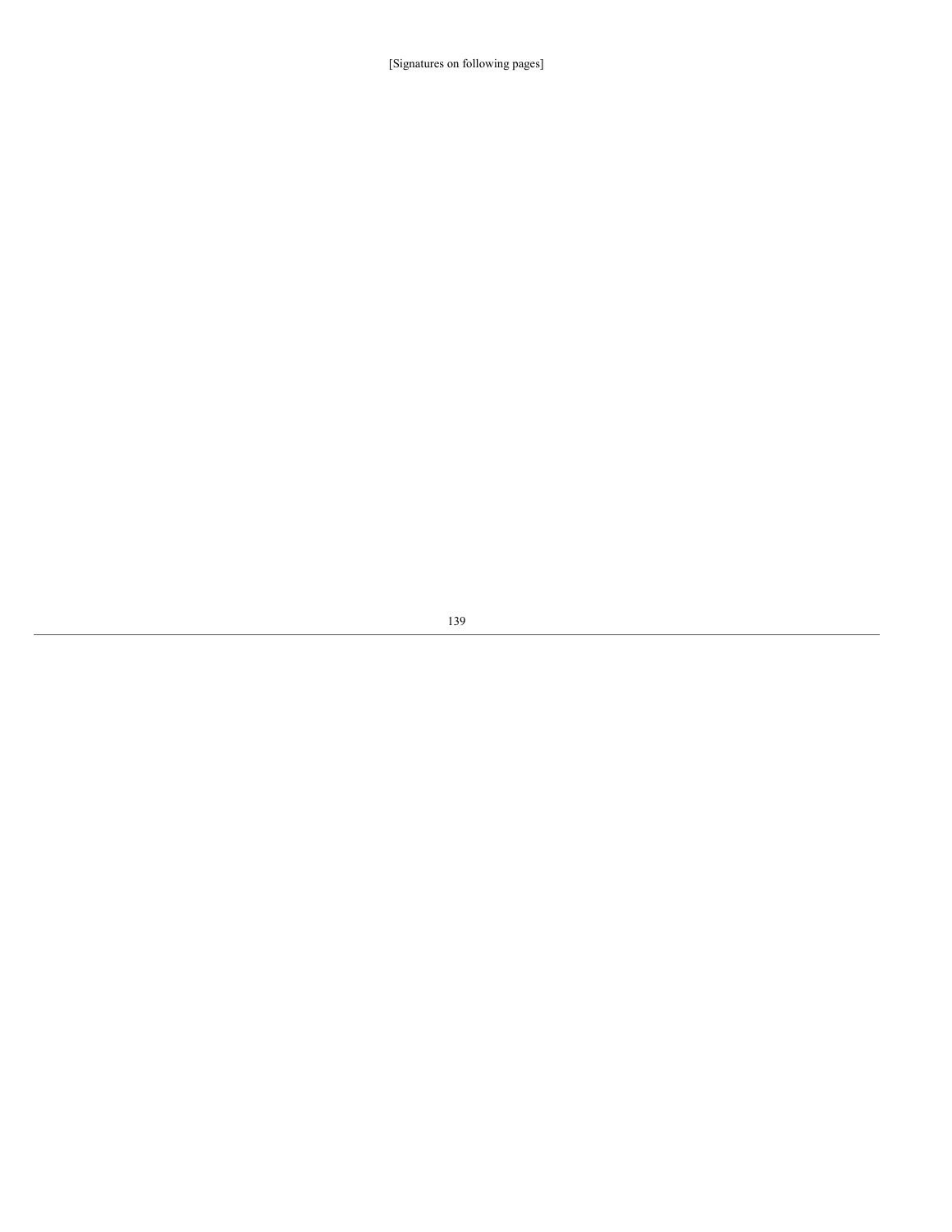[Signatures on following pages]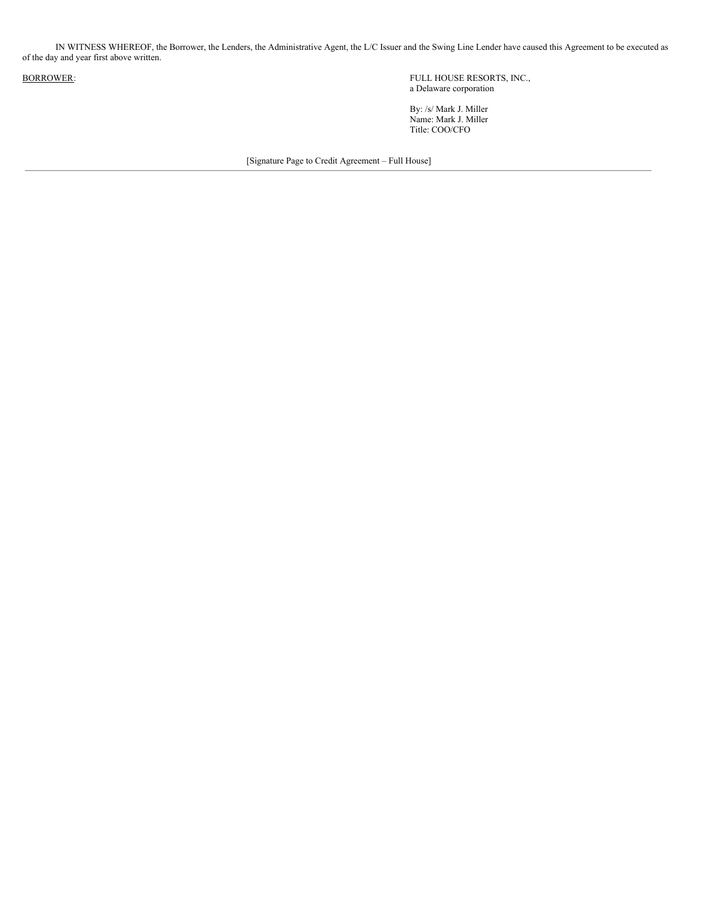IN WITNESS WHEREOF, the Borrower, the Lenders, the Administrative Agent, the L/C Issuer and the Swing Line Lender have caused this Agreement to be executed as of the day and year first above written.

BORROWER:

FULL HOUSE RESORTS, INC.,
a Delaware corporation

By: /s/ Mark J. Miller
Name: Mark J. Miller
Title: COO/CFO

[Signature Page to Credit Agreement – Full House]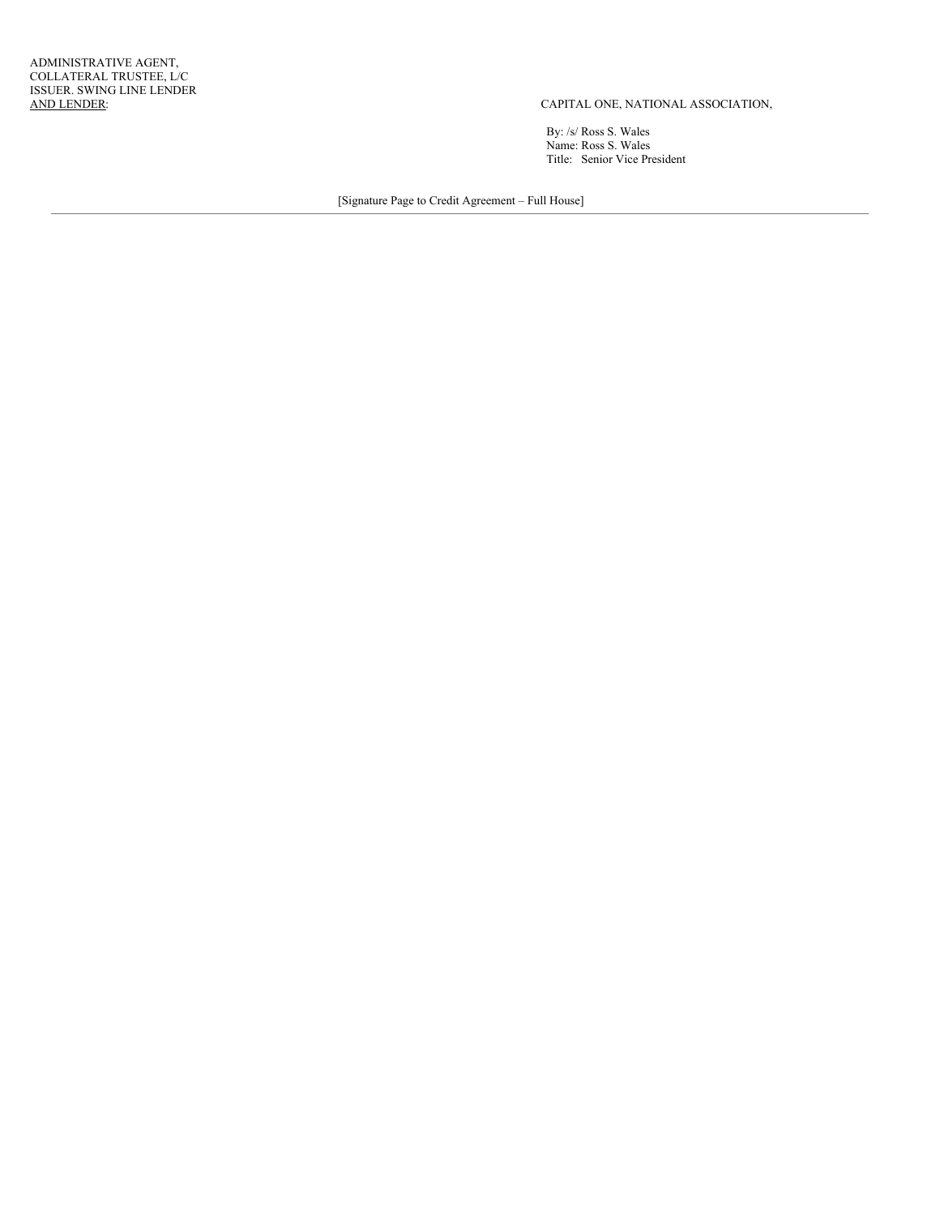ADMINISTRATIVE AGENT,
COLLATERAL TRUSTEE, L/C
ISSUER. SWING LINE LENDER
AND LENDER:

CAPITAL ONE, NATIONAL ASSOCIATION,

By: /s/ Ross S. Wales
Name: Ross S. Wales
Title: Senior Vice President

[Signature Page to Credit Agreement – Full House]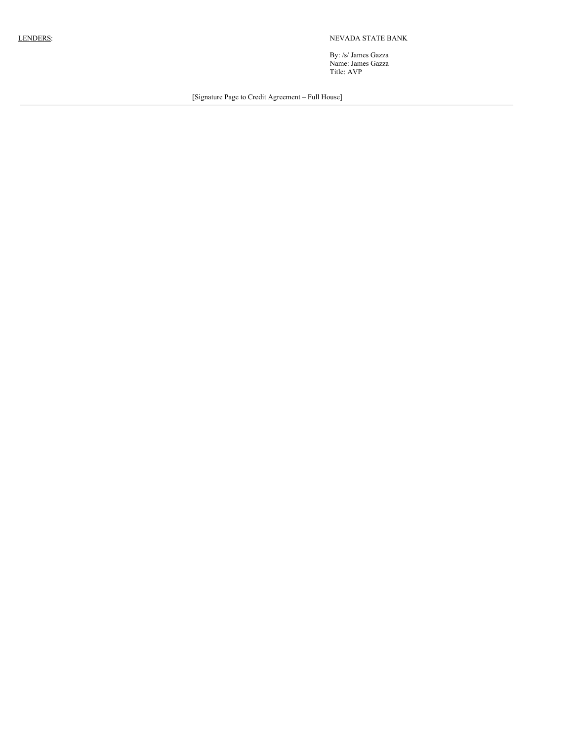<u>LENDERS</u>:

NEVADA STATE BANK

By: /s/ James Gazza
Name: James Gazza
Title: AVP

[Signature Page to Credit Agreement – Full House]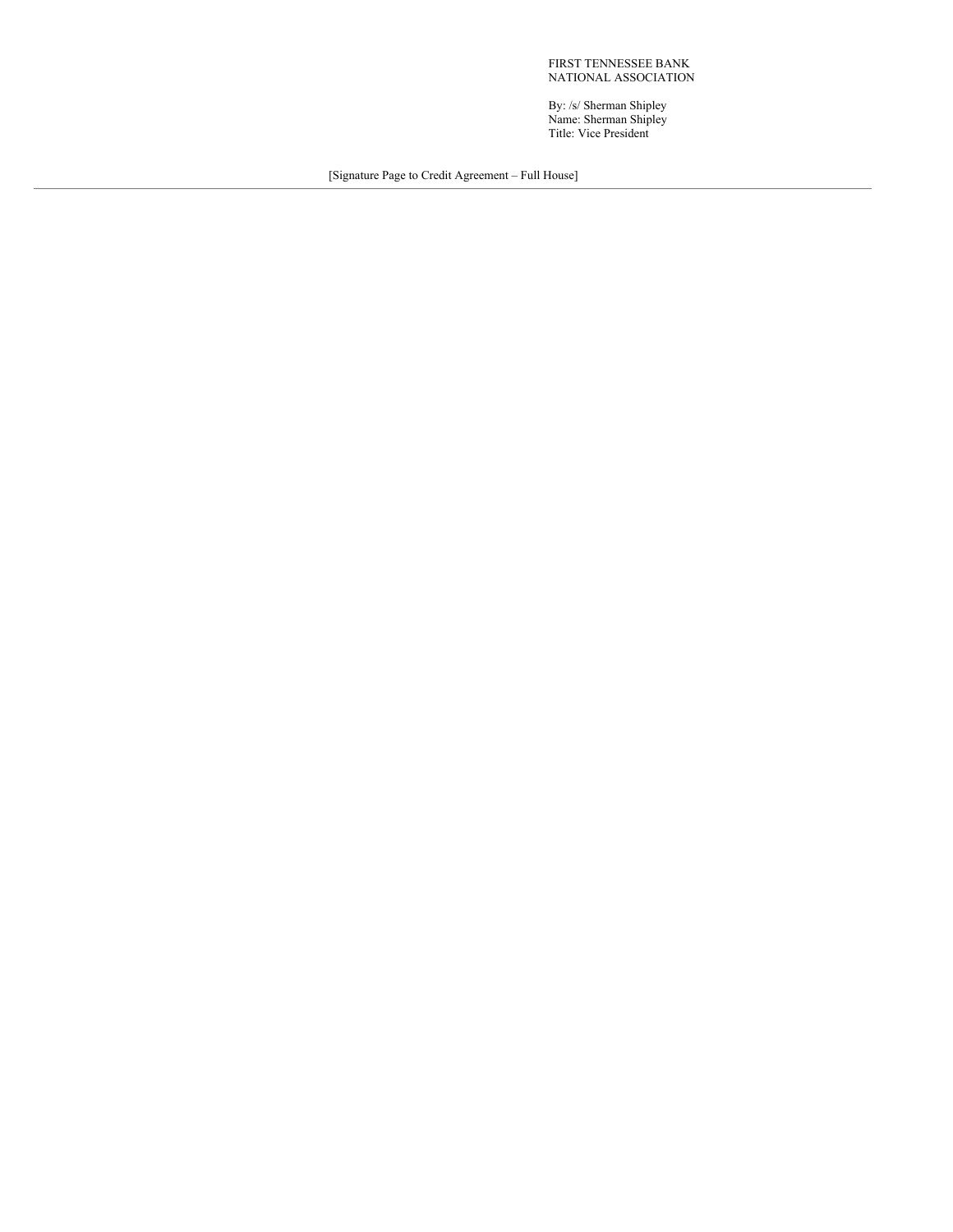FIRST TENNESSEE BANK
NATIONAL ASSOCIATION

By: /s/ Sherman Shipley
Name: Sherman Shipley
Title: Vice President

[Signature Page to Credit Agreement – Full House]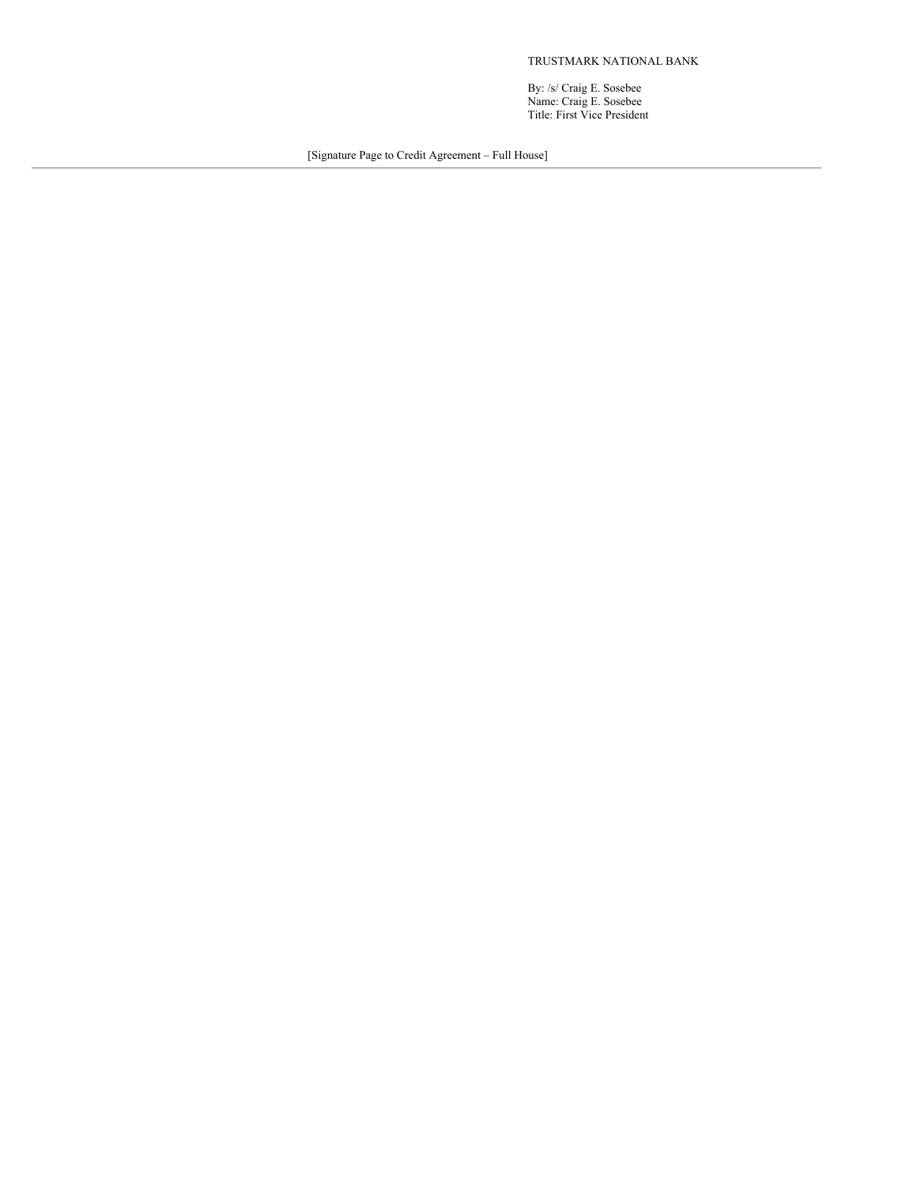TRUSTMARK NATIONAL BANK

By: /s/ Craig E. Sosebee
Name: Craig E. Sosebee
Title: First Vice President

[Signature Page to Credit Agreement – Full House]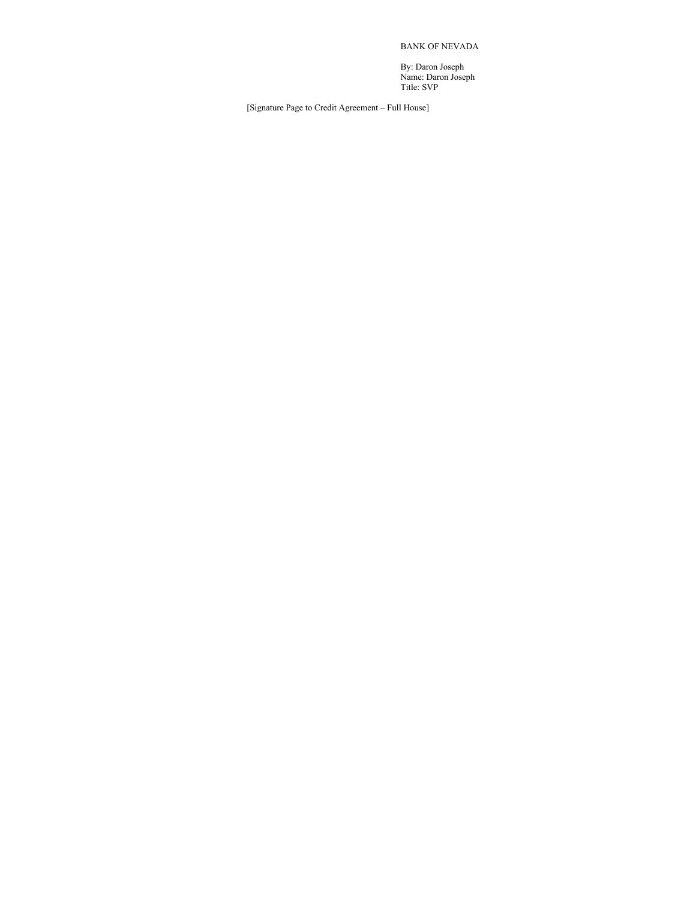BANK OF NEVADA

By: Daron Joseph
Name: Daron Joseph
Title: SVP

[Signature Page to Credit Agreement – Full House]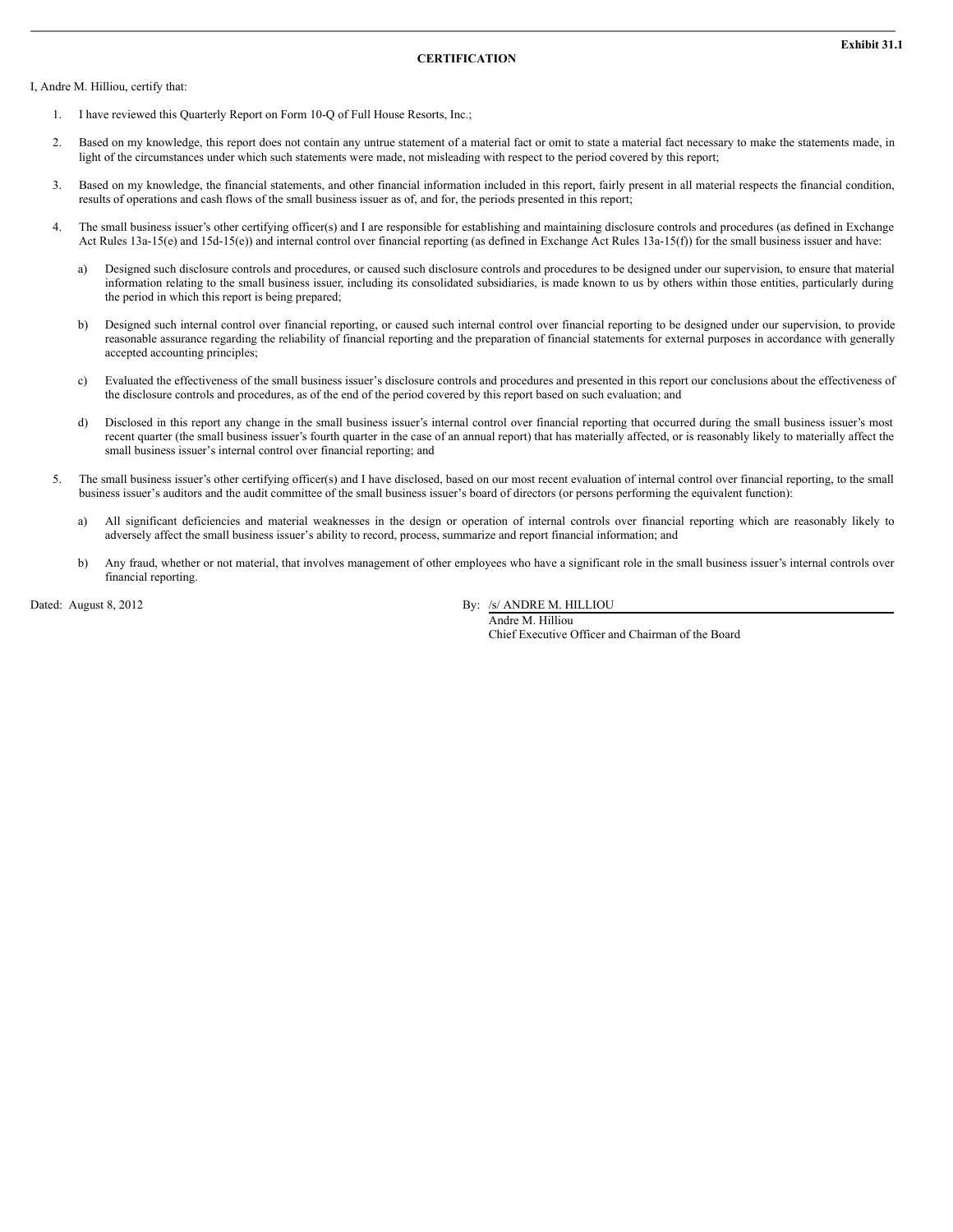Exhibit 31.1

**CERTIFICATION**

I, Andre M. Hilliou, certify that:

1. I have reviewed this Quarterly Report on Form 10-Q of Full House Resorts, Inc.;

2. Based on my knowledge, this report does not contain any untrue statement of a material fact or omit to state a material fact necessary to make the statements made, in light of the circumstances under which such statements were made, not misleading with respect to the period covered by this report;

3. Based on my knowledge, the financial statements, and other financial information included in this report, fairly present in all material respects the financial condition, results of operations and cash flows of the small business issuer as of, and for, the periods presented in this report;

4. The small business issuer's other certifying officer(s) and I are responsible for establishing and maintaining disclosure controls and procedures (as defined in Exchange Act Rules 13a-15(e) and 15d-15(e)) and internal control over financial reporting (as defined in Exchange Act Rules 13a-15(f)) for the small business issuer and have:

   a) Designed such disclosure controls and procedures, or caused such disclosure controls and procedures to be designed under our supervision, to ensure that material information relating to the small business issuer, including its consolidated subsidiaries, is made known to us by others within those entities, particularly during the period in which this report is being prepared;

   b) Designed such internal control over financial reporting, or caused such internal control over financial reporting to be designed under our supervision, to provide reasonable assurance regarding the reliability of financial reporting and the preparation of financial statements for external purposes in accordance with generally accepted accounting principles;

   c) Evaluated the effectiveness of the small business issuer's disclosure controls and procedures and presented in this report our conclusions about the effectiveness of the disclosure controls and procedures, as of the end of the period covered by this report based on such evaluation; and

   d) Disclosed in this report any change in the small business issuer's internal control over financial reporting that occurred during the small business issuer's most recent quarter (the small business issuer's fourth quarter in the case of an annual report) that has materially affected, or is reasonably likely to materially affect the small business issuer's internal control over financial reporting; and

5. The small business issuer's other certifying officer(s) and I have disclosed, based on our most recent evaluation of internal control over financial reporting, to the small business issuer's auditors and the audit committee of the small business issuer's board of directors (or persons performing the equivalent function):

   a) All significant deficiencies and material weaknesses in the design or operation of internal controls over financial reporting which are reasonably likely to adversely affect the small business issuer's ability to record, process, summarize and report financial information; and

   b) Any fraud, whether or not material, that involves management of other employees who have a significant role in the small business issuer's internal controls over financial reporting.

Dated: August 8, 2012

By: /s/ ANDRE M. HILLIOU
Andre M. Hilliou
Chief Executive Officer and Chairman of the Board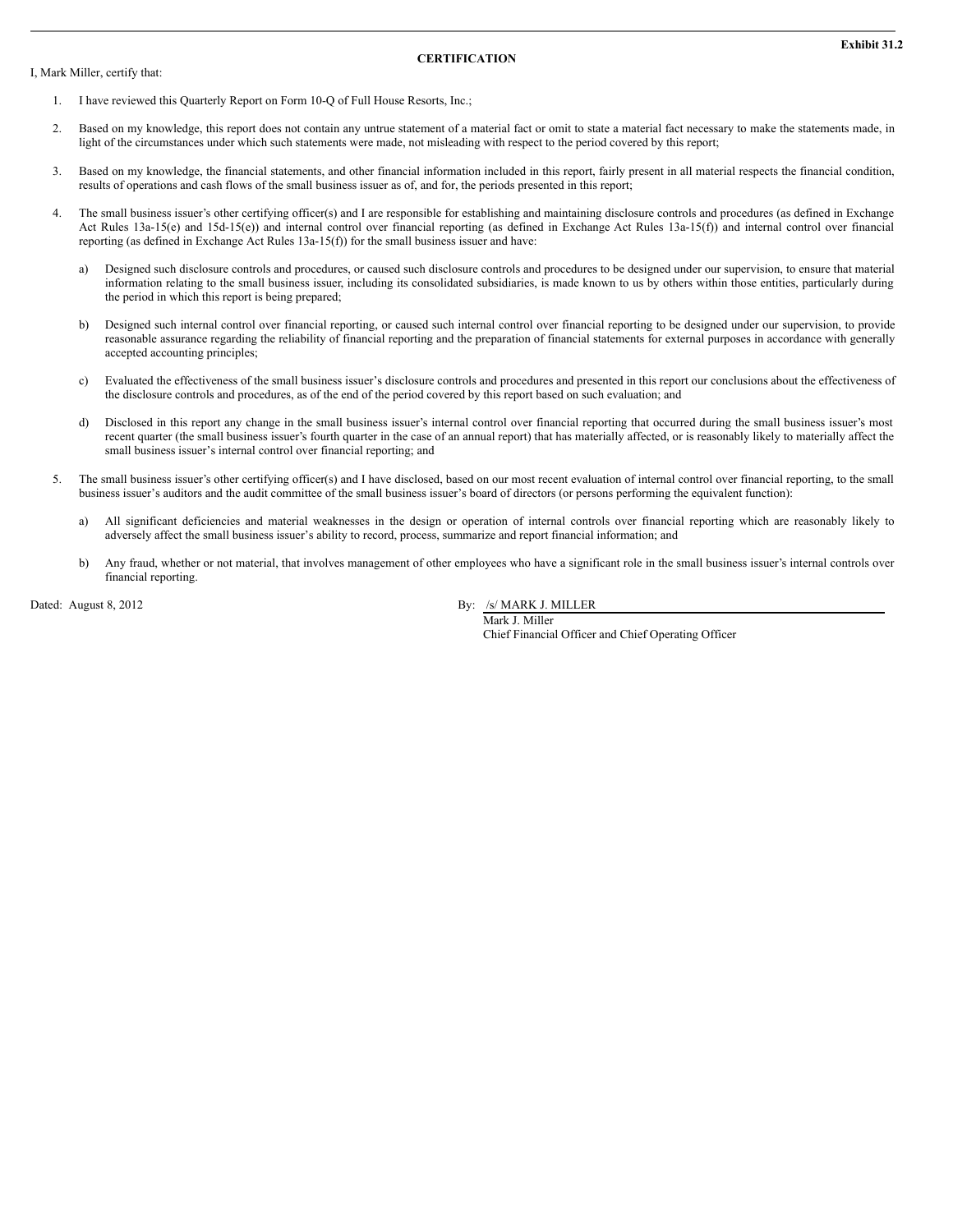Exhibit 31.2

**CERTIFICATION**

I, Mark Miller, certify that:

1. I have reviewed this Quarterly Report on Form 10-Q of Full House Resorts, Inc.;

2. Based on my knowledge, this report does not contain any untrue statement of a material fact or omit to state a material fact necessary to make the statements made, in light of the circumstances under which such statements were made, not misleading with respect to the period covered by this report;

3. Based on my knowledge, the financial statements, and other financial information included in this report, fairly present in all material respects the financial condition, results of operations and cash flows of the small business issuer as of, and for, the periods presented in this report;

4. The small business issuer's other certifying officer(s) and I are responsible for establishing and maintaining disclosure controls and procedures (as defined in Exchange Act Rules 13a-15(e) and 15d-15(e)) and internal control over financial reporting (as defined in Exchange Act Rules 13a-15(f)) and internal control over financial reporting (as defined in Exchange Act Rules 13a-15(f)) for the small business issuer and have:

   a) Designed such disclosure controls and procedures, or caused such disclosure controls and procedures to be designed under our supervision, to ensure that material information relating to the small business issuer, including its consolidated subsidiaries, is made known to us by others within those entities, particularly during the period in which this report is being prepared;

   b) Designed such internal control over financial reporting, or caused such internal control over financial reporting to be designed under our supervision, to provide reasonable assurance regarding the reliability of financial reporting and the preparation of financial statements for external purposes in accordance with generally accepted accounting principles;

   c) Evaluated the effectiveness of the small business issuer's disclosure controls and procedures and presented in this report our conclusions about the effectiveness of the disclosure controls and procedures, as of the end of the period covered by this report based on such evaluation; and

   d) Disclosed in this report any change in the small business issuer's internal control over financial reporting that occurred during the small business issuer's most recent quarter (the small business issuer's fourth quarter in the case of an annual report) that has materially affected, or is reasonably likely to materially affect the small business issuer's internal control over financial reporting; and

5. The small business issuer's other certifying officer(s) and I have disclosed, based on our most recent evaluation of internal control over financial reporting, to the small business issuer's auditors and the audit committee of the small business issuer's board of directors (or persons performing the equivalent function):

   a) All significant deficiencies and material weaknesses in the design or operation of internal controls over financial reporting which are reasonably likely to adversely affect the small business issuer's ability to record, process, summarize and report financial information; and

   b) Any fraud, whether or not material, that involves management of other employees who have a significant role in the small business issuer's internal controls over financial reporting.

Dated: August 8, 2012

By: /s/ MARK J. MILLER
Mark J. Miller
Chief Financial Officer and Chief Operating Officer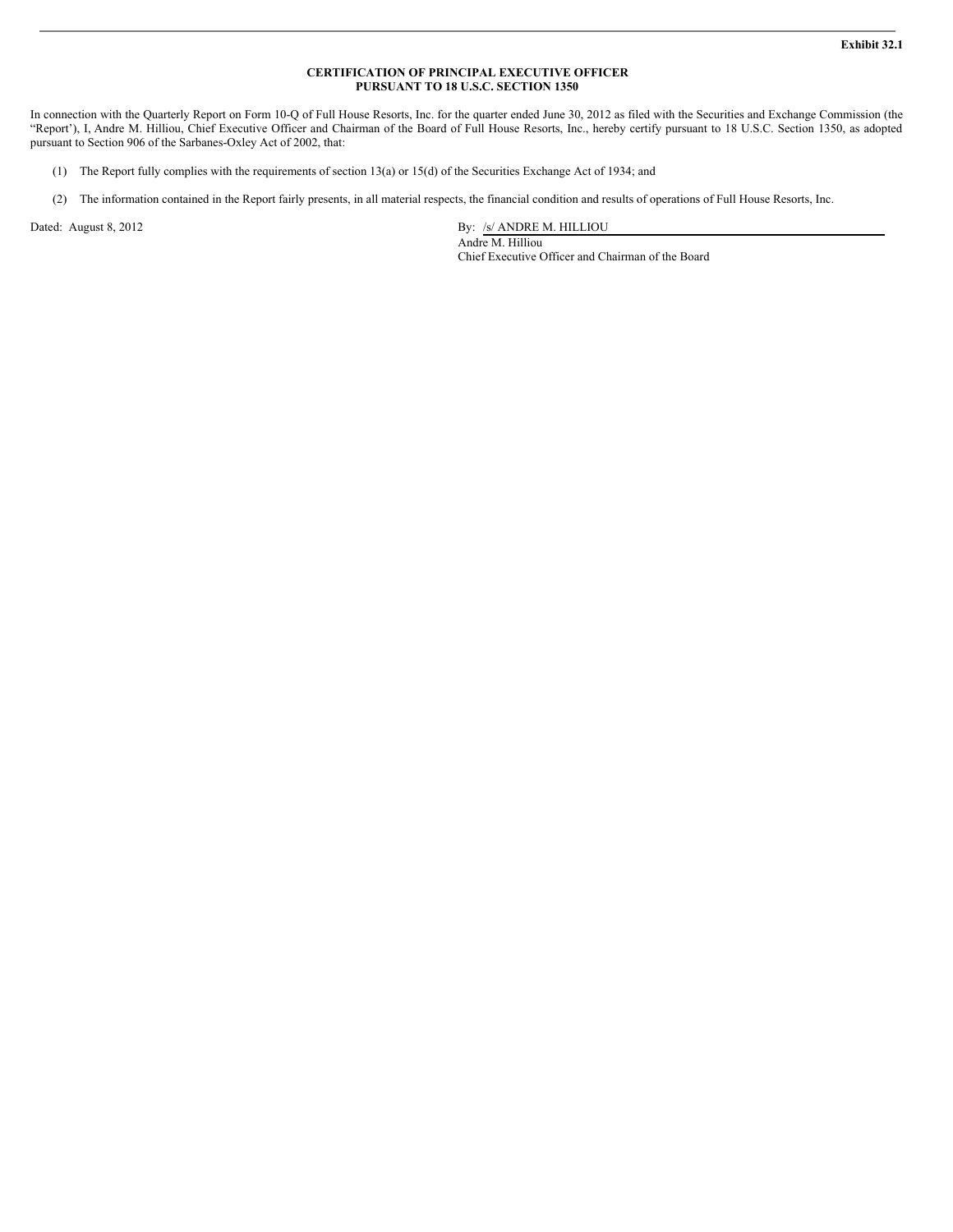Exhibit 32.1

**CERTIFICATION OF PRINCIPAL EXECUTIVE OFFICER**
**PURSUANT TO 18 U.S.C. SECTION 1350**

In connection with the Quarterly Report on Form 10-Q of Full House Resorts, Inc. for the quarter ended June 30, 2012 as filed with the Securities and Exchange Commission (the "Report'), I, Andre M. Hilliou, Chief Executive Officer and Chairman of the Board of Full House Resorts, Inc., hereby certify pursuant to 18 U.S.C. Section 1350, as adopted pursuant to Section 906 of the Sarbanes-Oxley Act of 2002, that:

(1) The Report fully complies with the requirements of section 13(a) or 15(d) of the Securities Exchange Act of 1934; and

(2) The information contained in the Report fairly presents, in all material respects, the financial condition and results of operations of Full House Resorts, Inc.

Dated: August 8, 2012

By: /s/ ANDRE M. HILLIOU
Andre M. Hilliou
Chief Executive Officer and Chairman of the Board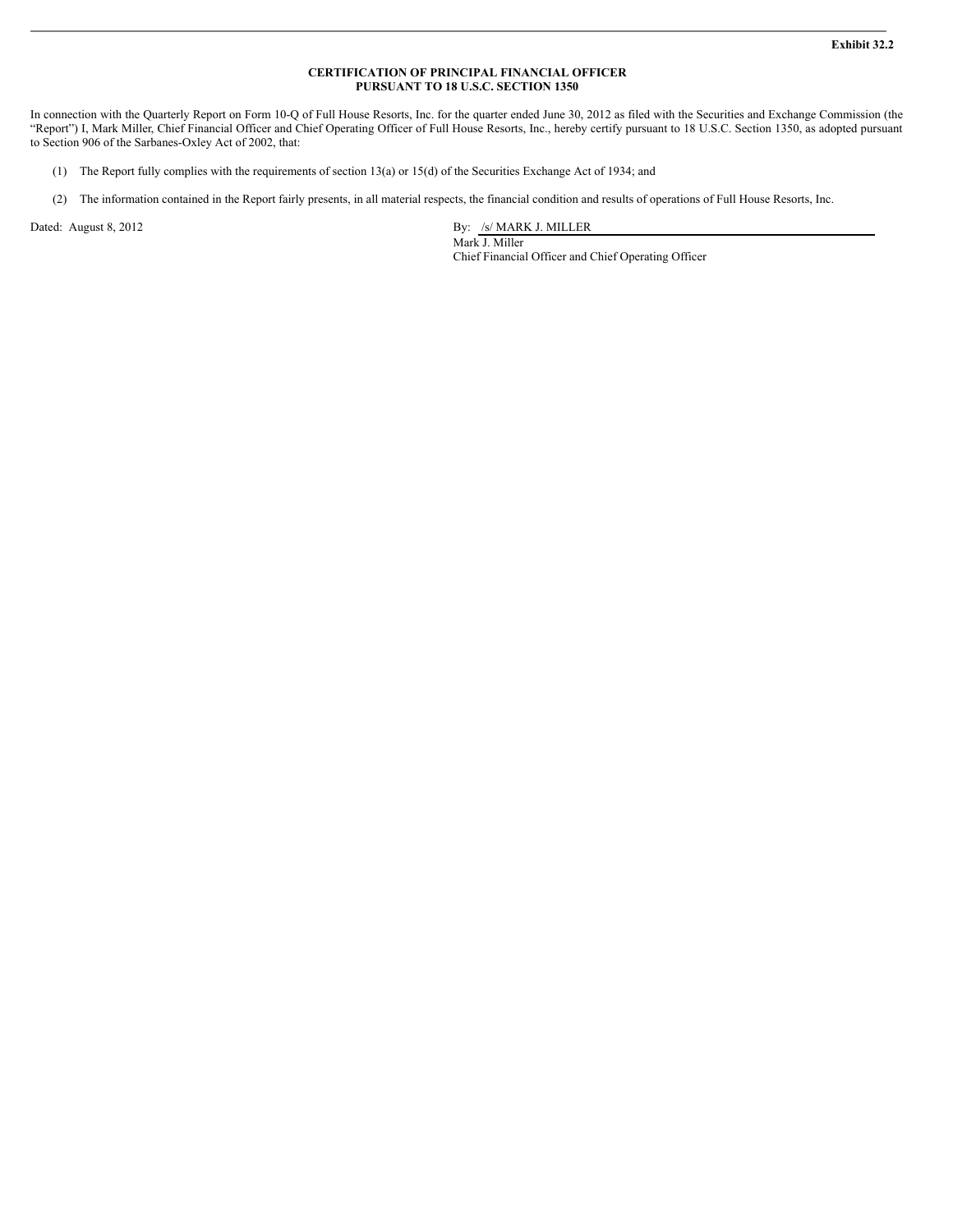**Exhibit 32.2**

**CERTIFICATION OF PRINCIPAL FINANCIAL OFFICER PURSUANT TO 18 U.S.C. SECTION 1350**

In connection with the Quarterly Report on Form 10-Q of Full House Resorts, Inc. for the quarter ended June 30, 2012 as filed with the Securities and Exchange Commission (the "Report") I, Mark Miller, Chief Financial Officer and Chief Operating Officer of Full House Resorts, Inc., hereby certify pursuant to 18 U.S.C. Section 1350, as adopted pursuant to Section 906 of the Sarbanes-Oxley Act of 2002, that:

(1) The Report fully complies with the requirements of section 13(a) or 15(d) of the Securities Exchange Act of 1934; and

(2) The information contained in the Report fairly presents, in all material respects, the financial condition and results of operations of Full House Resorts, Inc.

Dated: August 8, 2012

By: /s/ MARK J. MILLER
Mark J. Miller
Chief Financial Officer and Chief Operating Officer